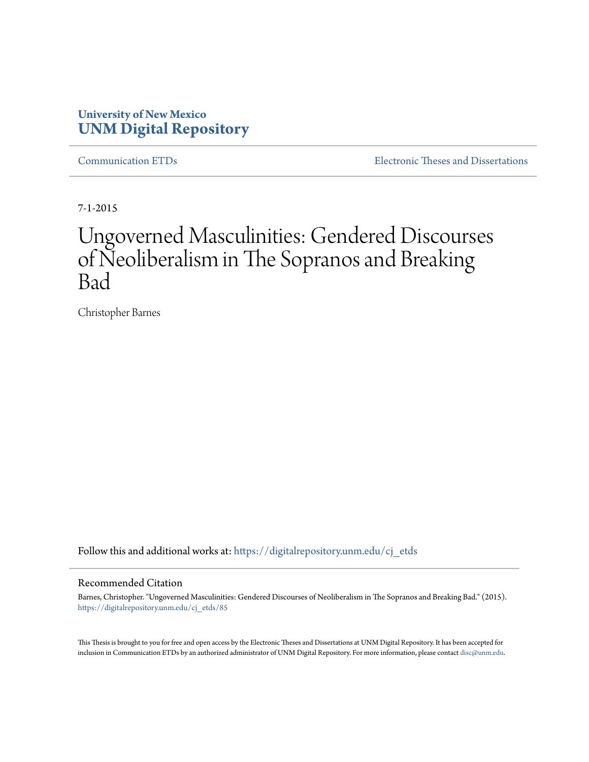University of New Mexico
**UNM Digital Repository**

Communication ETDs | Electronic Theses and Dissertations

7-1-2015

# Ungoverned Masculinities: Gendered Discourses of Neoliberalism in The Sopranos and Breaking Bad

Christopher Barnes

Follow this and additional works at: https://digitalrepository.unm.edu/cj_etds

## Recommended Citation

Barnes, Christopher. "Ungoverned Masculinities: Gendered Discourses of Neoliberalism in The Sopranos and Breaking Bad." (2015). https://digitalrepository.unm.edu/cj_etds/85

This Thesis is brought to you for free and open access by the Electronic Theses and Dissertations at UNM Digital Repository. It has been accepted for inclusion in Communication ETDs by an authorized administrator of UNM Digital Repository. For more information, please contact disc@unm.edu.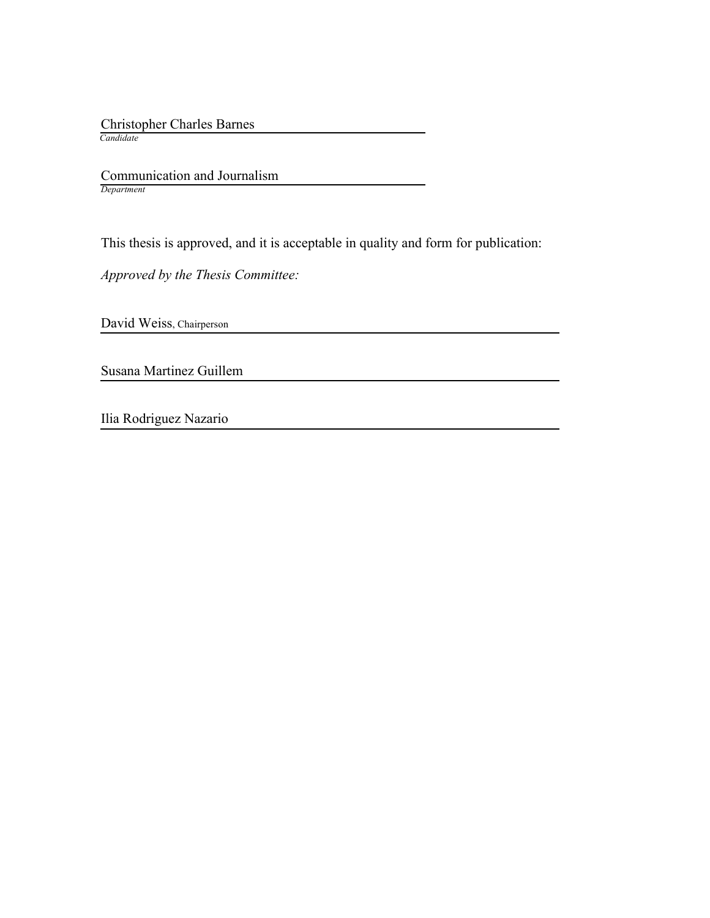Christopher Charles Barnes
*Candidate*

Communication and Journalism
*Department*

This thesis is approved, and it is acceptable in quality and form for publication:

*Approved by the Thesis Committee:*

David Weiss, Chairperson

Susana Martinez Guillem

Ilia Rodriguez Nazario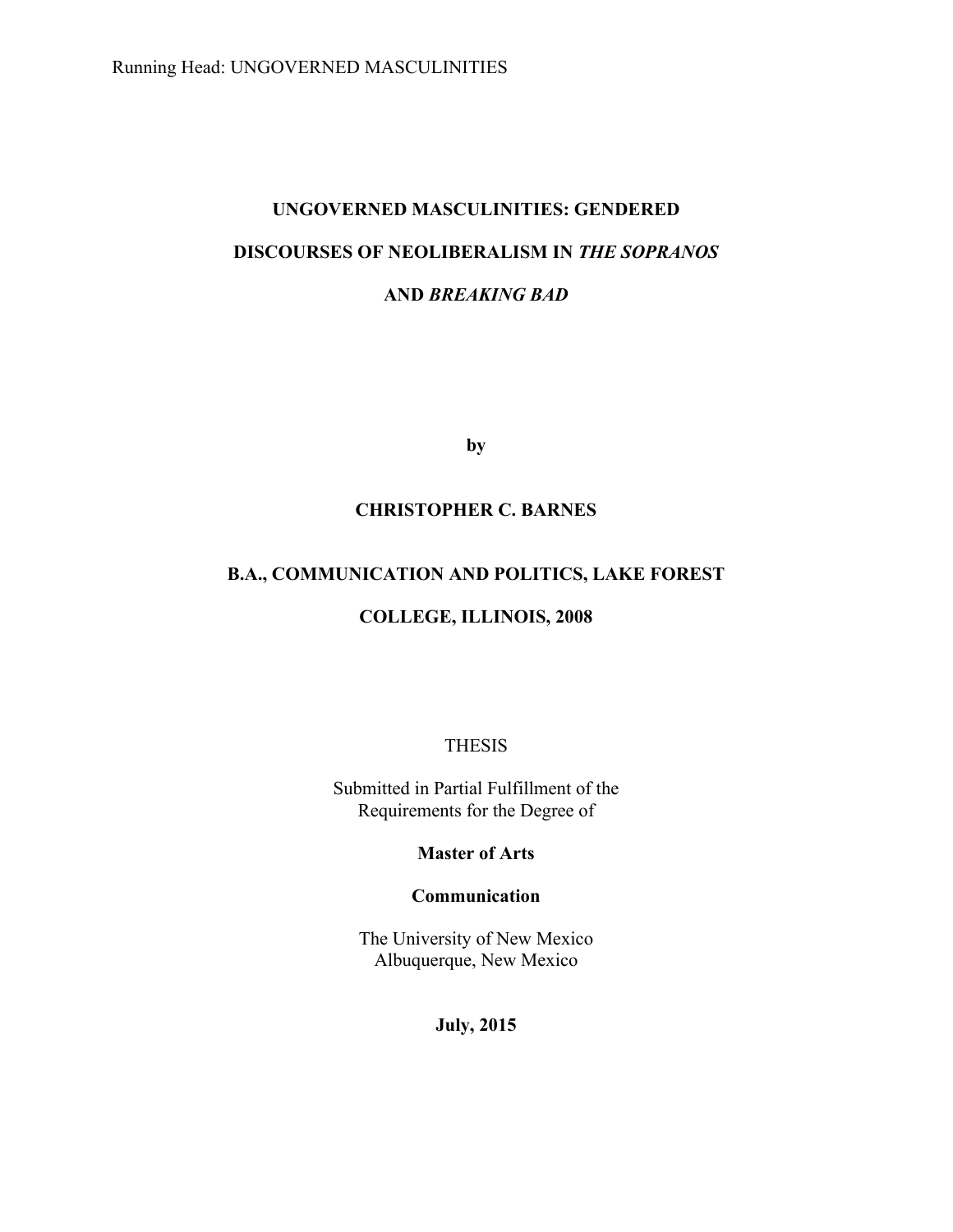# UNGOVERNED MASCULINITIES: GENDERED DISCOURSES OF NEOLIBERALISM IN *THE SOPRANOS* AND *BREAKING BAD*

**by**

**CHRISTOPHER C. BARNES**

**B.A., COMMUNICATION AND POLITICS, LAKE FOREST COLLEGE, ILLINOIS, 2008**

THESIS

Submitted in Partial Fulfillment of the
Requirements for the Degree of

**Master of Arts**

**Communication**

The University of New Mexico
Albuquerque, New Mexico

**July, 2015**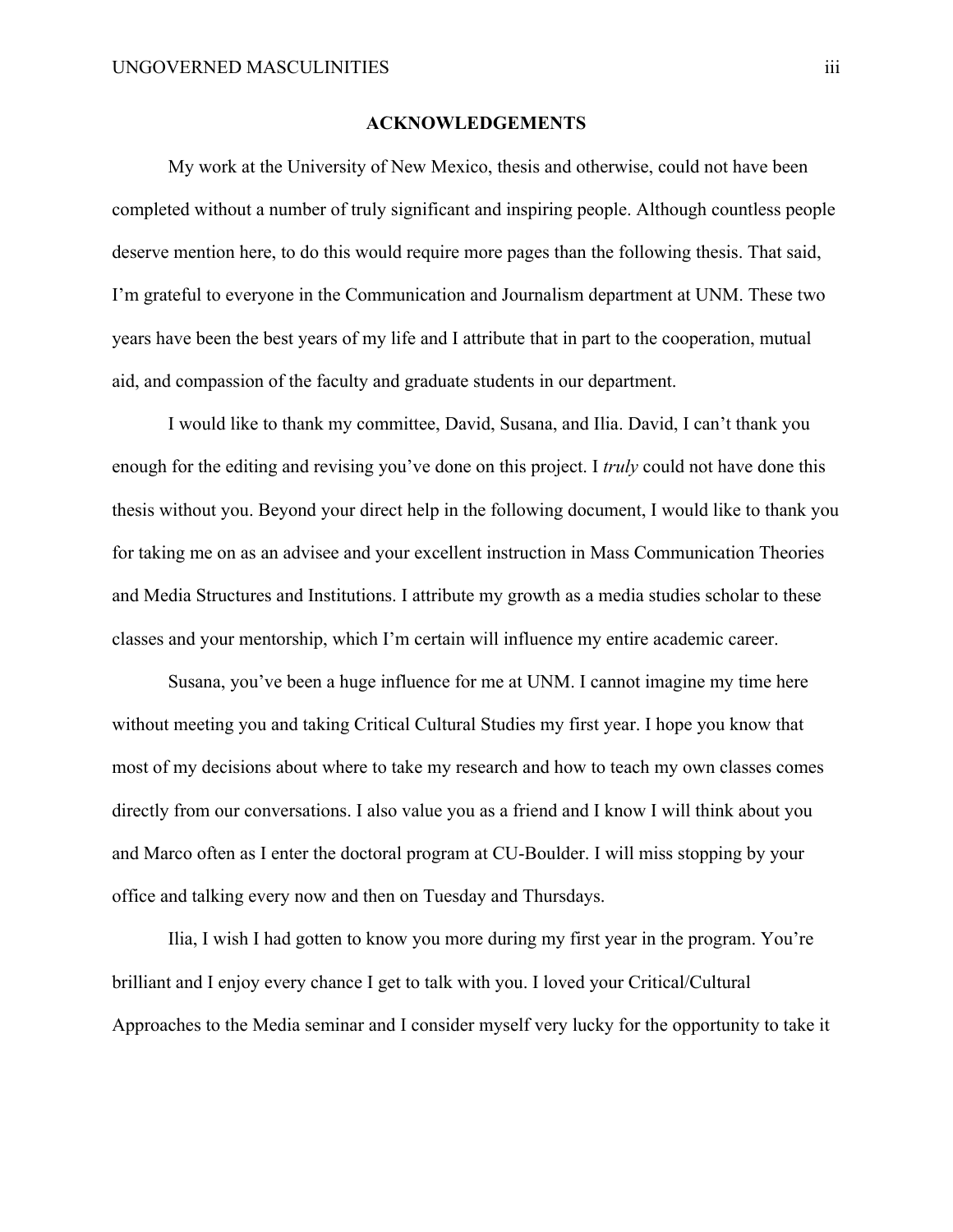## ACKNOWLEDGEMENTS

My work at the University of New Mexico, thesis and otherwise, could not have been completed without a number of truly significant and inspiring people. Although countless people deserve mention here, to do this would require more pages than the following thesis. That said, I'm grateful to everyone in the Communication and Journalism department at UNM. These two years have been the best years of my life and I attribute that in part to the cooperation, mutual aid, and compassion of the faculty and graduate students in our department.

I would like to thank my committee, David, Susana, and Ilia. David, I can't thank you enough for the editing and revising you've done on this project. I *truly* could not have done this thesis without you. Beyond your direct help in the following document, I would like to thank you for taking me on as an advisee and your excellent instruction in Mass Communication Theories and Media Structures and Institutions. I attribute my growth as a media studies scholar to these classes and your mentorship, which I'm certain will influence my entire academic career.

Susana, you've been a huge influence for me at UNM. I cannot imagine my time here without meeting you and taking Critical Cultural Studies my first year. I hope you know that most of my decisions about where to take my research and how to teach my own classes comes directly from our conversations. I also value you as a friend and I know I will think about you and Marco often as I enter the doctoral program at CU-Boulder. I will miss stopping by your office and talking every now and then on Tuesday and Thursdays.

Ilia, I wish I had gotten to know you more during my first year in the program. You're brilliant and I enjoy every chance I get to talk with you. I loved your Critical/Cultural Approaches to the Media seminar and I consider myself very lucky for the opportunity to take it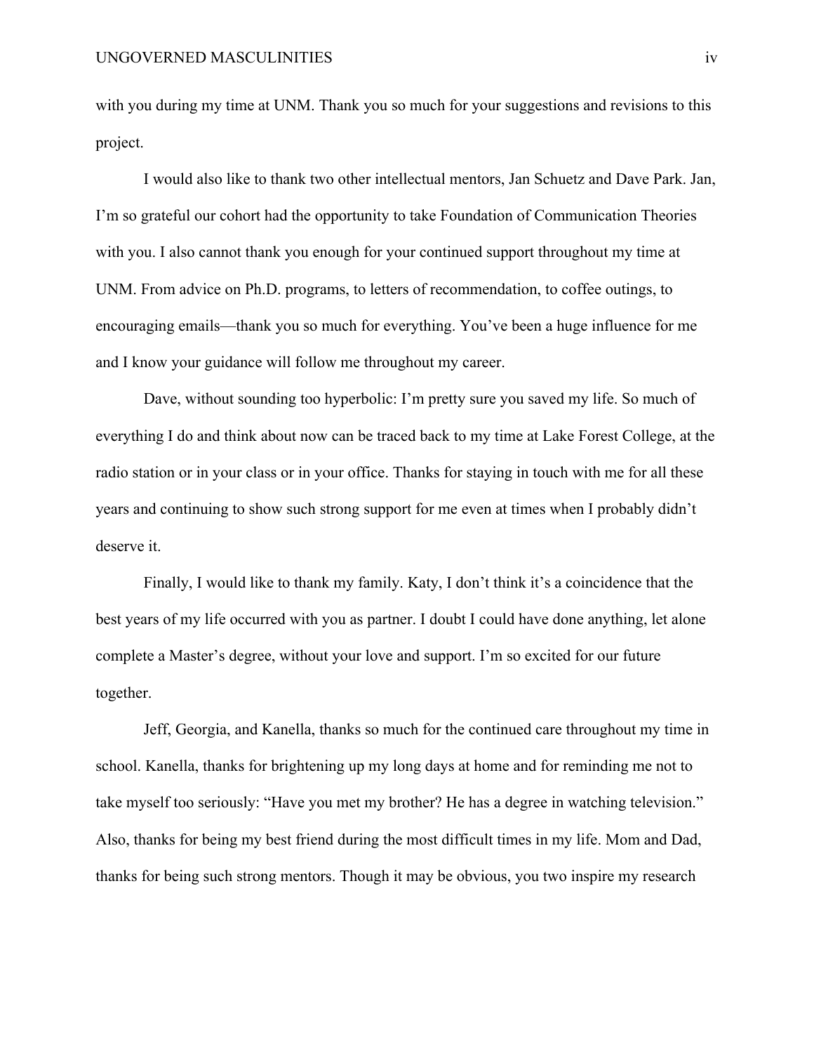with you during my time at UNM. Thank you so much for your suggestions and revisions to this project.

I would also like to thank two other intellectual mentors, Jan Schuetz and Dave Park. Jan, I'm so grateful our cohort had the opportunity to take Foundation of Communication Theories with you. I also cannot thank you enough for your continued support throughout my time at UNM. From advice on Ph.D. programs, to letters of recommendation, to coffee outings, to encouraging emails—thank you so much for everything. You've been a huge influence for me and I know your guidance will follow me throughout my career.

Dave, without sounding too hyperbolic: I'm pretty sure you saved my life. So much of everything I do and think about now can be traced back to my time at Lake Forest College, at the radio station or in your class or in your office. Thanks for staying in touch with me for all these years and continuing to show such strong support for me even at times when I probably didn't deserve it.

Finally, I would like to thank my family. Katy, I don't think it's a coincidence that the best years of my life occurred with you as partner. I doubt I could have done anything, let alone complete a Master's degree, without your love and support. I'm so excited for our future together.

Jeff, Georgia, and Kanella, thanks so much for the continued care throughout my time in school. Kanella, thanks for brightening up my long days at home and for reminding me not to take myself too seriously: "Have you met my brother? He has a degree in watching television." Also, thanks for being my best friend during the most difficult times in my life. Mom and Dad, thanks for being such strong mentors. Though it may be obvious, you two inspire my research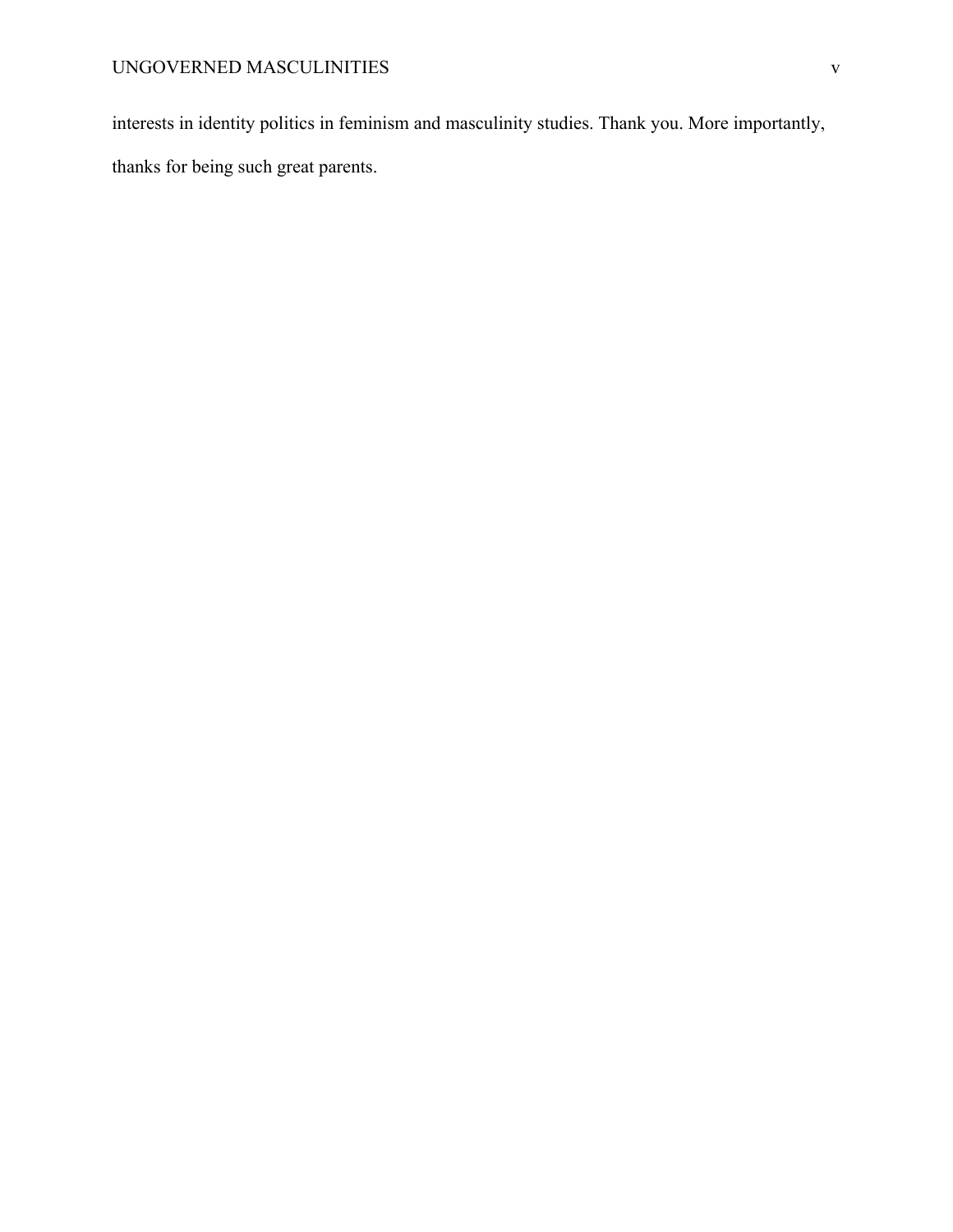interests in identity politics in feminism and masculinity studies. Thank you. More importantly, thanks for being such great parents.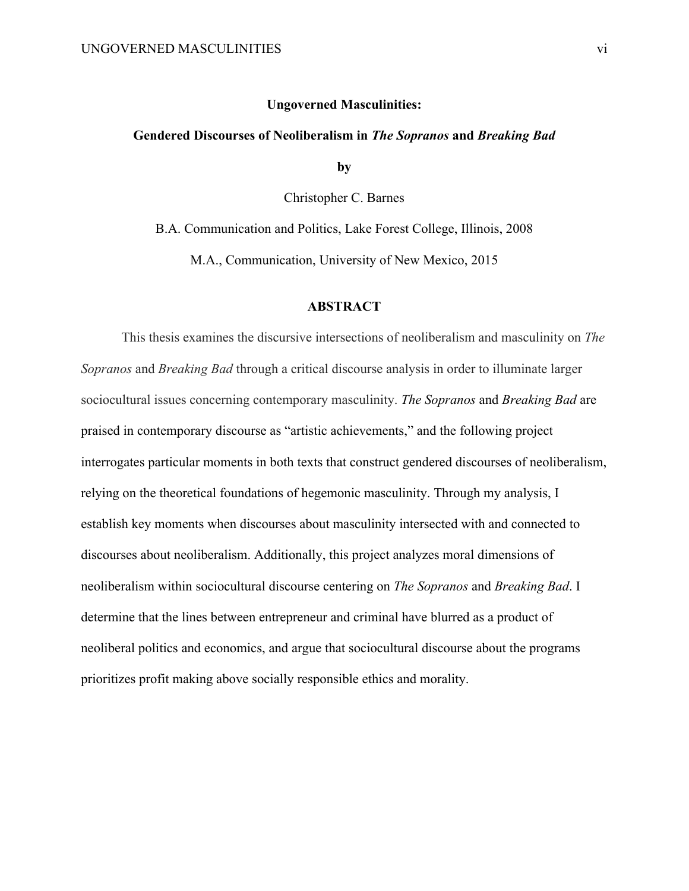**Ungoverned Masculinities:**

**Gendered Discourses of Neoliberalism in *The Sopranos* and *Breaking Bad***

**by**

Christopher C. Barnes

B.A. Communication and Politics, Lake Forest College, Illinois, 2008

M.A., Communication, University of New Mexico, 2015

## ABSTRACT

This thesis examines the discursive intersections of neoliberalism and masculinity on *The Sopranos* and *Breaking Bad* through a critical discourse analysis in order to illuminate larger sociocultural issues concerning contemporary masculinity. *The Sopranos* and *Breaking Bad* are praised in contemporary discourse as "artistic achievements," and the following project interrogates particular moments in both texts that construct gendered discourses of neoliberalism, relying on the theoretical foundations of hegemonic masculinity. Through my analysis, I establish key moments when discourses about masculinity intersected with and connected to discourses about neoliberalism. Additionally, this project analyzes moral dimensions of neoliberalism within sociocultural discourse centering on *The Sopranos* and *Breaking Bad*. I determine that the lines between entrepreneur and criminal have blurred as a product of neoliberal politics and economics, and argue that sociocultural discourse about the programs prioritizes profit making above socially responsible ethics and morality.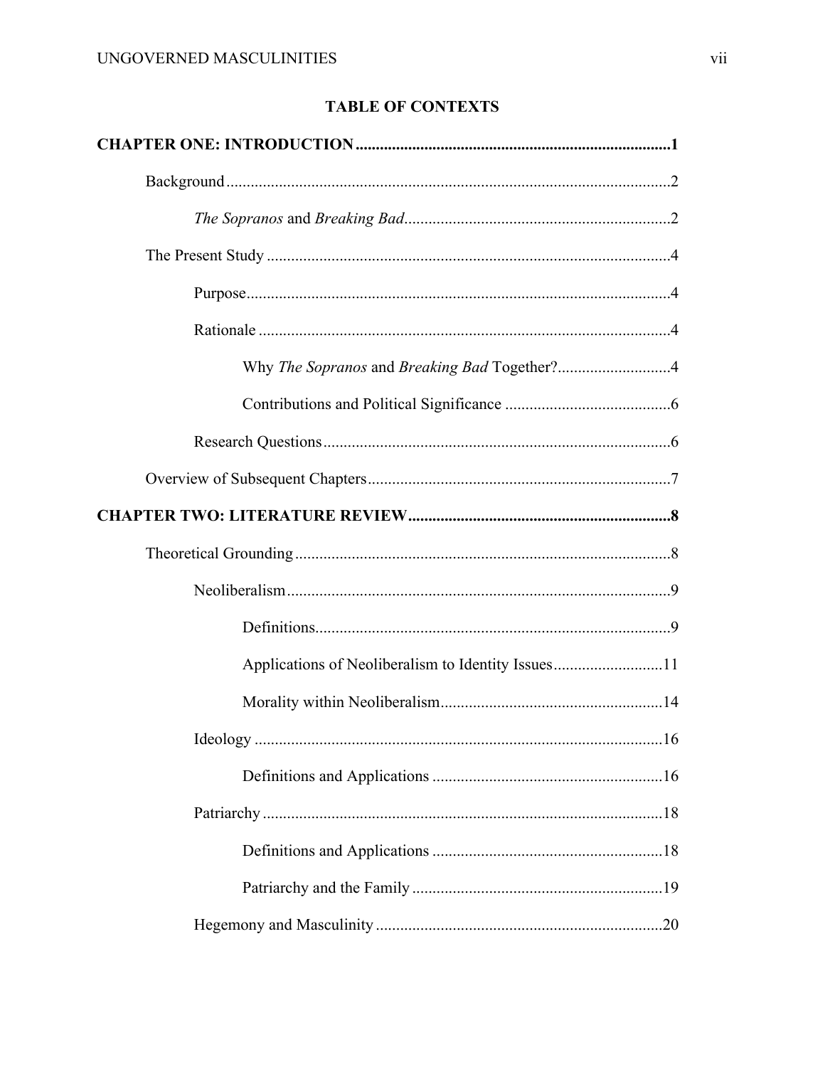**TABLE OF CONTEXTS**

**CHAPTER ONE: INTRODUCTION .............................................................................1**

Background .............................................................................................................2

*The Sopranos* and *Breaking Bad*..................................................................2

The Present Study ...................................................................................................4

Purpose.........................................................................................................4

Rationale ......................................................................................................4

Why *The Sopranos* and *Breaking Bad* Together?............................4

Contributions and Political Significance .........................................6

Research Questions......................................................................................6

Overview of Subsequent Chapters...........................................................................7

**CHAPTER TWO: LITERATURE REVIEW.................................................................8**

Theoretical Grounding .............................................................................................8

Neoliberalism...............................................................................................9

Definitions.......................................................................................9

Applications of Neoliberalism to Identity Issues...........................11

Morality within Neoliberalism.......................................................14

Ideology .....................................................................................................16

Definitions and Applications .........................................................16

Patriarchy ...................................................................................................18

Definitions and Applications .........................................................18

Patriarchy and the Family .............................................................19

Hegemony and Masculinity .......................................................................20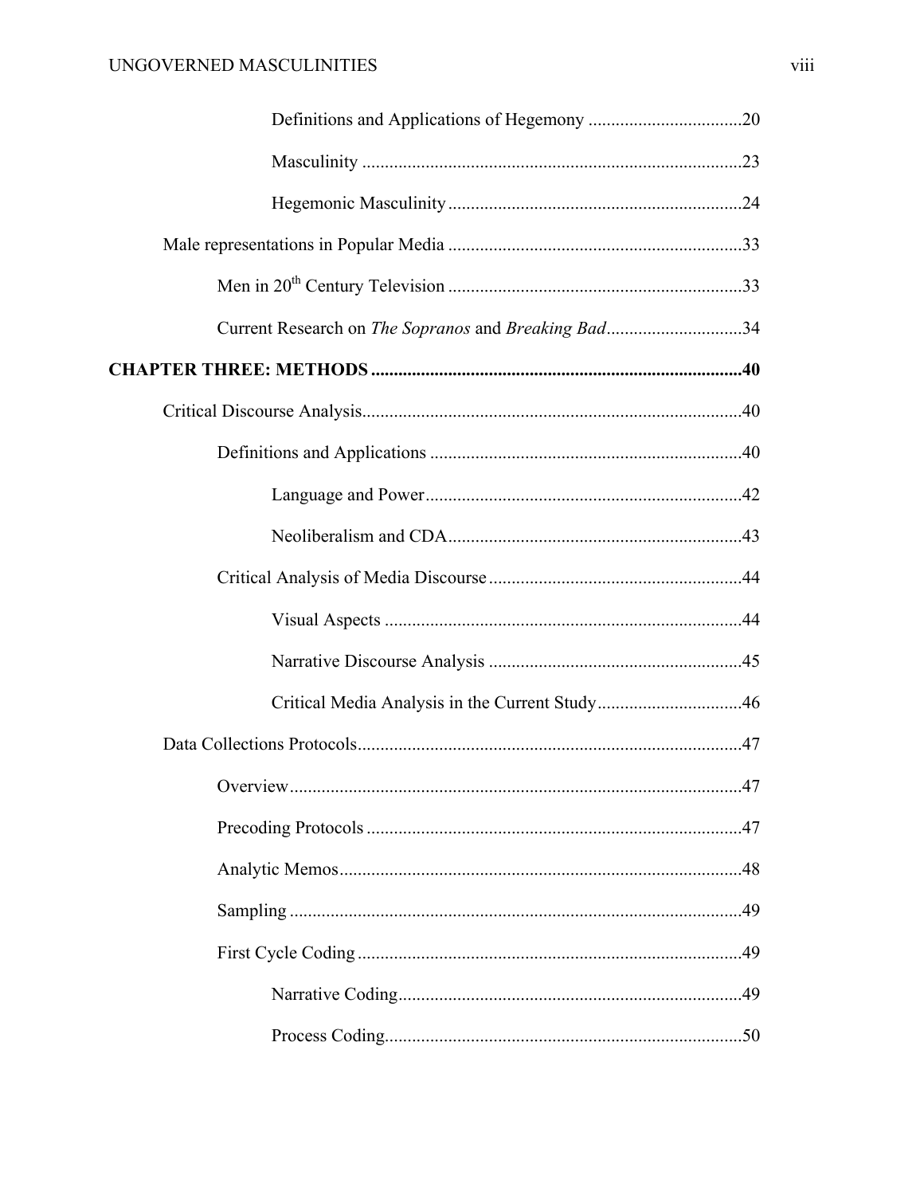Definitions and Applications of Hegemony ..................................20

Masculinity ...................................................................................23

Hegemonic Masculinity .................................................................24

Male representations in Popular Media .................................................................33

Men in 20th Century Television .................................................................33

Current Research on *The Sopranos* and *Breaking Bad*..............................34

**CHAPTER THREE: METHODS ..................................................................................40**

Critical Discourse Analysis....................................................................................40

Definitions and Applications .....................................................................40

Language and Power.....................................................................42

Neoliberalism and CDA.................................................................43

Critical Analysis of Media Discourse ........................................................44

Visual Aspects ...............................................................................44

Narrative Discourse Analysis ........................................................45

Critical Media Analysis in the Current Study................................46

Data Collections Protocols.....................................................................................47

Overview...................................................................................................47

Precoding Protocols ..................................................................................47

Analytic Memos.........................................................................................48

Sampling ....................................................................................................49

First Cycle Coding .....................................................................................49

Narrative Coding............................................................................49

Process Coding...............................................................................50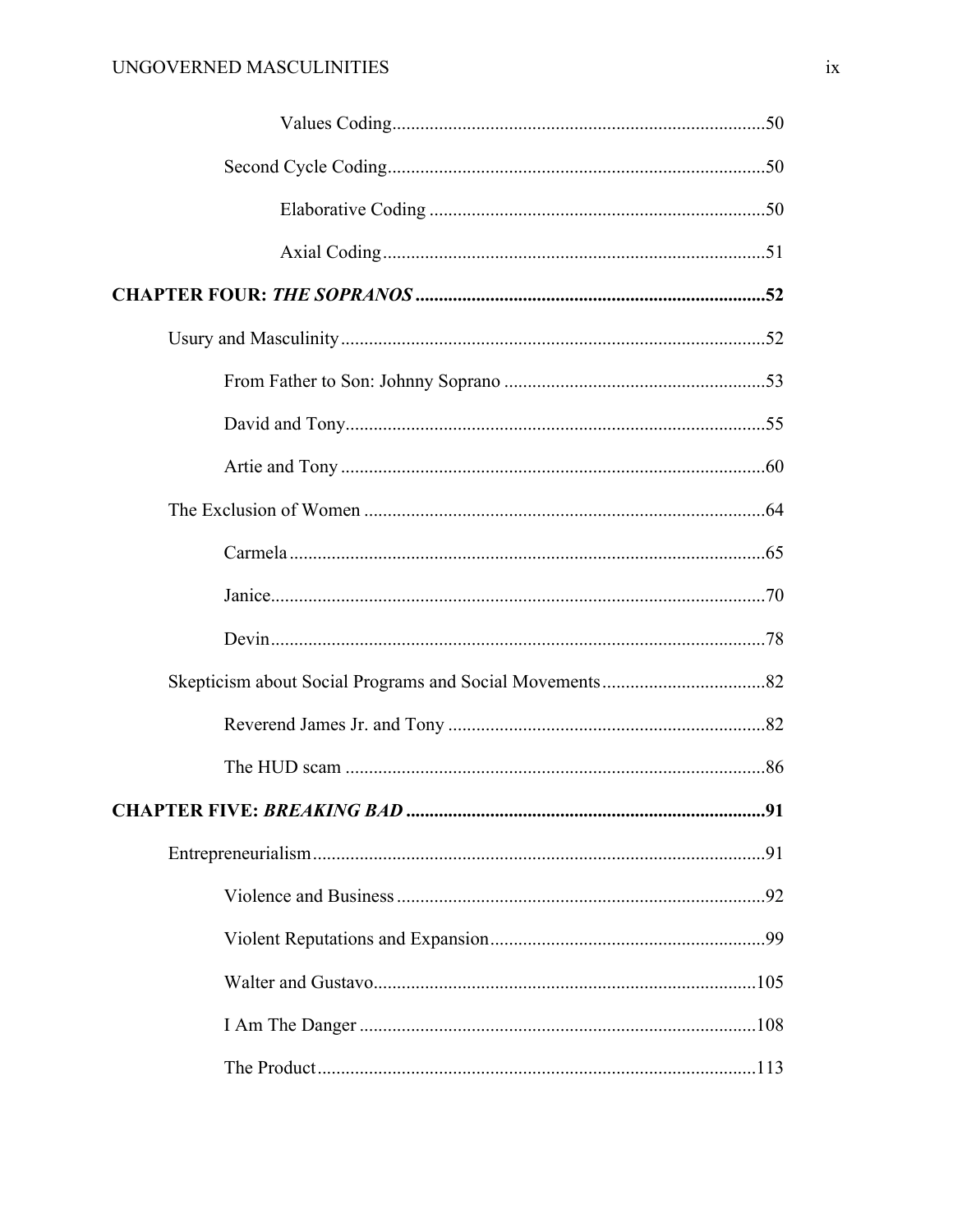Values Coding .....50

Second Cycle Coding .....50

Elaborative Coding .....50

Axial Coding .....51

**CHAPTER FOUR: *THE SOPRANOS* .....52**

Usury and Masculinity .....52

From Father to Son: Johnny Soprano .....53

David and Tony .....55

Artie and Tony .....60

The Exclusion of Women .....64

Carmela .....65

Janice .....70

Devin .....78

Skepticism about Social Programs and Social Movements .....82

Reverend James Jr. and Tony .....82

The HUD scam .....86

**CHAPTER FIVE: *BREAKING BAD* .....91**

Entrepreneurialism .....91

Violence and Business .....92

Violent Reputations and Expansion .....99

Walter and Gustavo .....105

I Am The Danger .....108

The Product .....113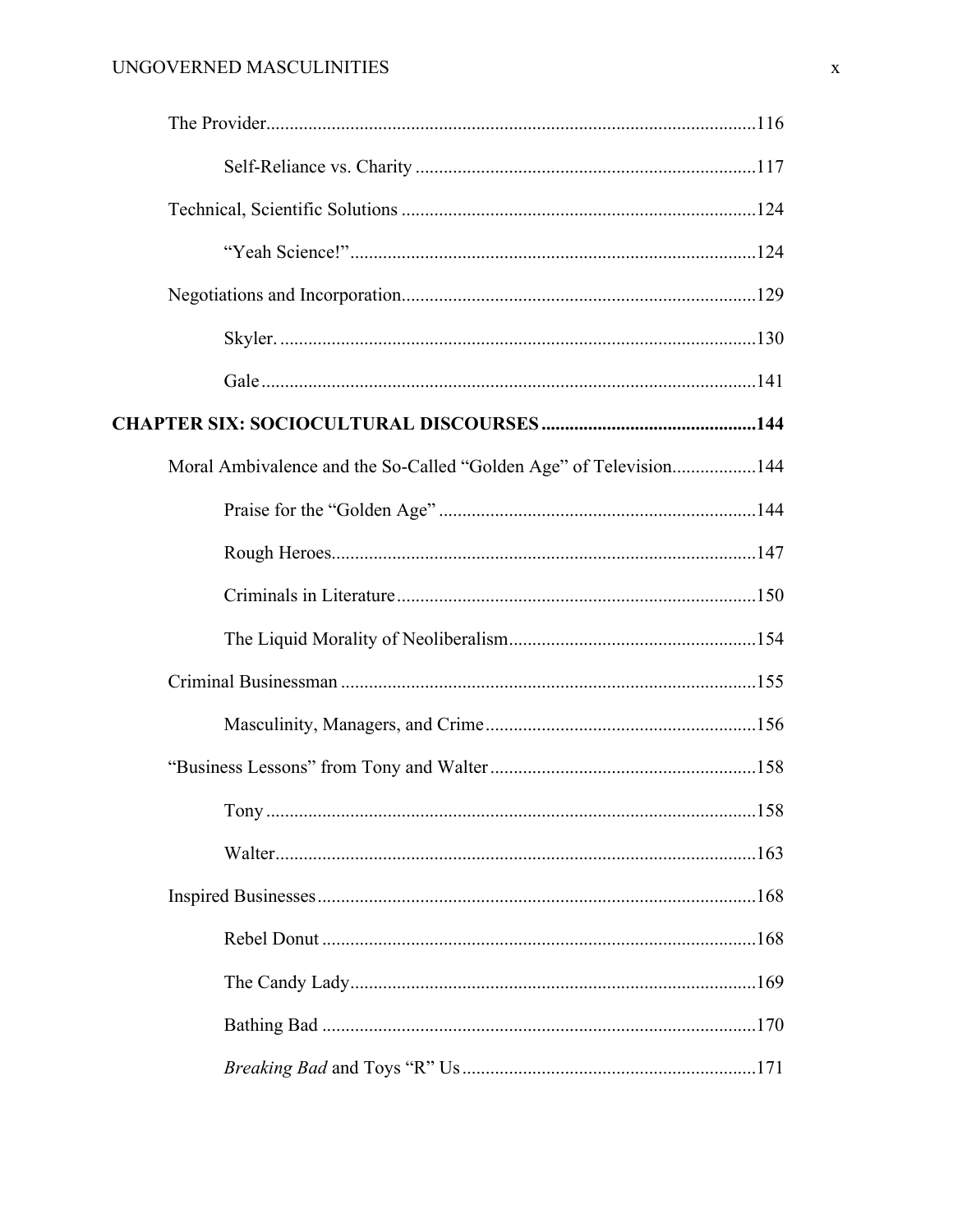The Provider ... 116

Self-Reliance vs. Charity ... 117

Technical, Scientific Solutions ... 124

"Yeah Science!" ... 124

Negotiations and Incorporation ... 129

Skyler. ... 130

Gale ... 141

**CHAPTER SIX: SOCIOCULTURAL DISCOURSES ... 144**

Moral Ambivalence and the So-Called "Golden Age" of Television ... 144

Praise for the "Golden Age" ... 144

Rough Heroes ... 147

Criminals in Literature ... 150

The Liquid Morality of Neoliberalism ... 154

Criminal Businessman ... 155

Masculinity, Managers, and Crime ... 156

"Business Lessons" from Tony and Walter ... 158

Tony ... 158

Walter ... 163

Inspired Businesses ... 168

Rebel Donut ... 168

The Candy Lady ... 169

Bathing Bad ... 170

*Breaking Bad* and Toys "R" Us ... 171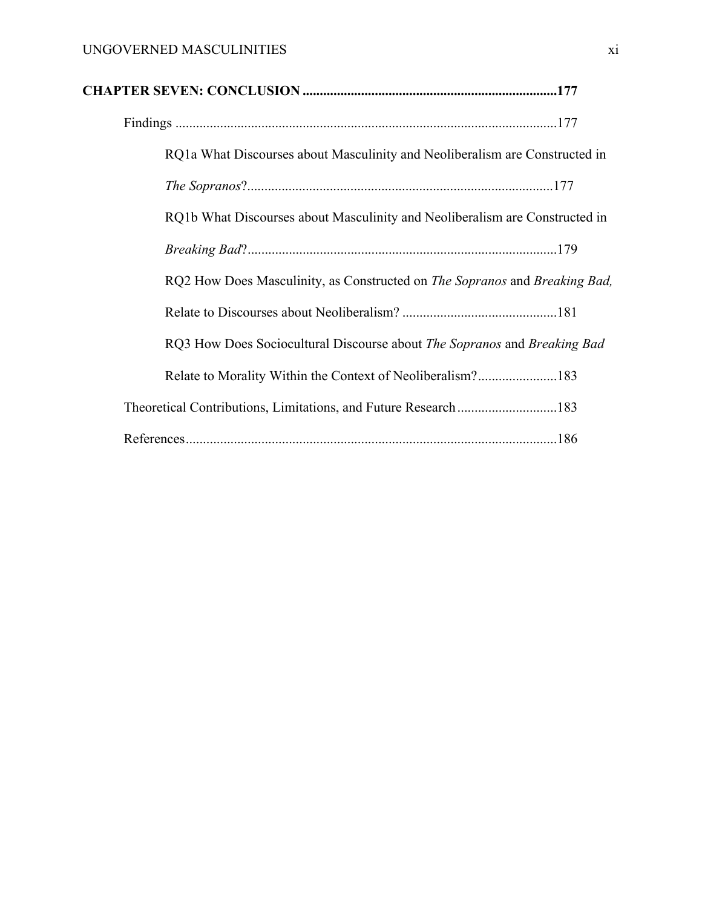**CHAPTER SEVEN: CONCLUSION ........................................................................177**

Findings ..............................................................................................................177

RQ1a What Discourses about Masculinity and Neoliberalism are Constructed in *The Sopranos*?........................................................................................177

RQ1b What Discourses about Masculinity and Neoliberalism are Constructed in *Breaking Bad*?.........................................................................................179

RQ2 How Does Masculinity, as Constructed on *The Sopranos* and *Breaking Bad,* Relate to Discourses about Neoliberalism? .............................................181

RQ3 How Does Sociocultural Discourse about *The Sopranos* and *Breaking Bad* Relate to Morality Within the Context of Neoliberalism?.......................183

Theoretical Contributions, Limitations, and Future Research .............................183

References...........................................................................................................186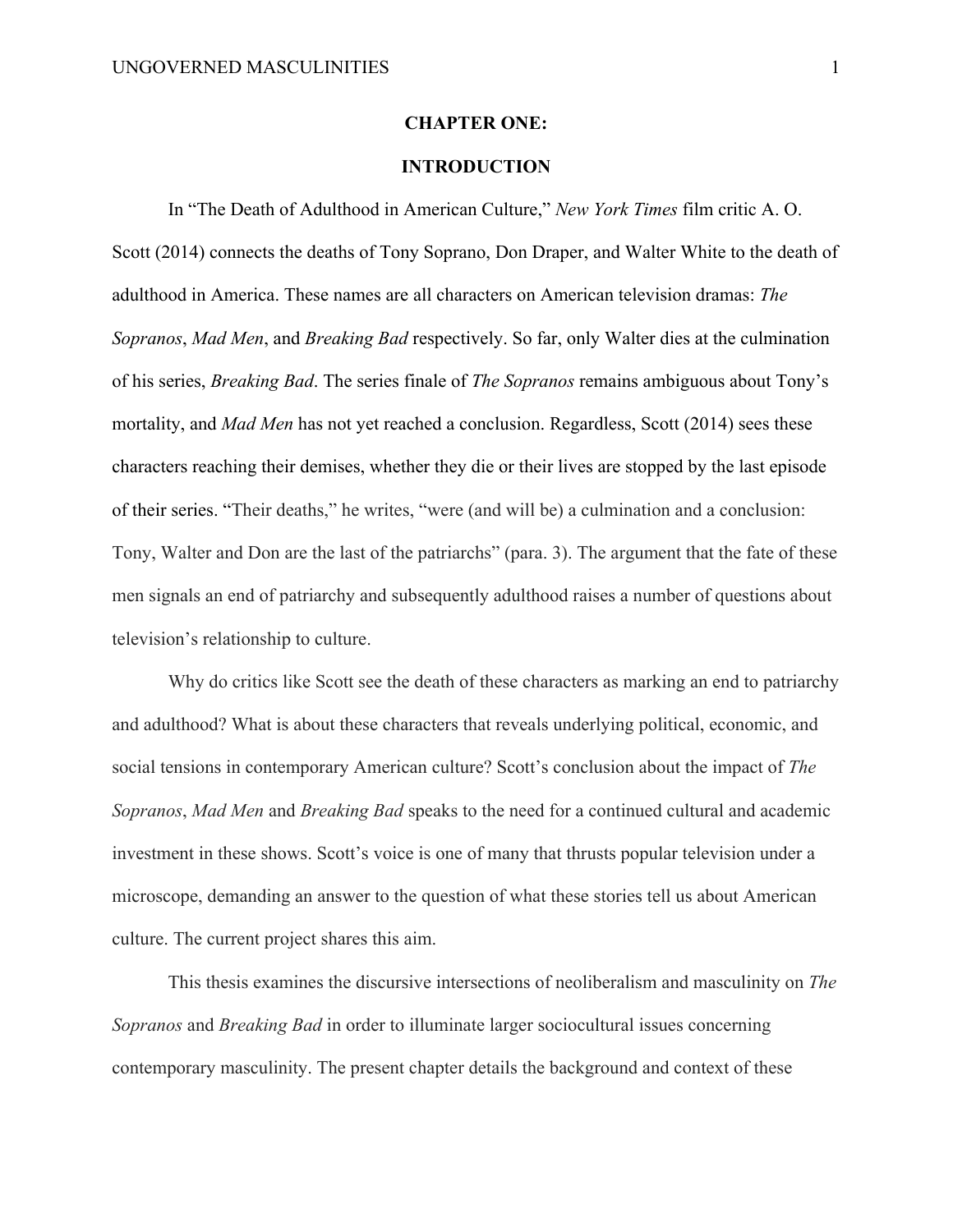# CHAPTER ONE:

# INTRODUCTION

In "The Death of Adulthood in American Culture," *New York Times* film critic A. O. Scott (2014) connects the deaths of Tony Soprano, Don Draper, and Walter White to the death of adulthood in America. These names are all characters on American television dramas: *The Sopranos*, *Mad Men*, and *Breaking Bad* respectively. So far, only Walter dies at the culmination of his series, *Breaking Bad*. The series finale of *The Sopranos* remains ambiguous about Tony's mortality, and *Mad Men* has not yet reached a conclusion. Regardless, Scott (2014) sees these characters reaching their demises, whether they die or their lives are stopped by the last episode of their series. "Their deaths," he writes, "were (and will be) a culmination and a conclusion: Tony, Walter and Don are the last of the patriarchs" (para. 3). The argument that the fate of these men signals an end of patriarchy and subsequently adulthood raises a number of questions about television's relationship to culture.

Why do critics like Scott see the death of these characters as marking an end to patriarchy and adulthood? What is about these characters that reveals underlying political, economic, and social tensions in contemporary American culture? Scott's conclusion about the impact of *The Sopranos*, *Mad Men* and *Breaking Bad* speaks to the need for a continued cultural and academic investment in these shows. Scott's voice is one of many that thrusts popular television under a microscope, demanding an answer to the question of what these stories tell us about American culture. The current project shares this aim.

This thesis examines the discursive intersections of neoliberalism and masculinity on *The Sopranos* and *Breaking Bad* in order to illuminate larger sociocultural issues concerning contemporary masculinity. The present chapter details the background and context of these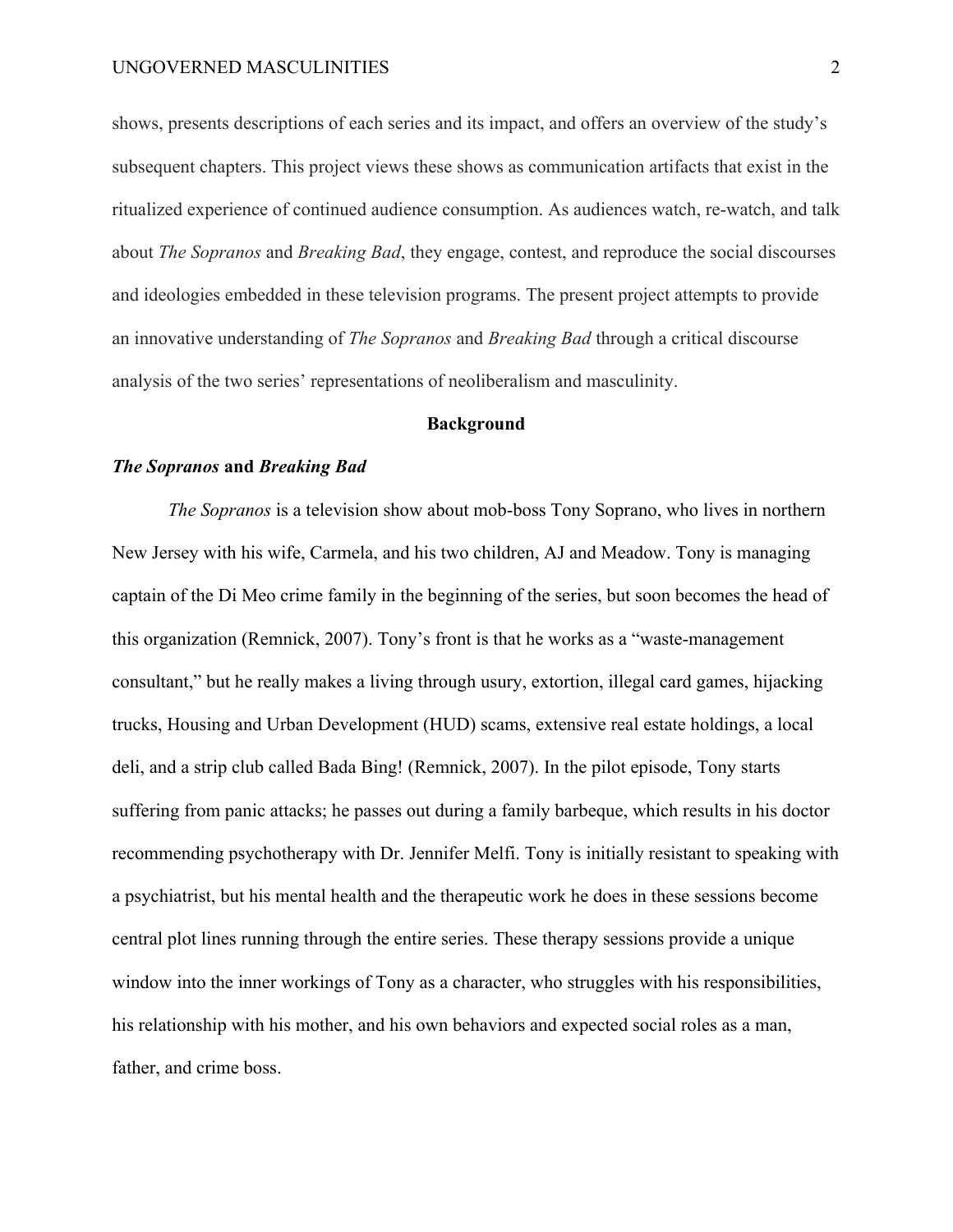shows, presents descriptions of each series and its impact, and offers an overview of the study's subsequent chapters. This project views these shows as communication artifacts that exist in the ritualized experience of continued audience consumption. As audiences watch, re-watch, and talk about *The Sopranos* and *Breaking Bad*, they engage, contest, and reproduce the social discourses and ideologies embedded in these television programs. The present project attempts to provide an innovative understanding of *The Sopranos* and *Breaking Bad* through a critical discourse analysis of the two series' representations of neoliberalism and masculinity.

## Background

### *The Sopranos* and *Breaking Bad*

*The Sopranos* is a television show about mob-boss Tony Soprano, who lives in northern New Jersey with his wife, Carmela, and his two children, AJ and Meadow. Tony is managing captain of the Di Meo crime family in the beginning of the series, but soon becomes the head of this organization (Remnick, 2007). Tony's front is that he works as a "waste-management consultant," but he really makes a living through usury, extortion, illegal card games, hijacking trucks, Housing and Urban Development (HUD) scams, extensive real estate holdings, a local deli, and a strip club called Bada Bing! (Remnick, 2007). In the pilot episode, Tony starts suffering from panic attacks; he passes out during a family barbeque, which results in his doctor recommending psychotherapy with Dr. Jennifer Melfi. Tony is initially resistant to speaking with a psychiatrist, but his mental health and the therapeutic work he does in these sessions become central plot lines running through the entire series. These therapy sessions provide a unique window into the inner workings of Tony as a character, who struggles with his responsibilities, his relationship with his mother, and his own behaviors and expected social roles as a man, father, and crime boss.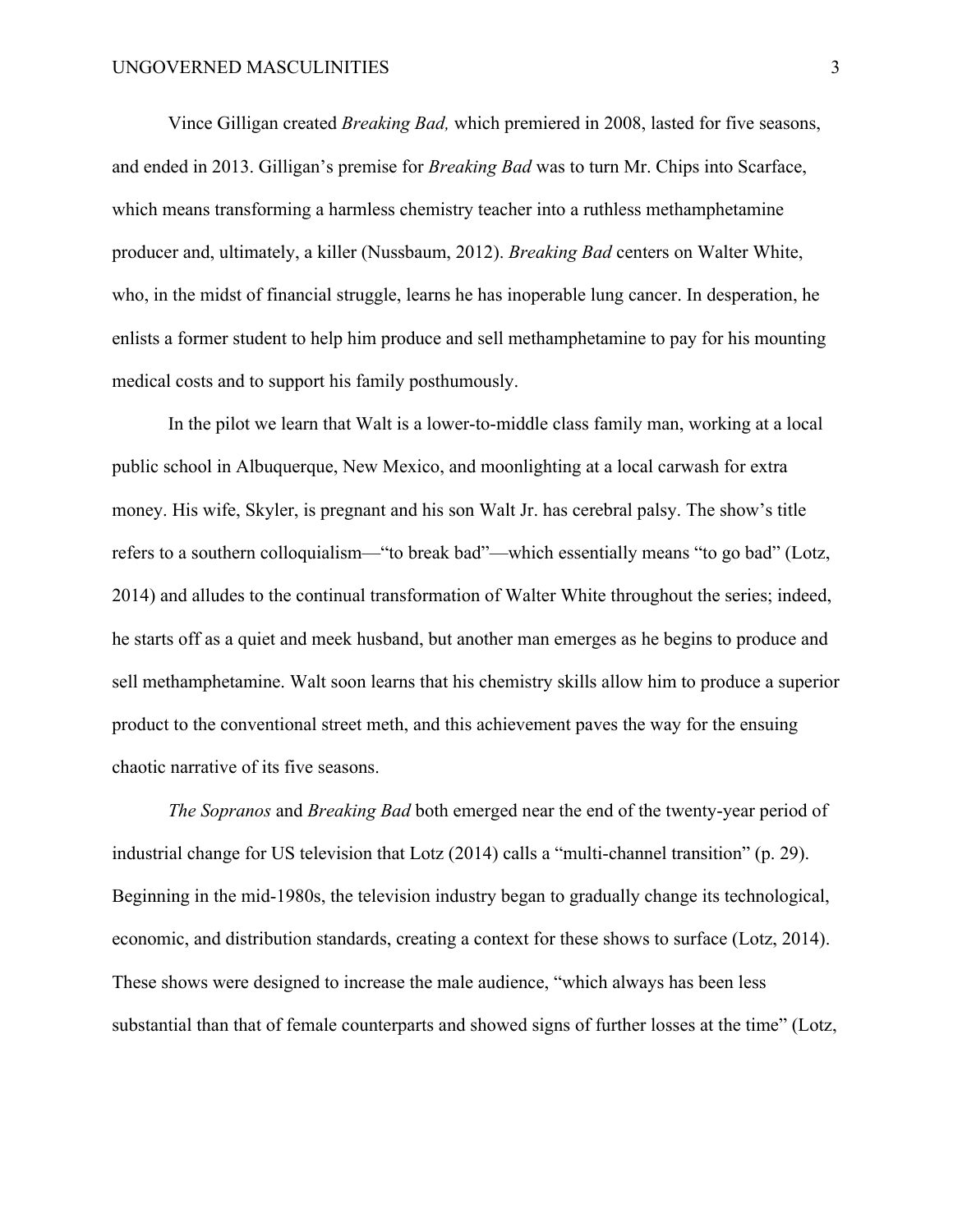Vince Gilligan created *Breaking Bad,* which premiered in 2008, lasted for five seasons, and ended in 2013. Gilligan's premise for *Breaking Bad* was to turn Mr. Chips into Scarface, which means transforming a harmless chemistry teacher into a ruthless methamphetamine producer and, ultimately, a killer (Nussbaum, 2012). *Breaking Bad* centers on Walter White, who, in the midst of financial struggle, learns he has inoperable lung cancer. In desperation, he enlists a former student to help him produce and sell methamphetamine to pay for his mounting medical costs and to support his family posthumously.

In the pilot we learn that Walt is a lower-to-middle class family man, working at a local public school in Albuquerque, New Mexico, and moonlighting at a local carwash for extra money. His wife, Skyler, is pregnant and his son Walt Jr. has cerebral palsy. The show's title refers to a southern colloquialism—"to break bad"—which essentially means "to go bad" (Lotz, 2014) and alludes to the continual transformation of Walter White throughout the series; indeed, he starts off as a quiet and meek husband, but another man emerges as he begins to produce and sell methamphetamine. Walt soon learns that his chemistry skills allow him to produce a superior product to the conventional street meth, and this achievement paves the way for the ensuing chaotic narrative of its five seasons.

*The Sopranos* and *Breaking Bad* both emerged near the end of the twenty-year period of industrial change for US television that Lotz (2014) calls a "multi-channel transition" (p. 29). Beginning in the mid-1980s, the television industry began to gradually change its technological, economic, and distribution standards, creating a context for these shows to surface (Lotz, 2014). These shows were designed to increase the male audience, "which always has been less substantial than that of female counterparts and showed signs of further losses at the time" (Lotz,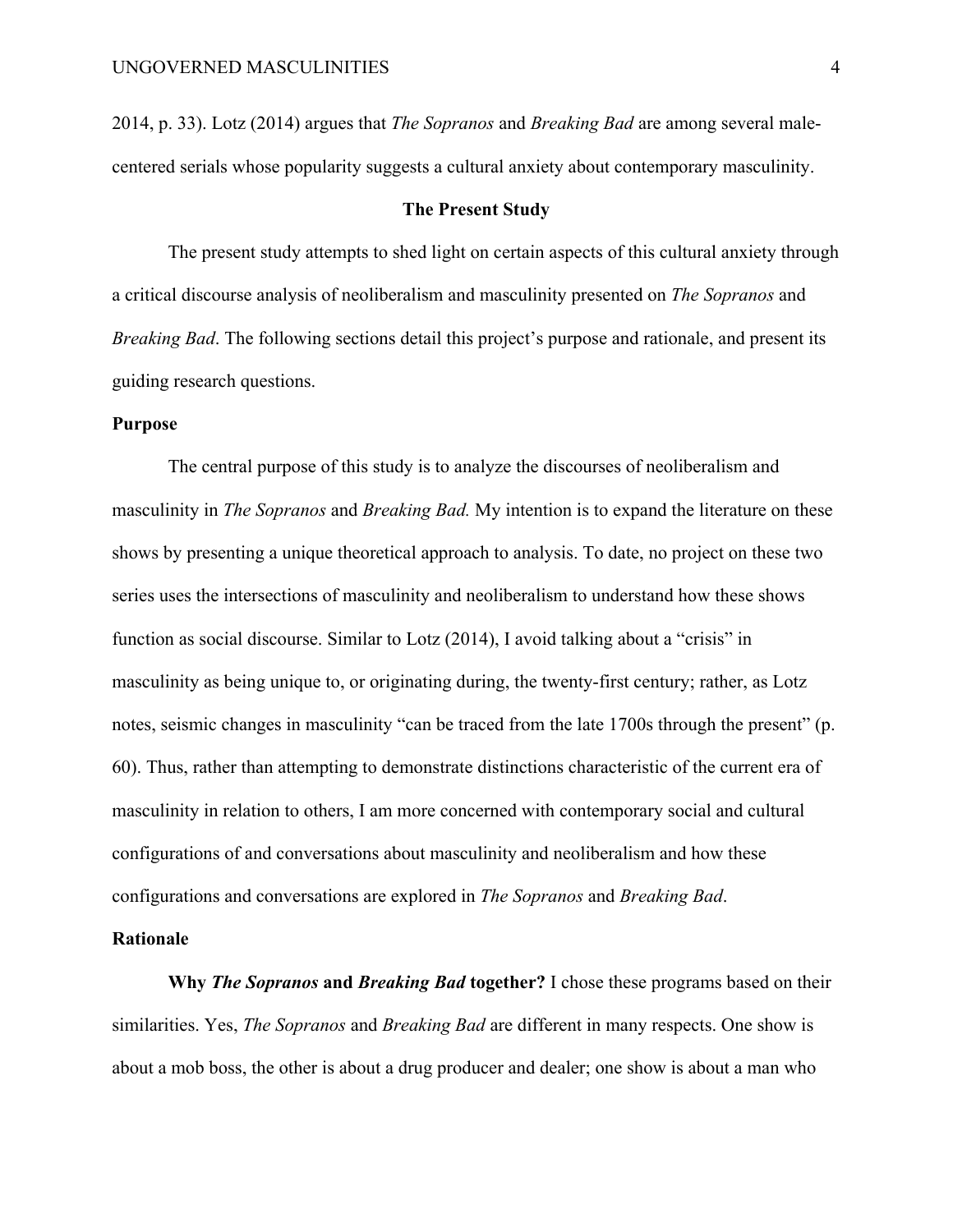2014, p. 33). Lotz (2014) argues that *The Sopranos* and *Breaking Bad* are among several male-centered serials whose popularity suggests a cultural anxiety about contemporary masculinity.

## The Present Study

The present study attempts to shed light on certain aspects of this cultural anxiety through a critical discourse analysis of neoliberalism and masculinity presented on *The Sopranos* and *Breaking Bad*. The following sections detail this project's purpose and rationale, and present its guiding research questions.

### Purpose

The central purpose of this study is to analyze the discourses of neoliberalism and masculinity in *The Sopranos* and *Breaking Bad.* My intention is to expand the literature on these shows by presenting a unique theoretical approach to analysis. To date, no project on these two series uses the intersections of masculinity and neoliberalism to understand how these shows function as social discourse. Similar to Lotz (2014), I avoid talking about a "crisis" in masculinity as being unique to, or originating during, the twenty-first century; rather, as Lotz notes, seismic changes in masculinity "can be traced from the late 1700s through the present" (p. 60). Thus, rather than attempting to demonstrate distinctions characteristic of the current era of masculinity in relation to others, I am more concerned with contemporary social and cultural configurations of and conversations about masculinity and neoliberalism and how these configurations and conversations are explored in *The Sopranos* and *Breaking Bad*.

### Rationale

**Why *The Sopranos* and *Breaking Bad* together?** I chose these programs based on their similarities. Yes, *The Sopranos* and *Breaking Bad* are different in many respects. One show is about a mob boss, the other is about a drug producer and dealer; one show is about a man who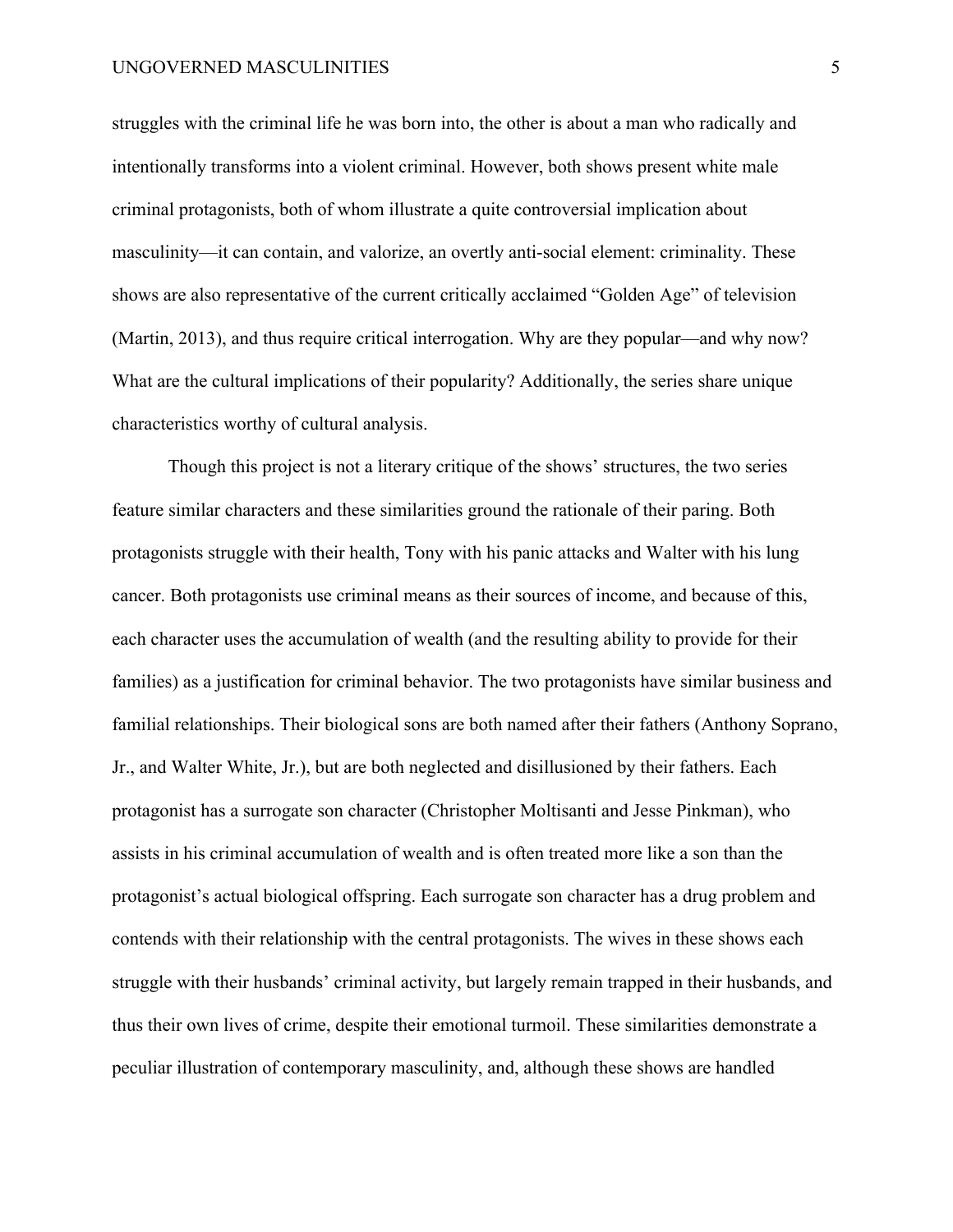struggles with the criminal life he was born into, the other is about a man who radically and intentionally transforms into a violent criminal. However, both shows present white male criminal protagonists, both of whom illustrate a quite controversial implication about masculinity—it can contain, and valorize, an overtly anti-social element: criminality. These shows are also representative of the current critically acclaimed "Golden Age" of television (Martin, 2013), and thus require critical interrogation. Why are they popular—and why now? What are the cultural implications of their popularity? Additionally, the series share unique characteristics worthy of cultural analysis.

Though this project is not a literary critique of the shows' structures, the two series feature similar characters and these similarities ground the rationale of their paring. Both protagonists struggle with their health, Tony with his panic attacks and Walter with his lung cancer. Both protagonists use criminal means as their sources of income, and because of this, each character uses the accumulation of wealth (and the resulting ability to provide for their families) as a justification for criminal behavior. The two protagonists have similar business and familial relationships. Their biological sons are both named after their fathers (Anthony Soprano, Jr., and Walter White, Jr.), but are both neglected and disillusioned by their fathers. Each protagonist has a surrogate son character (Christopher Moltisanti and Jesse Pinkman), who assists in his criminal accumulation of wealth and is often treated more like a son than the protagonist's actual biological offspring. Each surrogate son character has a drug problem and contends with their relationship with the central protagonists. The wives in these shows each struggle with their husbands' criminal activity, but largely remain trapped in their husbands, and thus their own lives of crime, despite their emotional turmoil. These similarities demonstrate a peculiar illustration of contemporary masculinity, and, although these shows are handled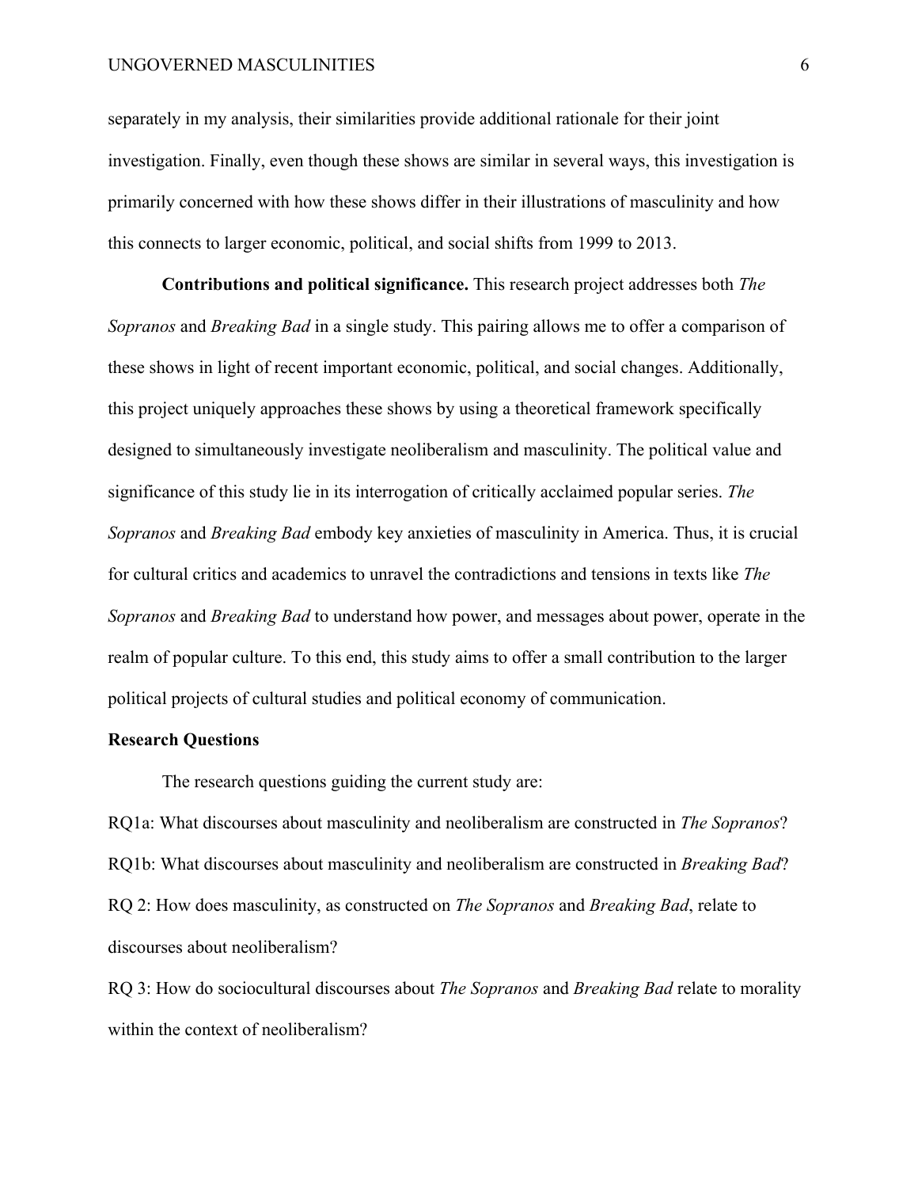separately in my analysis, their similarities provide additional rationale for their joint investigation. Finally, even though these shows are similar in several ways, this investigation is primarily concerned with how these shows differ in their illustrations of masculinity and how this connects to larger economic, political, and social shifts from 1999 to 2013.

**Contributions and political significance.** This research project addresses both *The Sopranos* and *Breaking Bad* in a single study. This pairing allows me to offer a comparison of these shows in light of recent important economic, political, and social changes. Additionally, this project uniquely approaches these shows by using a theoretical framework specifically designed to simultaneously investigate neoliberalism and masculinity. The political value and significance of this study lie in its interrogation of critically acclaimed popular series. *The Sopranos* and *Breaking Bad* embody key anxieties of masculinity in America. Thus, it is crucial for cultural critics and academics to unravel the contradictions and tensions in texts like *The Sopranos* and *Breaking Bad* to understand how power, and messages about power, operate in the realm of popular culture. To this end, this study aims to offer a small contribution to the larger political projects of cultural studies and political economy of communication.

### Research Questions

The research questions guiding the current study are:

RQ1a: What discourses about masculinity and neoliberalism are constructed in *The Sopranos*?

RQ1b: What discourses about masculinity and neoliberalism are constructed in *Breaking Bad*?

RQ 2: How does masculinity, as constructed on *The Sopranos* and *Breaking Bad*, relate to discourses about neoliberalism?

RQ 3: How do sociocultural discourses about *The Sopranos* and *Breaking Bad* relate to morality within the context of neoliberalism?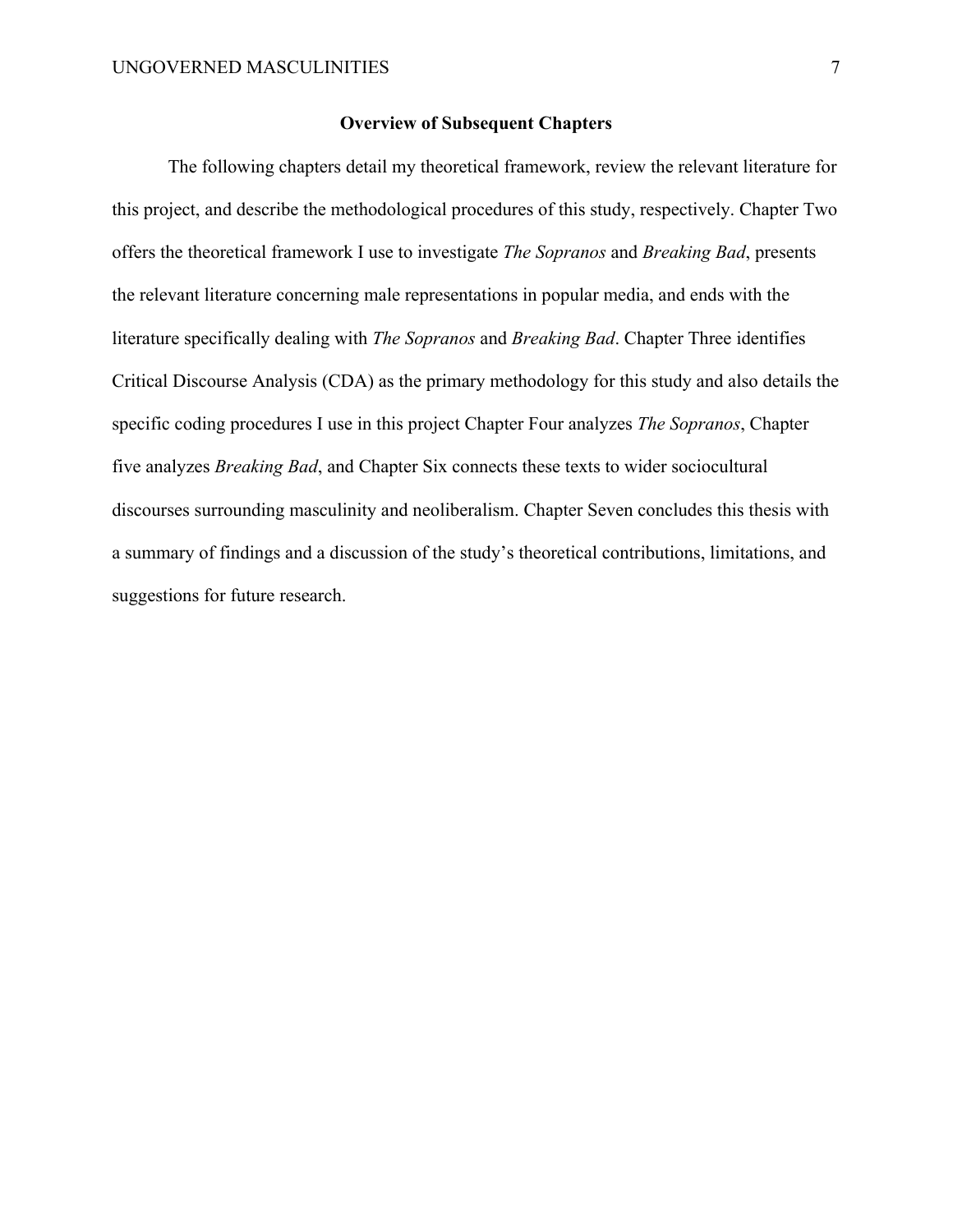## Overview of Subsequent Chapters

The following chapters detail my theoretical framework, review the relevant literature for this project, and describe the methodological procedures of this study, respectively. Chapter Two offers the theoretical framework I use to investigate *The Sopranos* and *Breaking Bad*, presents the relevant literature concerning male representations in popular media, and ends with the literature specifically dealing with *The Sopranos* and *Breaking Bad*. Chapter Three identifies Critical Discourse Analysis (CDA) as the primary methodology for this study and also details the specific coding procedures I use in this project Chapter Four analyzes *The Sopranos*, Chapter five analyzes *Breaking Bad*, and Chapter Six connects these texts to wider sociocultural discourses surrounding masculinity and neoliberalism. Chapter Seven concludes this thesis with a summary of findings and a discussion of the study's theoretical contributions, limitations, and suggestions for future research.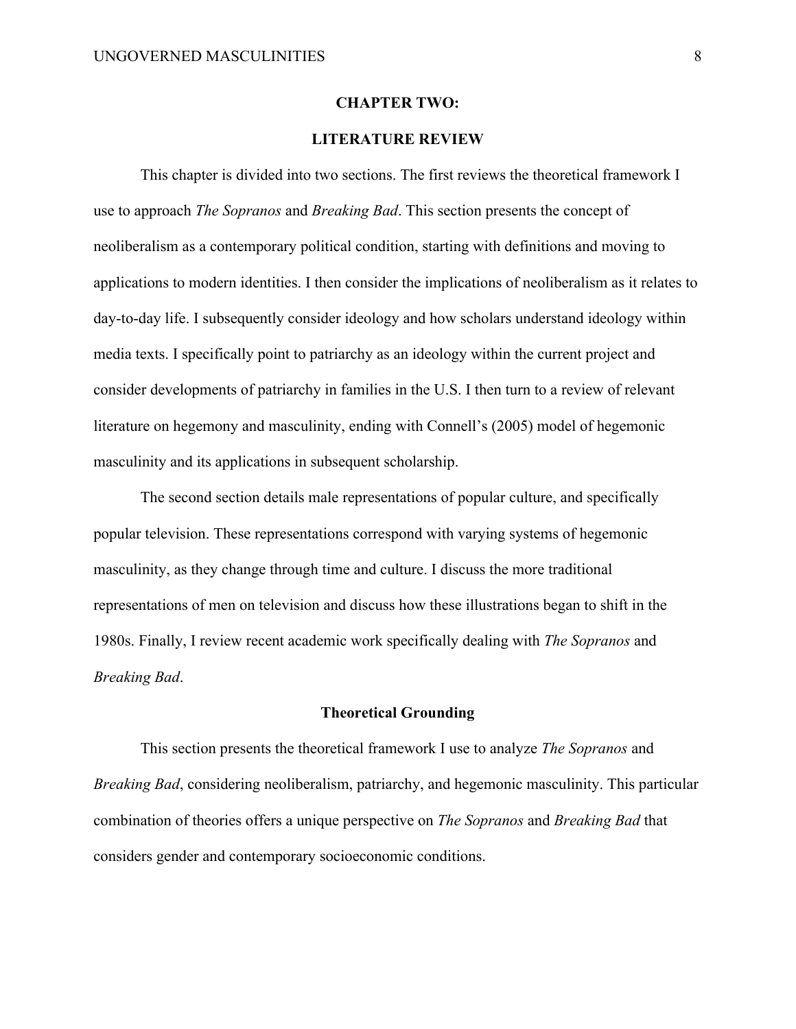# CHAPTER TWO:

# LITERATURE REVIEW

This chapter is divided into two sections. The first reviews the theoretical framework I use to approach *The Sopranos* and *Breaking Bad*. This section presents the concept of neoliberalism as a contemporary political condition, starting with definitions and moving to applications to modern identities. I then consider the implications of neoliberalism as it relates to day-to-day life. I subsequently consider ideology and how scholars understand ideology within media texts. I specifically point to patriarchy as an ideology within the current project and consider developments of patriarchy in families in the U.S. I then turn to a review of relevant literature on hegemony and masculinity, ending with Connell's (2005) model of hegemonic masculinity and its applications in subsequent scholarship.

The second section details male representations of popular culture, and specifically popular television. These representations correspond with varying systems of hegemonic masculinity, as they change through time and culture. I discuss the more traditional representations of men on television and discuss how these illustrations began to shift in the 1980s. Finally, I review recent academic work specifically dealing with *The Sopranos* and *Breaking Bad*.

## Theoretical Grounding

This section presents the theoretical framework I use to analyze *The Sopranos* and *Breaking Bad*, considering neoliberalism, patriarchy, and hegemonic masculinity. This particular combination of theories offers a unique perspective on *The Sopranos* and *Breaking Bad* that considers gender and contemporary socioeconomic conditions.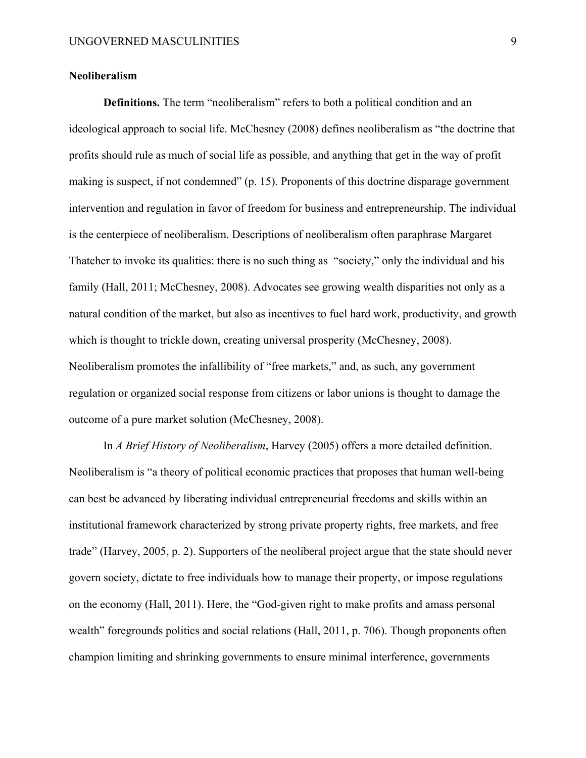**Neoliberalism**

**Definitions.** The term "neoliberalism" refers to both a political condition and an ideological approach to social life. McChesney (2008) defines neoliberalism as "the doctrine that profits should rule as much of social life as possible, and anything that get in the way of profit making is suspect, if not condemned" (p. 15). Proponents of this doctrine disparage government intervention and regulation in favor of freedom for business and entrepreneurship. The individual is the centerpiece of neoliberalism. Descriptions of neoliberalism often paraphrase Margaret Thatcher to invoke its qualities: there is no such thing as "society," only the individual and his family (Hall, 2011; McChesney, 2008). Advocates see growing wealth disparities not only as a natural condition of the market, but also as incentives to fuel hard work, productivity, and growth which is thought to trickle down, creating universal prosperity (McChesney, 2008). Neoliberalism promotes the infallibility of "free markets," and, as such, any government regulation or organized social response from citizens or labor unions is thought to damage the outcome of a pure market solution (McChesney, 2008).

In *A Brief History of Neoliberalism*, Harvey (2005) offers a more detailed definition. Neoliberalism is "a theory of political economic practices that proposes that human well-being can best be advanced by liberating individual entrepreneurial freedoms and skills within an institutional framework characterized by strong private property rights, free markets, and free trade" (Harvey, 2005, p. 2). Supporters of the neoliberal project argue that the state should never govern society, dictate to free individuals how to manage their property, or impose regulations on the economy (Hall, 2011). Here, the "God-given right to make profits and amass personal wealth" foregrounds politics and social relations (Hall, 2011, p. 706). Though proponents often champion limiting and shrinking governments to ensure minimal interference, governments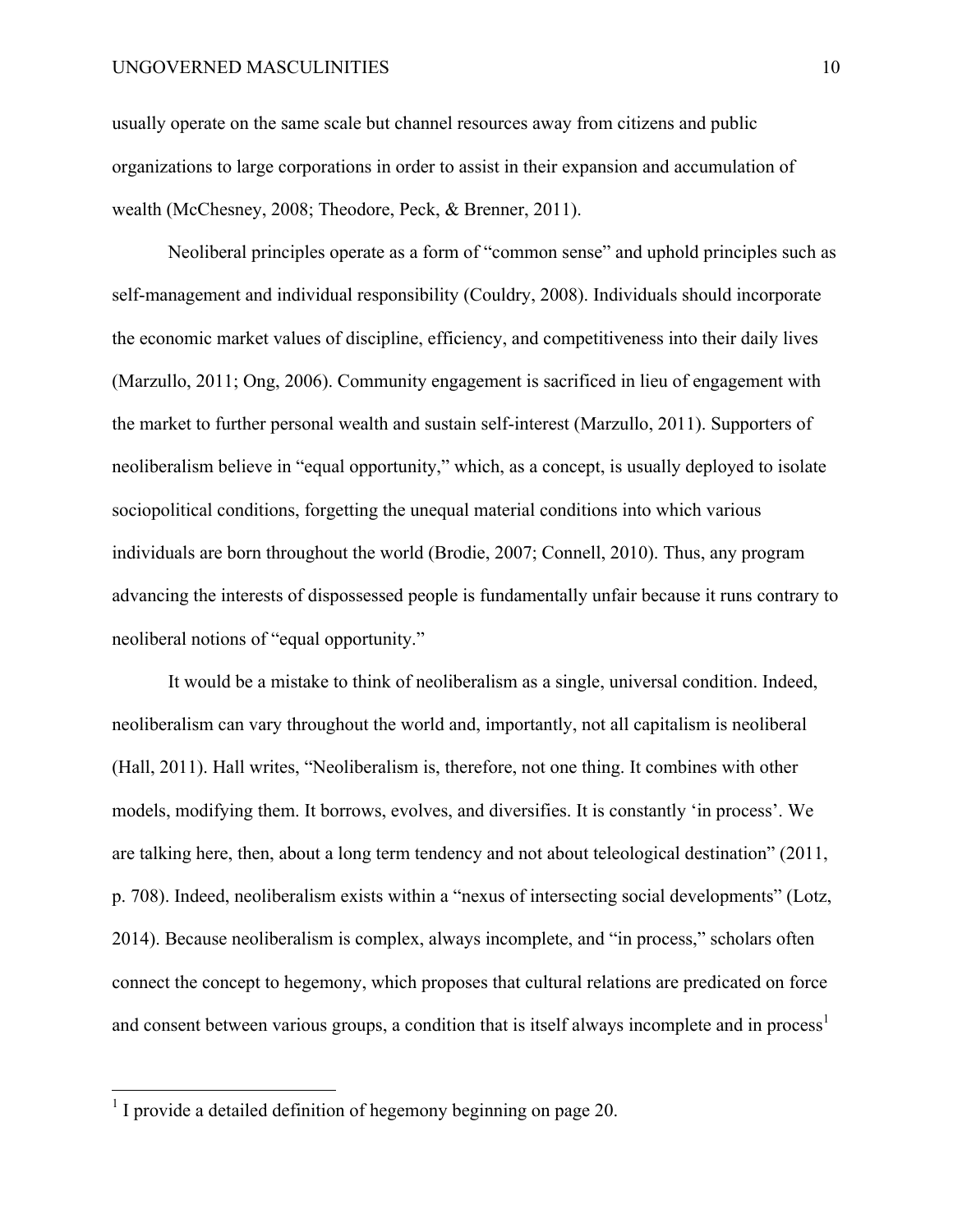usually operate on the same scale but channel resources away from citizens and public organizations to large corporations in order to assist in their expansion and accumulation of wealth (McChesney, 2008; Theodore, Peck, & Brenner, 2011).

Neoliberal principles operate as a form of "common sense" and uphold principles such as self-management and individual responsibility (Couldry, 2008). Individuals should incorporate the economic market values of discipline, efficiency, and competitiveness into their daily lives (Marzullo, 2011; Ong, 2006). Community engagement is sacrificed in lieu of engagement with the market to further personal wealth and sustain self-interest (Marzullo, 2011). Supporters of neoliberalism believe in "equal opportunity," which, as a concept, is usually deployed to isolate sociopolitical conditions, forgetting the unequal material conditions into which various individuals are born throughout the world (Brodie, 2007; Connell, 2010). Thus, any program advancing the interests of dispossessed people is fundamentally unfair because it runs contrary to neoliberal notions of "equal opportunity."

It would be a mistake to think of neoliberalism as a single, universal condition. Indeed, neoliberalism can vary throughout the world and, importantly, not all capitalism is neoliberal (Hall, 2011). Hall writes, "Neoliberalism is, therefore, not one thing. It combines with other models, modifying them. It borrows, evolves, and diversifies. It is constantly 'in process'. We are talking here, then, about a long term tendency and not about teleological destination" (2011, p. 708). Indeed, neoliberalism exists within a "nexus of intersecting social developments" (Lotz, 2014). Because neoliberalism is complex, always incomplete, and "in process," scholars often connect the concept to hegemony, which proposes that cultural relations are predicated on force and consent between various groups, a condition that is itself always incomplete and in process[1]

[1] I provide a detailed definition of hegemony beginning on page 20.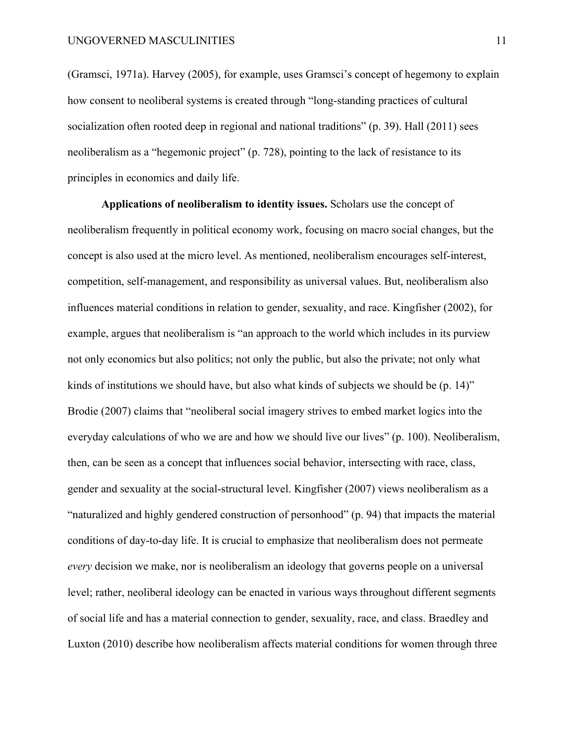(Gramsci, 1971a). Harvey (2005), for example, uses Gramsci's concept of hegemony to explain how consent to neoliberal systems is created through "long-standing practices of cultural socialization often rooted deep in regional and national traditions" (p. 39). Hall (2011) sees neoliberalism as a "hegemonic project" (p. 728), pointing to the lack of resistance to its principles in economics and daily life.

**Applications of neoliberalism to identity issues.** Scholars use the concept of neoliberalism frequently in political economy work, focusing on macro social changes, but the concept is also used at the micro level. As mentioned, neoliberalism encourages self-interest, competition, self-management, and responsibility as universal values. But, neoliberalism also influences material conditions in relation to gender, sexuality, and race. Kingfisher (2002), for example, argues that neoliberalism is "an approach to the world which includes in its purview not only economics but also politics; not only the public, but also the private; not only what kinds of institutions we should have, but also what kinds of subjects we should be (p. 14)" Brodie (2007) claims that "neoliberal social imagery strives to embed market logics into the everyday calculations of who we are and how we should live our lives" (p. 100). Neoliberalism, then, can be seen as a concept that influences social behavior, intersecting with race, class, gender and sexuality at the social-structural level. Kingfisher (2007) views neoliberalism as a "naturalized and highly gendered construction of personhood" (p. 94) that impacts the material conditions of day-to-day life. It is crucial to emphasize that neoliberalism does not permeate *every* decision we make, nor is neoliberalism an ideology that governs people on a universal level; rather, neoliberal ideology can be enacted in various ways throughout different segments of social life and has a material connection to gender, sexuality, race, and class. Braedley and Luxton (2010) describe how neoliberalism affects material conditions for women through three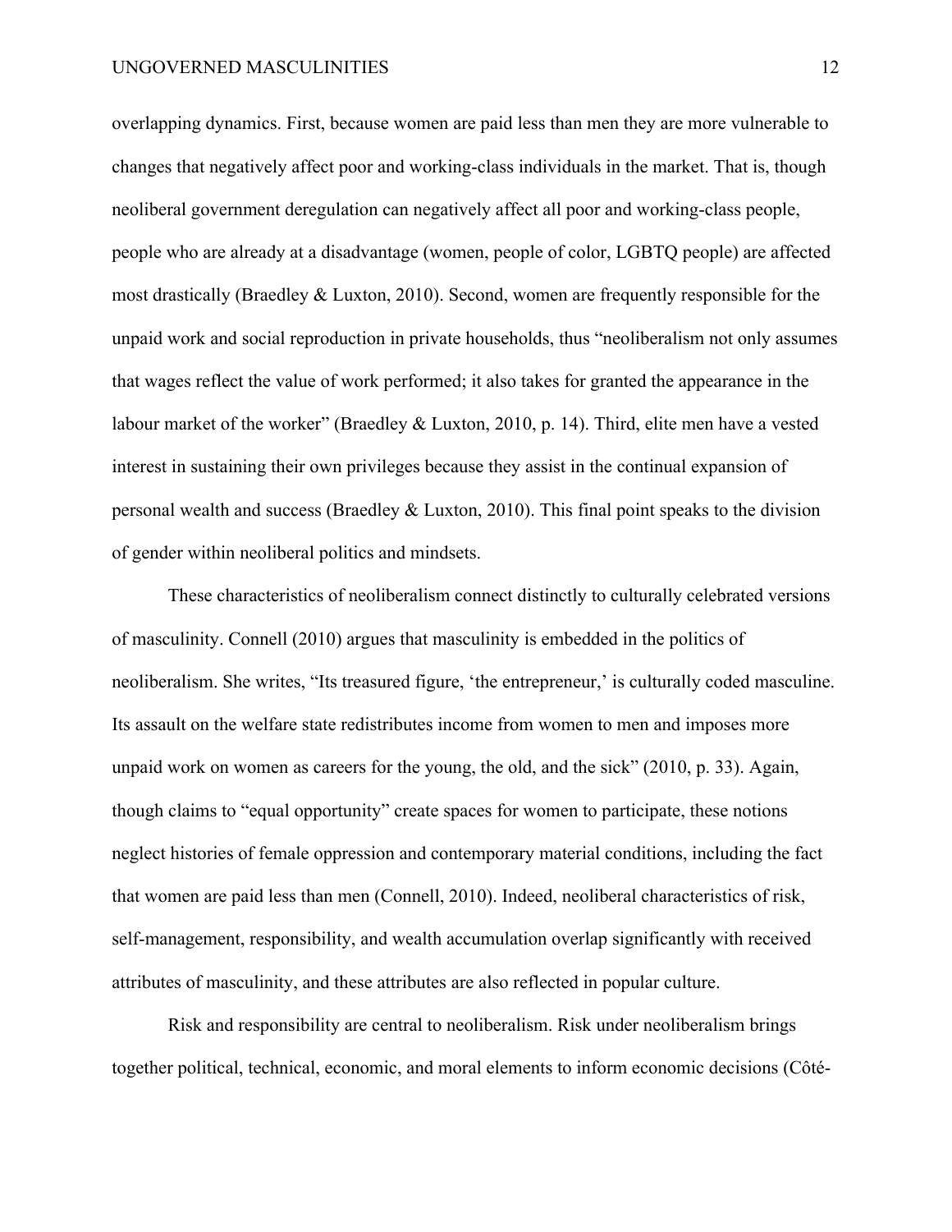overlapping dynamics. First, because women are paid less than men they are more vulnerable to changes that negatively affect poor and working-class individuals in the market. That is, though neoliberal government deregulation can negatively affect all poor and working-class people, people who are already at a disadvantage (women, people of color, LGBTQ people) are affected most drastically (Braedley & Luxton, 2010). Second, women are frequently responsible for the unpaid work and social reproduction in private households, thus "neoliberalism not only assumes that wages reflect the value of work performed; it also takes for granted the appearance in the labour market of the worker" (Braedley & Luxton, 2010, p. 14). Third, elite men have a vested interest in sustaining their own privileges because they assist in the continual expansion of personal wealth and success (Braedley & Luxton, 2010). This final point speaks to the division of gender within neoliberal politics and mindsets.

These characteristics of neoliberalism connect distinctly to culturally celebrated versions of masculinity. Connell (2010) argues that masculinity is embedded in the politics of neoliberalism. She writes, "Its treasured figure, 'the entrepreneur,' is culturally coded masculine. Its assault on the welfare state redistributes income from women to men and imposes more unpaid work on women as careers for the young, the old, and the sick" (2010, p. 33). Again, though claims to "equal opportunity" create spaces for women to participate, these notions neglect histories of female oppression and contemporary material conditions, including the fact that women are paid less than men (Connell, 2010). Indeed, neoliberal characteristics of risk, self-management, responsibility, and wealth accumulation overlap significantly with received attributes of masculinity, and these attributes are also reflected in popular culture.

Risk and responsibility are central to neoliberalism. Risk under neoliberalism brings together political, technical, economic, and moral elements to inform economic decisions (Côté-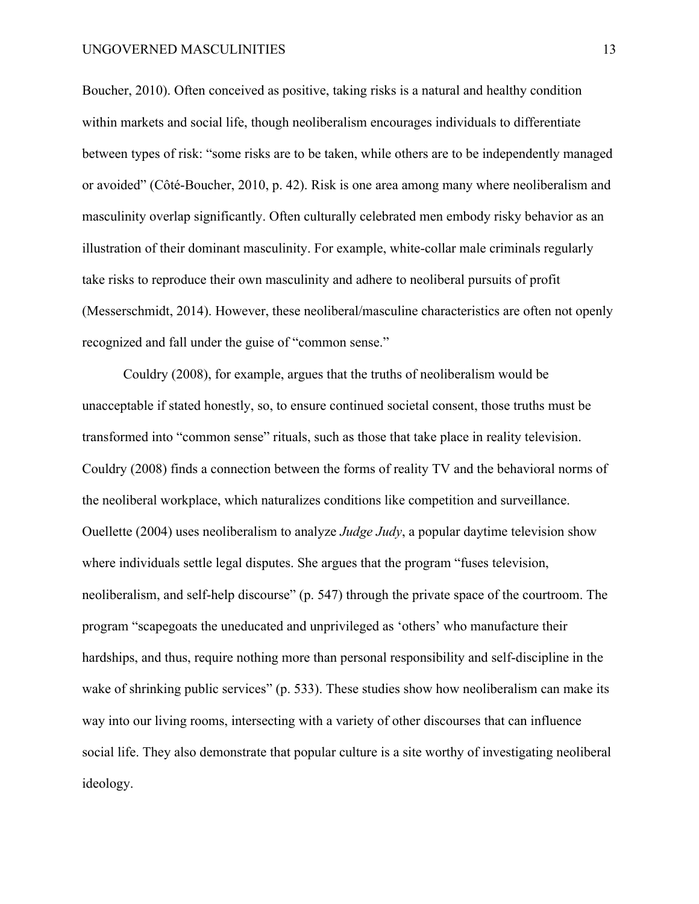Boucher, 2010). Often conceived as positive, taking risks is a natural and healthy condition within markets and social life, though neoliberalism encourages individuals to differentiate between types of risk: "some risks are to be taken, while others are to be independently managed or avoided" (Côté-Boucher, 2010, p. 42). Risk is one area among many where neoliberalism and masculinity overlap significantly. Often culturally celebrated men embody risky behavior as an illustration of their dominant masculinity. For example, white-collar male criminals regularly take risks to reproduce their own masculinity and adhere to neoliberal pursuits of profit (Messerschmidt, 2014). However, these neoliberal/masculine characteristics are often not openly recognized and fall under the guise of "common sense."

Couldry (2008), for example, argues that the truths of neoliberalism would be unacceptable if stated honestly, so, to ensure continued societal consent, those truths must be transformed into "common sense" rituals, such as those that take place in reality television. Couldry (2008) finds a connection between the forms of reality TV and the behavioral norms of the neoliberal workplace, which naturalizes conditions like competition and surveillance. Ouellette (2004) uses neoliberalism to analyze *Judge Judy*, a popular daytime television show where individuals settle legal disputes. She argues that the program "fuses television, neoliberalism, and self-help discourse" (p. 547) through the private space of the courtroom. The program "scapegoats the uneducated and unprivileged as 'others' who manufacture their hardships, and thus, require nothing more than personal responsibility and self-discipline in the wake of shrinking public services" (p. 533). These studies show how neoliberalism can make its way into our living rooms, intersecting with a variety of other discourses that can influence social life. They also demonstrate that popular culture is a site worthy of investigating neoliberal ideology.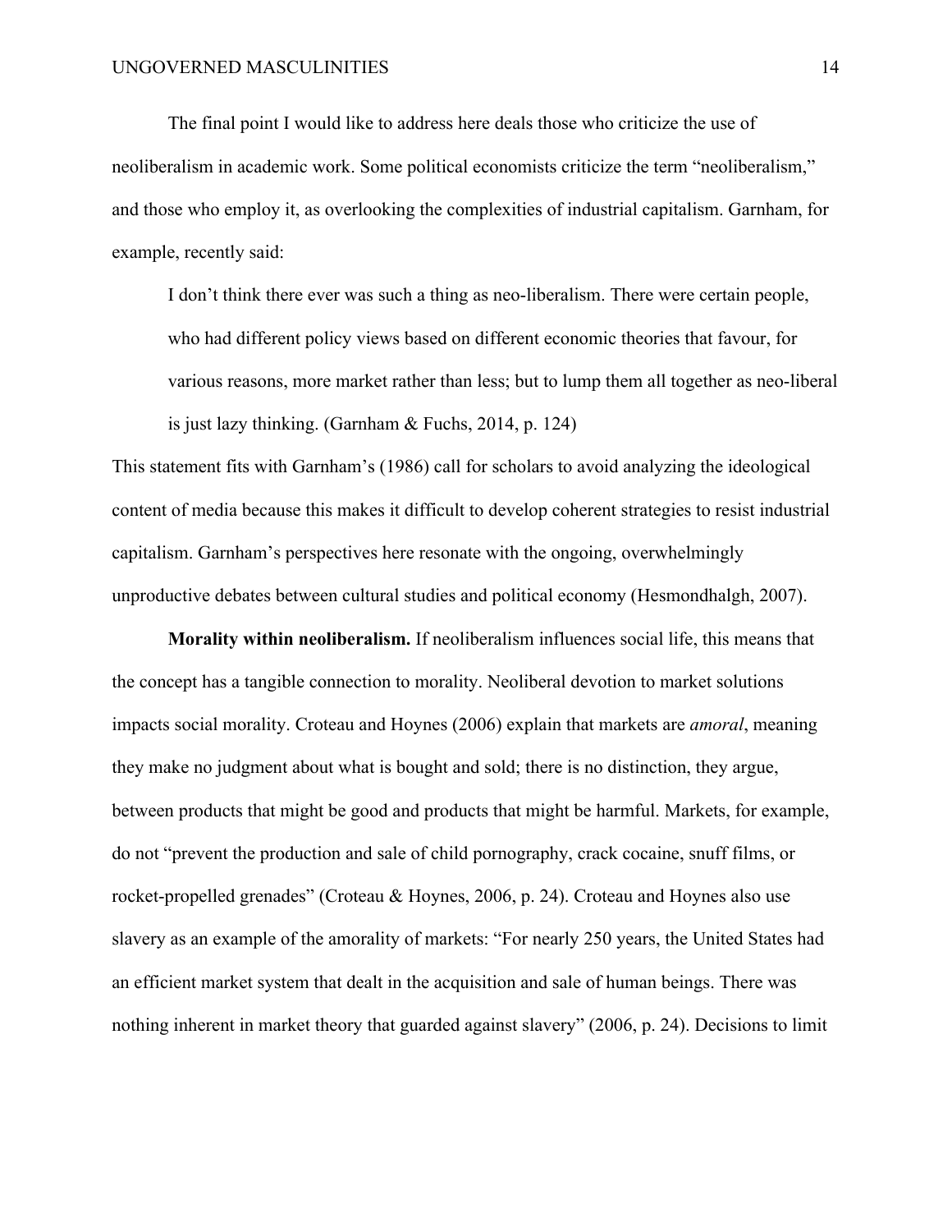The final point I would like to address here deals those who criticize the use of neoliberalism in academic work. Some political economists criticize the term "neoliberalism," and those who employ it, as overlooking the complexities of industrial capitalism. Garnham, for example, recently said:

> I don't think there ever was such a thing as neo-liberalism. There were certain people, who had different policy views based on different economic theories that favour, for various reasons, more market rather than less; but to lump them all together as neo-liberal is just lazy thinking. (Garnham & Fuchs, 2014, p. 124)

This statement fits with Garnham's (1986) call for scholars to avoid analyzing the ideological content of media because this makes it difficult to develop coherent strategies to resist industrial capitalism. Garnham's perspectives here resonate with the ongoing, overwhelmingly unproductive debates between cultural studies and political economy (Hesmondhalgh, 2007).

**Morality within neoliberalism.** If neoliberalism influences social life, this means that the concept has a tangible connection to morality. Neoliberal devotion to market solutions impacts social morality. Croteau and Hoynes (2006) explain that markets are *amoral*, meaning they make no judgment about what is bought and sold; there is no distinction, they argue, between products that might be good and products that might be harmful. Markets, for example, do not "prevent the production and sale of child pornography, crack cocaine, snuff films, or rocket-propelled grenades" (Croteau & Hoynes, 2006, p. 24). Croteau and Hoynes also use slavery as an example of the amorality of markets: "For nearly 250 years, the United States had an efficient market system that dealt in the acquisition and sale of human beings. There was nothing inherent in market theory that guarded against slavery" (2006, p. 24). Decisions to limit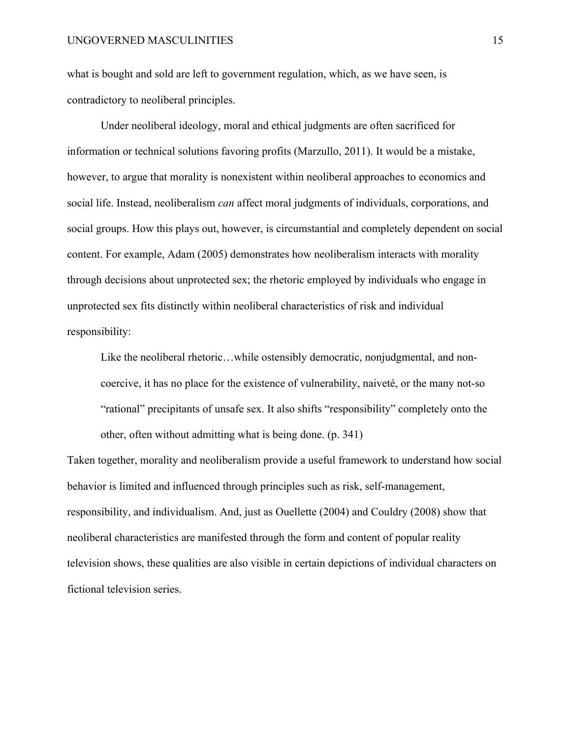what is bought and sold are left to government regulation, which, as we have seen, is contradictory to neoliberal principles.

Under neoliberal ideology, moral and ethical judgments are often sacrificed for information or technical solutions favoring profits (Marzullo, 2011). It would be a mistake, however, to argue that morality is nonexistent within neoliberal approaches to economics and social life. Instead, neoliberalism *can* affect moral judgments of individuals, corporations, and social groups. How this plays out, however, is circumstantial and completely dependent on social content. For example, Adam (2005) demonstrates how neoliberalism interacts with morality through decisions about unprotected sex; the rhetoric employed by individuals who engage in unprotected sex fits distinctly within neoliberal characteristics of risk and individual responsibility:

> Like the neoliberal rhetoric…while ostensibly democratic, nonjudgmental, and non-coercive, it has no place for the existence of vulnerability, naiveté, or the many not-so "rational" precipitants of unsafe sex. It also shifts "responsibility" completely onto the other, often without admitting what is being done. (p. 341)

Taken together, morality and neoliberalism provide a useful framework to understand how social behavior is limited and influenced through principles such as risk, self-management, responsibility, and individualism. And, just as Ouellette (2004) and Couldry (2008) show that neoliberal characteristics are manifested through the form and content of popular reality television shows, these qualities are also visible in certain depictions of individual characters on fictional television series.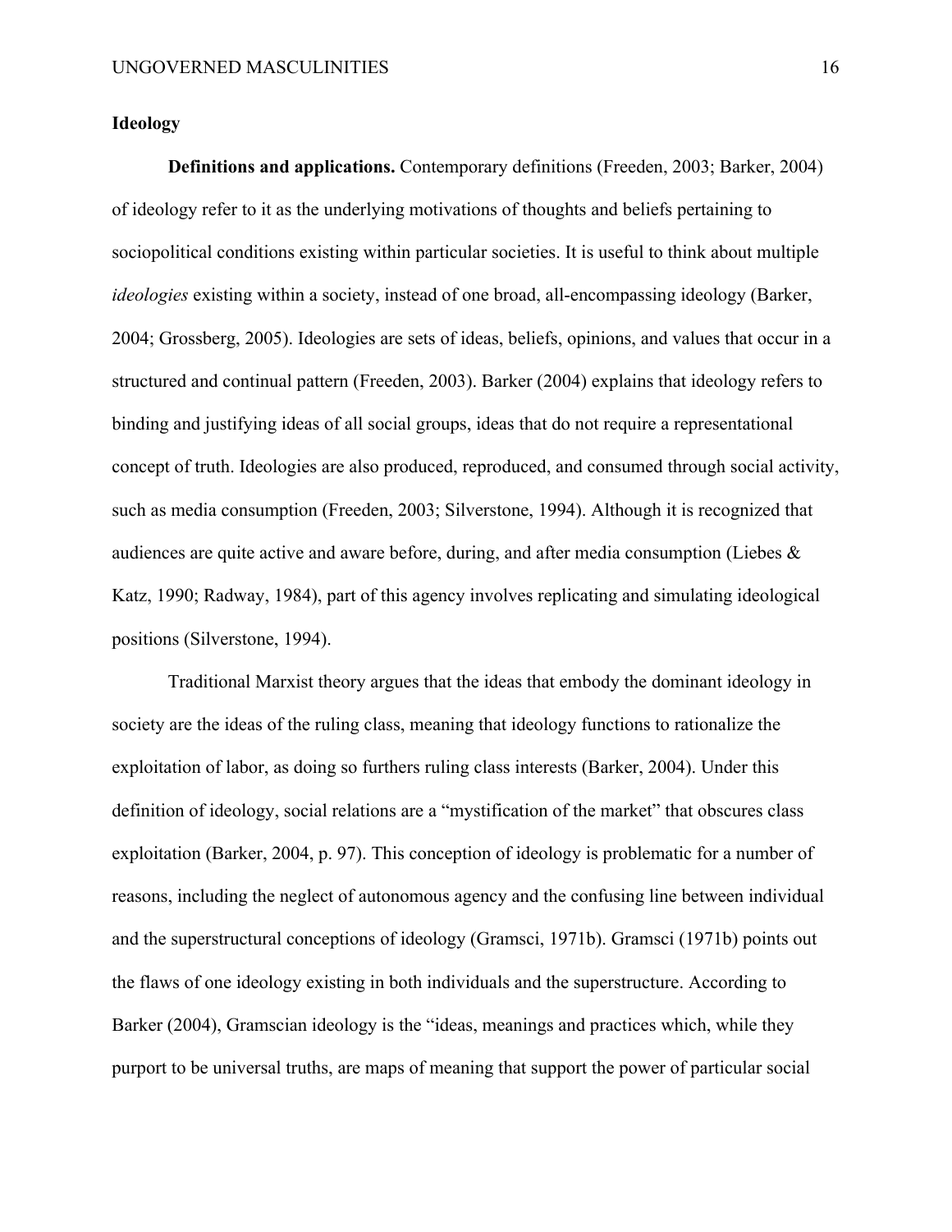## Ideology

**Definitions and applications.** Contemporary definitions (Freeden, 2003; Barker, 2004) of ideology refer to it as the underlying motivations of thoughts and beliefs pertaining to sociopolitical conditions existing within particular societies. It is useful to think about multiple *ideologies* existing within a society, instead of one broad, all-encompassing ideology (Barker, 2004; Grossberg, 2005). Ideologies are sets of ideas, beliefs, opinions, and values that occur in a structured and continual pattern (Freeden, 2003). Barker (2004) explains that ideology refers to binding and justifying ideas of all social groups, ideas that do not require a representational concept of truth. Ideologies are also produced, reproduced, and consumed through social activity, such as media consumption (Freeden, 2003; Silverstone, 1994). Although it is recognized that audiences are quite active and aware before, during, and after media consumption (Liebes & Katz, 1990; Radway, 1984), part of this agency involves replicating and simulating ideological positions (Silverstone, 1994).

Traditional Marxist theory argues that the ideas that embody the dominant ideology in society are the ideas of the ruling class, meaning that ideology functions to rationalize the exploitation of labor, as doing so furthers ruling class interests (Barker, 2004). Under this definition of ideology, social relations are a "mystification of the market" that obscures class exploitation (Barker, 2004, p. 97). This conception of ideology is problematic for a number of reasons, including the neglect of autonomous agency and the confusing line between individual and the superstructural conceptions of ideology (Gramsci, 1971b). Gramsci (1971b) points out the flaws of one ideology existing in both individuals and the superstructure. According to Barker (2004), Gramscian ideology is the "ideas, meanings and practices which, while they purport to be universal truths, are maps of meaning that support the power of particular social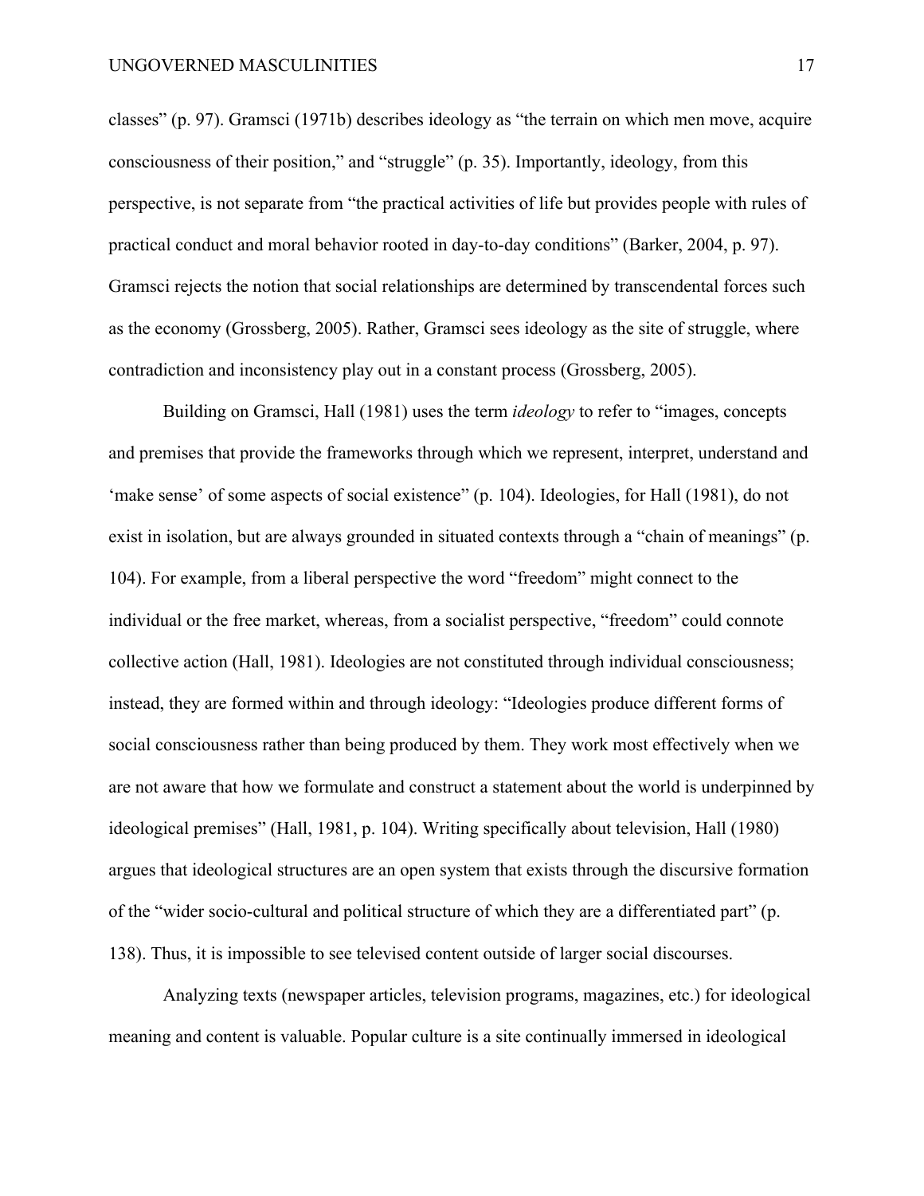classes" (p. 97). Gramsci (1971b) describes ideology as "the terrain on which men move, acquire consciousness of their position," and "struggle" (p. 35). Importantly, ideology, from this perspective, is not separate from "the practical activities of life but provides people with rules of practical conduct and moral behavior rooted in day-to-day conditions" (Barker, 2004, p. 97). Gramsci rejects the notion that social relationships are determined by transcendental forces such as the economy (Grossberg, 2005). Rather, Gramsci sees ideology as the site of struggle, where contradiction and inconsistency play out in a constant process (Grossberg, 2005).

Building on Gramsci, Hall (1981) uses the term *ideology* to refer to "images, concepts and premises that provide the frameworks through which we represent, interpret, understand and 'make sense' of some aspects of social existence" (p. 104). Ideologies, for Hall (1981), do not exist in isolation, but are always grounded in situated contexts through a "chain of meanings" (p. 104). For example, from a liberal perspective the word "freedom" might connect to the individual or the free market, whereas, from a socialist perspective, "freedom" could connote collective action (Hall, 1981). Ideologies are not constituted through individual consciousness; instead, they are formed within and through ideology: "Ideologies produce different forms of social consciousness rather than being produced by them. They work most effectively when we are not aware that how we formulate and construct a statement about the world is underpinned by ideological premises" (Hall, 1981, p. 104). Writing specifically about television, Hall (1980) argues that ideological structures are an open system that exists through the discursive formation of the "wider socio-cultural and political structure of which they are a differentiated part" (p. 138). Thus, it is impossible to see televised content outside of larger social discourses.

Analyzing texts (newspaper articles, television programs, magazines, etc.) for ideological meaning and content is valuable. Popular culture is a site continually immersed in ideological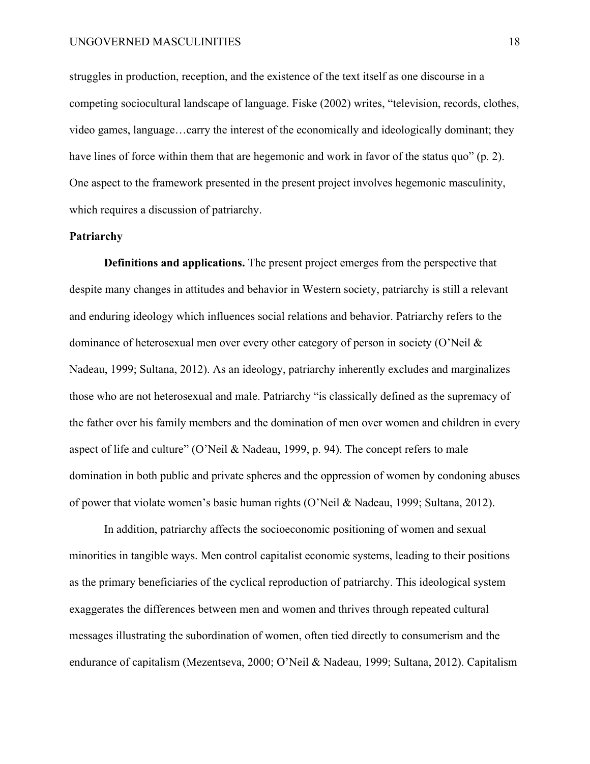struggles in production, reception, and the existence of the text itself as one discourse in a competing sociocultural landscape of language. Fiske (2002) writes, "television, records, clothes, video games, language…carry the interest of the economically and ideologically dominant; they have lines of force within them that are hegemonic and work in favor of the status quo" (p. 2). One aspect to the framework presented in the present project involves hegemonic masculinity, which requires a discussion of patriarchy.

## Patriarchy

**Definitions and applications.** The present project emerges from the perspective that despite many changes in attitudes and behavior in Western society, patriarchy is still a relevant and enduring ideology which influences social relations and behavior. Patriarchy refers to the dominance of heterosexual men over every other category of person in society (O'Neil & Nadeau, 1999; Sultana, 2012). As an ideology, patriarchy inherently excludes and marginalizes those who are not heterosexual and male. Patriarchy "is classically defined as the supremacy of the father over his family members and the domination of men over women and children in every aspect of life and culture" (O'Neil & Nadeau, 1999, p. 94). The concept refers to male domination in both public and private spheres and the oppression of women by condoning abuses of power that violate women's basic human rights (O'Neil & Nadeau, 1999; Sultana, 2012).

In addition, patriarchy affects the socioeconomic positioning of women and sexual minorities in tangible ways. Men control capitalist economic systems, leading to their positions as the primary beneficiaries of the cyclical reproduction of patriarchy. This ideological system exaggerates the differences between men and women and thrives through repeated cultural messages illustrating the subordination of women, often tied directly to consumerism and the endurance of capitalism (Mezentseva, 2000; O'Neil & Nadeau, 1999; Sultana, 2012). Capitalism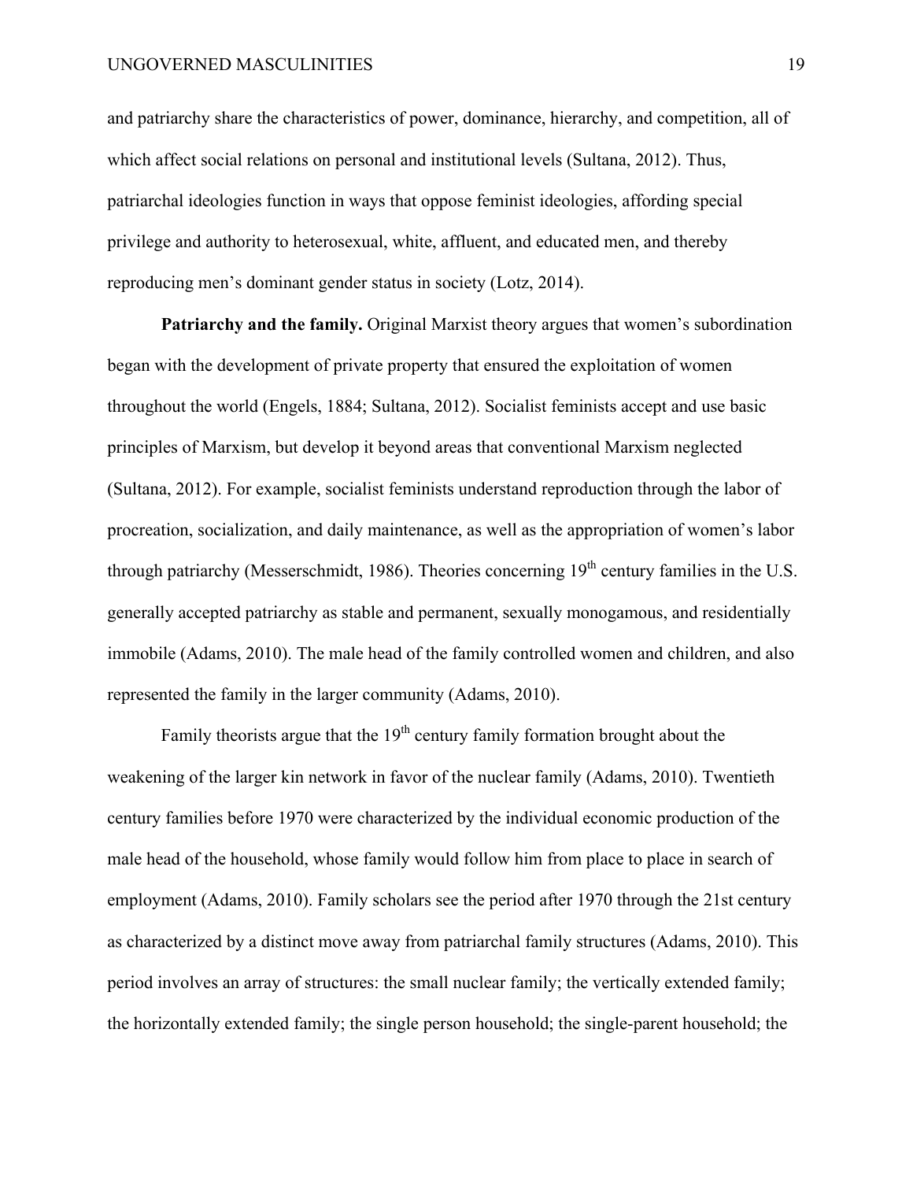and patriarchy share the characteristics of power, dominance, hierarchy, and competition, all of which affect social relations on personal and institutional levels (Sultana, 2012). Thus, patriarchal ideologies function in ways that oppose feminist ideologies, affording special privilege and authority to heterosexual, white, affluent, and educated men, and thereby reproducing men's dominant gender status in society (Lotz, 2014).

**Patriarchy and the family.** Original Marxist theory argues that women's subordination began with the development of private property that ensured the exploitation of women throughout the world (Engels, 1884; Sultana, 2012). Socialist feminists accept and use basic principles of Marxism, but develop it beyond areas that conventional Marxism neglected (Sultana, 2012). For example, socialist feminists understand reproduction through the labor of procreation, socialization, and daily maintenance, as well as the appropriation of women's labor through patriarchy (Messerschmidt, 1986). Theories concerning 19th century families in the U.S. generally accepted patriarchy as stable and permanent, sexually monogamous, and residentially immobile (Adams, 2010). The male head of the family controlled women and children, and also represented the family in the larger community (Adams, 2010).

Family theorists argue that the 19th century family formation brought about the weakening of the larger kin network in favor of the nuclear family (Adams, 2010). Twentieth century families before 1970 were characterized by the individual economic production of the male head of the household, whose family would follow him from place to place in search of employment (Adams, 2010). Family scholars see the period after 1970 through the 21st century as characterized by a distinct move away from patriarchal family structures (Adams, 2010). This period involves an array of structures: the small nuclear family; the vertically extended family; the horizontally extended family; the single person household; the single-parent household; the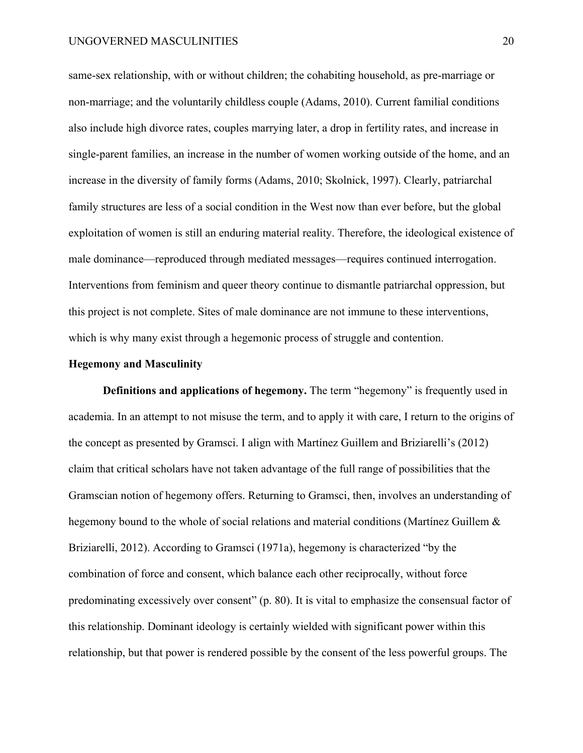same-sex relationship, with or without children; the cohabiting household, as pre-marriage or non-marriage; and the voluntarily childless couple (Adams, 2010). Current familial conditions also include high divorce rates, couples marrying later, a drop in fertility rates, and increase in single-parent families, an increase in the number of women working outside of the home, and an increase in the diversity of family forms (Adams, 2010; Skolnick, 1997). Clearly, patriarchal family structures are less of a social condition in the West now than ever before, but the global exploitation of women is still an enduring material reality. Therefore, the ideological existence of male dominance—reproduced through mediated messages—requires continued interrogation. Interventions from feminism and queer theory continue to dismantle patriarchal oppression, but this project is not complete. Sites of male dominance are not immune to these interventions, which is why many exist through a hegemonic process of struggle and contention.

## Hegemony and Masculinity

**Definitions and applications of hegemony.** The term "hegemony" is frequently used in academia. In an attempt to not misuse the term, and to apply it with care, I return to the origins of the concept as presented by Gramsci. I align with Martínez Guillem and Briziarelli's (2012) claim that critical scholars have not taken advantage of the full range of possibilities that the Gramscian notion of hegemony offers. Returning to Gramsci, then, involves an understanding of hegemony bound to the whole of social relations and material conditions (Martínez Guillem & Briziarelli, 2012). According to Gramsci (1971a), hegemony is characterized "by the combination of force and consent, which balance each other reciprocally, without force predominating excessively over consent" (p. 80). It is vital to emphasize the consensual factor of this relationship. Dominant ideology is certainly wielded with significant power within this relationship, but that power is rendered possible by the consent of the less powerful groups. The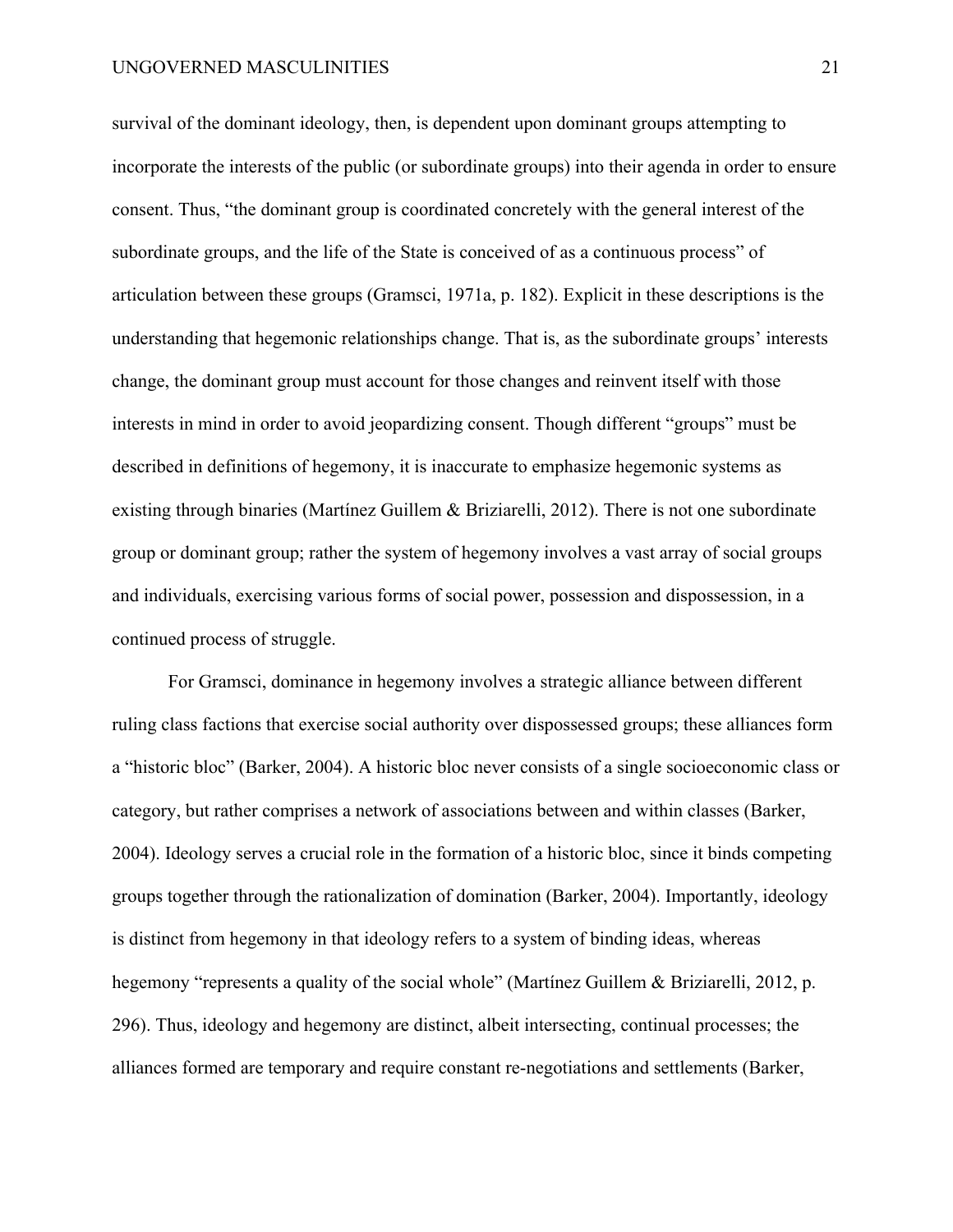survival of the dominant ideology, then, is dependent upon dominant groups attempting to incorporate the interests of the public (or subordinate groups) into their agenda in order to ensure consent. Thus, "the dominant group is coordinated concretely with the general interest of the subordinate groups, and the life of the State is conceived of as a continuous process" of articulation between these groups (Gramsci, 1971a, p. 182). Explicit in these descriptions is the understanding that hegemonic relationships change. That is, as the subordinate groups' interests change, the dominant group must account for those changes and reinvent itself with those interests in mind in order to avoid jeopardizing consent. Though different "groups" must be described in definitions of hegemony, it is inaccurate to emphasize hegemonic systems as existing through binaries (Martínez Guillem & Briziarelli, 2012). There is not one subordinate group or dominant group; rather the system of hegemony involves a vast array of social groups and individuals, exercising various forms of social power, possession and dispossession, in a continued process of struggle.

For Gramsci, dominance in hegemony involves a strategic alliance between different ruling class factions that exercise social authority over dispossessed groups; these alliances form a "historic bloc" (Barker, 2004). A historic bloc never consists of a single socioeconomic class or category, but rather comprises a network of associations between and within classes (Barker, 2004). Ideology serves a crucial role in the formation of a historic bloc, since it binds competing groups together through the rationalization of domination (Barker, 2004). Importantly, ideology is distinct from hegemony in that ideology refers to a system of binding ideas, whereas hegemony "represents a quality of the social whole" (Martínez Guillem & Briziarelli, 2012, p. 296). Thus, ideology and hegemony are distinct, albeit intersecting, continual processes; the alliances formed are temporary and require constant re-negotiations and settlements (Barker,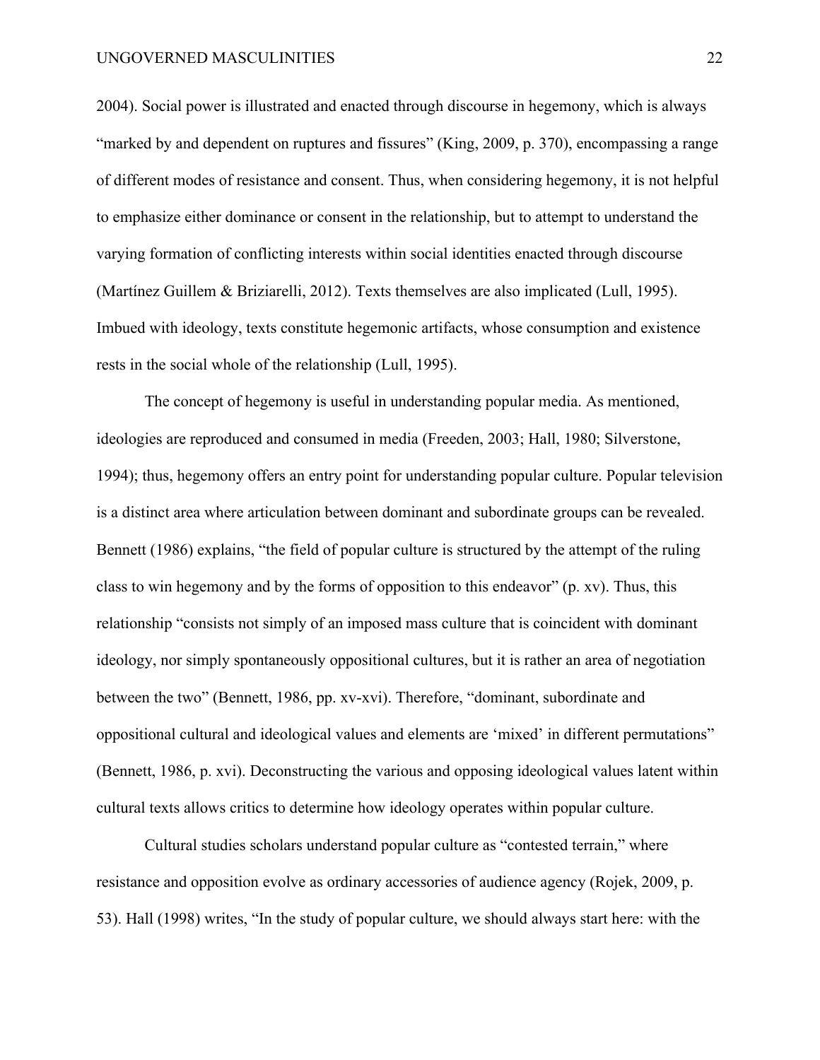2004). Social power is illustrated and enacted through discourse in hegemony, which is always "marked by and dependent on ruptures and fissures" (King, 2009, p. 370), encompassing a range of different modes of resistance and consent. Thus, when considering hegemony, it is not helpful to emphasize either dominance or consent in the relationship, but to attempt to understand the varying formation of conflicting interests within social identities enacted through discourse (Martínez Guillem & Briziarelli, 2012). Texts themselves are also implicated (Lull, 1995). Imbued with ideology, texts constitute hegemonic artifacts, whose consumption and existence rests in the social whole of the relationship (Lull, 1995).

The concept of hegemony is useful in understanding popular media. As mentioned, ideologies are reproduced and consumed in media (Freeden, 2003; Hall, 1980; Silverstone, 1994); thus, hegemony offers an entry point for understanding popular culture. Popular television is a distinct area where articulation between dominant and subordinate groups can be revealed. Bennett (1986) explains, "the field of popular culture is structured by the attempt of the ruling class to win hegemony and by the forms of opposition to this endeavor" (p. xv). Thus, this relationship "consists not simply of an imposed mass culture that is coincident with dominant ideology, nor simply spontaneously oppositional cultures, but it is rather an area of negotiation between the two" (Bennett, 1986, pp. xv-xvi). Therefore, "dominant, subordinate and oppositional cultural and ideological values and elements are 'mixed' in different permutations" (Bennett, 1986, p. xvi). Deconstructing the various and opposing ideological values latent within cultural texts allows critics to determine how ideology operates within popular culture.

Cultural studies scholars understand popular culture as "contested terrain," where resistance and opposition evolve as ordinary accessories of audience agency (Rojek, 2009, p. 53). Hall (1998) writes, "In the study of popular culture, we should always start here: with the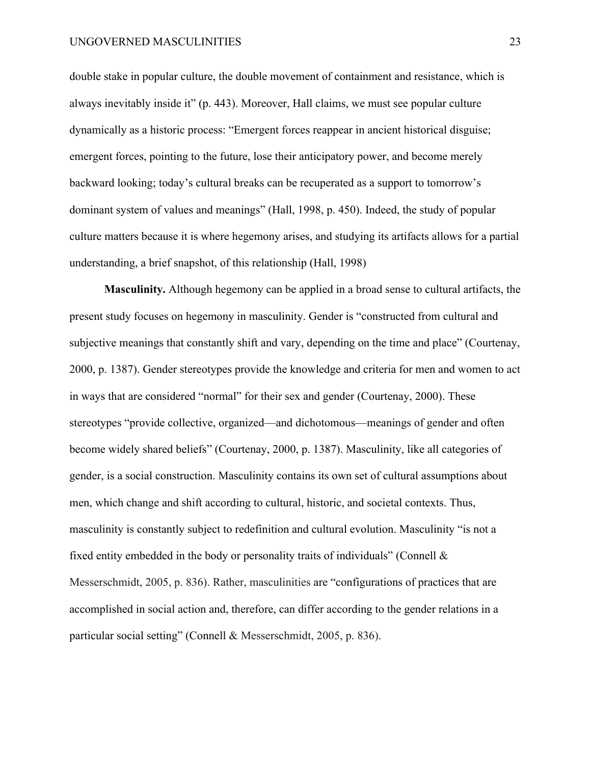double stake in popular culture, the double movement of containment and resistance, which is always inevitably inside it" (p. 443). Moreover, Hall claims, we must see popular culture dynamically as a historic process: "Emergent forces reappear in ancient historical disguise; emergent forces, pointing to the future, lose their anticipatory power, and become merely backward looking; today's cultural breaks can be recuperated as a support to tomorrow's dominant system of values and meanings" (Hall, 1998, p. 450). Indeed, the study of popular culture matters because it is where hegemony arises, and studying its artifacts allows for a partial understanding, a brief snapshot, of this relationship (Hall, 1998)

**Masculinity.** Although hegemony can be applied in a broad sense to cultural artifacts, the present study focuses on hegemony in masculinity. Gender is "constructed from cultural and subjective meanings that constantly shift and vary, depending on the time and place" (Courtenay, 2000, p. 1387). Gender stereotypes provide the knowledge and criteria for men and women to act in ways that are considered "normal" for their sex and gender (Courtenay, 2000). These stereotypes "provide collective, organized—and dichotomous—meanings of gender and often become widely shared beliefs" (Courtenay, 2000, p. 1387). Masculinity, like all categories of gender, is a social construction. Masculinity contains its own set of cultural assumptions about men, which change and shift according to cultural, historic, and societal contexts. Thus, masculinity is constantly subject to redefinition and cultural evolution. Masculinity "is not a fixed entity embedded in the body or personality traits of individuals" (Connell & Messerschmidt, 2005, p. 836). Rather, masculinities are "configurations of practices that are accomplished in social action and, therefore, can differ according to the gender relations in a particular social setting" (Connell & Messerschmidt, 2005, p. 836).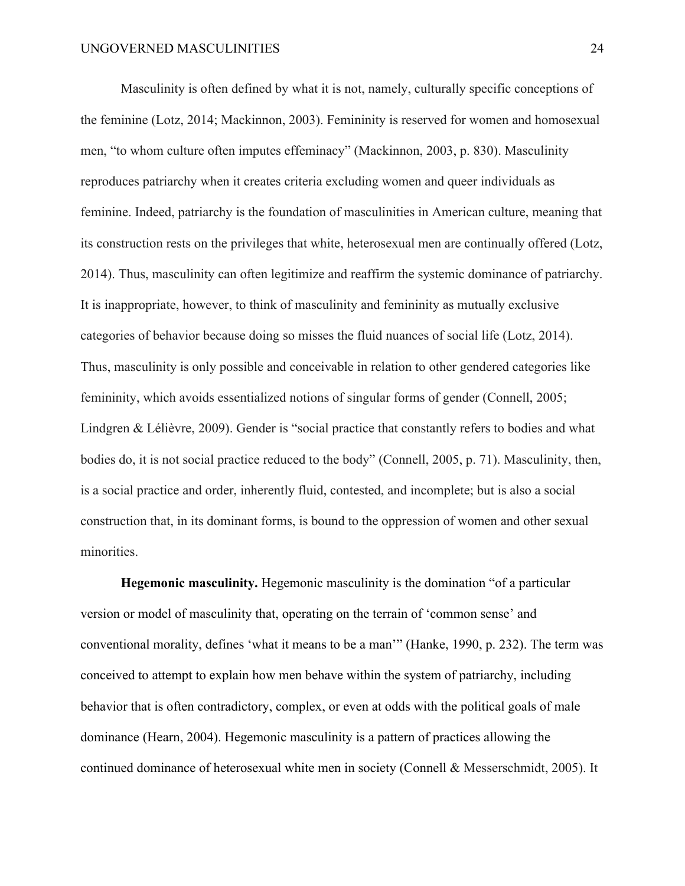Masculinity is often defined by what it is not, namely, culturally specific conceptions of the feminine (Lotz, 2014; Mackinnon, 2003). Femininity is reserved for women and homosexual men, "to whom culture often imputes effeminacy" (Mackinnon, 2003, p. 830). Masculinity reproduces patriarchy when it creates criteria excluding women and queer individuals as feminine. Indeed, patriarchy is the foundation of masculinities in American culture, meaning that its construction rests on the privileges that white, heterosexual men are continually offered (Lotz, 2014). Thus, masculinity can often legitimize and reaffirm the systemic dominance of patriarchy. It is inappropriate, however, to think of masculinity and femininity as mutually exclusive categories of behavior because doing so misses the fluid nuances of social life (Lotz, 2014). Thus, masculinity is only possible and conceivable in relation to other gendered categories like femininity, which avoids essentialized notions of singular forms of gender (Connell, 2005; Lindgren & Lélièvre, 2009). Gender is "social practice that constantly refers to bodies and what bodies do, it is not social practice reduced to the body" (Connell, 2005, p. 71). Masculinity, then, is a social practice and order, inherently fluid, contested, and incomplete; but is also a social construction that, in its dominant forms, is bound to the oppression of women and other sexual minorities.

**Hegemonic masculinity.** Hegemonic masculinity is the domination "of a particular version or model of masculinity that, operating on the terrain of 'common sense' and conventional morality, defines 'what it means to be a man'" (Hanke, 1990, p. 232). The term was conceived to attempt to explain how men behave within the system of patriarchy, including behavior that is often contradictory, complex, or even at odds with the political goals of male dominance (Hearn, 2004). Hegemonic masculinity is a pattern of practices allowing the continued dominance of heterosexual white men in society (Connell & Messerschmidt, 2005). It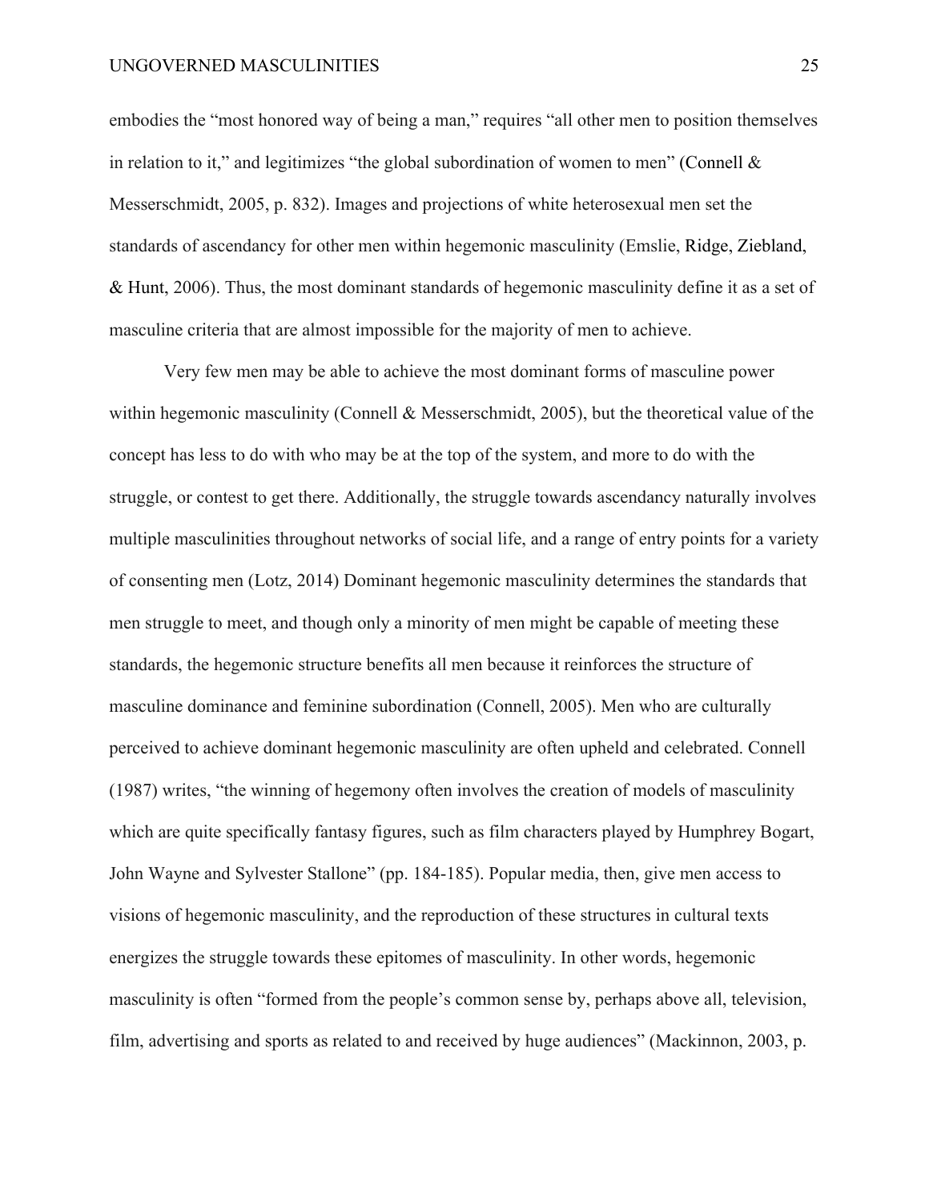embodies the "most honored way of being a man," requires "all other men to position themselves in relation to it," and legitimizes "the global subordination of women to men" (Connell & Messerschmidt, 2005, p. 832). Images and projections of white heterosexual men set the standards of ascendancy for other men within hegemonic masculinity (Emslie, Ridge, Ziebland, & Hunt, 2006). Thus, the most dominant standards of hegemonic masculinity define it as a set of masculine criteria that are almost impossible for the majority of men to achieve.

Very few men may be able to achieve the most dominant forms of masculine power within hegemonic masculinity (Connell & Messerschmidt, 2005), but the theoretical value of the concept has less to do with who may be at the top of the system, and more to do with the struggle, or contest to get there. Additionally, the struggle towards ascendancy naturally involves multiple masculinities throughout networks of social life, and a range of entry points for a variety of consenting men (Lotz, 2014) Dominant hegemonic masculinity determines the standards that men struggle to meet, and though only a minority of men might be capable of meeting these standards, the hegemonic structure benefits all men because it reinforces the structure of masculine dominance and feminine subordination (Connell, 2005). Men who are culturally perceived to achieve dominant hegemonic masculinity are often upheld and celebrated. Connell (1987) writes, "the winning of hegemony often involves the creation of models of masculinity which are quite specifically fantasy figures, such as film characters played by Humphrey Bogart, John Wayne and Sylvester Stallone" (pp. 184-185). Popular media, then, give men access to visions of hegemonic masculinity, and the reproduction of these structures in cultural texts energizes the struggle towards these epitomes of masculinity. In other words, hegemonic masculinity is often "formed from the people's common sense by, perhaps above all, television, film, advertising and sports as related to and received by huge audiences" (Mackinnon, 2003, p.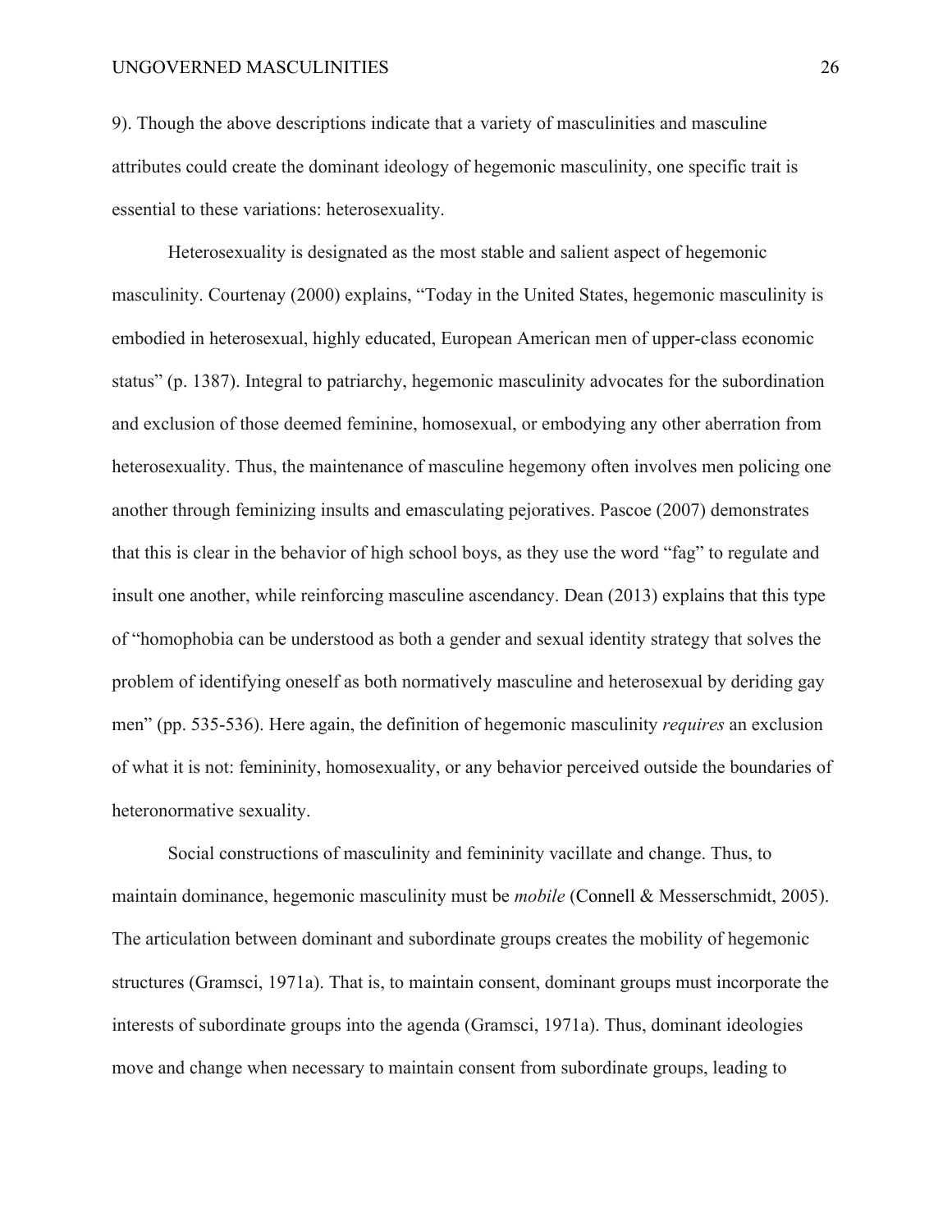9). Though the above descriptions indicate that a variety of masculinities and masculine attributes could create the dominant ideology of hegemonic masculinity, one specific trait is essential to these variations: heterosexuality.

Heterosexuality is designated as the most stable and salient aspect of hegemonic masculinity. Courtenay (2000) explains, "Today in the United States, hegemonic masculinity is embodied in heterosexual, highly educated, European American men of upper-class economic status" (p. 1387). Integral to patriarchy, hegemonic masculinity advocates for the subordination and exclusion of those deemed feminine, homosexual, or embodying any other aberration from heterosexuality. Thus, the maintenance of masculine hegemony often involves men policing one another through feminizing insults and emasculating pejoratives. Pascoe (2007) demonstrates that this is clear in the behavior of high school boys, as they use the word "fag" to regulate and insult one another, while reinforcing masculine ascendancy. Dean (2013) explains that this type of "homophobia can be understood as both a gender and sexual identity strategy that solves the problem of identifying oneself as both normatively masculine and heterosexual by deriding gay men" (pp. 535-536). Here again, the definition of hegemonic masculinity *requires* an exclusion of what it is not: femininity, homosexuality, or any behavior perceived outside the boundaries of heteronormative sexuality.

Social constructions of masculinity and femininity vacillate and change. Thus, to maintain dominance, hegemonic masculinity must be *mobile* (Connell & Messerschmidt, 2005). The articulation between dominant and subordinate groups creates the mobility of hegemonic structures (Gramsci, 1971a). That is, to maintain consent, dominant groups must incorporate the interests of subordinate groups into the agenda (Gramsci, 1971a). Thus, dominant ideologies move and change when necessary to maintain consent from subordinate groups, leading to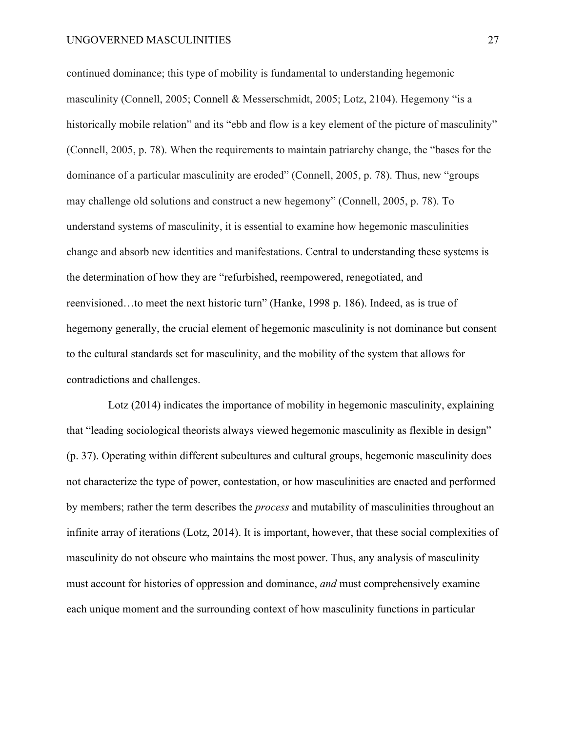continued dominance; this type of mobility is fundamental to understanding hegemonic masculinity (Connell, 2005; Connell & Messerschmidt, 2005; Lotz, 2104). Hegemony "is a historically mobile relation" and its "ebb and flow is a key element of the picture of masculinity" (Connell, 2005, p. 78). When the requirements to maintain patriarchy change, the "bases for the dominance of a particular masculinity are eroded" (Connell, 2005, p. 78). Thus, new "groups may challenge old solutions and construct a new hegemony" (Connell, 2005, p. 78). To understand systems of masculinity, it is essential to examine how hegemonic masculinities change and absorb new identities and manifestations. Central to understanding these systems is the determination of how they are "refurbished, reempowered, renegotiated, and reenvisioned…to meet the next historic turn" (Hanke, 1998 p. 186). Indeed, as is true of hegemony generally, the crucial element of hegemonic masculinity is not dominance but consent to the cultural standards set for masculinity, and the mobility of the system that allows for contradictions and challenges.

Lotz (2014) indicates the importance of mobility in hegemonic masculinity, explaining that "leading sociological theorists always viewed hegemonic masculinity as flexible in design" (p. 37). Operating within different subcultures and cultural groups, hegemonic masculinity does not characterize the type of power, contestation, or how masculinities are enacted and performed by members; rather the term describes the *process* and mutability of masculinities throughout an infinite array of iterations (Lotz, 2014). It is important, however, that these social complexities of masculinity do not obscure who maintains the most power. Thus, any analysis of masculinity must account for histories of oppression and dominance, *and* must comprehensively examine each unique moment and the surrounding context of how masculinity functions in particular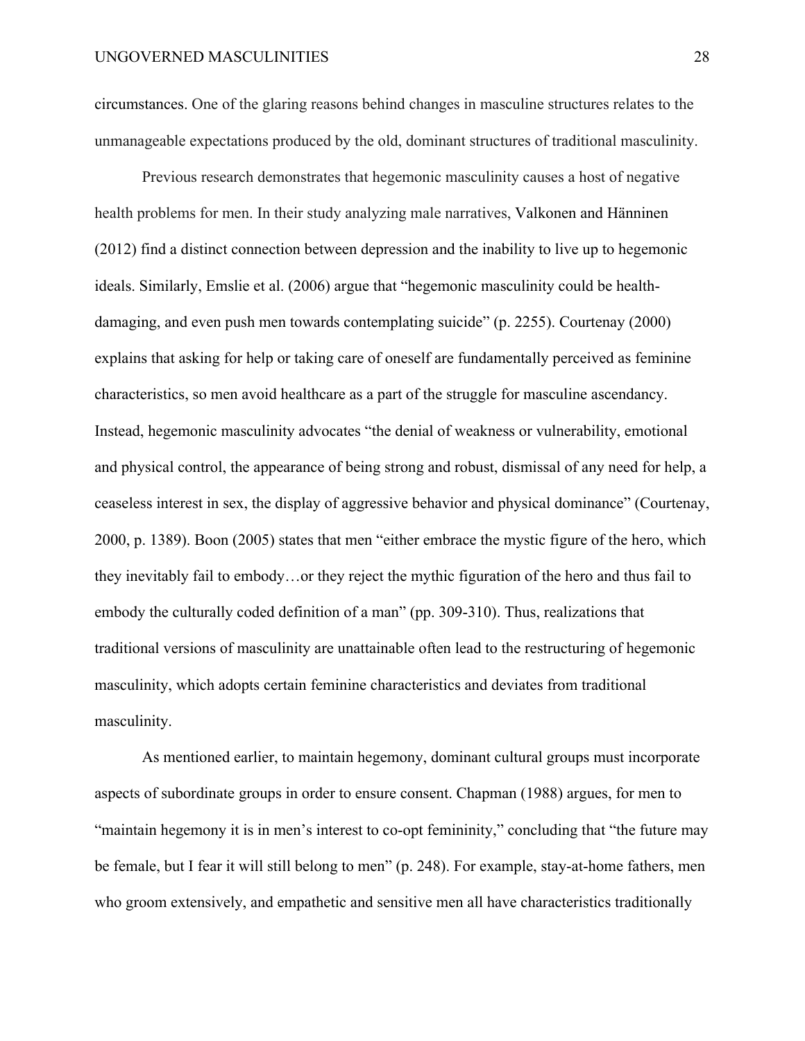circumstances. One of the glaring reasons behind changes in masculine structures relates to the unmanageable expectations produced by the old, dominant structures of traditional masculinity.

Previous research demonstrates that hegemonic masculinity causes a host of negative health problems for men. In their study analyzing male narratives, Valkonen and Hänninen (2012) find a distinct connection between depression and the inability to live up to hegemonic ideals. Similarly, Emslie et al. (2006) argue that "hegemonic masculinity could be health-damaging, and even push men towards contemplating suicide" (p. 2255). Courtenay (2000) explains that asking for help or taking care of oneself are fundamentally perceived as feminine characteristics, so men avoid healthcare as a part of the struggle for masculine ascendancy. Instead, hegemonic masculinity advocates "the denial of weakness or vulnerability, emotional and physical control, the appearance of being strong and robust, dismissal of any need for help, a ceaseless interest in sex, the display of aggressive behavior and physical dominance" (Courtenay, 2000, p. 1389). Boon (2005) states that men "either embrace the mystic figure of the hero, which they inevitably fail to embody…or they reject the mythic figuration of the hero and thus fail to embody the culturally coded definition of a man" (pp. 309-310). Thus, realizations that traditional versions of masculinity are unattainable often lead to the restructuring of hegemonic masculinity, which adopts certain feminine characteristics and deviates from traditional masculinity.

As mentioned earlier, to maintain hegemony, dominant cultural groups must incorporate aspects of subordinate groups in order to ensure consent. Chapman (1988) argues, for men to "maintain hegemony it is in men's interest to co-opt femininity," concluding that "the future may be female, but I fear it will still belong to men" (p. 248). For example, stay-at-home fathers, men who groom extensively, and empathetic and sensitive men all have characteristics traditionally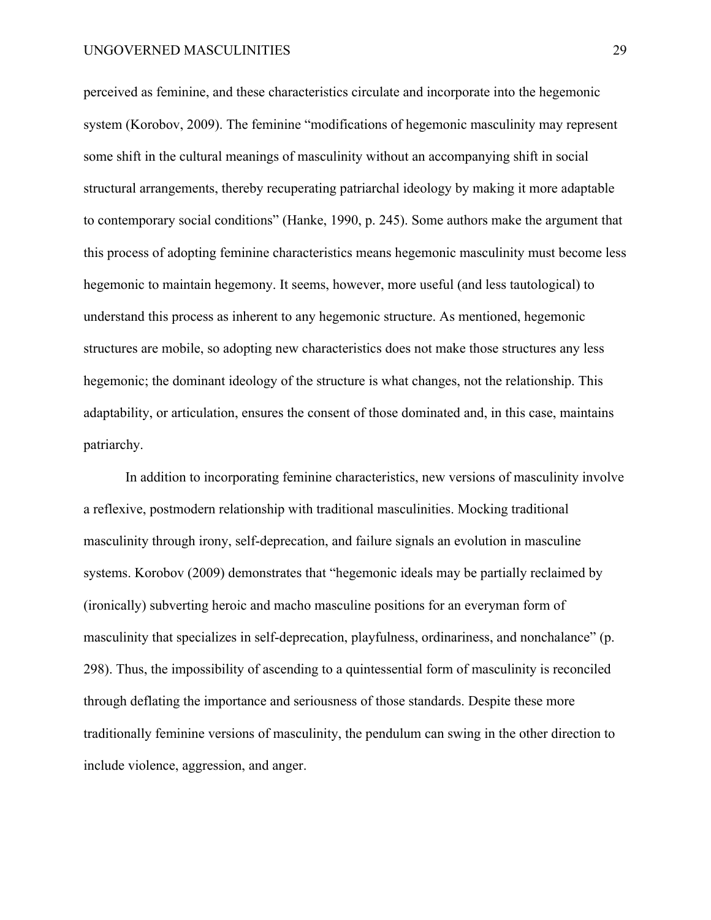perceived as feminine, and these characteristics circulate and incorporate into the hegemonic system (Korobov, 2009). The feminine "modifications of hegemonic masculinity may represent some shift in the cultural meanings of masculinity without an accompanying shift in social structural arrangements, thereby recuperating patriarchal ideology by making it more adaptable to contemporary social conditions" (Hanke, 1990, p. 245). Some authors make the argument that this process of adopting feminine characteristics means hegemonic masculinity must become less hegemonic to maintain hegemony. It seems, however, more useful (and less tautological) to understand this process as inherent to any hegemonic structure. As mentioned, hegemonic structures are mobile, so adopting new characteristics does not make those structures any less hegemonic; the dominant ideology of the structure is what changes, not the relationship. This adaptability, or articulation, ensures the consent of those dominated and, in this case, maintains patriarchy.

In addition to incorporating feminine characteristics, new versions of masculinity involve a reflexive, postmodern relationship with traditional masculinities. Mocking traditional masculinity through irony, self-deprecation, and failure signals an evolution in masculine systems. Korobov (2009) demonstrates that "hegemonic ideals may be partially reclaimed by (ironically) subverting heroic and macho masculine positions for an everyman form of masculinity that specializes in self-deprecation, playfulness, ordinariness, and nonchalance" (p. 298). Thus, the impossibility of ascending to a quintessential form of masculinity is reconciled through deflating the importance and seriousness of those standards. Despite these more traditionally feminine versions of masculinity, the pendulum can swing in the other direction to include violence, aggression, and anger.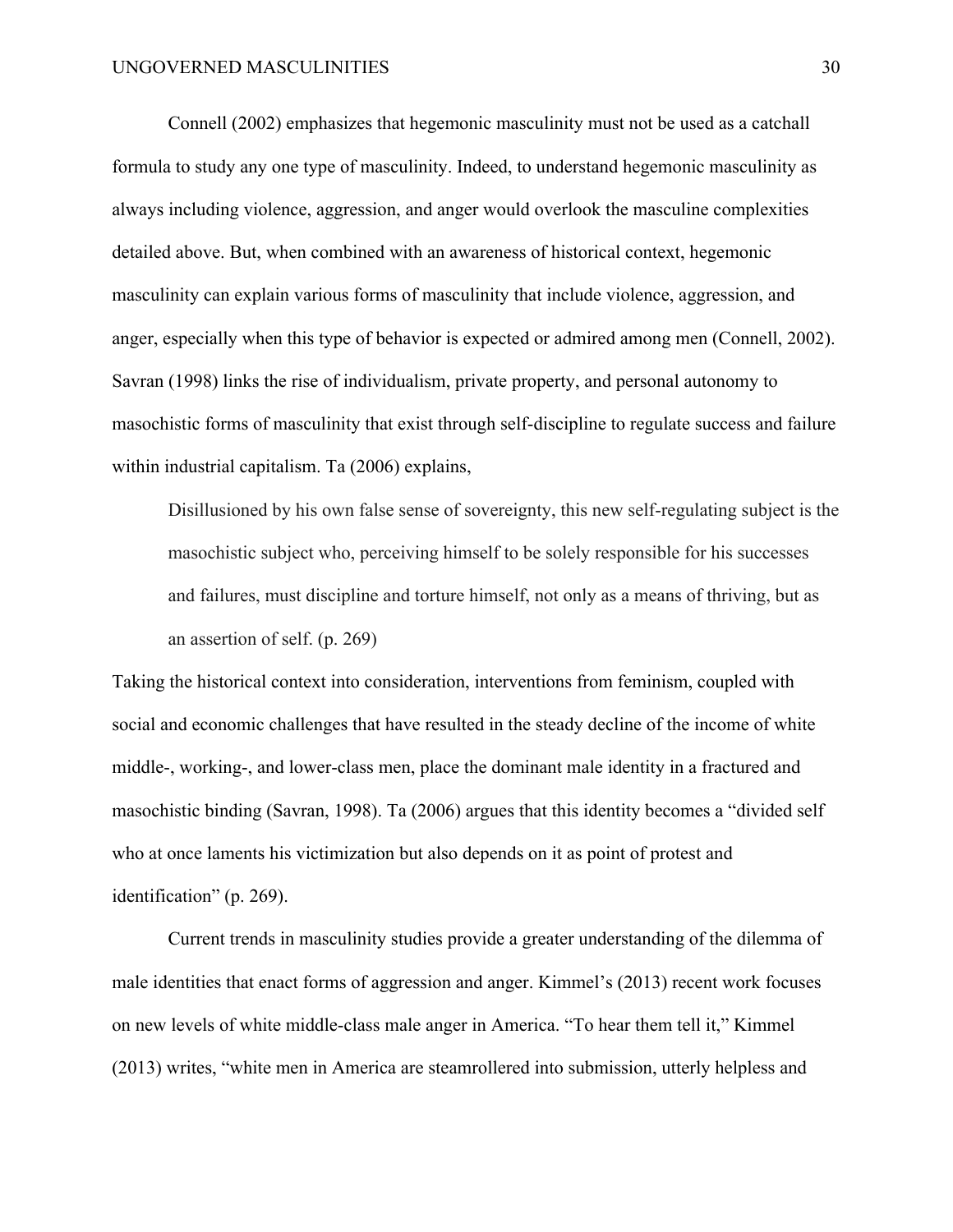Connell (2002) emphasizes that hegemonic masculinity must not be used as a catchall formula to study any one type of masculinity. Indeed, to understand hegemonic masculinity as always including violence, aggression, and anger would overlook the masculine complexities detailed above. But, when combined with an awareness of historical context, hegemonic masculinity can explain various forms of masculinity that include violence, aggression, and anger, especially when this type of behavior is expected or admired among men (Connell, 2002). Savran (1998) links the rise of individualism, private property, and personal autonomy to masochistic forms of masculinity that exist through self-discipline to regulate success and failure within industrial capitalism. Ta (2006) explains,

> Disillusioned by his own false sense of sovereignty, this new self-regulating subject is the masochistic subject who, perceiving himself to be solely responsible for his successes and failures, must discipline and torture himself, not only as a means of thriving, but as an assertion of self. (p. 269)

Taking the historical context into consideration, interventions from feminism, coupled with social and economic challenges that have resulted in the steady decline of the income of white middle-, working-, and lower-class men, place the dominant male identity in a fractured and masochistic binding (Savran, 1998). Ta (2006) argues that this identity becomes a "divided self who at once laments his victimization but also depends on it as point of protest and identification" (p. 269).

Current trends in masculinity studies provide a greater understanding of the dilemma of male identities that enact forms of aggression and anger. Kimmel's (2013) recent work focuses on new levels of white middle-class male anger in America. "To hear them tell it," Kimmel (2013) writes, "white men in America are steamrollered into submission, utterly helpless and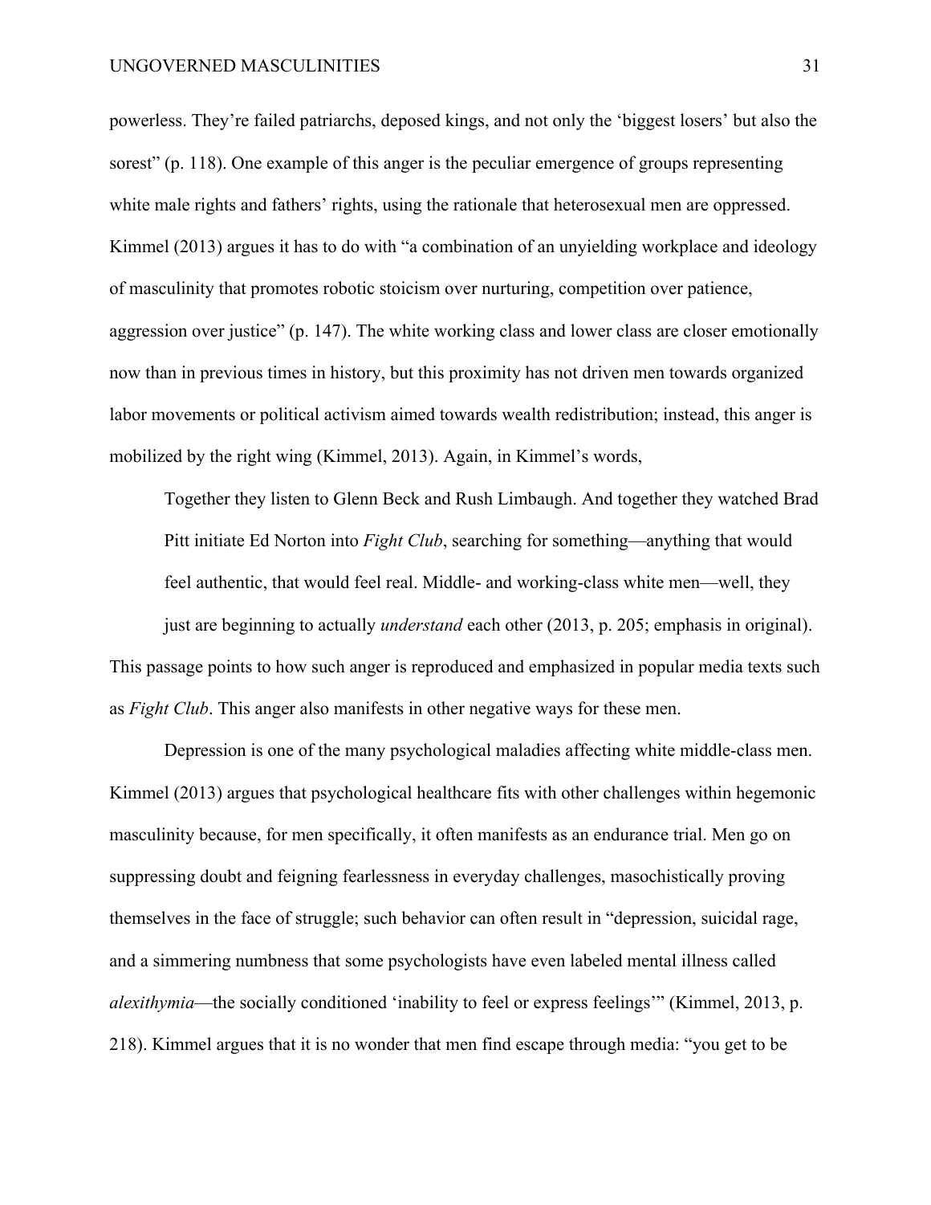powerless. They're failed patriarchs, deposed kings, and not only the 'biggest losers' but also the sorest" (p. 118). One example of this anger is the peculiar emergence of groups representing white male rights and fathers' rights, using the rationale that heterosexual men are oppressed. Kimmel (2013) argues it has to do with "a combination of an unyielding workplace and ideology of masculinity that promotes robotic stoicism over nurturing, competition over patience, aggression over justice" (p. 147). The white working class and lower class are closer emotionally now than in previous times in history, but this proximity has not driven men towards organized labor movements or political activism aimed towards wealth redistribution; instead, this anger is mobilized by the right wing (Kimmel, 2013). Again, in Kimmel's words,

> Together they listen to Glenn Beck and Rush Limbaugh. And together they watched Brad Pitt initiate Ed Norton into *Fight Club*, searching for something—anything that would feel authentic, that would feel real. Middle- and working-class white men—well, they just are beginning to actually *understand* each other (2013, p. 205; emphasis in original).

This passage points to how such anger is reproduced and emphasized in popular media texts such as *Fight Club*. This anger also manifests in other negative ways for these men.

Depression is one of the many psychological maladies affecting white middle-class men. Kimmel (2013) argues that psychological healthcare fits with other challenges within hegemonic masculinity because, for men specifically, it often manifests as an endurance trial. Men go on suppressing doubt and feigning fearlessness in everyday challenges, masochistically proving themselves in the face of struggle; such behavior can often result in "depression, suicidal rage, and a simmering numbness that some psychologists have even labeled mental illness called *alexithymia*—the socially conditioned 'inability to feel or express feelings'" (Kimmel, 2013, p. 218). Kimmel argues that it is no wonder that men find escape through media: "you get to be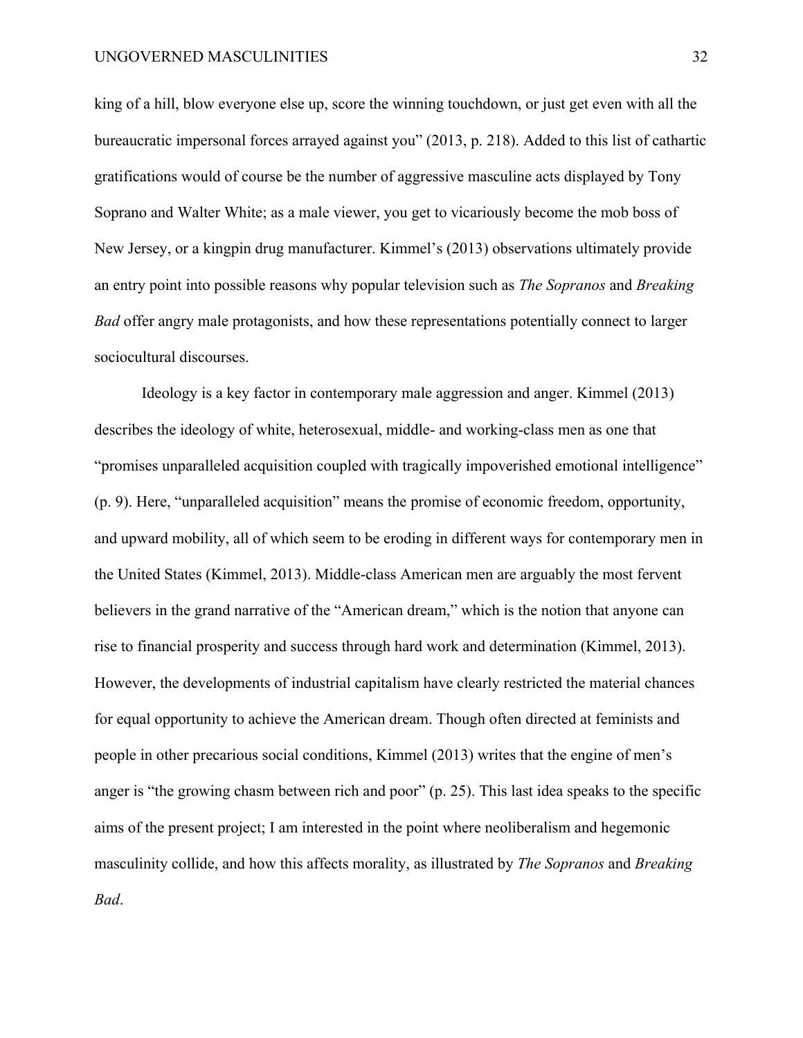king of a hill, blow everyone else up, score the winning touchdown, or just get even with all the bureaucratic impersonal forces arrayed against you" (2013, p. 218). Added to this list of cathartic gratifications would of course be the number of aggressive masculine acts displayed by Tony Soprano and Walter White; as a male viewer, you get to vicariously become the mob boss of New Jersey, or a kingpin drug manufacturer. Kimmel's (2013) observations ultimately provide an entry point into possible reasons why popular television such as *The Sopranos* and *Breaking Bad* offer angry male protagonists, and how these representations potentially connect to larger sociocultural discourses.

Ideology is a key factor in contemporary male aggression and anger. Kimmel (2013) describes the ideology of white, heterosexual, middle- and working-class men as one that "promises unparalleled acquisition coupled with tragically impoverished emotional intelligence" (p. 9). Here, "unparalleled acquisition" means the promise of economic freedom, opportunity, and upward mobility, all of which seem to be eroding in different ways for contemporary men in the United States (Kimmel, 2013). Middle-class American men are arguably the most fervent believers in the grand narrative of the "American dream," which is the notion that anyone can rise to financial prosperity and success through hard work and determination (Kimmel, 2013). However, the developments of industrial capitalism have clearly restricted the material chances for equal opportunity to achieve the American dream. Though often directed at feminists and people in other precarious social conditions, Kimmel (2013) writes that the engine of men's anger is "the growing chasm between rich and poor" (p. 25). This last idea speaks to the specific aims of the present project; I am interested in the point where neoliberalism and hegemonic masculinity collide, and how this affects morality, as illustrated by *The Sopranos* and *Breaking Bad*.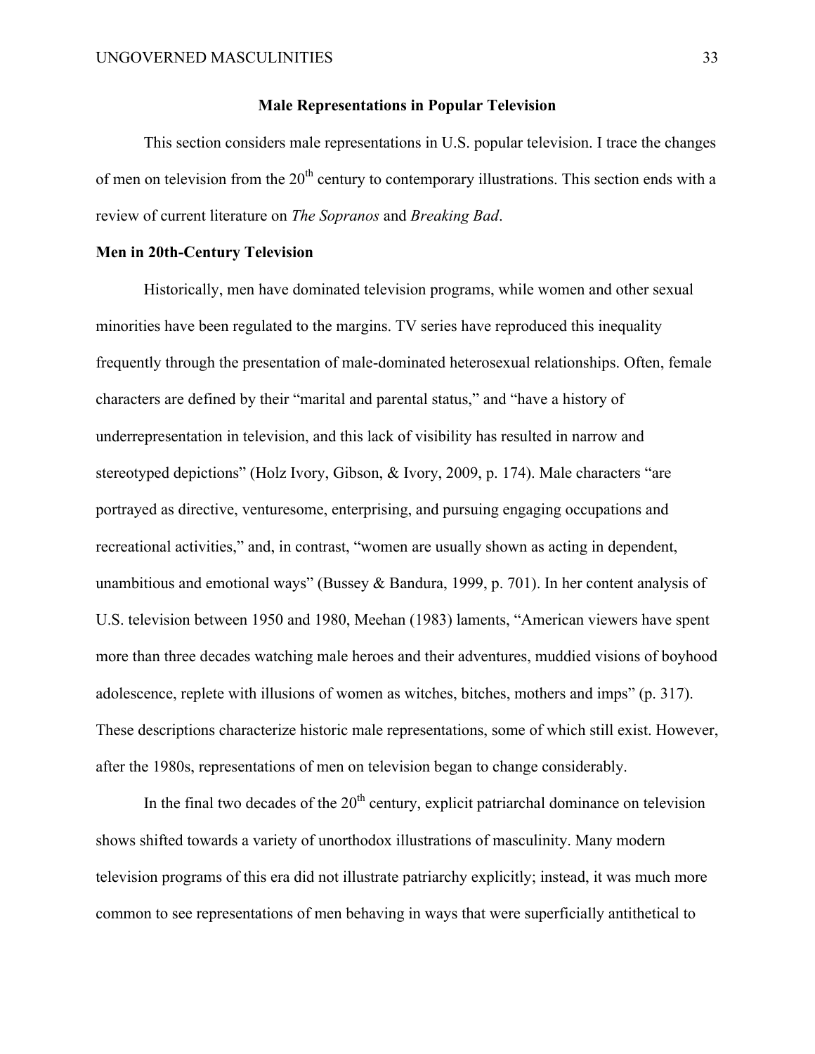## Male Representations in Popular Television

This section considers male representations in U.S. popular television. I trace the changes of men on television from the 20th century to contemporary illustrations. This section ends with a review of current literature on *The Sopranos* and *Breaking Bad*.

### Men in 20th-Century Television

Historically, men have dominated television programs, while women and other sexual minorities have been regulated to the margins. TV series have reproduced this inequality frequently through the presentation of male-dominated heterosexual relationships. Often, female characters are defined by their "marital and parental status," and "have a history of underrepresentation in television, and this lack of visibility has resulted in narrow and stereotyped depictions" (Holz Ivory, Gibson, & Ivory, 2009, p. 174). Male characters "are portrayed as directive, venturesome, enterprising, and pursuing engaging occupations and recreational activities," and, in contrast, "women are usually shown as acting in dependent, unambitious and emotional ways" (Bussey & Bandura, 1999, p. 701). In her content analysis of U.S. television between 1950 and 1980, Meehan (1983) laments, "American viewers have spent more than three decades watching male heroes and their adventures, muddied visions of boyhood adolescence, replete with illusions of women as witches, bitches, mothers and imps" (p. 317). These descriptions characterize historic male representations, some of which still exist. However, after the 1980s, representations of men on television began to change considerably.

In the final two decades of the 20th century, explicit patriarchal dominance on television shows shifted towards a variety of unorthodox illustrations of masculinity. Many modern television programs of this era did not illustrate patriarchy explicitly; instead, it was much more common to see representations of men behaving in ways that were superficially antithetical to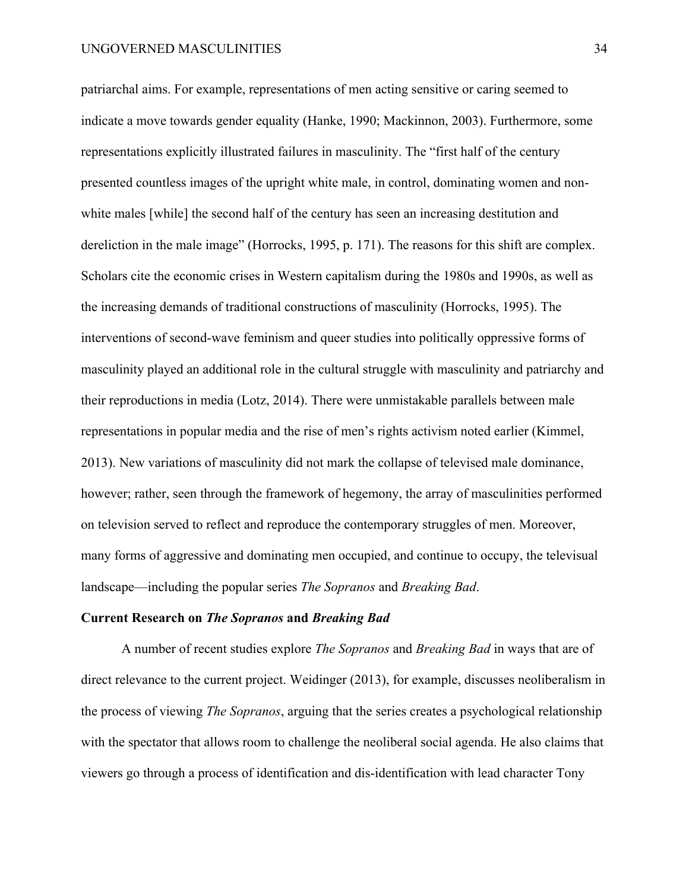patriarchal aims. For example, representations of men acting sensitive or caring seemed to indicate a move towards gender equality (Hanke, 1990; Mackinnon, 2003). Furthermore, some representations explicitly illustrated failures in masculinity. The "first half of the century presented countless images of the upright white male, in control, dominating women and non-white males [while] the second half of the century has seen an increasing destitution and dereliction in the male image" (Horrocks, 1995, p. 171). The reasons for this shift are complex. Scholars cite the economic crises in Western capitalism during the 1980s and 1990s, as well as the increasing demands of traditional constructions of masculinity (Horrocks, 1995). The interventions of second-wave feminism and queer studies into politically oppressive forms of masculinity played an additional role in the cultural struggle with masculinity and patriarchy and their reproductions in media (Lotz, 2014). There were unmistakable parallels between male representations in popular media and the rise of men's rights activism noted earlier (Kimmel, 2013). New variations of masculinity did not mark the collapse of televised male dominance, however; rather, seen through the framework of hegemony, the array of masculinities performed on television served to reflect and reproduce the contemporary struggles of men. Moreover, many forms of aggressive and dominating men occupied, and continue to occupy, the televisual landscape—including the popular series *The Sopranos* and *Breaking Bad*.

**Current Research on *The Sopranos* and *Breaking Bad***

A number of recent studies explore *The Sopranos* and *Breaking Bad* in ways that are of direct relevance to the current project. Weidinger (2013), for example, discusses neoliberalism in the process of viewing *The Sopranos*, arguing that the series creates a psychological relationship with the spectator that allows room to challenge the neoliberal social agenda. He also claims that viewers go through a process of identification and dis-identification with lead character Tony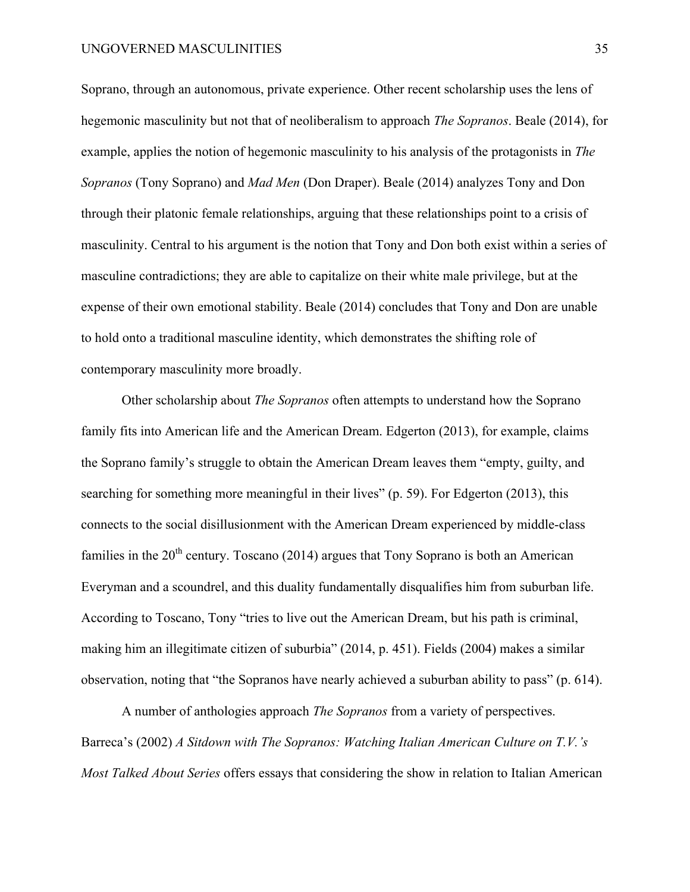Soprano, through an autonomous, private experience. Other recent scholarship uses the lens of hegemonic masculinity but not that of neoliberalism to approach *The Sopranos*. Beale (2014), for example, applies the notion of hegemonic masculinity to his analysis of the protagonists in *The Sopranos* (Tony Soprano) and *Mad Men* (Don Draper). Beale (2014) analyzes Tony and Don through their platonic female relationships, arguing that these relationships point to a crisis of masculinity. Central to his argument is the notion that Tony and Don both exist within a series of masculine contradictions; they are able to capitalize on their white male privilege, but at the expense of their own emotional stability. Beale (2014) concludes that Tony and Don are unable to hold onto a traditional masculine identity, which demonstrates the shifting role of contemporary masculinity more broadly.

Other scholarship about *The Sopranos* often attempts to understand how the Soprano family fits into American life and the American Dream. Edgerton (2013), for example, claims the Soprano family's struggle to obtain the American Dream leaves them "empty, guilty, and searching for something more meaningful in their lives" (p. 59). For Edgerton (2013), this connects to the social disillusionment with the American Dream experienced by middle-class families in the 20th century. Toscano (2014) argues that Tony Soprano is both an American Everyman and a scoundrel, and this duality fundamentally disqualifies him from suburban life. According to Toscano, Tony "tries to live out the American Dream, but his path is criminal, making him an illegitimate citizen of suburbia" (2014, p. 451). Fields (2004) makes a similar observation, noting that "the Sopranos have nearly achieved a suburban ability to pass" (p. 614).

A number of anthologies approach *The Sopranos* from a variety of perspectives. Barreca's (2002) *A Sitdown with The Sopranos: Watching Italian American Culture on T.V.'s Most Talked About Series* offers essays that considering the show in relation to Italian American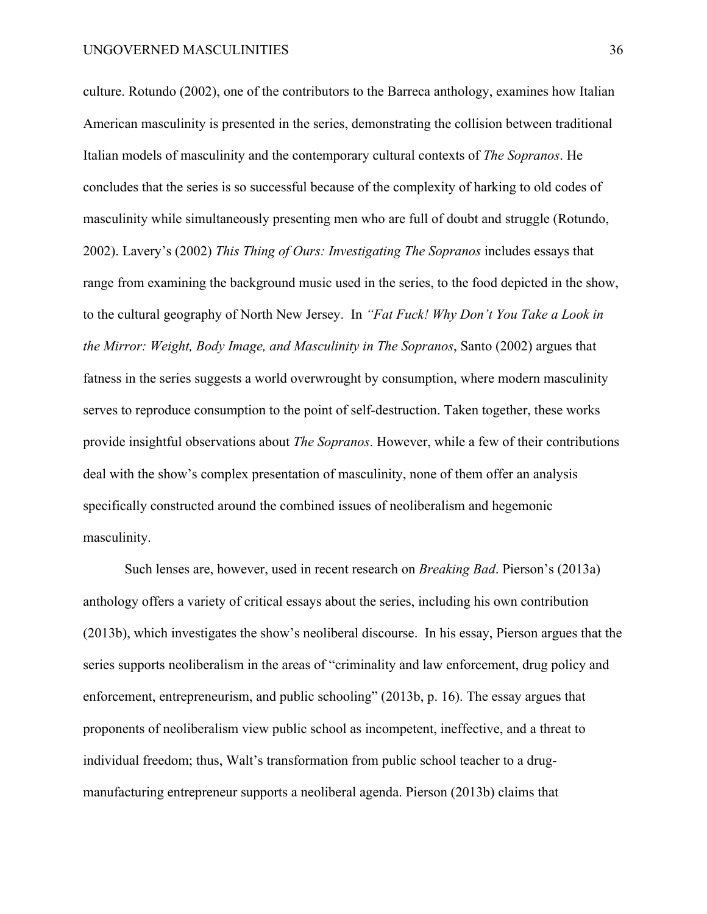culture. Rotundo (2002), one of the contributors to the Barreca anthology, examines how Italian American masculinity is presented in the series, demonstrating the collision between traditional Italian models of masculinity and the contemporary cultural contexts of *The Sopranos*. He concludes that the series is so successful because of the complexity of harking to old codes of masculinity while simultaneously presenting men who are full of doubt and struggle (Rotundo, 2002). Lavery's (2002) *This Thing of Ours: Investigating The Sopranos* includes essays that range from examining the background music used in the series, to the food depicted in the show, to the cultural geography of North New Jersey. In *"Fat Fuck! Why Don't You Take a Look in the Mirror: Weight, Body Image, and Masculinity in The Sopranos*, Santo (2002) argues that fatness in the series suggests a world overwrought by consumption, where modern masculinity serves to reproduce consumption to the point of self-destruction. Taken together, these works provide insightful observations about *The Sopranos*. However, while a few of their contributions deal with the show's complex presentation of masculinity, none of them offer an analysis specifically constructed around the combined issues of neoliberalism and hegemonic masculinity.

Such lenses are, however, used in recent research on *Breaking Bad*. Pierson's (2013a) anthology offers a variety of critical essays about the series, including his own contribution (2013b), which investigates the show's neoliberal discourse. In his essay, Pierson argues that the series supports neoliberalism in the areas of "criminality and law enforcement, drug policy and enforcement, entrepreneurism, and public schooling" (2013b, p. 16). The essay argues that proponents of neoliberalism view public school as incompetent, ineffective, and a threat to individual freedom; thus, Walt's transformation from public school teacher to a drug-manufacturing entrepreneur supports a neoliberal agenda. Pierson (2013b) claims that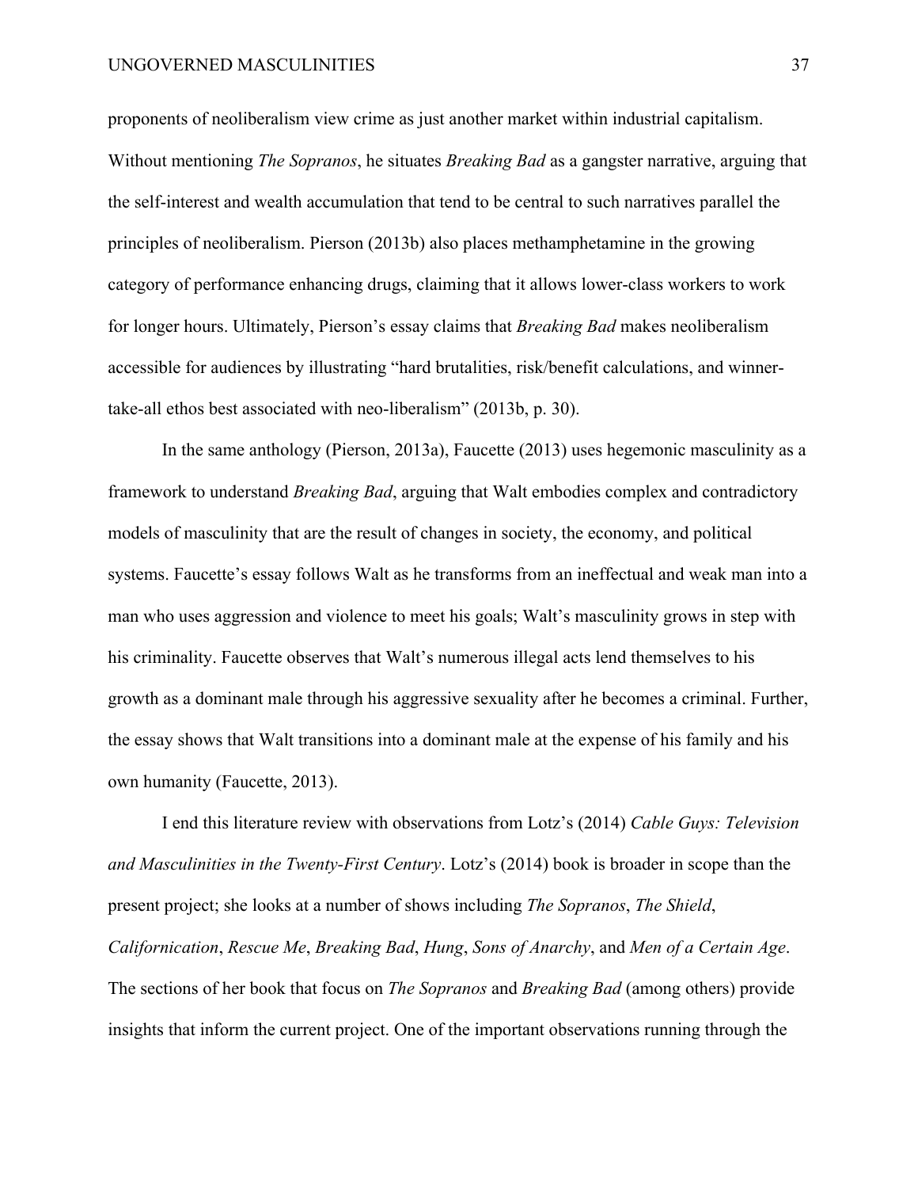proponents of neoliberalism view crime as just another market within industrial capitalism. Without mentioning *The Sopranos*, he situates *Breaking Bad* as a gangster narrative, arguing that the self-interest and wealth accumulation that tend to be central to such narratives parallel the principles of neoliberalism. Pierson (2013b) also places methamphetamine in the growing category of performance enhancing drugs, claiming that it allows lower-class workers to work for longer hours. Ultimately, Pierson's essay claims that *Breaking Bad* makes neoliberalism accessible for audiences by illustrating "hard brutalities, risk/benefit calculations, and winner-take-all ethos best associated with neo-liberalism" (2013b, p. 30).

In the same anthology (Pierson, 2013a), Faucette (2013) uses hegemonic masculinity as a framework to understand *Breaking Bad*, arguing that Walt embodies complex and contradictory models of masculinity that are the result of changes in society, the economy, and political systems. Faucette's essay follows Walt as he transforms from an ineffectual and weak man into a man who uses aggression and violence to meet his goals; Walt's masculinity grows in step with his criminality. Faucette observes that Walt's numerous illegal acts lend themselves to his growth as a dominant male through his aggressive sexuality after he becomes a criminal. Further, the essay shows that Walt transitions into a dominant male at the expense of his family and his own humanity (Faucette, 2013).

I end this literature review with observations from Lotz's (2014) *Cable Guys: Television and Masculinities in the Twenty-First Century*. Lotz's (2014) book is broader in scope than the present project; she looks at a number of shows including *The Sopranos*, *The Shield*, *Californication*, *Rescue Me*, *Breaking Bad*, *Hung*, *Sons of Anarchy*, and *Men of a Certain Age*. The sections of her book that focus on *The Sopranos* and *Breaking Bad* (among others) provide insights that inform the current project. One of the important observations running through the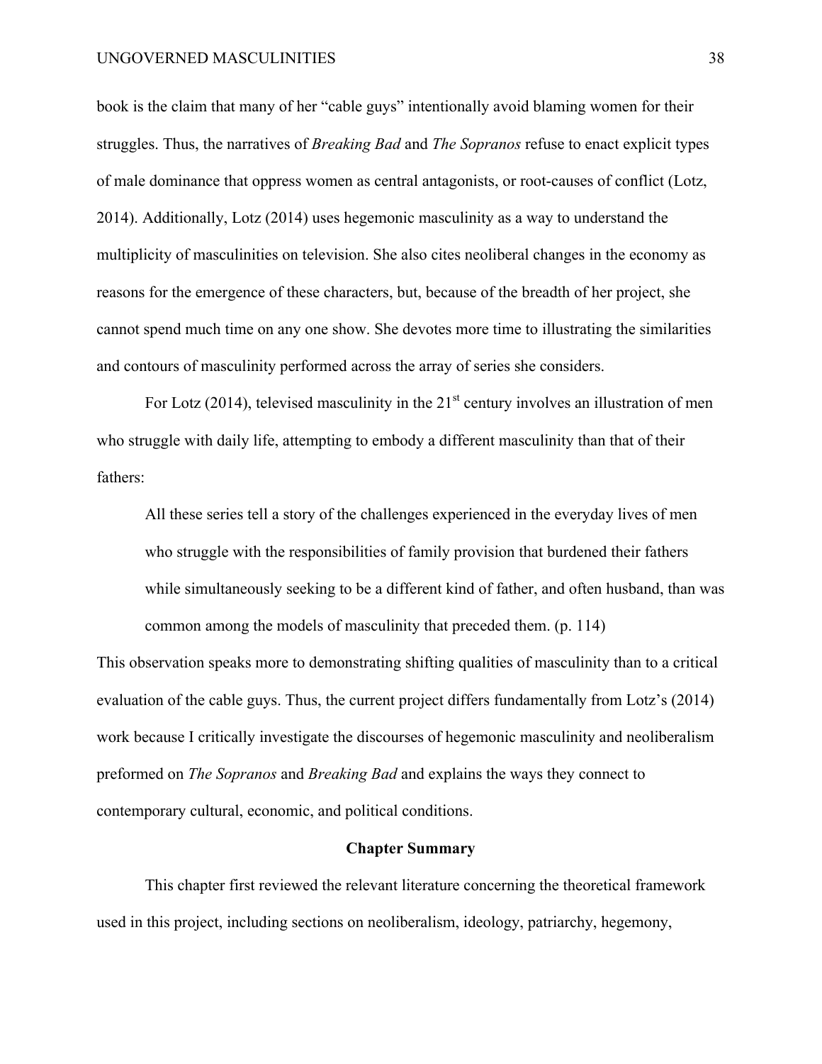book is the claim that many of her "cable guys" intentionally avoid blaming women for their struggles. Thus, the narratives of *Breaking Bad* and *The Sopranos* refuse to enact explicit types of male dominance that oppress women as central antagonists, or root-causes of conflict (Lotz, 2014). Additionally, Lotz (2014) uses hegemonic masculinity as a way to understand the multiplicity of masculinities on television. She also cites neoliberal changes in the economy as reasons for the emergence of these characters, but, because of the breadth of her project, she cannot spend much time on any one show. She devotes more time to illustrating the similarities and contours of masculinity performed across the array of series she considers.

For Lotz (2014), televised masculinity in the 21st century involves an illustration of men who struggle with daily life, attempting to embody a different masculinity than that of their fathers:

> All these series tell a story of the challenges experienced in the everyday lives of men who struggle with the responsibilities of family provision that burdened their fathers while simultaneously seeking to be a different kind of father, and often husband, than was common among the models of masculinity that preceded them. (p. 114)

This observation speaks more to demonstrating shifting qualities of masculinity than to a critical evaluation of the cable guys. Thus, the current project differs fundamentally from Lotz's (2014) work because I critically investigate the discourses of hegemonic masculinity and neoliberalism preformed on *The Sopranos* and *Breaking Bad* and explains the ways they connect to contemporary cultural, economic, and political conditions.

## Chapter Summary

This chapter first reviewed the relevant literature concerning the theoretical framework used in this project, including sections on neoliberalism, ideology, patriarchy, hegemony,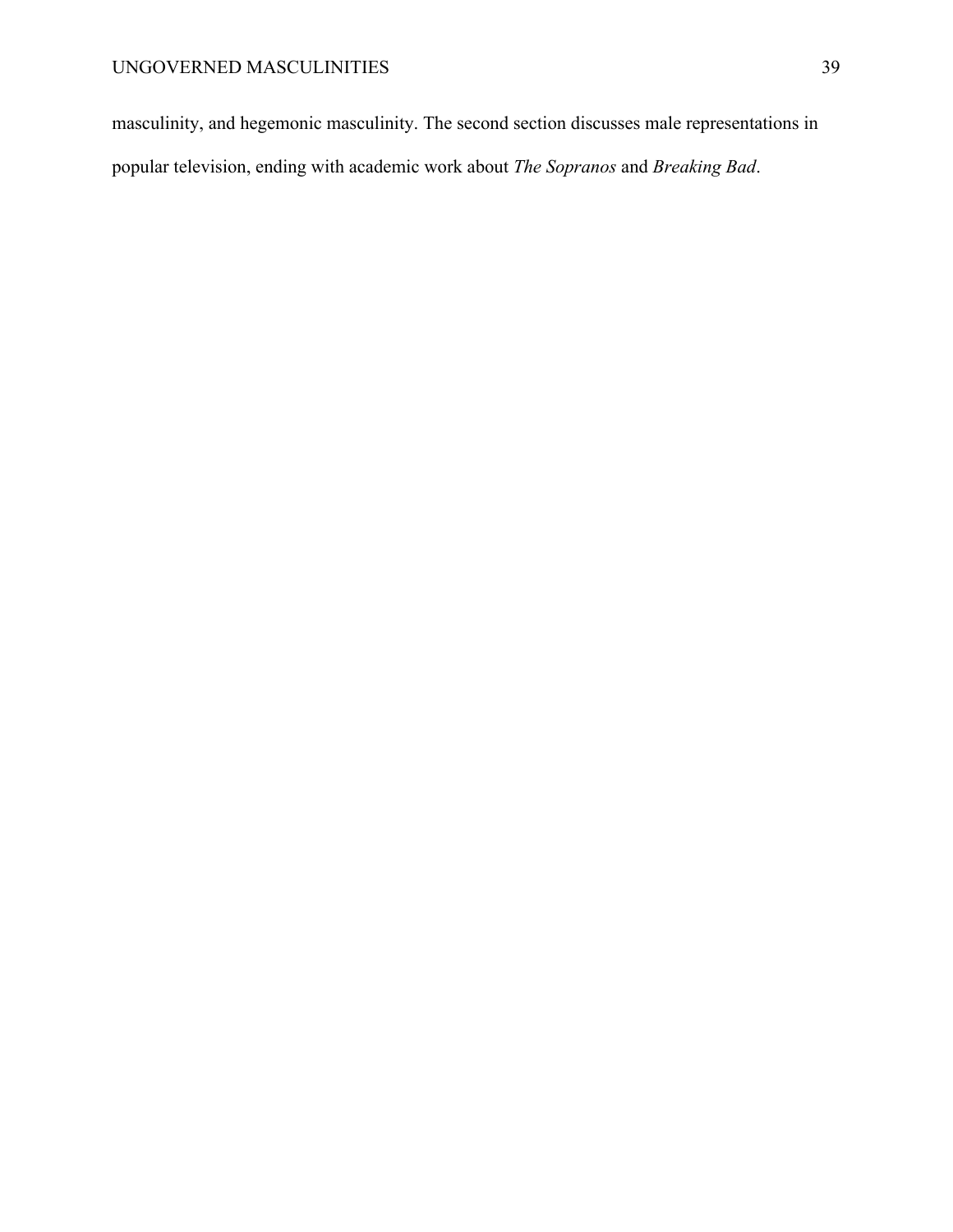masculinity, and hegemonic masculinity. The second section discusses male representations in popular television, ending with academic work about *The Sopranos* and *Breaking Bad*.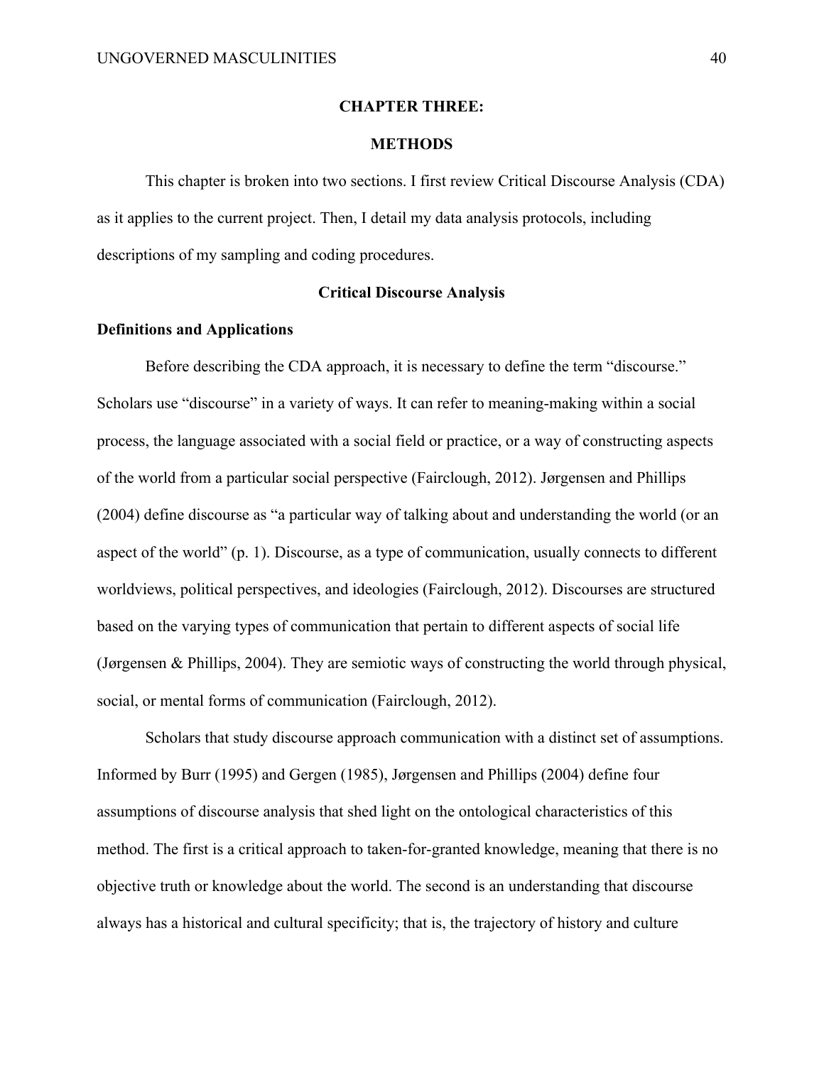# CHAPTER THREE:

# METHODS

This chapter is broken into two sections. I first review Critical Discourse Analysis (CDA) as it applies to the current project. Then, I detail my data analysis protocols, including descriptions of my sampling and coding procedures.

## Critical Discourse Analysis

### Definitions and Applications

Before describing the CDA approach, it is necessary to define the term "discourse." Scholars use "discourse" in a variety of ways. It can refer to meaning-making within a social process, the language associated with a social field or practice, or a way of constructing aspects of the world from a particular social perspective (Fairclough, 2012). Jørgensen and Phillips (2004) define discourse as "a particular way of talking about and understanding the world (or an aspect of the world" (p. 1). Discourse, as a type of communication, usually connects to different worldviews, political perspectives, and ideologies (Fairclough, 2012). Discourses are structured based on the varying types of communication that pertain to different aspects of social life (Jørgensen & Phillips, 2004). They are semiotic ways of constructing the world through physical, social, or mental forms of communication (Fairclough, 2012).

Scholars that study discourse approach communication with a distinct set of assumptions. Informed by Burr (1995) and Gergen (1985), Jørgensen and Phillips (2004) define four assumptions of discourse analysis that shed light on the ontological characteristics of this method. The first is a critical approach to taken-for-granted knowledge, meaning that there is no objective truth or knowledge about the world. The second is an understanding that discourse always has a historical and cultural specificity; that is, the trajectory of history and culture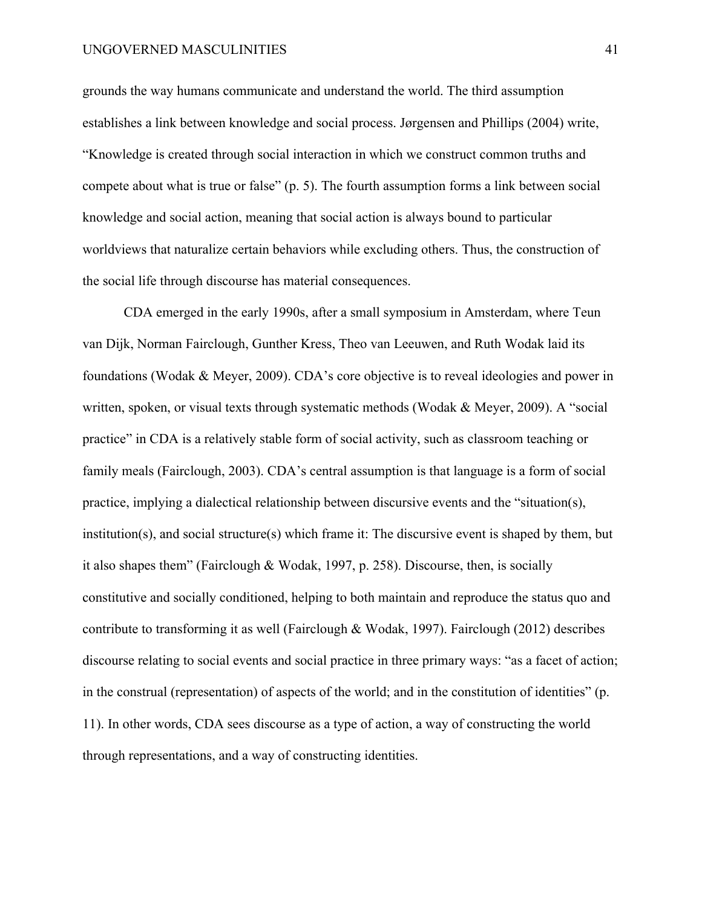grounds the way humans communicate and understand the world. The third assumption establishes a link between knowledge and social process. Jørgensen and Phillips (2004) write, "Knowledge is created through social interaction in which we construct common truths and compete about what is true or false" (p. 5). The fourth assumption forms a link between social knowledge and social action, meaning that social action is always bound to particular worldviews that naturalize certain behaviors while excluding others. Thus, the construction of the social life through discourse has material consequences.

CDA emerged in the early 1990s, after a small symposium in Amsterdam, where Teun van Dijk, Norman Fairclough, Gunther Kress, Theo van Leeuwen, and Ruth Wodak laid its foundations (Wodak & Meyer, 2009). CDA's core objective is to reveal ideologies and power in written, spoken, or visual texts through systematic methods (Wodak & Meyer, 2009). A "social practice" in CDA is a relatively stable form of social activity, such as classroom teaching or family meals (Fairclough, 2003). CDA's central assumption is that language is a form of social practice, implying a dialectical relationship between discursive events and the "situation(s), institution(s), and social structure(s) which frame it: The discursive event is shaped by them, but it also shapes them" (Fairclough & Wodak, 1997, p. 258). Discourse, then, is socially constitutive and socially conditioned, helping to both maintain and reproduce the status quo and contribute to transforming it as well (Fairclough & Wodak, 1997). Fairclough (2012) describes discourse relating to social events and social practice in three primary ways: "as a facet of action; in the construal (representation) of aspects of the world; and in the constitution of identities" (p. 11). In other words, CDA sees discourse as a type of action, a way of constructing the world through representations, and a way of constructing identities.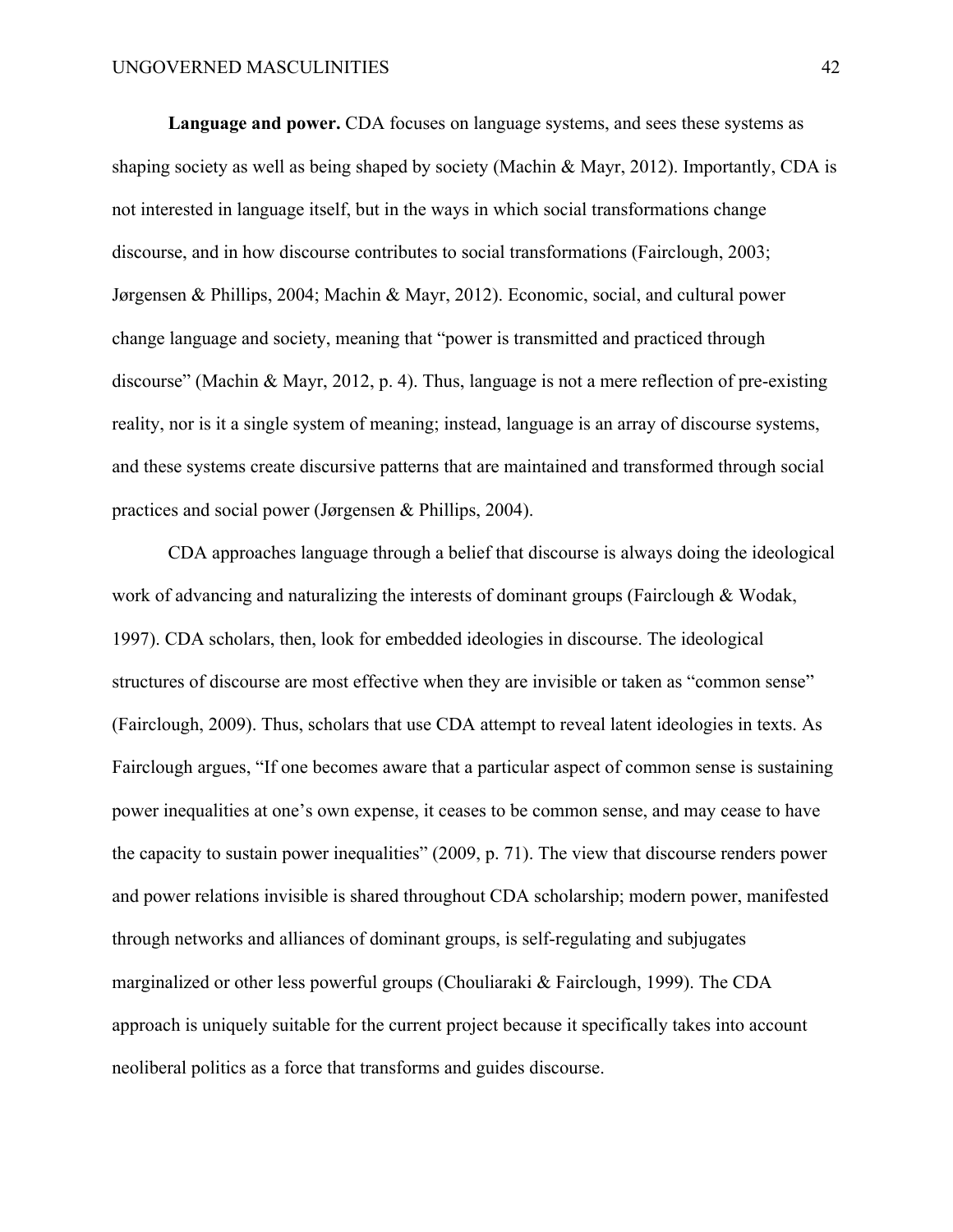**Language and power.** CDA focuses on language systems, and sees these systems as shaping society as well as being shaped by society (Machin & Mayr, 2012). Importantly, CDA is not interested in language itself, but in the ways in which social transformations change discourse, and in how discourse contributes to social transformations (Fairclough, 2003; Jørgensen & Phillips, 2004; Machin & Mayr, 2012). Economic, social, and cultural power change language and society, meaning that "power is transmitted and practiced through discourse" (Machin & Mayr, 2012, p. 4). Thus, language is not a mere reflection of pre-existing reality, nor is it a single system of meaning; instead, language is an array of discourse systems, and these systems create discursive patterns that are maintained and transformed through social practices and social power (Jørgensen & Phillips, 2004).

CDA approaches language through a belief that discourse is always doing the ideological work of advancing and naturalizing the interests of dominant groups (Fairclough & Wodak, 1997). CDA scholars, then, look for embedded ideologies in discourse. The ideological structures of discourse are most effective when they are invisible or taken as "common sense" (Fairclough, 2009). Thus, scholars that use CDA attempt to reveal latent ideologies in texts. As Fairclough argues, "If one becomes aware that a particular aspect of common sense is sustaining power inequalities at one's own expense, it ceases to be common sense, and may cease to have the capacity to sustain power inequalities" (2009, p. 71). The view that discourse renders power and power relations invisible is shared throughout CDA scholarship; modern power, manifested through networks and alliances of dominant groups, is self-regulating and subjugates marginalized or other less powerful groups (Chouliaraki & Fairclough, 1999). The CDA approach is uniquely suitable for the current project because it specifically takes into account neoliberal politics as a force that transforms and guides discourse.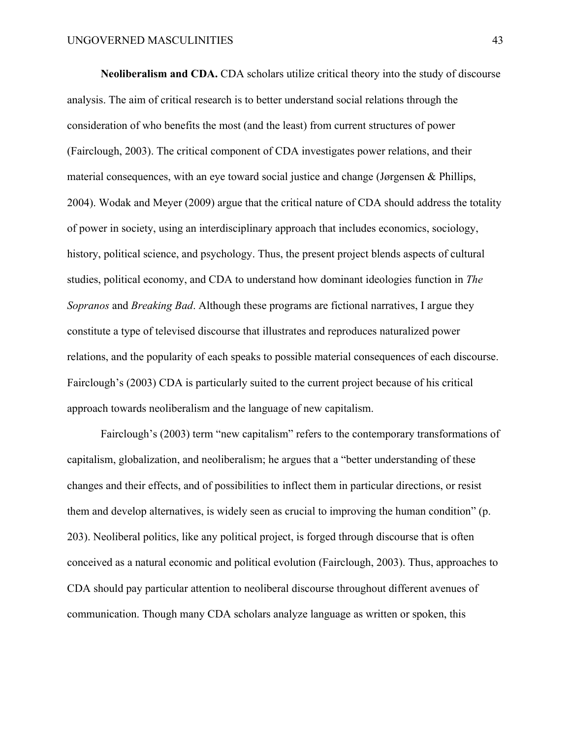**Neoliberalism and CDA.** CDA scholars utilize critical theory into the study of discourse analysis. The aim of critical research is to better understand social relations through the consideration of who benefits the most (and the least) from current structures of power (Fairclough, 2003). The critical component of CDA investigates power relations, and their material consequences, with an eye toward social justice and change (Jørgensen & Phillips, 2004). Wodak and Meyer (2009) argue that the critical nature of CDA should address the totality of power in society, using an interdisciplinary approach that includes economics, sociology, history, political science, and psychology. Thus, the present project blends aspects of cultural studies, political economy, and CDA to understand how dominant ideologies function in *The Sopranos* and *Breaking Bad*. Although these programs are fictional narratives, I argue they constitute a type of televised discourse that illustrates and reproduces naturalized power relations, and the popularity of each speaks to possible material consequences of each discourse. Fairclough's (2003) CDA is particularly suited to the current project because of his critical approach towards neoliberalism and the language of new capitalism.

Fairclough's (2003) term "new capitalism" refers to the contemporary transformations of capitalism, globalization, and neoliberalism; he argues that a "better understanding of these changes and their effects, and of possibilities to inflect them in particular directions, or resist them and develop alternatives, is widely seen as crucial to improving the human condition" (p. 203). Neoliberal politics, like any political project, is forged through discourse that is often conceived as a natural economic and political evolution (Fairclough, 2003). Thus, approaches to CDA should pay particular attention to neoliberal discourse throughout different avenues of communication. Though many CDA scholars analyze language as written or spoken, this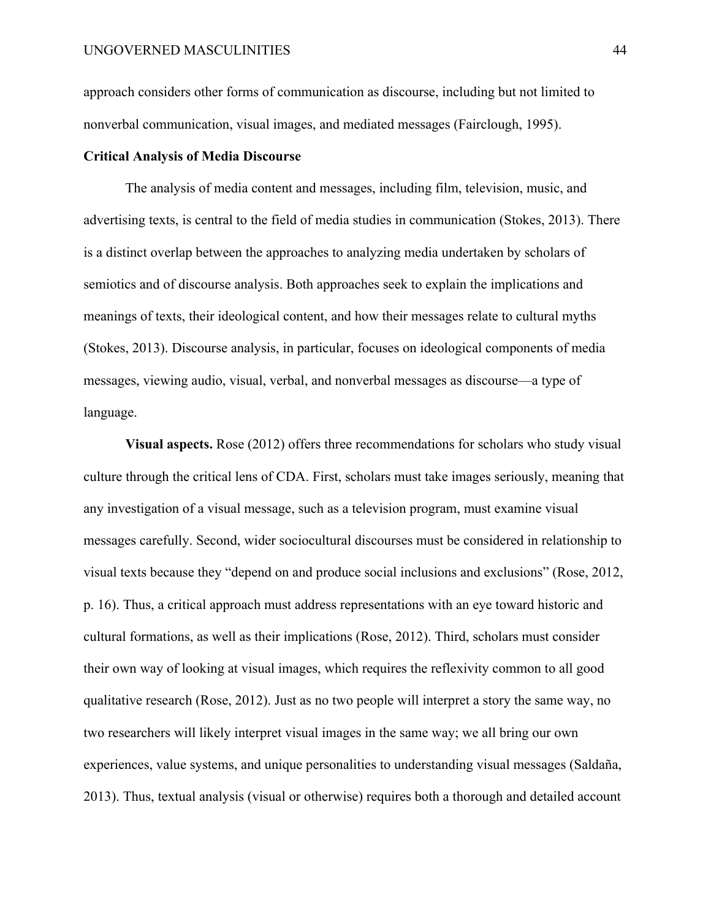approach considers other forms of communication as discourse, including but not limited to nonverbal communication, visual images, and mediated messages (Fairclough, 1995).

### Critical Analysis of Media Discourse

The analysis of media content and messages, including film, television, music, and advertising texts, is central to the field of media studies in communication (Stokes, 2013). There is a distinct overlap between the approaches to analyzing media undertaken by scholars of semiotics and of discourse analysis. Both approaches seek to explain the implications and meanings of texts, their ideological content, and how their messages relate to cultural myths (Stokes, 2013). Discourse analysis, in particular, focuses on ideological components of media messages, viewing audio, visual, verbal, and nonverbal messages as discourse—a type of language.

**Visual aspects.** Rose (2012) offers three recommendations for scholars who study visual culture through the critical lens of CDA. First, scholars must take images seriously, meaning that any investigation of a visual message, such as a television program, must examine visual messages carefully. Second, wider sociocultural discourses must be considered in relationship to visual texts because they "depend on and produce social inclusions and exclusions" (Rose, 2012, p. 16). Thus, a critical approach must address representations with an eye toward historic and cultural formations, as well as their implications (Rose, 2012). Third, scholars must consider their own way of looking at visual images, which requires the reflexivity common to all good qualitative research (Rose, 2012). Just as no two people will interpret a story the same way, no two researchers will likely interpret visual images in the same way; we all bring our own experiences, value systems, and unique personalities to understanding visual messages (Saldaña, 2013). Thus, textual analysis (visual or otherwise) requires both a thorough and detailed account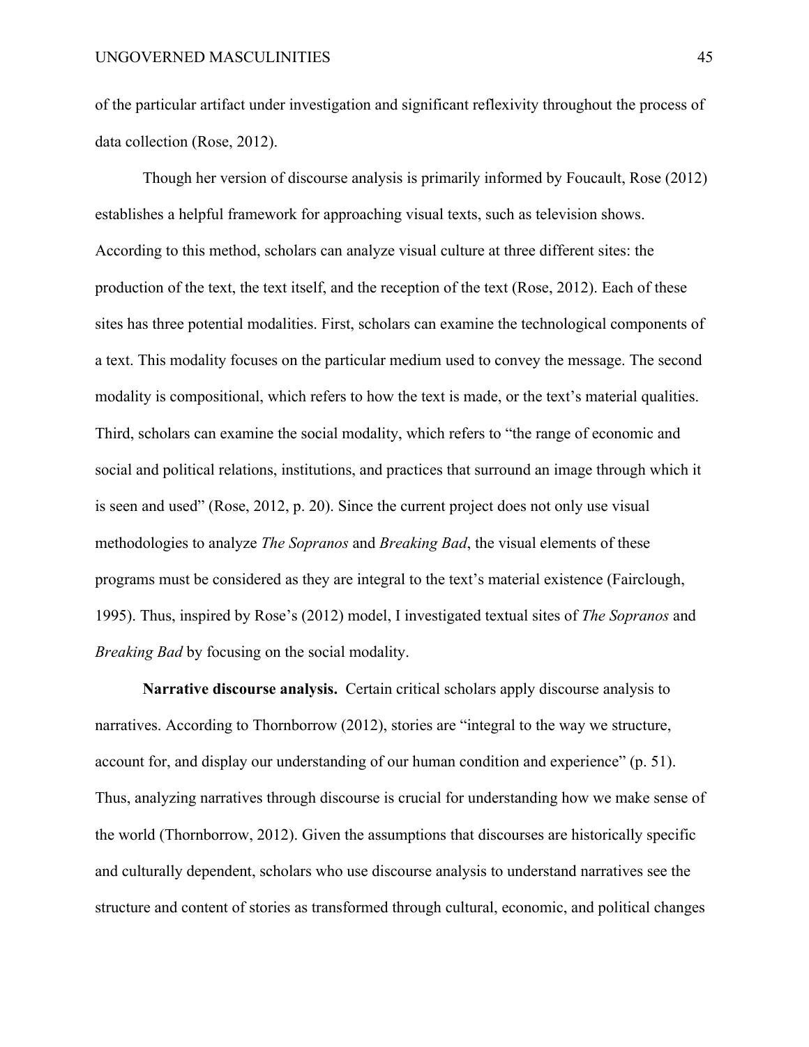of the particular artifact under investigation and significant reflexivity throughout the process of data collection (Rose, 2012).

Though her version of discourse analysis is primarily informed by Foucault, Rose (2012) establishes a helpful framework for approaching visual texts, such as television shows. According to this method, scholars can analyze visual culture at three different sites: the production of the text, the text itself, and the reception of the text (Rose, 2012). Each of these sites has three potential modalities. First, scholars can examine the technological components of a text. This modality focuses on the particular medium used to convey the message. The second modality is compositional, which refers to how the text is made, or the text's material qualities. Third, scholars can examine the social modality, which refers to "the range of economic and social and political relations, institutions, and practices that surround an image through which it is seen and used" (Rose, 2012, p. 20). Since the current project does not only use visual methodologies to analyze *The Sopranos* and *Breaking Bad*, the visual elements of these programs must be considered as they are integral to the text's material existence (Fairclough, 1995). Thus, inspired by Rose's (2012) model, I investigated textual sites of *The Sopranos* and *Breaking Bad* by focusing on the social modality.

**Narrative discourse analysis.** Certain critical scholars apply discourse analysis to narratives. According to Thornborrow (2012), stories are "integral to the way we structure, account for, and display our understanding of our human condition and experience" (p. 51). Thus, analyzing narratives through discourse is crucial for understanding how we make sense of the world (Thornborrow, 2012). Given the assumptions that discourses are historically specific and culturally dependent, scholars who use discourse analysis to understand narratives see the structure and content of stories as transformed through cultural, economic, and political changes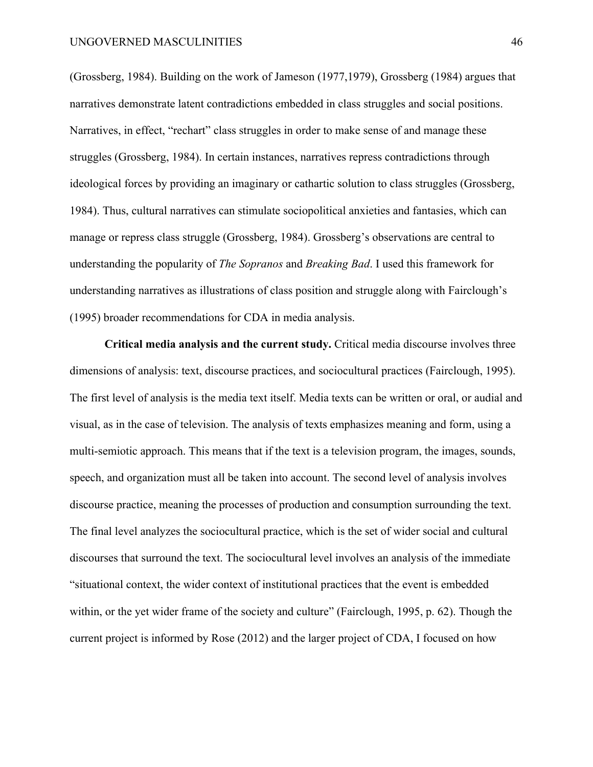(Grossberg, 1984). Building on the work of Jameson (1977,1979), Grossberg (1984) argues that narratives demonstrate latent contradictions embedded in class struggles and social positions. Narratives, in effect, "rechart" class struggles in order to make sense of and manage these struggles (Grossberg, 1984). In certain instances, narratives repress contradictions through ideological forces by providing an imaginary or cathartic solution to class struggles (Grossberg, 1984). Thus, cultural narratives can stimulate sociopolitical anxieties and fantasies, which can manage or repress class struggle (Grossberg, 1984). Grossberg's observations are central to understanding the popularity of *The Sopranos* and *Breaking Bad*. I used this framework for understanding narratives as illustrations of class position and struggle along with Fairclough's (1995) broader recommendations for CDA in media analysis.

**Critical media analysis and the current study.** Critical media discourse involves three dimensions of analysis: text, discourse practices, and sociocultural practices (Fairclough, 1995). The first level of analysis is the media text itself. Media texts can be written or oral, or audial and visual, as in the case of television. The analysis of texts emphasizes meaning and form, using a multi-semiotic approach. This means that if the text is a television program, the images, sounds, speech, and organization must all be taken into account. The second level of analysis involves discourse practice, meaning the processes of production and consumption surrounding the text. The final level analyzes the sociocultural practice, which is the set of wider social and cultural discourses that surround the text. The sociocultural level involves an analysis of the immediate "situational context, the wider context of institutional practices that the event is embedded within, or the yet wider frame of the society and culture" (Fairclough, 1995, p. 62). Though the current project is informed by Rose (2012) and the larger project of CDA, I focused on how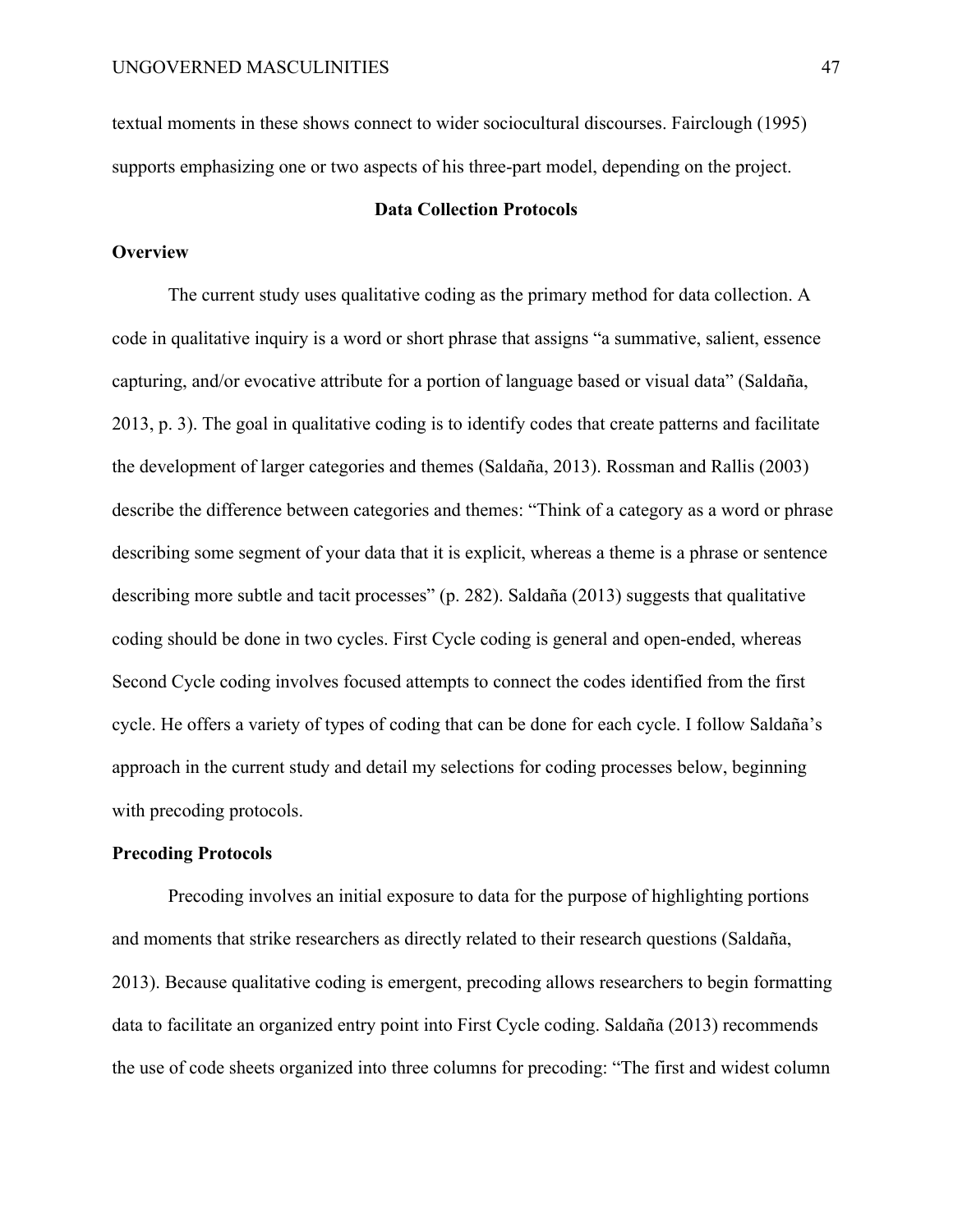textual moments in these shows connect to wider sociocultural discourses. Fairclough (1995) supports emphasizing one or two aspects of his three-part model, depending on the project.

## Data Collection Protocols

### Overview

The current study uses qualitative coding as the primary method for data collection. A code in qualitative inquiry is a word or short phrase that assigns "a summative, salient, essence capturing, and/or evocative attribute for a portion of language based or visual data" (Saldaña, 2013, p. 3). The goal in qualitative coding is to identify codes that create patterns and facilitate the development of larger categories and themes (Saldaña, 2013). Rossman and Rallis (2003) describe the difference between categories and themes: "Think of a category as a word or phrase describing some segment of your data that it is explicit, whereas a theme is a phrase or sentence describing more subtle and tacit processes" (p. 282). Saldaña (2013) suggests that qualitative coding should be done in two cycles. First Cycle coding is general and open-ended, whereas Second Cycle coding involves focused attempts to connect the codes identified from the first cycle. He offers a variety of types of coding that can be done for each cycle. I follow Saldaña's approach in the current study and detail my selections for coding processes below, beginning with precoding protocols.

### Precoding Protocols

Precoding involves an initial exposure to data for the purpose of highlighting portions and moments that strike researchers as directly related to their research questions (Saldaña, 2013). Because qualitative coding is emergent, precoding allows researchers to begin formatting data to facilitate an organized entry point into First Cycle coding. Saldaña (2013) recommends the use of code sheets organized into three columns for precoding: "The first and widest column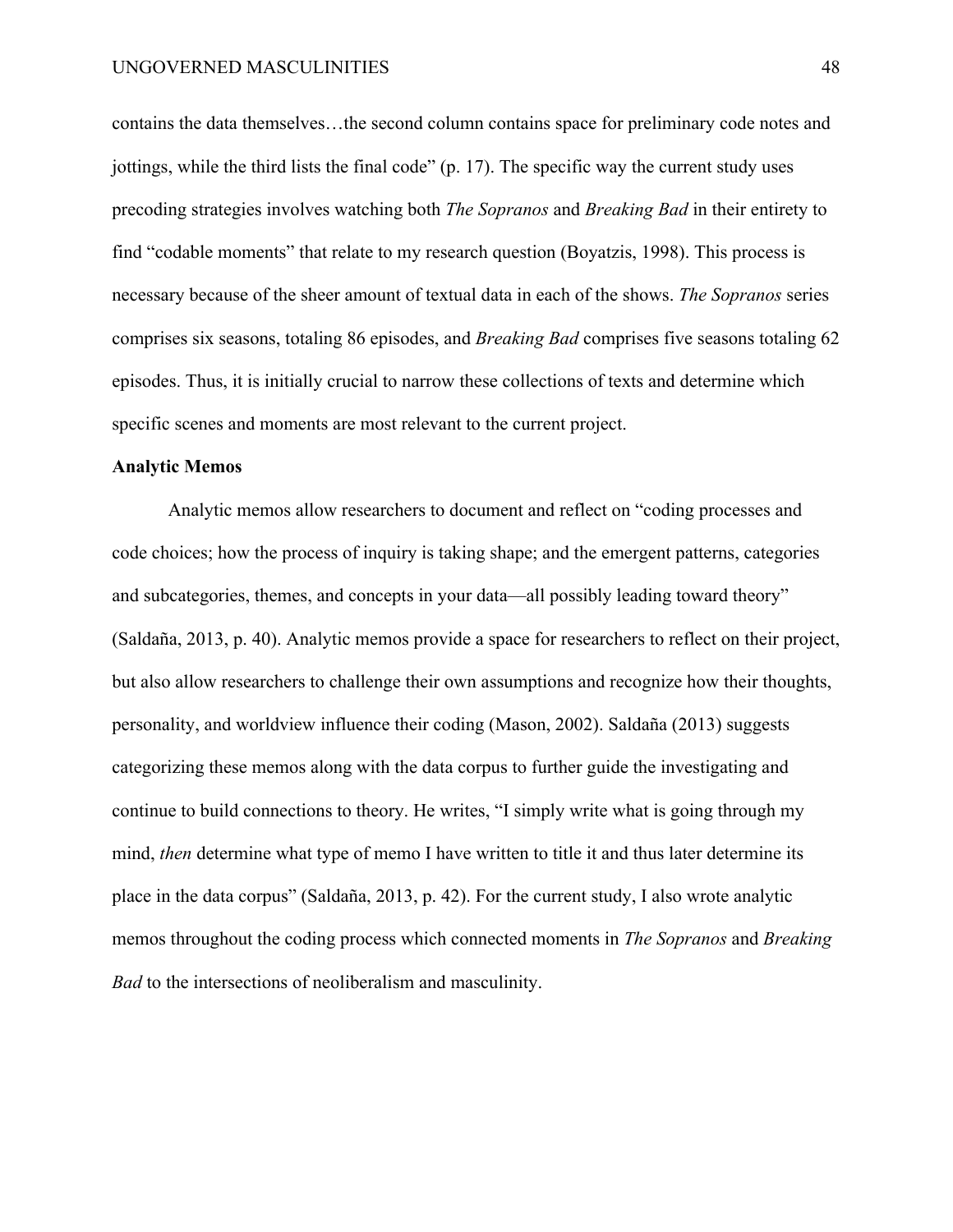contains the data themselves…the second column contains space for preliminary code notes and jottings, while the third lists the final code" (p. 17). The specific way the current study uses precoding strategies involves watching both *The Sopranos* and *Breaking Bad* in their entirety to find "codable moments" that relate to my research question (Boyatzis, 1998). This process is necessary because of the sheer amount of textual data in each of the shows. *The Sopranos* series comprises six seasons, totaling 86 episodes, and *Breaking Bad* comprises five seasons totaling 62 episodes. Thus, it is initially crucial to narrow these collections of texts and determine which specific scenes and moments are most relevant to the current project.

**Analytic Memos**

Analytic memos allow researchers to document and reflect on "coding processes and code choices; how the process of inquiry is taking shape; and the emergent patterns, categories and subcategories, themes, and concepts in your data—all possibly leading toward theory" (Saldaña, 2013, p. 40). Analytic memos provide a space for researchers to reflect on their project, but also allow researchers to challenge their own assumptions and recognize how their thoughts, personality, and worldview influence their coding (Mason, 2002). Saldaña (2013) suggests categorizing these memos along with the data corpus to further guide the investigating and continue to build connections to theory. He writes, "I simply write what is going through my mind, *then* determine what type of memo I have written to title it and thus later determine its place in the data corpus" (Saldaña, 2013, p. 42). For the current study, I also wrote analytic memos throughout the coding process which connected moments in *The Sopranos* and *Breaking Bad* to the intersections of neoliberalism and masculinity.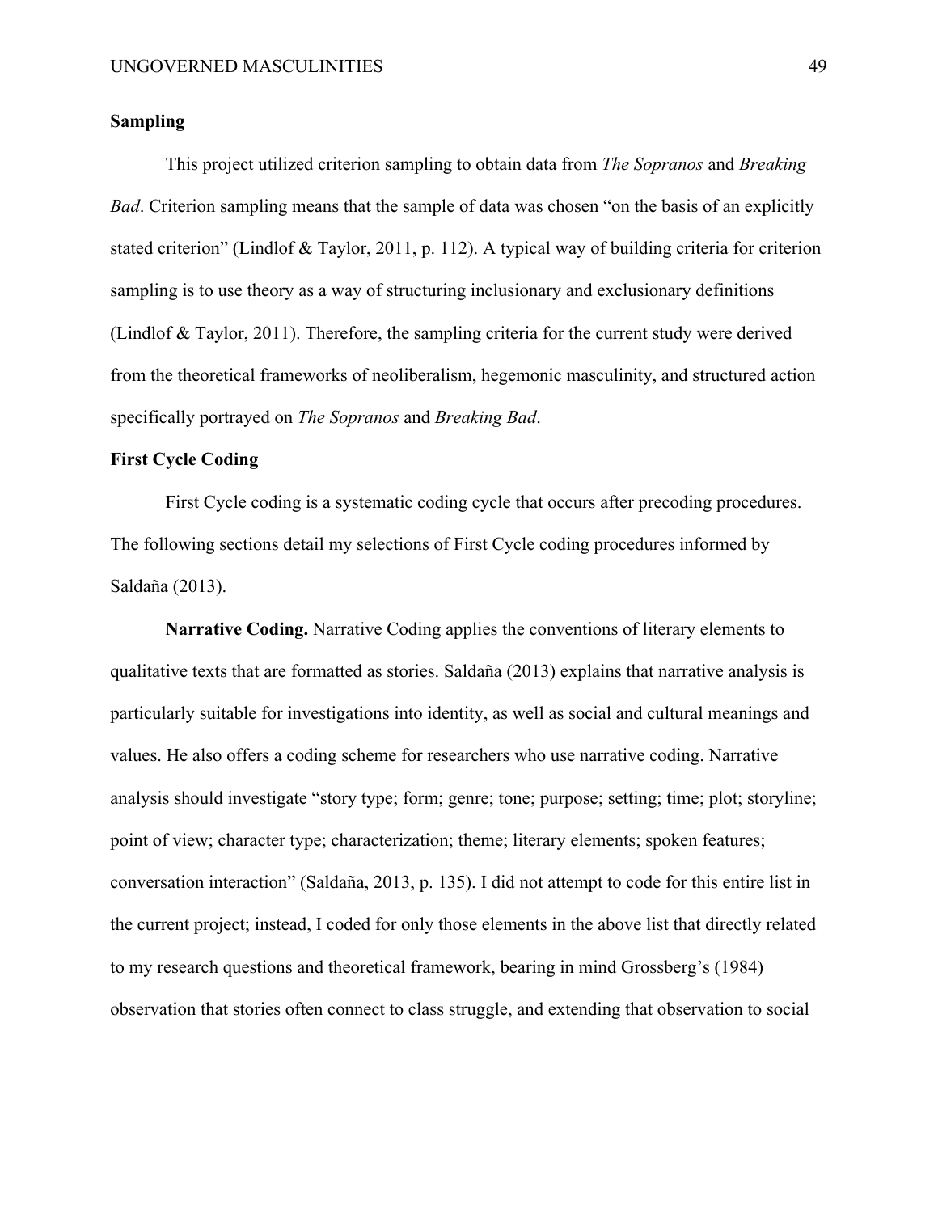## Sampling

This project utilized criterion sampling to obtain data from *The Sopranos* and *Breaking Bad*. Criterion sampling means that the sample of data was chosen "on the basis of an explicitly stated criterion" (Lindlof & Taylor, 2011, p. 112). A typical way of building criteria for criterion sampling is to use theory as a way of structuring inclusionary and exclusionary definitions (Lindlof & Taylor, 2011). Therefore, the sampling criteria for the current study were derived from the theoretical frameworks of neoliberalism, hegemonic masculinity, and structured action specifically portrayed on *The Sopranos* and *Breaking Bad*.

## First Cycle Coding

First Cycle coding is a systematic coding cycle that occurs after precoding procedures. The following sections detail my selections of First Cycle coding procedures informed by Saldaña (2013).

**Narrative Coding.** Narrative Coding applies the conventions of literary elements to qualitative texts that are formatted as stories. Saldaña (2013) explains that narrative analysis is particularly suitable for investigations into identity, as well as social and cultural meanings and values. He also offers a coding scheme for researchers who use narrative coding. Narrative analysis should investigate "story type; form; genre; tone; purpose; setting; time; plot; storyline; point of view; character type; characterization; theme; literary elements; spoken features; conversation interaction" (Saldaña, 2013, p. 135). I did not attempt to code for this entire list in the current project; instead, I coded for only those elements in the above list that directly related to my research questions and theoretical framework, bearing in mind Grossberg's (1984) observation that stories often connect to class struggle, and extending that observation to social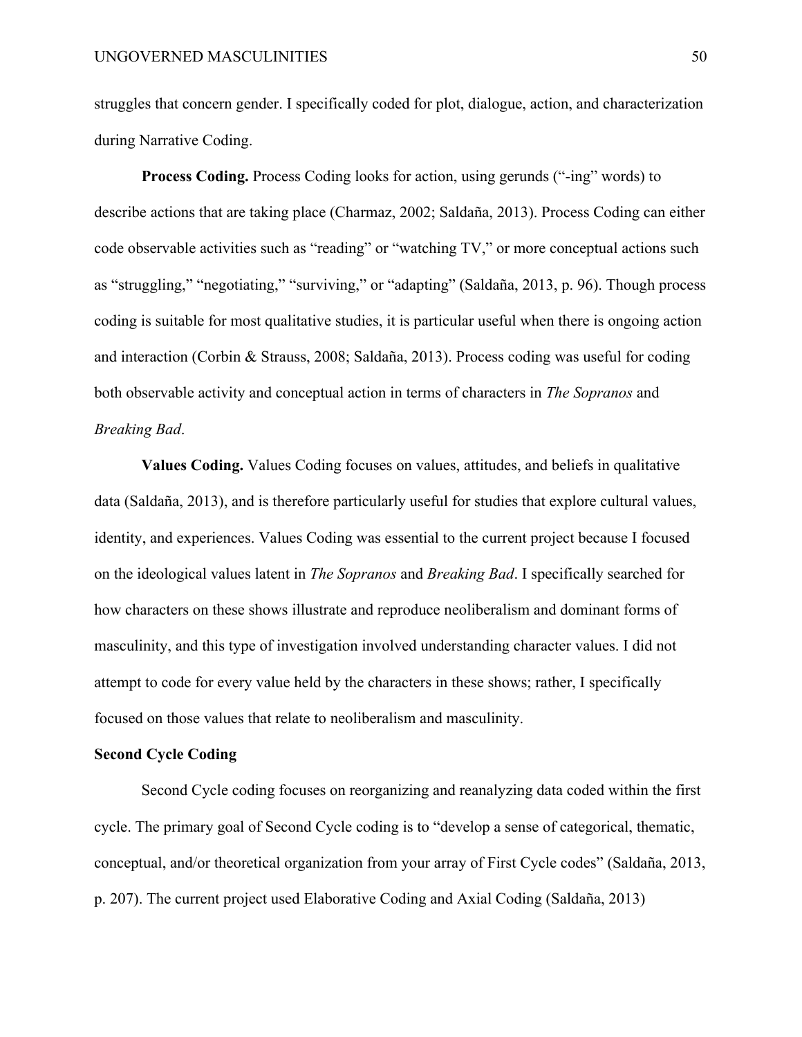struggles that concern gender. I specifically coded for plot, dialogue, action, and characterization during Narrative Coding.

**Process Coding.** Process Coding looks for action, using gerunds ("-ing" words) to describe actions that are taking place (Charmaz, 2002; Saldaña, 2013). Process Coding can either code observable activities such as "reading" or "watching TV," or more conceptual actions such as "struggling," "negotiating," "surviving," or "adapting" (Saldaña, 2013, p. 96). Though process coding is suitable for most qualitative studies, it is particular useful when there is ongoing action and interaction (Corbin & Strauss, 2008; Saldaña, 2013). Process coding was useful for coding both observable activity and conceptual action in terms of characters in *The Sopranos* and *Breaking Bad*.

**Values Coding.** Values Coding focuses on values, attitudes, and beliefs in qualitative data (Saldaña, 2013), and is therefore particularly useful for studies that explore cultural values, identity, and experiences. Values Coding was essential to the current project because I focused on the ideological values latent in *The Sopranos* and *Breaking Bad*. I specifically searched for how characters on these shows illustrate and reproduce neoliberalism and dominant forms of masculinity, and this type of investigation involved understanding character values. I did not attempt to code for every value held by the characters in these shows; rather, I specifically focused on those values that relate to neoliberalism and masculinity.

### Second Cycle Coding

Second Cycle coding focuses on reorganizing and reanalyzing data coded within the first cycle. The primary goal of Second Cycle coding is to "develop a sense of categorical, thematic, conceptual, and/or theoretical organization from your array of First Cycle codes" (Saldaña, 2013, p. 207). The current project used Elaborative Coding and Axial Coding (Saldaña, 2013)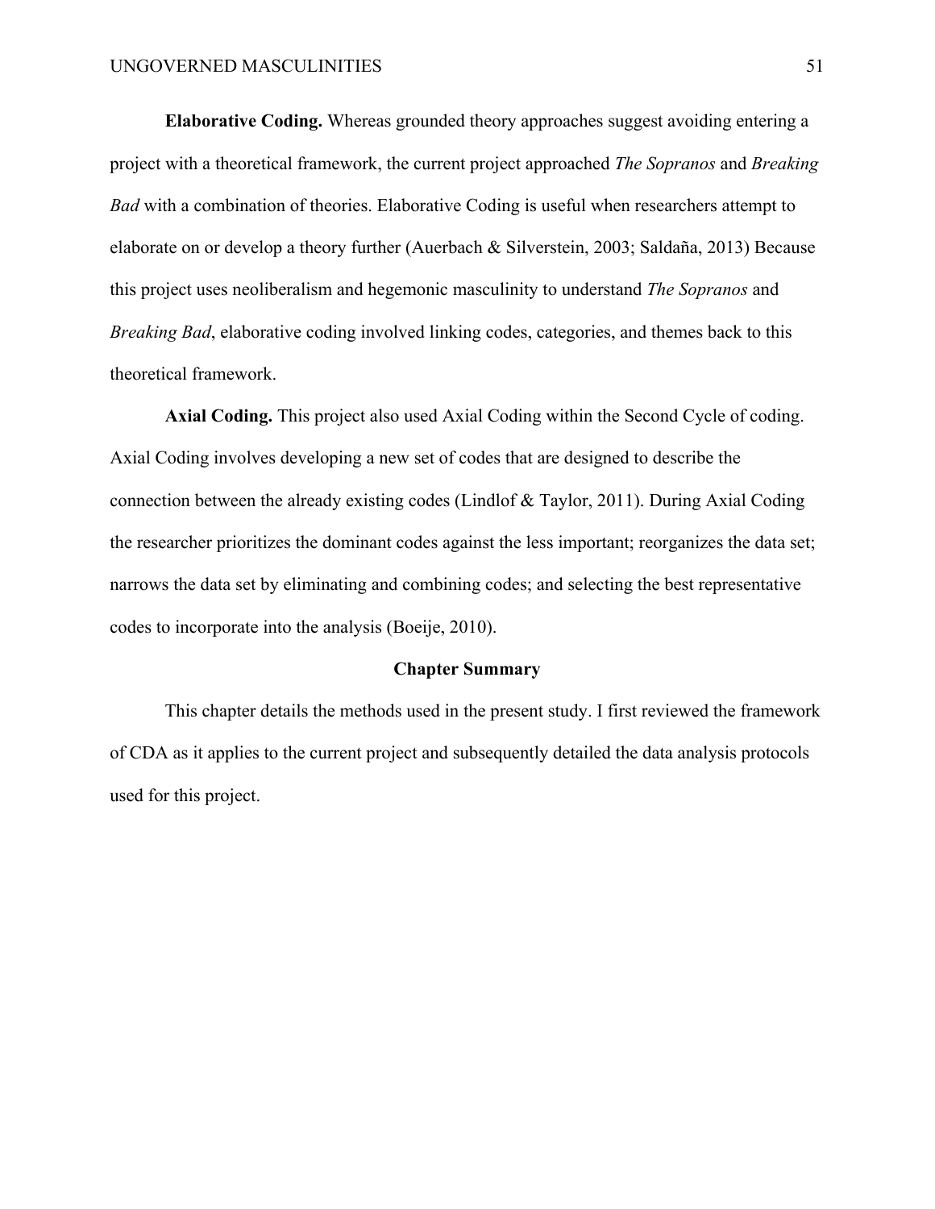**Elaborative Coding.** Whereas grounded theory approaches suggest avoiding entering a project with a theoretical framework, the current project approached *The Sopranos* and *Breaking Bad* with a combination of theories. Elaborative Coding is useful when researchers attempt to elaborate on or develop a theory further (Auerbach & Silverstein, 2003; Saldaña, 2013) Because this project uses neoliberalism and hegemonic masculinity to understand *The Sopranos* and *Breaking Bad*, elaborative coding involved linking codes, categories, and themes back to this theoretical framework.

**Axial Coding.** This project also used Axial Coding within the Second Cycle of coding. Axial Coding involves developing a new set of codes that are designed to describe the connection between the already existing codes (Lindlof & Taylor, 2011). During Axial Coding the researcher prioritizes the dominant codes against the less important; reorganizes the data set; narrows the data set by eliminating and combining codes; and selecting the best representative codes to incorporate into the analysis (Boeije, 2010).

## Chapter Summary

This chapter details the methods used in the present study. I first reviewed the framework of CDA as it applies to the current project and subsequently detailed the data analysis protocols used for this project.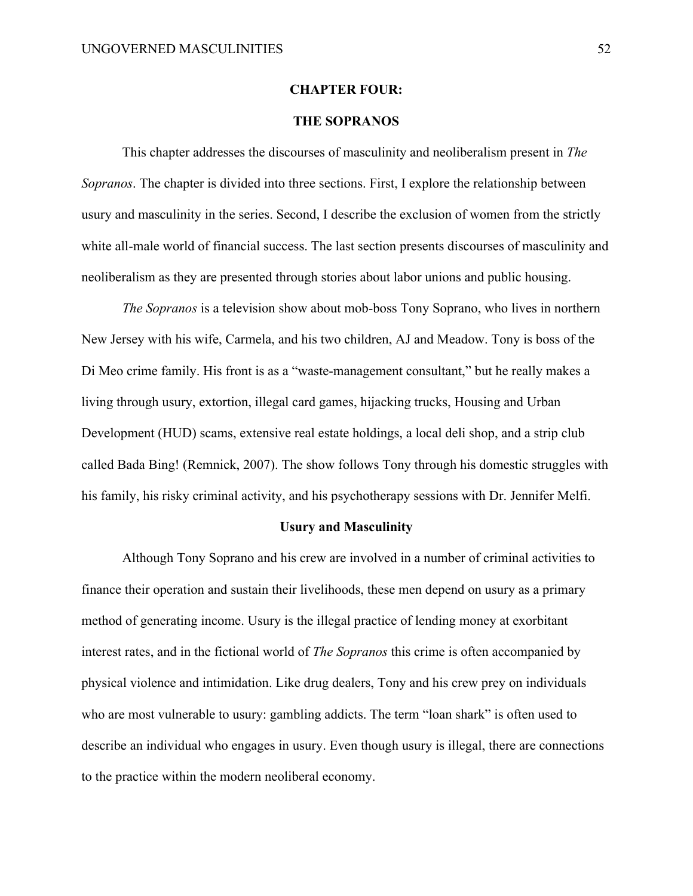# CHAPTER FOUR:

# THE SOPRANOS

This chapter addresses the discourses of masculinity and neoliberalism present in *The Sopranos*. The chapter is divided into three sections. First, I explore the relationship between usury and masculinity in the series. Second, I describe the exclusion of women from the strictly white all-male world of financial success. The last section presents discourses of masculinity and neoliberalism as they are presented through stories about labor unions and public housing.

*The Sopranos* is a television show about mob-boss Tony Soprano, who lives in northern New Jersey with his wife, Carmela, and his two children, AJ and Meadow. Tony is boss of the Di Meo crime family. His front is as a "waste-management consultant," but he really makes a living through usury, extortion, illegal card games, hijacking trucks, Housing and Urban Development (HUD) scams, extensive real estate holdings, a local deli shop, and a strip club called Bada Bing! (Remnick, 2007). The show follows Tony through his domestic struggles with his family, his risky criminal activity, and his psychotherapy sessions with Dr. Jennifer Melfi.

## Usury and Masculinity

Although Tony Soprano and his crew are involved in a number of criminal activities to finance their operation and sustain their livelihoods, these men depend on usury as a primary method of generating income. Usury is the illegal practice of lending money at exorbitant interest rates, and in the fictional world of *The Sopranos* this crime is often accompanied by physical violence and intimidation. Like drug dealers, Tony and his crew prey on individuals who are most vulnerable to usury: gambling addicts. The term "loan shark" is often used to describe an individual who engages in usury. Even though usury is illegal, there are connections to the practice within the modern neoliberal economy.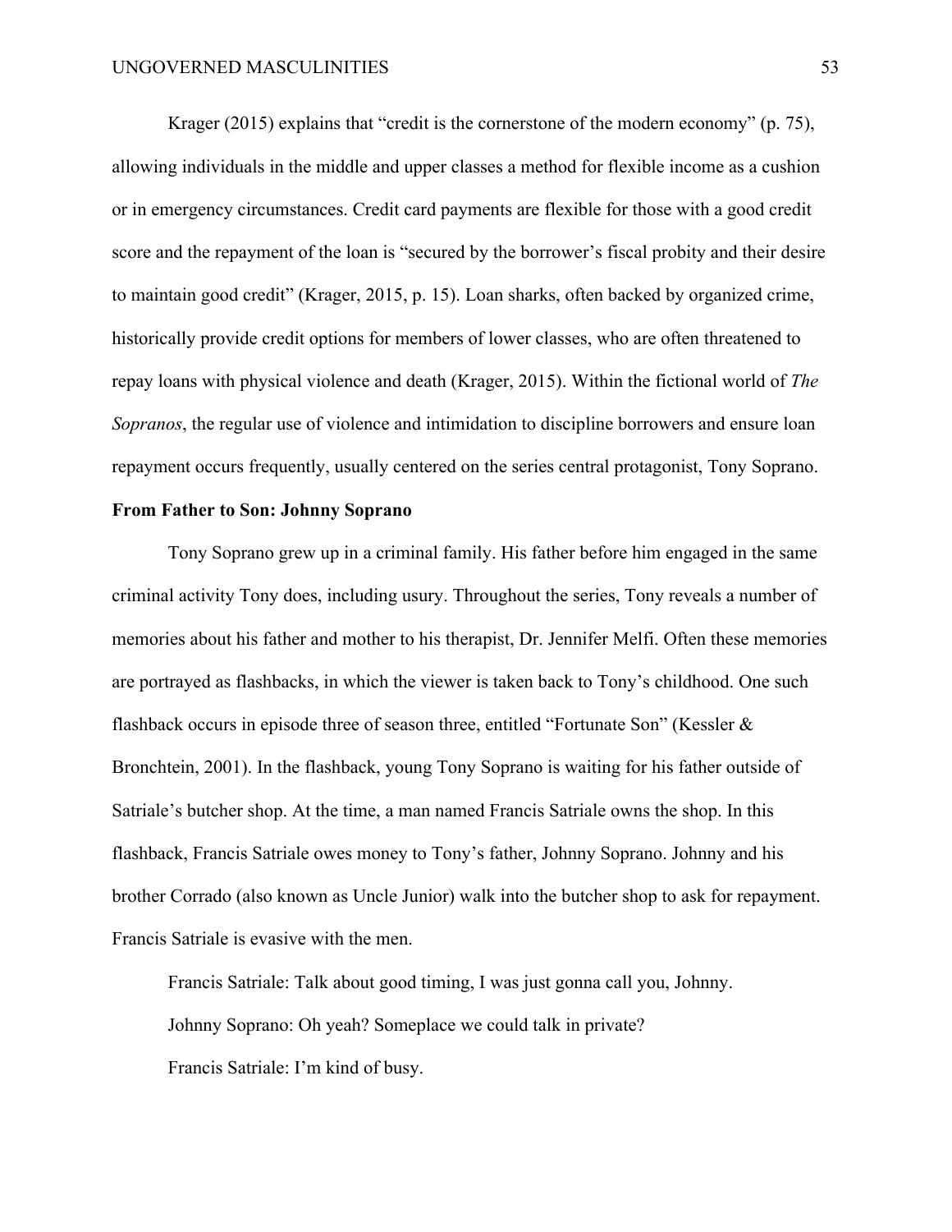Krager (2015) explains that "credit is the cornerstone of the modern economy" (p. 75), allowing individuals in the middle and upper classes a method for flexible income as a cushion or in emergency circumstances. Credit card payments are flexible for those with a good credit score and the repayment of the loan is "secured by the borrower's fiscal probity and their desire to maintain good credit" (Krager, 2015, p. 15). Loan sharks, often backed by organized crime, historically provide credit options for members of lower classes, who are often threatened to repay loans with physical violence and death (Krager, 2015). Within the fictional world of *The Sopranos*, the regular use of violence and intimidation to discipline borrowers and ensure loan repayment occurs frequently, usually centered on the series central protagonist, Tony Soprano.

**From Father to Son: Johnny Soprano**

Tony Soprano grew up in a criminal family. His father before him engaged in the same criminal activity Tony does, including usury. Throughout the series, Tony reveals a number of memories about his father and mother to his therapist, Dr. Jennifer Melfi. Often these memories are portrayed as flashbacks, in which the viewer is taken back to Tony's childhood. One such flashback occurs in episode three of season three, entitled "Fortunate Son" (Kessler & Bronchtein, 2001). In the flashback, young Tony Soprano is waiting for his father outside of Satriale's butcher shop. At the time, a man named Francis Satriale owns the shop. In this flashback, Francis Satriale owes money to Tony's father, Johnny Soprano. Johnny and his brother Corrado (also known as Uncle Junior) walk into the butcher shop to ask for repayment. Francis Satriale is evasive with the men.

Francis Satriale: Talk about good timing, I was just gonna call you, Johnny.

Johnny Soprano: Oh yeah? Someplace we could talk in private?

Francis Satriale: I'm kind of busy.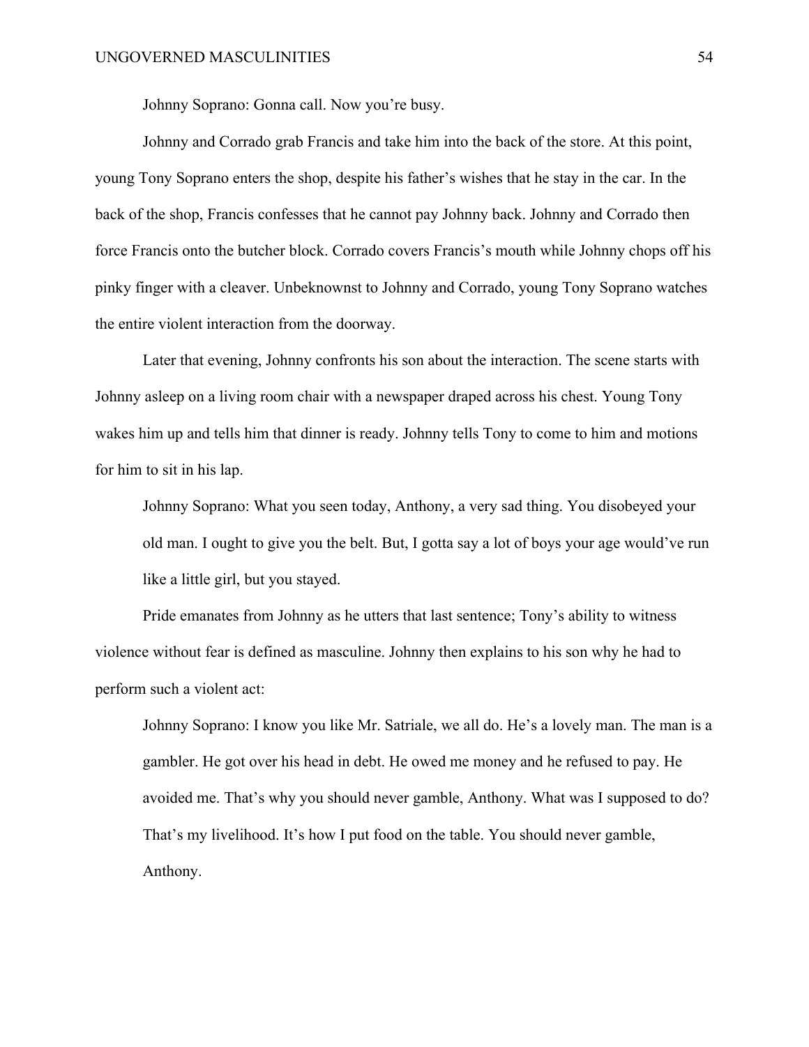Johnny Soprano: Gonna call. Now you're busy.

Johnny and Corrado grab Francis and take him into the back of the store. At this point, young Tony Soprano enters the shop, despite his father's wishes that he stay in the car. In the back of the shop, Francis confesses that he cannot pay Johnny back. Johnny and Corrado then force Francis onto the butcher block. Corrado covers Francis's mouth while Johnny chops off his pinky finger with a cleaver. Unbeknownst to Johnny and Corrado, young Tony Soprano watches the entire violent interaction from the doorway.

Later that evening, Johnny confronts his son about the interaction. The scene starts with Johnny asleep on a living room chair with a newspaper draped across his chest. Young Tony wakes him up and tells him that dinner is ready. Johnny tells Tony to come to him and motions for him to sit in his lap.

> Johnny Soprano: What you seen today, Anthony, a very sad thing. You disobeyed your old man. I ought to give you the belt. But, I gotta say a lot of boys your age would've run like a little girl, but you stayed.

Pride emanates from Johnny as he utters that last sentence; Tony's ability to witness violence without fear is defined as masculine. Johnny then explains to his son why he had to perform such a violent act:

> Johnny Soprano: I know you like Mr. Satriale, we all do. He's a lovely man. The man is a gambler. He got over his head in debt. He owed me money and he refused to pay. He avoided me. That's why you should never gamble, Anthony. What was I supposed to do? That's my livelihood. It's how I put food on the table. You should never gamble, Anthony.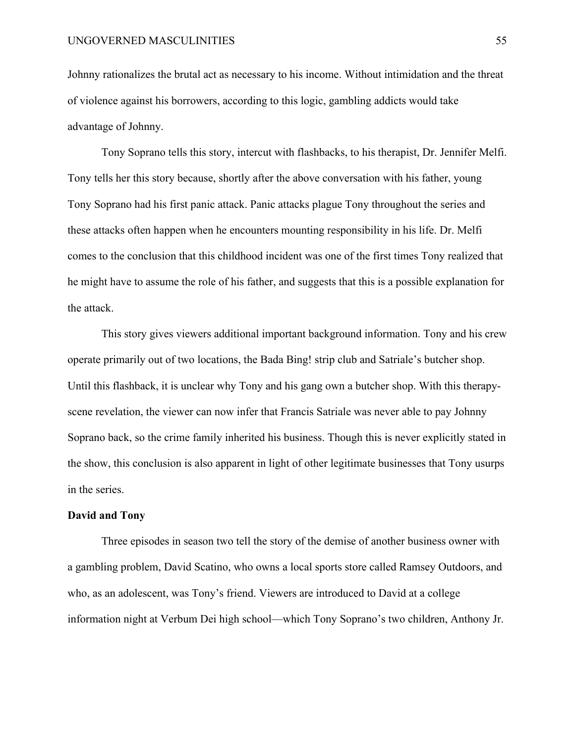Johnny rationalizes the brutal act as necessary to his income. Without intimidation and the threat of violence against his borrowers, according to this logic, gambling addicts would take advantage of Johnny.

Tony Soprano tells this story, intercut with flashbacks, to his therapist, Dr. Jennifer Melfi. Tony tells her this story because, shortly after the above conversation with his father, young Tony Soprano had his first panic attack. Panic attacks plague Tony throughout the series and these attacks often happen when he encounters mounting responsibility in his life. Dr. Melfi comes to the conclusion that this childhood incident was one of the first times Tony realized that he might have to assume the role of his father, and suggests that this is a possible explanation for the attack.

This story gives viewers additional important background information. Tony and his crew operate primarily out of two locations, the Bada Bing! strip club and Satriale's butcher shop. Until this flashback, it is unclear why Tony and his gang own a butcher shop. With this therapy-scene revelation, the viewer can now infer that Francis Satriale was never able to pay Johnny Soprano back, so the crime family inherited his business. Though this is never explicitly stated in the show, this conclusion is also apparent in light of other legitimate businesses that Tony usurps in the series.

**David and Tony**

Three episodes in season two tell the story of the demise of another business owner with a gambling problem, David Scatino, who owns a local sports store called Ramsey Outdoors, and who, as an adolescent, was Tony's friend. Viewers are introduced to David at a college information night at Verbum Dei high school—which Tony Soprano's two children, Anthony Jr.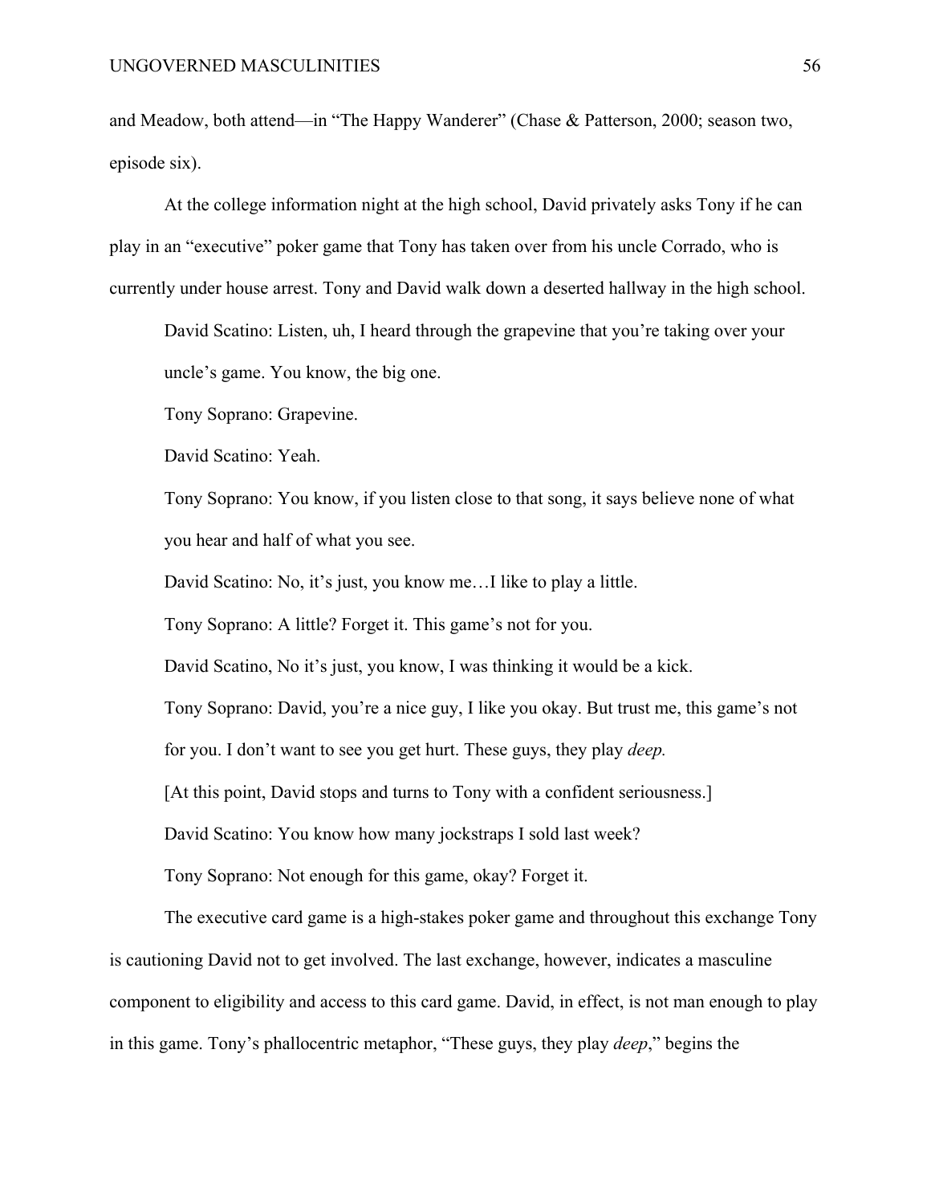and Meadow, both attend—in "The Happy Wanderer" (Chase & Patterson, 2000; season two, episode six).

At the college information night at the high school, David privately asks Tony if he can play in an "executive" poker game that Tony has taken over from his uncle Corrado, who is currently under house arrest. Tony and David walk down a deserted hallway in the high school.

> David Scatino: Listen, uh, I heard through the grapevine that you're taking over your uncle's game. You know, the big one.
>
> Tony Soprano: Grapevine.
>
> David Scatino: Yeah.
>
> Tony Soprano: You know, if you listen close to that song, it says believe none of what you hear and half of what you see.
>
> David Scatino: No, it's just, you know me…I like to play a little.
>
> Tony Soprano: A little? Forget it. This game's not for you.
>
> David Scatino, No it's just, you know, I was thinking it would be a kick.
>
> Tony Soprano: David, you're a nice guy, I like you okay. But trust me, this game's not for you. I don't want to see you get hurt. These guys, they play *deep.*
>
> [At this point, David stops and turns to Tony with a confident seriousness.]
>
> David Scatino: You know how many jockstraps I sold last week?
>
> Tony Soprano: Not enough for this game, okay? Forget it.

The executive card game is a high-stakes poker game and throughout this exchange Tony is cautioning David not to get involved. The last exchange, however, indicates a masculine component to eligibility and access to this card game. David, in effect, is not man enough to play in this game. Tony's phallocentric metaphor, "These guys, they play *deep*," begins the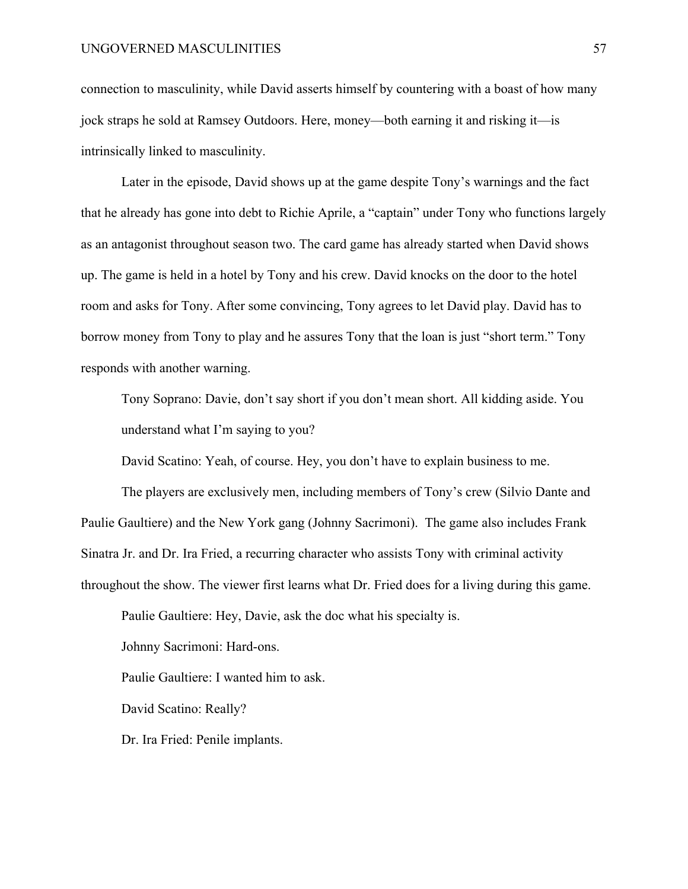connection to masculinity, while David asserts himself by countering with a boast of how many jock straps he sold at Ramsey Outdoors. Here, money—both earning it and risking it—is intrinsically linked to masculinity.

Later in the episode, David shows up at the game despite Tony's warnings and the fact that he already has gone into debt to Richie Aprile, a "captain" under Tony who functions largely as an antagonist throughout season two. The card game has already started when David shows up. The game is held in a hotel by Tony and his crew. David knocks on the door to the hotel room and asks for Tony. After some convincing, Tony agrees to let David play. David has to borrow money from Tony to play and he assures Tony that the loan is just "short term." Tony responds with another warning.

> Tony Soprano: Davie, don't say short if you don't mean short. All kidding aside. You understand what I'm saying to you?
>
> David Scatino: Yeah, of course. Hey, you don't have to explain business to me.

The players are exclusively men, including members of Tony's crew (Silvio Dante and Paulie Gaultiere) and the New York gang (Johnny Sacrimoni). The game also includes Frank Sinatra Jr. and Dr. Ira Fried, a recurring character who assists Tony with criminal activity throughout the show. The viewer first learns what Dr. Fried does for a living during this game.

> Paulie Gaultiere: Hey, Davie, ask the doc what his specialty is.
>
> Johnny Sacrimoni: Hard-ons.
>
> Paulie Gaultiere: I wanted him to ask.
>
> David Scatino: Really?
>
> Dr. Ira Fried: Penile implants.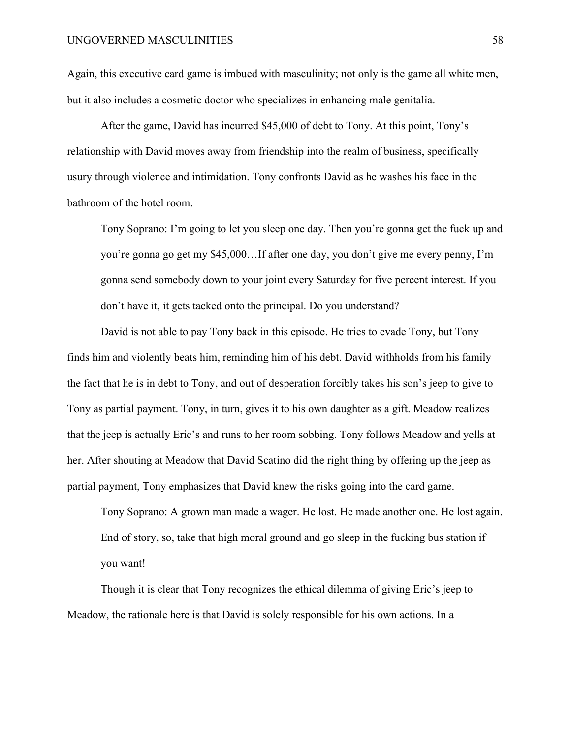Again, this executive card game is imbued with masculinity; not only is the game all white men, but it also includes a cosmetic doctor who specializes in enhancing male genitalia.

After the game, David has incurred $45,000 of debt to Tony. At this point, Tony's relationship with David moves away from friendship into the realm of business, specifically usury through violence and intimidation. Tony confronts David as he washes his face in the bathroom of the hotel room.

> Tony Soprano: I'm going to let you sleep one day. Then you're gonna get the fuck up and you're gonna go get my $45,000…If after one day, you don't give me every penny, I'm gonna send somebody down to your joint every Saturday for five percent interest. If you don't have it, it gets tacked onto the principal. Do you understand?

David is not able to pay Tony back in this episode. He tries to evade Tony, but Tony finds him and violently beats him, reminding him of his debt. David withholds from his family the fact that he is in debt to Tony, and out of desperation forcibly takes his son's jeep to give to Tony as partial payment. Tony, in turn, gives it to his own daughter as a gift. Meadow realizes that the jeep is actually Eric's and runs to her room sobbing. Tony follows Meadow and yells at her. After shouting at Meadow that David Scatino did the right thing by offering up the jeep as partial payment, Tony emphasizes that David knew the risks going into the card game.

> Tony Soprano: A grown man made a wager. He lost. He made another one. He lost again. End of story, so, take that high moral ground and go sleep in the fucking bus station if you want!

Though it is clear that Tony recognizes the ethical dilemma of giving Eric's jeep to Meadow, the rationale here is that David is solely responsible for his own actions. In a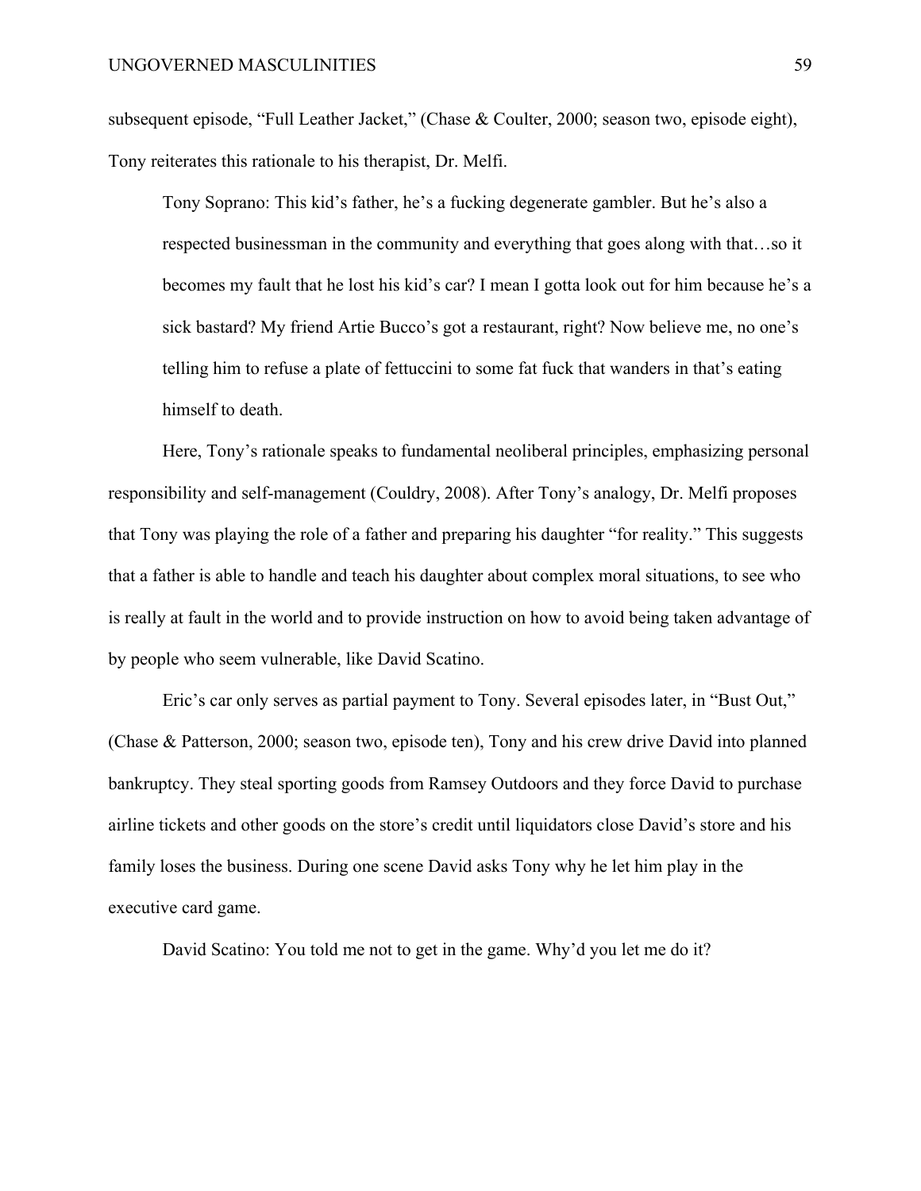subsequent episode, "Full Leather Jacket," (Chase & Coulter, 2000; season two, episode eight), Tony reiterates this rationale to his therapist, Dr. Melfi.

> Tony Soprano: This kid's father, he's a fucking degenerate gambler. But he's also a respected businessman in the community and everything that goes along with that…so it becomes my fault that he lost his kid's car? I mean I gotta look out for him because he's a sick bastard? My friend Artie Bucco's got a restaurant, right? Now believe me, no one's telling him to refuse a plate of fettuccini to some fat fuck that wanders in that's eating himself to death.

Here, Tony's rationale speaks to fundamental neoliberal principles, emphasizing personal responsibility and self-management (Couldry, 2008). After Tony's analogy, Dr. Melfi proposes that Tony was playing the role of a father and preparing his daughter "for reality." This suggests that a father is able to handle and teach his daughter about complex moral situations, to see who is really at fault in the world and to provide instruction on how to avoid being taken advantage of by people who seem vulnerable, like David Scatino.

Eric's car only serves as partial payment to Tony. Several episodes later, in "Bust Out," (Chase & Patterson, 2000; season two, episode ten), Tony and his crew drive David into planned bankruptcy. They steal sporting goods from Ramsey Outdoors and they force David to purchase airline tickets and other goods on the store's credit until liquidators close David's store and his family loses the business. During one scene David asks Tony why he let him play in the executive card game.

> David Scatino: You told me not to get in the game. Why'd you let me do it?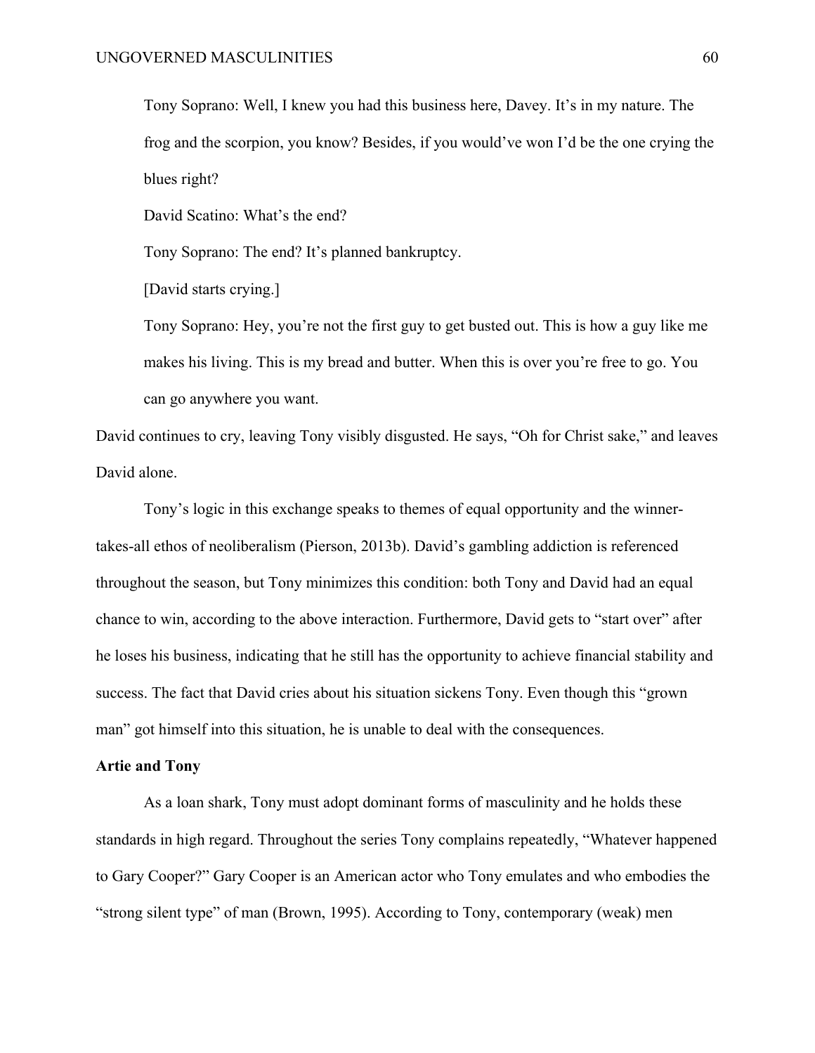Tony Soprano: Well, I knew you had this business here, Davey. It's in my nature. The frog and the scorpion, you know? Besides, if you would've won I'd be the one crying the blues right?

David Scatino: What's the end?

Tony Soprano: The end? It's planned bankruptcy.

[David starts crying.]

Tony Soprano: Hey, you're not the first guy to get busted out. This is how a guy like me makes his living. This is my bread and butter. When this is over you're free to go. You can go anywhere you want.

David continues to cry, leaving Tony visibly disgusted. He says, "Oh for Christ sake," and leaves David alone.

Tony's logic in this exchange speaks to themes of equal opportunity and the winner-takes-all ethos of neoliberalism (Pierson, 2013b). David's gambling addiction is referenced throughout the season, but Tony minimizes this condition: both Tony and David had an equal chance to win, according to the above interaction. Furthermore, David gets to "start over" after he loses his business, indicating that he still has the opportunity to achieve financial stability and success. The fact that David cries about his situation sickens Tony. Even though this "grown man" got himself into this situation, he is unable to deal with the consequences.

**Artie and Tony**

As a loan shark, Tony must adopt dominant forms of masculinity and he holds these standards in high regard. Throughout the series Tony complains repeatedly, "Whatever happened to Gary Cooper?" Gary Cooper is an American actor who Tony emulates and who embodies the "strong silent type" of man (Brown, 1995). According to Tony, contemporary (weak) men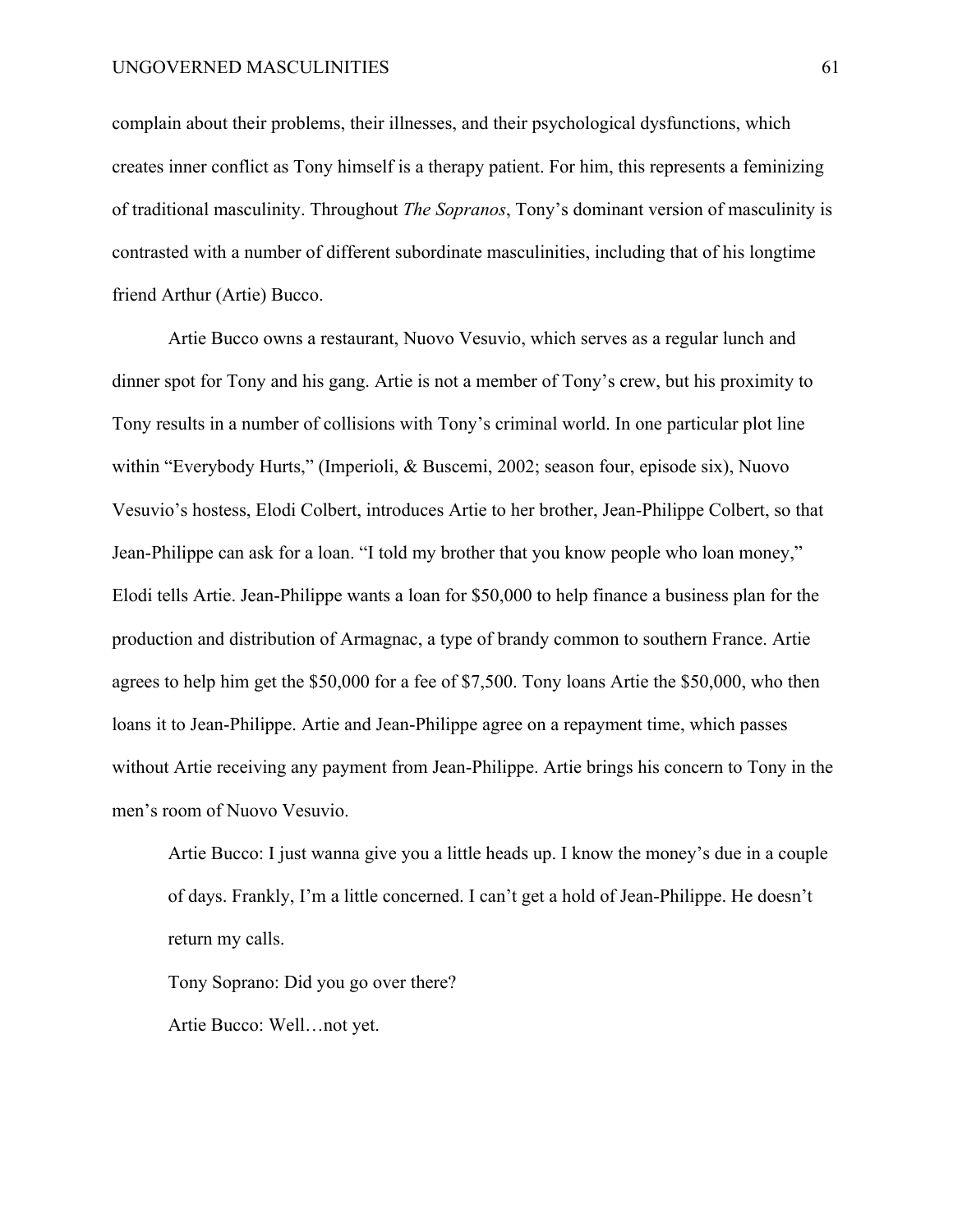complain about their problems, their illnesses, and their psychological dysfunctions, which creates inner conflict as Tony himself is a therapy patient. For him, this represents a feminizing of traditional masculinity. Throughout *The Sopranos*, Tony's dominant version of masculinity is contrasted with a number of different subordinate masculinities, including that of his longtime friend Arthur (Artie) Bucco.

Artie Bucco owns a restaurant, Nuovo Vesuvio, which serves as a regular lunch and dinner spot for Tony and his gang. Artie is not a member of Tony's crew, but his proximity to Tony results in a number of collisions with Tony's criminal world. In one particular plot line within "Everybody Hurts," (Imperioli, & Buscemi, 2002; season four, episode six), Nuovo Vesuvio's hostess, Elodi Colbert, introduces Artie to her brother, Jean-Philippe Colbert, so that Jean-Philippe can ask for a loan. "I told my brother that you know people who loan money," Elodi tells Artie. Jean-Philippe wants a loan for $50,000 to help finance a business plan for the production and distribution of Armagnac, a type of brandy common to southern France. Artie agrees to help him get the $50,000 for a fee of $7,500. Tony loans Artie the $50,000, who then loans it to Jean-Philippe. Artie and Jean-Philippe agree on a repayment time, which passes without Artie receiving any payment from Jean-Philippe. Artie brings his concern to Tony in the men's room of Nuovo Vesuvio.

> Artie Bucco: I just wanna give you a little heads up. I know the money's due in a couple of days. Frankly, I'm a little concerned. I can't get a hold of Jean-Philippe. He doesn't return my calls.
>
> Tony Soprano: Did you go over there?
>
> Artie Bucco: Well…not yet.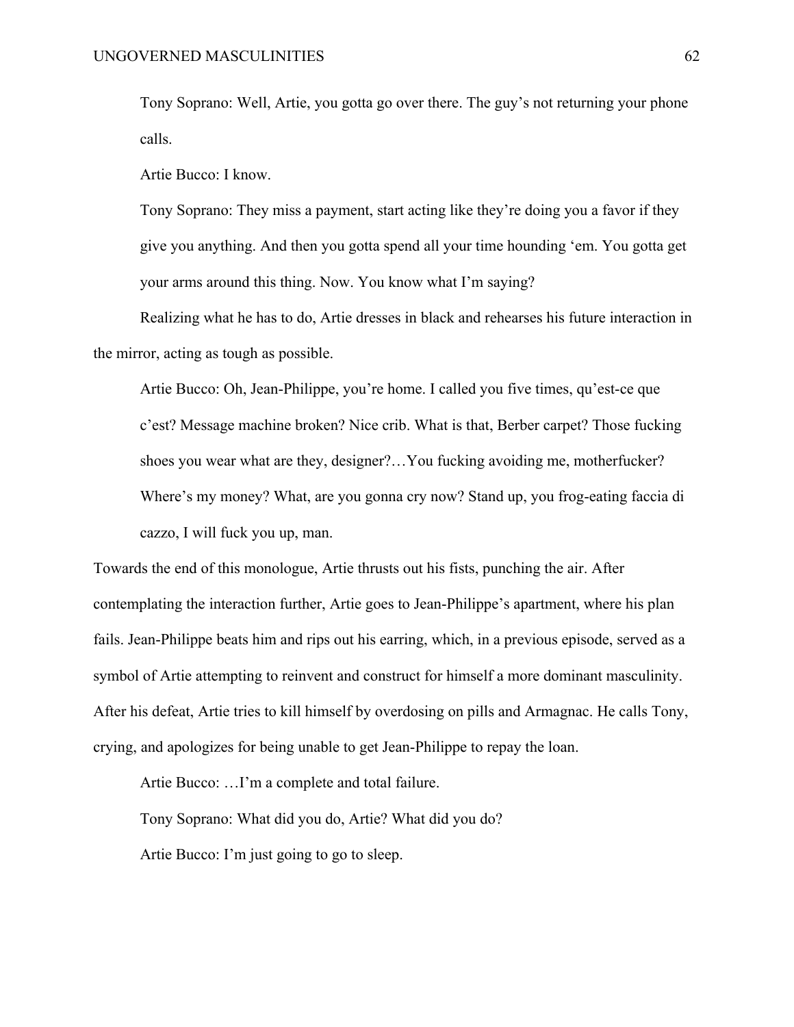Tony Soprano: Well, Artie, you gotta go over there. The guy's not returning your phone calls.

Artie Bucco: I know.

Tony Soprano: They miss a payment, start acting like they're doing you a favor if they give you anything. And then you gotta spend all your time hounding 'em. You gotta get your arms around this thing. Now. You know what I'm saying?

Realizing what he has to do, Artie dresses in black and rehearses his future interaction in the mirror, acting as tough as possible.

Artie Bucco: Oh, Jean-Philippe, you're home. I called you five times, qu'est-ce que c'est? Message machine broken? Nice crib. What is that, Berber carpet? Those fucking shoes you wear what are they, designer?…You fucking avoiding me, motherfucker? Where's my money? What, are you gonna cry now? Stand up, you frog-eating faccia di cazzo, I will fuck you up, man.

Towards the end of this monologue, Artie thrusts out his fists, punching the air. After contemplating the interaction further, Artie goes to Jean-Philippe's apartment, where his plan fails. Jean-Philippe beats him and rips out his earring, which, in a previous episode, served as a symbol of Artie attempting to reinvent and construct for himself a more dominant masculinity. After his defeat, Artie tries to kill himself by overdosing on pills and Armagnac. He calls Tony, crying, and apologizes for being unable to get Jean-Philippe to repay the loan.

Artie Bucco: …I'm a complete and total failure.

Tony Soprano: What did you do, Artie? What did you do?

Artie Bucco: I'm just going to go to sleep.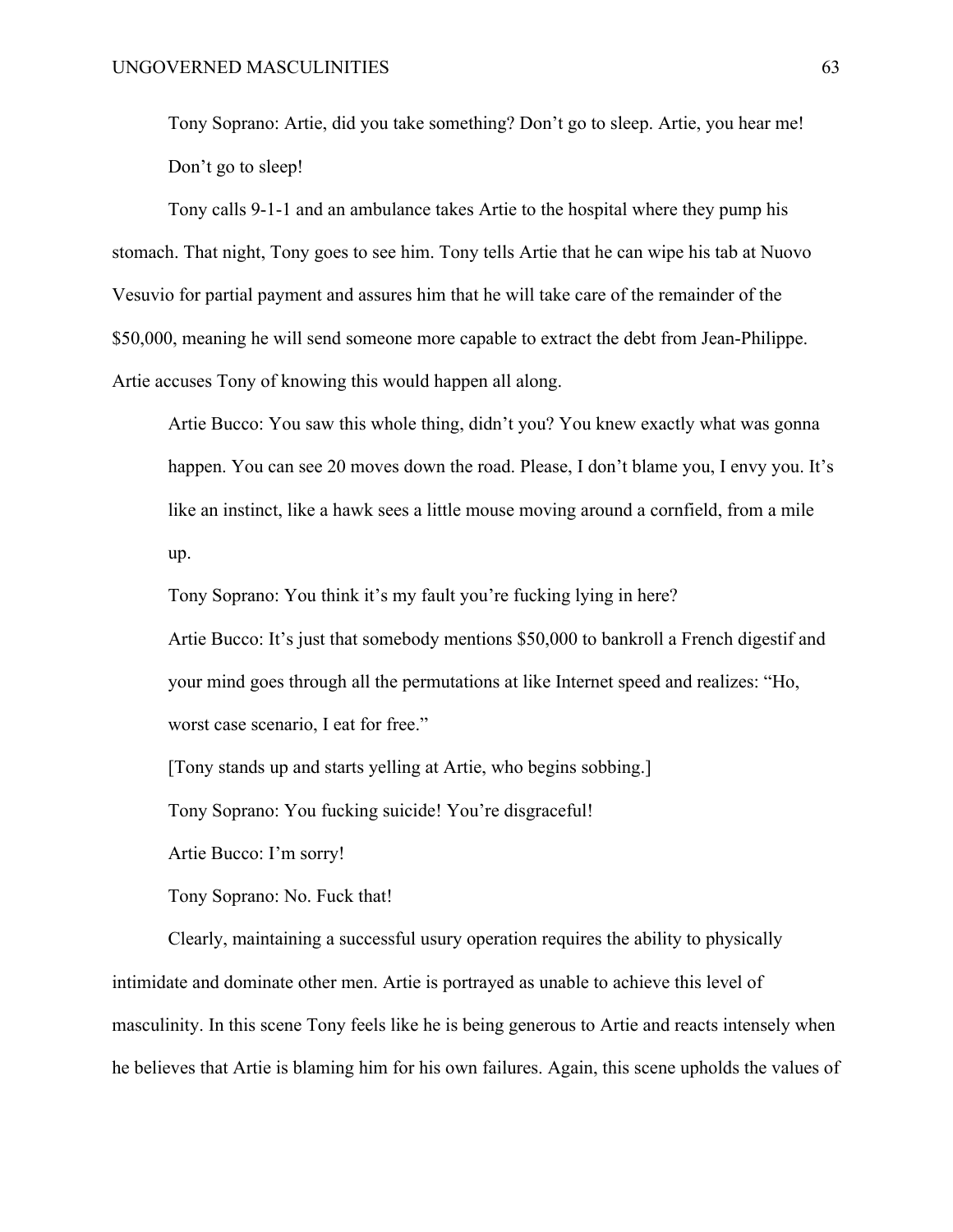Tony Soprano: Artie, did you take something? Don't go to sleep. Artie, you hear me! Don't go to sleep!

Tony calls 9-1-1 and an ambulance takes Artie to the hospital where they pump his stomach. That night, Tony goes to see him. Tony tells Artie that he can wipe his tab at Nuovo Vesuvio for partial payment and assures him that he will take care of the remainder of the $50,000, meaning he will send someone more capable to extract the debt from Jean-Philippe. Artie accuses Tony of knowing this would happen all along.

Artie Bucco: You saw this whole thing, didn't you? You knew exactly what was gonna happen. You can see 20 moves down the road. Please, I don't blame you, I envy you. It's like an instinct, like a hawk sees a little mouse moving around a cornfield, from a mile up.

Tony Soprano: You think it's my fault you're fucking lying in here?

Artie Bucco: It's just that somebody mentions $50,000 to bankroll a French digestif and your mind goes through all the permutations at like Internet speed and realizes: "Ho, worst case scenario, I eat for free."

[Tony stands up and starts yelling at Artie, who begins sobbing.]

Tony Soprano: You fucking suicide! You're disgraceful!

Artie Bucco: I'm sorry!

Tony Soprano: No. Fuck that!

Clearly, maintaining a successful usury operation requires the ability to physically intimidate and dominate other men. Artie is portrayed as unable to achieve this level of masculinity. In this scene Tony feels like he is being generous to Artie and reacts intensely when he believes that Artie is blaming him for his own failures. Again, this scene upholds the values of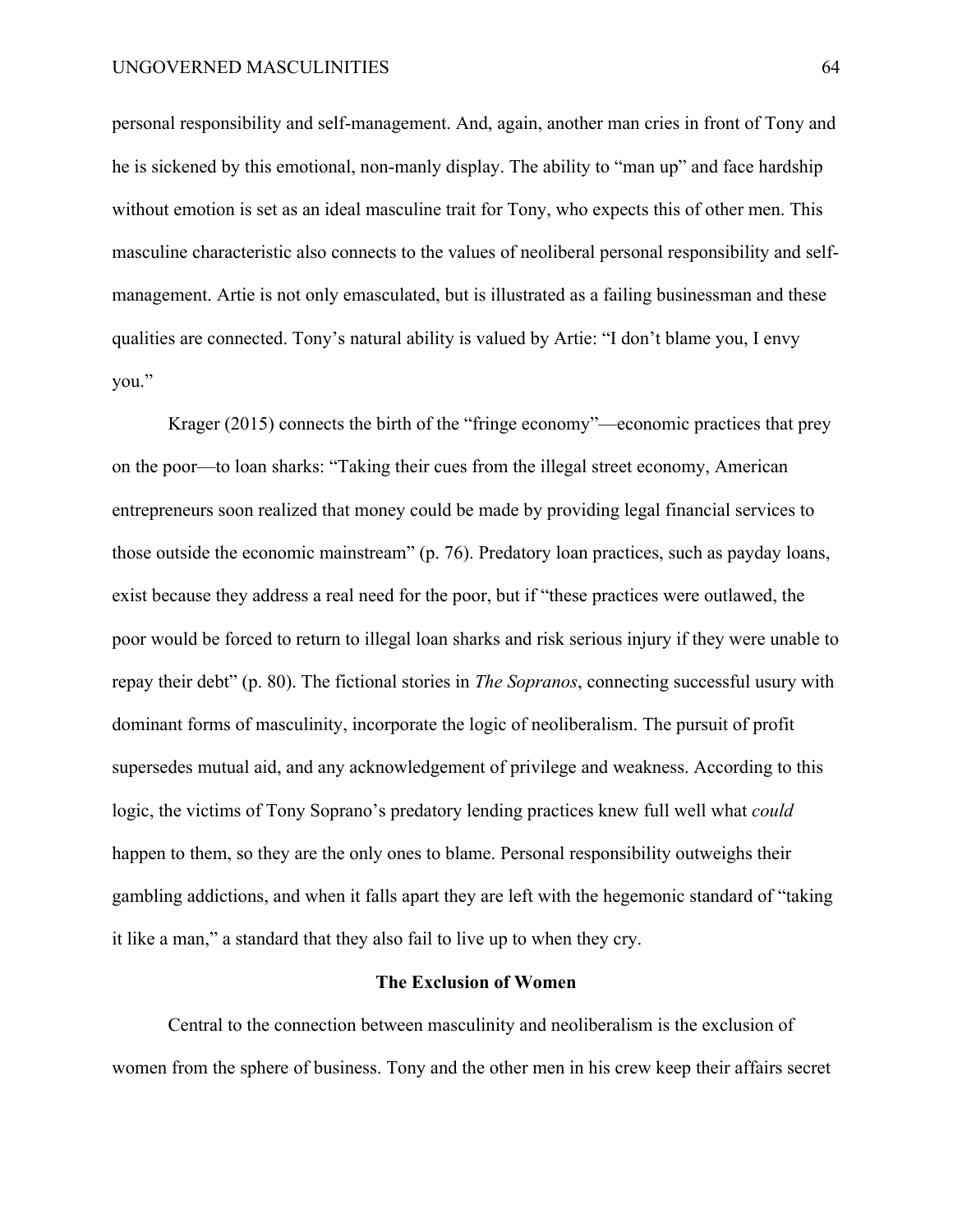personal responsibility and self-management. And, again, another man cries in front of Tony and he is sickened by this emotional, non-manly display. The ability to "man up" and face hardship without emotion is set as an ideal masculine trait for Tony, who expects this of other men. This masculine characteristic also connects to the values of neoliberal personal responsibility and self-management. Artie is not only emasculated, but is illustrated as a failing businessman and these qualities are connected. Tony's natural ability is valued by Artie: "I don't blame you, I envy you."

Krager (2015) connects the birth of the "fringe economy"—economic practices that prey on the poor—to loan sharks: "Taking their cues from the illegal street economy, American entrepreneurs soon realized that money could be made by providing legal financial services to those outside the economic mainstream" (p. 76). Predatory loan practices, such as payday loans, exist because they address a real need for the poor, but if "these practices were outlawed, the poor would be forced to return to illegal loan sharks and risk serious injury if they were unable to repay their debt" (p. 80). The fictional stories in *The Sopranos*, connecting successful usury with dominant forms of masculinity, incorporate the logic of neoliberalism. The pursuit of profit supersedes mutual aid, and any acknowledgement of privilege and weakness. According to this logic, the victims of Tony Soprano's predatory lending practices knew full well what *could* happen to them, so they are the only ones to blame. Personal responsibility outweighs their gambling addictions, and when it falls apart they are left with the hegemonic standard of "taking it like a man," a standard that they also fail to live up to when they cry.

## The Exclusion of Women

Central to the connection between masculinity and neoliberalism is the exclusion of women from the sphere of business. Tony and the other men in his crew keep their affairs secret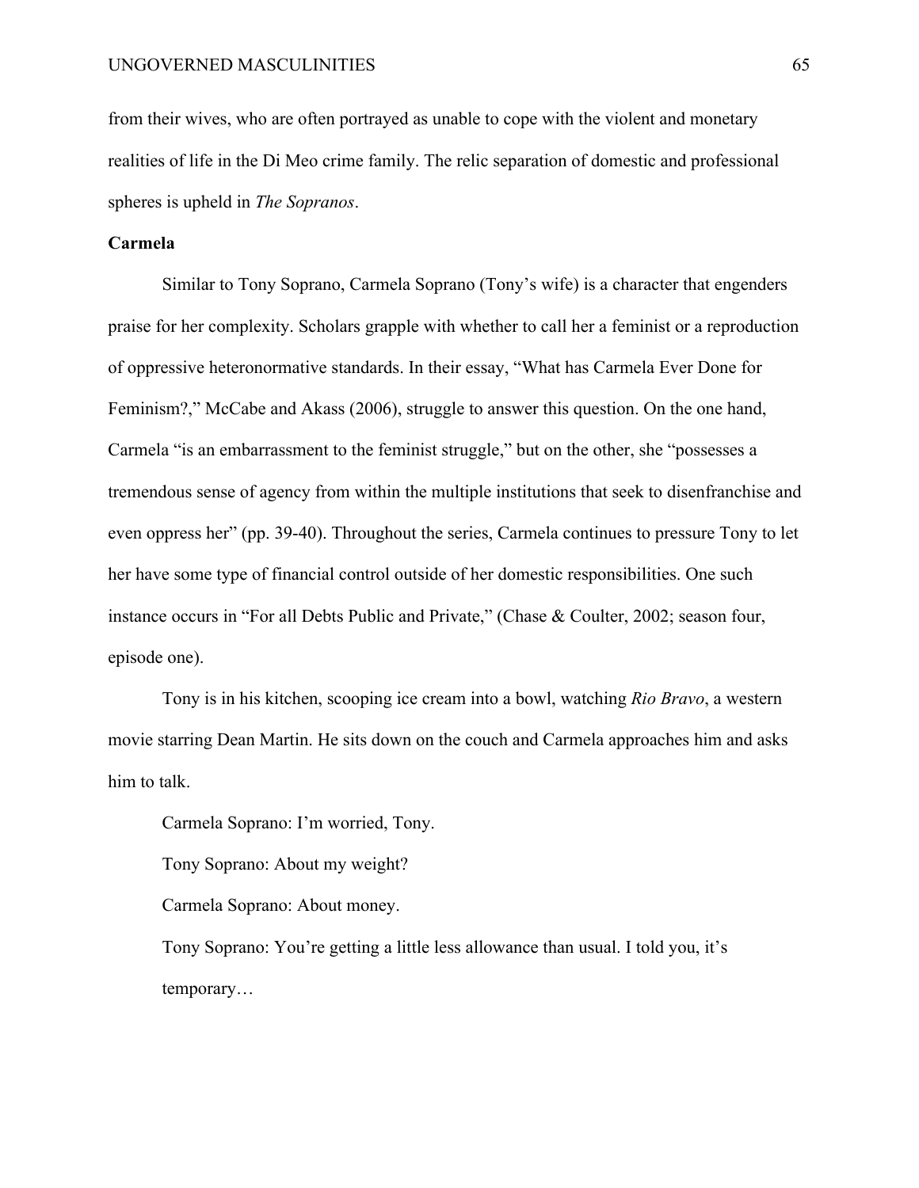from their wives, who are often portrayed as unable to cope with the violent and monetary realities of life in the Di Meo crime family. The relic separation of domestic and professional spheres is upheld in *The Sopranos*.

**Carmela**

Similar to Tony Soprano, Carmela Soprano (Tony's wife) is a character that engenders praise for her complexity. Scholars grapple with whether to call her a feminist or a reproduction of oppressive heteronormative standards. In their essay, "What has Carmela Ever Done for Feminism?," McCabe and Akass (2006), struggle to answer this question. On the one hand, Carmela "is an embarrassment to the feminist struggle," but on the other, she "possesses a tremendous sense of agency from within the multiple institutions that seek to disenfranchise and even oppress her" (pp. 39-40). Throughout the series, Carmela continues to pressure Tony to let her have some type of financial control outside of her domestic responsibilities. One such instance occurs in "For all Debts Public and Private," (Chase & Coulter, 2002; season four, episode one).

Tony is in his kitchen, scooping ice cream into a bowl, watching *Rio Bravo*, a western movie starring Dean Martin. He sits down on the couch and Carmela approaches him and asks him to talk.

> Carmela Soprano: I'm worried, Tony.
>
> Tony Soprano: About my weight?
>
> Carmela Soprano: About money.
>
> Tony Soprano: You're getting a little less allowance than usual. I told you, it's temporary…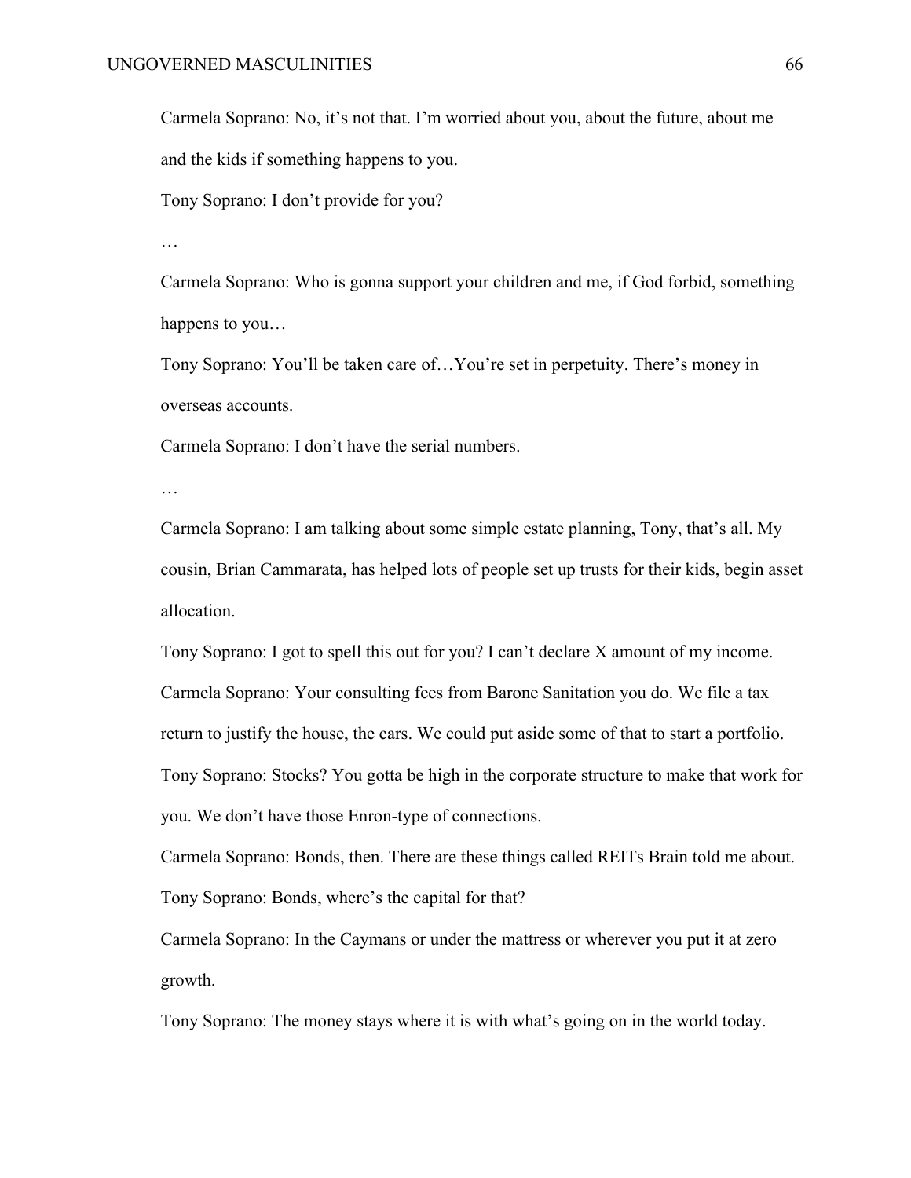Carmela Soprano: No, it's not that. I'm worried about you, about the future, about me and the kids if something happens to you.

Tony Soprano: I don't provide for you?

…

Carmela Soprano: Who is gonna support your children and me, if God forbid, something happens to you…

Tony Soprano: You'll be taken care of…You're set in perpetuity. There's money in overseas accounts.

Carmela Soprano: I don't have the serial numbers.

…

Carmela Soprano: I am talking about some simple estate planning, Tony, that's all. My cousin, Brian Cammarata, has helped lots of people set up trusts for their kids, begin asset allocation.

Tony Soprano: I got to spell this out for you? I can't declare X amount of my income.

Carmela Soprano: Your consulting fees from Barone Sanitation you do. We file a tax return to justify the house, the cars. We could put aside some of that to start a portfolio.

Tony Soprano: Stocks? You gotta be high in the corporate structure to make that work for you. We don't have those Enron-type of connections.

Carmela Soprano: Bonds, then. There are these things called REITs Brain told me about.

Tony Soprano: Bonds, where's the capital for that?

Carmela Soprano: In the Caymans or under the mattress or wherever you put it at zero growth.

Tony Soprano: The money stays where it is with what's going on in the world today.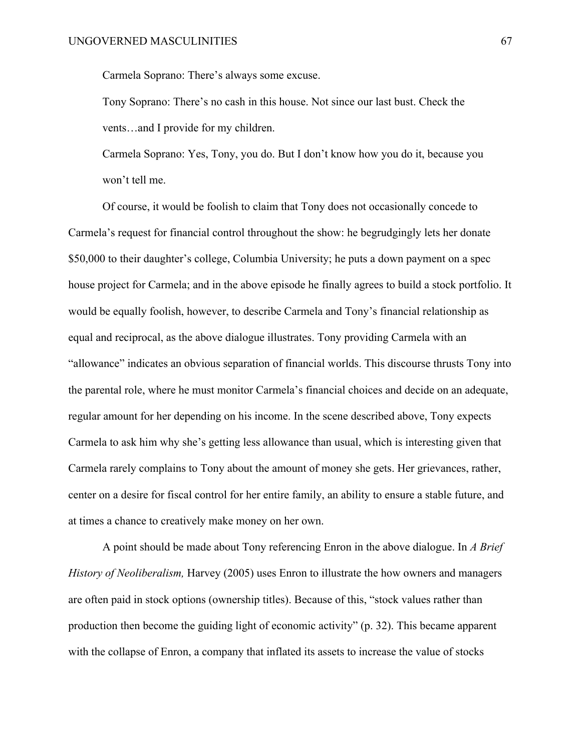Carmela Soprano: There's always some excuse.

Tony Soprano: There's no cash in this house. Not since our last bust. Check the vents…and I provide for my children.

Carmela Soprano: Yes, Tony, you do. But I don't know how you do it, because you won't tell me.

Of course, it would be foolish to claim that Tony does not occasionally concede to Carmela's request for financial control throughout the show: he begrudgingly lets her donate $50,000 to their daughter's college, Columbia University; he puts a down payment on a spec house project for Carmela; and in the above episode he finally agrees to build a stock portfolio. It would be equally foolish, however, to describe Carmela and Tony's financial relationship as equal and reciprocal, as the above dialogue illustrates. Tony providing Carmela with an "allowance" indicates an obvious separation of financial worlds. This discourse thrusts Tony into the parental role, where he must monitor Carmela's financial choices and decide on an adequate, regular amount for her depending on his income. In the scene described above, Tony expects Carmela to ask him why she's getting less allowance than usual, which is interesting given that Carmela rarely complains to Tony about the amount of money she gets. Her grievances, rather, center on a desire for fiscal control for her entire family, an ability to ensure a stable future, and at times a chance to creatively make money on her own.

A point should be made about Tony referencing Enron in the above dialogue. In *A Brief History of Neoliberalism,* Harvey (2005) uses Enron to illustrate the how owners and managers are often paid in stock options (ownership titles). Because of this, "stock values rather than production then become the guiding light of economic activity" (p. 32). This became apparent with the collapse of Enron, a company that inflated its assets to increase the value of stocks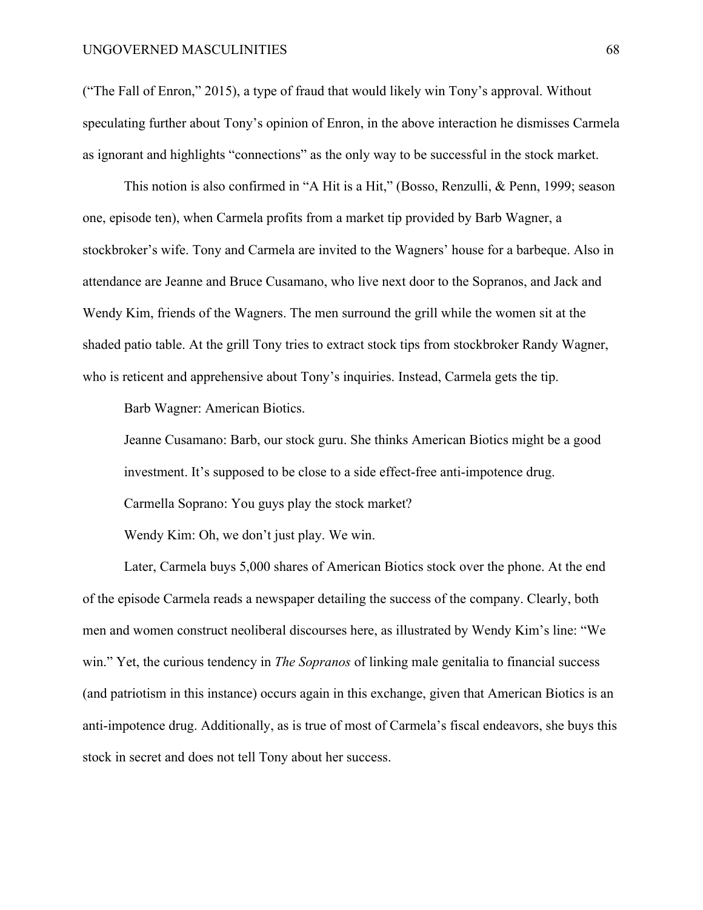("The Fall of Enron," 2015), a type of fraud that would likely win Tony's approval. Without speculating further about Tony's opinion of Enron, in the above interaction he dismisses Carmela as ignorant and highlights "connections" as the only way to be successful in the stock market.

This notion is also confirmed in "A Hit is a Hit," (Bosso, Renzulli, & Penn, 1999; season one, episode ten), when Carmela profits from a market tip provided by Barb Wagner, a stockbroker's wife. Tony and Carmela are invited to the Wagners' house for a barbeque. Also in attendance are Jeanne and Bruce Cusamano, who live next door to the Sopranos, and Jack and Wendy Kim, friends of the Wagners. The men surround the grill while the women sit at the shaded patio table. At the grill Tony tries to extract stock tips from stockbroker Randy Wagner, who is reticent and apprehensive about Tony's inquiries. Instead, Carmela gets the tip.

> Barb Wagner: American Biotics.
>
> Jeanne Cusamano: Barb, our stock guru. She thinks American Biotics might be a good investment. It's supposed to be close to a side effect-free anti-impotence drug.
>
> Carmella Soprano: You guys play the stock market?
>
> Wendy Kim: Oh, we don't just play. We win.

Later, Carmela buys 5,000 shares of American Biotics stock over the phone. At the end of the episode Carmela reads a newspaper detailing the success of the company. Clearly, both men and women construct neoliberal discourses here, as illustrated by Wendy Kim's line: "We win." Yet, the curious tendency in *The Sopranos* of linking male genitalia to financial success (and patriotism in this instance) occurs again in this exchange, given that American Biotics is an anti-impotence drug. Additionally, as is true of most of Carmela's fiscal endeavors, she buys this stock in secret and does not tell Tony about her success.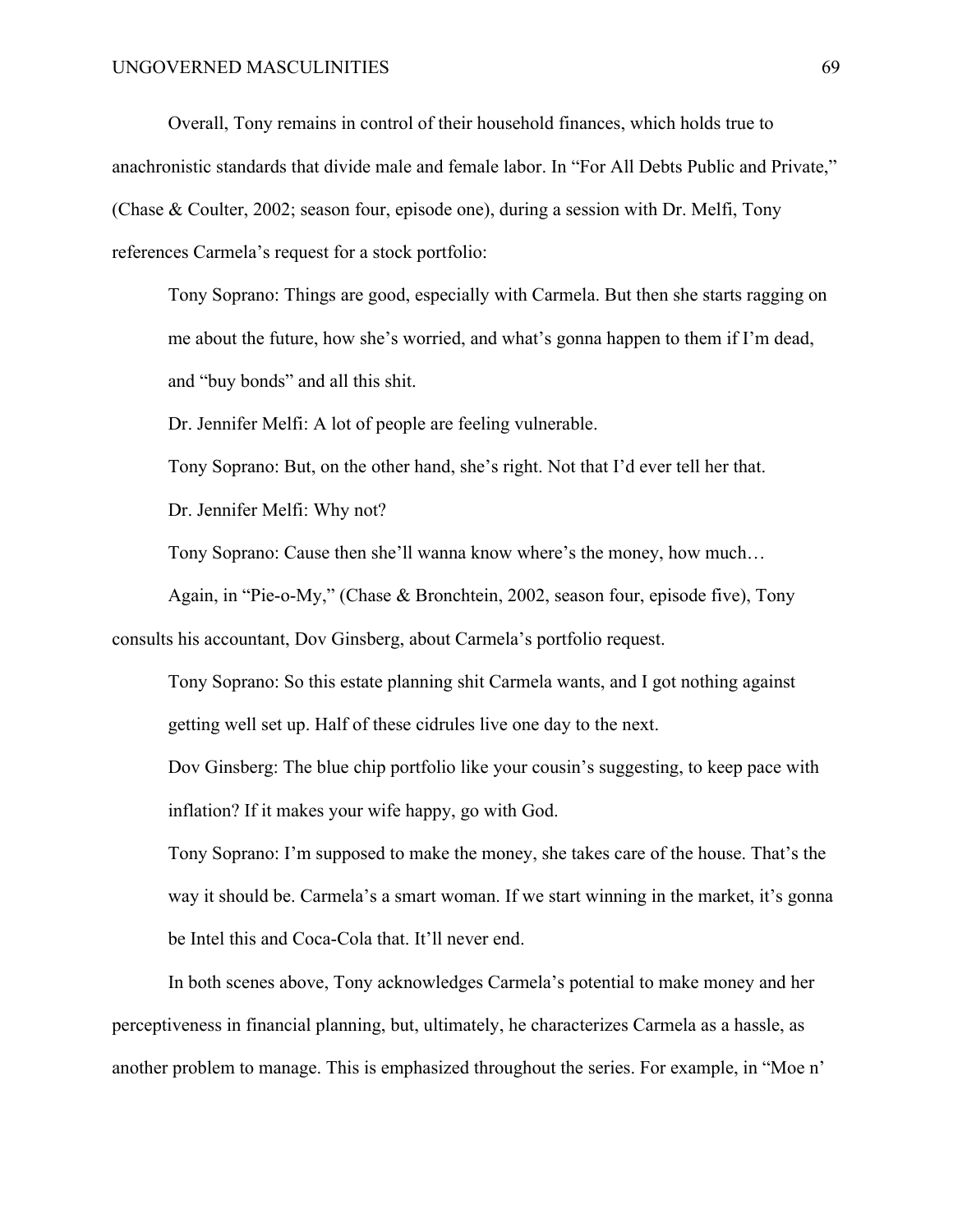Overall, Tony remains in control of their household finances, which holds true to anachronistic standards that divide male and female labor. In "For All Debts Public and Private," (Chase & Coulter, 2002; season four, episode one), during a session with Dr. Melfi, Tony references Carmela's request for a stock portfolio:

> Tony Soprano: Things are good, especially with Carmela. But then she starts ragging on me about the future, how she's worried, and what's gonna happen to them if I'm dead, and "buy bonds" and all this shit.
>
> Dr. Jennifer Melfi: A lot of people are feeling vulnerable.
>
> Tony Soprano: But, on the other hand, she's right. Not that I'd ever tell her that.
>
> Dr. Jennifer Melfi: Why not?
>
> Tony Soprano: Cause then she'll wanna know where's the money, how much…

Again, in "Pie-o-My," (Chase & Bronchtein, 2002, season four, episode five), Tony consults his accountant, Dov Ginsberg, about Carmela's portfolio request.

> Tony Soprano: So this estate planning shit Carmela wants, and I got nothing against getting well set up. Half of these cidrules live one day to the next.
>
> Dov Ginsberg: The blue chip portfolio like your cousin's suggesting, to keep pace with inflation? If it makes your wife happy, go with God.
>
> Tony Soprano: I'm supposed to make the money, she takes care of the house. That's the way it should be. Carmela's a smart woman. If we start winning in the market, it's gonna be Intel this and Coca-Cola that. It'll never end.

In both scenes above, Tony acknowledges Carmela's potential to make money and her perceptiveness in financial planning, but, ultimately, he characterizes Carmela as a hassle, as another problem to manage. This is emphasized throughout the series. For example, in "Moe n'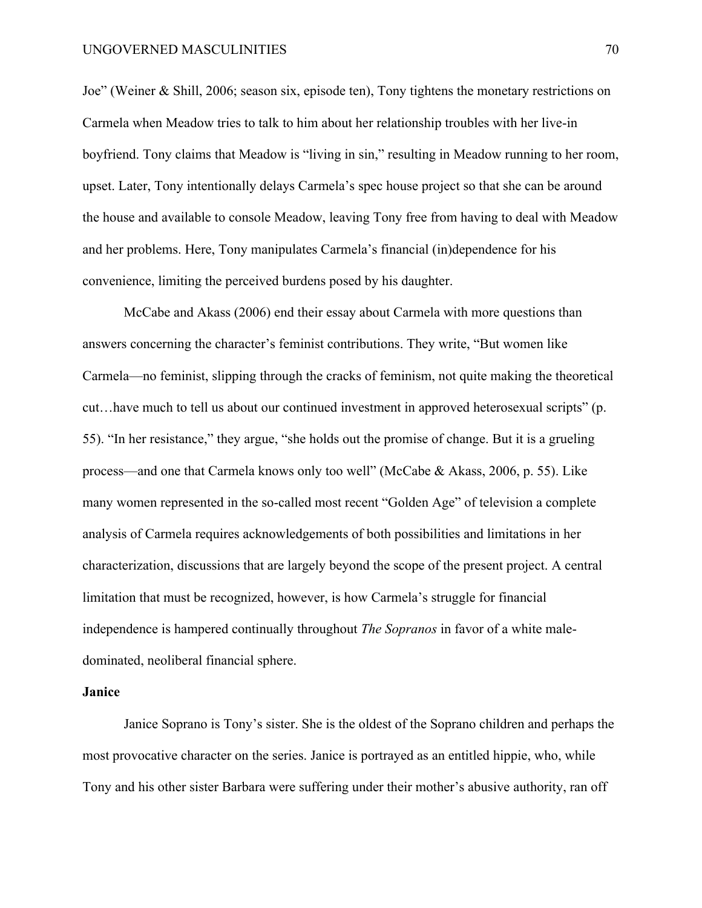Joe" (Weiner & Shill, 2006; season six, episode ten), Tony tightens the monetary restrictions on Carmela when Meadow tries to talk to him about her relationship troubles with her live-in boyfriend. Tony claims that Meadow is "living in sin," resulting in Meadow running to her room, upset. Later, Tony intentionally delays Carmela's spec house project so that she can be around the house and available to console Meadow, leaving Tony free from having to deal with Meadow and her problems. Here, Tony manipulates Carmela's financial (in)dependence for his convenience, limiting the perceived burdens posed by his daughter.

McCabe and Akass (2006) end their essay about Carmela with more questions than answers concerning the character's feminist contributions. They write, "But women like Carmela—no feminist, slipping through the cracks of feminism, not quite making the theoretical cut…have much to tell us about our continued investment in approved heterosexual scripts" (p. 55). "In her resistance," they argue, "she holds out the promise of change. But it is a grueling process—and one that Carmela knows only too well" (McCabe & Akass, 2006, p. 55). Like many women represented in the so-called most recent "Golden Age" of television a complete analysis of Carmela requires acknowledgements of both possibilities and limitations in her characterization, discussions that are largely beyond the scope of the present project. A central limitation that must be recognized, however, is how Carmela's struggle for financial independence is hampered continually throughout *The Sopranos* in favor of a white male-dominated, neoliberal financial sphere.

**Janice**

Janice Soprano is Tony's sister. She is the oldest of the Soprano children and perhaps the most provocative character on the series. Janice is portrayed as an entitled hippie, who, while Tony and his other sister Barbara were suffering under their mother's abusive authority, ran off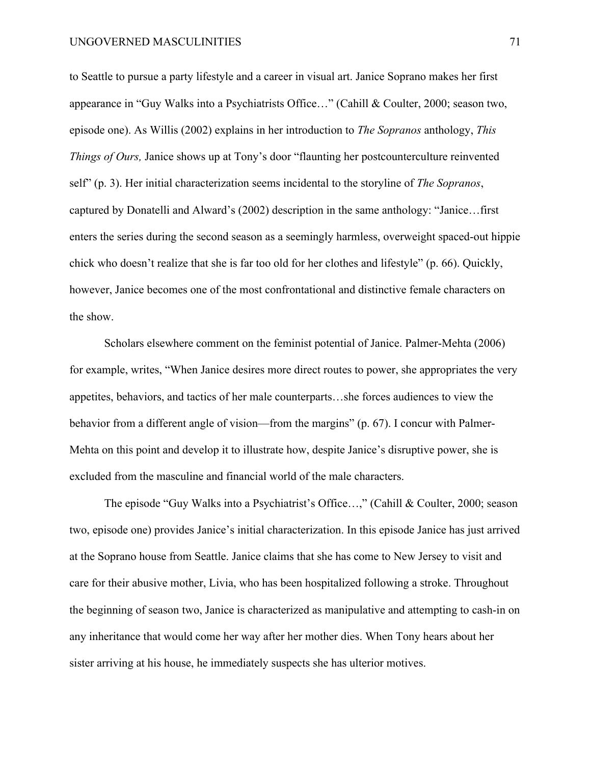to Seattle to pursue a party lifestyle and a career in visual art. Janice Soprano makes her first appearance in "Guy Walks into a Psychiatrists Office…" (Cahill & Coulter, 2000; season two, episode one). As Willis (2002) explains in her introduction to *The Sopranos* anthology, *This Things of Ours,* Janice shows up at Tony's door "flaunting her postcounterculture reinvented self" (p. 3). Her initial characterization seems incidental to the storyline of *The Sopranos*, captured by Donatelli and Alward's (2002) description in the same anthology: "Janice…first enters the series during the second season as a seemingly harmless, overweight spaced-out hippie chick who doesn't realize that she is far too old for her clothes and lifestyle" (p. 66). Quickly, however, Janice becomes one of the most confrontational and distinctive female characters on the show.

Scholars elsewhere comment on the feminist potential of Janice. Palmer-Mehta (2006) for example, writes, "When Janice desires more direct routes to power, she appropriates the very appetites, behaviors, and tactics of her male counterparts…she forces audiences to view the behavior from a different angle of vision—from the margins" (p. 67). I concur with Palmer-Mehta on this point and develop it to illustrate how, despite Janice's disruptive power, she is excluded from the masculine and financial world of the male characters.

The episode "Guy Walks into a Psychiatrist's Office…," (Cahill & Coulter, 2000; season two, episode one) provides Janice's initial characterization. In this episode Janice has just arrived at the Soprano house from Seattle. Janice claims that she has come to New Jersey to visit and care for their abusive mother, Livia, who has been hospitalized following a stroke. Throughout the beginning of season two, Janice is characterized as manipulative and attempting to cash-in on any inheritance that would come her way after her mother dies. When Tony hears about her sister arriving at his house, he immediately suspects she has ulterior motives.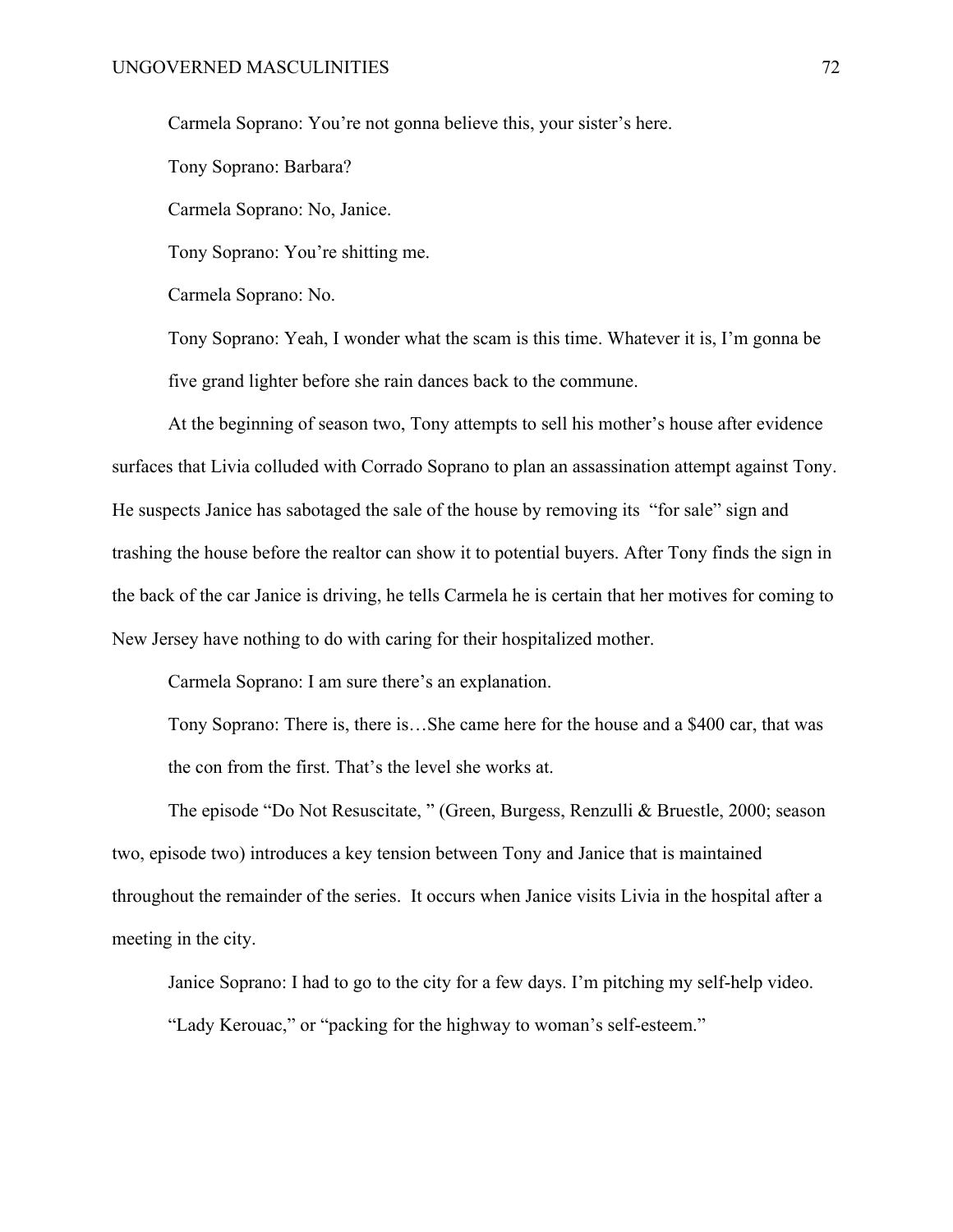Carmela Soprano: You're not gonna believe this, your sister's here.

Tony Soprano: Barbara?

Carmela Soprano: No, Janice.

Tony Soprano: You're shitting me.

Carmela Soprano: No.

Tony Soprano: Yeah, I wonder what the scam is this time. Whatever it is, I'm gonna be five grand lighter before she rain dances back to the commune.

At the beginning of season two, Tony attempts to sell his mother's house after evidence surfaces that Livia colluded with Corrado Soprano to plan an assassination attempt against Tony. He suspects Janice has sabotaged the sale of the house by removing its "for sale" sign and trashing the house before the realtor can show it to potential buyers. After Tony finds the sign in the back of the car Janice is driving, he tells Carmela he is certain that her motives for coming to New Jersey have nothing to do with caring for their hospitalized mother.

Carmela Soprano: I am sure there's an explanation.

Tony Soprano: There is, there is…She came here for the house and a $400 car, that was the con from the first. That's the level she works at.

The episode "Do Not Resuscitate, " (Green, Burgess, Renzulli & Bruestle, 2000; season two, episode two) introduces a key tension between Tony and Janice that is maintained throughout the remainder of the series. It occurs when Janice visits Livia in the hospital after a meeting in the city.

Janice Soprano: I had to go to the city for a few days. I'm pitching my self-help video. "Lady Kerouac," or "packing for the highway to woman's self-esteem."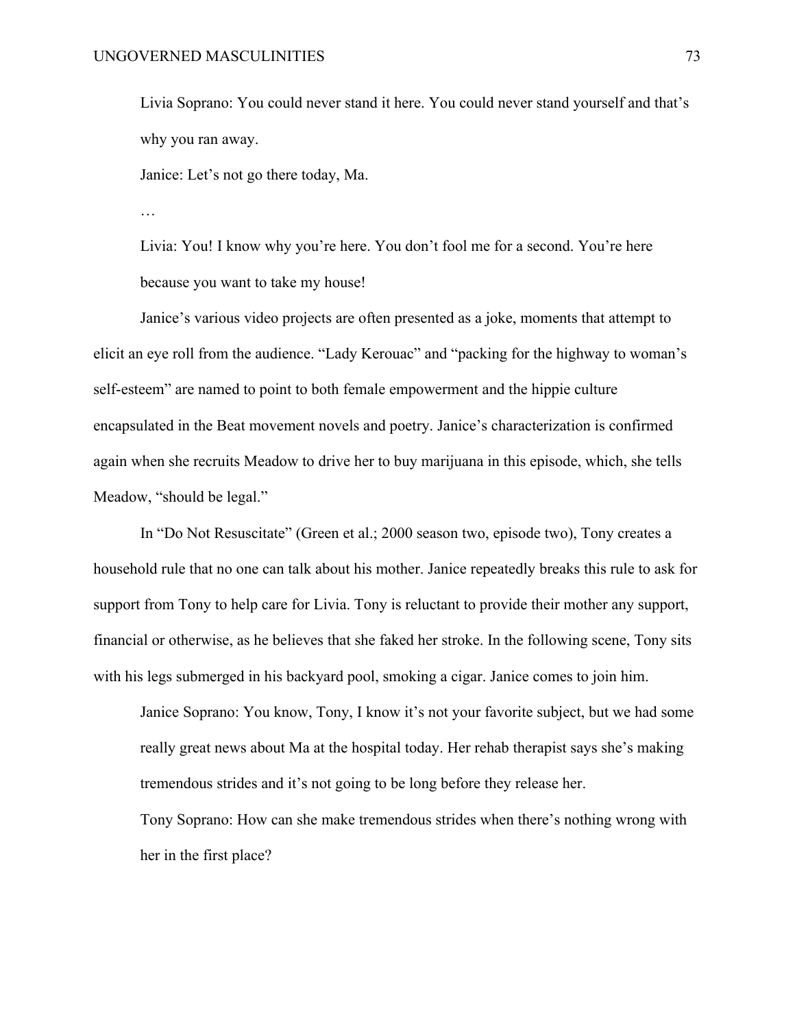Livia Soprano: You could never stand it here. You could never stand yourself and that's why you ran away.

Janice: Let's not go there today, Ma.

…

Livia: You! I know why you're here. You don't fool me for a second. You're here because you want to take my house!

Janice's various video projects are often presented as a joke, moments that attempt to elicit an eye roll from the audience. "Lady Kerouac" and "packing for the highway to woman's self-esteem" are named to point to both female empowerment and the hippie culture encapsulated in the Beat movement novels and poetry. Janice's characterization is confirmed again when she recruits Meadow to drive her to buy marijuana in this episode, which, she tells Meadow, "should be legal."

In "Do Not Resuscitate" (Green et al.; 2000 season two, episode two), Tony creates a household rule that no one can talk about his mother. Janice repeatedly breaks this rule to ask for support from Tony to help care for Livia. Tony is reluctant to provide their mother any support, financial or otherwise, as he believes that she faked her stroke. In the following scene, Tony sits with his legs submerged in his backyard pool, smoking a cigar. Janice comes to join him.

Janice Soprano: You know, Tony, I know it's not your favorite subject, but we had some really great news about Ma at the hospital today. Her rehab therapist says she's making tremendous strides and it's not going to be long before they release her.

Tony Soprano: How can she make tremendous strides when there's nothing wrong with her in the first place?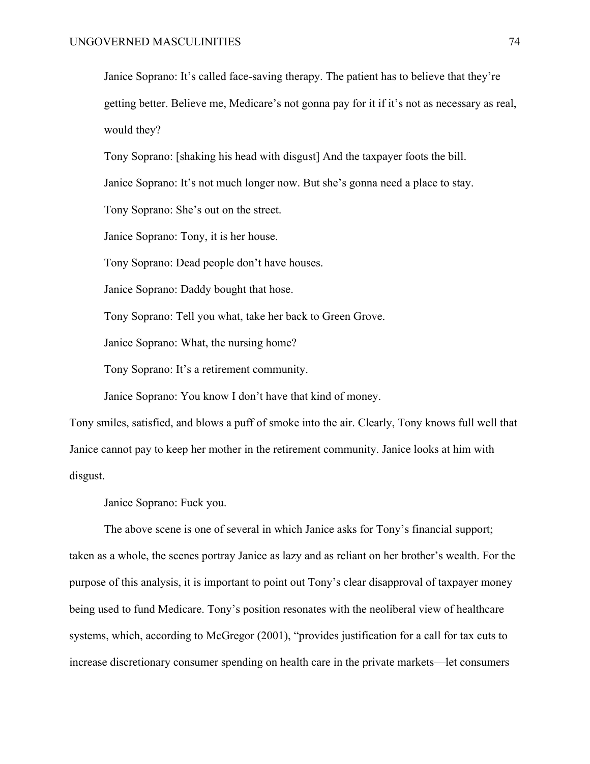Janice Soprano: It's called face-saving therapy. The patient has to believe that they're getting better. Believe me, Medicare's not gonna pay for it if it's not as necessary as real, would they?

Tony Soprano: [shaking his head with disgust] And the taxpayer foots the bill.

Janice Soprano: It's not much longer now. But she's gonna need a place to stay.

Tony Soprano: She's out on the street.

Janice Soprano: Tony, it is her house.

Tony Soprano: Dead people don't have houses.

Janice Soprano: Daddy bought that hose.

Tony Soprano: Tell you what, take her back to Green Grove.

Janice Soprano: What, the nursing home?

Tony Soprano: It's a retirement community.

Janice Soprano: You know I don't have that kind of money.

Tony smiles, satisfied, and blows a puff of smoke into the air. Clearly, Tony knows full well that Janice cannot pay to keep her mother in the retirement community. Janice looks at him with disgust.

Janice Soprano: Fuck you.

The above scene is one of several in which Janice asks for Tony's financial support; taken as a whole, the scenes portray Janice as lazy and as reliant on her brother's wealth. For the purpose of this analysis, it is important to point out Tony's clear disapproval of taxpayer money being used to fund Medicare. Tony's position resonates with the neoliberal view of healthcare systems, which, according to McGregor (2001), "provides justification for a call for tax cuts to increase discretionary consumer spending on health care in the private markets—let consumers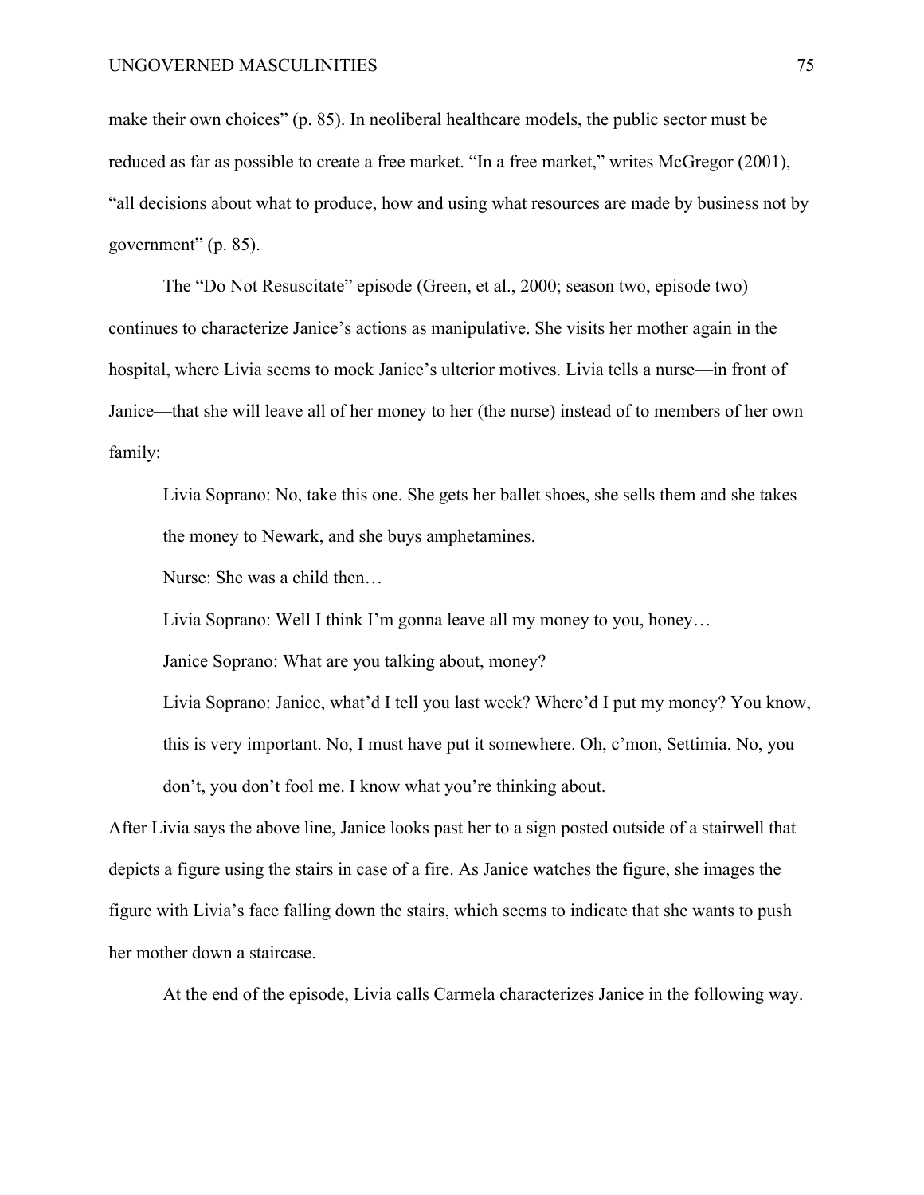make their own choices" (p. 85). In neoliberal healthcare models, the public sector must be reduced as far as possible to create a free market. "In a free market," writes McGregor (2001), "all decisions about what to produce, how and using what resources are made by business not by government" (p. 85).

The "Do Not Resuscitate" episode (Green, et al., 2000; season two, episode two) continues to characterize Janice's actions as manipulative. She visits her mother again in the hospital, where Livia seems to mock Janice's ulterior motives. Livia tells a nurse—in front of Janice—that she will leave all of her money to her (the nurse) instead of to members of her own family:

> Livia Soprano: No, take this one. She gets her ballet shoes, she sells them and she takes the money to Newark, and she buys amphetamines.
>
> Nurse: She was a child then…
>
> Livia Soprano: Well I think I'm gonna leave all my money to you, honey…
>
> Janice Soprano: What are you talking about, money?
>
> Livia Soprano: Janice, what'd I tell you last week? Where'd I put my money? You know, this is very important. No, I must have put it somewhere. Oh, c'mon, Settimia. No, you don't, you don't fool me. I know what you're thinking about.

After Livia says the above line, Janice looks past her to a sign posted outside of a stairwell that depicts a figure using the stairs in case of a fire. As Janice watches the figure, she images the figure with Livia's face falling down the stairs, which seems to indicate that she wants to push her mother down a staircase.

At the end of the episode, Livia calls Carmela characterizes Janice in the following way.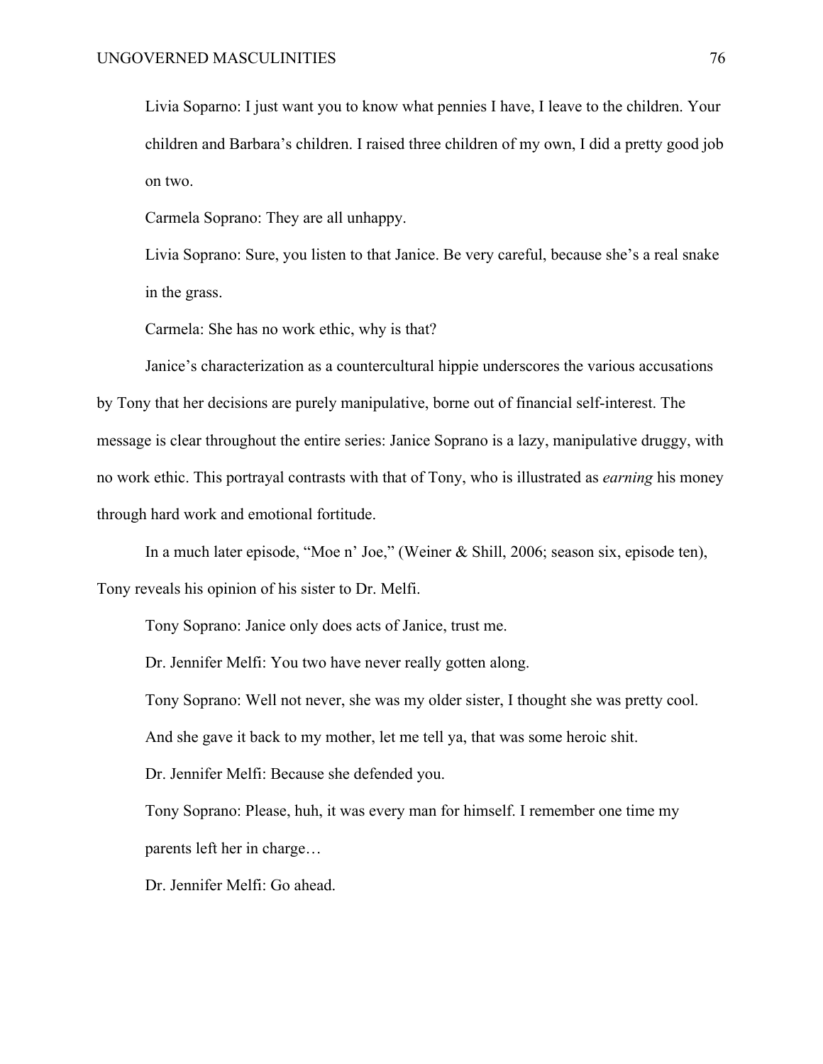Livia Soparno: I just want you to know what pennies I have, I leave to the children. Your children and Barbara's children. I raised three children of my own, I did a pretty good job on two.

Carmela Soprano: They are all unhappy.

Livia Soprano: Sure, you listen to that Janice. Be very careful, because she's a real snake in the grass.

Carmela: She has no work ethic, why is that?

Janice's characterization as a countercultural hippie underscores the various accusations by Tony that her decisions are purely manipulative, borne out of financial self-interest. The message is clear throughout the entire series: Janice Soprano is a lazy, manipulative druggy, with no work ethic. This portrayal contrasts with that of Tony, who is illustrated as *earning* his money through hard work and emotional fortitude.

In a much later episode, "Moe n' Joe," (Weiner & Shill, 2006; season six, episode ten), Tony reveals his opinion of his sister to Dr. Melfi.

Tony Soprano: Janice only does acts of Janice, trust me.

Dr. Jennifer Melfi: You two have never really gotten along.

Tony Soprano: Well not never, she was my older sister, I thought she was pretty cool. And she gave it back to my mother, let me tell ya, that was some heroic shit.

Dr. Jennifer Melfi: Because she defended you.

Tony Soprano: Please, huh, it was every man for himself. I remember one time my parents left her in charge…

Dr. Jennifer Melfi: Go ahead.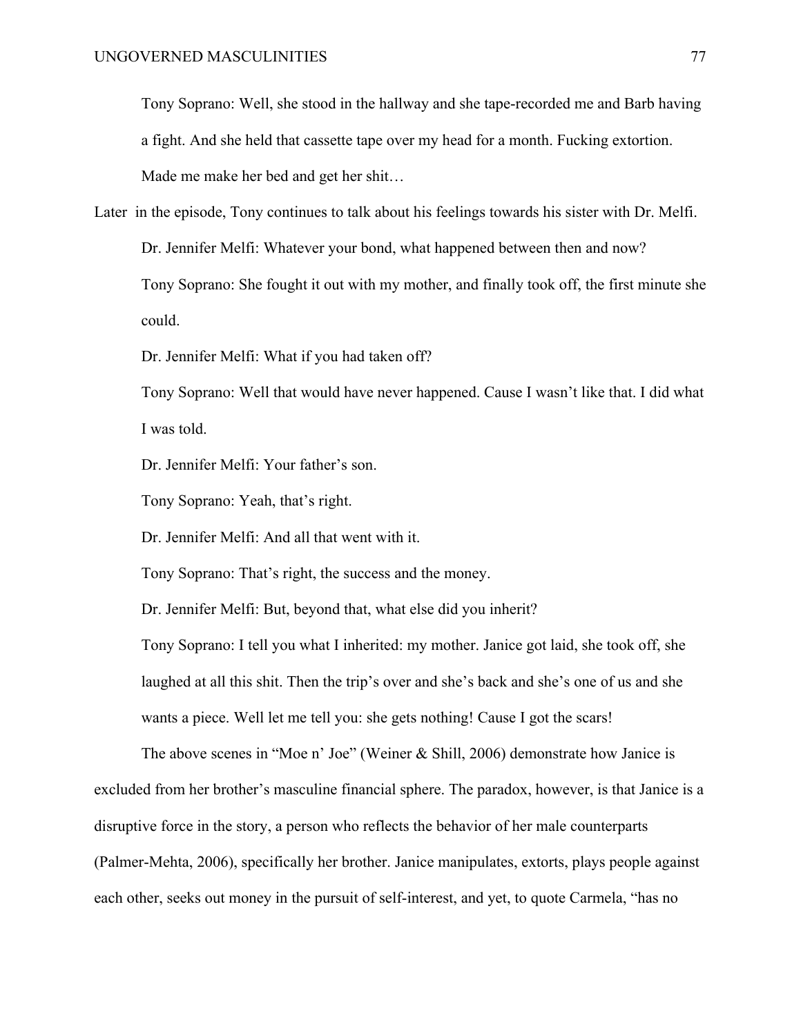Tony Soprano: Well, she stood in the hallway and she tape-recorded me and Barb having a fight. And she held that cassette tape over my head for a month. Fucking extortion. Made me make her bed and get her shit…

Later in the episode, Tony continues to talk about his feelings towards his sister with Dr. Melfi.

Dr. Jennifer Melfi: Whatever your bond, what happened between then and now?

Tony Soprano: She fought it out with my mother, and finally took off, the first minute she could.

Dr. Jennifer Melfi: What if you had taken off?

Tony Soprano: Well that would have never happened. Cause I wasn't like that. I did what I was told.

Dr. Jennifer Melfi: Your father's son.

Tony Soprano: Yeah, that's right.

Dr. Jennifer Melfi: And all that went with it.

Tony Soprano: That's right, the success and the money.

Dr. Jennifer Melfi: But, beyond that, what else did you inherit?

Tony Soprano: I tell you what I inherited: my mother. Janice got laid, she took off, she laughed at all this shit. Then the trip's over and she's back and she's one of us and she wants a piece. Well let me tell you: she gets nothing! Cause I got the scars!

The above scenes in "Moe n' Joe" (Weiner & Shill, 2006) demonstrate how Janice is excluded from her brother's masculine financial sphere. The paradox, however, is that Janice is a disruptive force in the story, a person who reflects the behavior of her male counterparts (Palmer-Mehta, 2006), specifically her brother. Janice manipulates, extorts, plays people against each other, seeks out money in the pursuit of self-interest, and yet, to quote Carmela, "has no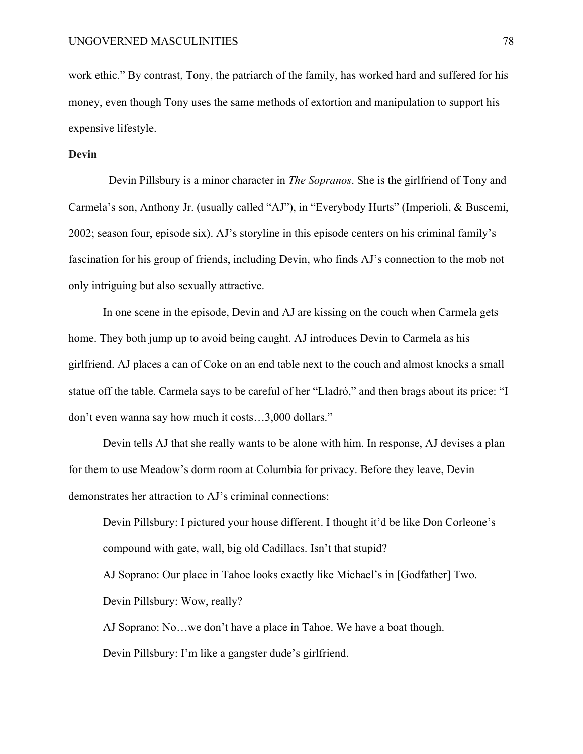work ethic." By contrast, Tony, the patriarch of the family, has worked hard and suffered for his money, even though Tony uses the same methods of extortion and manipulation to support his expensive lifestyle.

**Devin**

Devin Pillsbury is a minor character in *The Sopranos*. She is the girlfriend of Tony and Carmela's son, Anthony Jr. (usually called "AJ"), in "Everybody Hurts" (Imperioli, & Buscemi, 2002; season four, episode six). AJ's storyline in this episode centers on his criminal family's fascination for his group of friends, including Devin, who finds AJ's connection to the mob not only intriguing but also sexually attractive.

In one scene in the episode, Devin and AJ are kissing on the couch when Carmela gets home. They both jump up to avoid being caught. AJ introduces Devin to Carmela as his girlfriend. AJ places a can of Coke on an end table next to the couch and almost knocks a small statue off the table. Carmela says to be careful of her "Lladró," and then brags about its price: "I don't even wanna say how much it costs…3,000 dollars."

Devin tells AJ that she really wants to be alone with him. In response, AJ devises a plan for them to use Meadow's dorm room at Columbia for privacy. Before they leave, Devin demonstrates her attraction to AJ's criminal connections:

> Devin Pillsbury: I pictured your house different. I thought it'd be like Don Corleone's compound with gate, wall, big old Cadillacs. Isn't that stupid?
>
> AJ Soprano: Our place in Tahoe looks exactly like Michael's in [Godfather] Two.
>
> Devin Pillsbury: Wow, really?
>
> AJ Soprano: No…we don't have a place in Tahoe. We have a boat though.
>
> Devin Pillsbury: I'm like a gangster dude's girlfriend.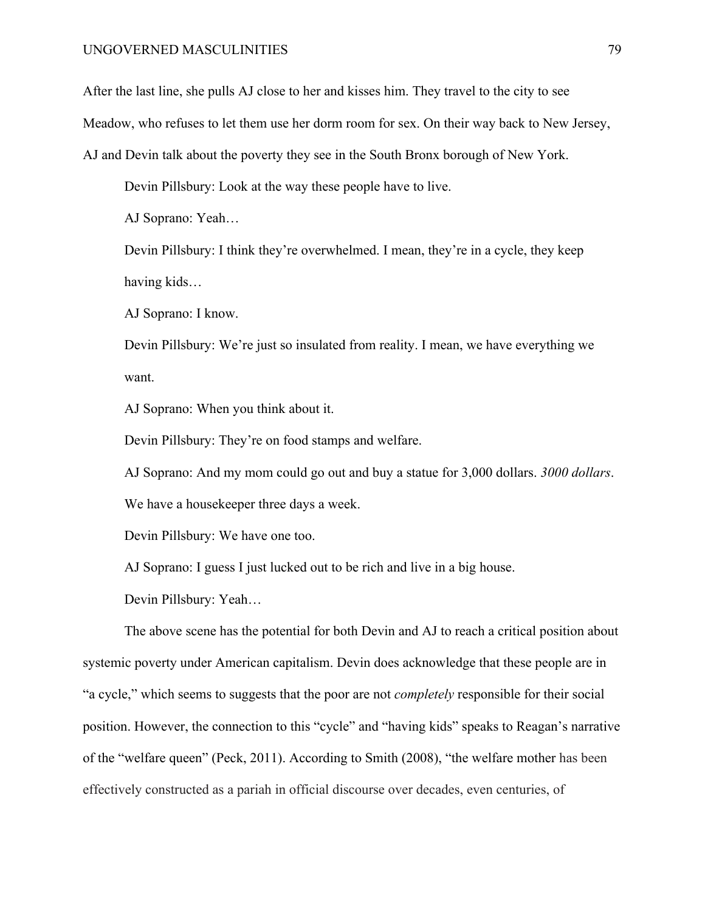After the last line, she pulls AJ close to her and kisses him. They travel to the city to see Meadow, who refuses to let them use her dorm room for sex. On their way back to New Jersey, AJ and Devin talk about the poverty they see in the South Bronx borough of New York.

Devin Pillsbury: Look at the way these people have to live.

AJ Soprano: Yeah…

Devin Pillsbury: I think they're overwhelmed. I mean, they're in a cycle, they keep having kids…

AJ Soprano: I know.

Devin Pillsbury: We're just so insulated from reality. I mean, we have everything we want.

AJ Soprano: When you think about it.

Devin Pillsbury: They're on food stamps and welfare.

AJ Soprano: And my mom could go out and buy a statue for 3,000 dollars. *3000 dollars*. We have a housekeeper three days a week.

Devin Pillsbury: We have one too.

AJ Soprano: I guess I just lucked out to be rich and live in a big house.

Devin Pillsbury: Yeah…

The above scene has the potential for both Devin and AJ to reach a critical position about systemic poverty under American capitalism. Devin does acknowledge that these people are in "a cycle," which seems to suggests that the poor are not *completely* responsible for their social position. However, the connection to this "cycle" and "having kids" speaks to Reagan's narrative of the "welfare queen" (Peck, 2011). According to Smith (2008), "the welfare mother has been effectively constructed as a pariah in official discourse over decades, even centuries, of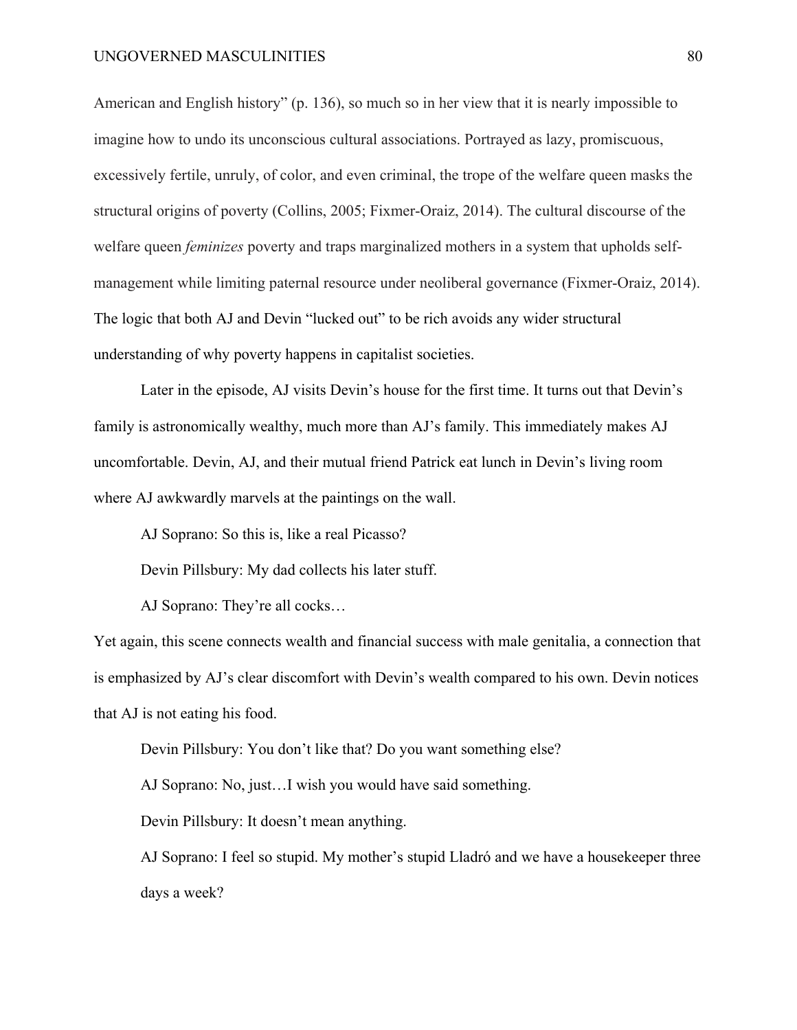American and English history" (p. 136), so much so in her view that it is nearly impossible to imagine how to undo its unconscious cultural associations. Portrayed as lazy, promiscuous, excessively fertile, unruly, of color, and even criminal, the trope of the welfare queen masks the structural origins of poverty (Collins, 2005; Fixmer-Oraiz, 2014). The cultural discourse of the welfare queen *feminizes* poverty and traps marginalized mothers in a system that upholds self-management while limiting paternal resource under neoliberal governance (Fixmer-Oraiz, 2014). The logic that both AJ and Devin "lucked out" to be rich avoids any wider structural understanding of why poverty happens in capitalist societies.

Later in the episode, AJ visits Devin's house for the first time. It turns out that Devin's family is astronomically wealthy, much more than AJ's family. This immediately makes AJ uncomfortable. Devin, AJ, and their mutual friend Patrick eat lunch in Devin's living room where AJ awkwardly marvels at the paintings on the wall.

> AJ Soprano: So this is, like a real Picasso?
>
> Devin Pillsbury: My dad collects his later stuff.
>
> AJ Soprano: They're all cocks…

Yet again, this scene connects wealth and financial success with male genitalia, a connection that is emphasized by AJ's clear discomfort with Devin's wealth compared to his own. Devin notices that AJ is not eating his food.

> Devin Pillsbury: You don't like that? Do you want something else?
>
> AJ Soprano: No, just…I wish you would have said something.
>
> Devin Pillsbury: It doesn't mean anything.
>
> AJ Soprano: I feel so stupid. My mother's stupid Lladró and we have a housekeeper three days a week?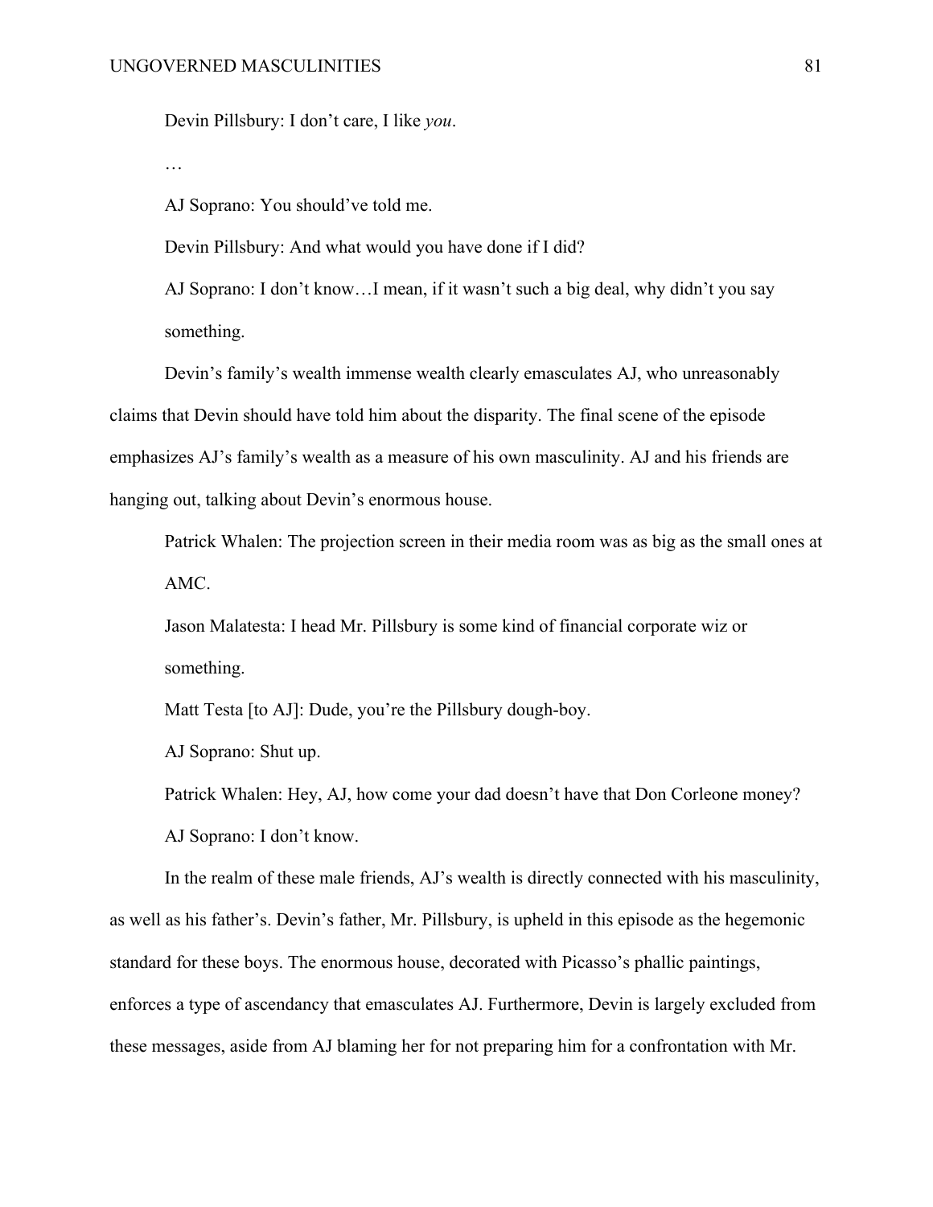Devin Pillsbury: I don't care, I like *you*.

…

AJ Soprano: You should've told me.

Devin Pillsbury: And what would you have done if I did?

AJ Soprano: I don't know…I mean, if it wasn't such a big deal, why didn't you say something.

Devin's family's wealth immense wealth clearly emasculates AJ, who unreasonably claims that Devin should have told him about the disparity. The final scene of the episode emphasizes AJ's family's wealth as a measure of his own masculinity. AJ and his friends are hanging out, talking about Devin's enormous house.

Patrick Whalen: The projection screen in their media room was as big as the small ones at AMC.

Jason Malatesta: I head Mr. Pillsbury is some kind of financial corporate wiz or something.

Matt Testa [to AJ]: Dude, you're the Pillsbury dough-boy.

AJ Soprano: Shut up.

Patrick Whalen: Hey, AJ, how come your dad doesn't have that Don Corleone money?

AJ Soprano: I don't know.

In the realm of these male friends, AJ's wealth is directly connected with his masculinity, as well as his father's. Devin's father, Mr. Pillsbury, is upheld in this episode as the hegemonic standard for these boys. The enormous house, decorated with Picasso's phallic paintings, enforces a type of ascendancy that emasculates AJ. Furthermore, Devin is largely excluded from these messages, aside from AJ blaming her for not preparing him for a confrontation with Mr.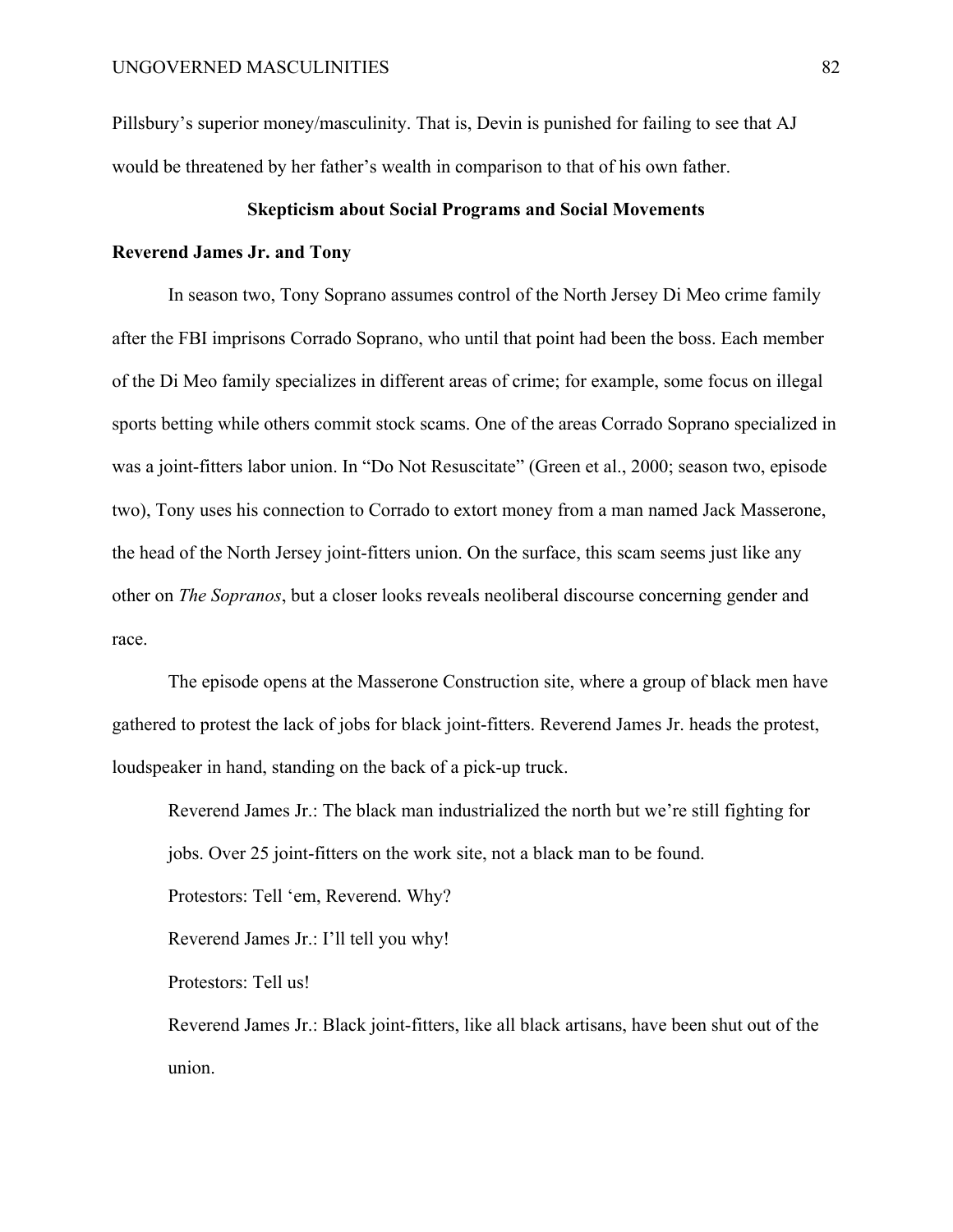Pillsbury's superior money/masculinity. That is, Devin is punished for failing to see that AJ would be threatened by her father's wealth in comparison to that of his own father.

## Skepticism about Social Programs and Social Movements

### Reverend James Jr. and Tony

In season two, Tony Soprano assumes control of the North Jersey Di Meo crime family after the FBI imprisons Corrado Soprano, who until that point had been the boss. Each member of the Di Meo family specializes in different areas of crime; for example, some focus on illegal sports betting while others commit stock scams. One of the areas Corrado Soprano specialized in was a joint-fitters labor union. In "Do Not Resuscitate" (Green et al., 2000; season two, episode two), Tony uses his connection to Corrado to extort money from a man named Jack Masserone, the head of the North Jersey joint-fitters union. On the surface, this scam seems just like any other on *The Sopranos*, but a closer looks reveals neoliberal discourse concerning gender and race.

The episode opens at the Masserone Construction site, where a group of black men have gathered to protest the lack of jobs for black joint-fitters. Reverend James Jr. heads the protest, loudspeaker in hand, standing on the back of a pick-up truck.

> Reverend James Jr.: The black man industrialized the north but we're still fighting for jobs. Over 25 joint-fitters on the work site, not a black man to be found.
>
> Protestors: Tell 'em, Reverend. Why?
>
> Reverend James Jr.: I'll tell you why!
>
> Protestors: Tell us!
>
> Reverend James Jr.: Black joint-fitters, like all black artisans, have been shut out of the union.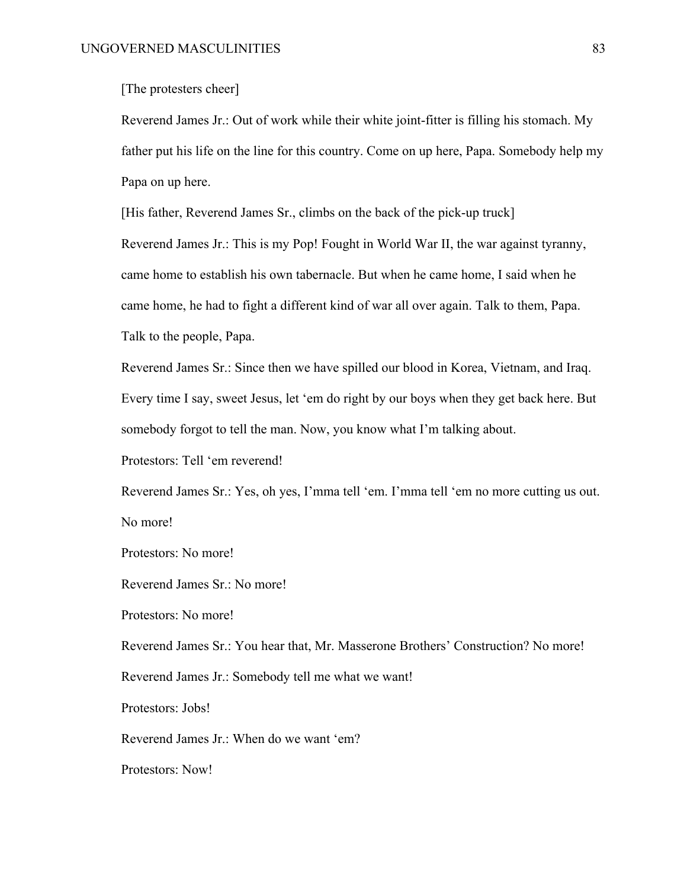[The protesters cheer]

Reverend James Jr.: Out of work while their white joint-fitter is filling his stomach. My father put his life on the line for this country. Come on up here, Papa. Somebody help my Papa on up here.

[His father, Reverend James Sr., climbs on the back of the pick-up truck]

Reverend James Jr.: This is my Pop! Fought in World War II, the war against tyranny, came home to establish his own tabernacle. But when he came home, I said when he came home, he had to fight a different kind of war all over again. Talk to them, Papa. Talk to the people, Papa.

Reverend James Sr.: Since then we have spilled our blood in Korea, Vietnam, and Iraq. Every time I say, sweet Jesus, let 'em do right by our boys when they get back here. But somebody forgot to tell the man. Now, you know what I'm talking about.

Protestors: Tell 'em reverend!

Reverend James Sr.: Yes, oh yes, I'mma tell 'em. I'mma tell 'em no more cutting us out. No more!

Protestors: No more!

Reverend James Sr.: No more!

Protestors: No more!

Reverend James Sr.: You hear that, Mr. Masserone Brothers' Construction? No more!

Reverend James Jr.: Somebody tell me what we want!

Protestors: Jobs!

Reverend James Jr.: When do we want 'em?

Protestors: Now!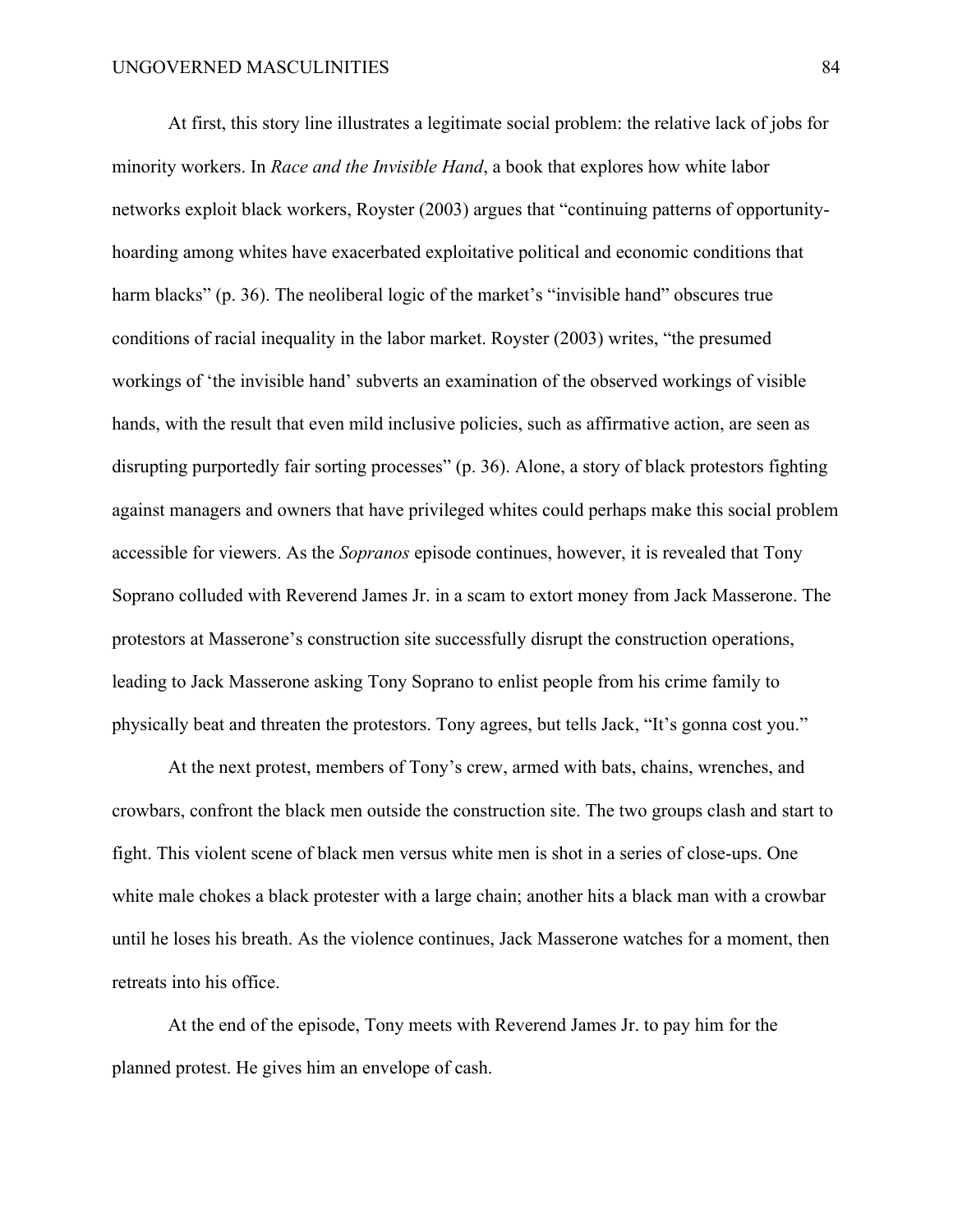At first, this story line illustrates a legitimate social problem: the relative lack of jobs for minority workers. In *Race and the Invisible Hand*, a book that explores how white labor networks exploit black workers, Royster (2003) argues that "continuing patterns of opportunity-hoarding among whites have exacerbated exploitative political and economic conditions that harm blacks" (p. 36). The neoliberal logic of the market's "invisible hand" obscures true conditions of racial inequality in the labor market. Royster (2003) writes, "the presumed workings of 'the invisible hand' subverts an examination of the observed workings of visible hands, with the result that even mild inclusive policies, such as affirmative action, are seen as disrupting purportedly fair sorting processes" (p. 36). Alone, a story of black protestors fighting against managers and owners that have privileged whites could perhaps make this social problem accessible for viewers. As the *Sopranos* episode continues, however, it is revealed that Tony Soprano colluded with Reverend James Jr. in a scam to extort money from Jack Masserone. The protestors at Masserone's construction site successfully disrupt the construction operations, leading to Jack Masserone asking Tony Soprano to enlist people from his crime family to physically beat and threaten the protestors. Tony agrees, but tells Jack, "It's gonna cost you."

At the next protest, members of Tony's crew, armed with bats, chains, wrenches, and crowbars, confront the black men outside the construction site. The two groups clash and start to fight. This violent scene of black men versus white men is shot in a series of close-ups. One white male chokes a black protester with a large chain; another hits a black man with a crowbar until he loses his breath. As the violence continues, Jack Masserone watches for a moment, then retreats into his office.

At the end of the episode, Tony meets with Reverend James Jr. to pay him for the planned protest. He gives him an envelope of cash.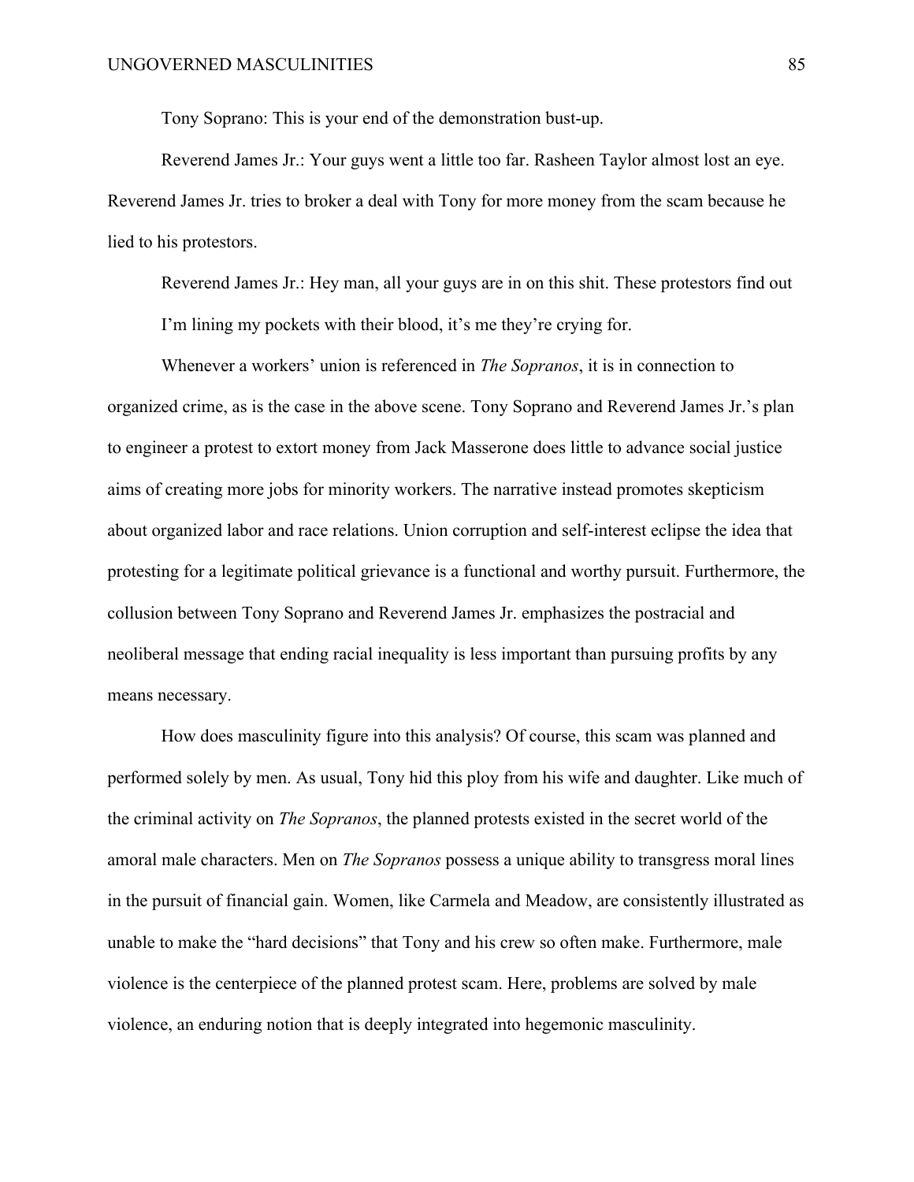Tony Soprano: This is your end of the demonstration bust-up.

Reverend James Jr.: Your guys went a little too far. Rasheen Taylor almost lost an eye. Reverend James Jr. tries to broker a deal with Tony for more money from the scam because he lied to his protestors.

Reverend James Jr.: Hey man, all your guys are in on this shit. These protestors find out I'm lining my pockets with their blood, it's me they're crying for.

Whenever a workers' union is referenced in *The Sopranos*, it is in connection to organized crime, as is the case in the above scene. Tony Soprano and Reverend James Jr.'s plan to engineer a protest to extort money from Jack Masserone does little to advance social justice aims of creating more jobs for minority workers. The narrative instead promotes skepticism about organized labor and race relations. Union corruption and self-interest eclipse the idea that protesting for a legitimate political grievance is a functional and worthy pursuit. Furthermore, the collusion between Tony Soprano and Reverend James Jr. emphasizes the postracial and neoliberal message that ending racial inequality is less important than pursuing profits by any means necessary.

How does masculinity figure into this analysis? Of course, this scam was planned and performed solely by men. As usual, Tony hid this ploy from his wife and daughter. Like much of the criminal activity on *The Sopranos*, the planned protests existed in the secret world of the amoral male characters. Men on *The Sopranos* possess a unique ability to transgress moral lines in the pursuit of financial gain. Women, like Carmela and Meadow, are consistently illustrated as unable to make the "hard decisions" that Tony and his crew so often make. Furthermore, male violence is the centerpiece of the planned protest scam. Here, problems are solved by male violence, an enduring notion that is deeply integrated into hegemonic masculinity.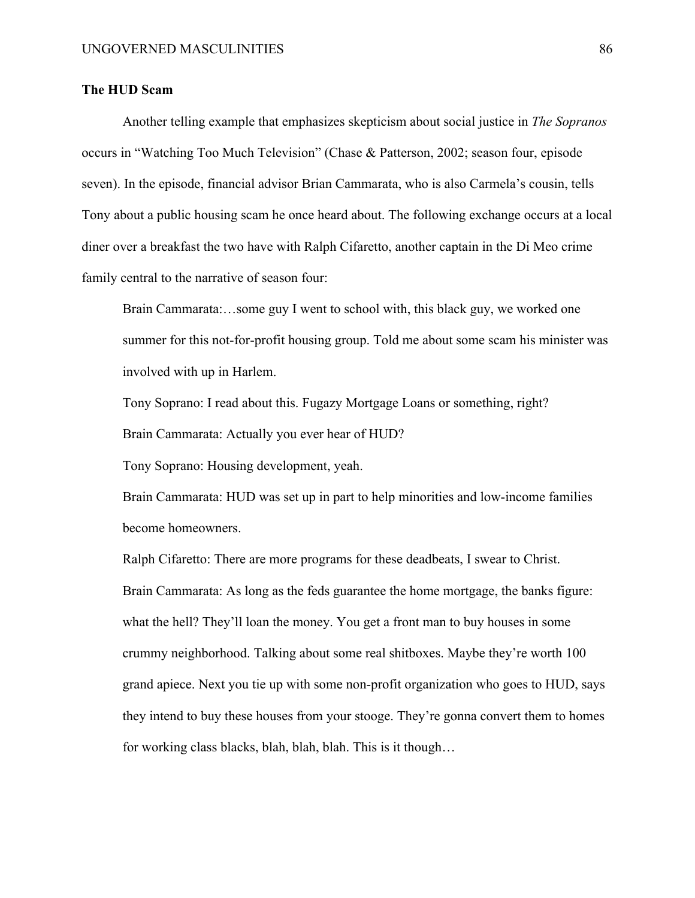### The HUD Scam

Another telling example that emphasizes skepticism about social justice in *The Sopranos* occurs in "Watching Too Much Television" (Chase & Patterson, 2002; season four, episode seven). In the episode, financial advisor Brian Cammarata, who is also Carmela's cousin, tells Tony about a public housing scam he once heard about. The following exchange occurs at a local diner over a breakfast the two have with Ralph Cifaretto, another captain in the Di Meo crime family central to the narrative of season four:

> Brain Cammarata:…some guy I went to school with, this black guy, we worked one summer for this not-for-profit housing group. Told me about some scam his minister was involved with up in Harlem.
>
> Tony Soprano: I read about this. Fugazy Mortgage Loans or something, right?
>
> Brain Cammarata: Actually you ever hear of HUD?
>
> Tony Soprano: Housing development, yeah.
>
> Brain Cammarata: HUD was set up in part to help minorities and low-income families become homeowners.
>
> Ralph Cifaretto: There are more programs for these deadbeats, I swear to Christ.
>
> Brain Cammarata: As long as the feds guarantee the home mortgage, the banks figure: what the hell? They'll loan the money. You get a front man to buy houses in some crummy neighborhood. Talking about some real shitboxes. Maybe they're worth 100 grand apiece. Next you tie up with some non-profit organization who goes to HUD, says they intend to buy these houses from your stooge. They're gonna convert them to homes for working class blacks, blah, blah, blah. This is it though…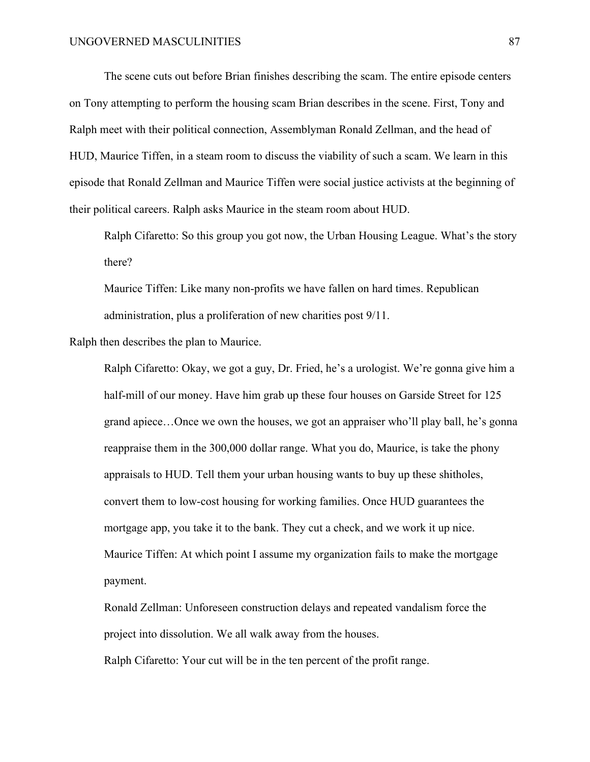The scene cuts out before Brian finishes describing the scam. The entire episode centers on Tony attempting to perform the housing scam Brian describes in the scene. First, Tony and Ralph meet with their political connection, Assemblyman Ronald Zellman, and the head of HUD, Maurice Tiffen, in a steam room to discuss the viability of such a scam. We learn in this episode that Ronald Zellman and Maurice Tiffen were social justice activists at the beginning of their political careers. Ralph asks Maurice in the steam room about HUD.

> Ralph Cifaretto: So this group you got now, the Urban Housing League. What's the story there?
>
> Maurice Tiffen: Like many non-profits we have fallen on hard times. Republican administration, plus a proliferation of new charities post 9/11.

Ralph then describes the plan to Maurice.

> Ralph Cifaretto: Okay, we got a guy, Dr. Fried, he's a urologist. We're gonna give him a half-mill of our money. Have him grab up these four houses on Garside Street for 125 grand apiece…Once we own the houses, we got an appraiser who'll play ball, he's gonna reappraise them in the 300,000 dollar range. What you do, Maurice, is take the phony appraisals to HUD. Tell them your urban housing wants to buy up these shitholes, convert them to low-cost housing for working families. Once HUD guarantees the mortgage app, you take it to the bank. They cut a check, and we work it up nice.
>
> Maurice Tiffen: At which point I assume my organization fails to make the mortgage payment.
>
> Ronald Zellman: Unforeseen construction delays and repeated vandalism force the project into dissolution. We all walk away from the houses.
>
> Ralph Cifaretto: Your cut will be in the ten percent of the profit range.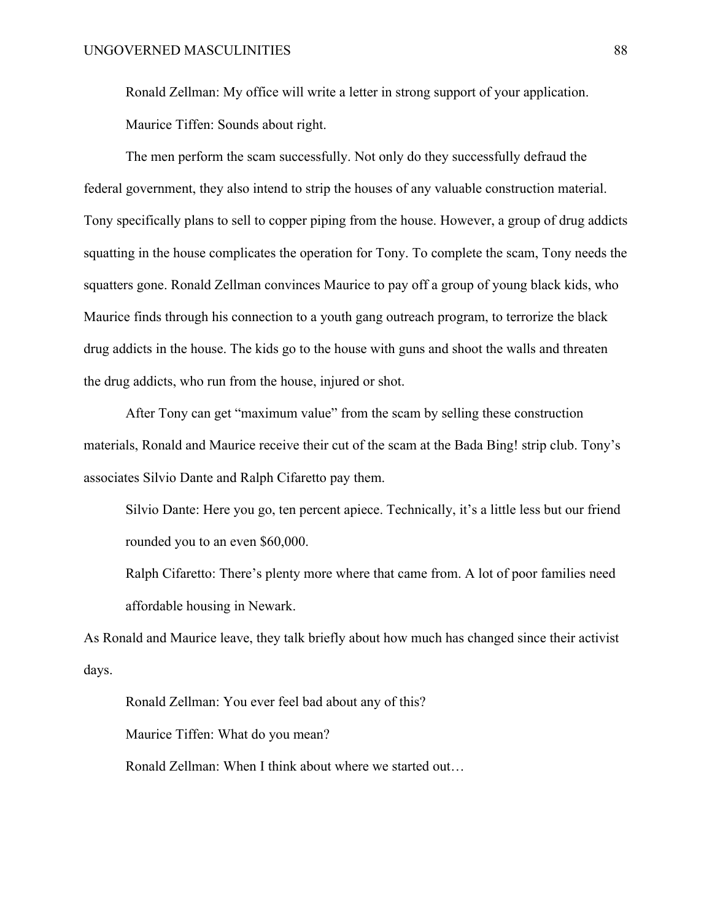Ronald Zellman: My office will write a letter in strong support of your application.

Maurice Tiffen: Sounds about right.

The men perform the scam successfully. Not only do they successfully defraud the federal government, they also intend to strip the houses of any valuable construction material. Tony specifically plans to sell to copper piping from the house. However, a group of drug addicts squatting in the house complicates the operation for Tony. To complete the scam, Tony needs the squatters gone. Ronald Zellman convinces Maurice to pay off a group of young black kids, who Maurice finds through his connection to a youth gang outreach program, to terrorize the black drug addicts in the house. The kids go to the house with guns and shoot the walls and threaten the drug addicts, who run from the house, injured or shot.

After Tony can get "maximum value" from the scam by selling these construction materials, Ronald and Maurice receive their cut of the scam at the Bada Bing! strip club. Tony's associates Silvio Dante and Ralph Cifaretto pay them.

Silvio Dante: Here you go, ten percent apiece. Technically, it's a little less but our friend rounded you to an even $60,000.

Ralph Cifaretto: There's plenty more where that came from. A lot of poor families need affordable housing in Newark.

As Ronald and Maurice leave, they talk briefly about how much has changed since their activist days.

Ronald Zellman: You ever feel bad about any of this?

Maurice Tiffen: What do you mean?

Ronald Zellman: When I think about where we started out…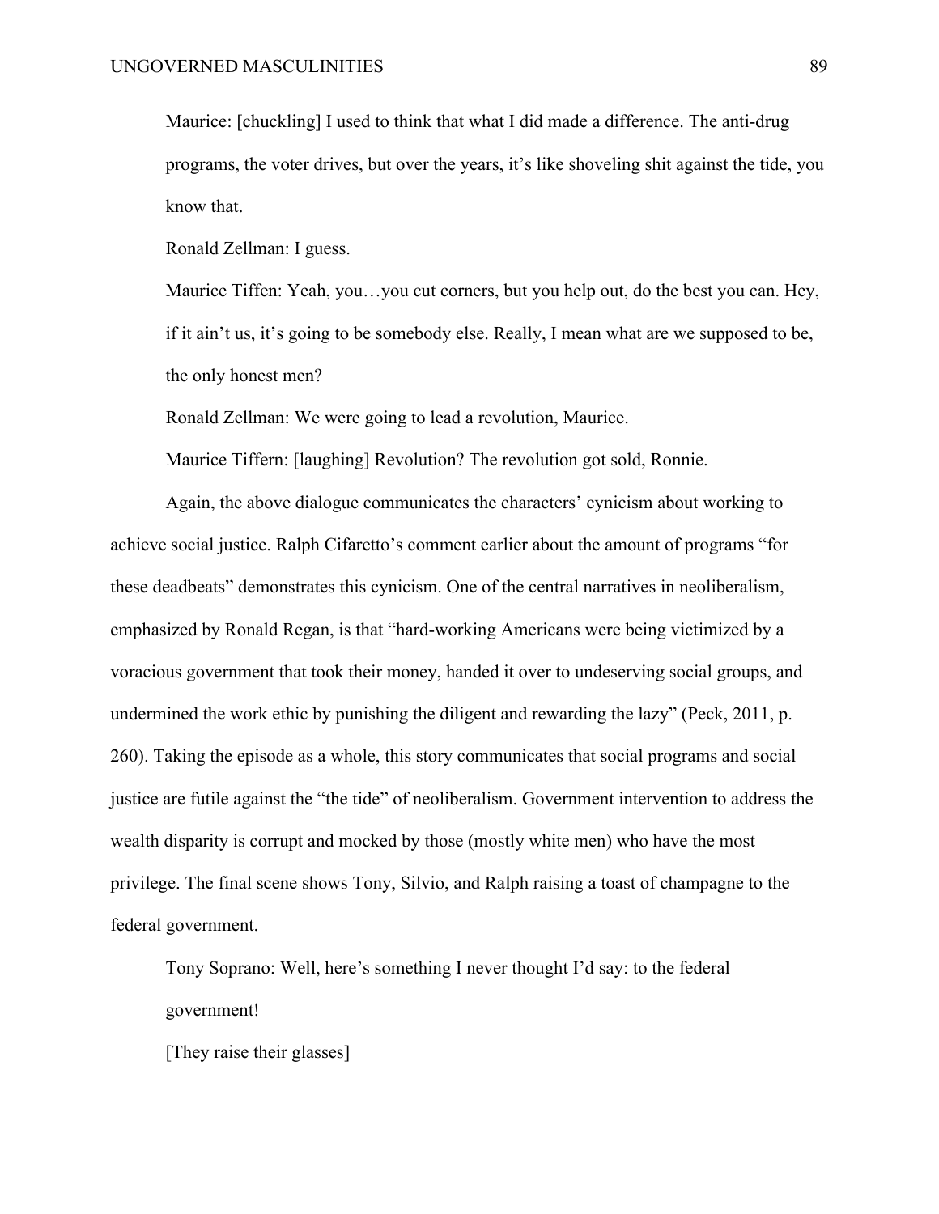Maurice: [chuckling] I used to think that what I did made a difference. The anti-drug programs, the voter drives, but over the years, it's like shoveling shit against the tide, you know that.

Ronald Zellman: I guess.

Maurice Tiffen: Yeah, you…you cut corners, but you help out, do the best you can. Hey, if it ain't us, it's going to be somebody else. Really, I mean what are we supposed to be, the only honest men?

Ronald Zellman: We were going to lead a revolution, Maurice.

Maurice Tiffern: [laughing] Revolution? The revolution got sold, Ronnie.

Again, the above dialogue communicates the characters' cynicism about working to achieve social justice. Ralph Cifaretto's comment earlier about the amount of programs "for these deadbeats" demonstrates this cynicism. One of the central narratives in neoliberalism, emphasized by Ronald Regan, is that "hard-working Americans were being victimized by a voracious government that took their money, handed it over to undeserving social groups, and undermined the work ethic by punishing the diligent and rewarding the lazy" (Peck, 2011, p. 260). Taking the episode as a whole, this story communicates that social programs and social justice are futile against the "the tide" of neoliberalism. Government intervention to address the wealth disparity is corrupt and mocked by those (mostly white men) who have the most privilege. The final scene shows Tony, Silvio, and Ralph raising a toast of champagne to the federal government.

Tony Soprano: Well, here's something I never thought I'd say: to the federal government!

[They raise their glasses]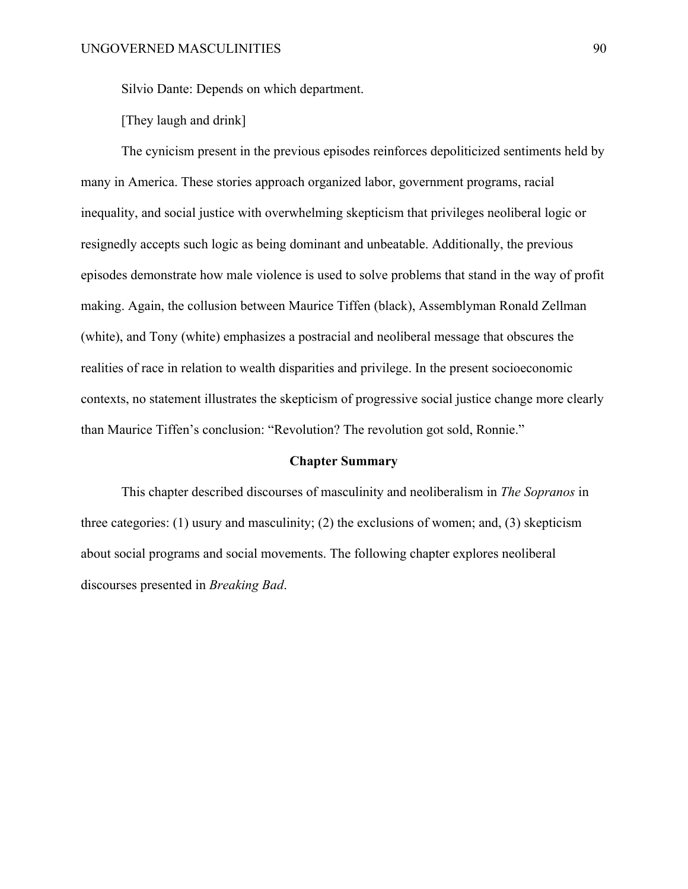Silvio Dante: Depends on which department.

[They laugh and drink]

The cynicism present in the previous episodes reinforces depoliticized sentiments held by many in America. These stories approach organized labor, government programs, racial inequality, and social justice with overwhelming skepticism that privileges neoliberal logic or resignedly accepts such logic as being dominant and unbeatable. Additionally, the previous episodes demonstrate how male violence is used to solve problems that stand in the way of profit making. Again, the collusion between Maurice Tiffen (black), Assemblyman Ronald Zellman (white), and Tony (white) emphasizes a postracial and neoliberal message that obscures the realities of race in relation to wealth disparities and privilege. In the present socioeconomic contexts, no statement illustrates the skepticism of progressive social justice change more clearly than Maurice Tiffen's conclusion: "Revolution? The revolution got sold, Ronnie."

## Chapter Summary

This chapter described discourses of masculinity and neoliberalism in *The Sopranos* in three categories: (1) usury and masculinity; (2) the exclusions of women; and, (3) skepticism about social programs and social movements. The following chapter explores neoliberal discourses presented in *Breaking Bad*.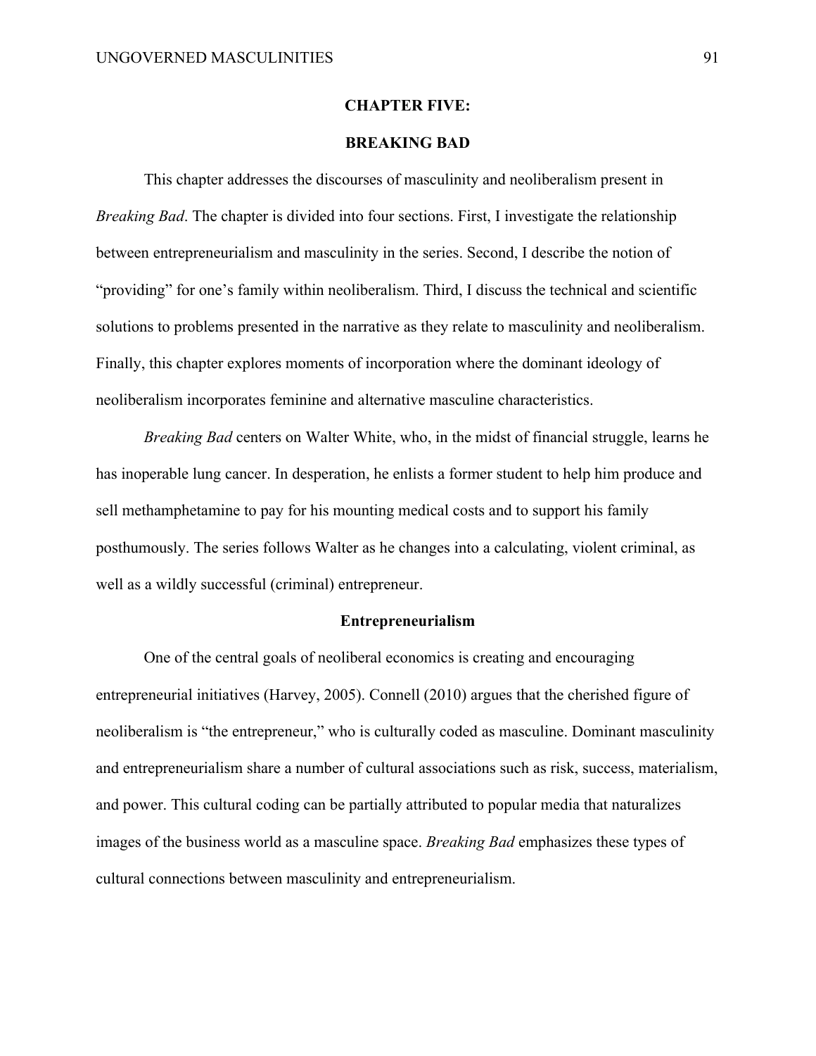# CHAPTER FIVE:

# BREAKING BAD

This chapter addresses the discourses of masculinity and neoliberalism present in *Breaking Bad*. The chapter is divided into four sections. First, I investigate the relationship between entrepreneurialism and masculinity in the series. Second, I describe the notion of "providing" for one's family within neoliberalism. Third, I discuss the technical and scientific solutions to problems presented in the narrative as they relate to masculinity and neoliberalism. Finally, this chapter explores moments of incorporation where the dominant ideology of neoliberalism incorporates feminine and alternative masculine characteristics.

*Breaking Bad* centers on Walter White, who, in the midst of financial struggle, learns he has inoperable lung cancer. In desperation, he enlists a former student to help him produce and sell methamphetamine to pay for his mounting medical costs and to support his family posthumously. The series follows Walter as he changes into a calculating, violent criminal, as well as a wildly successful (criminal) entrepreneur.

## Entrepreneurialism

One of the central goals of neoliberal economics is creating and encouraging entrepreneurial initiatives (Harvey, 2005). Connell (2010) argues that the cherished figure of neoliberalism is "the entrepreneur," who is culturally coded as masculine. Dominant masculinity and entrepreneurialism share a number of cultural associations such as risk, success, materialism, and power. This cultural coding can be partially attributed to popular media that naturalizes images of the business world as a masculine space. *Breaking Bad* emphasizes these types of cultural connections between masculinity and entrepreneurialism.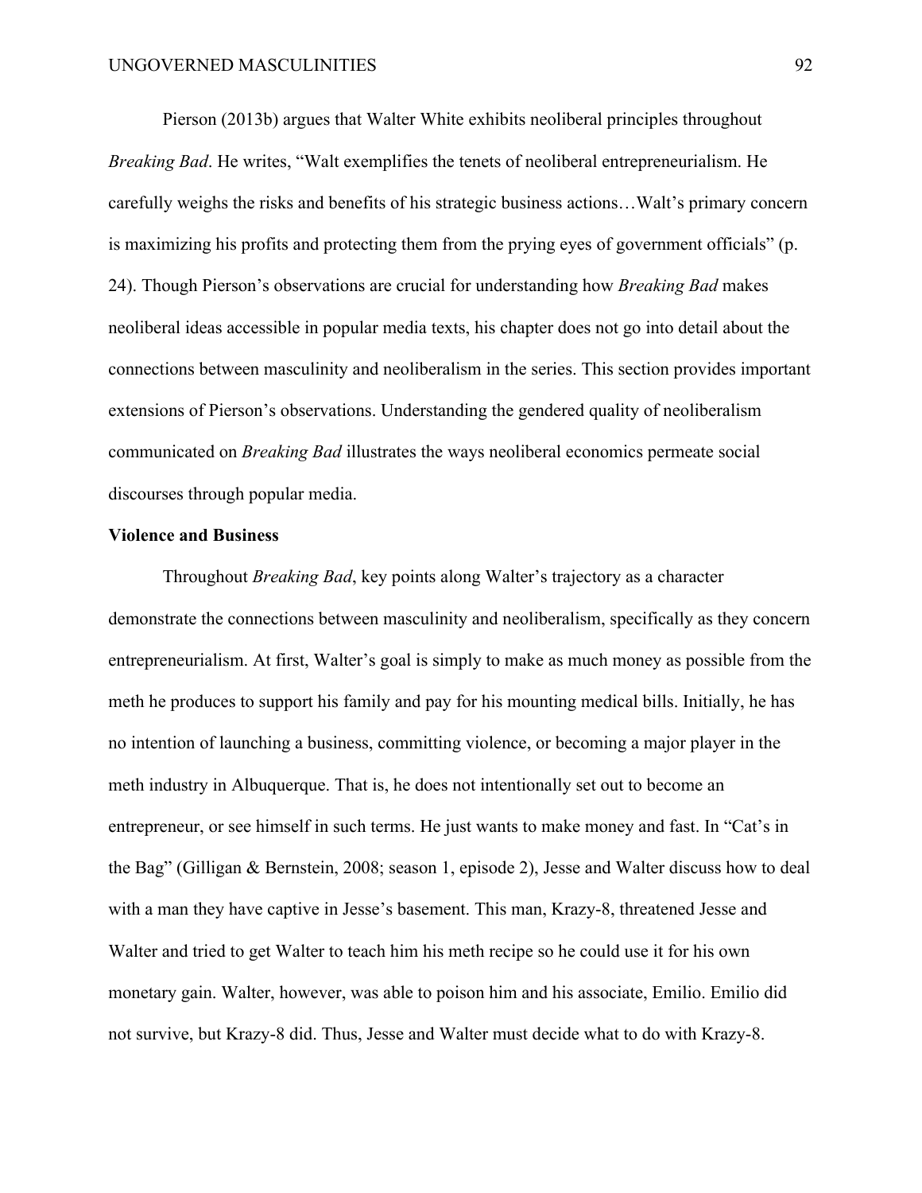Pierson (2013b) argues that Walter White exhibits neoliberal principles throughout *Breaking Bad*. He writes, "Walt exemplifies the tenets of neoliberal entrepreneurialism. He carefully weighs the risks and benefits of his strategic business actions…Walt's primary concern is maximizing his profits and protecting them from the prying eyes of government officials" (p. 24). Though Pierson's observations are crucial for understanding how *Breaking Bad* makes neoliberal ideas accessible in popular media texts, his chapter does not go into detail about the connections between masculinity and neoliberalism in the series. This section provides important extensions of Pierson's observations. Understanding the gendered quality of neoliberalism communicated on *Breaking Bad* illustrates the ways neoliberal economics permeate social discourses through popular media.

**Violence and Business**

Throughout *Breaking Bad*, key points along Walter's trajectory as a character demonstrate the connections between masculinity and neoliberalism, specifically as they concern entrepreneurialism. At first, Walter's goal is simply to make as much money as possible from the meth he produces to support his family and pay for his mounting medical bills. Initially, he has no intention of launching a business, committing violence, or becoming a major player in the meth industry in Albuquerque. That is, he does not intentionally set out to become an entrepreneur, or see himself in such terms. He just wants to make money and fast. In "Cat's in the Bag" (Gilligan & Bernstein, 2008; season 1, episode 2), Jesse and Walter discuss how to deal with a man they have captive in Jesse's basement. This man, Krazy-8, threatened Jesse and Walter and tried to get Walter to teach him his meth recipe so he could use it for his own monetary gain. Walter, however, was able to poison him and his associate, Emilio. Emilio did not survive, but Krazy-8 did. Thus, Jesse and Walter must decide what to do with Krazy-8.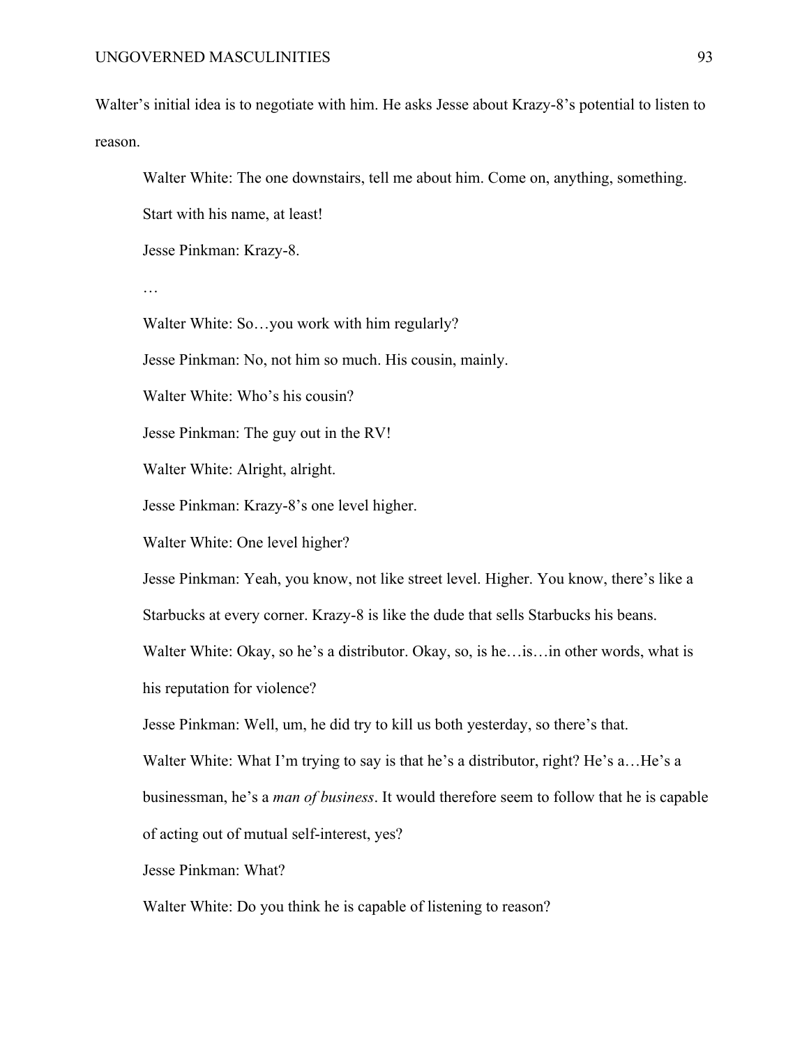Walter's initial idea is to negotiate with him. He asks Jesse about Krazy-8's potential to listen to reason.

> Walter White: The one downstairs, tell me about him. Come on, anything, something. Start with his name, at least!
>
> Jesse Pinkman: Krazy-8.
>
> …
>
> Walter White: So…you work with him regularly?
>
> Jesse Pinkman: No, not him so much. His cousin, mainly.
>
> Walter White: Who's his cousin?
>
> Jesse Pinkman: The guy out in the RV!
>
> Walter White: Alright, alright.
>
> Jesse Pinkman: Krazy-8's one level higher.
>
> Walter White: One level higher?
>
> Jesse Pinkman: Yeah, you know, not like street level. Higher. You know, there's like a Starbucks at every corner. Krazy-8 is like the dude that sells Starbucks his beans.
>
> Walter White: Okay, so he's a distributor. Okay, so, is he…is…in other words, what is his reputation for violence?
>
> Jesse Pinkman: Well, um, he did try to kill us both yesterday, so there's that.
>
> Walter White: What I'm trying to say is that he's a distributor, right? He's a…He's a businessman, he's a *man of business*. It would therefore seem to follow that he is capable of acting out of mutual self-interest, yes?
>
> Jesse Pinkman: What?
>
> Walter White: Do you think he is capable of listening to reason?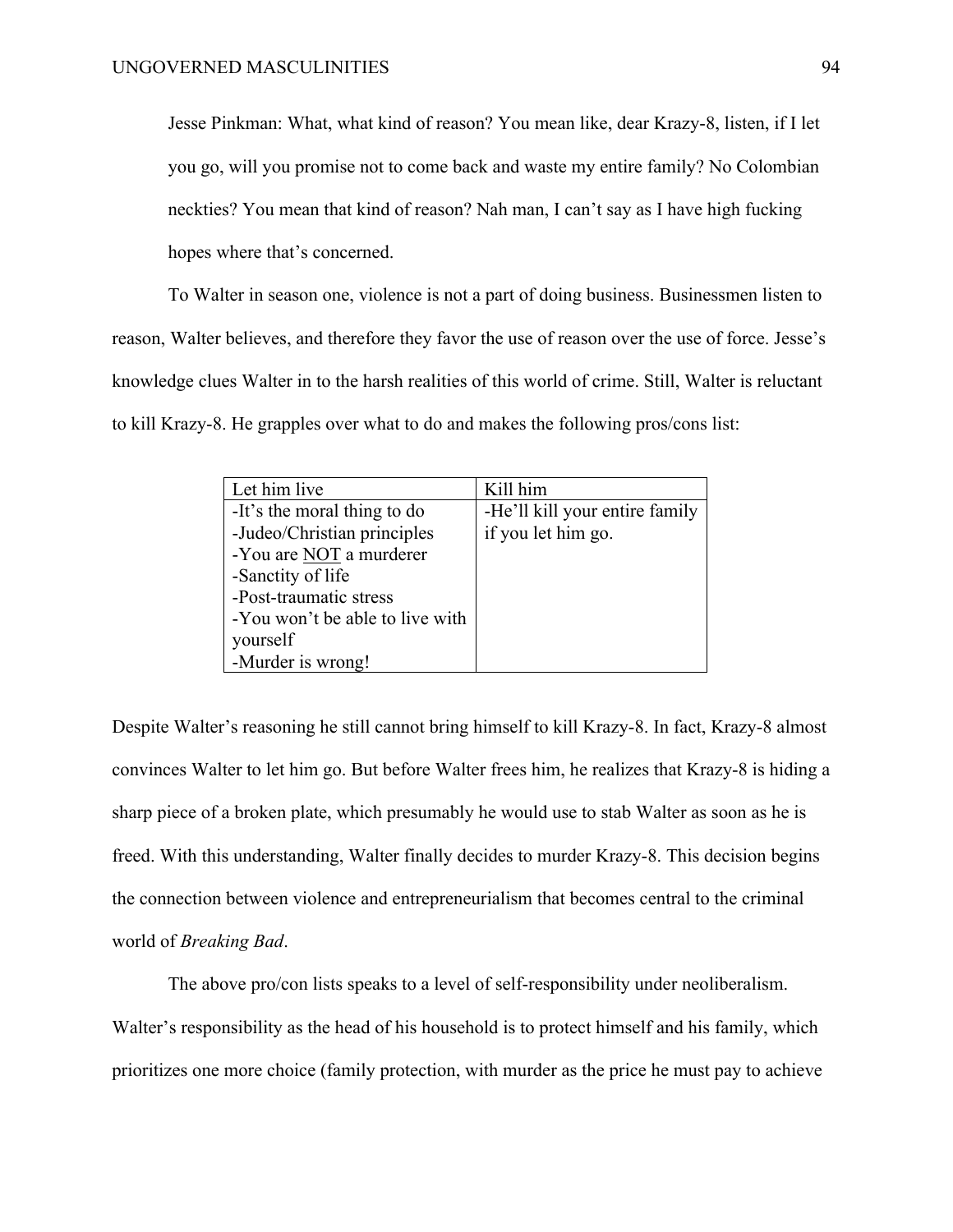Jesse Pinkman: What, what kind of reason? You mean like, dear Krazy-8, listen, if I let you go, will you promise not to come back and waste my entire family? No Colombian neckties? You mean that kind of reason? Nah man, I can't say as I have high fucking hopes where that's concerned.

To Walter in season one, violence is not a part of doing business. Businessmen listen to reason, Walter believes, and therefore they favor the use of reason over the use of force. Jesse's knowledge clues Walter in to the harsh realities of this world of crime. Still, Walter is reluctant to kill Krazy-8. He grapples over what to do and makes the following pros/cons list:

| Let him live | Kill him |
|---|---|
| -It's the moral thing to do<br>-Judeo/Christian principles<br>-You are <u>NOT</u> a murderer<br>-Sanctity of life<br>-Post-traumatic stress<br>-You won't be able to live with yourself<br>-Murder is wrong! | -He'll kill your entire family if you let him go. |

Despite Walter's reasoning he still cannot bring himself to kill Krazy-8. In fact, Krazy-8 almost convinces Walter to let him go. But before Walter frees him, he realizes that Krazy-8 is hiding a sharp piece of a broken plate, which presumably he would use to stab Walter as soon as he is freed. With this understanding, Walter finally decides to murder Krazy-8. This decision begins the connection between violence and entrepreneurialism that becomes central to the criminal world of *Breaking Bad*.

The above pro/con lists speaks to a level of self-responsibility under neoliberalism. Walter's responsibility as the head of his household is to protect himself and his family, which prioritizes one more choice (family protection, with murder as the price he must pay to achieve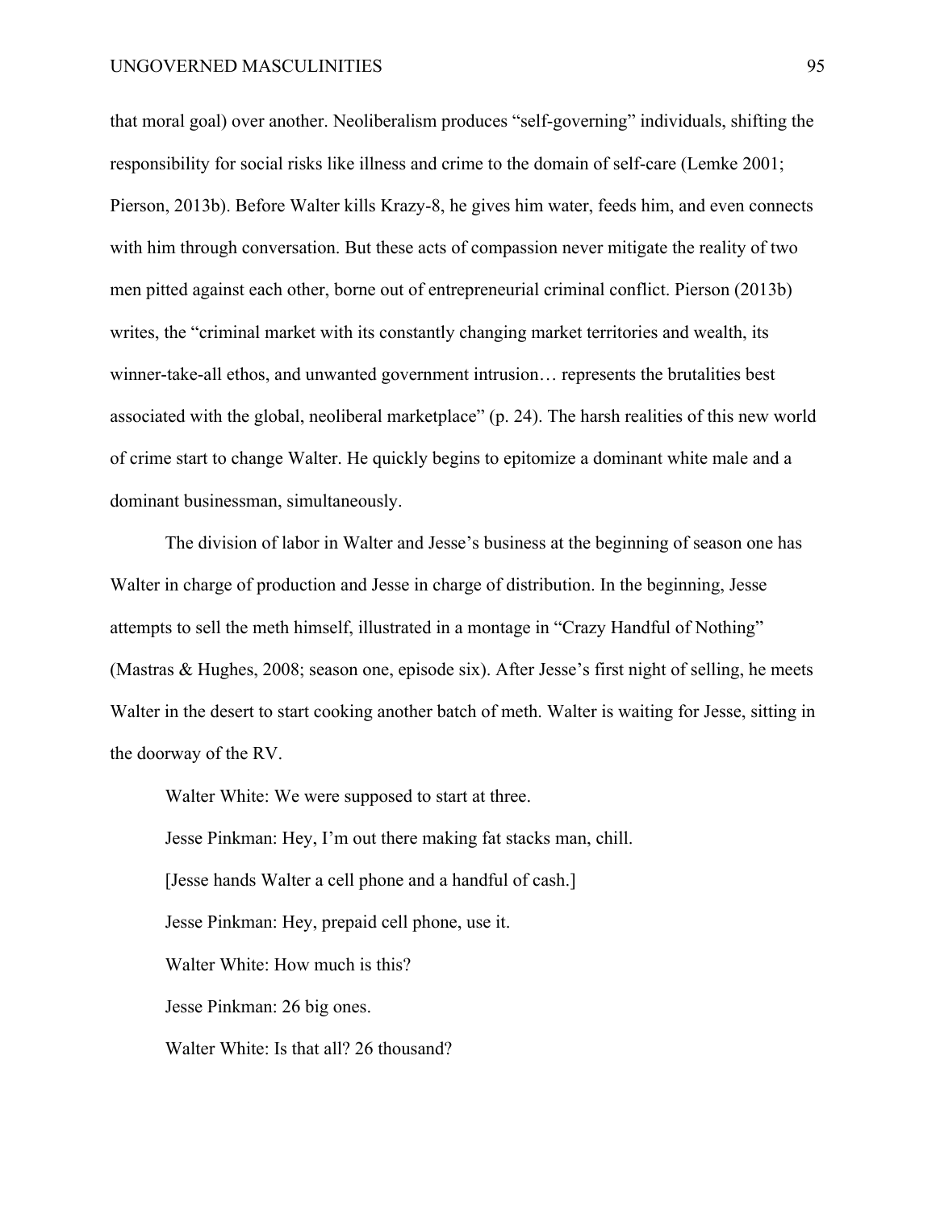that moral goal) over another. Neoliberalism produces "self-governing" individuals, shifting the responsibility for social risks like illness and crime to the domain of self-care (Lemke 2001; Pierson, 2013b). Before Walter kills Krazy-8, he gives him water, feeds him, and even connects with him through conversation. But these acts of compassion never mitigate the reality of two men pitted against each other, borne out of entrepreneurial criminal conflict. Pierson (2013b) writes, the "criminal market with its constantly changing market territories and wealth, its winner-take-all ethos, and unwanted government intrusion… represents the brutalities best associated with the global, neoliberal marketplace" (p. 24). The harsh realities of this new world of crime start to change Walter. He quickly begins to epitomize a dominant white male and a dominant businessman, simultaneously.

The division of labor in Walter and Jesse's business at the beginning of season one has Walter in charge of production and Jesse in charge of distribution. In the beginning, Jesse attempts to sell the meth himself, illustrated in a montage in "Crazy Handful of Nothing" (Mastras & Hughes, 2008; season one, episode six). After Jesse's first night of selling, he meets Walter in the desert to start cooking another batch of meth. Walter is waiting for Jesse, sitting in the doorway of the RV.

> Walter White: We were supposed to start at three.
>
> Jesse Pinkman: Hey, I'm out there making fat stacks man, chill.
>
> [Jesse hands Walter a cell phone and a handful of cash.]
>
> Jesse Pinkman: Hey, prepaid cell phone, use it.
>
> Walter White: How much is this?
>
> Jesse Pinkman: 26 big ones.
>
> Walter White: Is that all? 26 thousand?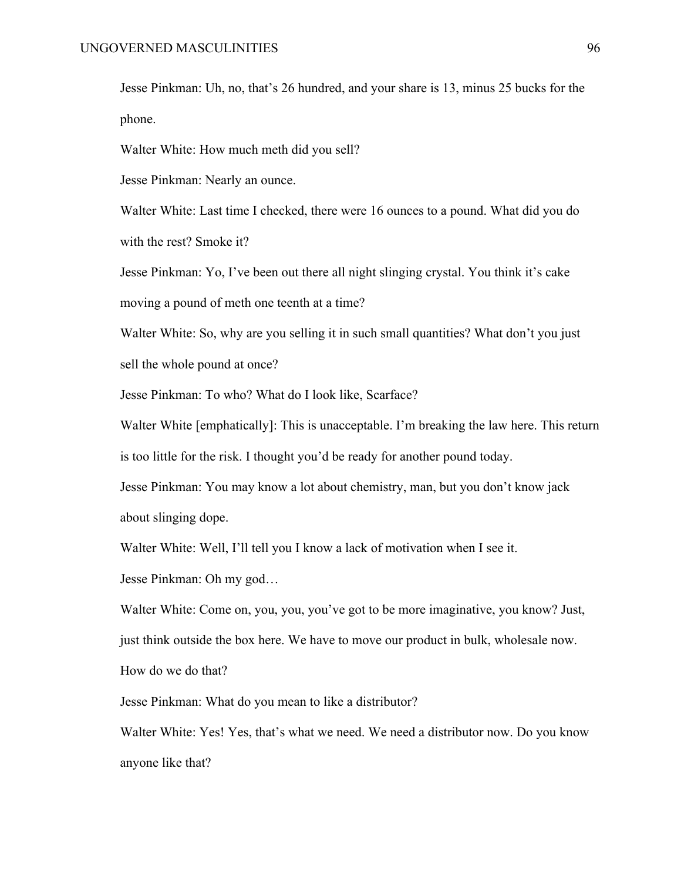Jesse Pinkman: Uh, no, that's 26 hundred, and your share is 13, minus 25 bucks for the phone.

Walter White: How much meth did you sell?

Jesse Pinkman: Nearly an ounce.

Walter White: Last time I checked, there were 16 ounces to a pound. What did you do with the rest? Smoke it?

Jesse Pinkman: Yo, I've been out there all night slinging crystal. You think it's cake moving a pound of meth one teenth at a time?

Walter White: So, why are you selling it in such small quantities? What don't you just sell the whole pound at once?

Jesse Pinkman: To who? What do I look like, Scarface?

Walter White [emphatically]: This is unacceptable. I'm breaking the law here. This return is too little for the risk. I thought you'd be ready for another pound today.

Jesse Pinkman: You may know a lot about chemistry, man, but you don't know jack about slinging dope.

Walter White: Well, I'll tell you I know a lack of motivation when I see it.

Jesse Pinkman: Oh my god…

Walter White: Come on, you, you, you've got to be more imaginative, you know? Just, just think outside the box here. We have to move our product in bulk, wholesale now. How do we do that?

Jesse Pinkman: What do you mean to like a distributor?

Walter White: Yes! Yes, that's what we need. We need a distributor now. Do you know anyone like that?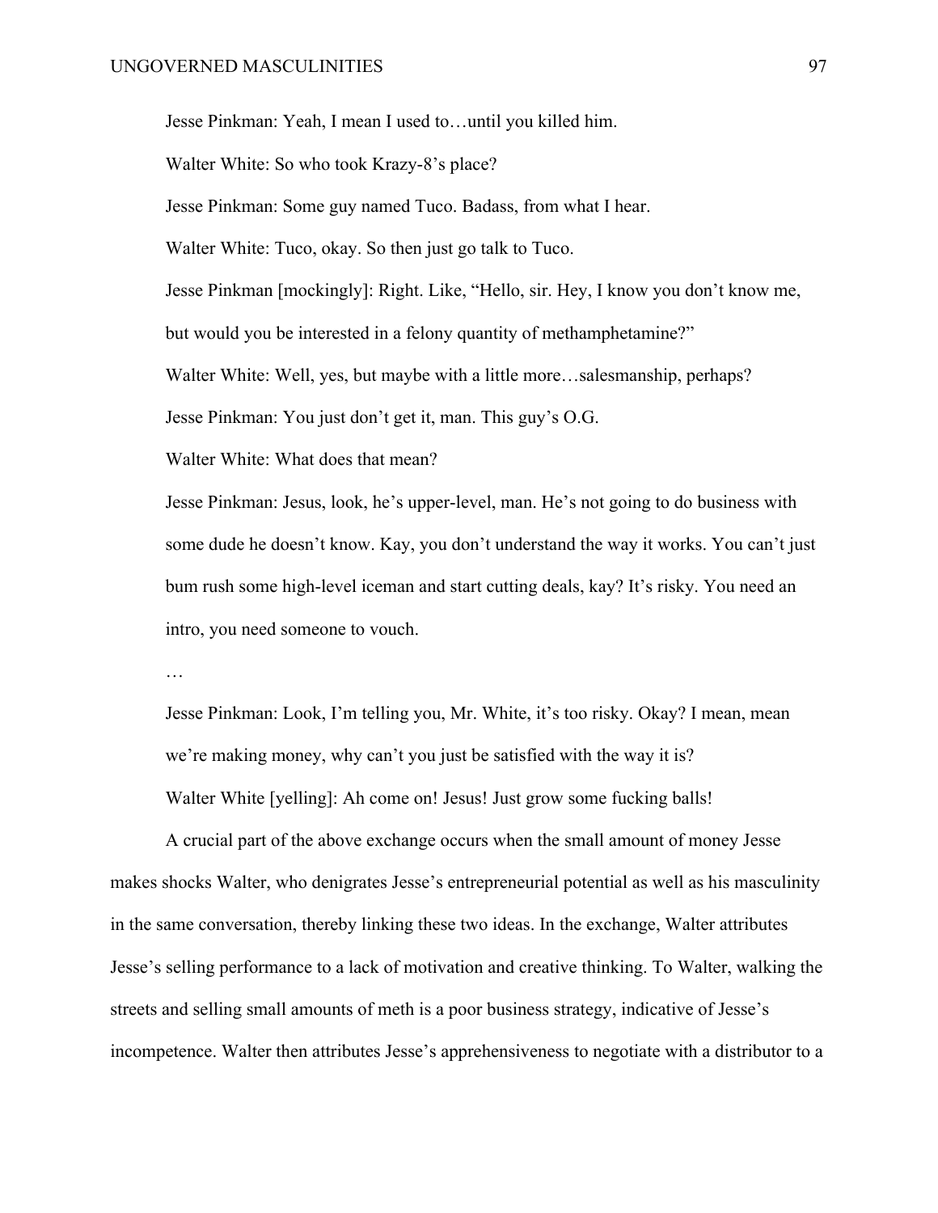Jesse Pinkman: Yeah, I mean I used to…until you killed him.

Walter White: So who took Krazy-8's place?

Jesse Pinkman: Some guy named Tuco. Badass, from what I hear.

Walter White: Tuco, okay. So then just go talk to Tuco.

Jesse Pinkman [mockingly]: Right. Like, "Hello, sir. Hey, I know you don't know me, but would you be interested in a felony quantity of methamphetamine?"

Walter White: Well, yes, but maybe with a little more…salesmanship, perhaps?

Jesse Pinkman: You just don't get it, man. This guy's O.G.

Walter White: What does that mean?

Jesse Pinkman: Jesus, look, he's upper-level, man. He's not going to do business with some dude he doesn't know. Kay, you don't understand the way it works. You can't just bum rush some high-level iceman and start cutting deals, kay? It's risky. You need an intro, you need someone to vouch.

…

Jesse Pinkman: Look, I'm telling you, Mr. White, it's too risky. Okay? I mean, mean we're making money, why can't you just be satisfied with the way it is?

Walter White [yelling]: Ah come on! Jesus! Just grow some fucking balls!

A crucial part of the above exchange occurs when the small amount of money Jesse makes shocks Walter, who denigrates Jesse's entrepreneurial potential as well as his masculinity in the same conversation, thereby linking these two ideas. In the exchange, Walter attributes Jesse's selling performance to a lack of motivation and creative thinking. To Walter, walking the streets and selling small amounts of meth is a poor business strategy, indicative of Jesse's incompetence. Walter then attributes Jesse's apprehensiveness to negotiate with a distributor to a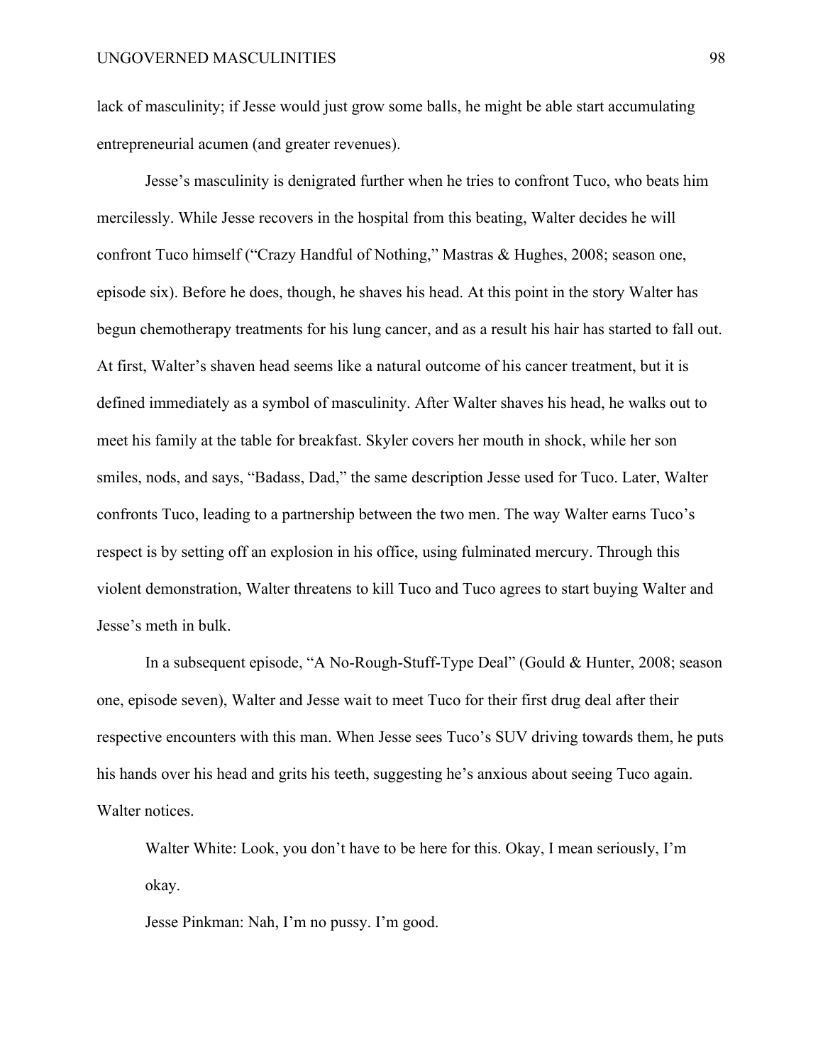lack of masculinity; if Jesse would just grow some balls, he might be able start accumulating entrepreneurial acumen (and greater revenues).

Jesse's masculinity is denigrated further when he tries to confront Tuco, who beats him mercilessly. While Jesse recovers in the hospital from this beating, Walter decides he will confront Tuco himself ("Crazy Handful of Nothing," Mastras & Hughes, 2008; season one, episode six). Before he does, though, he shaves his head. At this point in the story Walter has begun chemotherapy treatments for his lung cancer, and as a result his hair has started to fall out. At first, Walter's shaven head seems like a natural outcome of his cancer treatment, but it is defined immediately as a symbol of masculinity. After Walter shaves his head, he walks out to meet his family at the table for breakfast. Skyler covers her mouth in shock, while her son smiles, nods, and says, "Badass, Dad," the same description Jesse used for Tuco. Later, Walter confronts Tuco, leading to a partnership between the two men. The way Walter earns Tuco's respect is by setting off an explosion in his office, using fulminated mercury. Through this violent demonstration, Walter threatens to kill Tuco and Tuco agrees to start buying Walter and Jesse's meth in bulk.

In a subsequent episode, "A No-Rough-Stuff-Type Deal" (Gould & Hunter, 2008; season one, episode seven), Walter and Jesse wait to meet Tuco for their first drug deal after their respective encounters with this man. When Jesse sees Tuco's SUV driving towards them, he puts his hands over his head and grits his teeth, suggesting he's anxious about seeing Tuco again. Walter notices.

> Walter White: Look, you don't have to be here for this. Okay, I mean seriously, I'm okay.
>
> Jesse Pinkman: Nah, I'm no pussy. I'm good.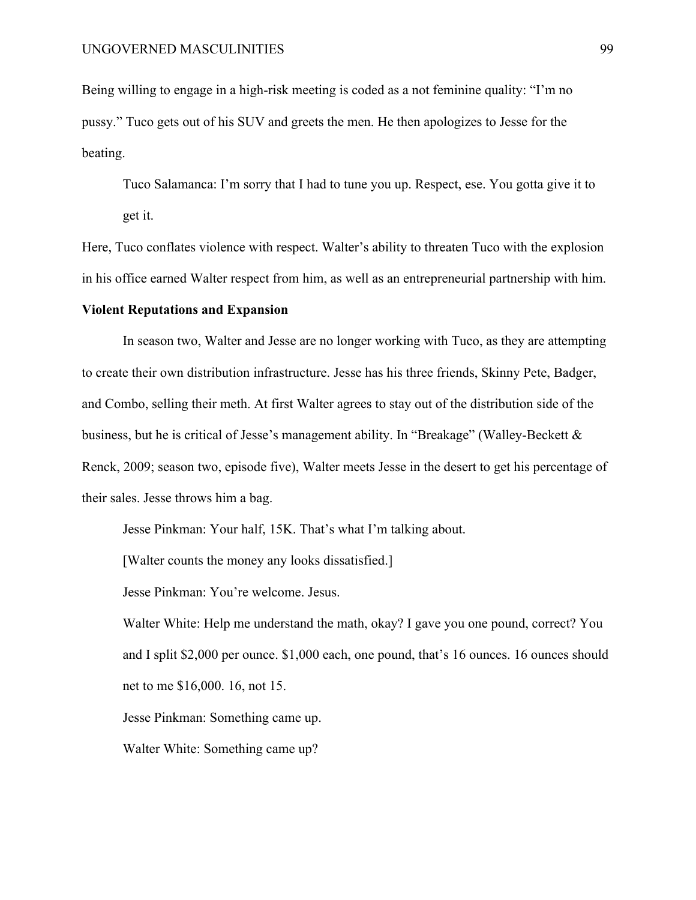Being willing to engage in a high-risk meeting is coded as a not feminine quality: "I'm no pussy." Tuco gets out of his SUV and greets the men. He then apologizes to Jesse for the beating.

> Tuco Salamanca: I'm sorry that I had to tune you up. Respect, ese. You gotta give it to get it.

Here, Tuco conflates violence with respect. Walter's ability to threaten Tuco with the explosion in his office earned Walter respect from him, as well as an entrepreneurial partnership with him.

**Violent Reputations and Expansion**

In season two, Walter and Jesse are no longer working with Tuco, as they are attempting to create their own distribution infrastructure. Jesse has his three friends, Skinny Pete, Badger, and Combo, selling their meth. At first Walter agrees to stay out of the distribution side of the business, but he is critical of Jesse's management ability. In "Breakage" (Walley-Beckett & Renck, 2009; season two, episode five), Walter meets Jesse in the desert to get his percentage of their sales. Jesse throws him a bag.

> Jesse Pinkman: Your half, 15K. That's what I'm talking about.
>
> [Walter counts the money any looks dissatisfied.]
>
> Jesse Pinkman: You're welcome. Jesus.
>
> Walter White: Help me understand the math, okay? I gave you one pound, correct? You and I split $2,000 per ounce. $1,000 each, one pound, that's 16 ounces. 16 ounces should net to me $16,000. 16, not 15.
>
> Jesse Pinkman: Something came up.
>
> Walter White: Something came up?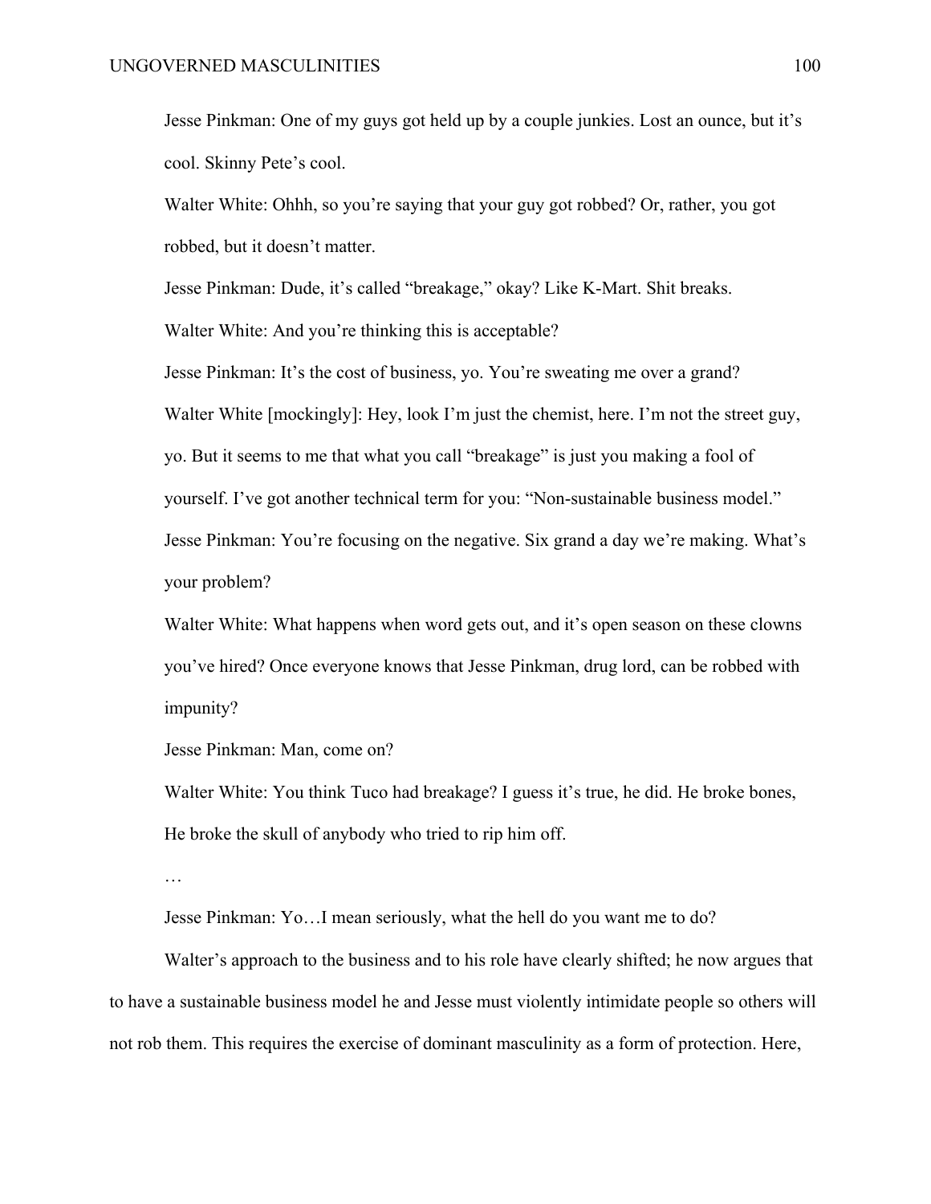Jesse Pinkman: One of my guys got held up by a couple junkies. Lost an ounce, but it's cool. Skinny Pete's cool.

Walter White: Ohhh, so you're saying that your guy got robbed? Or, rather, you got robbed, but it doesn't matter.

Jesse Pinkman: Dude, it's called "breakage," okay? Like K-Mart. Shit breaks.

Walter White: And you're thinking this is acceptable?

Jesse Pinkman: It's the cost of business, yo. You're sweating me over a grand?

Walter White [mockingly]: Hey, look I'm just the chemist, here. I'm not the street guy, yo. But it seems to me that what you call "breakage" is just you making a fool of yourself. I've got another technical term for you: "Non-sustainable business model."

Jesse Pinkman: You're focusing on the negative. Six grand a day we're making. What's your problem?

Walter White: What happens when word gets out, and it's open season on these clowns you've hired? Once everyone knows that Jesse Pinkman, drug lord, can be robbed with impunity?

Jesse Pinkman: Man, come on?

Walter White: You think Tuco had breakage? I guess it's true, he did. He broke bones, He broke the skull of anybody who tried to rip him off.

…

Jesse Pinkman: Yo…I mean seriously, what the hell do you want me to do?

Walter's approach to the business and to his role have clearly shifted; he now argues that to have a sustainable business model he and Jesse must violently intimidate people so others will not rob them. This requires the exercise of dominant masculinity as a form of protection. Here,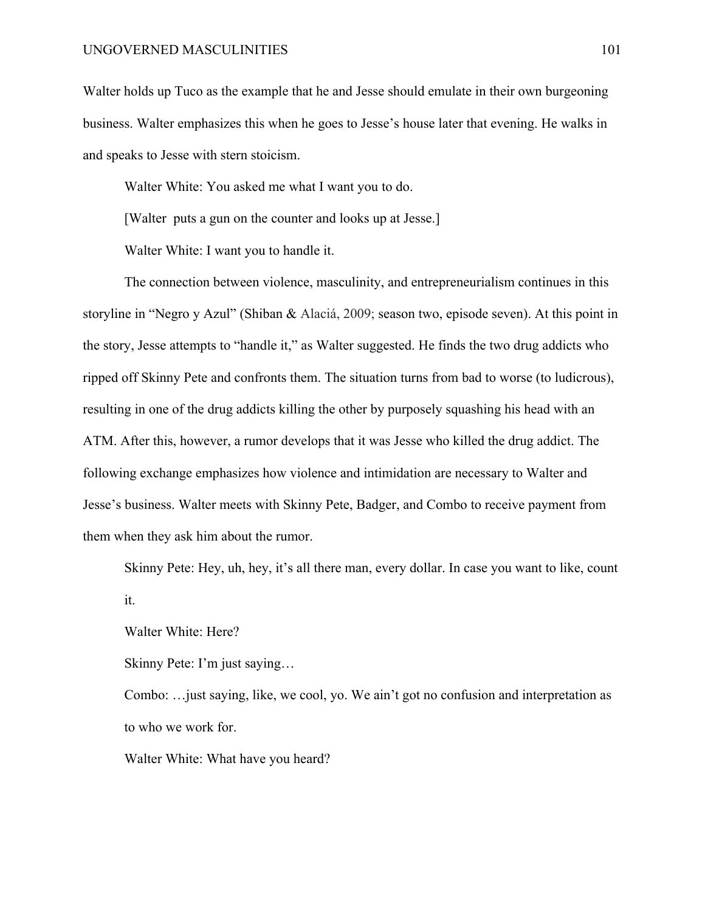Walter holds up Tuco as the example that he and Jesse should emulate in their own burgeoning business. Walter emphasizes this when he goes to Jesse's house later that evening. He walks in and speaks to Jesse with stern stoicism.

> Walter White: You asked me what I want you to do.
>
> [Walter puts a gun on the counter and looks up at Jesse.]
>
> Walter White: I want you to handle it.

The connection between violence, masculinity, and entrepreneurialism continues in this storyline in "Negro y Azul" (Shiban & Alaciá, 2009; season two, episode seven). At this point in the story, Jesse attempts to "handle it," as Walter suggested. He finds the two drug addicts who ripped off Skinny Pete and confronts them. The situation turns from bad to worse (to ludicrous), resulting in one of the drug addicts killing the other by purposely squashing his head with an ATM. After this, however, a rumor develops that it was Jesse who killed the drug addict. The following exchange emphasizes how violence and intimidation are necessary to Walter and Jesse's business. Walter meets with Skinny Pete, Badger, and Combo to receive payment from them when they ask him about the rumor.

> Skinny Pete: Hey, uh, hey, it's all there man, every dollar. In case you want to like, count it.
>
> Walter White: Here?
>
> Skinny Pete: I'm just saying…
>
> Combo: …just saying, like, we cool, yo. We ain't got no confusion and interpretation as to who we work for.
>
> Walter White: What have you heard?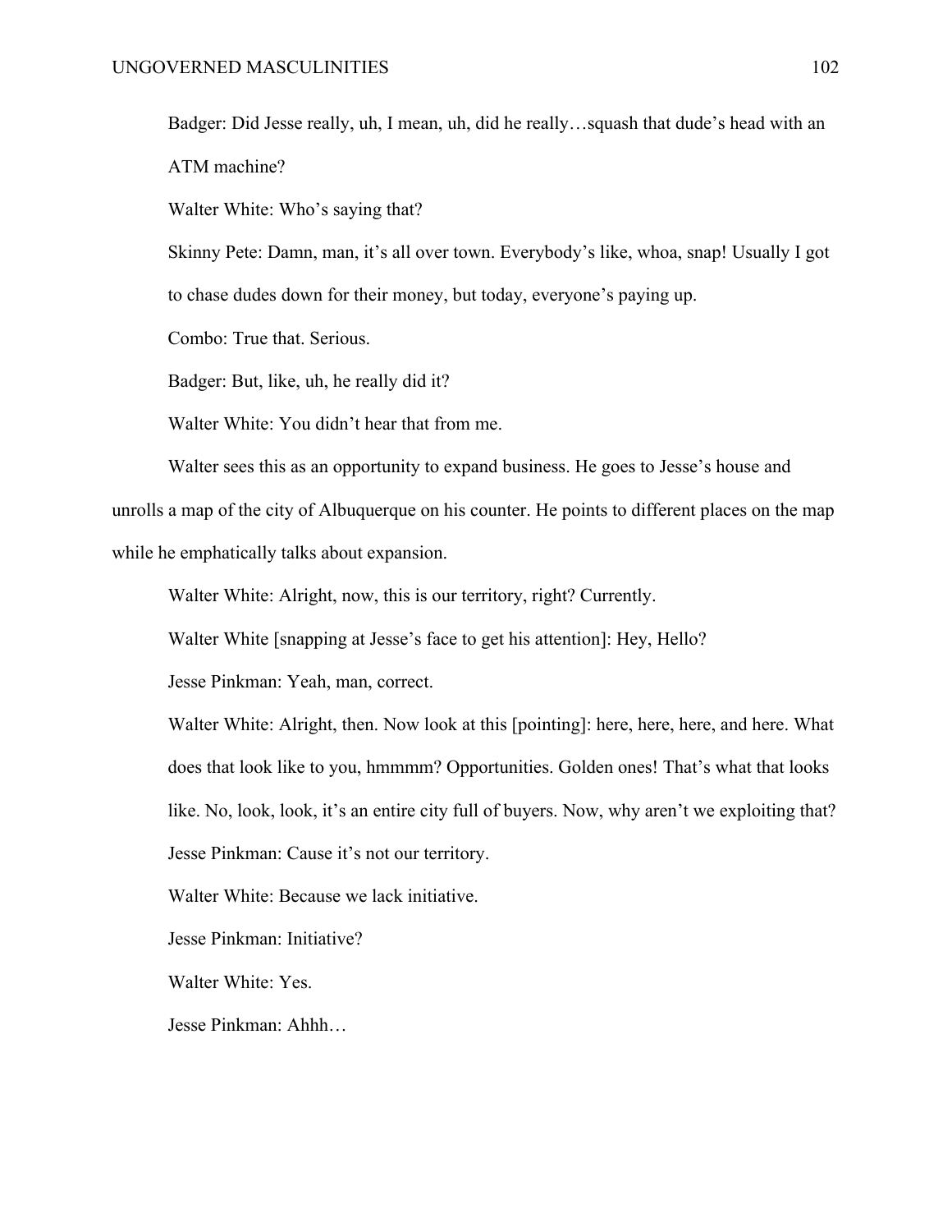Badger: Did Jesse really, uh, I mean, uh, did he really…squash that dude's head with an ATM machine?

Walter White: Who's saying that?

Skinny Pete: Damn, man, it's all over town. Everybody's like, whoa, snap! Usually I got to chase dudes down for their money, but today, everyone's paying up.

Combo: True that. Serious.

Badger: But, like, uh, he really did it?

Walter White: You didn't hear that from me.

Walter sees this as an opportunity to expand business. He goes to Jesse's house and unrolls a map of the city of Albuquerque on his counter. He points to different places on the map while he emphatically talks about expansion.

Walter White: Alright, now, this is our territory, right? Currently.

Walter White [snapping at Jesse's face to get his attention]: Hey, Hello?

Jesse Pinkman: Yeah, man, correct.

Walter White: Alright, then. Now look at this [pointing]: here, here, here, and here. What does that look like to you, hmmmm? Opportunities. Golden ones! That's what that looks like. No, look, look, it's an entire city full of buyers. Now, why aren't we exploiting that?

Jesse Pinkman: Cause it's not our territory.

Walter White: Because we lack initiative.

Jesse Pinkman: Initiative?

Walter White: Yes.

Jesse Pinkman: Ahhh…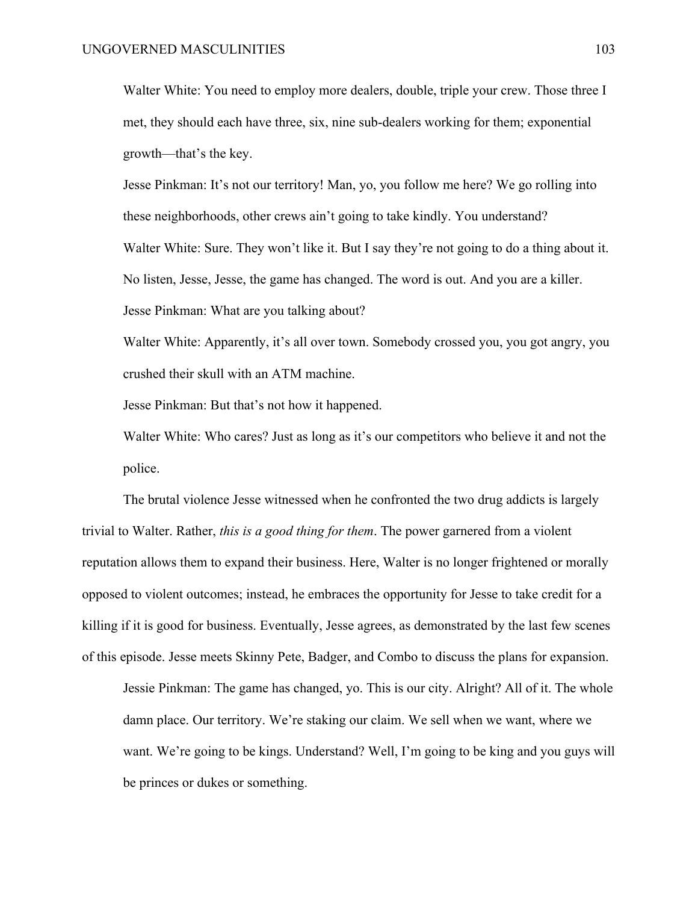Walter White: You need to employ more dealers, double, triple your crew. Those three I met, they should each have three, six, nine sub-dealers working for them; exponential growth—that's the key.

Jesse Pinkman: It's not our territory! Man, yo, you follow me here? We go rolling into these neighborhoods, other crews ain't going to take kindly. You understand?

Walter White: Sure. They won't like it. But I say they're not going to do a thing about it. No listen, Jesse, Jesse, the game has changed. The word is out. And you are a killer.

Jesse Pinkman: What are you talking about?

Walter White: Apparently, it's all over town. Somebody crossed you, you got angry, you crushed their skull with an ATM machine.

Jesse Pinkman: But that's not how it happened.

Walter White: Who cares? Just as long as it's our competitors who believe it and not the police.

The brutal violence Jesse witnessed when he confronted the two drug addicts is largely trivial to Walter. Rather, *this is a good thing for them*. The power garnered from a violent reputation allows them to expand their business. Here, Walter is no longer frightened or morally opposed to violent outcomes; instead, he embraces the opportunity for Jesse to take credit for a killing if it is good for business. Eventually, Jesse agrees, as demonstrated by the last few scenes of this episode. Jesse meets Skinny Pete, Badger, and Combo to discuss the plans for expansion.

Jessie Pinkman: The game has changed, yo. This is our city. Alright? All of it. The whole damn place. Our territory. We're staking our claim. We sell when we want, where we want. We're going to be kings. Understand? Well, I'm going to be king and you guys will be princes or dukes or something.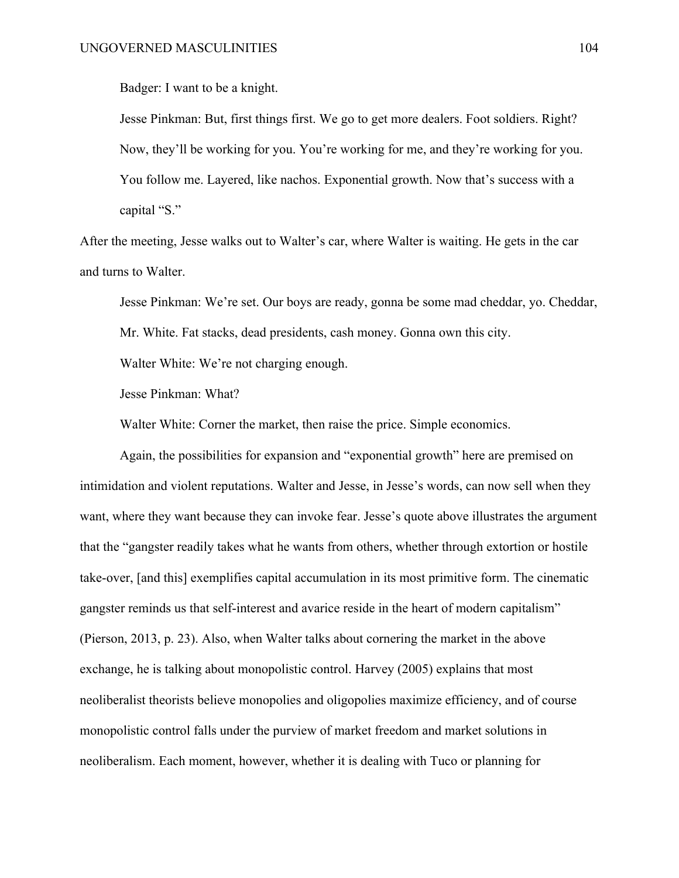Badger: I want to be a knight.

Jesse Pinkman: But, first things first. We go to get more dealers. Foot soldiers. Right? Now, they'll be working for you. You're working for me, and they're working for you. You follow me. Layered, like nachos. Exponential growth. Now that's success with a capital "S."

After the meeting, Jesse walks out to Walter's car, where Walter is waiting. He gets in the car and turns to Walter.

Jesse Pinkman: We're set. Our boys are ready, gonna be some mad cheddar, yo. Cheddar, Mr. White. Fat stacks, dead presidents, cash money. Gonna own this city.

Walter White: We're not charging enough.

Jesse Pinkman: What?

Walter White: Corner the market, then raise the price. Simple economics.

Again, the possibilities for expansion and "exponential growth" here are premised on intimidation and violent reputations. Walter and Jesse, in Jesse's words, can now sell when they want, where they want because they can invoke fear. Jesse's quote above illustrates the argument that the "gangster readily takes what he wants from others, whether through extortion or hostile take-over, [and this] exemplifies capital accumulation in its most primitive form. The cinematic gangster reminds us that self-interest and avarice reside in the heart of modern capitalism" (Pierson, 2013, p. 23). Also, when Walter talks about cornering the market in the above exchange, he is talking about monopolistic control. Harvey (2005) explains that most neoliberalist theorists believe monopolies and oligopolies maximize efficiency, and of course monopolistic control falls under the purview of market freedom and market solutions in neoliberalism. Each moment, however, whether it is dealing with Tuco or planning for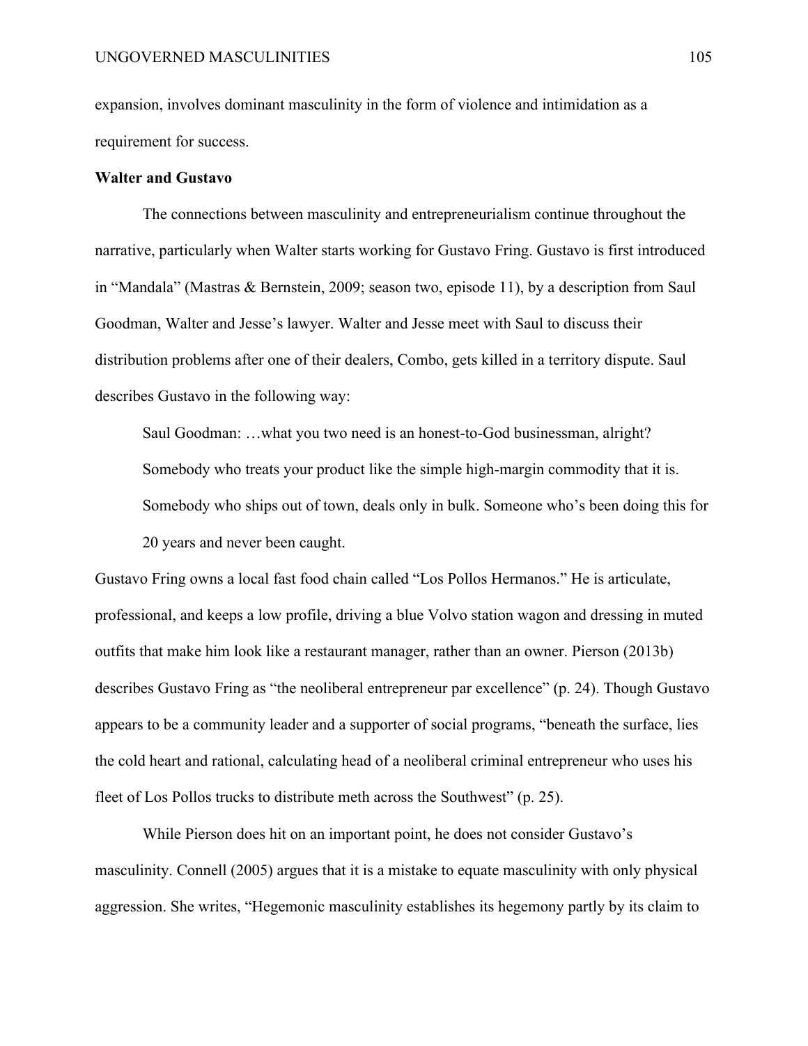expansion, involves dominant masculinity in the form of violence and intimidation as a requirement for success.

### Walter and Gustavo

The connections between masculinity and entrepreneurialism continue throughout the narrative, particularly when Walter starts working for Gustavo Fring. Gustavo is first introduced in "Mandala" (Mastras & Bernstein, 2009; season two, episode 11), by a description from Saul Goodman, Walter and Jesse's lawyer. Walter and Jesse meet with Saul to discuss their distribution problems after one of their dealers, Combo, gets killed in a territory dispute. Saul describes Gustavo in the following way:

> Saul Goodman: …what you two need is an honest-to-God businessman, alright? Somebody who treats your product like the simple high-margin commodity that it is. Somebody who ships out of town, deals only in bulk. Someone who's been doing this for 20 years and never been caught.

Gustavo Fring owns a local fast food chain called "Los Pollos Hermanos." He is articulate, professional, and keeps a low profile, driving a blue Volvo station wagon and dressing in muted outfits that make him look like a restaurant manager, rather than an owner. Pierson (2013b) describes Gustavo Fring as "the neoliberal entrepreneur par excellence" (p. 24). Though Gustavo appears to be a community leader and a supporter of social programs, "beneath the surface, lies the cold heart and rational, calculating head of a neoliberal criminal entrepreneur who uses his fleet of Los Pollos trucks to distribute meth across the Southwest" (p. 25).

While Pierson does hit on an important point, he does not consider Gustavo's masculinity. Connell (2005) argues that it is a mistake to equate masculinity with only physical aggression. She writes, "Hegemonic masculinity establishes its hegemony partly by its claim to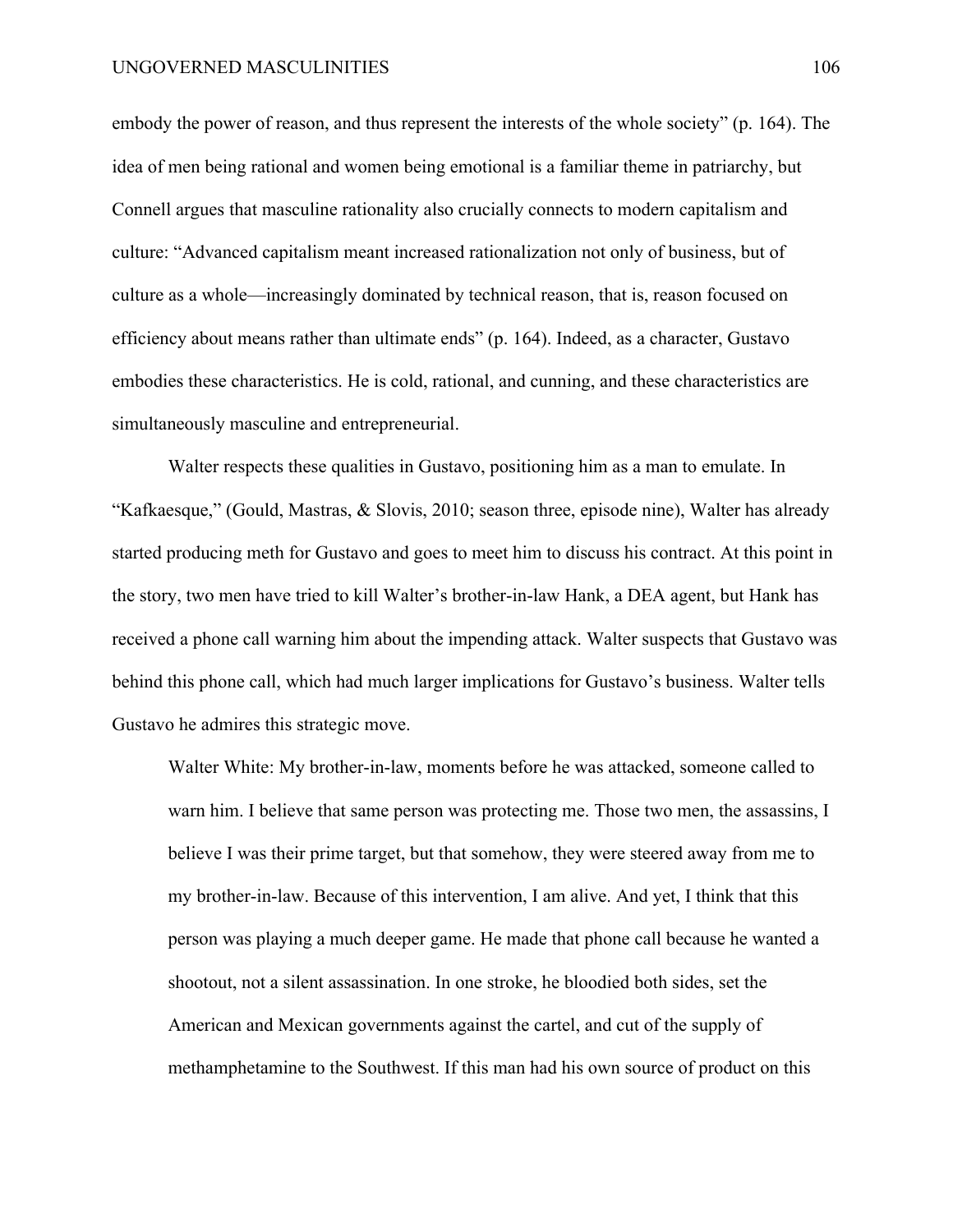embody the power of reason, and thus represent the interests of the whole society" (p. 164). The idea of men being rational and women being emotional is a familiar theme in patriarchy, but Connell argues that masculine rationality also crucially connects to modern capitalism and culture: "Advanced capitalism meant increased rationalization not only of business, but of culture as a whole—increasingly dominated by technical reason, that is, reason focused on efficiency about means rather than ultimate ends" (p. 164). Indeed, as a character, Gustavo embodies these characteristics. He is cold, rational, and cunning, and these characteristics are simultaneously masculine and entrepreneurial.

Walter respects these qualities in Gustavo, positioning him as a man to emulate. In "Kafkaesque," (Gould, Mastras, & Slovis, 2010; season three, episode nine), Walter has already started producing meth for Gustavo and goes to meet him to discuss his contract. At this point in the story, two men have tried to kill Walter's brother-in-law Hank, a DEA agent, but Hank has received a phone call warning him about the impending attack. Walter suspects that Gustavo was behind this phone call, which had much larger implications for Gustavo's business. Walter tells Gustavo he admires this strategic move.

> Walter White: My brother-in-law, moments before he was attacked, someone called to warn him. I believe that same person was protecting me. Those two men, the assassins, I believe I was their prime target, but that somehow, they were steered away from me to my brother-in-law. Because of this intervention, I am alive. And yet, I think that this person was playing a much deeper game. He made that phone call because he wanted a shootout, not a silent assassination. In one stroke, he bloodied both sides, set the American and Mexican governments against the cartel, and cut of the supply of methamphetamine to the Southwest. If this man had his own source of product on this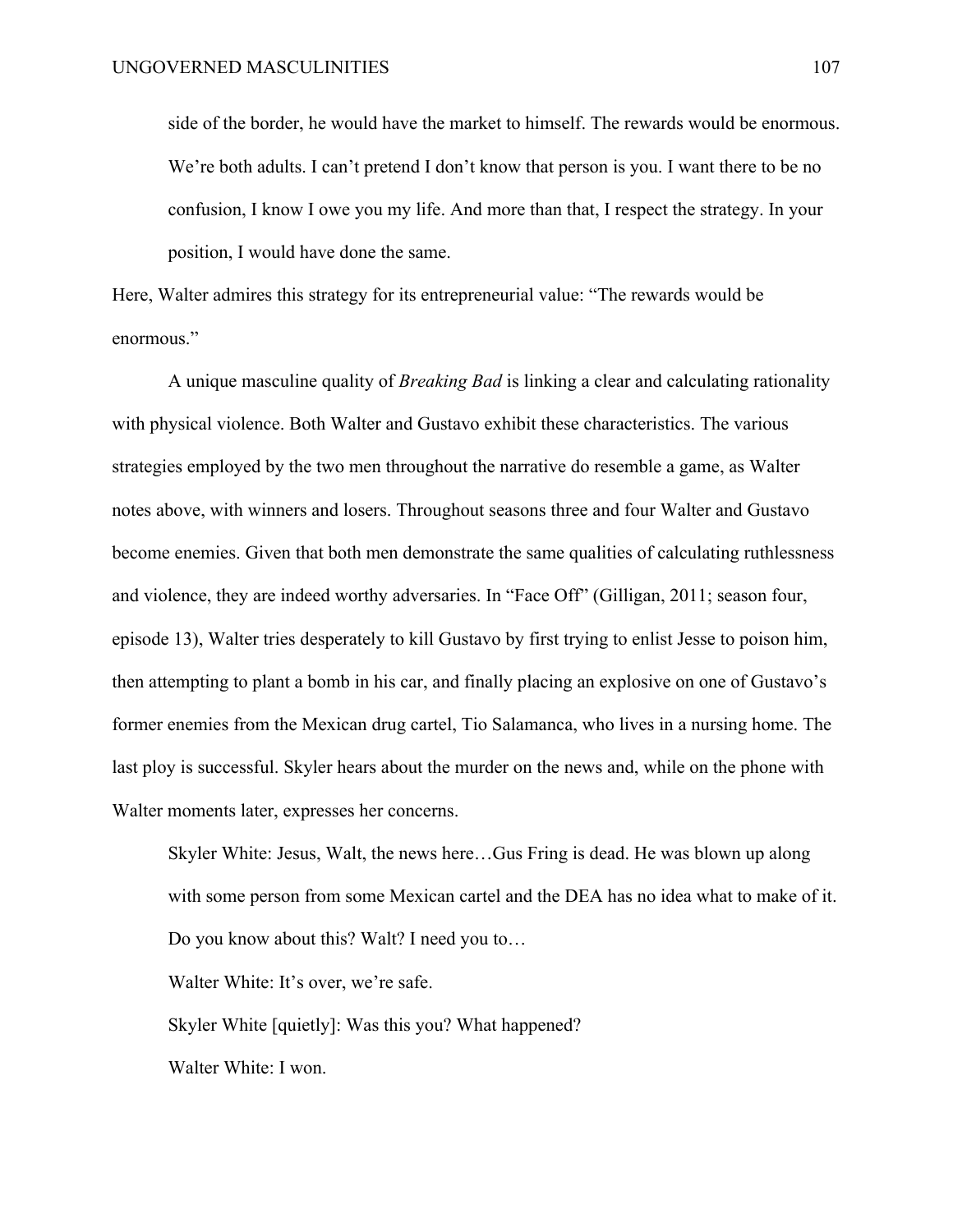> side of the border, he would have the market to himself. The rewards would be enormous. We're both adults. I can't pretend I don't know that person is you. I want there to be no confusion, I know I owe you my life. And more than that, I respect the strategy. In your position, I would have done the same.

Here, Walter admires this strategy for its entrepreneurial value: "The rewards would be enormous."

A unique masculine quality of *Breaking Bad* is linking a clear and calculating rationality with physical violence. Both Walter and Gustavo exhibit these characteristics. The various strategies employed by the two men throughout the narrative do resemble a game, as Walter notes above, with winners and losers. Throughout seasons three and four Walter and Gustavo become enemies. Given that both men demonstrate the same qualities of calculating ruthlessness and violence, they are indeed worthy adversaries. In "Face Off" (Gilligan, 2011; season four, episode 13), Walter tries desperately to kill Gustavo by first trying to enlist Jesse to poison him, then attempting to plant a bomb in his car, and finally placing an explosive on one of Gustavo's former enemies from the Mexican drug cartel, Tio Salamanca, who lives in a nursing home. The last ploy is successful. Skyler hears about the murder on the news and, while on the phone with Walter moments later, expresses her concerns.

> Skyler White: Jesus, Walt, the news here…Gus Fring is dead. He was blown up along with some person from some Mexican cartel and the DEA has no idea what to make of it. Do you know about this? Walt? I need you to…
>
> Walter White: It's over, we're safe.
>
> Skyler White [quietly]: Was this you? What happened?
>
> Walter White: I won.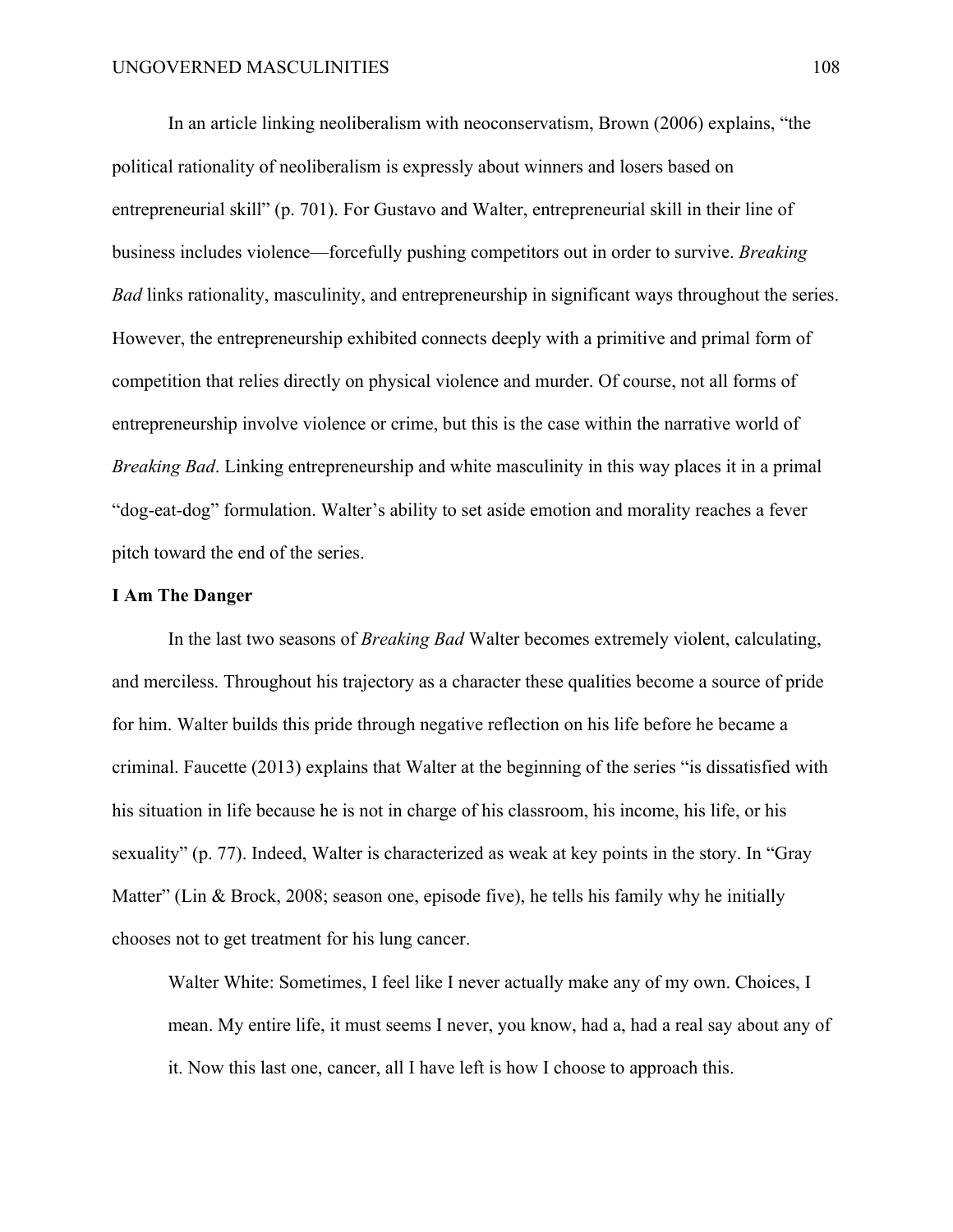In an article linking neoliberalism with neoconservatism, Brown (2006) explains, "the political rationality of neoliberalism is expressly about winners and losers based on entrepreneurial skill" (p. 701). For Gustavo and Walter, entrepreneurial skill in their line of business includes violence—forcefully pushing competitors out in order to survive. *Breaking Bad* links rationality, masculinity, and entrepreneurship in significant ways throughout the series. However, the entrepreneurship exhibited connects deeply with a primitive and primal form of competition that relies directly on physical violence and murder. Of course, not all forms of entrepreneurship involve violence or crime, but this is the case within the narrative world of *Breaking Bad*. Linking entrepreneurship and white masculinity in this way places it in a primal "dog-eat-dog" formulation. Walter's ability to set aside emotion and morality reaches a fever pitch toward the end of the series.

**I Am The Danger**

In the last two seasons of *Breaking Bad* Walter becomes extremely violent, calculating, and merciless. Throughout his trajectory as a character these qualities become a source of pride for him. Walter builds this pride through negative reflection on his life before he became a criminal. Faucette (2013) explains that Walter at the beginning of the series "is dissatisfied with his situation in life because he is not in charge of his classroom, his income, his life, or his sexuality" (p. 77). Indeed, Walter is characterized as weak at key points in the story. In "Gray Matter" (Lin & Brock, 2008; season one, episode five), he tells his family why he initially chooses not to get treatment for his lung cancer.

> Walter White: Sometimes, I feel like I never actually make any of my own. Choices, I mean. My entire life, it must seems I never, you know, had a, had a real say about any of it. Now this last one, cancer, all I have left is how I choose to approach this.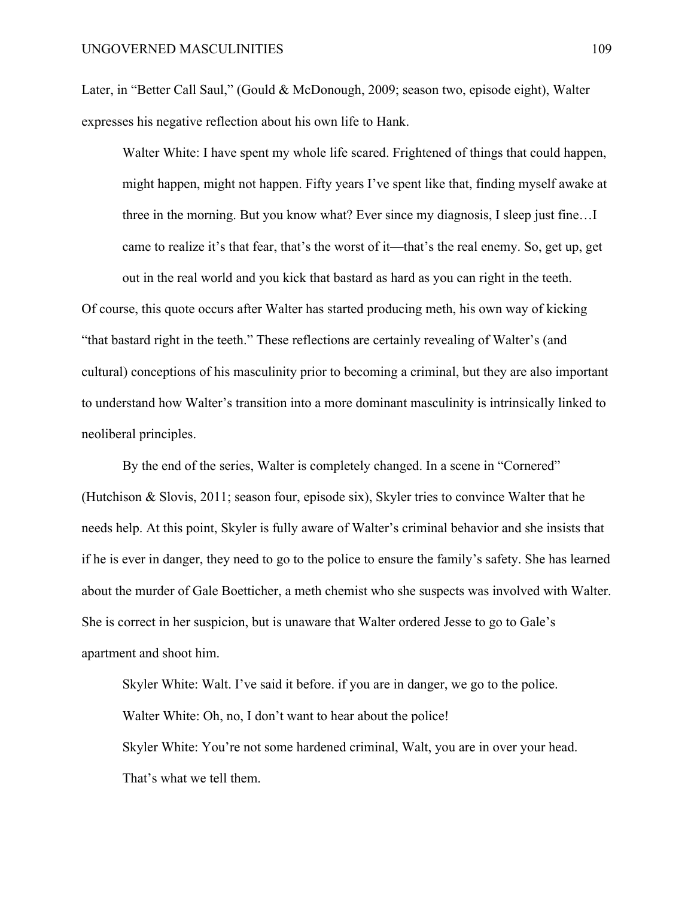Later, in "Better Call Saul," (Gould & McDonough, 2009; season two, episode eight), Walter expresses his negative reflection about his own life to Hank.

> Walter White: I have spent my whole life scared. Frightened of things that could happen, might happen, might not happen. Fifty years I've spent like that, finding myself awake at three in the morning. But you know what? Ever since my diagnosis, I sleep just fine…I came to realize it's that fear, that's the worst of it—that's the real enemy. So, get up, get out in the real world and you kick that bastard as hard as you can right in the teeth.

Of course, this quote occurs after Walter has started producing meth, his own way of kicking "that bastard right in the teeth." These reflections are certainly revealing of Walter's (and cultural) conceptions of his masculinity prior to becoming a criminal, but they are also important to understand how Walter's transition into a more dominant masculinity is intrinsically linked to neoliberal principles.

By the end of the series, Walter is completely changed. In a scene in "Cornered" (Hutchison & Slovis, 2011; season four, episode six), Skyler tries to convince Walter that he needs help. At this point, Skyler is fully aware of Walter's criminal behavior and she insists that if he is ever in danger, they need to go to the police to ensure the family's safety. She has learned about the murder of Gale Boetticher, a meth chemist who she suspects was involved with Walter. She is correct in her suspicion, but is unaware that Walter ordered Jesse to go to Gale's apartment and shoot him.

> Skyler White: Walt. I've said it before. if you are in danger, we go to the police.
>
> Walter White: Oh, no, I don't want to hear about the police!
>
> Skyler White: You're not some hardened criminal, Walt, you are in over your head. That's what we tell them.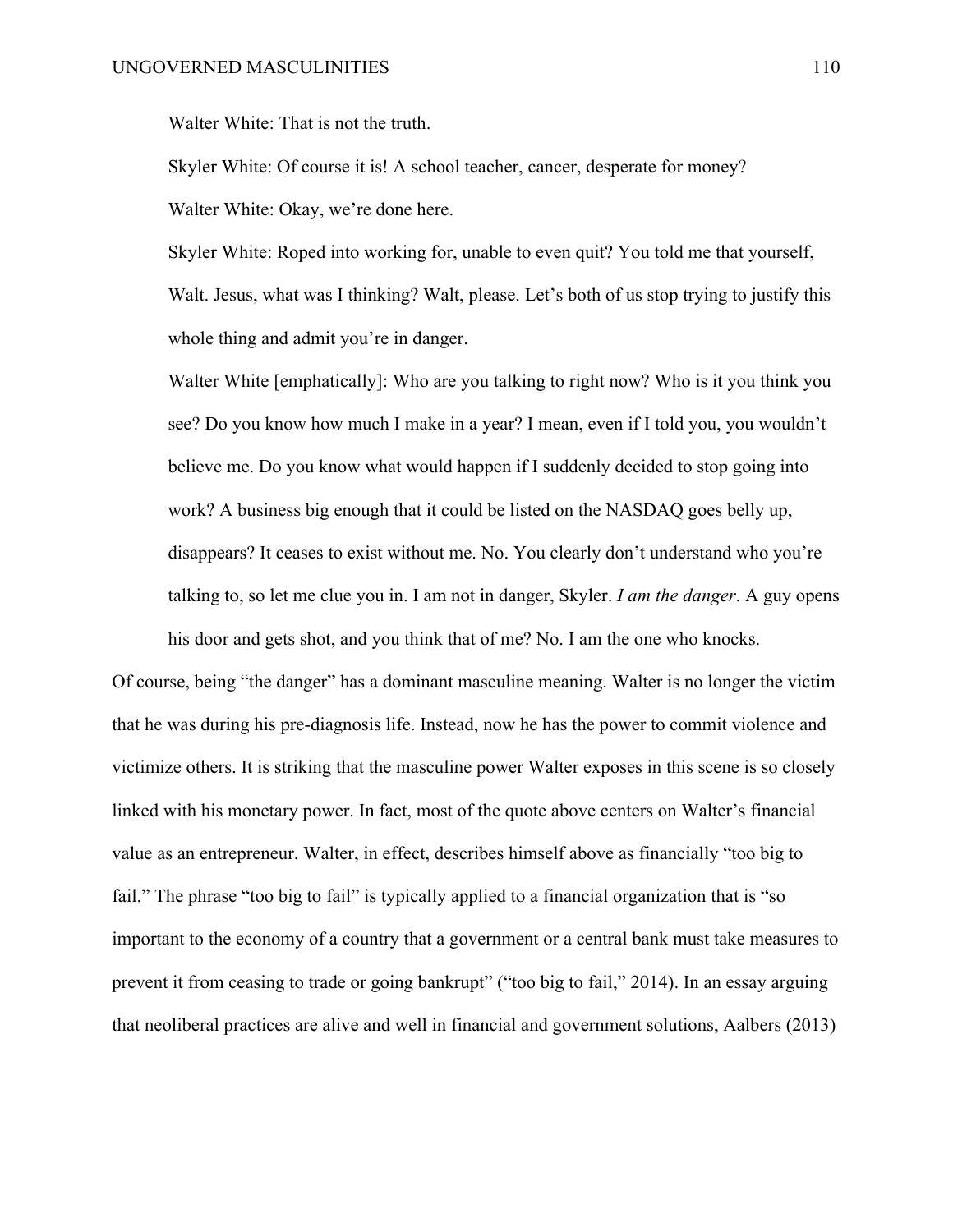Walter White: That is not the truth.

Skyler White: Of course it is! A school teacher, cancer, desperate for money?

Walter White: Okay, we're done here.

Skyler White: Roped into working for, unable to even quit? You told me that yourself, Walt. Jesus, what was I thinking? Walt, please. Let's both of us stop trying to justify this whole thing and admit you're in danger.

Walter White [emphatically]: Who are you talking to right now? Who is it you think you see? Do you know how much I make in a year? I mean, even if I told you, you wouldn't believe me. Do you know what would happen if I suddenly decided to stop going into work? A business big enough that it could be listed on the NASDAQ goes belly up, disappears? It ceases to exist without me. No. You clearly don't understand who you're talking to, so let me clue you in. I am not in danger, Skyler. *I am the danger*. A guy opens his door and gets shot, and you think that of me? No. I am the one who knocks.

Of course, being "the danger" has a dominant masculine meaning. Walter is no longer the victim that he was during his pre-diagnosis life. Instead, now he has the power to commit violence and victimize others. It is striking that the masculine power Walter exposes in this scene is so closely linked with his monetary power. In fact, most of the quote above centers on Walter's financial value as an entrepreneur. Walter, in effect, describes himself above as financially "too big to fail." The phrase "too big to fail" is typically applied to a financial organization that is "so important to the economy of a country that a government or a central bank must take measures to prevent it from ceasing to trade or going bankrupt" ("too big to fail," 2014). In an essay arguing that neoliberal practices are alive and well in financial and government solutions, Aalbers (2013)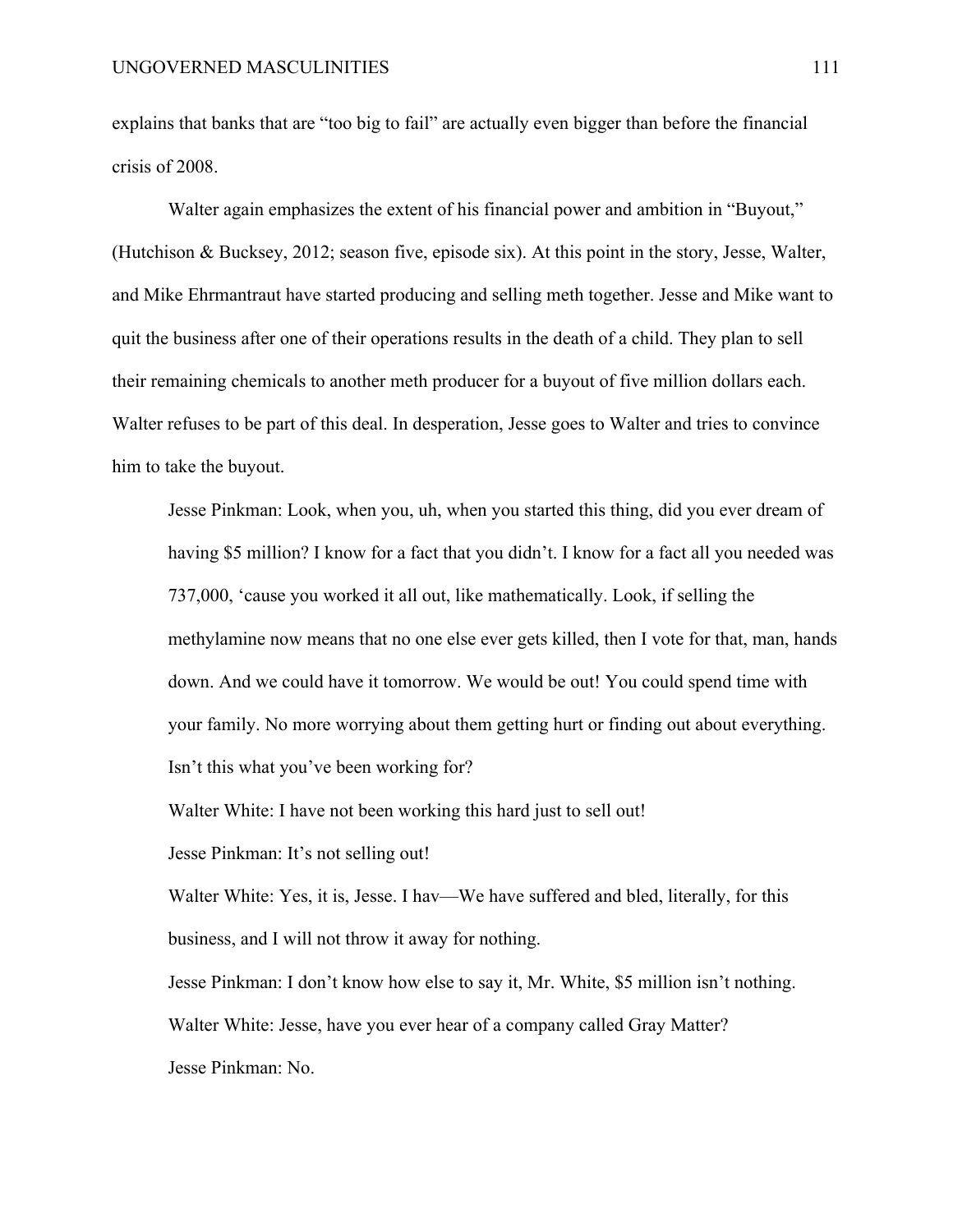explains that banks that are "too big to fail" are actually even bigger than before the financial crisis of 2008.

Walter again emphasizes the extent of his financial power and ambition in "Buyout," (Hutchison & Bucksey, 2012; season five, episode six). At this point in the story, Jesse, Walter, and Mike Ehrmantraut have started producing and selling meth together. Jesse and Mike want to quit the business after one of their operations results in the death of a child. They plan to sell their remaining chemicals to another meth producer for a buyout of five million dollars each. Walter refuses to be part of this deal. In desperation, Jesse goes to Walter and tries to convince him to take the buyout.

> Jesse Pinkman: Look, when you, uh, when you started this thing, did you ever dream of having $5 million? I know for a fact that you didn't. I know for a fact all you needed was 737,000, 'cause you worked it all out, like mathematically. Look, if selling the methylamine now means that no one else ever gets killed, then I vote for that, man, hands down. And we could have it tomorrow. We would be out! You could spend time with your family. No more worrying about them getting hurt or finding out about everything. Isn't this what you've been working for?
>
> Walter White: I have not been working this hard just to sell out!
>
> Jesse Pinkman: It's not selling out!
>
> Walter White: Yes, it is, Jesse. I hav—We have suffered and bled, literally, for this business, and I will not throw it away for nothing.
>
> Jesse Pinkman: I don't know how else to say it, Mr. White, $5 million isn't nothing.
>
> Walter White: Jesse, have you ever hear of a company called Gray Matter?
>
> Jesse Pinkman: No.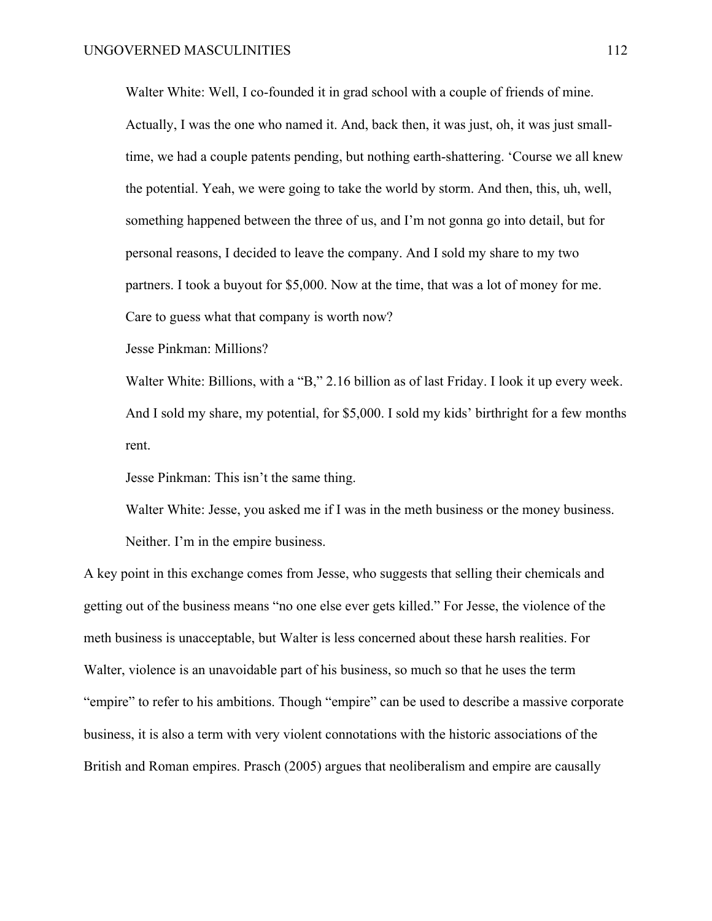> Walter White: Well, I co-founded it in grad school with a couple of friends of mine. Actually, I was the one who named it. And, back then, it was just, oh, it was just small-time, we had a couple patents pending, but nothing earth-shattering. 'Course we all knew the potential. Yeah, we were going to take the world by storm. And then, this, uh, well, something happened between the three of us, and I'm not gonna go into detail, but for personal reasons, I decided to leave the company. And I sold my share to my two partners. I took a buyout for $5,000. Now at the time, that was a lot of money for me. Care to guess what that company is worth now?
>
> Jesse Pinkman: Millions?
>
> Walter White: Billions, with a "B," 2.16 billion as of last Friday. I look it up every week. And I sold my share, my potential, for $5,000. I sold my kids' birthright for a few months rent.
>
> Jesse Pinkman: This isn't the same thing.
>
> Walter White: Jesse, you asked me if I was in the meth business or the money business. Neither. I'm in the empire business.

A key point in this exchange comes from Jesse, who suggests that selling their chemicals and getting out of the business means "no one else ever gets killed." For Jesse, the violence of the meth business is unacceptable, but Walter is less concerned about these harsh realities. For Walter, violence is an unavoidable part of his business, so much so that he uses the term "empire" to refer to his ambitions. Though "empire" can be used to describe a massive corporate business, it is also a term with very violent connotations with the historic associations of the British and Roman empires. Prasch (2005) argues that neoliberalism and empire are causally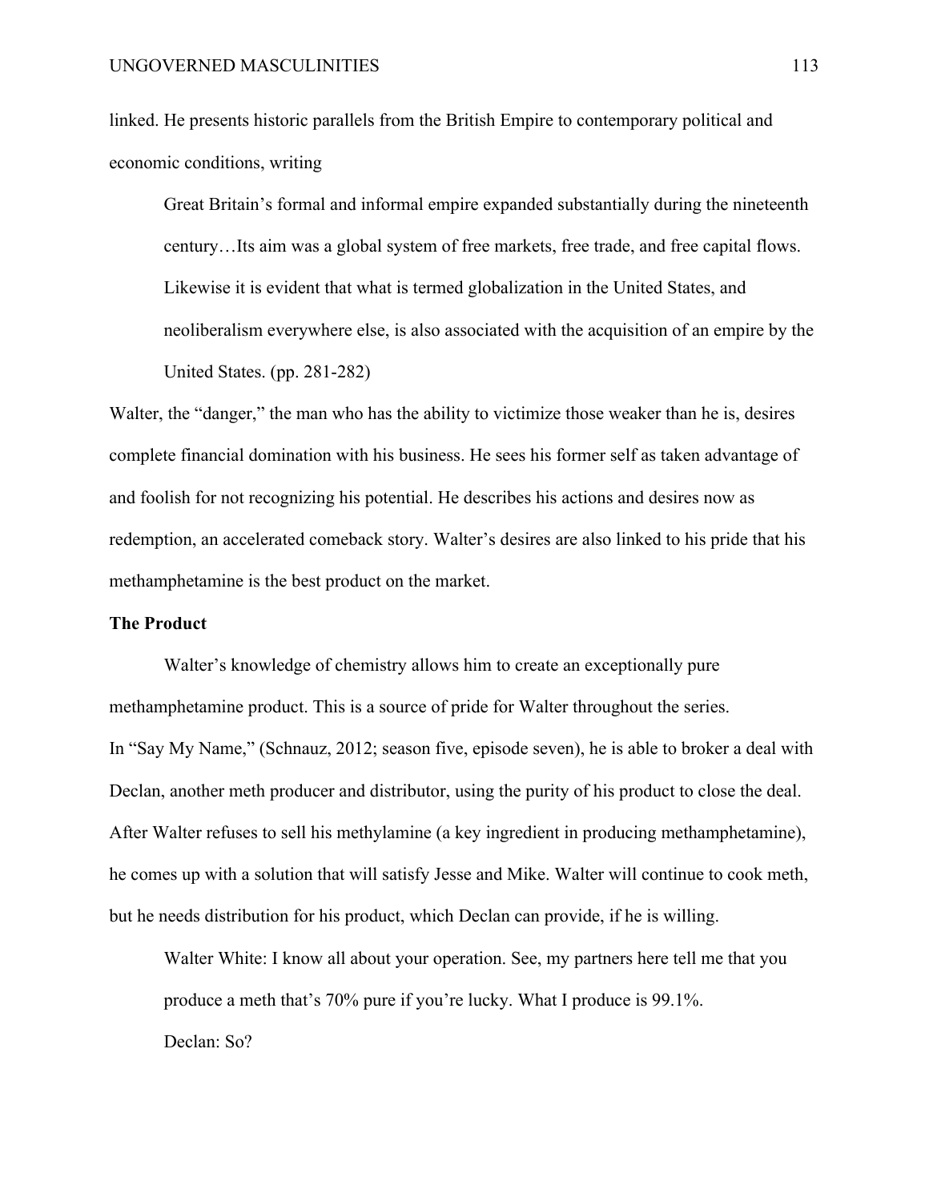linked. He presents historic parallels from the British Empire to contemporary political and economic conditions, writing

> Great Britain's formal and informal empire expanded substantially during the nineteenth century…Its aim was a global system of free markets, free trade, and free capital flows. Likewise it is evident that what is termed globalization in the United States, and neoliberalism everywhere else, is also associated with the acquisition of an empire by the United States. (pp. 281-282)

Walter, the "danger," the man who has the ability to victimize those weaker than he is, desires complete financial domination with his business. He sees his former self as taken advantage of and foolish for not recognizing his potential. He describes his actions and desires now as redemption, an accelerated comeback story. Walter's desires are also linked to his pride that his methamphetamine is the best product on the market.

**The Product**

Walter's knowledge of chemistry allows him to create an exceptionally pure methamphetamine product. This is a source of pride for Walter throughout the series.
In "Say My Name," (Schnauz, 2012; season five, episode seven), he is able to broker a deal with Declan, another meth producer and distributor, using the purity of his product to close the deal. After Walter refuses to sell his methylamine (a key ingredient in producing methamphetamine), he comes up with a solution that will satisfy Jesse and Mike. Walter will continue to cook meth, but he needs distribution for his product, which Declan can provide, if he is willing.

> Walter White: I know all about your operation. See, my partners here tell me that you produce a meth that's 70% pure if you're lucky. What I produce is 99.1%.
>
> Declan: So?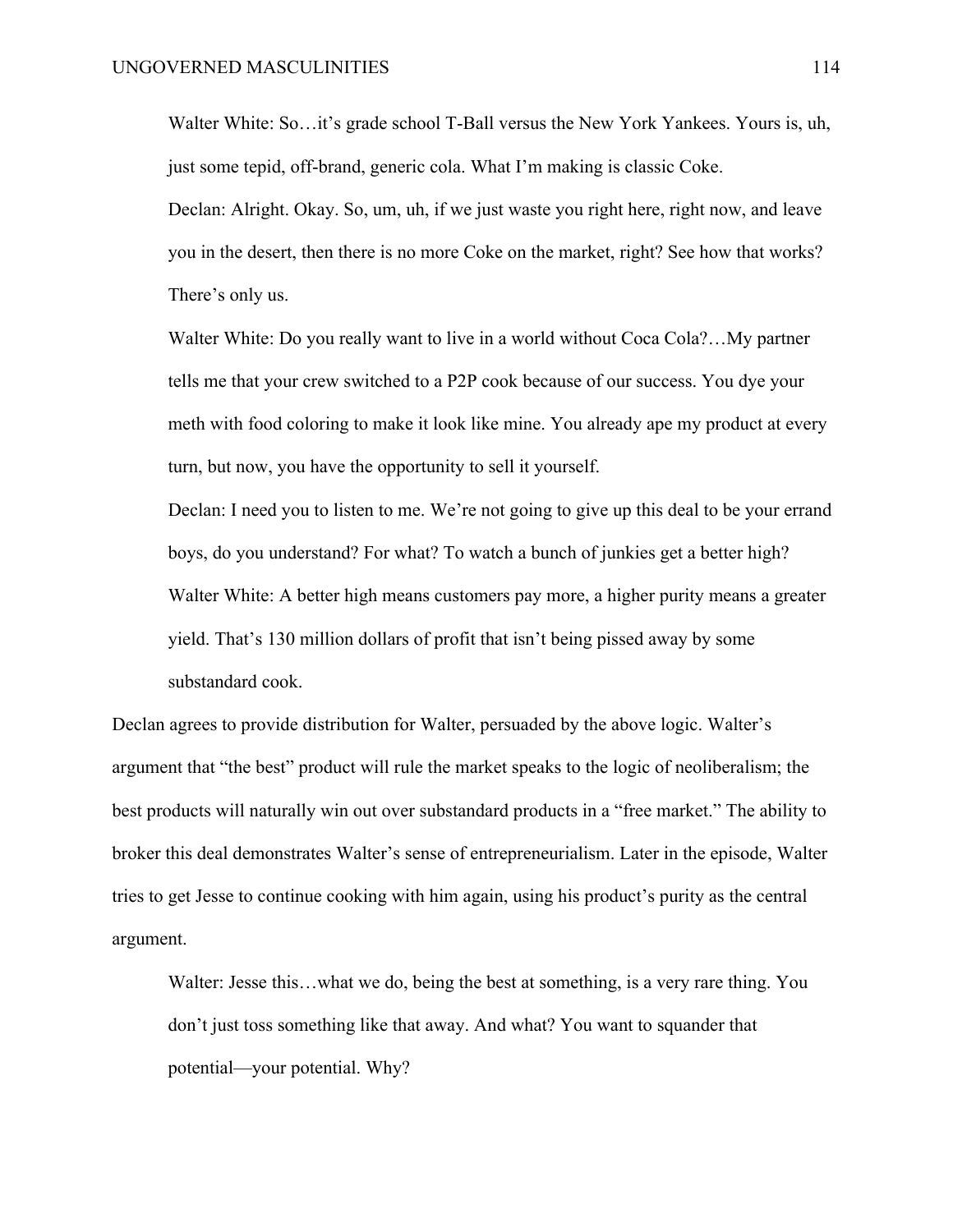> Walter White: So…it's grade school T-Ball versus the New York Yankees. Yours is, uh, just some tepid, off-brand, generic cola. What I'm making is classic Coke.
>
> Declan: Alright. Okay. So, um, uh, if we just waste you right here, right now, and leave you in the desert, then there is no more Coke on the market, right? See how that works? There's only us.
>
> Walter White: Do you really want to live in a world without Coca Cola?…My partner tells me that your crew switched to a P2P cook because of our success. You dye your meth with food coloring to make it look like mine. You already ape my product at every turn, but now, you have the opportunity to sell it yourself.
>
> Declan: I need you to listen to me. We're not going to give up this deal to be your errand boys, do you understand? For what? To watch a bunch of junkies get a better high?
>
> Walter White: A better high means customers pay more, a higher purity means a greater yield. That's 130 million dollars of profit that isn't being pissed away by some substandard cook.

Declan agrees to provide distribution for Walter, persuaded by the above logic. Walter's argument that "the best" product will rule the market speaks to the logic of neoliberalism; the best products will naturally win out over substandard products in a "free market." The ability to broker this deal demonstrates Walter's sense of entrepreneurialism. Later in the episode, Walter tries to get Jesse to continue cooking with him again, using his product's purity as the central argument.

> Walter: Jesse this…what we do, being the best at something, is a very rare thing. You don't just toss something like that away. And what? You want to squander that potential—your potential. Why?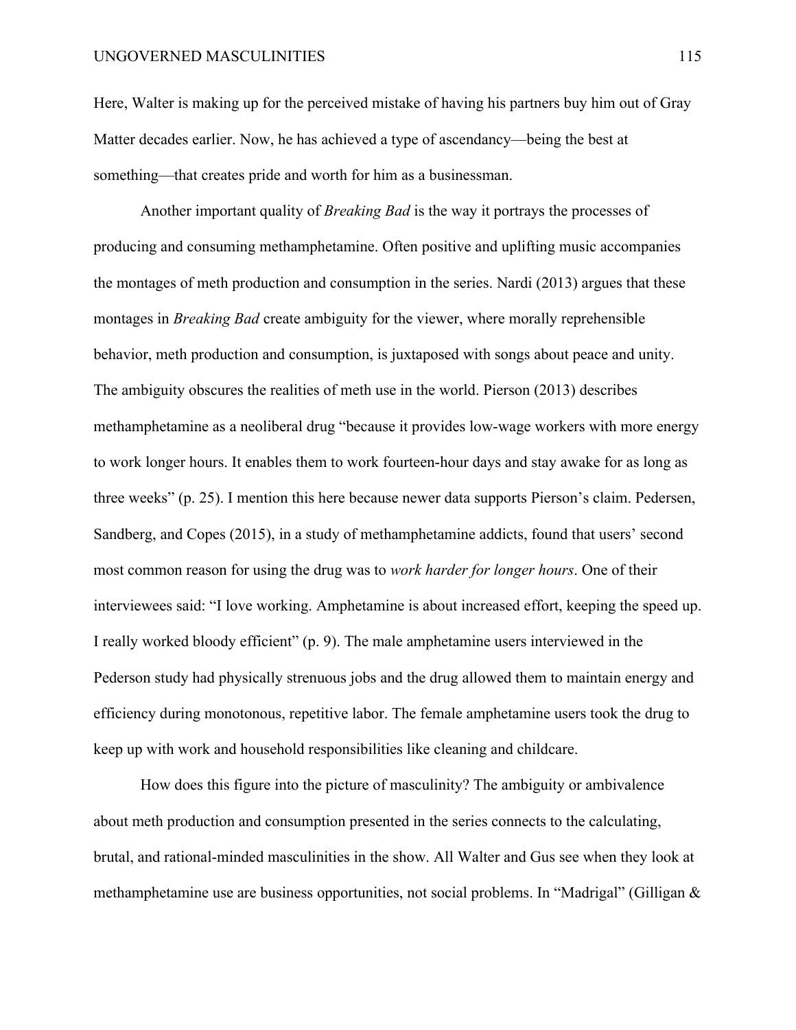Here, Walter is making up for the perceived mistake of having his partners buy him out of Gray Matter decades earlier. Now, he has achieved a type of ascendancy—being the best at something—that creates pride and worth for him as a businessman.

Another important quality of *Breaking Bad* is the way it portrays the processes of producing and consuming methamphetamine. Often positive and uplifting music accompanies the montages of meth production and consumption in the series. Nardi (2013) argues that these montages in *Breaking Bad* create ambiguity for the viewer, where morally reprehensible behavior, meth production and consumption, is juxtaposed with songs about peace and unity. The ambiguity obscures the realities of meth use in the world. Pierson (2013) describes methamphetamine as a neoliberal drug "because it provides low-wage workers with more energy to work longer hours. It enables them to work fourteen-hour days and stay awake for as long as three weeks" (p. 25). I mention this here because newer data supports Pierson's claim. Pedersen, Sandberg, and Copes (2015), in a study of methamphetamine addicts, found that users' second most common reason for using the drug was to *work harder for longer hours*. One of their interviewees said: "I love working. Amphetamine is about increased effort, keeping the speed up. I really worked bloody efficient" (p. 9). The male amphetamine users interviewed in the Pederson study had physically strenuous jobs and the drug allowed them to maintain energy and efficiency during monotonous, repetitive labor. The female amphetamine users took the drug to keep up with work and household responsibilities like cleaning and childcare.

How does this figure into the picture of masculinity? The ambiguity or ambivalence about meth production and consumption presented in the series connects to the calculating, brutal, and rational-minded masculinities in the show. All Walter and Gus see when they look at methamphetamine use are business opportunities, not social problems. In "Madrigal" (Gilligan &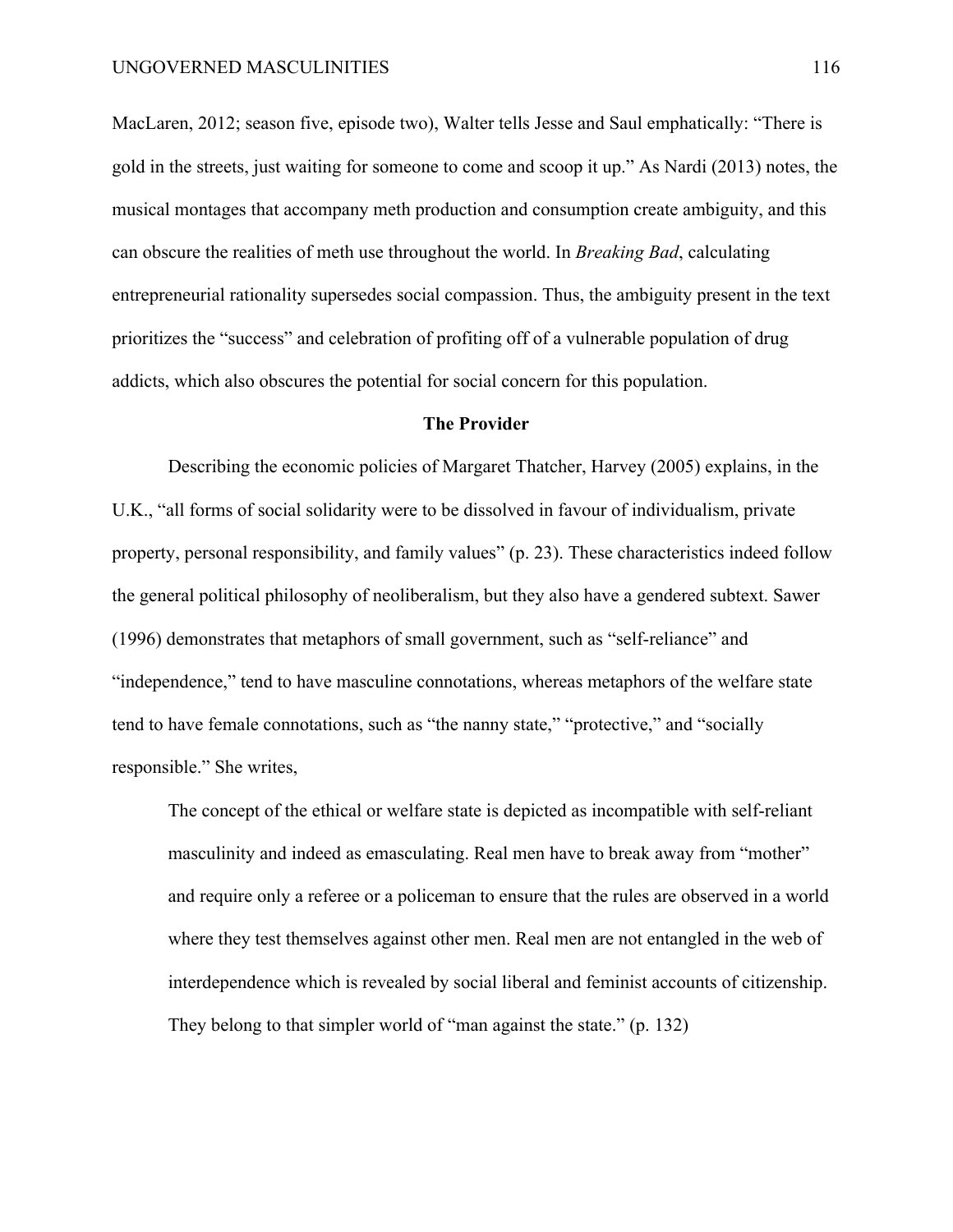MacLaren, 2012; season five, episode two), Walter tells Jesse and Saul emphatically: "There is gold in the streets, just waiting for someone to come and scoop it up." As Nardi (2013) notes, the musical montages that accompany meth production and consumption create ambiguity, and this can obscure the realities of meth use throughout the world. In *Breaking Bad*, calculating entrepreneurial rationality supersedes social compassion. Thus, the ambiguity present in the text prioritizes the "success" and celebration of profiting off of a vulnerable population of drug addicts, which also obscures the potential for social concern for this population.

## The Provider

Describing the economic policies of Margaret Thatcher, Harvey (2005) explains, in the U.K., "all forms of social solidarity were to be dissolved in favour of individualism, private property, personal responsibility, and family values" (p. 23). These characteristics indeed follow the general political philosophy of neoliberalism, but they also have a gendered subtext. Sawer (1996) demonstrates that metaphors of small government, such as "self-reliance" and "independence," tend to have masculine connotations, whereas metaphors of the welfare state tend to have female connotations, such as "the nanny state," "protective," and "socially responsible." She writes,

> The concept of the ethical or welfare state is depicted as incompatible with self-reliant masculinity and indeed as emasculating. Real men have to break away from "mother" and require only a referee or a policeman to ensure that the rules are observed in a world where they test themselves against other men. Real men are not entangled in the web of interdependence which is revealed by social liberal and feminist accounts of citizenship. They belong to that simpler world of "man against the state." (p. 132)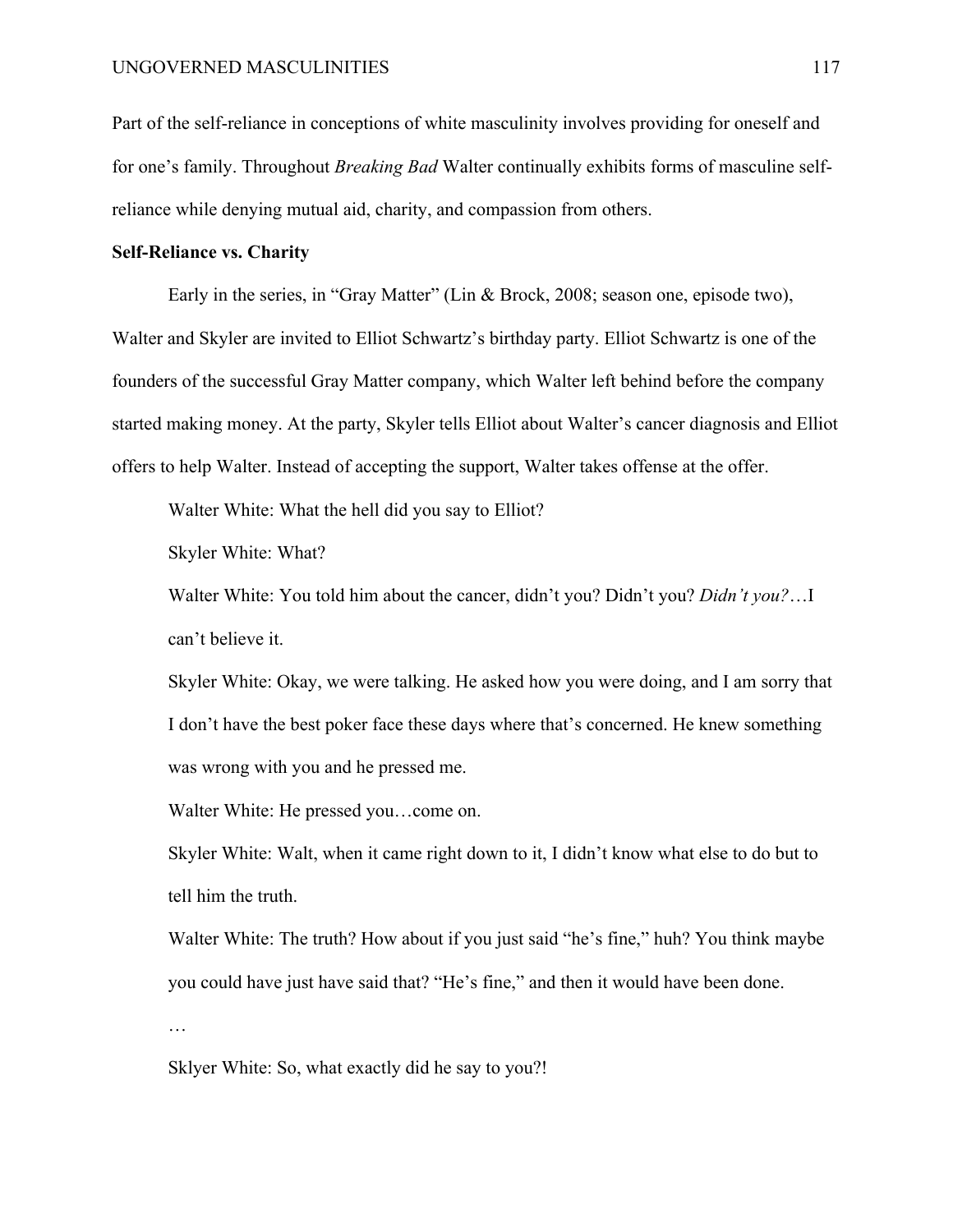Part of the self-reliance in conceptions of white masculinity involves providing for oneself and for one's family. Throughout *Breaking Bad* Walter continually exhibits forms of masculine self-reliance while denying mutual aid, charity, and compassion from others.

**Self-Reliance vs. Charity**

Early in the series, in "Gray Matter" (Lin & Brock, 2008; season one, episode two), Walter and Skyler are invited to Elliot Schwartz's birthday party. Elliot Schwartz is one of the founders of the successful Gray Matter company, which Walter left behind before the company started making money. At the party, Skyler tells Elliot about Walter's cancer diagnosis and Elliot offers to help Walter. Instead of accepting the support, Walter takes offense at the offer.

> Walter White: What the hell did you say to Elliot?
>
> Skyler White: What?
>
> Walter White: You told him about the cancer, didn't you? Didn't you? *Didn't you?*…I can't believe it.
>
> Skyler White: Okay, we were talking. He asked how you were doing, and I am sorry that I don't have the best poker face these days where that's concerned. He knew something was wrong with you and he pressed me.
>
> Walter White: He pressed you…come on.
>
> Skyler White: Walt, when it came right down to it, I didn't know what else to do but to tell him the truth.
>
> Walter White: The truth? How about if you just said "he's fine," huh? You think maybe you could have just have said that? "He's fine," and then it would have been done.
>
> …
>
> Sklyer White: So, what exactly did he say to you?!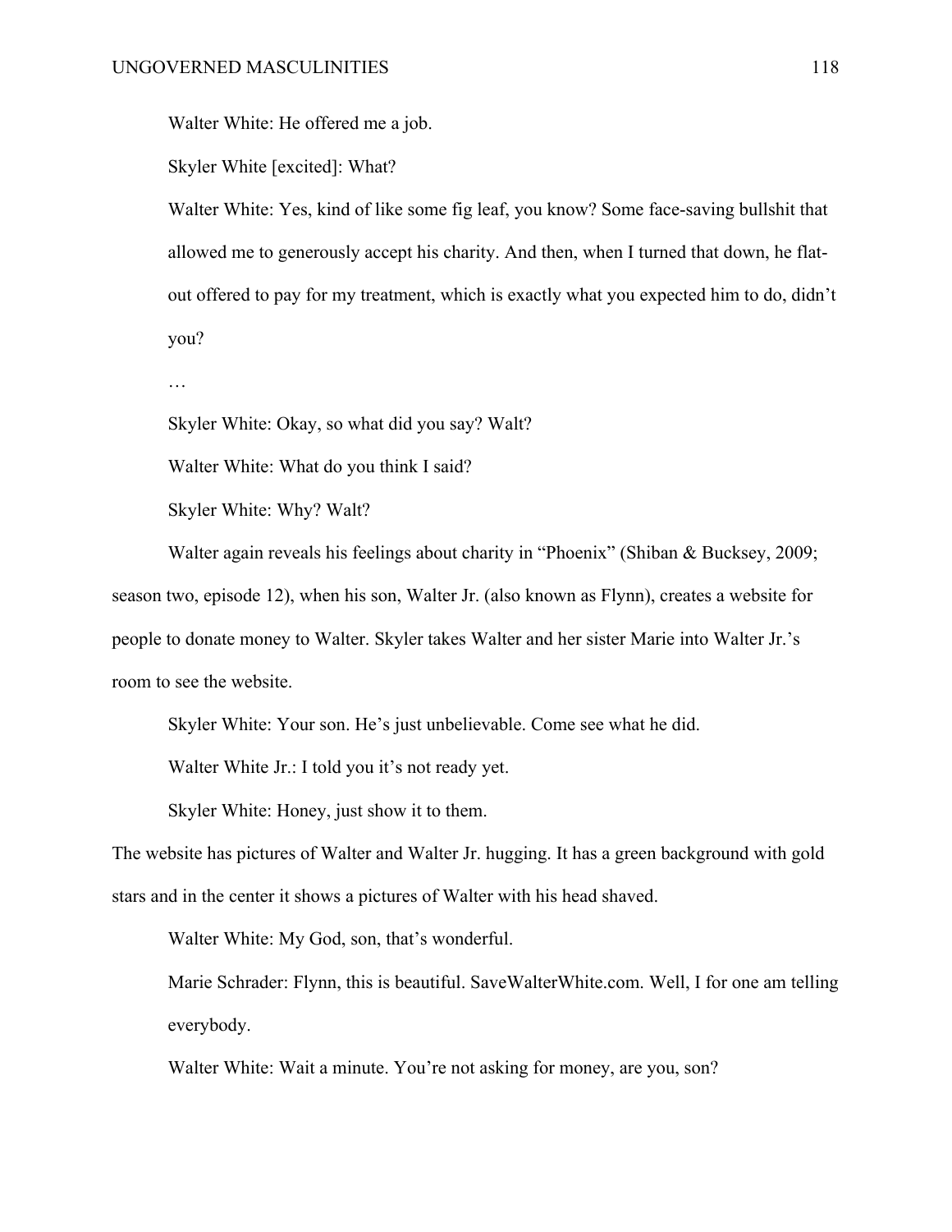Walter White: He offered me a job.

Skyler White [excited]: What?

Walter White: Yes, kind of like some fig leaf, you know? Some face-saving bullshit that allowed me to generously accept his charity. And then, when I turned that down, he flat-out offered to pay for my treatment, which is exactly what you expected him to do, didn't you?

…

Skyler White: Okay, so what did you say? Walt?

Walter White: What do you think I said?

Skyler White: Why? Walt?

Walter again reveals his feelings about charity in "Phoenix" (Shiban & Bucksey, 2009; season two, episode 12), when his son, Walter Jr. (also known as Flynn), creates a website for people to donate money to Walter. Skyler takes Walter and her sister Marie into Walter Jr.'s room to see the website.

Skyler White: Your son. He's just unbelievable. Come see what he did.

Walter White Jr.: I told you it's not ready yet.

Skyler White: Honey, just show it to them.

The website has pictures of Walter and Walter Jr. hugging. It has a green background with gold stars and in the center it shows a pictures of Walter with his head shaved.

Walter White: My God, son, that's wonderful.

Marie Schrader: Flynn, this is beautiful. SaveWalterWhite.com. Well, I for one am telling everybody.

Walter White: Wait a minute. You're not asking for money, are you, son?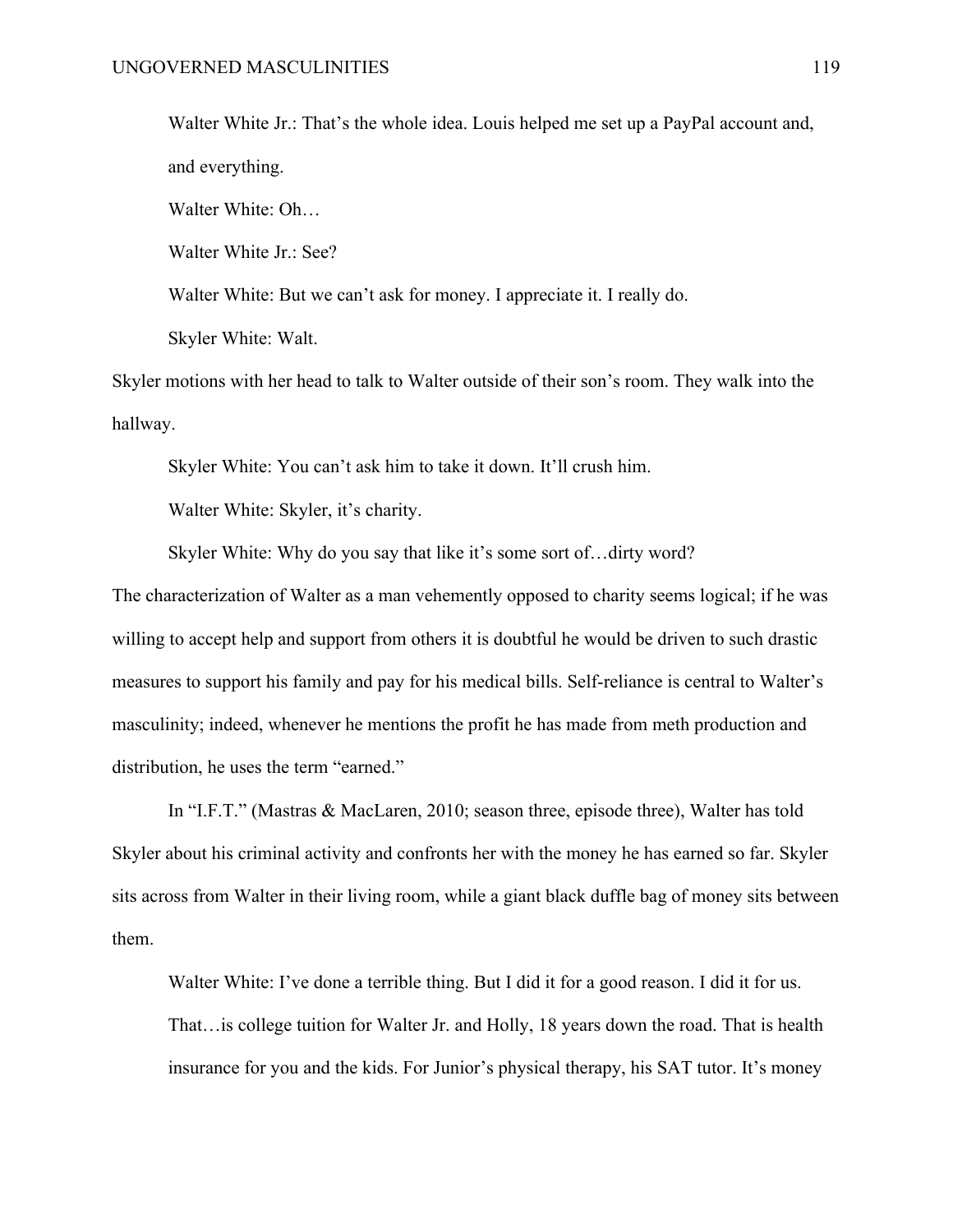Walter White Jr.: That's the whole idea. Louis helped me set up a PayPal account and, and everything.

Walter White: Oh…

Walter White Jr.: See?

Walter White: But we can't ask for money. I appreciate it. I really do.

Skyler White: Walt.

Skyler motions with her head to talk to Walter outside of their son's room. They walk into the hallway.

Skyler White: You can't ask him to take it down. It'll crush him.

Walter White: Skyler, it's charity.

Skyler White: Why do you say that like it's some sort of…dirty word?

The characterization of Walter as a man vehemently opposed to charity seems logical; if he was willing to accept help and support from others it is doubtful he would be driven to such drastic measures to support his family and pay for his medical bills. Self-reliance is central to Walter's masculinity; indeed, whenever he mentions the profit he has made from meth production and distribution, he uses the term "earned."

In "I.F.T." (Mastras & MacLaren, 2010; season three, episode three), Walter has told Skyler about his criminal activity and confronts her with the money he has earned so far. Skyler sits across from Walter in their living room, while a giant black duffle bag of money sits between them.

Walter White: I've done a terrible thing. But I did it for a good reason. I did it for us. That…is college tuition for Walter Jr. and Holly, 18 years down the road. That is health insurance for you and the kids. For Junior's physical therapy, his SAT tutor. It's money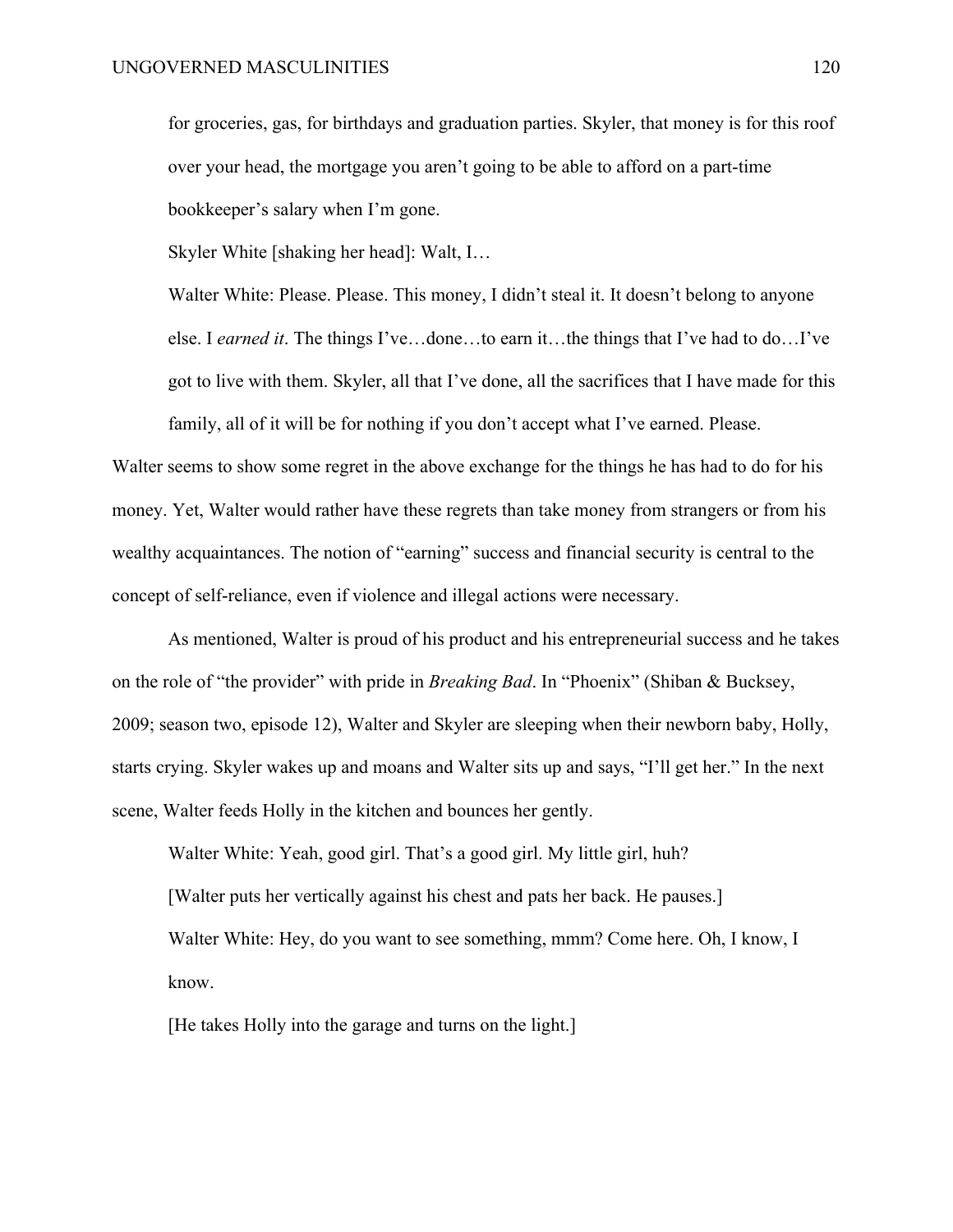for groceries, gas, for birthdays and graduation parties. Skyler, that money is for this roof over your head, the mortgage you aren't going to be able to afford on a part-time bookkeeper's salary when I'm gone.

> Skyler White [shaking her head]: Walt, I…
>
> Walter White: Please. Please. This money, I didn't steal it. It doesn't belong to anyone else. I *earned it*. The things I've…done…to earn it…the things that I've had to do…I've got to live with them. Skyler, all that I've done, all the sacrifices that I have made for this family, all of it will be for nothing if you don't accept what I've earned. Please.

Walter seems to show some regret in the above exchange for the things he has had to do for his money. Yet, Walter would rather have these regrets than take money from strangers or from his wealthy acquaintances. The notion of "earning" success and financial security is central to the concept of self-reliance, even if violence and illegal actions were necessary.

As mentioned, Walter is proud of his product and his entrepreneurial success and he takes on the role of "the provider" with pride in *Breaking Bad*. In "Phoenix" (Shiban & Bucksey, 2009; season two, episode 12), Walter and Skyler are sleeping when their newborn baby, Holly, starts crying. Skyler wakes up and moans and Walter sits up and says, "I'll get her." In the next scene, Walter feeds Holly in the kitchen and bounces her gently.

> Walter White: Yeah, good girl. That's a good girl. My little girl, huh?
>
> [Walter puts her vertically against his chest and pats her back. He pauses.]
>
> Walter White: Hey, do you want to see something, mmm? Come here. Oh, I know, I know.
>
> [He takes Holly into the garage and turns on the light.]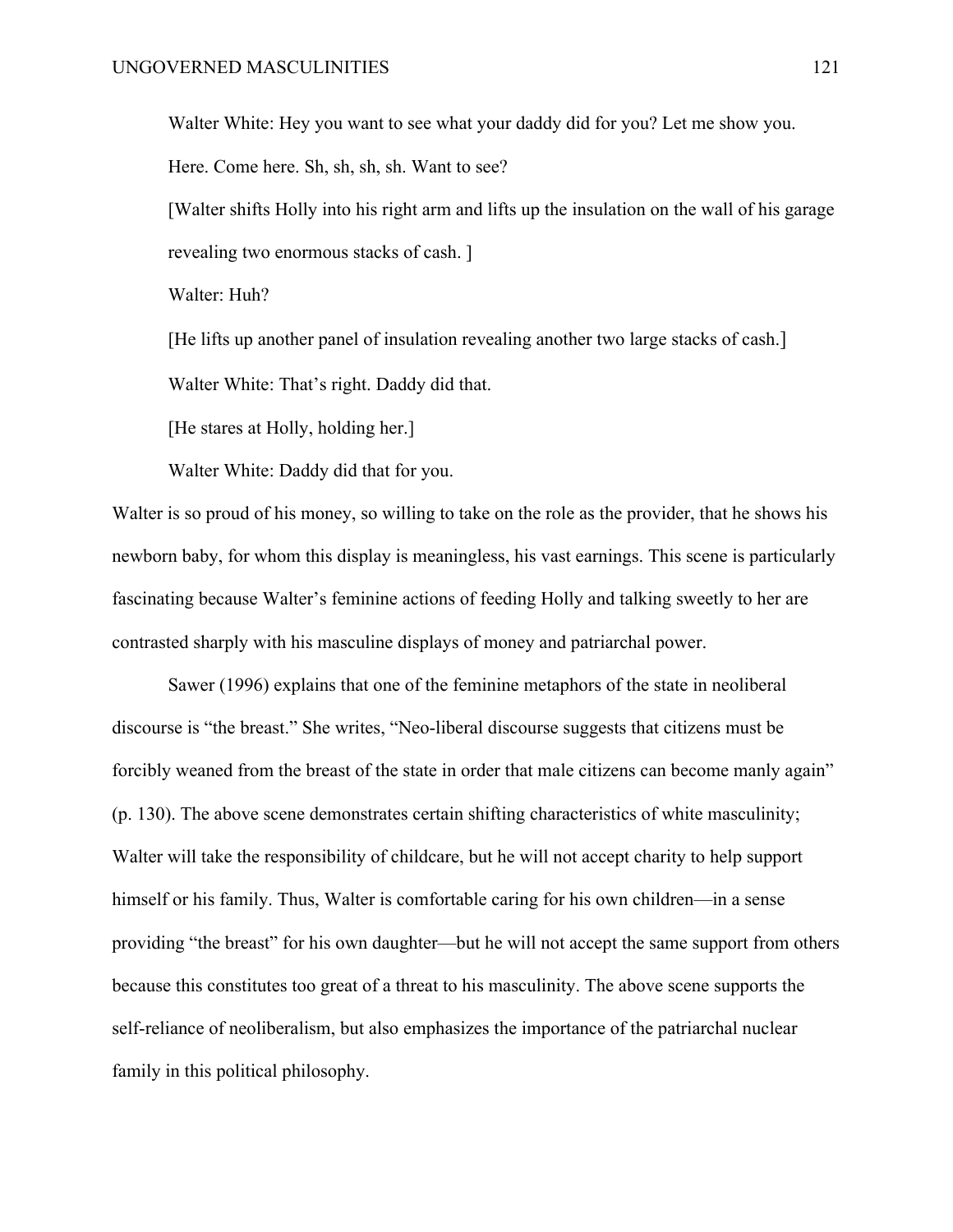> Walter White: Hey you want to see what your daddy did for you? Let me show you. Here. Come here. Sh, sh, sh, sh. Want to see?
>
> [Walter shifts Holly into his right arm and lifts up the insulation on the wall of his garage revealing two enormous stacks of cash. ]
>
> Walter: Huh?
>
> [He lifts up another panel of insulation revealing another two large stacks of cash.]
>
> Walter White: That's right. Daddy did that.
>
> [He stares at Holly, holding her.]
>
> Walter White: Daddy did that for you.

Walter is so proud of his money, so willing to take on the role as the provider, that he shows his newborn baby, for whom this display is meaningless, his vast earnings. This scene is particularly fascinating because Walter's feminine actions of feeding Holly and talking sweetly to her are contrasted sharply with his masculine displays of money and patriarchal power.

Sawer (1996) explains that one of the feminine metaphors of the state in neoliberal discourse is "the breast." She writes, "Neo-liberal discourse suggests that citizens must be forcibly weaned from the breast of the state in order that male citizens can become manly again" (p. 130). The above scene demonstrates certain shifting characteristics of white masculinity; Walter will take the responsibility of childcare, but he will not accept charity to help support himself or his family. Thus, Walter is comfortable caring for his own children—in a sense providing "the breast" for his own daughter—but he will not accept the same support from others because this constitutes too great of a threat to his masculinity. The above scene supports the self-reliance of neoliberalism, but also emphasizes the importance of the patriarchal nuclear family in this political philosophy.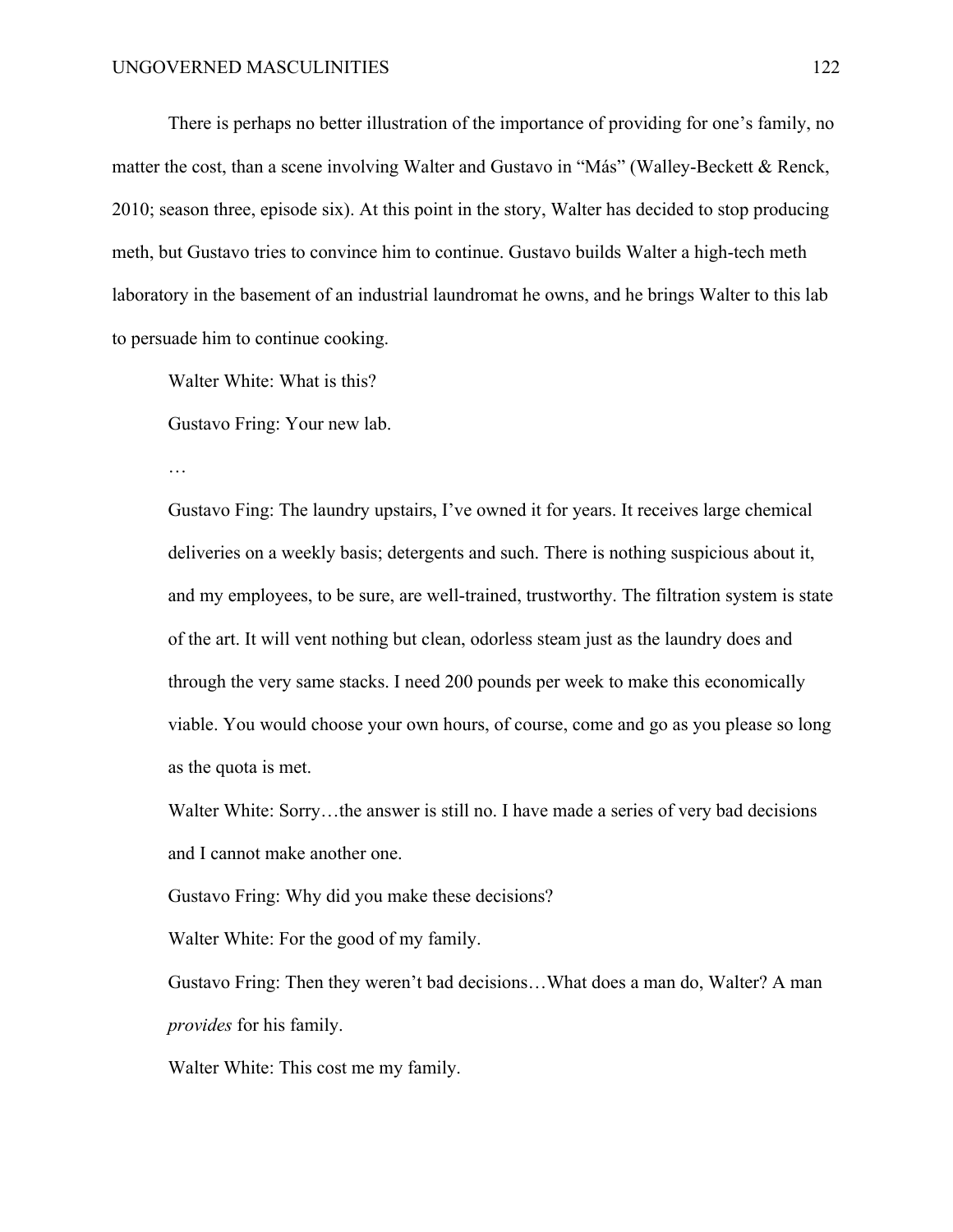There is perhaps no better illustration of the importance of providing for one's family, no matter the cost, than a scene involving Walter and Gustavo in "Más" (Walley-Beckett & Renck, 2010; season three, episode six). At this point in the story, Walter has decided to stop producing meth, but Gustavo tries to convince him to continue. Gustavo builds Walter a high-tech meth laboratory in the basement of an industrial laundromat he owns, and he brings Walter to this lab to persuade him to continue cooking.

Walter White: What is this?

Gustavo Fring: Your new lab.

…

Gustavo Fing: The laundry upstairs, I've owned it for years. It receives large chemical deliveries on a weekly basis; detergents and such. There is nothing suspicious about it, and my employees, to be sure, are well-trained, trustworthy. The filtration system is state of the art. It will vent nothing but clean, odorless steam just as the laundry does and through the very same stacks. I need 200 pounds per week to make this economically viable. You would choose your own hours, of course, come and go as you please so long as the quota is met.

Walter White: Sorry…the answer is still no. I have made a series of very bad decisions and I cannot make another one.

Gustavo Fring: Why did you make these decisions?

Walter White: For the good of my family.

Gustavo Fring: Then they weren't bad decisions…What does a man do, Walter? A man *provides* for his family.

Walter White: This cost me my family.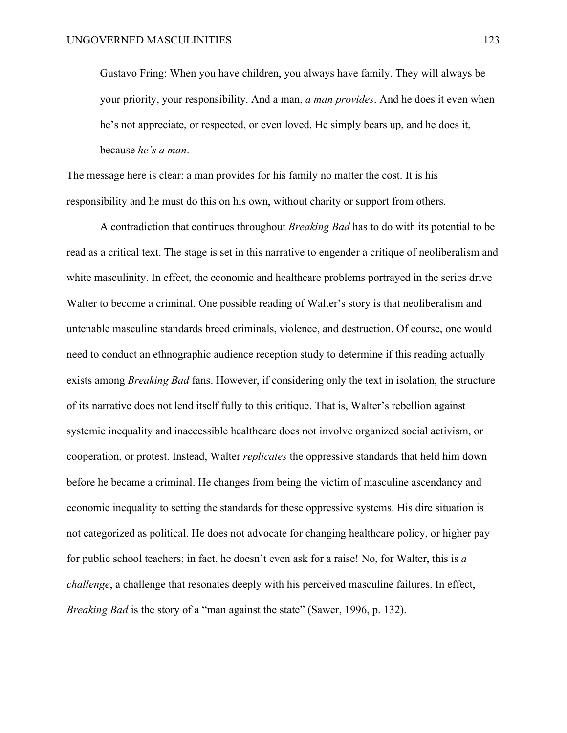> Gustavo Fring: When you have children, you always have family. They will always be your priority, your responsibility. And a man, *a man provides*. And he does it even when he's not appreciate, or respected, or even loved. He simply bears up, and he does it, because *he's a man*.

The message here is clear: a man provides for his family no matter the cost. It is his responsibility and he must do this on his own, without charity or support from others.

A contradiction that continues throughout *Breaking Bad* has to do with its potential to be read as a critical text. The stage is set in this narrative to engender a critique of neoliberalism and white masculinity. In effect, the economic and healthcare problems portrayed in the series drive Walter to become a criminal. One possible reading of Walter's story is that neoliberalism and untenable masculine standards breed criminals, violence, and destruction. Of course, one would need to conduct an ethnographic audience reception study to determine if this reading actually exists among *Breaking Bad* fans. However, if considering only the text in isolation, the structure of its narrative does not lend itself fully to this critique. That is, Walter's rebellion against systemic inequality and inaccessible healthcare does not involve organized social activism, or cooperation, or protest. Instead, Walter *replicates* the oppressive standards that held him down before he became a criminal. He changes from being the victim of masculine ascendancy and economic inequality to setting the standards for these oppressive systems. His dire situation is not categorized as political. He does not advocate for changing healthcare policy, or higher pay for public school teachers; in fact, he doesn't even ask for a raise! No, for Walter, this is *a challenge*, a challenge that resonates deeply with his perceived masculine failures. In effect, *Breaking Bad* is the story of a "man against the state" (Sawer, 1996, p. 132).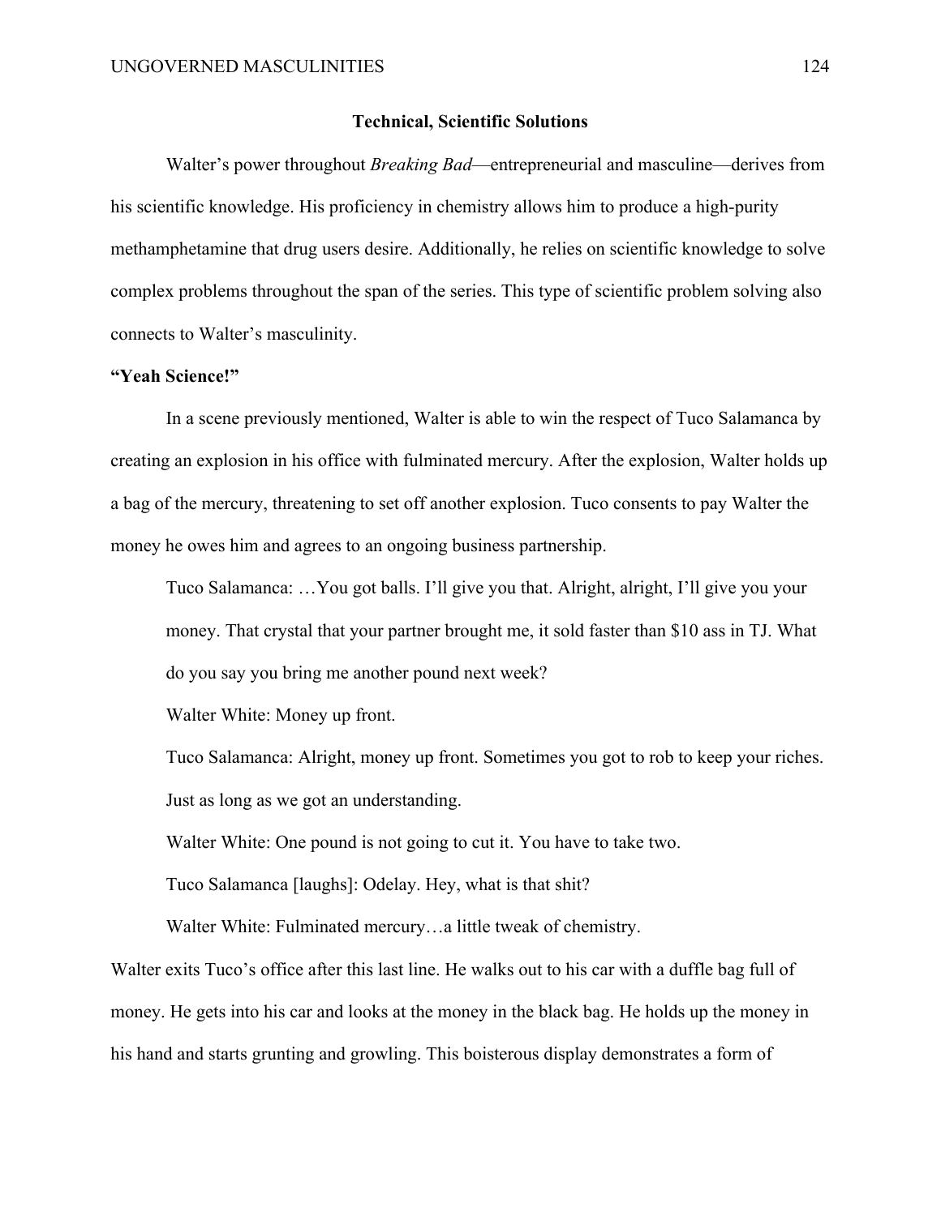## Technical, Scientific Solutions

Walter's power throughout *Breaking Bad*—entrepreneurial and masculine—derives from his scientific knowledge. His proficiency in chemistry allows him to produce a high-purity methamphetamine that drug users desire. Additionally, he relies on scientific knowledge to solve complex problems throughout the span of the series. This type of scientific problem solving also connects to Walter's masculinity.

### "Yeah Science!"

In a scene previously mentioned, Walter is able to win the respect of Tuco Salamanca by creating an explosion in his office with fulminated mercury. After the explosion, Walter holds up a bag of the mercury, threatening to set off another explosion. Tuco consents to pay Walter the money he owes him and agrees to an ongoing business partnership.

> Tuco Salamanca: …You got balls. I'll give you that. Alright, alright, I'll give you your money. That crystal that your partner brought me, it sold faster than $10 ass in TJ. What do you say you bring me another pound next week?
>
> Walter White: Money up front.
>
> Tuco Salamanca: Alright, money up front. Sometimes you got to rob to keep your riches. Just as long as we got an understanding.
>
> Walter White: One pound is not going to cut it. You have to take two.
>
> Tuco Salamanca [laughs]: Odelay. Hey, what is that shit?
>
> Walter White: Fulminated mercury…a little tweak of chemistry.

Walter exits Tuco's office after this last line. He walks out to his car with a duffle bag full of money. He gets into his car and looks at the money in the black bag. He holds up the money in his hand and starts grunting and growling. This boisterous display demonstrates a form of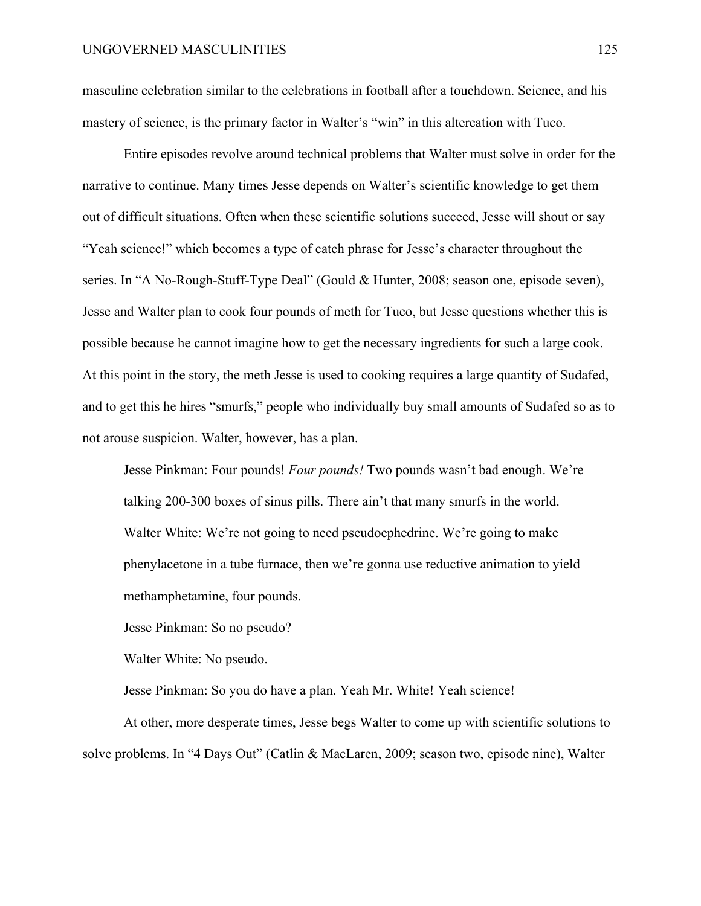masculine celebration similar to the celebrations in football after a touchdown. Science, and his mastery of science, is the primary factor in Walter's "win" in this altercation with Tuco.

Entire episodes revolve around technical problems that Walter must solve in order for the narrative to continue. Many times Jesse depends on Walter's scientific knowledge to get them out of difficult situations. Often when these scientific solutions succeed, Jesse will shout or say "Yeah science!" which becomes a type of catch phrase for Jesse's character throughout the series. In "A No-Rough-Stuff-Type Deal" (Gould & Hunter, 2008; season one, episode seven), Jesse and Walter plan to cook four pounds of meth for Tuco, but Jesse questions whether this is possible because he cannot imagine how to get the necessary ingredients for such a large cook. At this point in the story, the meth Jesse is used to cooking requires a large quantity of Sudafed, and to get this he hires "smurfs," people who individually buy small amounts of Sudafed so as to not arouse suspicion. Walter, however, has a plan.

> Jesse Pinkman: Four pounds! *Four pounds!* Two pounds wasn't bad enough. We're talking 200-300 boxes of sinus pills. There ain't that many smurfs in the world.
>
> Walter White: We're not going to need pseudoephedrine. We're going to make phenylacetone in a tube furnace, then we're gonna use reductive animation to yield methamphetamine, four pounds.
>
> Jesse Pinkman: So no pseudo?
>
> Walter White: No pseudo.
>
> Jesse Pinkman: So you do have a plan. Yeah Mr. White! Yeah science!

At other, more desperate times, Jesse begs Walter to come up with scientific solutions to solve problems. In "4 Days Out" (Catlin & MacLaren, 2009; season two, episode nine), Walter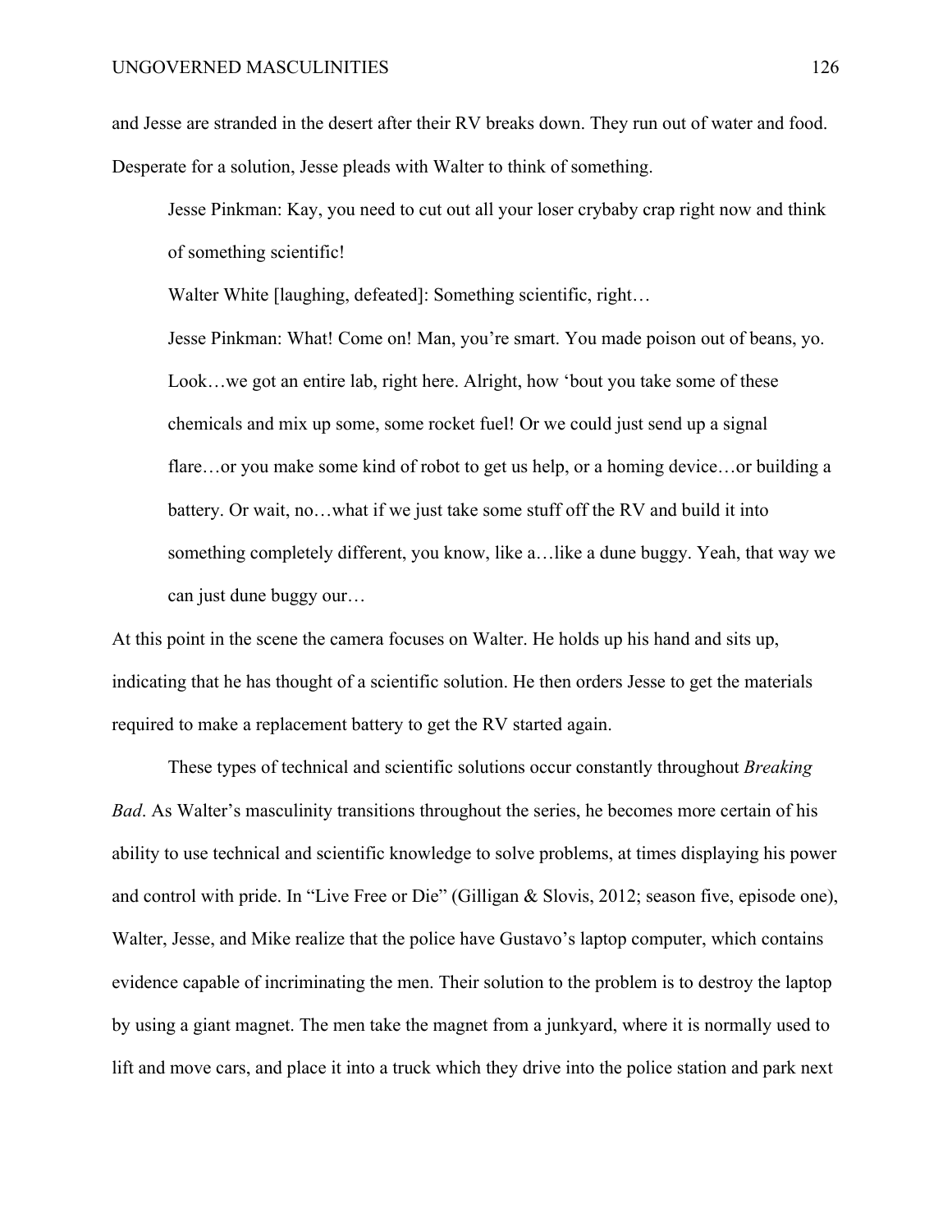and Jesse are stranded in the desert after their RV breaks down. They run out of water and food. Desperate for a solution, Jesse pleads with Walter to think of something.

> Jesse Pinkman: Kay, you need to cut out all your loser crybaby crap right now and think of something scientific!
>
> Walter White [laughing, defeated]: Something scientific, right…
>
> Jesse Pinkman: What! Come on! Man, you're smart. You made poison out of beans, yo. Look…we got an entire lab, right here. Alright, how 'bout you take some of these chemicals and mix up some, some rocket fuel! Or we could just send up a signal flare…or you make some kind of robot to get us help, or a homing device…or building a battery. Or wait, no…what if we just take some stuff off the RV and build it into something completely different, you know, like a…like a dune buggy. Yeah, that way we can just dune buggy our…

At this point in the scene the camera focuses on Walter. He holds up his hand and sits up, indicating that he has thought of a scientific solution. He then orders Jesse to get the materials required to make a replacement battery to get the RV started again.

These types of technical and scientific solutions occur constantly throughout *Breaking Bad*. As Walter's masculinity transitions throughout the series, he becomes more certain of his ability to use technical and scientific knowledge to solve problems, at times displaying his power and control with pride. In "Live Free or Die" (Gilligan & Slovis, 2012; season five, episode one), Walter, Jesse, and Mike realize that the police have Gustavo's laptop computer, which contains evidence capable of incriminating the men. Their solution to the problem is to destroy the laptop by using a giant magnet. The men take the magnet from a junkyard, where it is normally used to lift and move cars, and place it into a truck which they drive into the police station and park next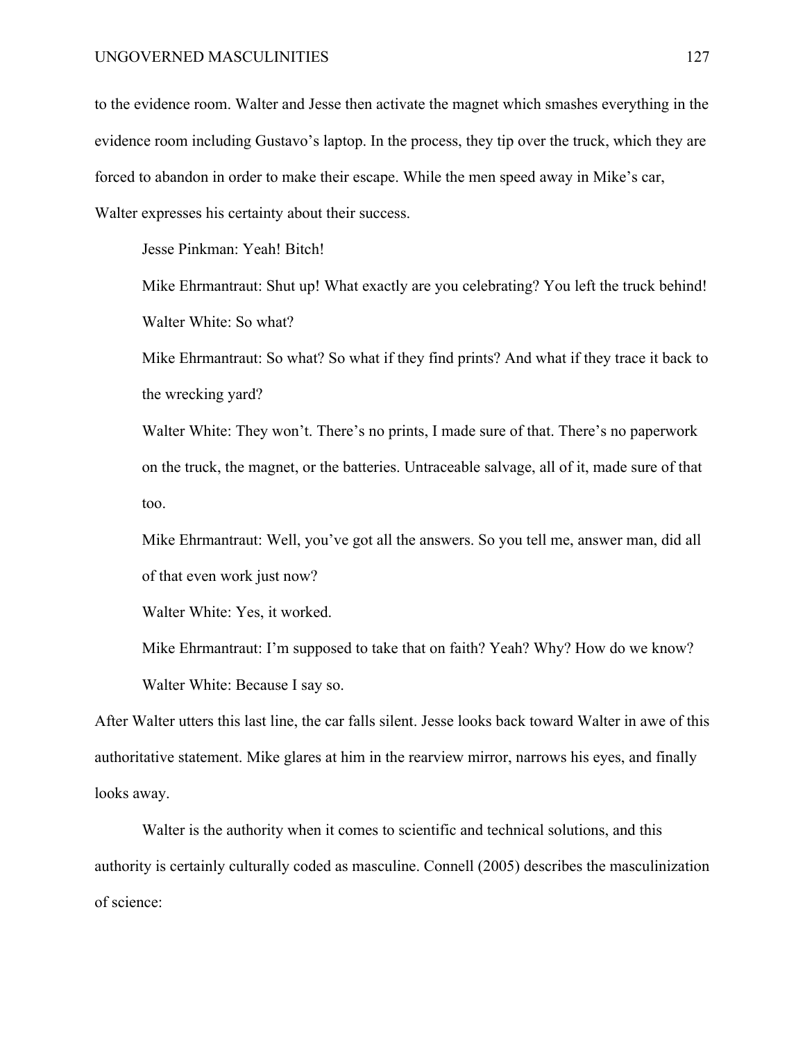to the evidence room. Walter and Jesse then activate the magnet which smashes everything in the evidence room including Gustavo's laptop. In the process, they tip over the truck, which they are forced to abandon in order to make their escape. While the men speed away in Mike's car, Walter expresses his certainty about their success.

> Jesse Pinkman: Yeah! Bitch!
>
> Mike Ehrmantraut: Shut up! What exactly are you celebrating? You left the truck behind!
>
> Walter White: So what?
>
> Mike Ehrmantraut: So what? So what if they find prints? And what if they trace it back to the wrecking yard?
>
> Walter White: They won't. There's no prints, I made sure of that. There's no paperwork on the truck, the magnet, or the batteries. Untraceable salvage, all of it, made sure of that too.
>
> Mike Ehrmantraut: Well, you've got all the answers. So you tell me, answer man, did all of that even work just now?
>
> Walter White: Yes, it worked.
>
> Mike Ehrmantraut: I'm supposed to take that on faith? Yeah? Why? How do we know?
>
> Walter White: Because I say so.

After Walter utters this last line, the car falls silent. Jesse looks back toward Walter in awe of this authoritative statement. Mike glares at him in the rearview mirror, narrows his eyes, and finally looks away.

Walter is the authority when it comes to scientific and technical solutions, and this authority is certainly culturally coded as masculine. Connell (2005) describes the masculinization of science: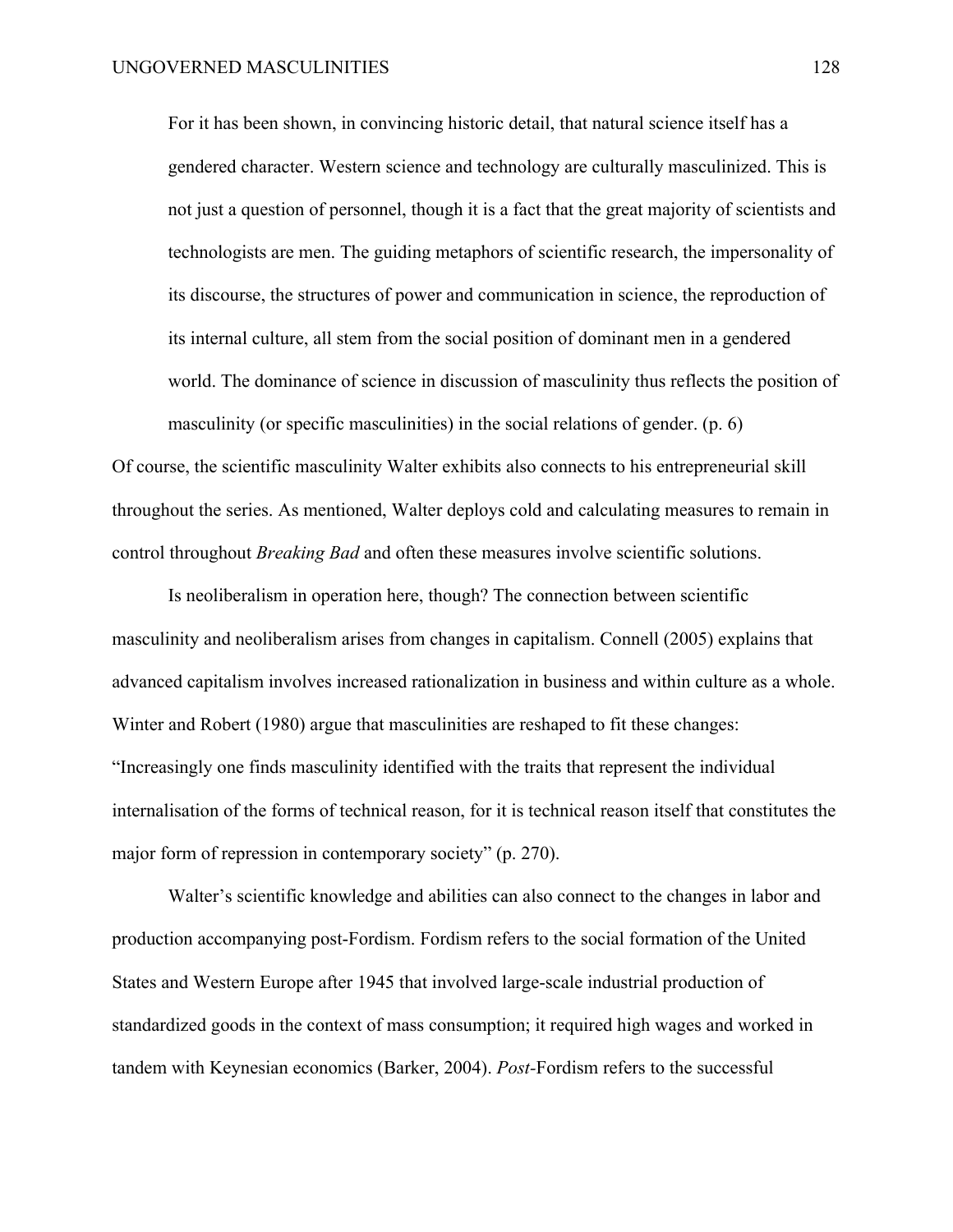> For it has been shown, in convincing historic detail, that natural science itself has a gendered character. Western science and technology are culturally masculinized. This is not just a question of personnel, though it is a fact that the great majority of scientists and technologists are men. The guiding metaphors of scientific research, the impersonality of its discourse, the structures of power and communication in science, the reproduction of its internal culture, all stem from the social position of dominant men in a gendered world. The dominance of science in discussion of masculinity thus reflects the position of masculinity (or specific masculinities) in the social relations of gender. (p. 6)

Of course, the scientific masculinity Walter exhibits also connects to his entrepreneurial skill throughout the series. As mentioned, Walter deploys cold and calculating measures to remain in control throughout *Breaking Bad* and often these measures involve scientific solutions.

Is neoliberalism in operation here, though? The connection between scientific masculinity and neoliberalism arises from changes in capitalism. Connell (2005) explains that advanced capitalism involves increased rationalization in business and within culture as a whole. Winter and Robert (1980) argue that masculinities are reshaped to fit these changes: "Increasingly one finds masculinity identified with the traits that represent the individual internalisation of the forms of technical reason, for it is technical reason itself that constitutes the major form of repression in contemporary society" (p. 270).

Walter's scientific knowledge and abilities can also connect to the changes in labor and production accompanying post-Fordism. Fordism refers to the social formation of the United States and Western Europe after 1945 that involved large-scale industrial production of standardized goods in the context of mass consumption; it required high wages and worked in tandem with Keynesian economics (Barker, 2004). *Post*-Fordism refers to the successful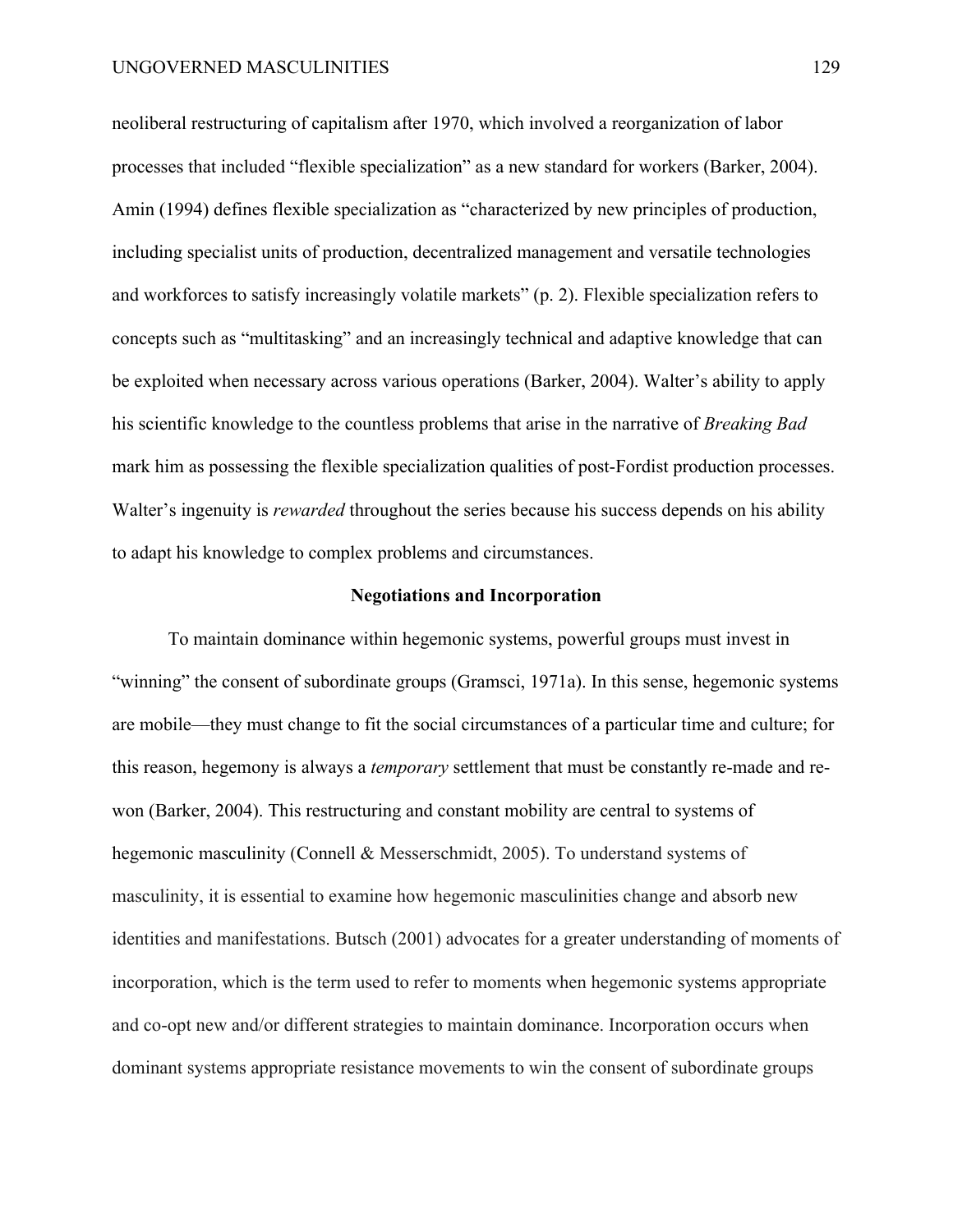neoliberal restructuring of capitalism after 1970, which involved a reorganization of labor processes that included "flexible specialization" as a new standard for workers (Barker, 2004). Amin (1994) defines flexible specialization as "characterized by new principles of production, including specialist units of production, decentralized management and versatile technologies and workforces to satisfy increasingly volatile markets" (p. 2). Flexible specialization refers to concepts such as "multitasking" and an increasingly technical and adaptive knowledge that can be exploited when necessary across various operations (Barker, 2004). Walter's ability to apply his scientific knowledge to the countless problems that arise in the narrative of *Breaking Bad* mark him as possessing the flexible specialization qualities of post-Fordist production processes. Walter's ingenuity is *rewarded* throughout the series because his success depends on his ability to adapt his knowledge to complex problems and circumstances.

## Negotiations and Incorporation

To maintain dominance within hegemonic systems, powerful groups must invest in "winning" the consent of subordinate groups (Gramsci, 1971a). In this sense, hegemonic systems are mobile—they must change to fit the social circumstances of a particular time and culture; for this reason, hegemony is always a *temporary* settlement that must be constantly re-made and re-won (Barker, 2004). This restructuring and constant mobility are central to systems of hegemonic masculinity (Connell & Messerschmidt, 2005). To understand systems of masculinity, it is essential to examine how hegemonic masculinities change and absorb new identities and manifestations. Butsch (2001) advocates for a greater understanding of moments of incorporation, which is the term used to refer to moments when hegemonic systems appropriate and co-opt new and/or different strategies to maintain dominance. Incorporation occurs when dominant systems appropriate resistance movements to win the consent of subordinate groups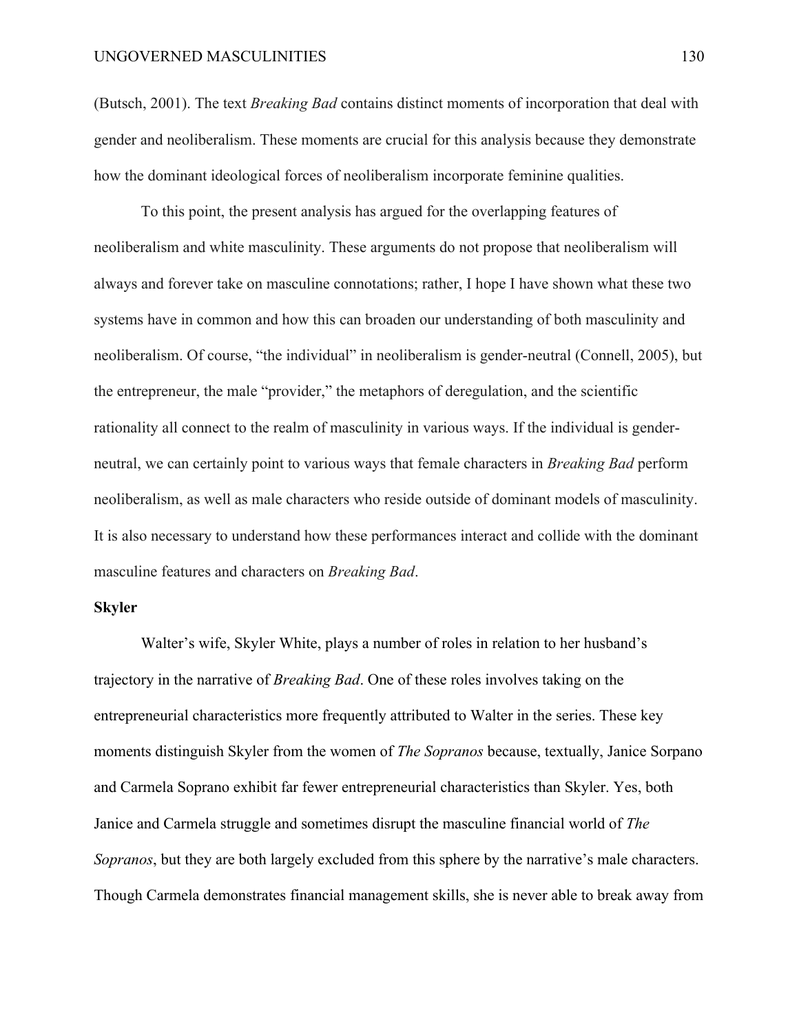(Butsch, 2001). The text *Breaking Bad* contains distinct moments of incorporation that deal with gender and neoliberalism. These moments are crucial for this analysis because they demonstrate how the dominant ideological forces of neoliberalism incorporate feminine qualities.

To this point, the present analysis has argued for the overlapping features of neoliberalism and white masculinity. These arguments do not propose that neoliberalism will always and forever take on masculine connotations; rather, I hope I have shown what these two systems have in common and how this can broaden our understanding of both masculinity and neoliberalism. Of course, "the individual" in neoliberalism is gender-neutral (Connell, 2005), but the entrepreneur, the male "provider," the metaphors of deregulation, and the scientific rationality all connect to the realm of masculinity in various ways. If the individual is gender-neutral, we can certainly point to various ways that female characters in *Breaking Bad* perform neoliberalism, as well as male characters who reside outside of dominant models of masculinity. It is also necessary to understand how these performances interact and collide with the dominant masculine features and characters on *Breaking Bad*.

**Skyler**

Walter's wife, Skyler White, plays a number of roles in relation to her husband's trajectory in the narrative of *Breaking Bad*. One of these roles involves taking on the entrepreneurial characteristics more frequently attributed to Walter in the series. These key moments distinguish Skyler from the women of *The Sopranos* because, textually, Janice Sorpano and Carmela Soprano exhibit far fewer entrepreneurial characteristics than Skyler. Yes, both Janice and Carmela struggle and sometimes disrupt the masculine financial world of *The Sopranos*, but they are both largely excluded from this sphere by the narrative's male characters. Though Carmela demonstrates financial management skills, she is never able to break away from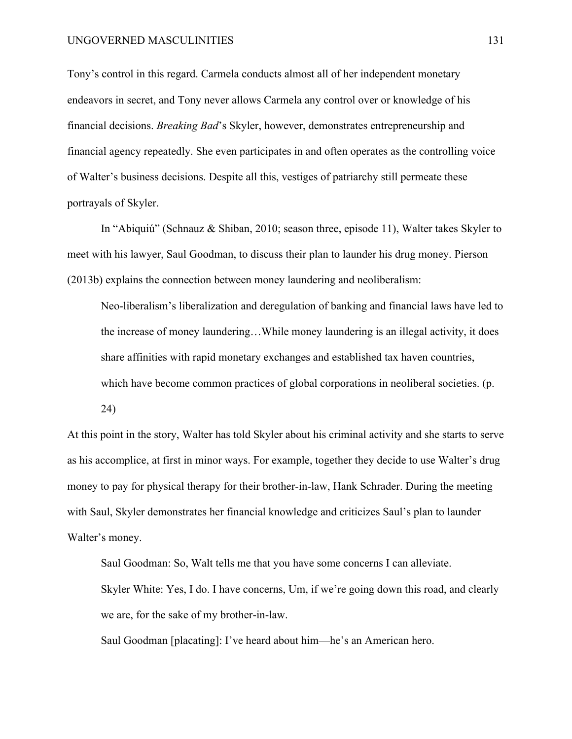Tony's control in this regard. Carmela conducts almost all of her independent monetary endeavors in secret, and Tony never allows Carmela any control over or knowledge of his financial decisions. *Breaking Bad*'s Skyler, however, demonstrates entrepreneurship and financial agency repeatedly. She even participates in and often operates as the controlling voice of Walter's business decisions. Despite all this, vestiges of patriarchy still permeate these portrayals of Skyler.

In "Abiquiú" (Schnauz & Shiban, 2010; season three, episode 11), Walter takes Skyler to meet with his lawyer, Saul Goodman, to discuss their plan to launder his drug money. Pierson (2013b) explains the connection between money laundering and neoliberalism:

> Neo-liberalism's liberalization and deregulation of banking and financial laws have led to the increase of money laundering…While money laundering is an illegal activity, it does share affinities with rapid monetary exchanges and established tax haven countries, which have become common practices of global corporations in neoliberal societies. (p. 24)

At this point in the story, Walter has told Skyler about his criminal activity and she starts to serve as his accomplice, at first in minor ways. For example, together they decide to use Walter's drug money to pay for physical therapy for their brother-in-law, Hank Schrader. During the meeting with Saul, Skyler demonstrates her financial knowledge and criticizes Saul's plan to launder Walter's money.

> Saul Goodman: So, Walt tells me that you have some concerns I can alleviate.
>
> Skyler White: Yes, I do. I have concerns, Um, if we're going down this road, and clearly we are, for the sake of my brother-in-law.
>
> Saul Goodman [placating]: I've heard about him—he's an American hero.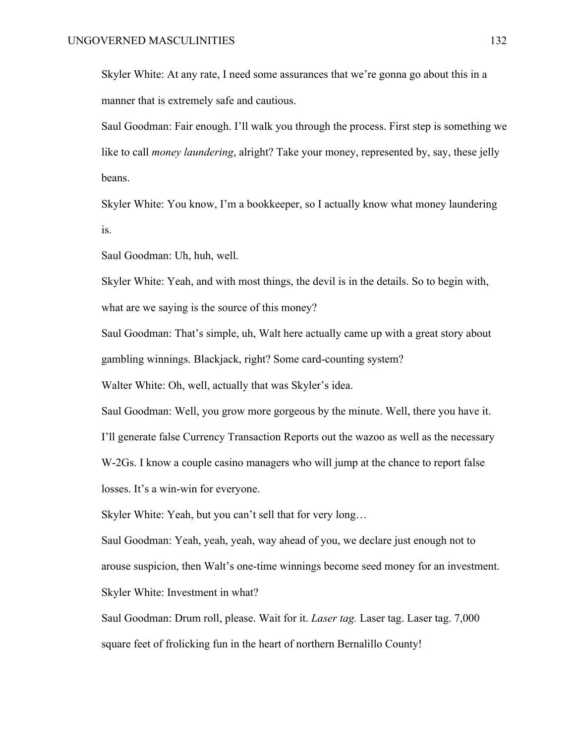Skyler White: At any rate, I need some assurances that we're gonna go about this in a manner that is extremely safe and cautious.

Saul Goodman: Fair enough. I'll walk you through the process. First step is something we like to call *money laundering*, alright? Take your money, represented by, say, these jelly beans.

Skyler White: You know, I'm a bookkeeper, so I actually know what money laundering is.

Saul Goodman: Uh, huh, well.

Skyler White: Yeah, and with most things, the devil is in the details. So to begin with, what are we saying is the source of this money?

Saul Goodman: That's simple, uh, Walt here actually came up with a great story about gambling winnings. Blackjack, right? Some card-counting system?

Walter White: Oh, well, actually that was Skyler's idea.

Saul Goodman: Well, you grow more gorgeous by the minute. Well, there you have it. I'll generate false Currency Transaction Reports out the wazoo as well as the necessary W-2Gs. I know a couple casino managers who will jump at the chance to report false losses. It's a win-win for everyone.

Skyler White: Yeah, but you can't sell that for very long…

Saul Goodman: Yeah, yeah, yeah, way ahead of you, we declare just enough not to arouse suspicion, then Walt's one-time winnings become seed money for an investment.

Skyler White: Investment in what?

Saul Goodman: Drum roll, please. Wait for it. *Laser tag.* Laser tag. Laser tag. 7,000 square feet of frolicking fun in the heart of northern Bernalillo County!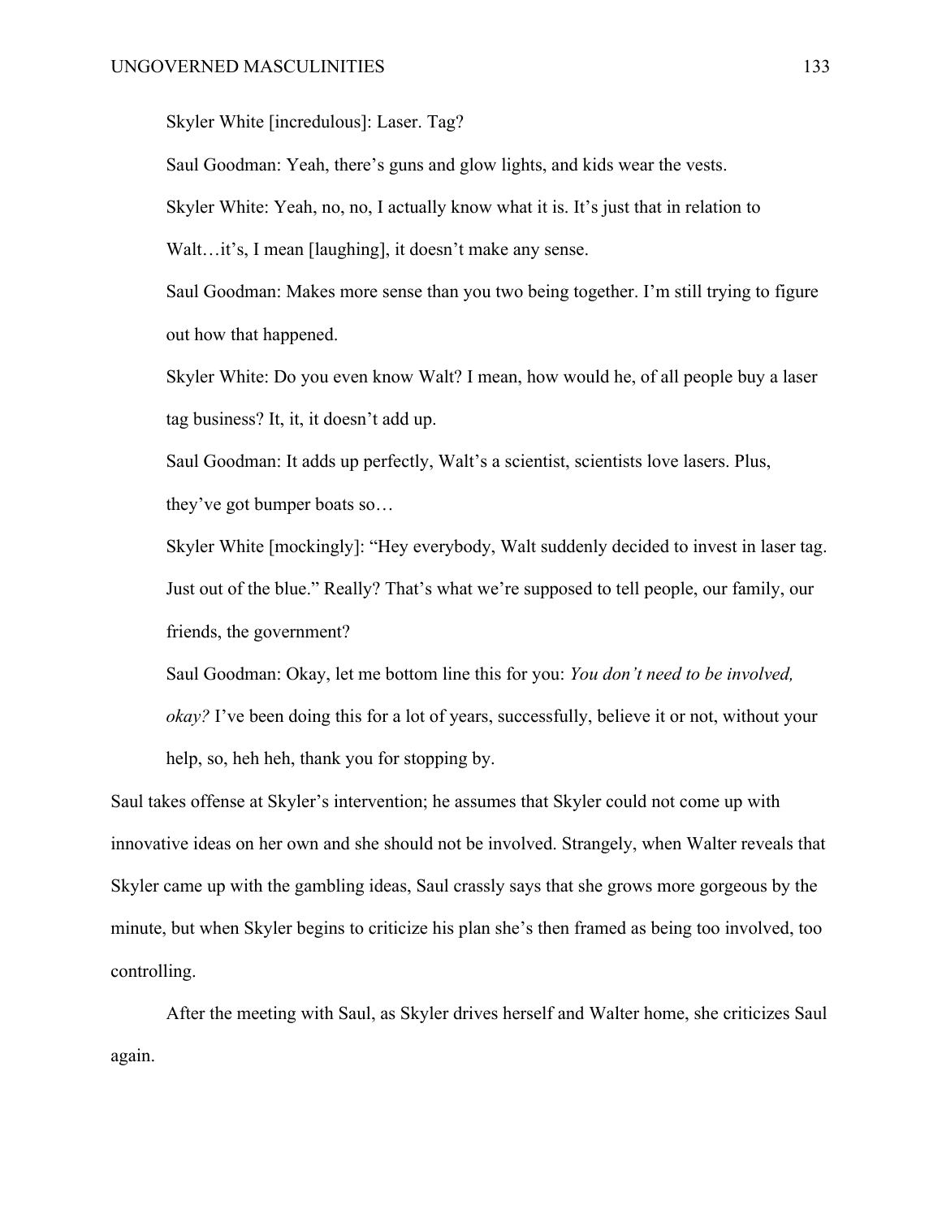Skyler White [incredulous]: Laser. Tag?

Saul Goodman: Yeah, there's guns and glow lights, and kids wear the vests.

Skyler White: Yeah, no, no, I actually know what it is. It's just that in relation to Walt…it's, I mean [laughing], it doesn't make any sense.

Saul Goodman: Makes more sense than you two being together. I'm still trying to figure out how that happened.

Skyler White: Do you even know Walt? I mean, how would he, of all people buy a laser tag business? It, it, it doesn't add up.

Saul Goodman: It adds up perfectly, Walt's a scientist, scientists love lasers. Plus, they've got bumper boats so…

Skyler White [mockingly]: "Hey everybody, Walt suddenly decided to invest in laser tag. Just out of the blue." Really? That's what we're supposed to tell people, our family, our friends, the government?

Saul Goodman: Okay, let me bottom line this for you: *You don't need to be involved, okay?* I've been doing this for a lot of years, successfully, believe it or not, without your help, so, heh heh, thank you for stopping by.

Saul takes offense at Skyler's intervention; he assumes that Skyler could not come up with innovative ideas on her own and she should not be involved. Strangely, when Walter reveals that Skyler came up with the gambling ideas, Saul crassly says that she grows more gorgeous by the minute, but when Skyler begins to criticize his plan she's then framed as being too involved, too controlling.

After the meeting with Saul, as Skyler drives herself and Walter home, she criticizes Saul again.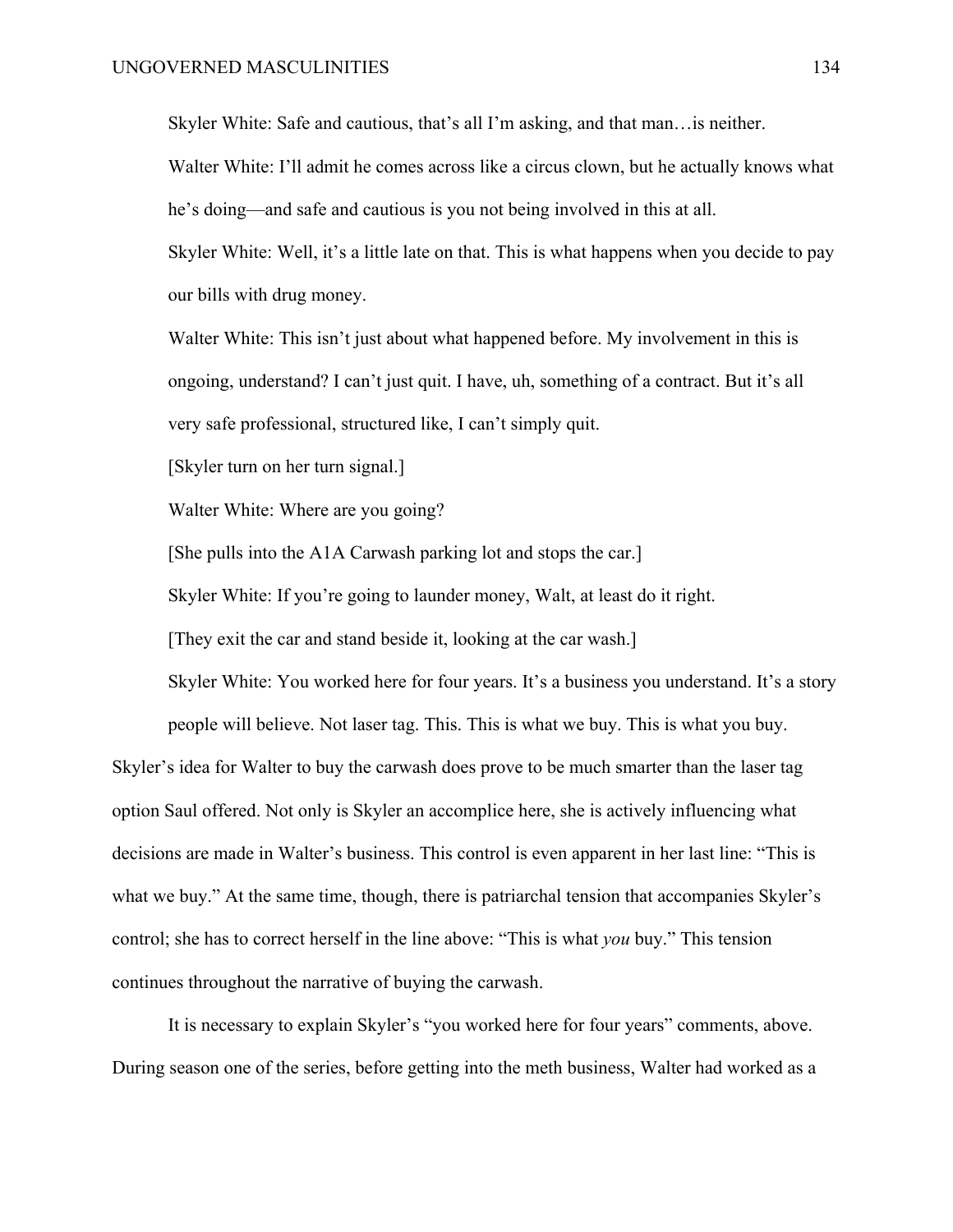Skyler White: Safe and cautious, that's all I'm asking, and that man…is neither.

Walter White: I'll admit he comes across like a circus clown, but he actually knows what he's doing—and safe and cautious is you not being involved in this at all.

Skyler White: Well, it's a little late on that. This is what happens when you decide to pay our bills with drug money.

Walter White: This isn't just about what happened before. My involvement in this is ongoing, understand? I can't just quit. I have, uh, something of a contract. But it's all very safe professional, structured like, I can't simply quit.

[Skyler turn on her turn signal.]

Walter White: Where are you going?

[She pulls into the A1A Carwash parking lot and stops the car.]

Skyler White: If you're going to launder money, Walt, at least do it right.

[They exit the car and stand beside it, looking at the car wash.]

Skyler White: You worked here for four years. It's a business you understand. It's a story people will believe. Not laser tag. This. This is what we buy. This is what you buy.

Skyler's idea for Walter to buy the carwash does prove to be much smarter than the laser tag option Saul offered. Not only is Skyler an accomplice here, she is actively influencing what decisions are made in Walter's business. This control is even apparent in her last line: "This is what we buy." At the same time, though, there is patriarchal tension that accompanies Skyler's control; she has to correct herself in the line above: "This is what *you* buy." This tension continues throughout the narrative of buying the carwash.

It is necessary to explain Skyler's "you worked here for four years" comments, above. During season one of the series, before getting into the meth business, Walter had worked as a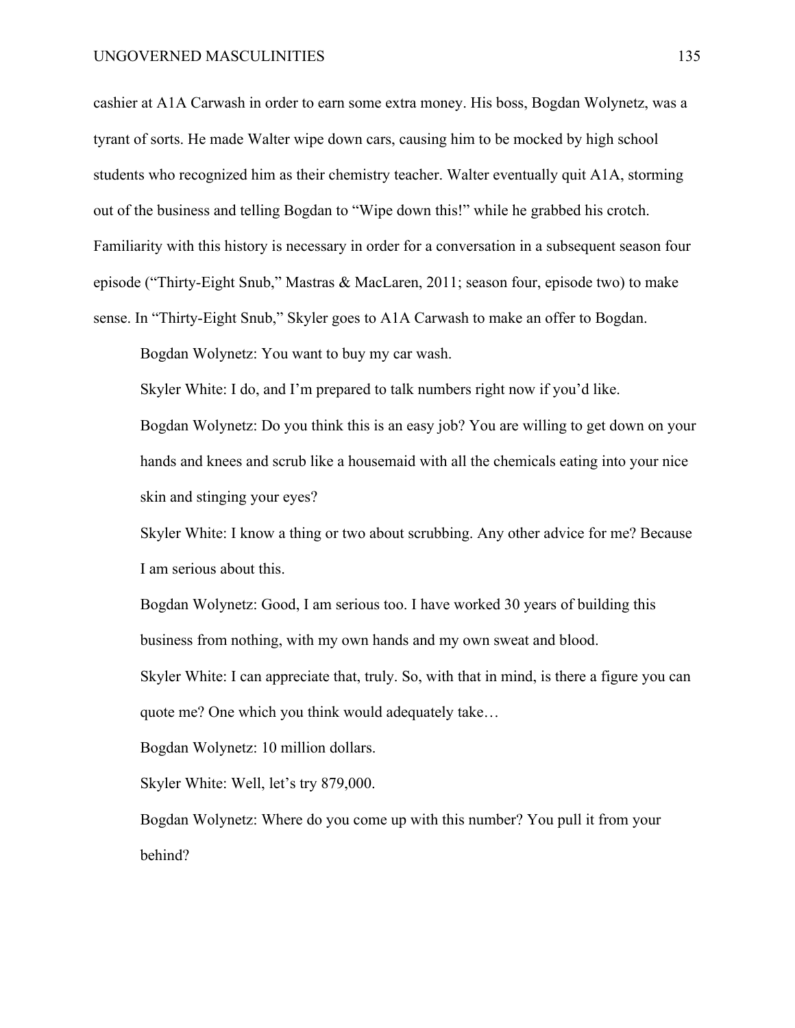cashier at A1A Carwash in order to earn some extra money. His boss, Bogdan Wolynetz, was a tyrant of sorts. He made Walter wipe down cars, causing him to be mocked by high school students who recognized him as their chemistry teacher. Walter eventually quit A1A, storming out of the business and telling Bogdan to "Wipe down this!" while he grabbed his crotch. Familiarity with this history is necessary in order for a conversation in a subsequent season four episode ("Thirty-Eight Snub," Mastras & MacLaren, 2011; season four, episode two) to make sense. In "Thirty-Eight Snub," Skyler goes to A1A Carwash to make an offer to Bogdan.

> Bogdan Wolynetz: You want to buy my car wash.
>
> Skyler White: I do, and I'm prepared to talk numbers right now if you'd like.
>
> Bogdan Wolynetz: Do you think this is an easy job? You are willing to get down on your hands and knees and scrub like a housemaid with all the chemicals eating into your nice skin and stinging your eyes?
>
> Skyler White: I know a thing or two about scrubbing. Any other advice for me? Because I am serious about this.
>
> Bogdan Wolynetz: Good, I am serious too. I have worked 30 years of building this business from nothing, with my own hands and my own sweat and blood.
>
> Skyler White: I can appreciate that, truly. So, with that in mind, is there a figure you can quote me? One which you think would adequately take…
>
> Bogdan Wolynetz: 10 million dollars.
>
> Skyler White: Well, let's try 879,000.
>
> Bogdan Wolynetz: Where do you come up with this number? You pull it from your behind?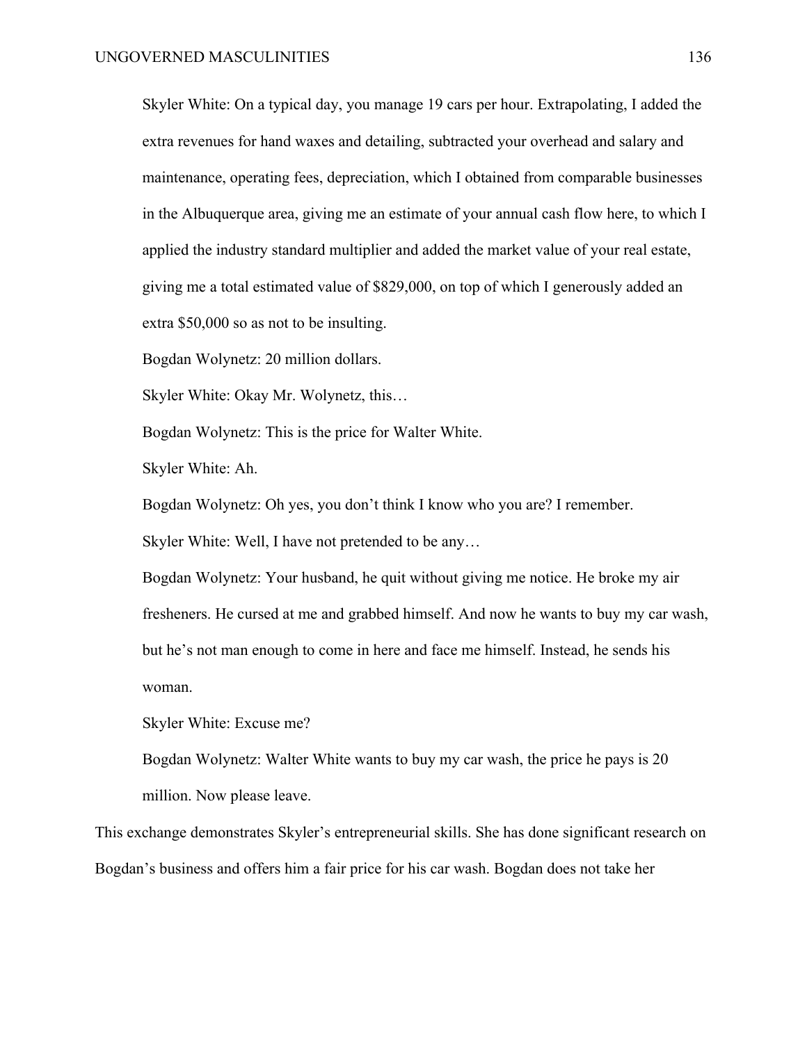Skyler White: On a typical day, you manage 19 cars per hour. Extrapolating, I added the extra revenues for hand waxes and detailing, subtracted your overhead and salary and maintenance, operating fees, depreciation, which I obtained from comparable businesses in the Albuquerque area, giving me an estimate of your annual cash flow here, to which I applied the industry standard multiplier and added the market value of your real estate, giving me a total estimated value of $829,000, on top of which I generously added an extra $50,000 so as not to be insulting.

Bogdan Wolynetz: 20 million dollars.

Skyler White: Okay Mr. Wolynetz, this…

Bogdan Wolynetz: This is the price for Walter White.

Skyler White: Ah.

Bogdan Wolynetz: Oh yes, you don't think I know who you are? I remember.

Skyler White: Well, I have not pretended to be any…

Bogdan Wolynetz: Your husband, he quit without giving me notice. He broke my air fresheners. He cursed at me and grabbed himself. And now he wants to buy my car wash, but he's not man enough to come in here and face me himself. Instead, he sends his woman.

Skyler White: Excuse me?

Bogdan Wolynetz: Walter White wants to buy my car wash, the price he pays is 20 million. Now please leave.

This exchange demonstrates Skyler's entrepreneurial skills. She has done significant research on Bogdan's business and offers him a fair price for his car wash. Bogdan does not take her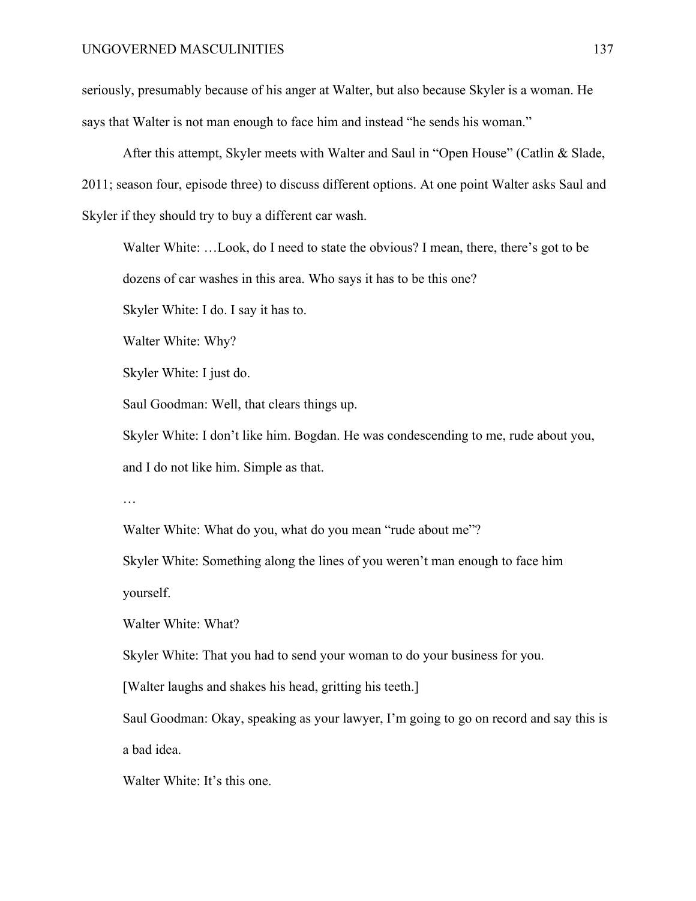seriously, presumably because of his anger at Walter, but also because Skyler is a woman. He says that Walter is not man enough to face him and instead "he sends his woman."

After this attempt, Skyler meets with Walter and Saul in "Open House" (Catlin & Slade, 2011; season four, episode three) to discuss different options. At one point Walter asks Saul and Skyler if they should try to buy a different car wash.

> Walter White: …Look, do I need to state the obvious? I mean, there, there's got to be dozens of car washes in this area. Who says it has to be this one?
>
> Skyler White: I do. I say it has to.
>
> Walter White: Why?
>
> Skyler White: I just do.
>
> Saul Goodman: Well, that clears things up.
>
> Skyler White: I don't like him. Bogdan. He was condescending to me, rude about you, and I do not like him. Simple as that.
>
> …
>
> Walter White: What do you, what do you mean "rude about me"?
>
> Skyler White: Something along the lines of you weren't man enough to face him yourself.
>
> Walter White: What?
>
> Skyler White: That you had to send your woman to do your business for you.
>
> [Walter laughs and shakes his head, gritting his teeth.]
>
> Saul Goodman: Okay, speaking as your lawyer, I'm going to go on record and say this is a bad idea.
>
> Walter White: It's this one.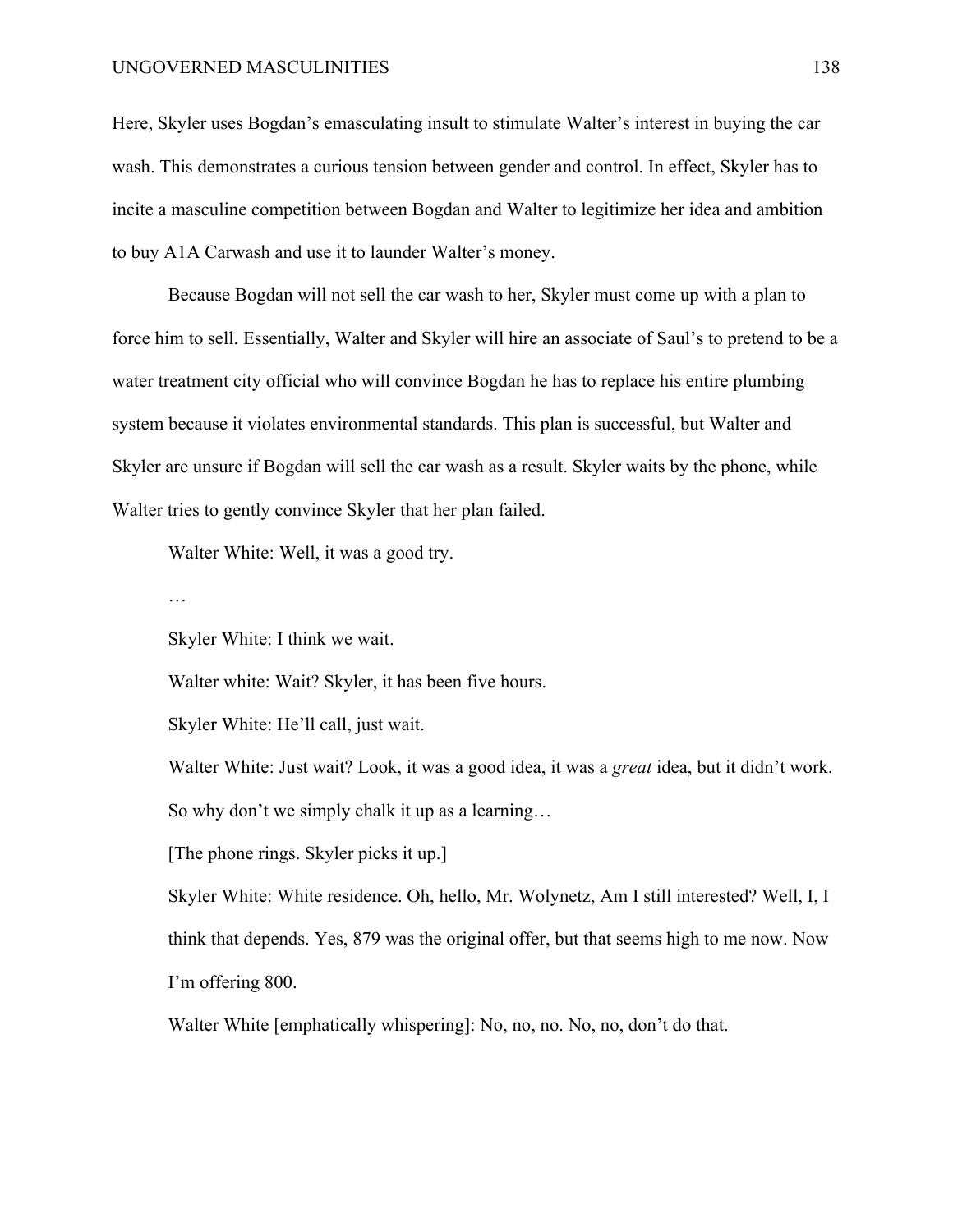Here, Skyler uses Bogdan's emasculating insult to stimulate Walter's interest in buying the car wash. This demonstrates a curious tension between gender and control. In effect, Skyler has to incite a masculine competition between Bogdan and Walter to legitimize her idea and ambition to buy A1A Carwash and use it to launder Walter's money.

Because Bogdan will not sell the car wash to her, Skyler must come up with a plan to force him to sell. Essentially, Walter and Skyler will hire an associate of Saul's to pretend to be a water treatment city official who will convince Bogdan he has to replace his entire plumbing system because it violates environmental standards. This plan is successful, but Walter and Skyler are unsure if Bogdan will sell the car wash as a result. Skyler waits by the phone, while Walter tries to gently convince Skyler that her plan failed.

Walter White: Well, it was a good try.

…

Skyler White: I think we wait.

Walter white: Wait? Skyler, it has been five hours.

Skyler White: He'll call, just wait.

Walter White: Just wait? Look, it was a good idea, it was a *great* idea, but it didn't work. So why don't we simply chalk it up as a learning…

[The phone rings. Skyler picks it up.]

Skyler White: White residence. Oh, hello, Mr. Wolynetz, Am I still interested? Well, I, I think that depends. Yes, 879 was the original offer, but that seems high to me now. Now I'm offering 800.

Walter White [emphatically whispering]: No, no, no. No, no, don't do that.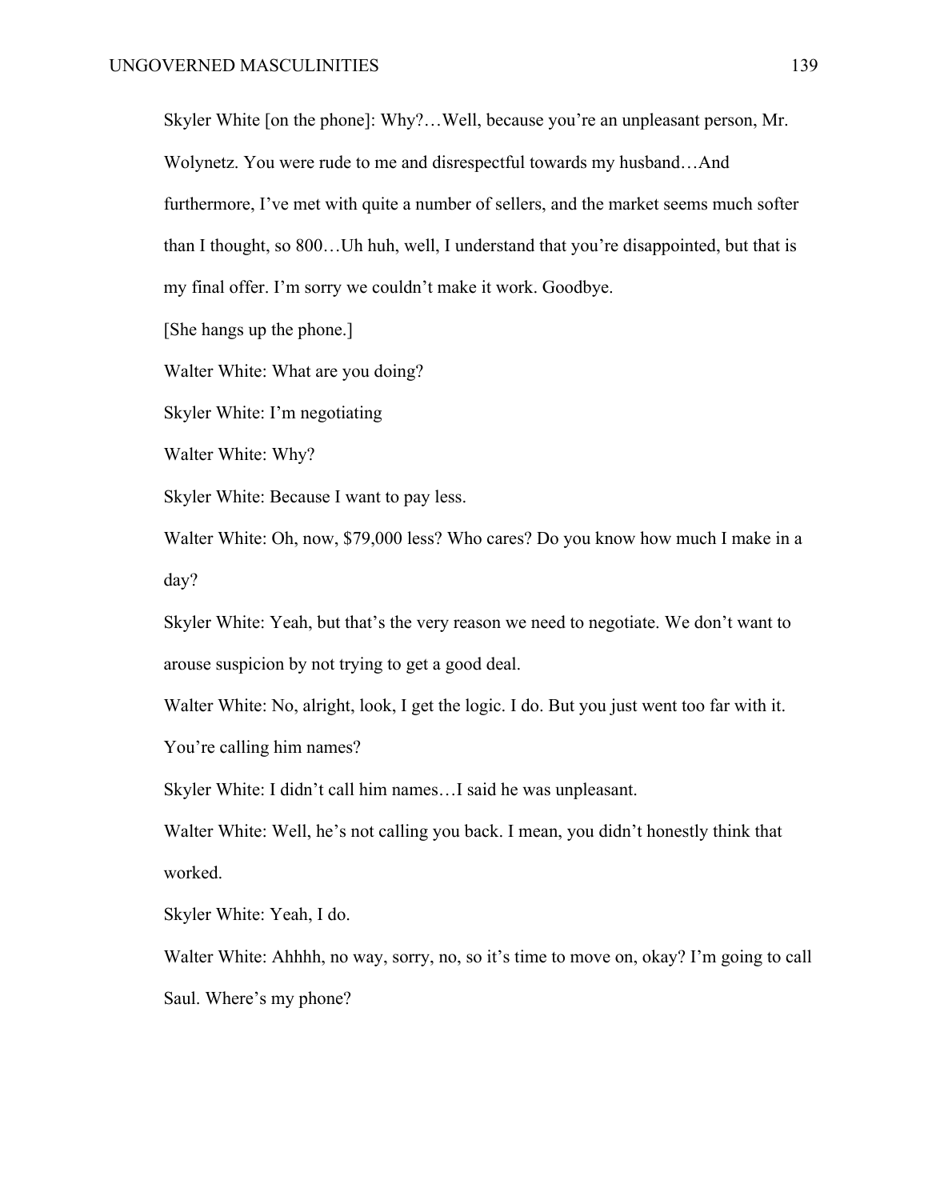Skyler White [on the phone]: Why?…Well, because you're an unpleasant person, Mr. Wolynetz. You were rude to me and disrespectful towards my husband…And furthermore, I've met with quite a number of sellers, and the market seems much softer than I thought, so 800…Uh huh, well, I understand that you're disappointed, but that is my final offer. I'm sorry we couldn't make it work. Goodbye.

[She hangs up the phone.]

Walter White: What are you doing?

Skyler White: I'm negotiating

Walter White: Why?

Skyler White: Because I want to pay less.

Walter White: Oh, now, $79,000 less? Who cares? Do you know how much I make in a day?

Skyler White: Yeah, but that's the very reason we need to negotiate. We don't want to arouse suspicion by not trying to get a good deal.

Walter White: No, alright, look, I get the logic. I do. But you just went too far with it. You're calling him names?

Skyler White: I didn't call him names…I said he was unpleasant.

Walter White: Well, he's not calling you back. I mean, you didn't honestly think that worked.

Skyler White: Yeah, I do.

Walter White: Ahhhh, no way, sorry, no, so it's time to move on, okay? I'm going to call Saul. Where's my phone?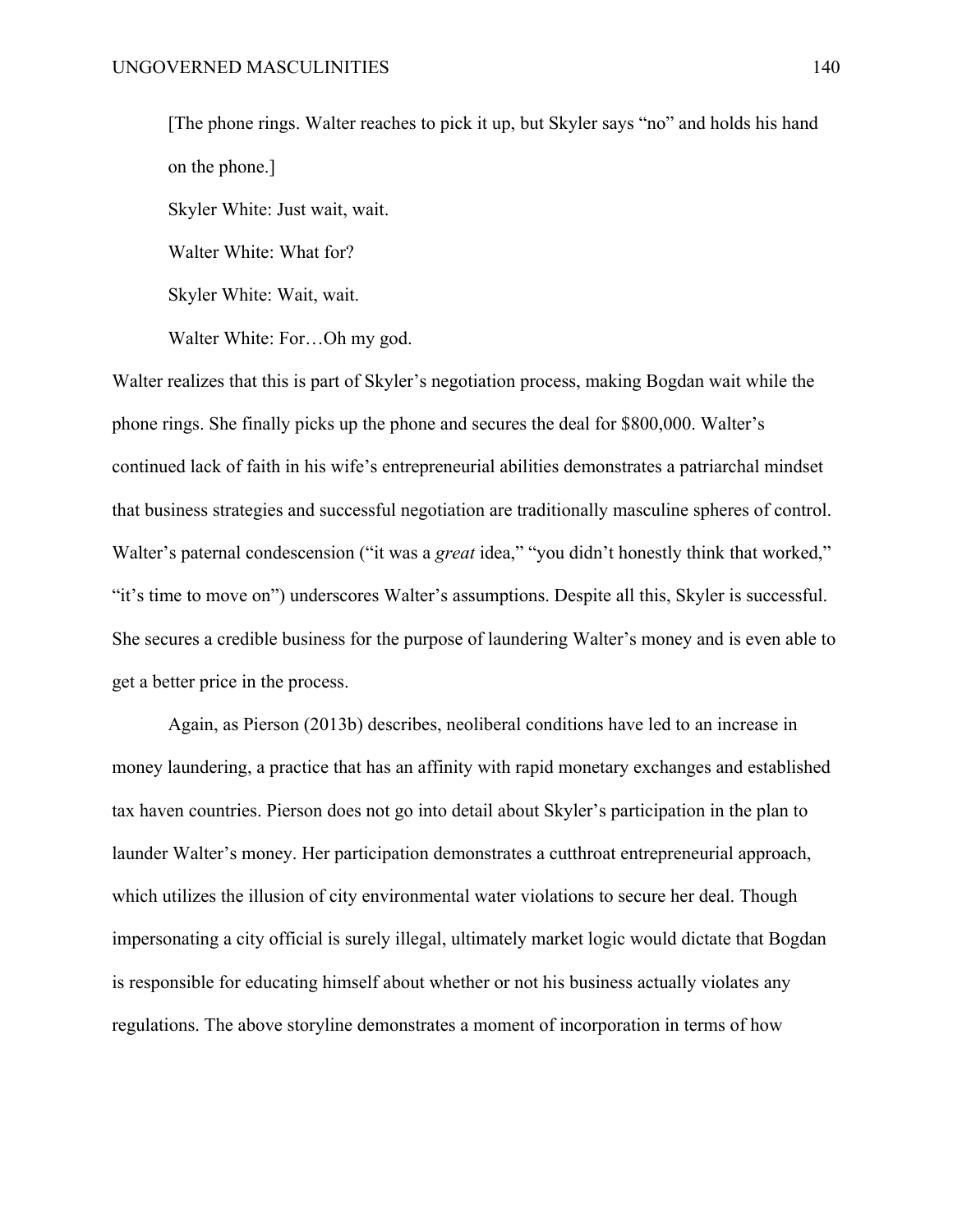[The phone rings. Walter reaches to pick it up, but Skyler says "no" and holds his hand on the phone.]

Skyler White: Just wait, wait.

Walter White: What for?

Skyler White: Wait, wait.

Walter White: For…Oh my god.

Walter realizes that this is part of Skyler's negotiation process, making Bogdan wait while the phone rings. She finally picks up the phone and secures the deal for $800,000. Walter's continued lack of faith in his wife's entrepreneurial abilities demonstrates a patriarchal mindset that business strategies and successful negotiation are traditionally masculine spheres of control. Walter's paternal condescension ("it was a *great* idea," "you didn't honestly think that worked," "it's time to move on") underscores Walter's assumptions. Despite all this, Skyler is successful. She secures a credible business for the purpose of laundering Walter's money and is even able to get a better price in the process.

Again, as Pierson (2013b) describes, neoliberal conditions have led to an increase in money laundering, a practice that has an affinity with rapid monetary exchanges and established tax haven countries. Pierson does not go into detail about Skyler's participation in the plan to launder Walter's money. Her participation demonstrates a cutthroat entrepreneurial approach, which utilizes the illusion of city environmental water violations to secure her deal. Though impersonating a city official is surely illegal, ultimately market logic would dictate that Bogdan is responsible for educating himself about whether or not his business actually violates any regulations. The above storyline demonstrates a moment of incorporation in terms of how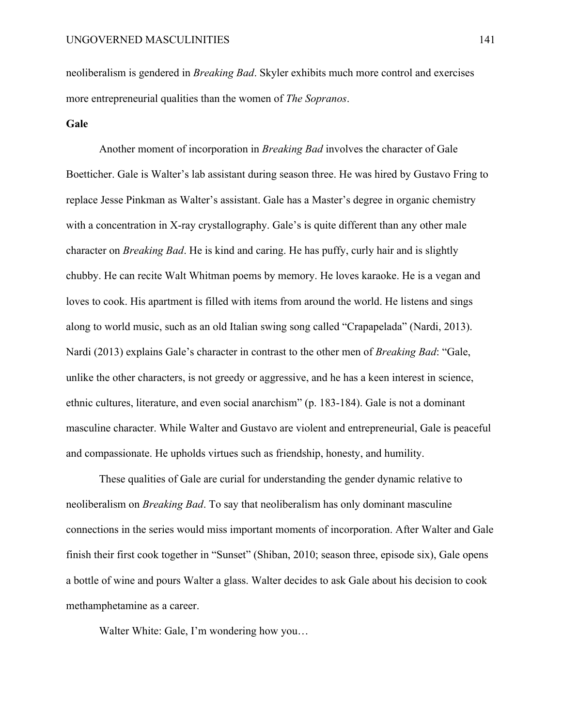neoliberalism is gendered in *Breaking Bad*. Skyler exhibits much more control and exercises more entrepreneurial qualities than the women of *The Sopranos*.

**Gale**

Another moment of incorporation in *Breaking Bad* involves the character of Gale Boetticher. Gale is Walter's lab assistant during season three. He was hired by Gustavo Fring to replace Jesse Pinkman as Walter's assistant. Gale has a Master's degree in organic chemistry with a concentration in X-ray crystallography. Gale's is quite different than any other male character on *Breaking Bad*. He is kind and caring. He has puffy, curly hair and is slightly chubby. He can recite Walt Whitman poems by memory. He loves karaoke. He is a vegan and loves to cook. His apartment is filled with items from around the world. He listens and sings along to world music, such as an old Italian swing song called "Crapapelada" (Nardi, 2013). Nardi (2013) explains Gale's character in contrast to the other men of *Breaking Bad*: "Gale, unlike the other characters, is not greedy or aggressive, and he has a keen interest in science, ethnic cultures, literature, and even social anarchism" (p. 183-184). Gale is not a dominant masculine character. While Walter and Gustavo are violent and entrepreneurial, Gale is peaceful and compassionate. He upholds virtues such as friendship, honesty, and humility.

These qualities of Gale are curial for understanding the gender dynamic relative to neoliberalism on *Breaking Bad*. To say that neoliberalism has only dominant masculine connections in the series would miss important moments of incorporation. After Walter and Gale finish their first cook together in "Sunset" (Shiban, 2010; season three, episode six), Gale opens a bottle of wine and pours Walter a glass. Walter decides to ask Gale about his decision to cook methamphetamine as a career.

Walter White: Gale, I'm wondering how you…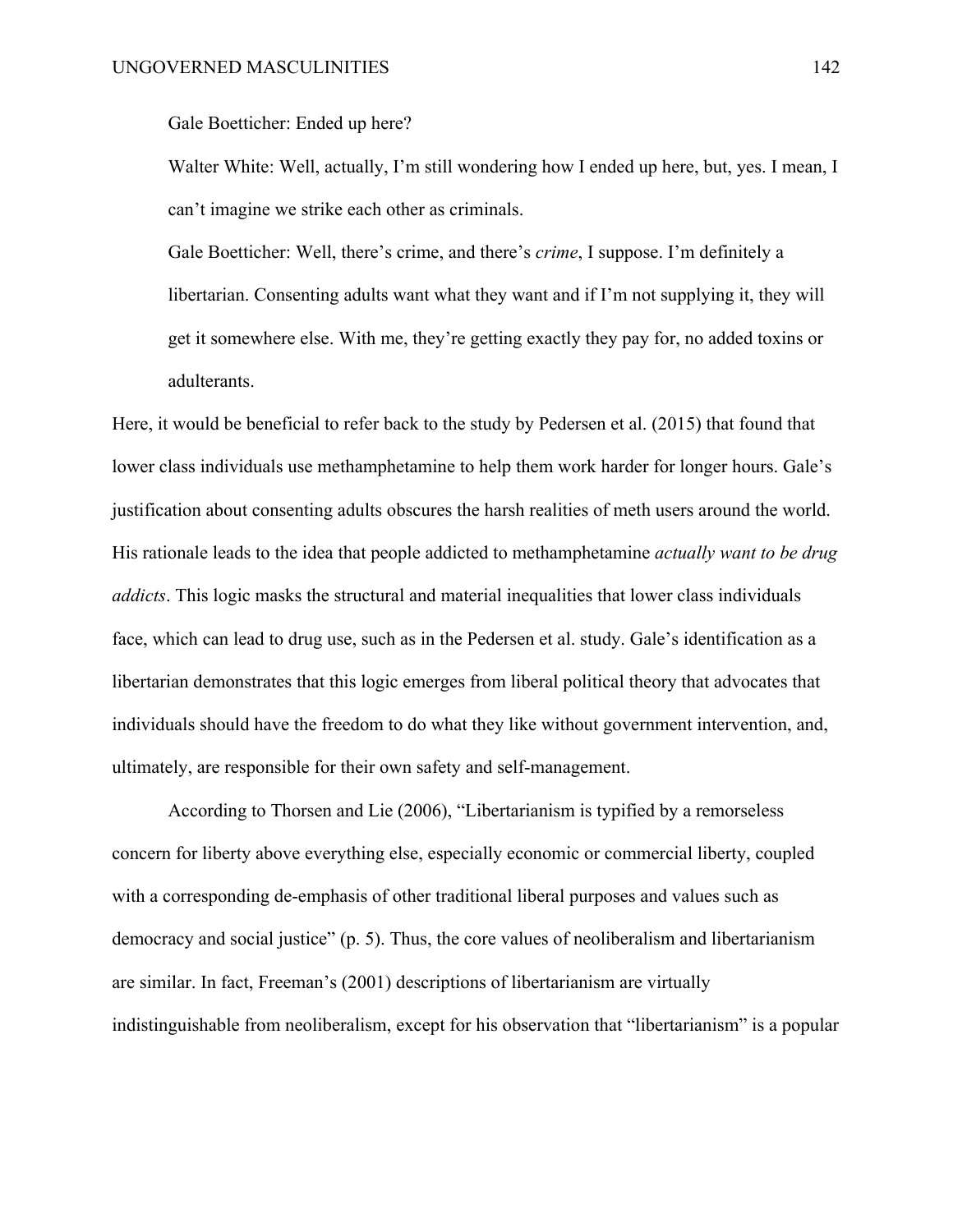Gale Boetticher: Ended up here?

Walter White: Well, actually, I'm still wondering how I ended up here, but, yes. I mean, I can't imagine we strike each other as criminals.

Gale Boetticher: Well, there's crime, and there's *crime*, I suppose. I'm definitely a libertarian. Consenting adults want what they want and if I'm not supplying it, they will get it somewhere else. With me, they're getting exactly they pay for, no added toxins or adulterants.

Here, it would be beneficial to refer back to the study by Pedersen et al. (2015) that found that lower class individuals use methamphetamine to help them work harder for longer hours. Gale's justification about consenting adults obscures the harsh realities of meth users around the world. His rationale leads to the idea that people addicted to methamphetamine *actually want to be drug addicts*. This logic masks the structural and material inequalities that lower class individuals face, which can lead to drug use, such as in the Pedersen et al. study. Gale's identification as a libertarian demonstrates that this logic emerges from liberal political theory that advocates that individuals should have the freedom to do what they like without government intervention, and, ultimately, are responsible for their own safety and self-management.

According to Thorsen and Lie (2006), "Libertarianism is typified by a remorseless concern for liberty above everything else, especially economic or commercial liberty, coupled with a corresponding de-emphasis of other traditional liberal purposes and values such as democracy and social justice" (p. 5). Thus, the core values of neoliberalism and libertarianism are similar. In fact, Freeman's (2001) descriptions of libertarianism are virtually indistinguishable from neoliberalism, except for his observation that "libertarianism" is a popular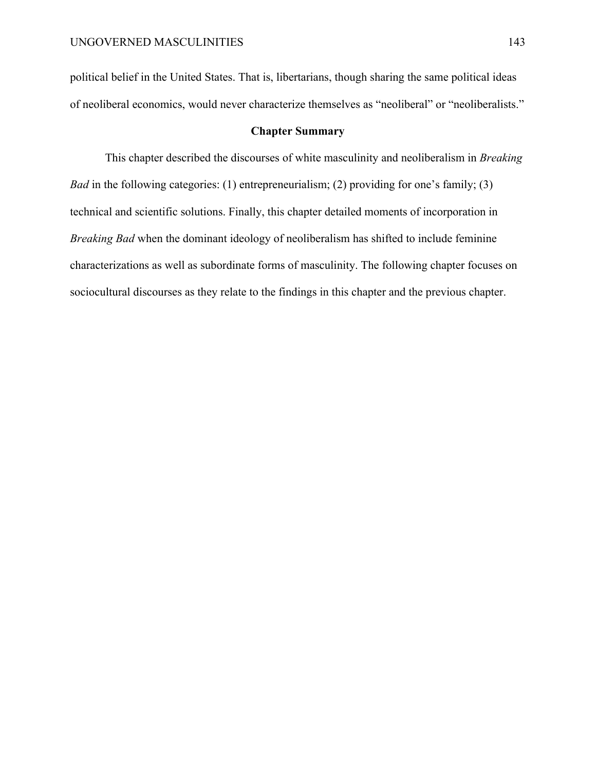political belief in the United States. That is, libertarians, though sharing the same political ideas of neoliberal economics, would never characterize themselves as "neoliberal" or "neoliberalists."

## Chapter Summary

This chapter described the discourses of white masculinity and neoliberalism in *Breaking Bad* in the following categories: (1) entrepreneurialism; (2) providing for one's family; (3) technical and scientific solutions. Finally, this chapter detailed moments of incorporation in *Breaking Bad* when the dominant ideology of neoliberalism has shifted to include feminine characterizations as well as subordinate forms of masculinity. The following chapter focuses on sociocultural discourses as they relate to the findings in this chapter and the previous chapter.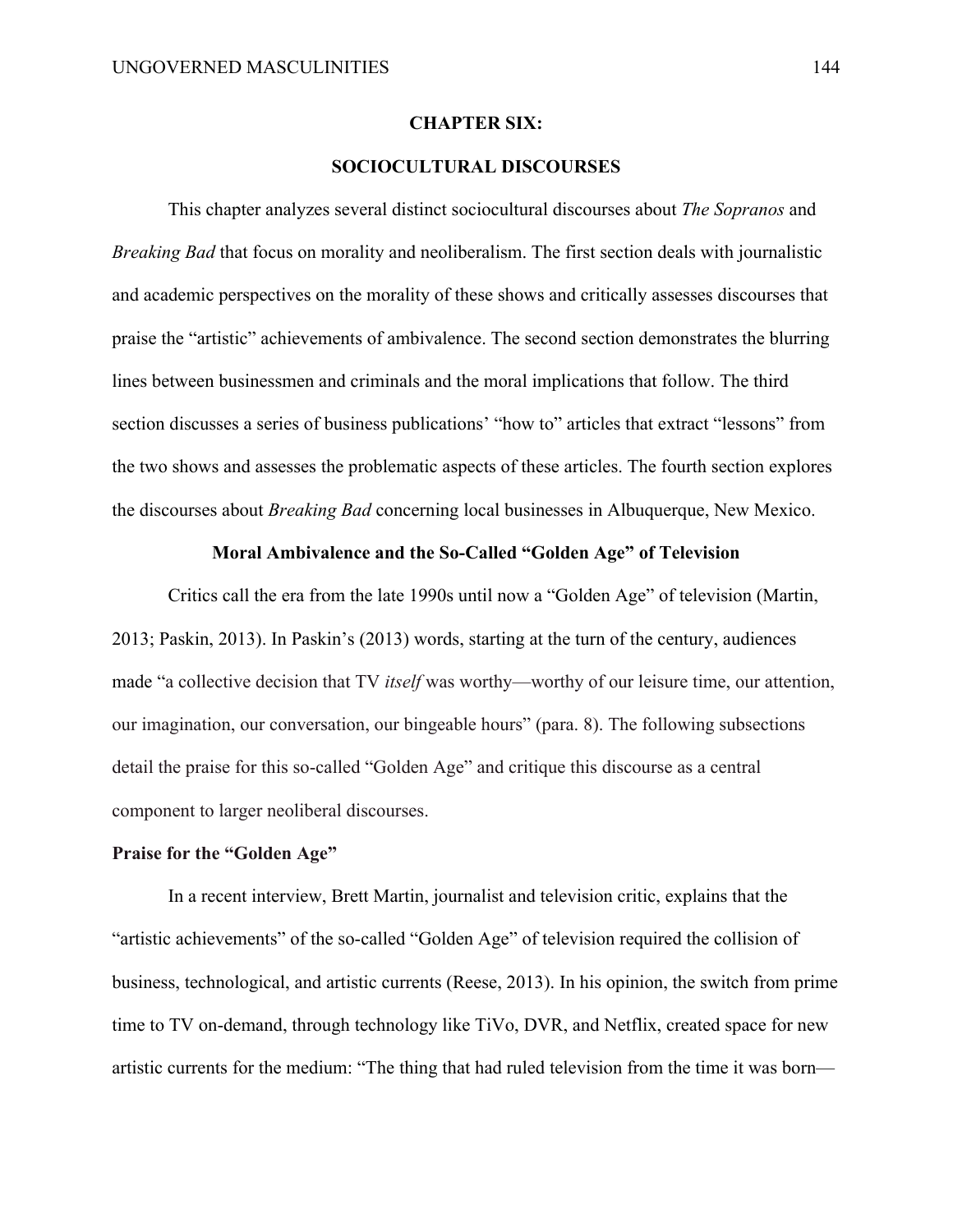# CHAPTER SIX:

# SOCIOCULTURAL DISCOURSES

This chapter analyzes several distinct sociocultural discourses about *The Sopranos* and *Breaking Bad* that focus on morality and neoliberalism. The first section deals with journalistic and academic perspectives on the morality of these shows and critically assesses discourses that praise the "artistic" achievements of ambivalence. The second section demonstrates the blurring lines between businessmen and criminals and the moral implications that follow. The third section discusses a series of business publications' "how to" articles that extract "lessons" from the two shows and assesses the problematic aspects of these articles. The fourth section explores the discourses about *Breaking Bad* concerning local businesses in Albuquerque, New Mexico.

## Moral Ambivalence and the So-Called "Golden Age" of Television

Critics call the era from the late 1990s until now a "Golden Age" of television (Martin, 2013; Paskin, 2013). In Paskin's (2013) words, starting at the turn of the century, audiences made "a collective decision that TV *itself* was worthy—worthy of our leisure time, our attention, our imagination, our conversation, our bingeable hours" (para. 8). The following subsections detail the praise for this so-called "Golden Age" and critique this discourse as a central component to larger neoliberal discourses.

### Praise for the "Golden Age"

In a recent interview, Brett Martin, journalist and television critic, explains that the "artistic achievements" of the so-called "Golden Age" of television required the collision of business, technological, and artistic currents (Reese, 2013). In his opinion, the switch from prime time to TV on-demand, through technology like TiVo, DVR, and Netflix, created space for new artistic currents for the medium: "The thing that had ruled television from the time it was born—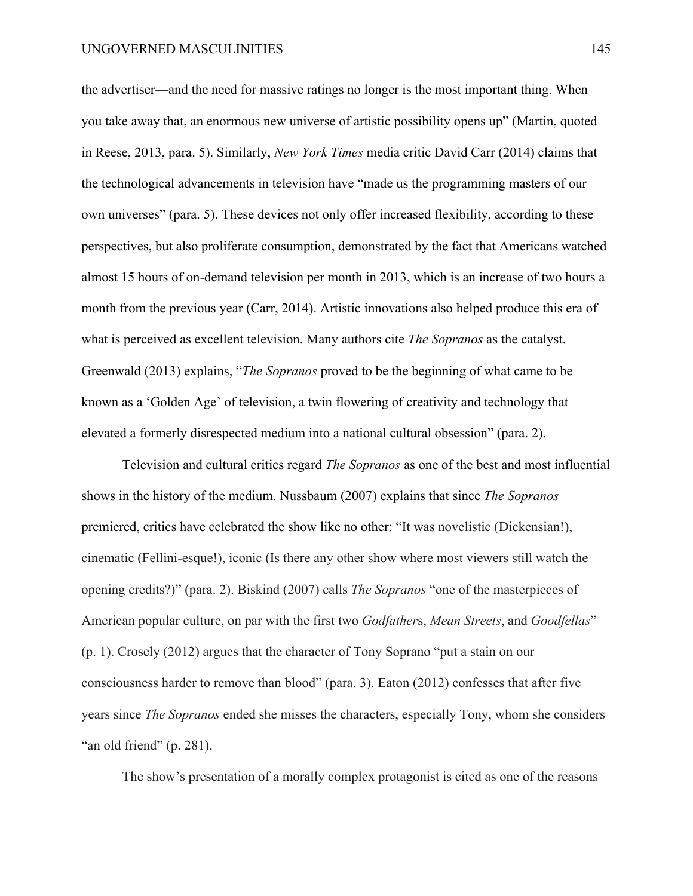the advertiser—and the need for massive ratings no longer is the most important thing. When you take away that, an enormous new universe of artistic possibility opens up" (Martin, quoted in Reese, 2013, para. 5). Similarly, *New York Times* media critic David Carr (2014) claims that the technological advancements in television have "made us the programming masters of our own universes" (para. 5). These devices not only offer increased flexibility, according to these perspectives, but also proliferate consumption, demonstrated by the fact that Americans watched almost 15 hours of on-demand television per month in 2013, which is an increase of two hours a month from the previous year (Carr, 2014). Artistic innovations also helped produce this era of what is perceived as excellent television. Many authors cite *The Sopranos* as the catalyst. Greenwald (2013) explains, "*The Sopranos* proved to be the beginning of what came to be known as a 'Golden Age' of television, a twin flowering of creativity and technology that elevated a formerly disrespected medium into a national cultural obsession" (para. 2).

Television and cultural critics regard *The Sopranos* as one of the best and most influential shows in the history of the medium. Nussbaum (2007) explains that since *The Sopranos* premiered, critics have celebrated the show like no other: "It was novelistic (Dickensian!), cinematic (Fellini-esque!), iconic (Is there any other show where most viewers still watch the opening credits?)" (para. 2). Biskind (2007) calls *The Sopranos* "one of the masterpieces of American popular culture, on par with the first two *Godfather*s, *Mean Streets*, and *Goodfellas*" (p. 1). Crosely (2012) argues that the character of Tony Soprano "put a stain on our consciousness harder to remove than blood" (para. 3). Eaton (2012) confesses that after five years since *The Sopranos* ended she misses the characters, especially Tony, whom she considers "an old friend" (p. 281).

The show's presentation of a morally complex protagonist is cited as one of the reasons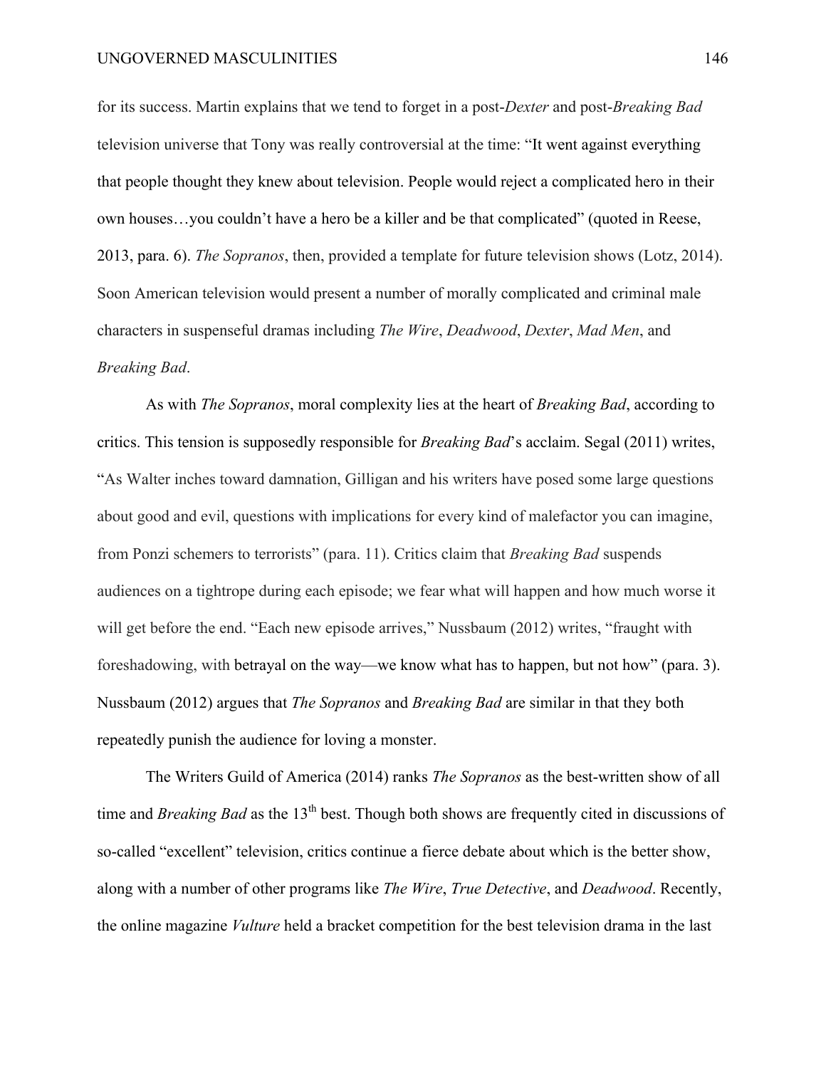for its success. Martin explains that we tend to forget in a post-*Dexter* and post-*Breaking Bad* television universe that Tony was really controversial at the time: "It went against everything that people thought they knew about television. People would reject a complicated hero in their own houses…you couldn't have a hero be a killer and be that complicated" (quoted in Reese, 2013, para. 6). *The Sopranos*, then, provided a template for future television shows (Lotz, 2014). Soon American television would present a number of morally complicated and criminal male characters in suspenseful dramas including *The Wire*, *Deadwood*, *Dexter*, *Mad Men*, and *Breaking Bad*.

As with *The Sopranos*, moral complexity lies at the heart of *Breaking Bad*, according to critics. This tension is supposedly responsible for *Breaking Bad*'s acclaim. Segal (2011) writes, "As Walter inches toward damnation, Gilligan and his writers have posed some large questions about good and evil, questions with implications for every kind of malefactor you can imagine, from Ponzi schemers to terrorists" (para. 11). Critics claim that *Breaking Bad* suspends audiences on a tightrope during each episode; we fear what will happen and how much worse it will get before the end. "Each new episode arrives," Nussbaum (2012) writes, "fraught with foreshadowing, with betrayal on the way—we know what has to happen, but not how" (para. 3). Nussbaum (2012) argues that *The Sopranos* and *Breaking Bad* are similar in that they both repeatedly punish the audience for loving a monster.

The Writers Guild of America (2014) ranks *The Sopranos* as the best-written show of all time and *Breaking Bad* as the 13th best. Though both shows are frequently cited in discussions of so-called "excellent" television, critics continue a fierce debate about which is the better show, along with a number of other programs like *The Wire*, *True Detective*, and *Deadwood*. Recently, the online magazine *Vulture* held a bracket competition for the best television drama in the last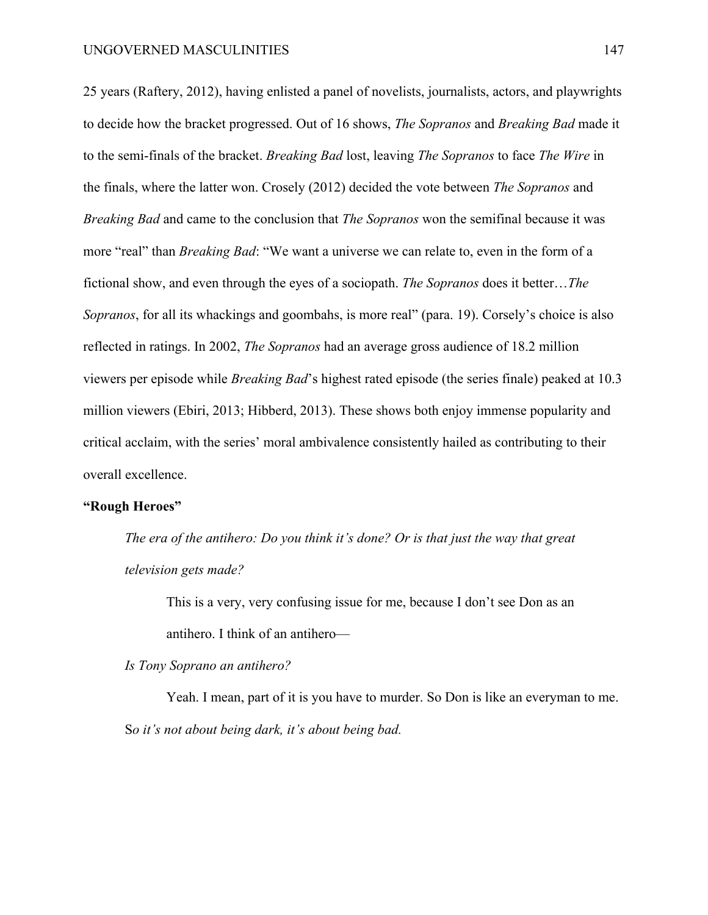25 years (Raftery, 2012), having enlisted a panel of novelists, journalists, actors, and playwrights to decide how the bracket progressed. Out of 16 shows, *The Sopranos* and *Breaking Bad* made it to the semi-finals of the bracket. *Breaking Bad* lost, leaving *The Sopranos* to face *The Wire* in the finals, where the latter won. Crosely (2012) decided the vote between *The Sopranos* and *Breaking Bad* and came to the conclusion that *The Sopranos* won the semifinal because it was more "real" than *Breaking Bad*: "We want a universe we can relate to, even in the form of a fictional show, and even through the eyes of a sociopath. *The Sopranos* does it better…*The Sopranos*, for all its whackings and goombahs, is more real" (para. 19). Corsely's choice is also reflected in ratings. In 2002, *The Sopranos* had an average gross audience of 18.2 million viewers per episode while *Breaking Bad*'s highest rated episode (the series finale) peaked at 10.3 million viewers (Ebiri, 2013; Hibberd, 2013). These shows both enjoy immense popularity and critical acclaim, with the series' moral ambivalence consistently hailed as contributing to their overall excellence.

**"Rough Heroes"**

> *The era of the antihero: Do you think it's done? Or is that just the way that great television gets made?*
>
> This is a very, very confusing issue for me, because I don't see Don as an antihero. I think of an antihero—
>
> *Is Tony Soprano an antihero?*
>
> Yeah. I mean, part of it is you have to murder. So Don is like an everyman to me. S*o it's not about being dark, it's about being bad.*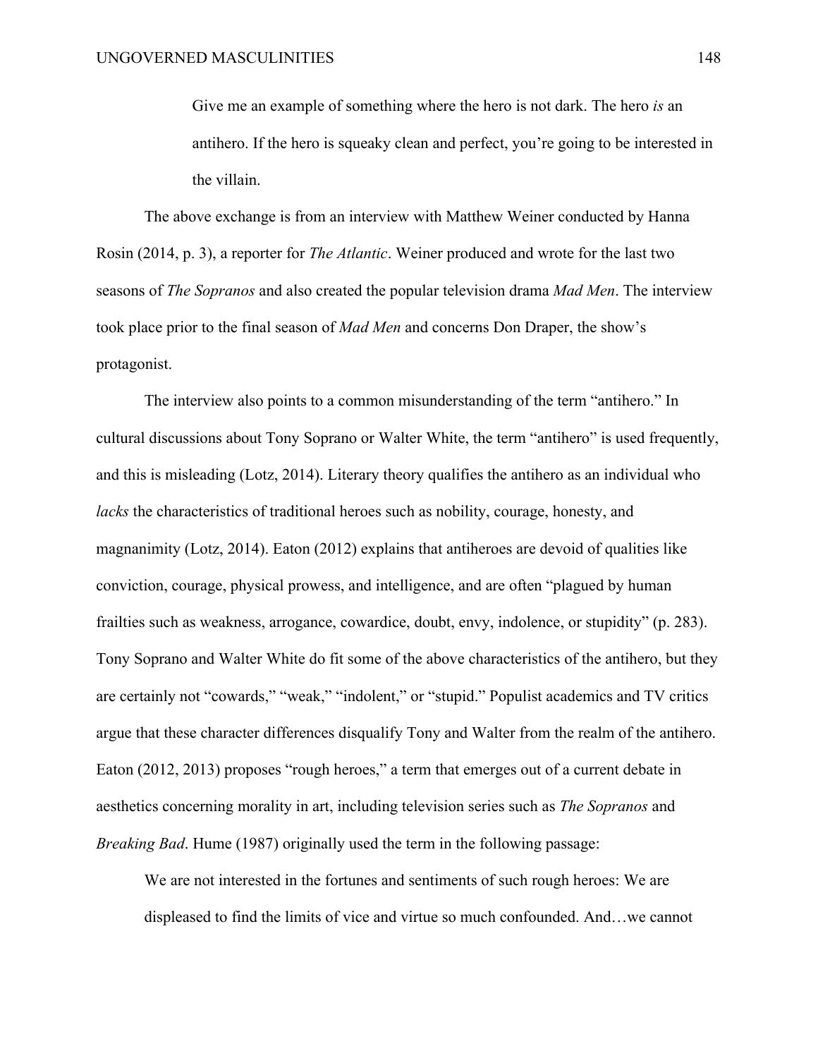> Give me an example of something where the hero is not dark. The hero *is* an antihero. If the hero is squeaky clean and perfect, you're going to be interested in the villain.

The above exchange is from an interview with Matthew Weiner conducted by Hanna Rosin (2014, p. 3), a reporter for *The Atlantic*. Weiner produced and wrote for the last two seasons of *The Sopranos* and also created the popular television drama *Mad Men*. The interview took place prior to the final season of *Mad Men* and concerns Don Draper, the show's protagonist.

The interview also points to a common misunderstanding of the term "antihero." In cultural discussions about Tony Soprano or Walter White, the term "antihero" is used frequently, and this is misleading (Lotz, 2014). Literary theory qualifies the antihero as an individual who *lacks* the characteristics of traditional heroes such as nobility, courage, honesty, and magnanimity (Lotz, 2014). Eaton (2012) explains that antiheroes are devoid of qualities like conviction, courage, physical prowess, and intelligence, and are often "plagued by human frailties such as weakness, arrogance, cowardice, doubt, envy, indolence, or stupidity" (p. 283). Tony Soprano and Walter White do fit some of the above characteristics of the antihero, but they are certainly not "cowards," "weak," "indolent," or "stupid." Populist academics and TV critics argue that these character differences disqualify Tony and Walter from the realm of the antihero. Eaton (2012, 2013) proposes "rough heroes," a term that emerges out of a current debate in aesthetics concerning morality in art, including television series such as *The Sopranos* and *Breaking Bad*. Hume (1987) originally used the term in the following passage:

> We are not interested in the fortunes and sentiments of such rough heroes: We are displeased to find the limits of vice and virtue so much confounded. And…we cannot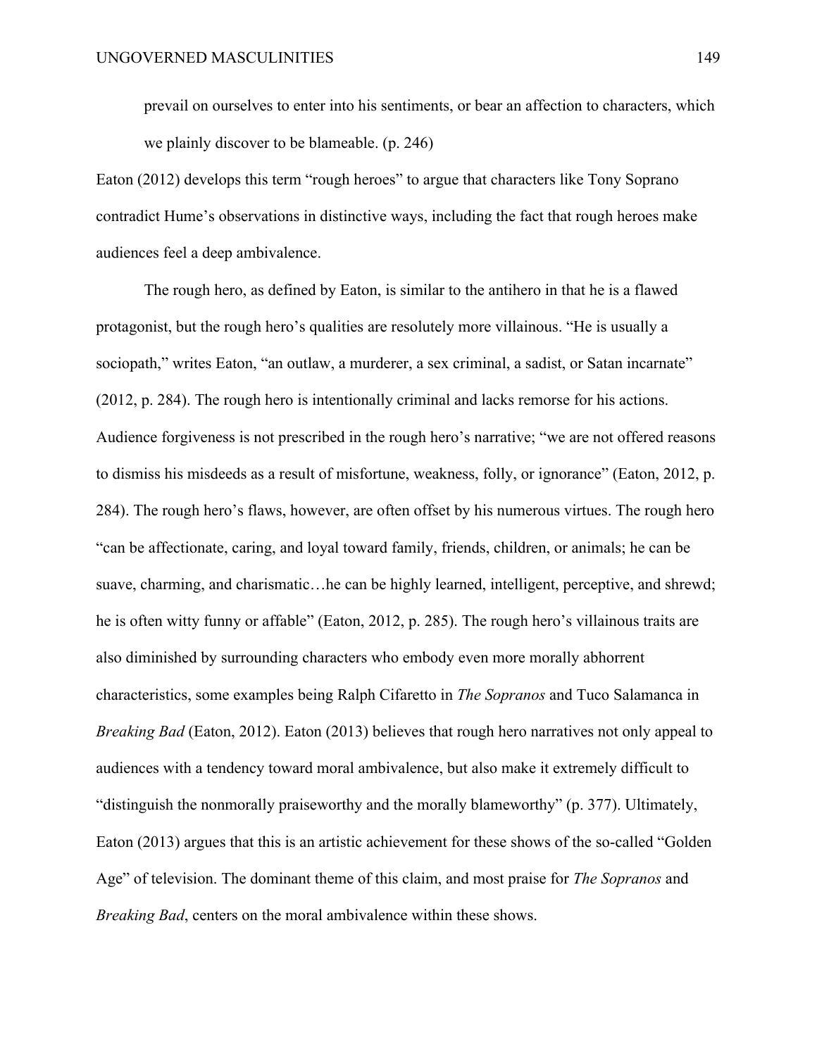> prevail on ourselves to enter into his sentiments, or bear an affection to characters, which we plainly discover to be blameable. (p. 246)

Eaton (2012) develops this term "rough heroes" to argue that characters like Tony Soprano contradict Hume's observations in distinctive ways, including the fact that rough heroes make audiences feel a deep ambivalence.

The rough hero, as defined by Eaton, is similar to the antihero in that he is a flawed protagonist, but the rough hero's qualities are resolutely more villainous. "He is usually a sociopath," writes Eaton, "an outlaw, a murderer, a sex criminal, a sadist, or Satan incarnate" (2012, p. 284). The rough hero is intentionally criminal and lacks remorse for his actions. Audience forgiveness is not prescribed in the rough hero's narrative; "we are not offered reasons to dismiss his misdeeds as a result of misfortune, weakness, folly, or ignorance" (Eaton, 2012, p. 284). The rough hero's flaws, however, are often offset by his numerous virtues. The rough hero "can be affectionate, caring, and loyal toward family, friends, children, or animals; he can be suave, charming, and charismatic…he can be highly learned, intelligent, perceptive, and shrewd; he is often witty funny or affable" (Eaton, 2012, p. 285). The rough hero's villainous traits are also diminished by surrounding characters who embody even more morally abhorrent characteristics, some examples being Ralph Cifaretto in *The Sopranos* and Tuco Salamanca in *Breaking Bad* (Eaton, 2012). Eaton (2013) believes that rough hero narratives not only appeal to audiences with a tendency toward moral ambivalence, but also make it extremely difficult to "distinguish the nonmorally praiseworthy and the morally blameworthy" (p. 377). Ultimately, Eaton (2013) argues that this is an artistic achievement for these shows of the so-called "Golden Age" of television. The dominant theme of this claim, and most praise for *The Sopranos* and *Breaking Bad*, centers on the moral ambivalence within these shows.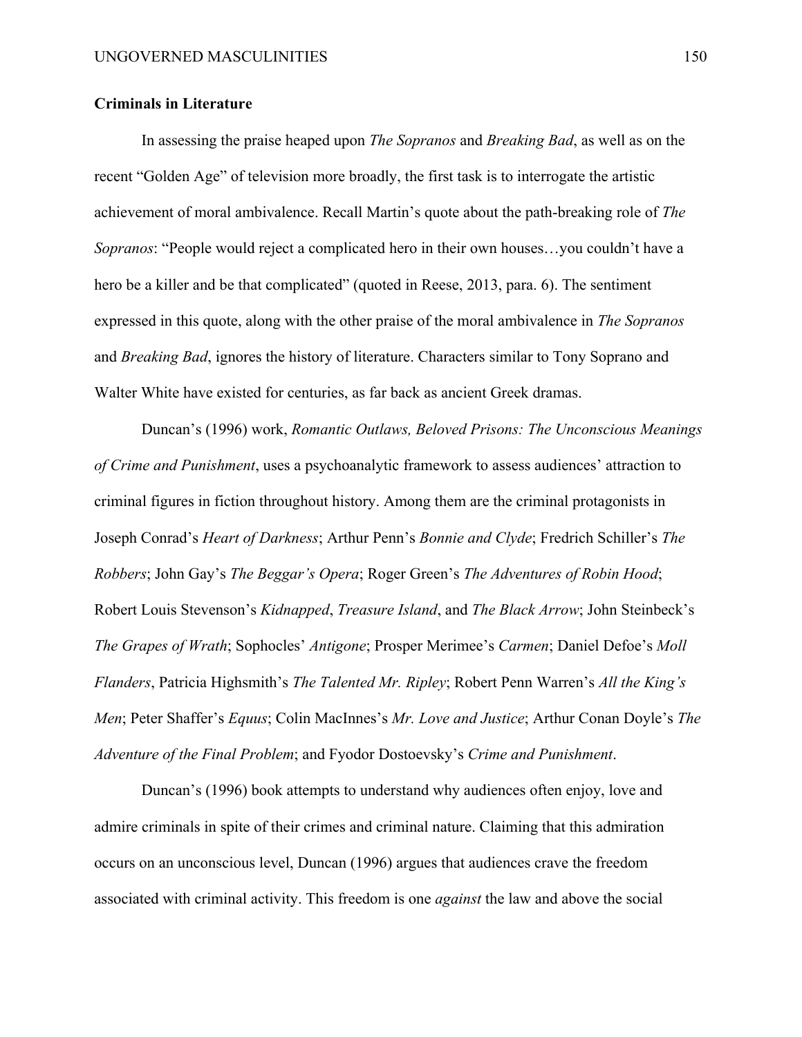**Criminals in Literature**

In assessing the praise heaped upon *The Sopranos* and *Breaking Bad*, as well as on the recent "Golden Age" of television more broadly, the first task is to interrogate the artistic achievement of moral ambivalence. Recall Martin's quote about the path-breaking role of *The Sopranos*: "People would reject a complicated hero in their own houses…you couldn't have a hero be a killer and be that complicated" (quoted in Reese, 2013, para. 6). The sentiment expressed in this quote, along with the other praise of the moral ambivalence in *The Sopranos* and *Breaking Bad*, ignores the history of literature. Characters similar to Tony Soprano and Walter White have existed for centuries, as far back as ancient Greek dramas.

Duncan's (1996) work, *Romantic Outlaws, Beloved Prisons: The Unconscious Meanings of Crime and Punishment*, uses a psychoanalytic framework to assess audiences' attraction to criminal figures in fiction throughout history. Among them are the criminal protagonists in Joseph Conrad's *Heart of Darkness*; Arthur Penn's *Bonnie and Clyde*; Fredrich Schiller's *The Robbers*; John Gay's *The Beggar's Opera*; Roger Green's *The Adventures of Robin Hood*; Robert Louis Stevenson's *Kidnapped*, *Treasure Island*, and *The Black Arrow*; John Steinbeck's *The Grapes of Wrath*; Sophocles' *Antigone*; Prosper Merimee's *Carmen*; Daniel Defoe's *Moll Flanders*, Patricia Highsmith's *The Talented Mr. Ripley*; Robert Penn Warren's *All the King's Men*; Peter Shaffer's *Equus*; Colin MacInnes's *Mr. Love and Justice*; Arthur Conan Doyle's *The Adventure of the Final Problem*; and Fyodor Dostoevsky's *Crime and Punishment*.

Duncan's (1996) book attempts to understand why audiences often enjoy, love and admire criminals in spite of their crimes and criminal nature. Claiming that this admiration occurs on an unconscious level, Duncan (1996) argues that audiences crave the freedom associated with criminal activity. This freedom is one *against* the law and above the social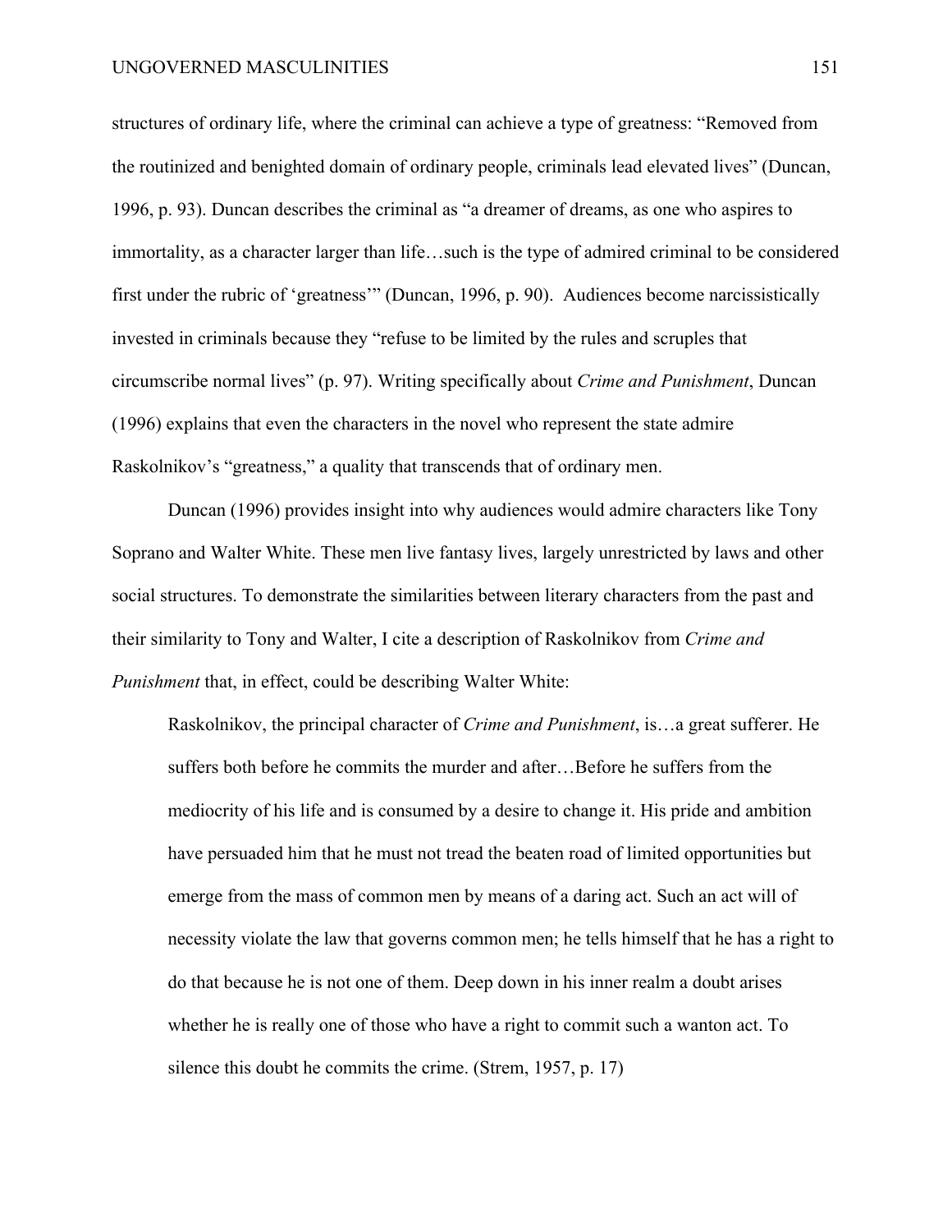structures of ordinary life, where the criminal can achieve a type of greatness: "Removed from the routinized and benighted domain of ordinary people, criminals lead elevated lives" (Duncan, 1996, p. 93). Duncan describes the criminal as "a dreamer of dreams, as one who aspires to immortality, as a character larger than life…such is the type of admired criminal to be considered first under the rubric of 'greatness'" (Duncan, 1996, p. 90). Audiences become narcissistically invested in criminals because they "refuse to be limited by the rules and scruples that circumscribe normal lives" (p. 97). Writing specifically about *Crime and Punishment*, Duncan (1996) explains that even the characters in the novel who represent the state admire Raskolnikov's "greatness," a quality that transcends that of ordinary men.

Duncan (1996) provides insight into why audiences would admire characters like Tony Soprano and Walter White. These men live fantasy lives, largely unrestricted by laws and other social structures. To demonstrate the similarities between literary characters from the past and their similarity to Tony and Walter, I cite a description of Raskolnikov from *Crime and Punishment* that, in effect, could be describing Walter White:

> Raskolnikov, the principal character of *Crime and Punishment*, is…a great sufferer. He suffers both before he commits the murder and after…Before he suffers from the mediocrity of his life and is consumed by a desire to change it. His pride and ambition have persuaded him that he must not tread the beaten road of limited opportunities but emerge from the mass of common men by means of a daring act. Such an act will of necessity violate the law that governs common men; he tells himself that he has a right to do that because he is not one of them. Deep down in his inner realm a doubt arises whether he is really one of those who have a right to commit such a wanton act. To silence this doubt he commits the crime. (Strem, 1957, p. 17)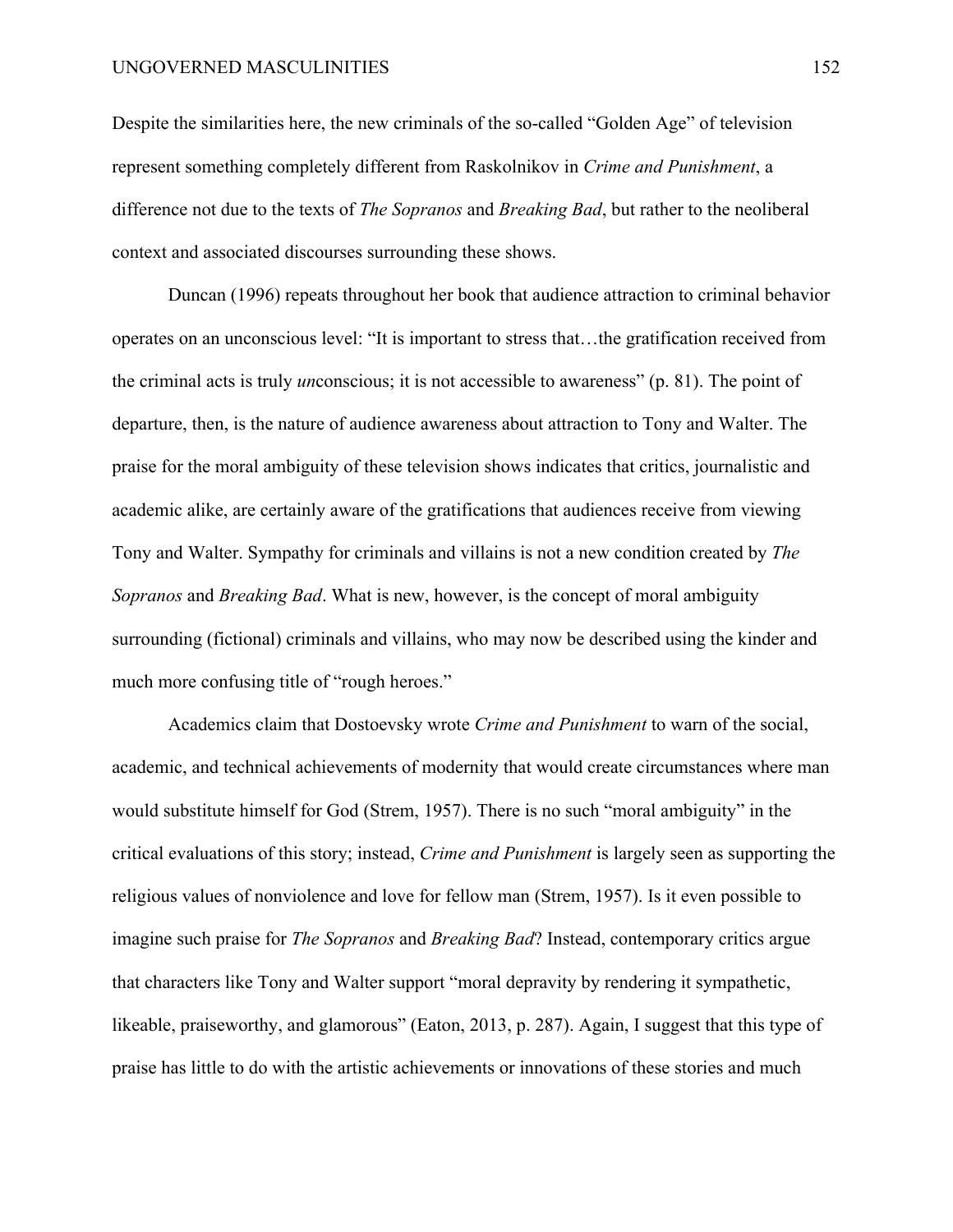Despite the similarities here, the new criminals of the so-called "Golden Age" of television represent something completely different from Raskolnikov in *Crime and Punishment*, a difference not due to the texts of *The Sopranos* and *Breaking Bad*, but rather to the neoliberal context and associated discourses surrounding these shows.

Duncan (1996) repeats throughout her book that audience attraction to criminal behavior operates on an unconscious level: "It is important to stress that…the gratification received from the criminal acts is truly *un*conscious; it is not accessible to awareness" (p. 81). The point of departure, then, is the nature of audience awareness about attraction to Tony and Walter. The praise for the moral ambiguity of these television shows indicates that critics, journalistic and academic alike, are certainly aware of the gratifications that audiences receive from viewing Tony and Walter. Sympathy for criminals and villains is not a new condition created by *The Sopranos* and *Breaking Bad*. What is new, however, is the concept of moral ambiguity surrounding (fictional) criminals and villains, who may now be described using the kinder and much more confusing title of "rough heroes."

Academics claim that Dostoevsky wrote *Crime and Punishment* to warn of the social, academic, and technical achievements of modernity that would create circumstances where man would substitute himself for God (Strem, 1957). There is no such "moral ambiguity" in the critical evaluations of this story; instead, *Crime and Punishment* is largely seen as supporting the religious values of nonviolence and love for fellow man (Strem, 1957). Is it even possible to imagine such praise for *The Sopranos* and *Breaking Bad*? Instead, contemporary critics argue that characters like Tony and Walter support "moral depravity by rendering it sympathetic, likeable, praiseworthy, and glamorous" (Eaton, 2013, p. 287). Again, I suggest that this type of praise has little to do with the artistic achievements or innovations of these stories and much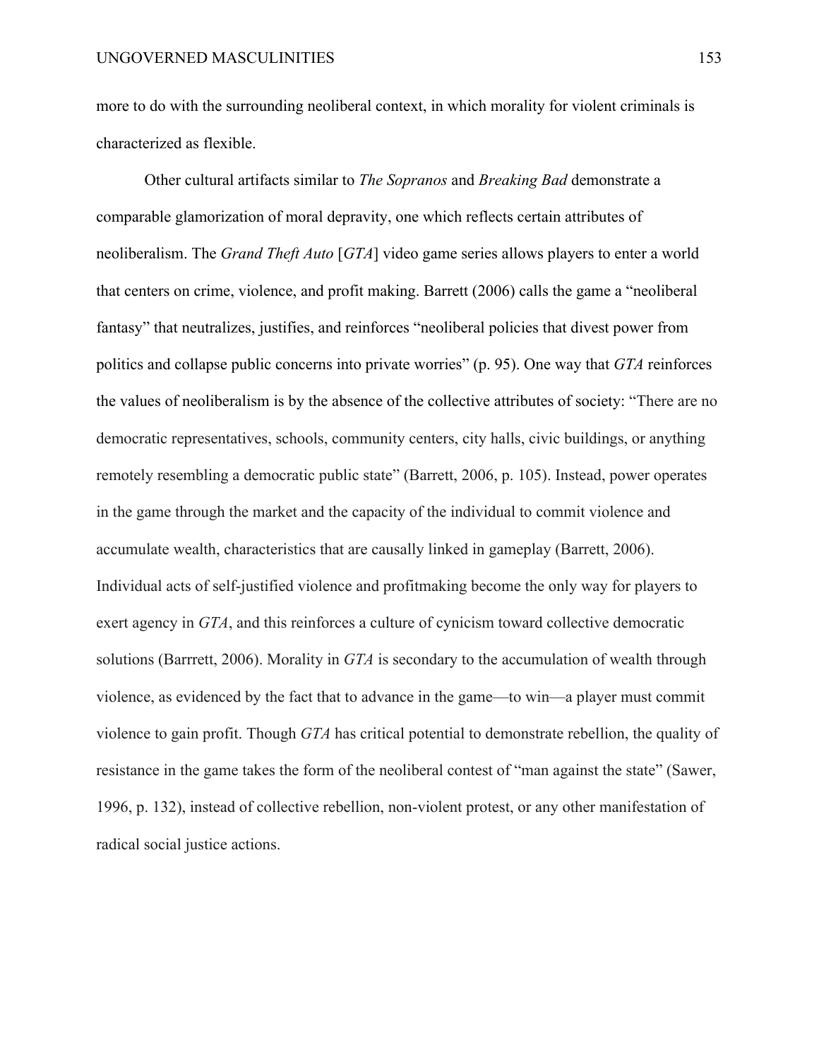more to do with the surrounding neoliberal context, in which morality for violent criminals is characterized as flexible.

Other cultural artifacts similar to *The Sopranos* and *Breaking Bad* demonstrate a comparable glamorization of moral depravity, one which reflects certain attributes of neoliberalism. The *Grand Theft Auto* [*GTA*] video game series allows players to enter a world that centers on crime, violence, and profit making. Barrett (2006) calls the game a "neoliberal fantasy" that neutralizes, justifies, and reinforces "neoliberal policies that divest power from politics and collapse public concerns into private worries" (p. 95). One way that *GTA* reinforces the values of neoliberalism is by the absence of the collective attributes of society: "There are no democratic representatives, schools, community centers, city halls, civic buildings, or anything remotely resembling a democratic public state" (Barrett, 2006, p. 105). Instead, power operates in the game through the market and the capacity of the individual to commit violence and accumulate wealth, characteristics that are causally linked in gameplay (Barrett, 2006). Individual acts of self-justified violence and profitmaking become the only way for players to exert agency in *GTA*, and this reinforces a culture of cynicism toward collective democratic solutions (Barrrett, 2006). Morality in *GTA* is secondary to the accumulation of wealth through violence, as evidenced by the fact that to advance in the game—to win—a player must commit violence to gain profit. Though *GTA* has critical potential to demonstrate rebellion, the quality of resistance in the game takes the form of the neoliberal contest of "man against the state" (Sawer, 1996, p. 132), instead of collective rebellion, non-violent protest, or any other manifestation of radical social justice actions.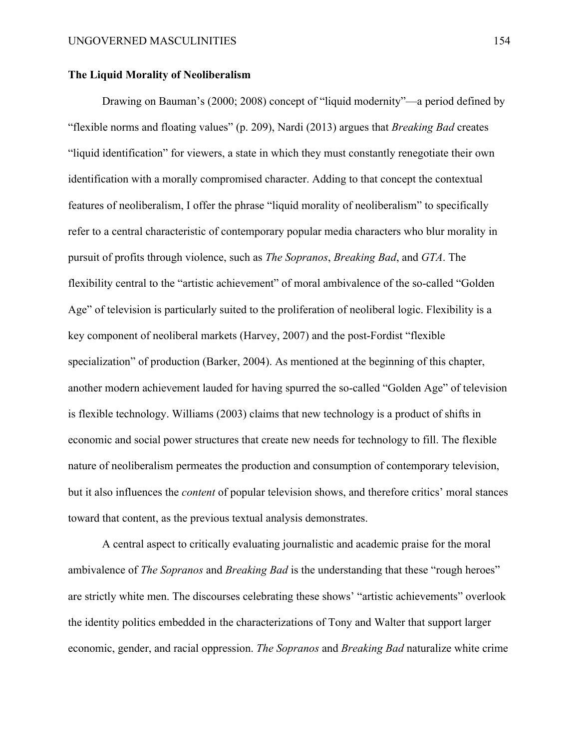**The Liquid Morality of Neoliberalism**

Drawing on Bauman's (2000; 2008) concept of "liquid modernity"—a period defined by "flexible norms and floating values" (p. 209), Nardi (2013) argues that *Breaking Bad* creates "liquid identification" for viewers, a state in which they must constantly renegotiate their own identification with a morally compromised character. Adding to that concept the contextual features of neoliberalism, I offer the phrase "liquid morality of neoliberalism" to specifically refer to a central characteristic of contemporary popular media characters who blur morality in pursuit of profits through violence, such as *The Sopranos*, *Breaking Bad*, and *GTA*. The flexibility central to the "artistic achievement" of moral ambivalence of the so-called "Golden Age" of television is particularly suited to the proliferation of neoliberal logic. Flexibility is a key component of neoliberal markets (Harvey, 2007) and the post-Fordist "flexible specialization" of production (Barker, 2004). As mentioned at the beginning of this chapter, another modern achievement lauded for having spurred the so-called "Golden Age" of television is flexible technology. Williams (2003) claims that new technology is a product of shifts in economic and social power structures that create new needs for technology to fill. The flexible nature of neoliberalism permeates the production and consumption of contemporary television, but it also influences the *content* of popular television shows, and therefore critics' moral stances toward that content, as the previous textual analysis demonstrates.

A central aspect to critically evaluating journalistic and academic praise for the moral ambivalence of *The Sopranos* and *Breaking Bad* is the understanding that these "rough heroes" are strictly white men. The discourses celebrating these shows' "artistic achievements" overlook the identity politics embedded in the characterizations of Tony and Walter that support larger economic, gender, and racial oppression. *The Sopranos* and *Breaking Bad* naturalize white crime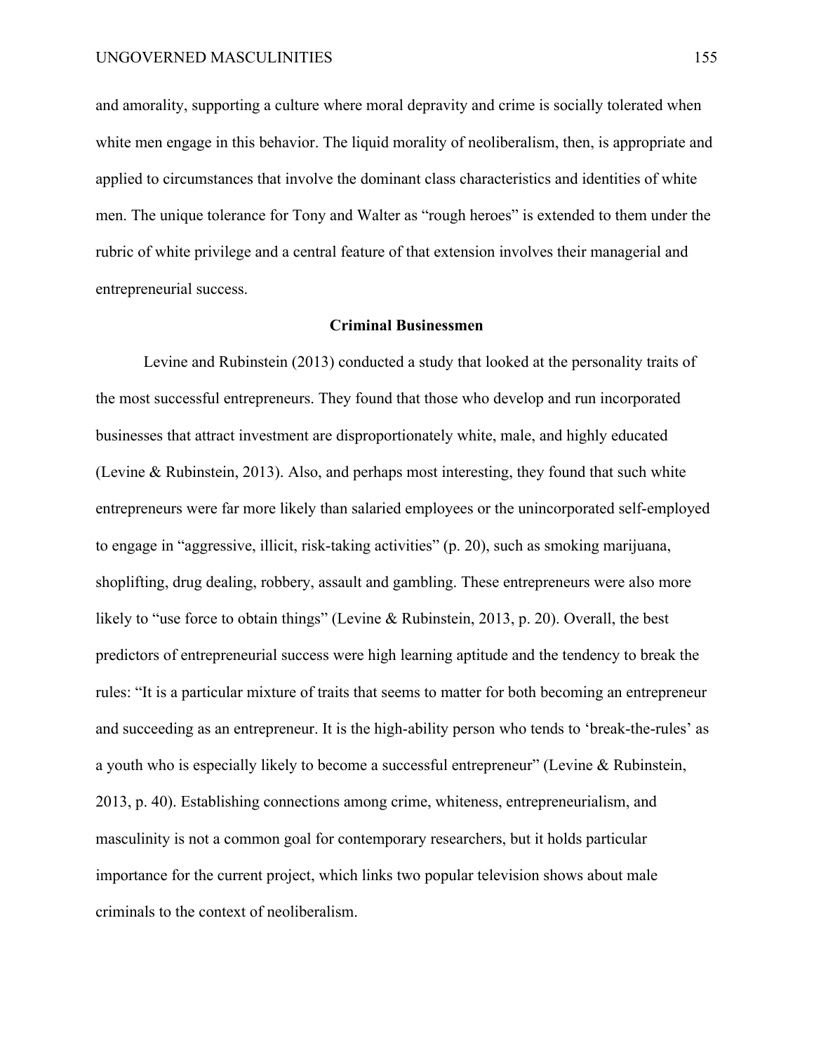and amorality, supporting a culture where moral depravity and crime is socially tolerated when white men engage in this behavior. The liquid morality of neoliberalism, then, is appropriate and applied to circumstances that involve the dominant class characteristics and identities of white men. The unique tolerance for Tony and Walter as "rough heroes" is extended to them under the rubric of white privilege and a central feature of that extension involves their managerial and entrepreneurial success.

## Criminal Businessmen

Levine and Rubinstein (2013) conducted a study that looked at the personality traits of the most successful entrepreneurs. They found that those who develop and run incorporated businesses that attract investment are disproportionately white, male, and highly educated (Levine & Rubinstein, 2013). Also, and perhaps most interesting, they found that such white entrepreneurs were far more likely than salaried employees or the unincorporated self-employed to engage in "aggressive, illicit, risk-taking activities" (p. 20), such as smoking marijuana, shoplifting, drug dealing, robbery, assault and gambling. These entrepreneurs were also more likely to "use force to obtain things" (Levine & Rubinstein, 2013, p. 20). Overall, the best predictors of entrepreneurial success were high learning aptitude and the tendency to break the rules: "It is a particular mixture of traits that seems to matter for both becoming an entrepreneur and succeeding as an entrepreneur. It is the high-ability person who tends to 'break-the-rules' as a youth who is especially likely to become a successful entrepreneur" (Levine & Rubinstein, 2013, p. 40). Establishing connections among crime, whiteness, entrepreneurialism, and masculinity is not a common goal for contemporary researchers, but it holds particular importance for the current project, which links two popular television shows about male criminals to the context of neoliberalism.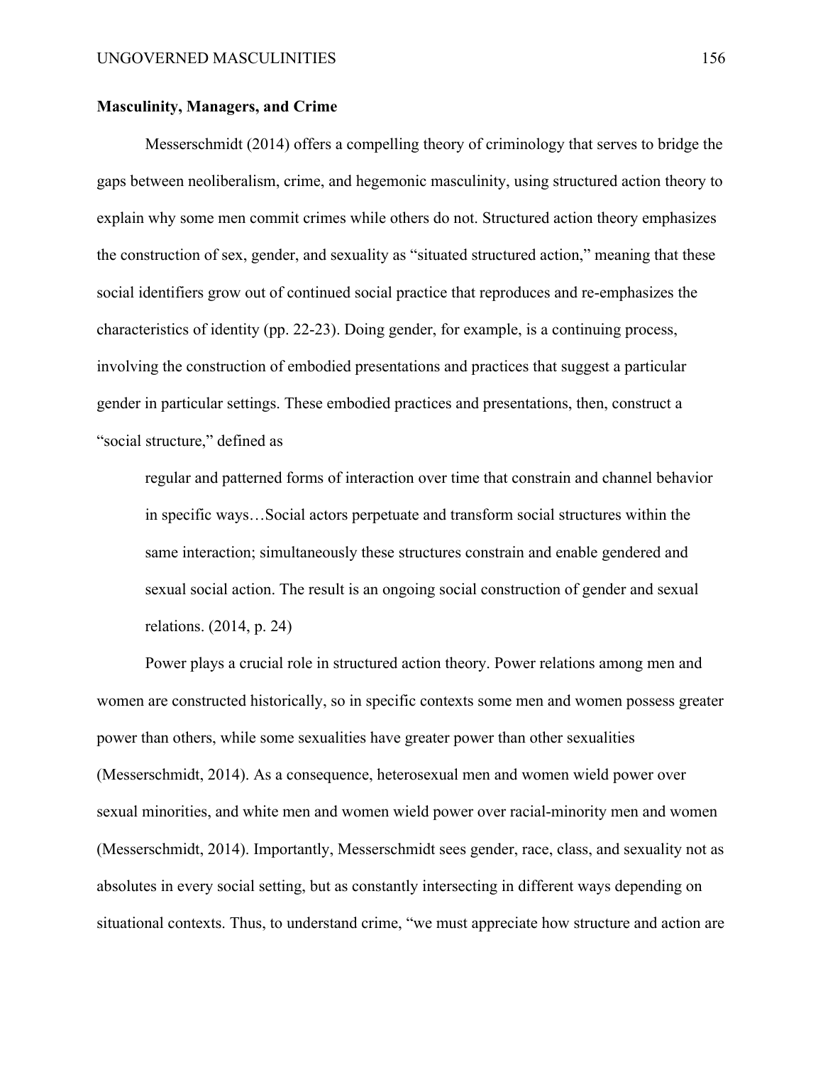**Masculinity, Managers, and Crime**

Messerschmidt (2014) offers a compelling theory of criminology that serves to bridge the gaps between neoliberalism, crime, and hegemonic masculinity, using structured action theory to explain why some men commit crimes while others do not. Structured action theory emphasizes the construction of sex, gender, and sexuality as "situated structured action," meaning that these social identifiers grow out of continued social practice that reproduces and re-emphasizes the characteristics of identity (pp. 22-23). Doing gender, for example, is a continuing process, involving the construction of embodied presentations and practices that suggest a particular gender in particular settings. These embodied practices and presentations, then, construct a "social structure," defined as

> regular and patterned forms of interaction over time that constrain and channel behavior in specific ways…Social actors perpetuate and transform social structures within the same interaction; simultaneously these structures constrain and enable gendered and sexual social action. The result is an ongoing social construction of gender and sexual relations. (2014, p. 24)

Power plays a crucial role in structured action theory. Power relations among men and women are constructed historically, so in specific contexts some men and women possess greater power than others, while some sexualities have greater power than other sexualities (Messerschmidt, 2014). As a consequence, heterosexual men and women wield power over sexual minorities, and white men and women wield power over racial-minority men and women (Messerschmidt, 2014). Importantly, Messerschmidt sees gender, race, class, and sexuality not as absolutes in every social setting, but as constantly intersecting in different ways depending on situational contexts. Thus, to understand crime, "we must appreciate how structure and action are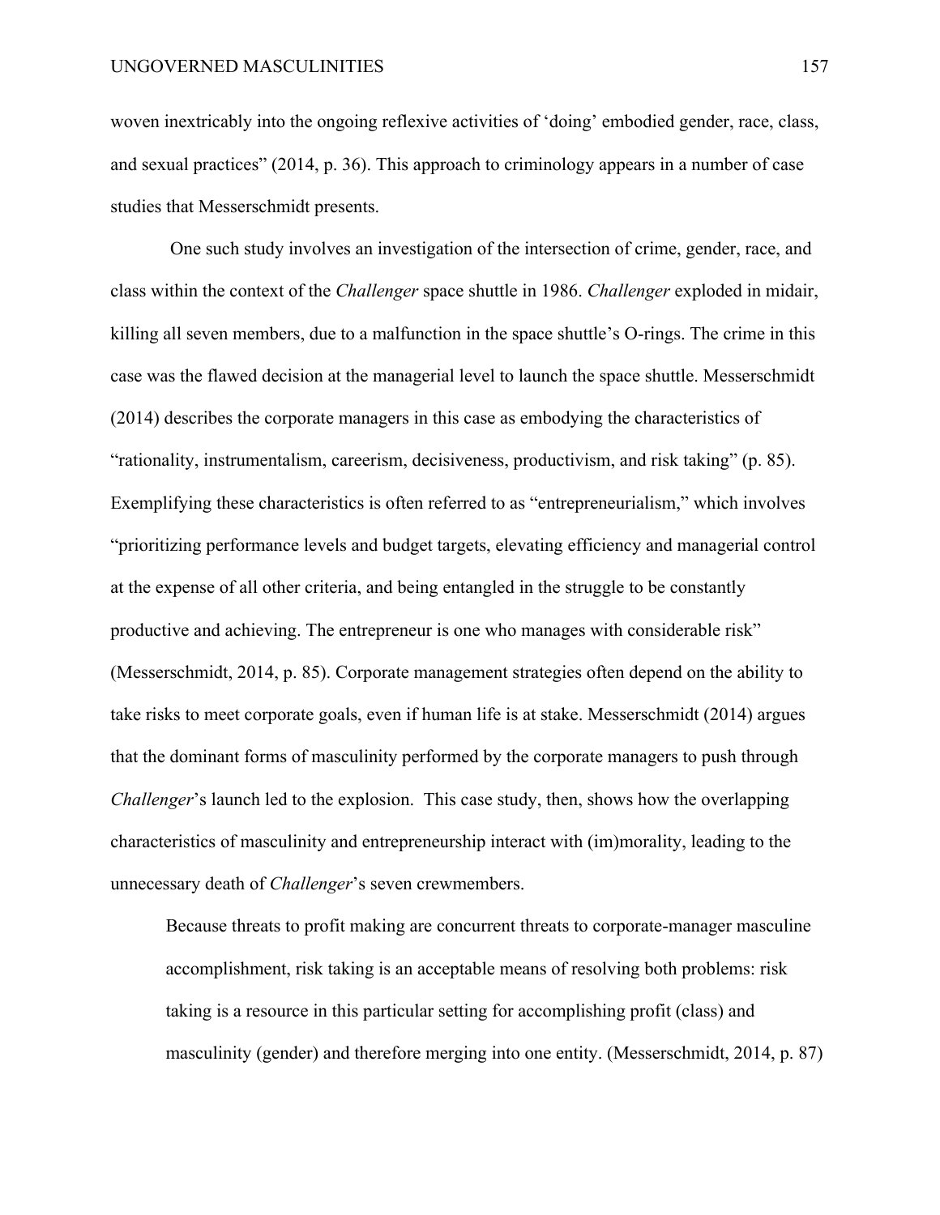woven inextricably into the ongoing reflexive activities of 'doing' embodied gender, race, class, and sexual practices" (2014, p. 36). This approach to criminology appears in a number of case studies that Messerschmidt presents.

One such study involves an investigation of the intersection of crime, gender, race, and class within the context of the *Challenger* space shuttle in 1986. *Challenger* exploded in midair, killing all seven members, due to a malfunction in the space shuttle's O-rings. The crime in this case was the flawed decision at the managerial level to launch the space shuttle. Messerschmidt (2014) describes the corporate managers in this case as embodying the characteristics of "rationality, instrumentalism, careerism, decisiveness, productivism, and risk taking" (p. 85). Exemplifying these characteristics is often referred to as "entrepreneurialism," which involves "prioritizing performance levels and budget targets, elevating efficiency and managerial control at the expense of all other criteria, and being entangled in the struggle to be constantly productive and achieving. The entrepreneur is one who manages with considerable risk" (Messerschmidt, 2014, p. 85). Corporate management strategies often depend on the ability to take risks to meet corporate goals, even if human life is at stake. Messerschmidt (2014) argues that the dominant forms of masculinity performed by the corporate managers to push through *Challenger*'s launch led to the explosion. This case study, then, shows how the overlapping characteristics of masculinity and entrepreneurship interact with (im)morality, leading to the unnecessary death of *Challenger*'s seven crewmembers.

> Because threats to profit making are concurrent threats to corporate-manager masculine accomplishment, risk taking is an acceptable means of resolving both problems: risk taking is a resource in this particular setting for accomplishing profit (class) and masculinity (gender) and therefore merging into one entity. (Messerschmidt, 2014, p. 87)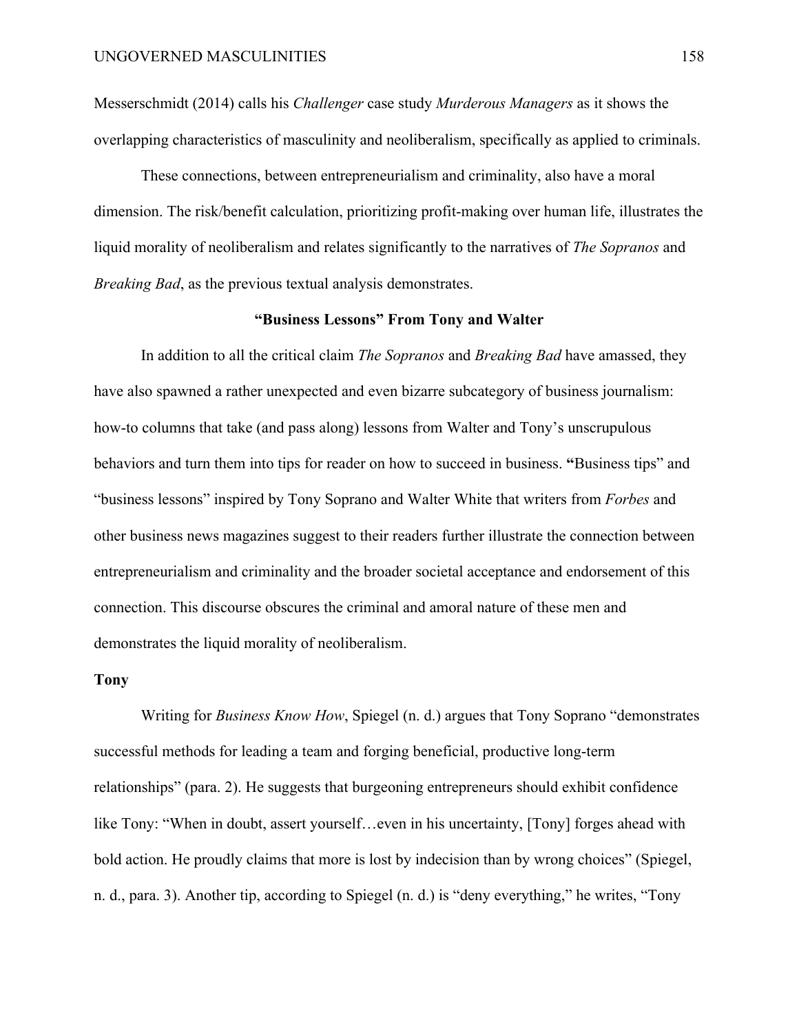Messerschmidt (2014) calls his *Challenger* case study *Murderous Managers* as it shows the overlapping characteristics of masculinity and neoliberalism, specifically as applied to criminals.

These connections, between entrepreneurialism and criminality, also have a moral dimension. The risk/benefit calculation, prioritizing profit-making over human life, illustrates the liquid morality of neoliberalism and relates significantly to the narratives of *The Sopranos* and *Breaking Bad*, as the previous textual analysis demonstrates.

### "Business Lessons" From Tony and Walter

In addition to all the critical claim *The Sopranos* and *Breaking Bad* have amassed, they have also spawned a rather unexpected and even bizarre subcategory of business journalism: how-to columns that take (and pass along) lessons from Walter and Tony's unscrupulous behaviors and turn them into tips for reader on how to succeed in business. "Business tips" and "business lessons" inspired by Tony Soprano and Walter White that writers from *Forbes* and other business news magazines suggest to their readers further illustrate the connection between entrepreneurialism and criminality and the broader societal acceptance and endorsement of this connection. This discourse obscures the criminal and amoral nature of these men and demonstrates the liquid morality of neoliberalism.

#### Tony

Writing for *Business Know How*, Spiegel (n. d.) argues that Tony Soprano "demonstrates successful methods for leading a team and forging beneficial, productive long-term relationships" (para. 2). He suggests that burgeoning entrepreneurs should exhibit confidence like Tony: "When in doubt, assert yourself…even in his uncertainty, [Tony] forges ahead with bold action. He proudly claims that more is lost by indecision than by wrong choices" (Spiegel, n. d., para. 3). Another tip, according to Spiegel (n. d.) is "deny everything," he writes, "Tony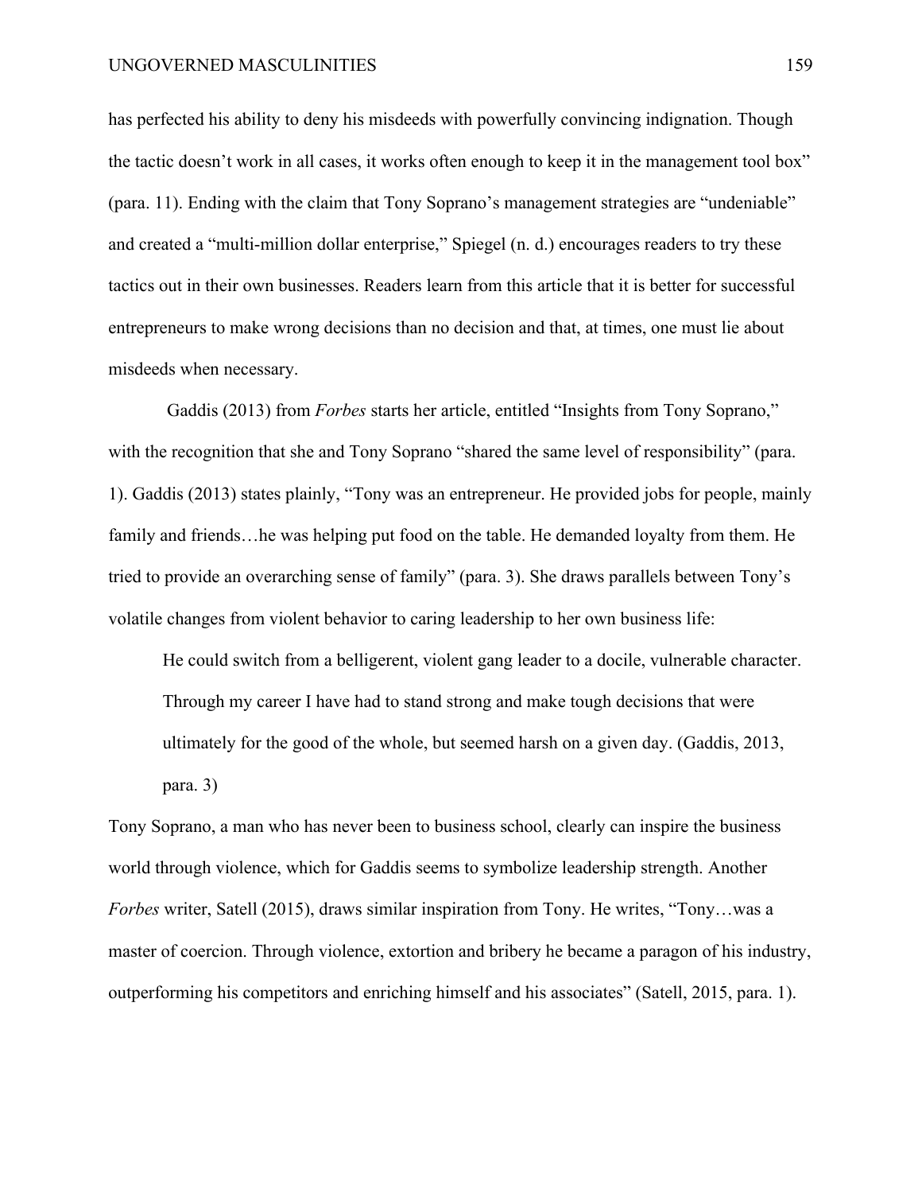has perfected his ability to deny his misdeeds with powerfully convincing indignation. Though the tactic doesn't work in all cases, it works often enough to keep it in the management tool box" (para. 11). Ending with the claim that Tony Soprano's management strategies are "undeniable" and created a "multi-million dollar enterprise," Spiegel (n. d.) encourages readers to try these tactics out in their own businesses. Readers learn from this article that it is better for successful entrepreneurs to make wrong decisions than no decision and that, at times, one must lie about misdeeds when necessary.

Gaddis (2013) from *Forbes* starts her article, entitled "Insights from Tony Soprano," with the recognition that she and Tony Soprano "shared the same level of responsibility" (para. 1). Gaddis (2013) states plainly, "Tony was an entrepreneur. He provided jobs for people, mainly family and friends…he was helping put food on the table. He demanded loyalty from them. He tried to provide an overarching sense of family" (para. 3). She draws parallels between Tony's volatile changes from violent behavior to caring leadership to her own business life:

> He could switch from a belligerent, violent gang leader to a docile, vulnerable character. Through my career I have had to stand strong and make tough decisions that were ultimately for the good of the whole, but seemed harsh on a given day. (Gaddis, 2013, para. 3)

Tony Soprano, a man who has never been to business school, clearly can inspire the business world through violence, which for Gaddis seems to symbolize leadership strength. Another *Forbes* writer, Satell (2015), draws similar inspiration from Tony. He writes, "Tony…was a master of coercion. Through violence, extortion and bribery he became a paragon of his industry, outperforming his competitors and enriching himself and his associates" (Satell, 2015, para. 1).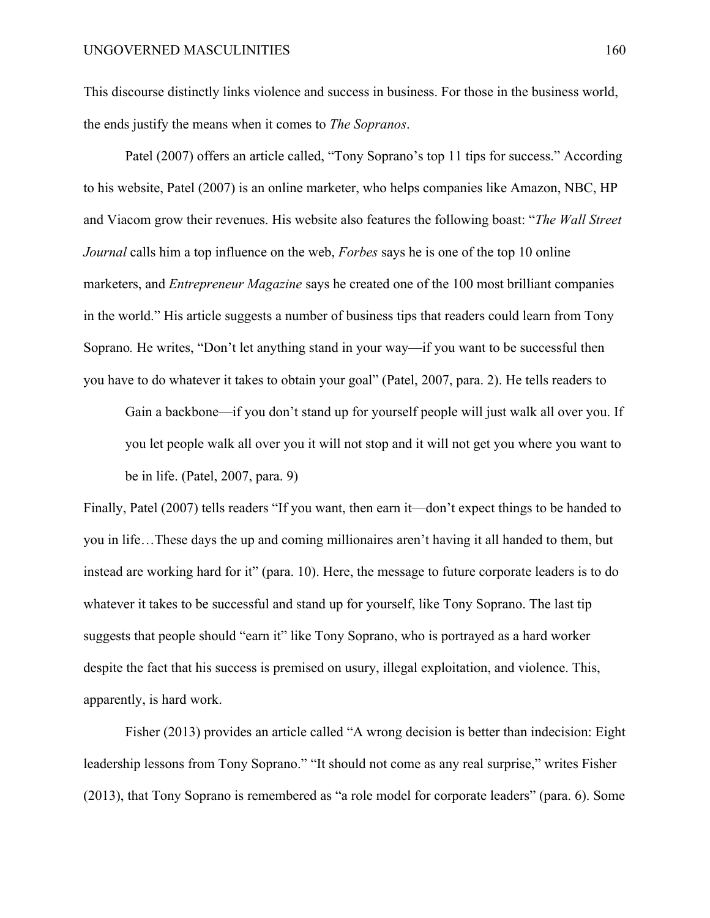This discourse distinctly links violence and success in business. For those in the business world, the ends justify the means when it comes to *The Sopranos*.

Patel (2007) offers an article called, "Tony Soprano's top 11 tips for success." According to his website, Patel (2007) is an online marketer, who helps companies like Amazon, NBC, HP and Viacom grow their revenues. His website also features the following boast: "*The Wall Street Journal* calls him a top influence on the web, *Forbes* says he is one of the top 10 online marketers, and *Entrepreneur Magazine* says he created one of the 100 most brilliant companies in the world." His article suggests a number of business tips that readers could learn from Tony Soprano. He writes, "Don't let anything stand in your way—if you want to be successful then you have to do whatever it takes to obtain your goal" (Patel, 2007, para. 2). He tells readers to

> Gain a backbone—if you don't stand up for yourself people will just walk all over you. If you let people walk all over you it will not stop and it will not get you where you want to be in life. (Patel, 2007, para. 9)

Finally, Patel (2007) tells readers "If you want, then earn it—don't expect things to be handed to you in life…These days the up and coming millionaires aren't having it all handed to them, but instead are working hard for it" (para. 10). Here, the message to future corporate leaders is to do whatever it takes to be successful and stand up for yourself, like Tony Soprano. The last tip suggests that people should "earn it" like Tony Soprano, who is portrayed as a hard worker despite the fact that his success is premised on usury, illegal exploitation, and violence. This, apparently, is hard work.

Fisher (2013) provides an article called "A wrong decision is better than indecision: Eight leadership lessons from Tony Soprano." "It should not come as any real surprise," writes Fisher (2013), that Tony Soprano is remembered as "a role model for corporate leaders" (para. 6). Some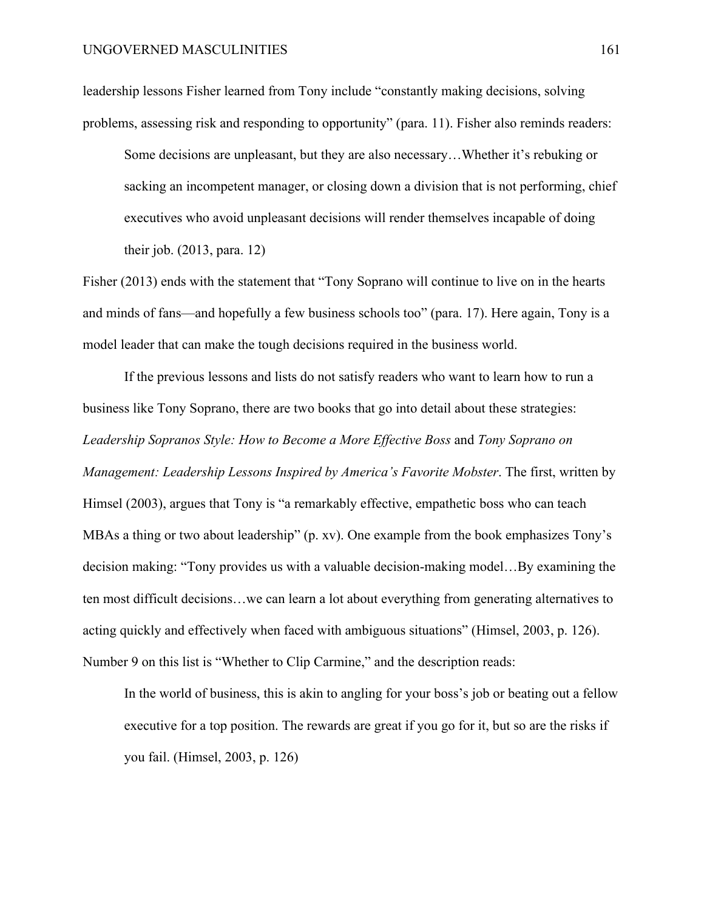leadership lessons Fisher learned from Tony include "constantly making decisions, solving problems, assessing risk and responding to opportunity" (para. 11). Fisher also reminds readers:

> Some decisions are unpleasant, but they are also necessary…Whether it's rebuking or sacking an incompetent manager, or closing down a division that is not performing, chief executives who avoid unpleasant decisions will render themselves incapable of doing their job. (2013, para. 12)

Fisher (2013) ends with the statement that "Tony Soprano will continue to live on in the hearts and minds of fans—and hopefully a few business schools too" (para. 17). Here again, Tony is a model leader that can make the tough decisions required in the business world.

If the previous lessons and lists do not satisfy readers who want to learn how to run a business like Tony Soprano, there are two books that go into detail about these strategies: *Leadership Sopranos Style: How to Become a More Effective Boss* and *Tony Soprano on Management: Leadership Lessons Inspired by America's Favorite Mobster*. The first, written by Himsel (2003), argues that Tony is "a remarkably effective, empathetic boss who can teach MBAs a thing or two about leadership" (p. xv). One example from the book emphasizes Tony's decision making: "Tony provides us with a valuable decision-making model…By examining the ten most difficult decisions…we can learn a lot about everything from generating alternatives to acting quickly and effectively when faced with ambiguous situations" (Himsel, 2003, p. 126). Number 9 on this list is "Whether to Clip Carmine," and the description reads:

> In the world of business, this is akin to angling for your boss's job or beating out a fellow executive for a top position. The rewards are great if you go for it, but so are the risks if you fail. (Himsel, 2003, p. 126)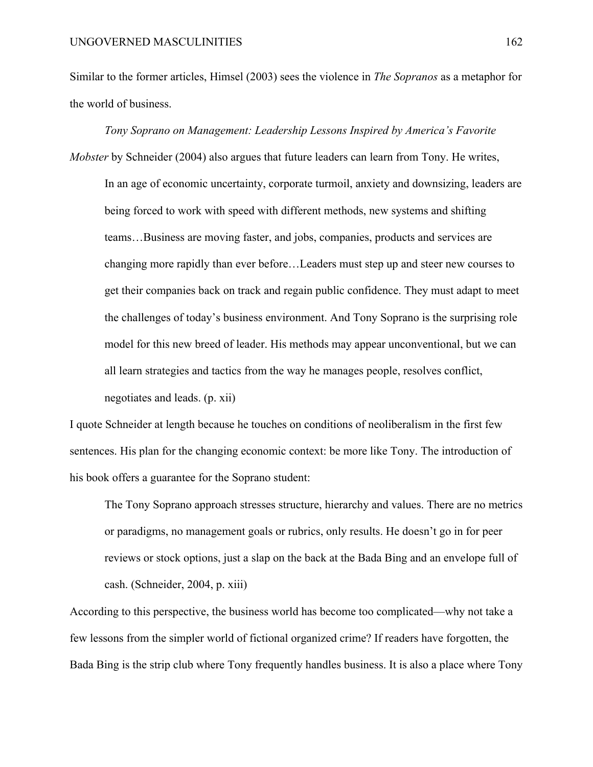Similar to the former articles, Himsel (2003) sees the violence in *The Sopranos* as a metaphor for the world of business.

*Tony Soprano on Management: Leadership Lessons Inspired by America's Favorite Mobster* by Schneider (2004) also argues that future leaders can learn from Tony. He writes,

> In an age of economic uncertainty, corporate turmoil, anxiety and downsizing, leaders are being forced to work with speed with different methods, new systems and shifting teams…Business are moving faster, and jobs, companies, products and services are changing more rapidly than ever before…Leaders must step up and steer new courses to get their companies back on track and regain public confidence. They must adapt to meet the challenges of today's business environment. And Tony Soprano is the surprising role model for this new breed of leader. His methods may appear unconventional, but we can all learn strategies and tactics from the way he manages people, resolves conflict, negotiates and leads. (p. xii)

I quote Schneider at length because he touches on conditions of neoliberalism in the first few sentences. His plan for the changing economic context: be more like Tony. The introduction of his book offers a guarantee for the Soprano student:

> The Tony Soprano approach stresses structure, hierarchy and values. There are no metrics or paradigms, no management goals or rubrics, only results. He doesn't go in for peer reviews or stock options, just a slap on the back at the Bada Bing and an envelope full of cash. (Schneider, 2004, p. xiii)

According to this perspective, the business world has become too complicated—why not take a few lessons from the simpler world of fictional organized crime? If readers have forgotten, the Bada Bing is the strip club where Tony frequently handles business. It is also a place where Tony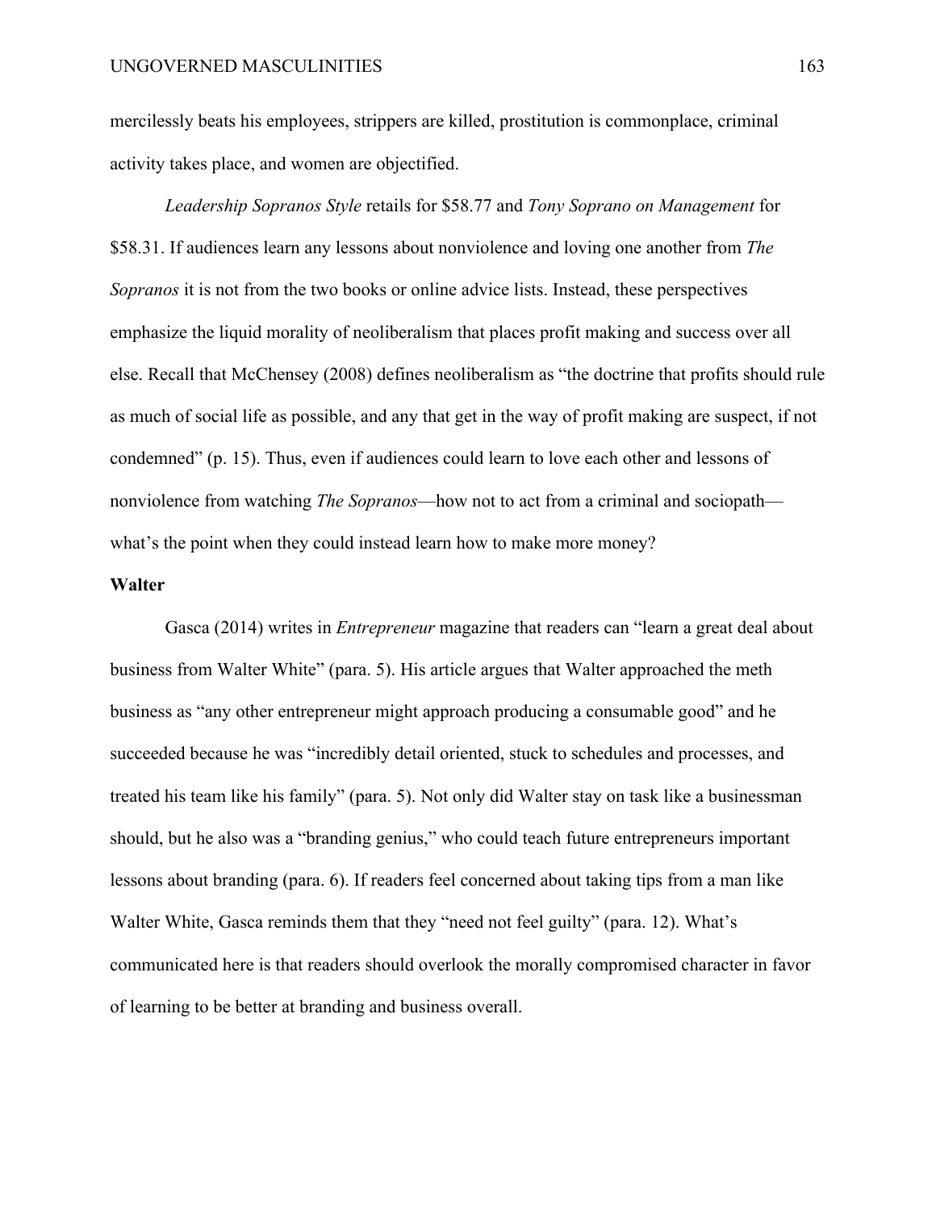mercilessly beats his employees, strippers are killed, prostitution is commonplace, criminal activity takes place, and women are objectified.

*Leadership Sopranos Style* retails for $58.77 and *Tony Soprano on Management* for $58.31. If audiences learn any lessons about nonviolence and loving one another from *The Sopranos* it is not from the two books or online advice lists. Instead, these perspectives emphasize the liquid morality of neoliberalism that places profit making and success over all else. Recall that McChensey (2008) defines neoliberalism as "the doctrine that profits should rule as much of social life as possible, and any that get in the way of profit making are suspect, if not condemned" (p. 15). Thus, even if audiences could learn to love each other and lessons of nonviolence from watching *The Sopranos*—how not to act from a criminal and sociopath—what's the point when they could instead learn how to make more money?

**Walter**

Gasca (2014) writes in *Entrepreneur* magazine that readers can "learn a great deal about business from Walter White" (para. 5). His article argues that Walter approached the meth business as "any other entrepreneur might approach producing a consumable good" and he succeeded because he was "incredibly detail oriented, stuck to schedules and processes, and treated his team like his family" (para. 5). Not only did Walter stay on task like a businessman should, but he also was a "branding genius," who could teach future entrepreneurs important lessons about branding (para. 6). If readers feel concerned about taking tips from a man like Walter White, Gasca reminds them that they "need not feel guilty" (para. 12). What's communicated here is that readers should overlook the morally compromised character in favor of learning to be better at branding and business overall.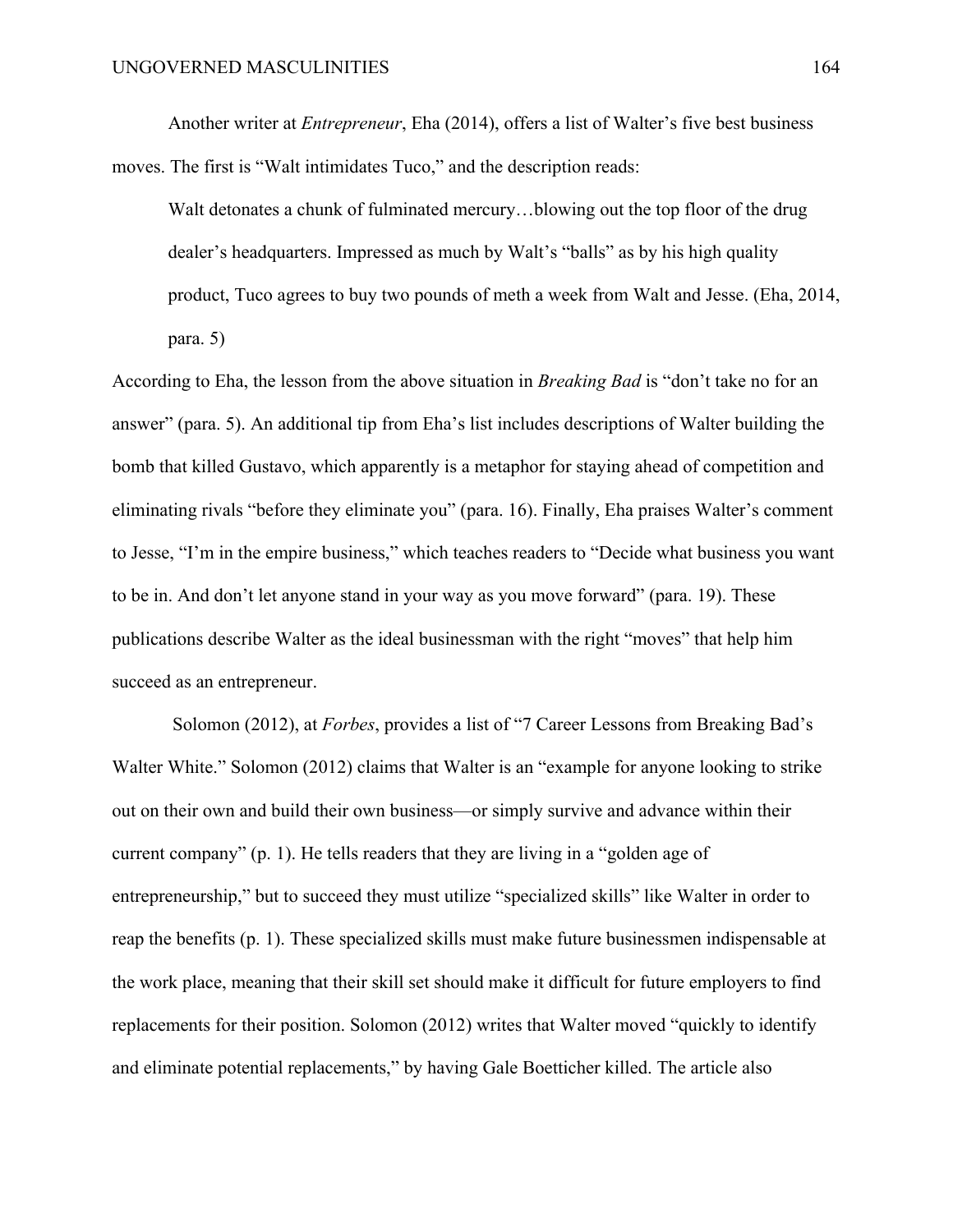Another writer at *Entrepreneur*, Eha (2014), offers a list of Walter's five best business moves. The first is "Walt intimidates Tuco," and the description reads:

> Walt detonates a chunk of fulminated mercury…blowing out the top floor of the drug dealer's headquarters. Impressed as much by Walt's "balls" as by his high quality product, Tuco agrees to buy two pounds of meth a week from Walt and Jesse. (Eha, 2014, para. 5)

According to Eha, the lesson from the above situation in *Breaking Bad* is "don't take no for an answer" (para. 5). An additional tip from Eha's list includes descriptions of Walter building the bomb that killed Gustavo, which apparently is a metaphor for staying ahead of competition and eliminating rivals "before they eliminate you" (para. 16). Finally, Eha praises Walter's comment to Jesse, "I'm in the empire business," which teaches readers to "Decide what business you want to be in. And don't let anyone stand in your way as you move forward" (para. 19). These publications describe Walter as the ideal businessman with the right "moves" that help him succeed as an entrepreneur.

Solomon (2012), at *Forbes*, provides a list of "7 Career Lessons from Breaking Bad's Walter White." Solomon (2012) claims that Walter is an "example for anyone looking to strike out on their own and build their own business—or simply survive and advance within their current company" (p. 1). He tells readers that they are living in a "golden age of entrepreneurship," but to succeed they must utilize "specialized skills" like Walter in order to reap the benefits (p. 1). These specialized skills must make future businessmen indispensable at the work place, meaning that their skill set should make it difficult for future employers to find replacements for their position. Solomon (2012) writes that Walter moved "quickly to identify and eliminate potential replacements," by having Gale Boetticher killed. The article also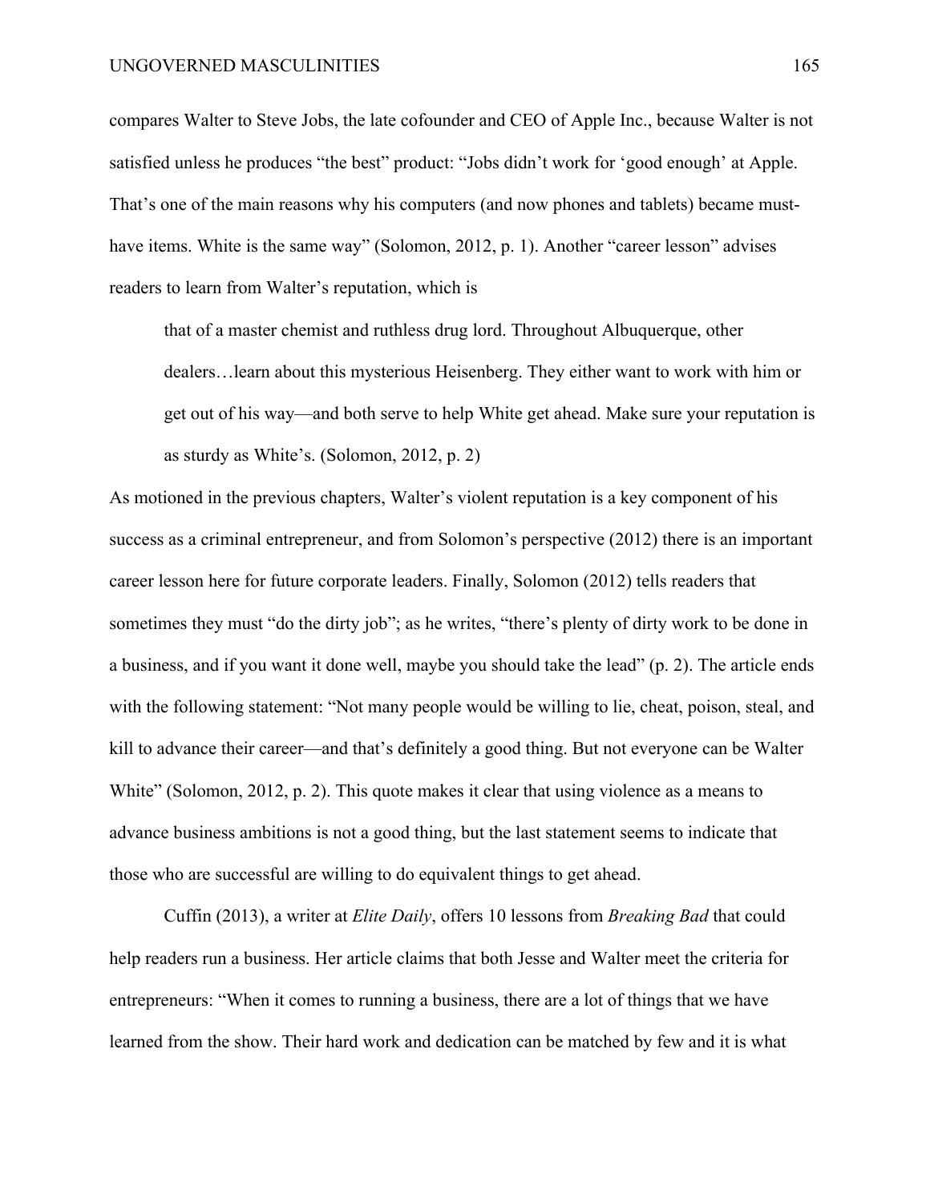compares Walter to Steve Jobs, the late cofounder and CEO of Apple Inc., because Walter is not satisfied unless he produces "the best" product: "Jobs didn't work for 'good enough' at Apple. That's one of the main reasons why his computers (and now phones and tablets) became must-have items. White is the same way" (Solomon, 2012, p. 1). Another "career lesson" advises readers to learn from Walter's reputation, which is

> that of a master chemist and ruthless drug lord. Throughout Albuquerque, other dealers…learn about this mysterious Heisenberg. They either want to work with him or get out of his way—and both serve to help White get ahead. Make sure your reputation is as sturdy as White's. (Solomon, 2012, p. 2)

As motioned in the previous chapters, Walter's violent reputation is a key component of his success as a criminal entrepreneur, and from Solomon's perspective (2012) there is an important career lesson here for future corporate leaders. Finally, Solomon (2012) tells readers that sometimes they must "do the dirty job"; as he writes, "there's plenty of dirty work to be done in a business, and if you want it done well, maybe you should take the lead" (p. 2). The article ends with the following statement: "Not many people would be willing to lie, cheat, poison, steal, and kill to advance their career—and that's definitely a good thing. But not everyone can be Walter White" (Solomon, 2012, p. 2). This quote makes it clear that using violence as a means to advance business ambitions is not a good thing, but the last statement seems to indicate that those who are successful are willing to do equivalent things to get ahead.

Cuffin (2013), a writer at *Elite Daily*, offers 10 lessons from *Breaking Bad* that could help readers run a business. Her article claims that both Jesse and Walter meet the criteria for entrepreneurs: "When it comes to running a business, there are a lot of things that we have learned from the show. Their hard work and dedication can be matched by few and it is what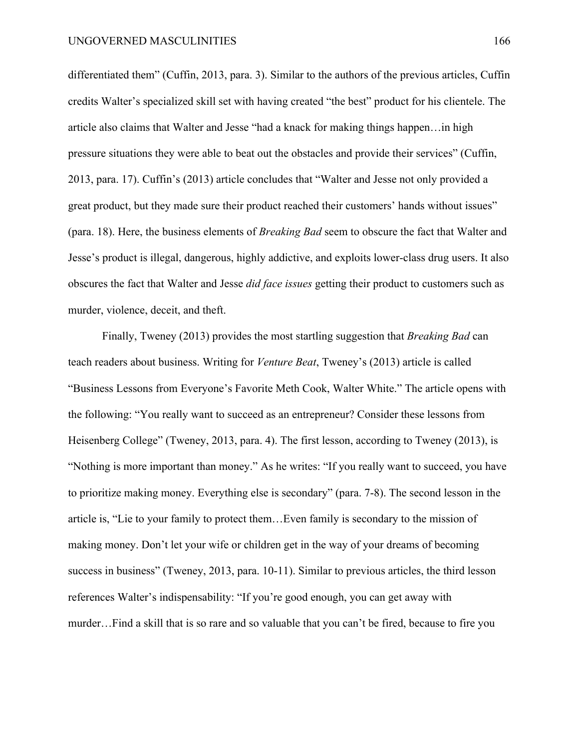differentiated them" (Cuffin, 2013, para. 3). Similar to the authors of the previous articles, Cuffin credits Walter's specialized skill set with having created "the best" product for his clientele. The article also claims that Walter and Jesse "had a knack for making things happen…in high pressure situations they were able to beat out the obstacles and provide their services" (Cuffin, 2013, para. 17). Cuffin's (2013) article concludes that "Walter and Jesse not only provided a great product, but they made sure their product reached their customers' hands without issues" (para. 18). Here, the business elements of *Breaking Bad* seem to obscure the fact that Walter and Jesse's product is illegal, dangerous, highly addictive, and exploits lower-class drug users. It also obscures the fact that Walter and Jesse *did face issues* getting their product to customers such as murder, violence, deceit, and theft.

Finally, Tweney (2013) provides the most startling suggestion that *Breaking Bad* can teach readers about business. Writing for *Venture Beat*, Tweney's (2013) article is called "Business Lessons from Everyone's Favorite Meth Cook, Walter White." The article opens with the following: "You really want to succeed as an entrepreneur? Consider these lessons from Heisenberg College" (Tweney, 2013, para. 4). The first lesson, according to Tweney (2013), is "Nothing is more important than money." As he writes: "If you really want to succeed, you have to prioritize making money. Everything else is secondary" (para. 7-8). The second lesson in the article is, "Lie to your family to protect them…Even family is secondary to the mission of making money. Don't let your wife or children get in the way of your dreams of becoming success in business" (Tweney, 2013, para. 10-11). Similar to previous articles, the third lesson references Walter's indispensability: "If you're good enough, you can get away with murder…Find a skill that is so rare and so valuable that you can't be fired, because to fire you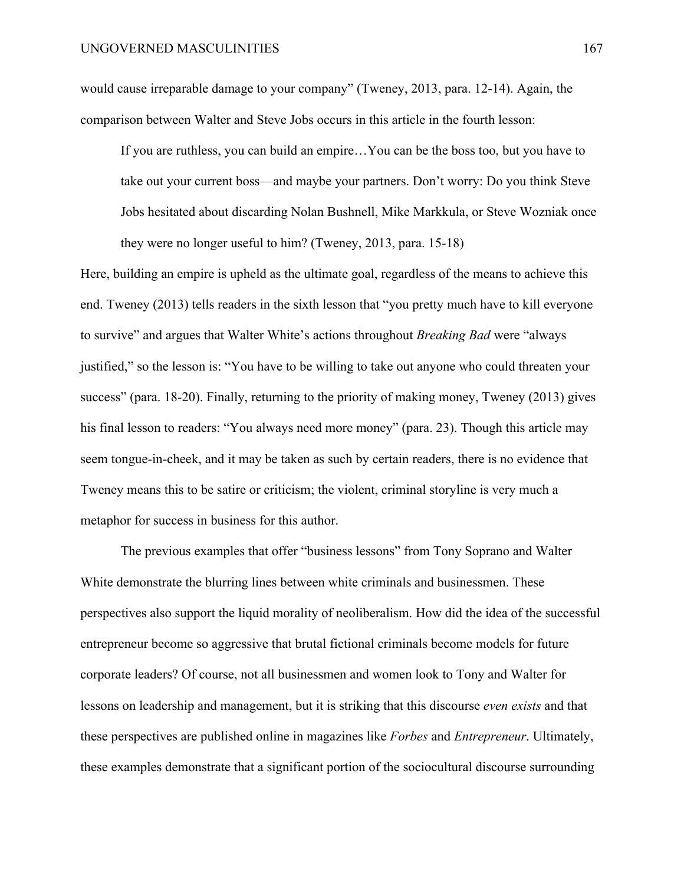would cause irreparable damage to your company" (Tweney, 2013, para. 12-14). Again, the comparison between Walter and Steve Jobs occurs in this article in the fourth lesson:

> If you are ruthless, you can build an empire…You can be the boss too, but you have to take out your current boss—and maybe your partners. Don't worry: Do you think Steve Jobs hesitated about discarding Nolan Bushnell, Mike Markkula, or Steve Wozniak once they were no longer useful to him? (Tweney, 2013, para. 15-18)

Here, building an empire is upheld as the ultimate goal, regardless of the means to achieve this end. Tweney (2013) tells readers in the sixth lesson that "you pretty much have to kill everyone to survive" and argues that Walter White's actions throughout *Breaking Bad* were "always justified," so the lesson is: "You have to be willing to take out anyone who could threaten your success" (para. 18-20). Finally, returning to the priority of making money, Tweney (2013) gives his final lesson to readers: "You always need more money" (para. 23). Though this article may seem tongue-in-cheek, and it may be taken as such by certain readers, there is no evidence that Tweney means this to be satire or criticism; the violent, criminal storyline is very much a metaphor for success in business for this author.

The previous examples that offer "business lessons" from Tony Soprano and Walter White demonstrate the blurring lines between white criminals and businessmen. These perspectives also support the liquid morality of neoliberalism. How did the idea of the successful entrepreneur become so aggressive that brutal fictional criminals become models for future corporate leaders? Of course, not all businessmen and women look to Tony and Walter for lessons on leadership and management, but it is striking that this discourse *even exists* and that these perspectives are published online in magazines like *Forbes* and *Entrepreneur*. Ultimately, these examples demonstrate that a significant portion of the sociocultural discourse surrounding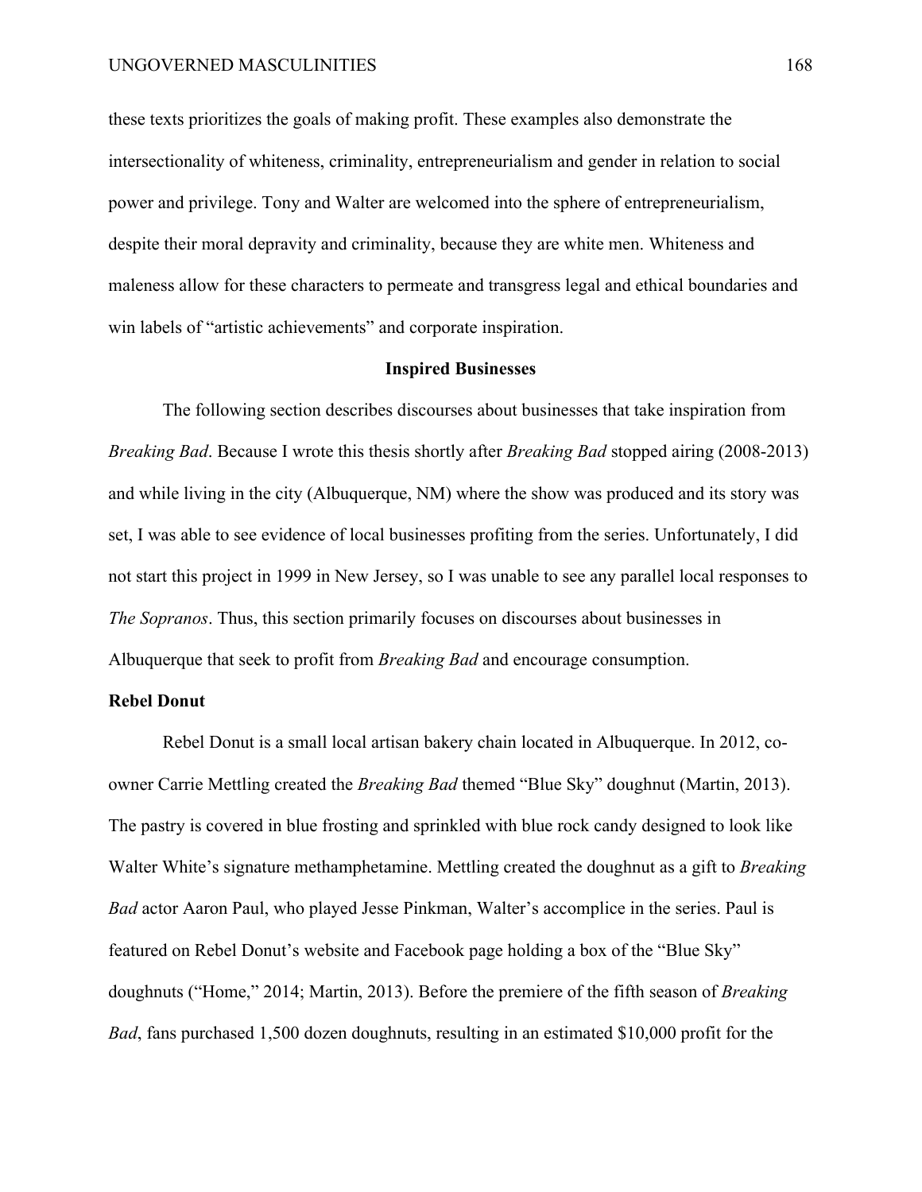these texts prioritizes the goals of making profit. These examples also demonstrate the intersectionality of whiteness, criminality, entrepreneurialism and gender in relation to social power and privilege. Tony and Walter are welcomed into the sphere of entrepreneurialism, despite their moral depravity and criminality, because they are white men. Whiteness and maleness allow for these characters to permeate and transgress legal and ethical boundaries and win labels of "artistic achievements" and corporate inspiration.

## Inspired Businesses

The following section describes discourses about businesses that take inspiration from *Breaking Bad*. Because I wrote this thesis shortly after *Breaking Bad* stopped airing (2008-2013) and while living in the city (Albuquerque, NM) where the show was produced and its story was set, I was able to see evidence of local businesses profiting from the series. Unfortunately, I did not start this project in 1999 in New Jersey, so I was unable to see any parallel local responses to *The Sopranos*. Thus, this section primarily focuses on discourses about businesses in Albuquerque that seek to profit from *Breaking Bad* and encourage consumption.

### Rebel Donut

Rebel Donut is a small local artisan bakery chain located in Albuquerque. In 2012, co-owner Carrie Mettling created the *Breaking Bad* themed "Blue Sky" doughnut (Martin, 2013). The pastry is covered in blue frosting and sprinkled with blue rock candy designed to look like Walter White's signature methamphetamine. Mettling created the doughnut as a gift to *Breaking Bad* actor Aaron Paul, who played Jesse Pinkman, Walter's accomplice in the series. Paul is featured on Rebel Donut's website and Facebook page holding a box of the "Blue Sky" doughnuts ("Home," 2014; Martin, 2013). Before the premiere of the fifth season of *Breaking Bad*, fans purchased 1,500 dozen doughnuts, resulting in an estimated $10,000 profit for the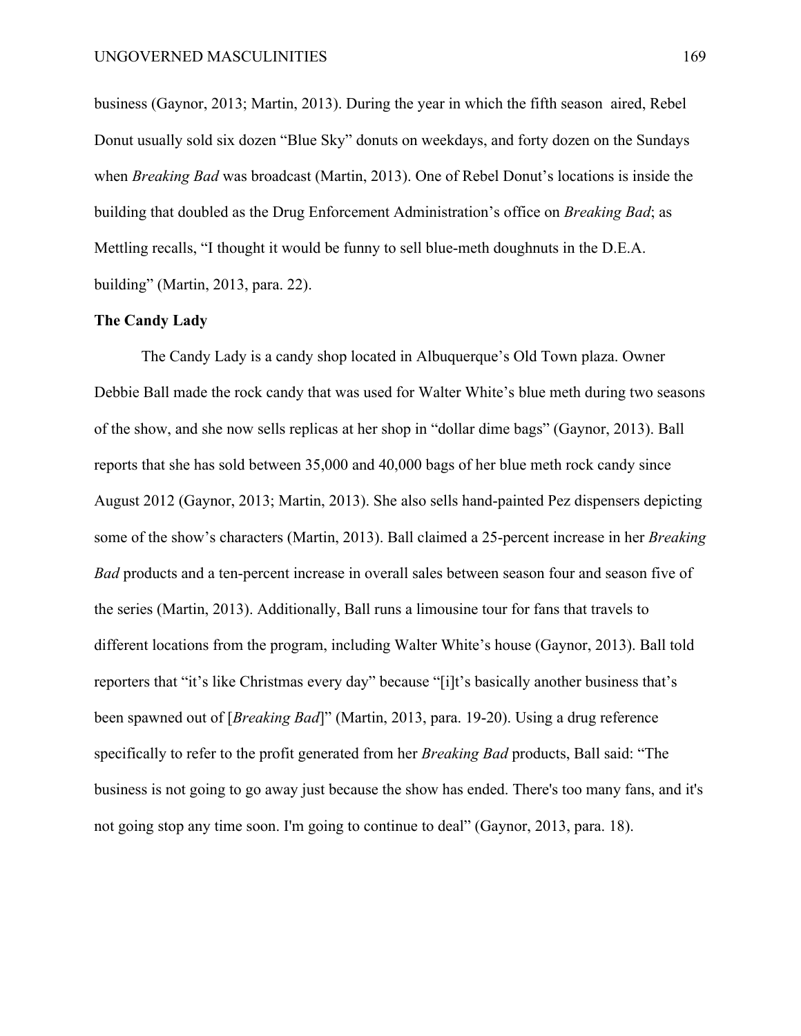business (Gaynor, 2013; Martin, 2013). During the year in which the fifth season aired, Rebel Donut usually sold six dozen "Blue Sky" donuts on weekdays, and forty dozen on the Sundays when *Breaking Bad* was broadcast (Martin, 2013). One of Rebel Donut's locations is inside the building that doubled as the Drug Enforcement Administration's office on *Breaking Bad*; as Mettling recalls, "I thought it would be funny to sell blue-meth doughnuts in the D.E.A. building" (Martin, 2013, para. 22).

**The Candy Lady**

The Candy Lady is a candy shop located in Albuquerque's Old Town plaza. Owner Debbie Ball made the rock candy that was used for Walter White's blue meth during two seasons of the show, and she now sells replicas at her shop in "dollar dime bags" (Gaynor, 2013). Ball reports that she has sold between 35,000 and 40,000 bags of her blue meth rock candy since August 2012 (Gaynor, 2013; Martin, 2013). She also sells hand-painted Pez dispensers depicting some of the show's characters (Martin, 2013). Ball claimed a 25-percent increase in her *Breaking Bad* products and a ten-percent increase in overall sales between season four and season five of the series (Martin, 2013). Additionally, Ball runs a limousine tour for fans that travels to different locations from the program, including Walter White's house (Gaynor, 2013). Ball told reporters that "it's like Christmas every day" because "[i]t's basically another business that's been spawned out of [*Breaking Bad*]" (Martin, 2013, para. 19-20). Using a drug reference specifically to refer to the profit generated from her *Breaking Bad* products, Ball said: "The business is not going to go away just because the show has ended. There's too many fans, and it's not going stop any time soon. I'm going to continue to deal" (Gaynor, 2013, para. 18).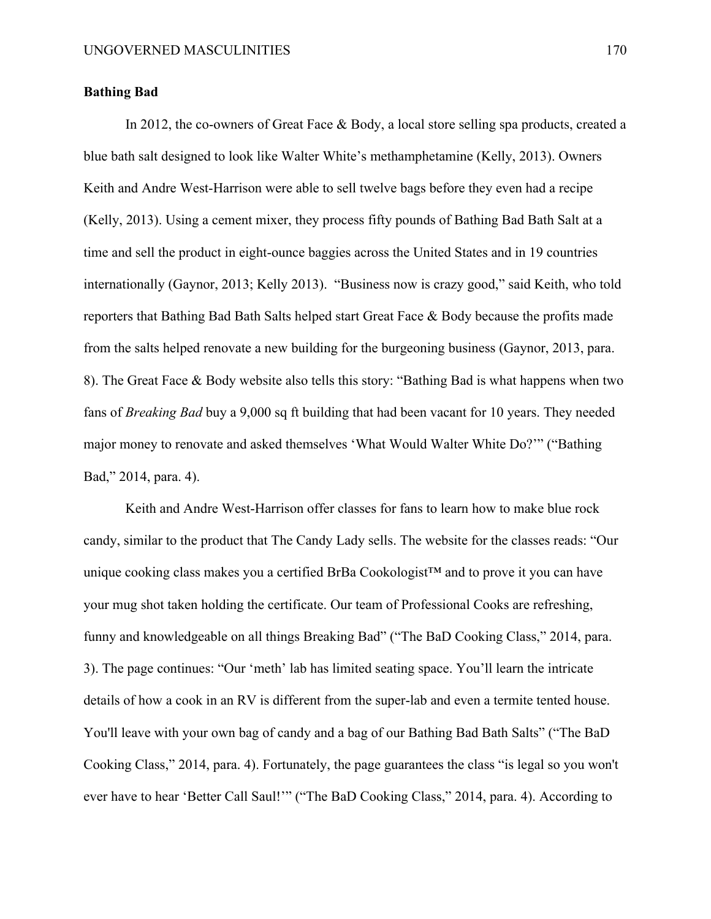**Bathing Bad**

In 2012, the co-owners of Great Face & Body, a local store selling spa products, created a blue bath salt designed to look like Walter White's methamphetamine (Kelly, 2013). Owners Keith and Andre West-Harrison were able to sell twelve bags before they even had a recipe (Kelly, 2013). Using a cement mixer, they process fifty pounds of Bathing Bad Bath Salt at a time and sell the product in eight-ounce baggies across the United States and in 19 countries internationally (Gaynor, 2013; Kelly 2013). "Business now is crazy good," said Keith, who told reporters that Bathing Bad Bath Salts helped start Great Face & Body because the profits made from the salts helped renovate a new building for the burgeoning business (Gaynor, 2013, para. 8). The Great Face & Body website also tells this story: "Bathing Bad is what happens when two fans of *Breaking Bad* buy a 9,000 sq ft building that had been vacant for 10 years. They needed major money to renovate and asked themselves 'What Would Walter White Do?'" ("Bathing Bad," 2014, para. 4).

Keith and Andre West-Harrison offer classes for fans to learn how to make blue rock candy, similar to the product that The Candy Lady sells. The website for the classes reads: "Our unique cooking class makes you a certified BrBa Cookologist™ and to prove it you can have your mug shot taken holding the certificate. Our team of Professional Cooks are refreshing, funny and knowledgeable on all things Breaking Bad" ("The BaD Cooking Class," 2014, para. 3). The page continues: "Our 'meth' lab has limited seating space. You'll learn the intricate details of how a cook in an RV is different from the super-lab and even a termite tented house. You'll leave with your own bag of candy and a bag of our Bathing Bad Bath Salts" ("The BaD Cooking Class," 2014, para. 4). Fortunately, the page guarantees the class "is legal so you won't ever have to hear 'Better Call Saul!'" ("The BaD Cooking Class," 2014, para. 4). According to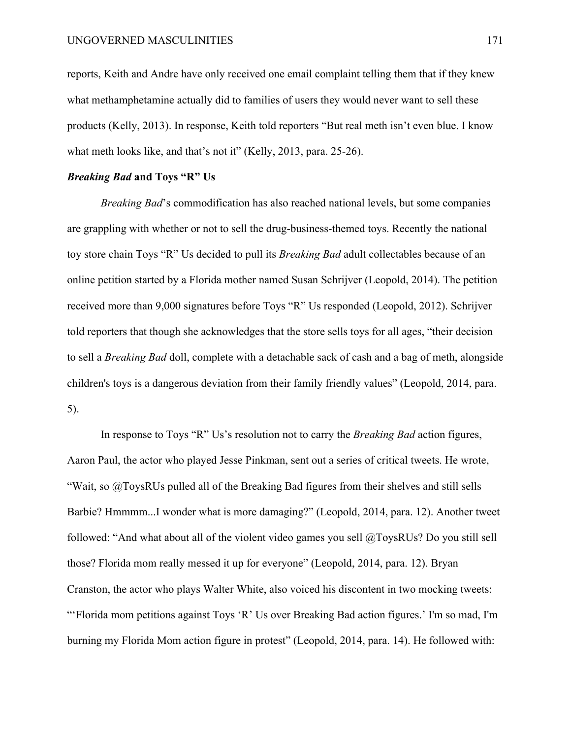reports, Keith and Andre have only received one email complaint telling them that if they knew what methamphetamine actually did to families of users they would never want to sell these products (Kelly, 2013). In response, Keith told reporters "But real meth isn't even blue. I know what meth looks like, and that's not it" (Kelly, 2013, para. 25-26).

### *Breaking Bad* and Toys "R" Us

*Breaking Bad*'s commodification has also reached national levels, but some companies are grappling with whether or not to sell the drug-business-themed toys. Recently the national toy store chain Toys "R" Us decided to pull its *Breaking Bad* adult collectables because of an online petition started by a Florida mother named Susan Schrijver (Leopold, 2014). The petition received more than 9,000 signatures before Toys "R" Us responded (Leopold, 2012). Schrijver told reporters that though she acknowledges that the store sells toys for all ages, "their decision to sell a *Breaking Bad* doll, complete with a detachable sack of cash and a bag of meth, alongside children's toys is a dangerous deviation from their family friendly values" (Leopold, 2014, para. 5).

In response to Toys "R" Us's resolution not to carry the *Breaking Bad* action figures, Aaron Paul, the actor who played Jesse Pinkman, sent out a series of critical tweets. He wrote, "Wait, so @ToysRUs pulled all of the Breaking Bad figures from their shelves and still sells Barbie? Hmmmm...I wonder what is more damaging?" (Leopold, 2014, para. 12). Another tweet followed: "And what about all of the violent video games you sell @ToysRUs? Do you still sell those? Florida mom really messed it up for everyone" (Leopold, 2014, para. 12). Bryan Cranston, the actor who plays Walter White, also voiced his discontent in two mocking tweets: "'Florida mom petitions against Toys 'R' Us over Breaking Bad action figures.' I'm so mad, I'm burning my Florida Mom action figure in protest" (Leopold, 2014, para. 14). He followed with: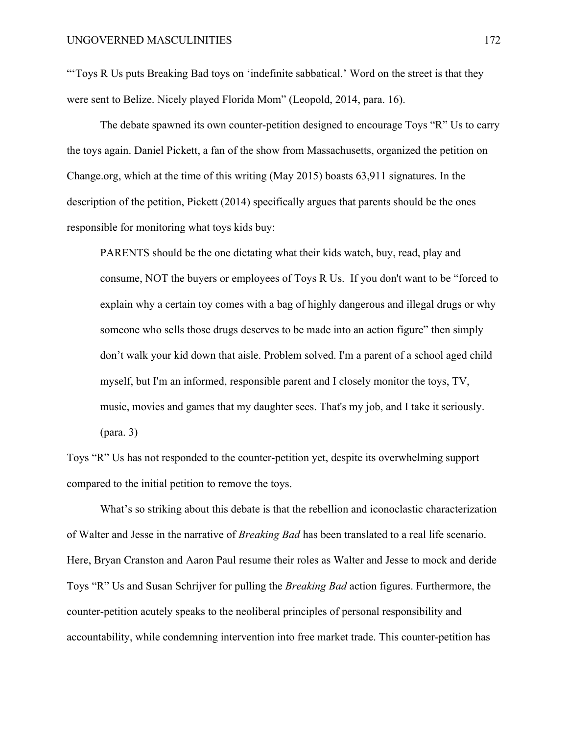"'Toys R Us puts Breaking Bad toys on 'indefinite sabbatical.' Word on the street is that they were sent to Belize. Nicely played Florida Mom" (Leopold, 2014, para. 16).

The debate spawned its own counter-petition designed to encourage Toys "R" Us to carry the toys again. Daniel Pickett, a fan of the show from Massachusetts, organized the petition on Change.org, which at the time of this writing (May 2015) boasts 63,911 signatures. In the description of the petition, Pickett (2014) specifically argues that parents should be the ones responsible for monitoring what toys kids buy:

> PARENTS should be the one dictating what their kids watch, buy, read, play and consume, NOT the buyers or employees of Toys R Us. If you don't want to be "forced to explain why a certain toy comes with a bag of highly dangerous and illegal drugs or why someone who sells those drugs deserves to be made into an action figure" then simply don't walk your kid down that aisle. Problem solved. I'm a parent of a school aged child myself, but I'm an informed, responsible parent and I closely monitor the toys, TV, music, movies and games that my daughter sees. That's my job, and I take it seriously. (para. 3)

Toys "R" Us has not responded to the counter-petition yet, despite its overwhelming support compared to the initial petition to remove the toys.

What's so striking about this debate is that the rebellion and iconoclastic characterization of Walter and Jesse in the narrative of *Breaking Bad* has been translated to a real life scenario. Here, Bryan Cranston and Aaron Paul resume their roles as Walter and Jesse to mock and deride Toys "R" Us and Susan Schrijver for pulling the *Breaking Bad* action figures. Furthermore, the counter-petition acutely speaks to the neoliberal principles of personal responsibility and accountability, while condemning intervention into free market trade. This counter-petition has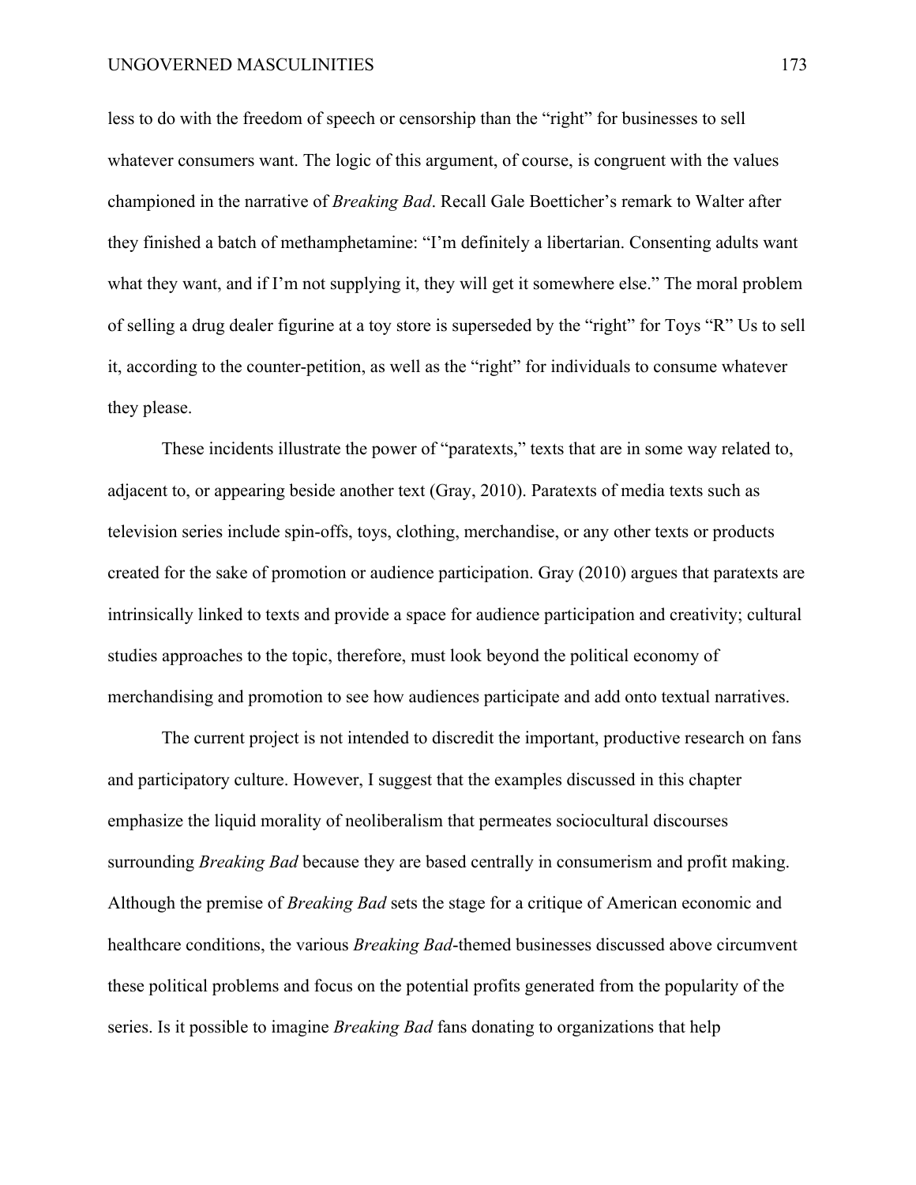less to do with the freedom of speech or censorship than the "right" for businesses to sell whatever consumers want. The logic of this argument, of course, is congruent with the values championed in the narrative of *Breaking Bad*. Recall Gale Boetticher's remark to Walter after they finished a batch of methamphetamine: "I'm definitely a libertarian. Consenting adults want what they want, and if I'm not supplying it, they will get it somewhere else." The moral problem of selling a drug dealer figurine at a toy store is superseded by the "right" for Toys "R" Us to sell it, according to the counter-petition, as well as the "right" for individuals to consume whatever they please.

These incidents illustrate the power of "paratexts," texts that are in some way related to, adjacent to, or appearing beside another text (Gray, 2010). Paratexts of media texts such as television series include spin-offs, toys, clothing, merchandise, or any other texts or products created for the sake of promotion or audience participation. Gray (2010) argues that paratexts are intrinsically linked to texts and provide a space for audience participation and creativity; cultural studies approaches to the topic, therefore, must look beyond the political economy of merchandising and promotion to see how audiences participate and add onto textual narratives.

The current project is not intended to discredit the important, productive research on fans and participatory culture. However, I suggest that the examples discussed in this chapter emphasize the liquid morality of neoliberalism that permeates sociocultural discourses surrounding *Breaking Bad* because they are based centrally in consumerism and profit making. Although the premise of *Breaking Bad* sets the stage for a critique of American economic and healthcare conditions, the various *Breaking Bad*-themed businesses discussed above circumvent these political problems and focus on the potential profits generated from the popularity of the series. Is it possible to imagine *Breaking Bad* fans donating to organizations that help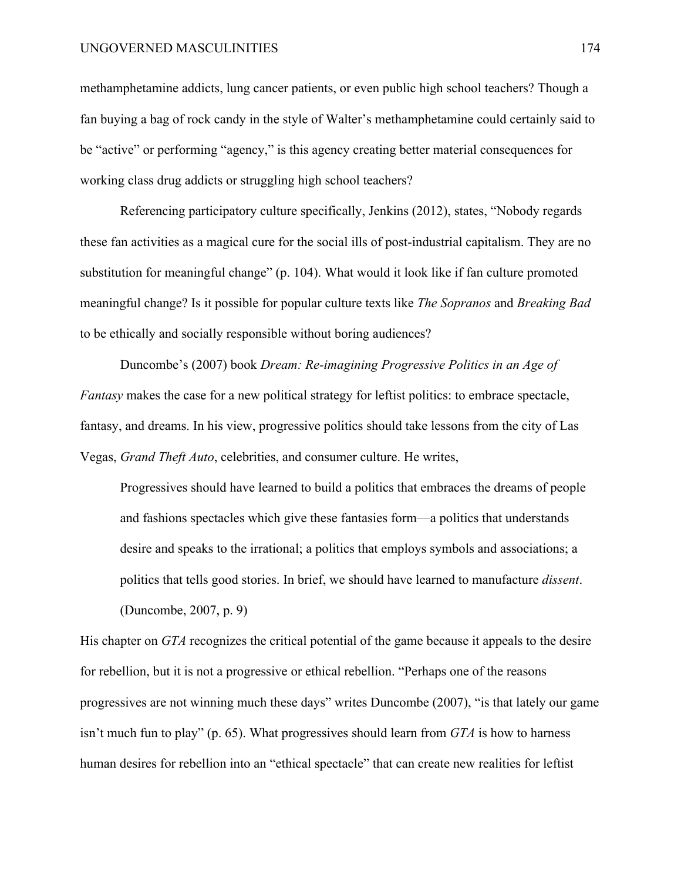methamphetamine addicts, lung cancer patients, or even public high school teachers? Though a fan buying a bag of rock candy in the style of Walter's methamphetamine could certainly said to be "active" or performing "agency," is this agency creating better material consequences for working class drug addicts or struggling high school teachers?

Referencing participatory culture specifically, Jenkins (2012), states, "Nobody regards these fan activities as a magical cure for the social ills of post-industrial capitalism. They are no substitution for meaningful change" (p. 104). What would it look like if fan culture promoted meaningful change? Is it possible for popular culture texts like *The Sopranos* and *Breaking Bad* to be ethically and socially responsible without boring audiences?

Duncombe's (2007) book *Dream: Re-imagining Progressive Politics in an Age of Fantasy* makes the case for a new political strategy for leftist politics: to embrace spectacle, fantasy, and dreams. In his view, progressive politics should take lessons from the city of Las Vegas, *Grand Theft Auto*, celebrities, and consumer culture. He writes,

> Progressives should have learned to build a politics that embraces the dreams of people and fashions spectacles which give these fantasies form—a politics that understands desire and speaks to the irrational; a politics that employs symbols and associations; a politics that tells good stories. In brief, we should have learned to manufacture *dissent*. (Duncombe, 2007, p. 9)

His chapter on *GTA* recognizes the critical potential of the game because it appeals to the desire for rebellion, but it is not a progressive or ethical rebellion. "Perhaps one of the reasons progressives are not winning much these days" writes Duncombe (2007), "is that lately our game isn't much fun to play" (p. 65). What progressives should learn from *GTA* is how to harness human desires for rebellion into an "ethical spectacle" that can create new realities for leftist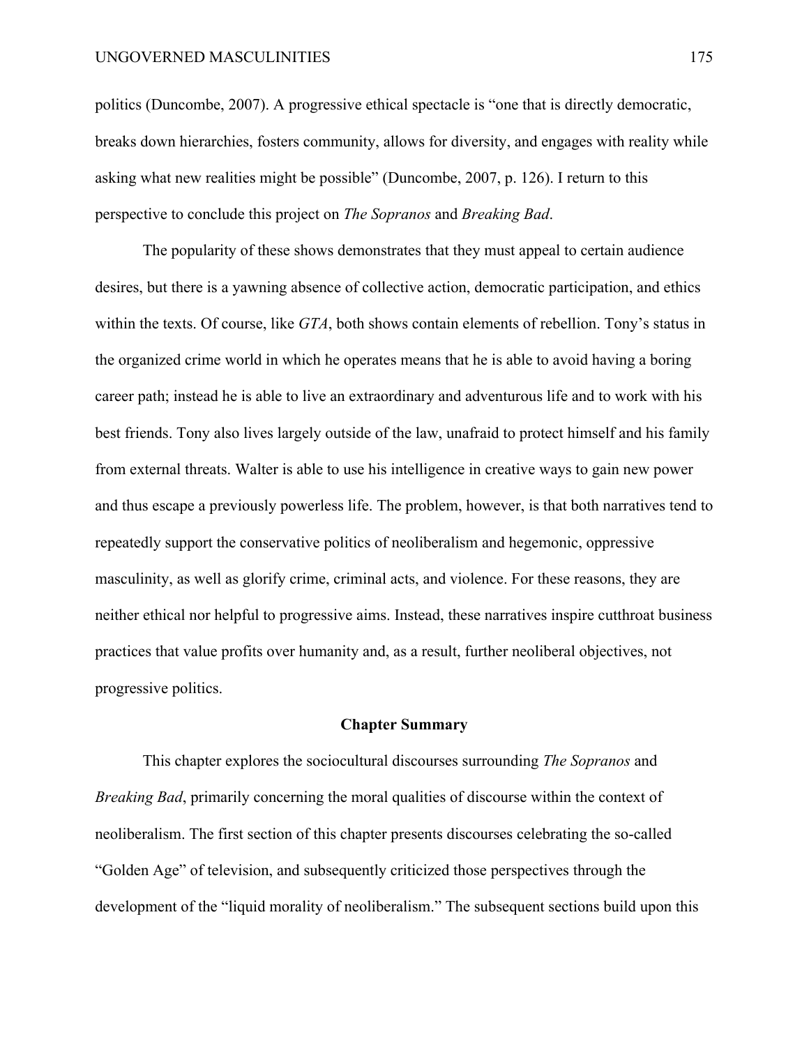politics (Duncombe, 2007). A progressive ethical spectacle is "one that is directly democratic, breaks down hierarchies, fosters community, allows for diversity, and engages with reality while asking what new realities might be possible" (Duncombe, 2007, p. 126). I return to this perspective to conclude this project on *The Sopranos* and *Breaking Bad*.

The popularity of these shows demonstrates that they must appeal to certain audience desires, but there is a yawning absence of collective action, democratic participation, and ethics within the texts. Of course, like *GTA*, both shows contain elements of rebellion. Tony's status in the organized crime world in which he operates means that he is able to avoid having a boring career path; instead he is able to live an extraordinary and adventurous life and to work with his best friends. Tony also lives largely outside of the law, unafraid to protect himself and his family from external threats. Walter is able to use his intelligence in creative ways to gain new power and thus escape a previously powerless life. The problem, however, is that both narratives tend to repeatedly support the conservative politics of neoliberalism and hegemonic, oppressive masculinity, as well as glorify crime, criminal acts, and violence. For these reasons, they are neither ethical nor helpful to progressive aims. Instead, these narratives inspire cutthroat business practices that value profits over humanity and, as a result, further neoliberal objectives, not progressive politics.

## Chapter Summary

This chapter explores the sociocultural discourses surrounding *The Sopranos* and *Breaking Bad*, primarily concerning the moral qualities of discourse within the context of neoliberalism. The first section of this chapter presents discourses celebrating the so-called "Golden Age" of television, and subsequently criticized those perspectives through the development of the "liquid morality of neoliberalism." The subsequent sections build upon this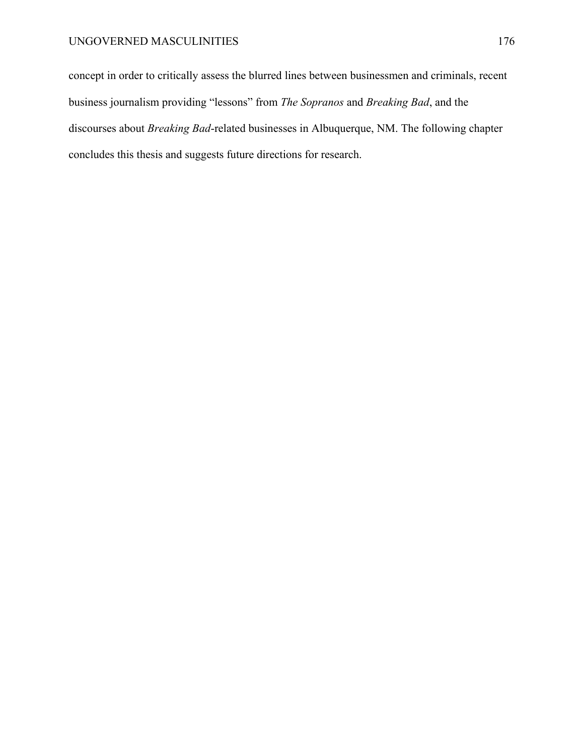concept in order to critically assess the blurred lines between businessmen and criminals, recent business journalism providing “lessons” from *The Sopranos* and *Breaking Bad*, and the discourses about *Breaking Bad*-related businesses in Albuquerque, NM. The following chapter concludes this thesis and suggests future directions for research.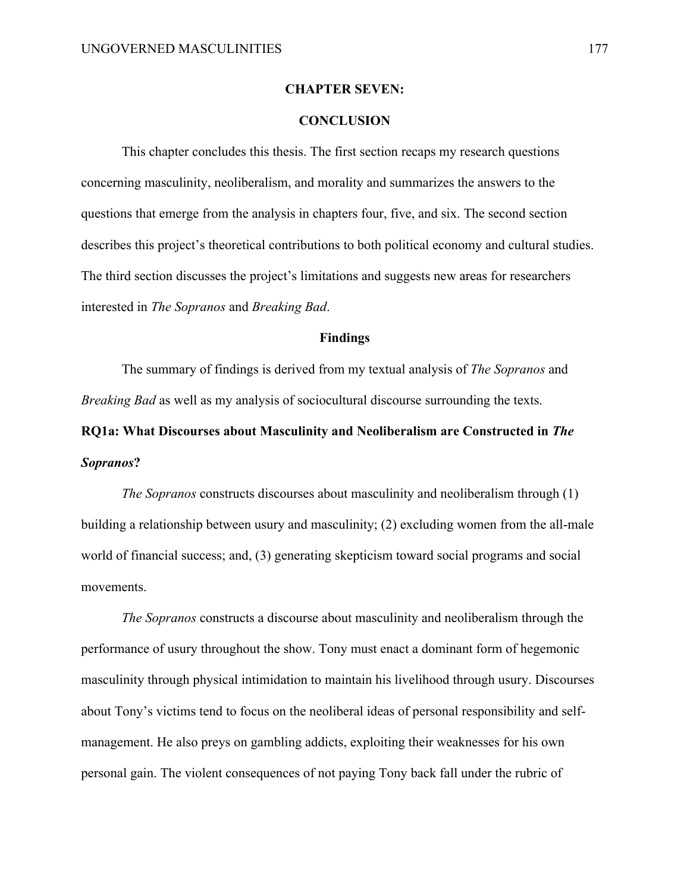# CHAPTER SEVEN:

# CONCLUSION

This chapter concludes this thesis. The first section recaps my research questions concerning masculinity, neoliberalism, and morality and summarizes the answers to the questions that emerge from the analysis in chapters four, five, and six. The second section describes this project's theoretical contributions to both political economy and cultural studies. The third section discusses the project's limitations and suggests new areas for researchers interested in *The Sopranos* and *Breaking Bad*.

## Findings

The summary of findings is derived from my textual analysis of *The Sopranos* and *Breaking Bad* as well as my analysis of sociocultural discourse surrounding the texts.

### RQ1a: What Discourses about Masculinity and Neoliberalism are Constructed in *The Sopranos*?

*The Sopranos* constructs discourses about masculinity and neoliberalism through (1) building a relationship between usury and masculinity; (2) excluding women from the all-male world of financial success; and, (3) generating skepticism toward social programs and social movements.

*The Sopranos* constructs a discourse about masculinity and neoliberalism through the performance of usury throughout the show. Tony must enact a dominant form of hegemonic masculinity through physical intimidation to maintain his livelihood through usury. Discourses about Tony's victims tend to focus on the neoliberal ideas of personal responsibility and self-management. He also preys on gambling addicts, exploiting their weaknesses for his own personal gain. The violent consequences of not paying Tony back fall under the rubric of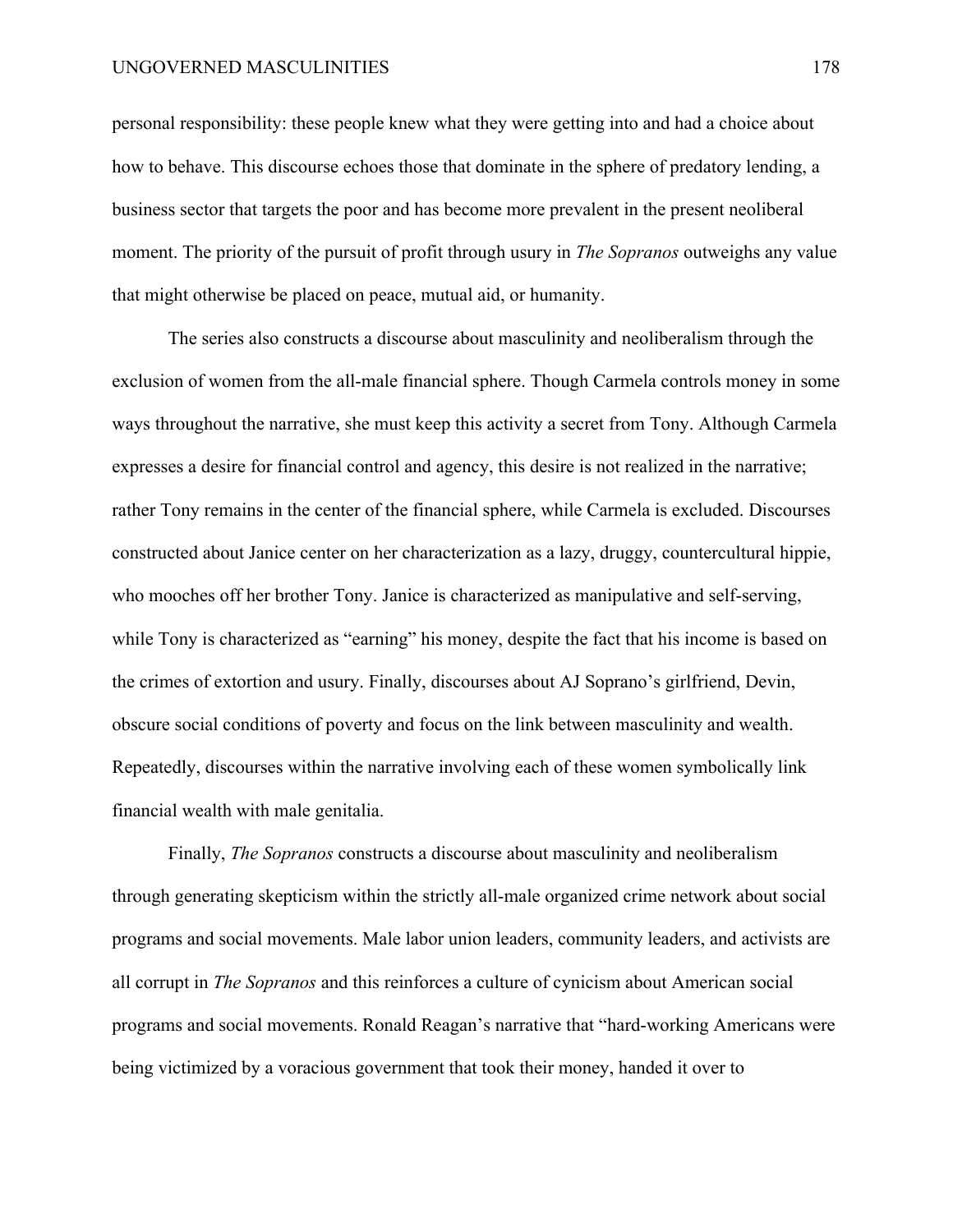personal responsibility: these people knew what they were getting into and had a choice about how to behave. This discourse echoes those that dominate in the sphere of predatory lending, a business sector that targets the poor and has become more prevalent in the present neoliberal moment. The priority of the pursuit of profit through usury in *The Sopranos* outweighs any value that might otherwise be placed on peace, mutual aid, or humanity.

The series also constructs a discourse about masculinity and neoliberalism through the exclusion of women from the all-male financial sphere. Though Carmela controls money in some ways throughout the narrative, she must keep this activity a secret from Tony. Although Carmela expresses a desire for financial control and agency, this desire is not realized in the narrative; rather Tony remains in the center of the financial sphere, while Carmela is excluded. Discourses constructed about Janice center on her characterization as a lazy, druggy, countercultural hippie, who mooches off her brother Tony. Janice is characterized as manipulative and self-serving, while Tony is characterized as "earning" his money, despite the fact that his income is based on the crimes of extortion and usury. Finally, discourses about AJ Soprano's girlfriend, Devin, obscure social conditions of poverty and focus on the link between masculinity and wealth. Repeatedly, discourses within the narrative involving each of these women symbolically link financial wealth with male genitalia.

Finally, *The Sopranos* constructs a discourse about masculinity and neoliberalism through generating skepticism within the strictly all-male organized crime network about social programs and social movements. Male labor union leaders, community leaders, and activists are all corrupt in *The Sopranos* and this reinforces a culture of cynicism about American social programs and social movements. Ronald Reagan's narrative that "hard-working Americans were being victimized by a voracious government that took their money, handed it over to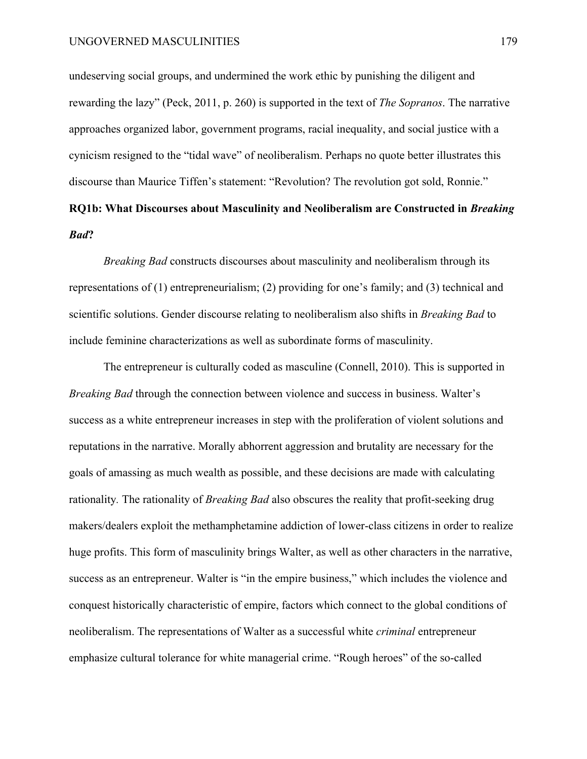undeserving social groups, and undermined the work ethic by punishing the diligent and rewarding the lazy" (Peck, 2011, p. 260) is supported in the text of *The Sopranos*. The narrative approaches organized labor, government programs, racial inequality, and social justice with a cynicism resigned to the "tidal wave" of neoliberalism. Perhaps no quote better illustrates this discourse than Maurice Tiffen's statement: "Revolution? The revolution got sold, Ronnie."

### RQ1b: What Discourses about Masculinity and Neoliberalism are Constructed in *Breaking Bad*?

*Breaking Bad* constructs discourses about masculinity and neoliberalism through its representations of (1) entrepreneurialism; (2) providing for one's family; and (3) technical and scientific solutions. Gender discourse relating to neoliberalism also shifts in *Breaking Bad* to include feminine characterizations as well as subordinate forms of masculinity.

The entrepreneur is culturally coded as masculine (Connell, 2010). This is supported in *Breaking Bad* through the connection between violence and success in business. Walter's success as a white entrepreneur increases in step with the proliferation of violent solutions and reputations in the narrative. Morally abhorrent aggression and brutality are necessary for the goals of amassing as much wealth as possible, and these decisions are made with calculating rationality. The rationality of *Breaking Bad* also obscures the reality that profit-seeking drug makers/dealers exploit the methamphetamine addiction of lower-class citizens in order to realize huge profits. This form of masculinity brings Walter, as well as other characters in the narrative, success as an entrepreneur. Walter is "in the empire business," which includes the violence and conquest historically characteristic of empire, factors which connect to the global conditions of neoliberalism. The representations of Walter as a successful white *criminal* entrepreneur emphasize cultural tolerance for white managerial crime. "Rough heroes" of the so-called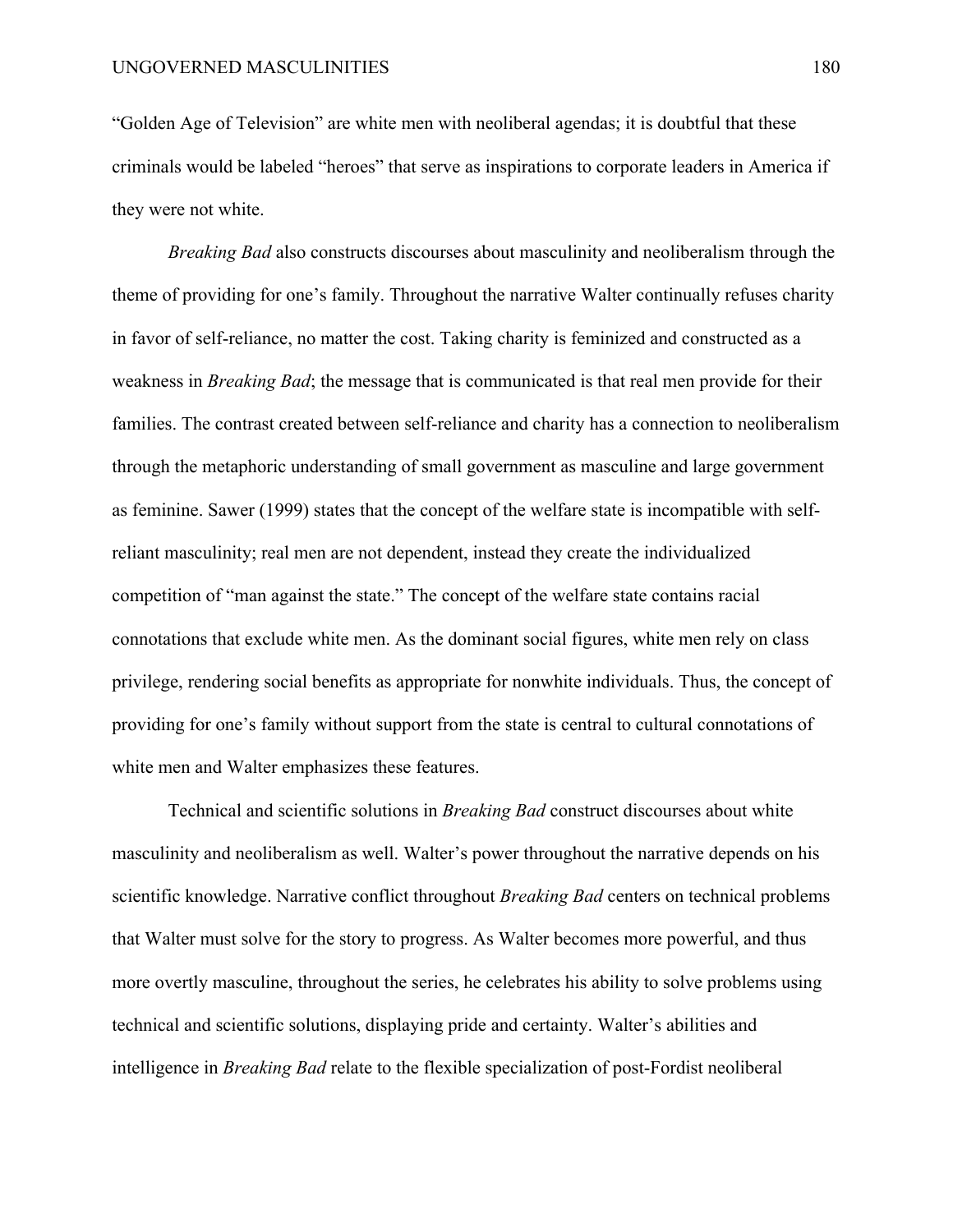"Golden Age of Television" are white men with neoliberal agendas; it is doubtful that these criminals would be labeled "heroes" that serve as inspirations to corporate leaders in America if they were not white.

*Breaking Bad* also constructs discourses about masculinity and neoliberalism through the theme of providing for one's family. Throughout the narrative Walter continually refuses charity in favor of self-reliance, no matter the cost. Taking charity is feminized and constructed as a weakness in *Breaking Bad*; the message that is communicated is that real men provide for their families. The contrast created between self-reliance and charity has a connection to neoliberalism through the metaphoric understanding of small government as masculine and large government as feminine. Sawer (1999) states that the concept of the welfare state is incompatible with self-reliant masculinity; real men are not dependent, instead they create the individualized competition of "man against the state." The concept of the welfare state contains racial connotations that exclude white men. As the dominant social figures, white men rely on class privilege, rendering social benefits as appropriate for nonwhite individuals. Thus, the concept of providing for one's family without support from the state is central to cultural connotations of white men and Walter emphasizes these features.

Technical and scientific solutions in *Breaking Bad* construct discourses about white masculinity and neoliberalism as well. Walter's power throughout the narrative depends on his scientific knowledge. Narrative conflict throughout *Breaking Bad* centers on technical problems that Walter must solve for the story to progress. As Walter becomes more powerful, and thus more overtly masculine, throughout the series, he celebrates his ability to solve problems using technical and scientific solutions, displaying pride and certainty. Walter's abilities and intelligence in *Breaking Bad* relate to the flexible specialization of post-Fordist neoliberal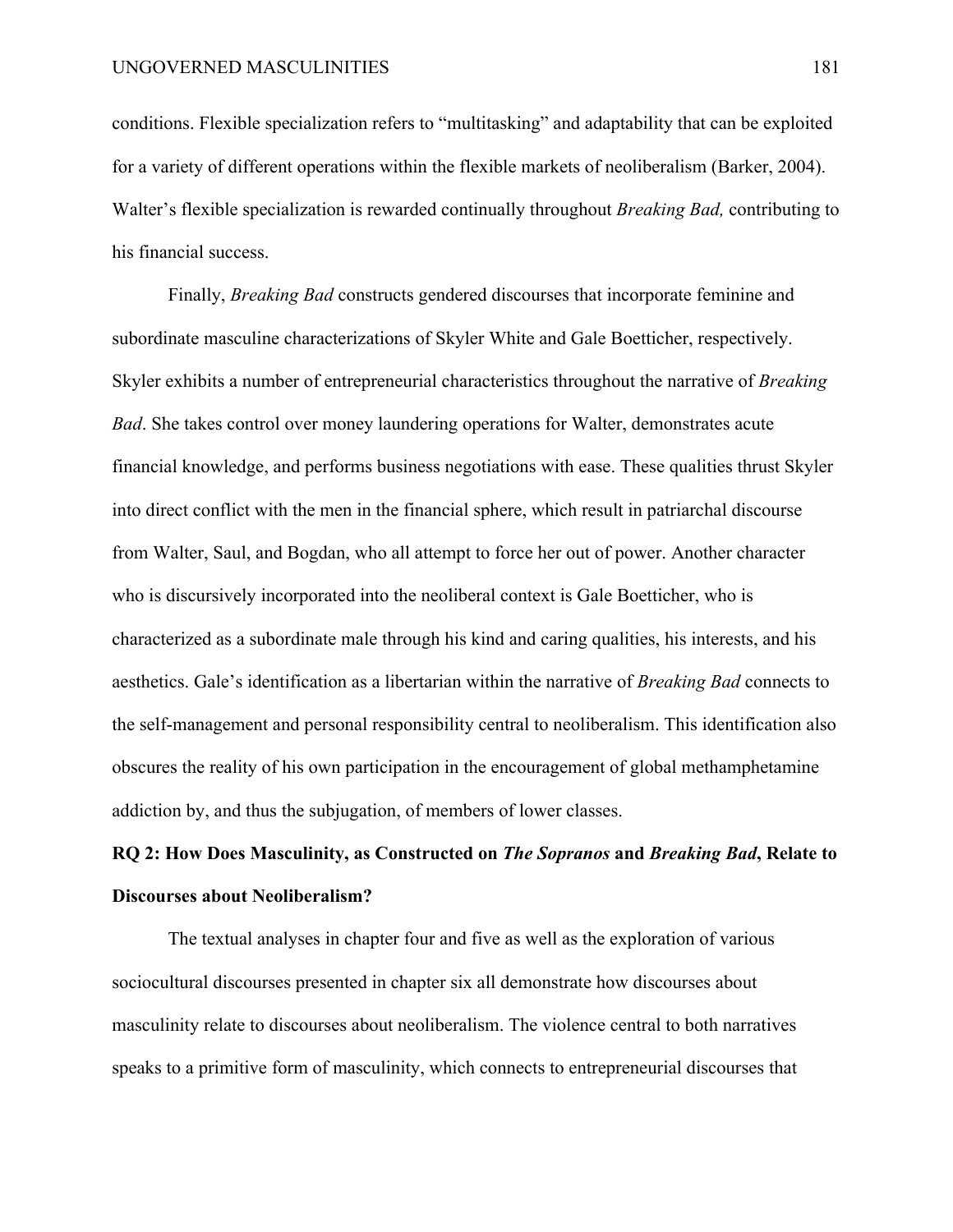conditions. Flexible specialization refers to "multitasking" and adaptability that can be exploited for a variety of different operations within the flexible markets of neoliberalism (Barker, 2004). Walter's flexible specialization is rewarded continually throughout *Breaking Bad,* contributing to his financial success.

Finally, *Breaking Bad* constructs gendered discourses that incorporate feminine and subordinate masculine characterizations of Skyler White and Gale Boetticher, respectively. Skyler exhibits a number of entrepreneurial characteristics throughout the narrative of *Breaking Bad*. She takes control over money laundering operations for Walter, demonstrates acute financial knowledge, and performs business negotiations with ease. These qualities thrust Skyler into direct conflict with the men in the financial sphere, which result in patriarchal discourse from Walter, Saul, and Bogdan, who all attempt to force her out of power. Another character who is discursively incorporated into the neoliberal context is Gale Boetticher, who is characterized as a subordinate male through his kind and caring qualities, his interests, and his aesthetics. Gale's identification as a libertarian within the narrative of *Breaking Bad* connects to the self-management and personal responsibility central to neoliberalism. This identification also obscures the reality of his own participation in the encouragement of global methamphetamine addiction by, and thus the subjugation, of members of lower classes.

## RQ 2: How Does Masculinity, as Constructed on *The Sopranos* and *Breaking Bad*, Relate to Discourses about Neoliberalism?

The textual analyses in chapter four and five as well as the exploration of various sociocultural discourses presented in chapter six all demonstrate how discourses about masculinity relate to discourses about neoliberalism. The violence central to both narratives speaks to a primitive form of masculinity, which connects to entrepreneurial discourses that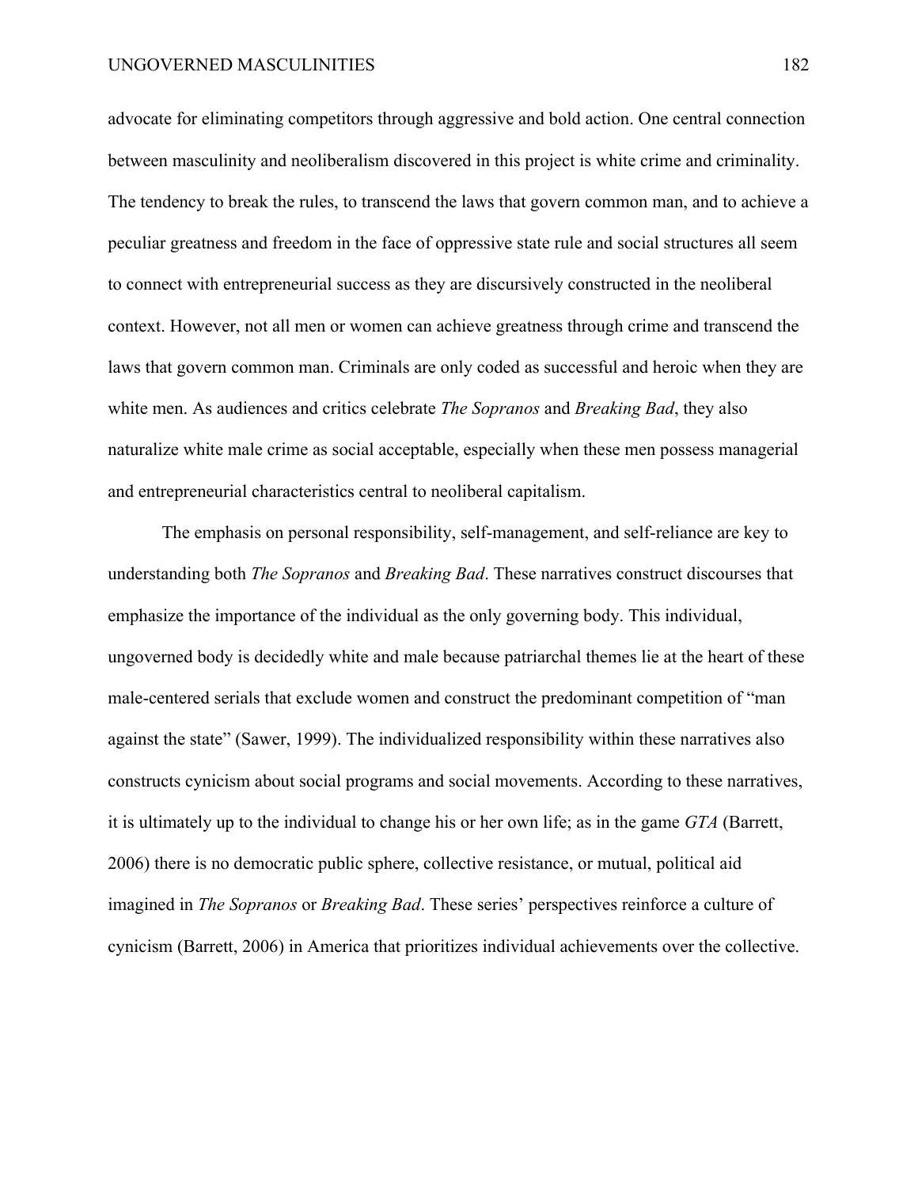advocate for eliminating competitors through aggressive and bold action. One central connection between masculinity and neoliberalism discovered in this project is white crime and criminality. The tendency to break the rules, to transcend the laws that govern common man, and to achieve a peculiar greatness and freedom in the face of oppressive state rule and social structures all seem to connect with entrepreneurial success as they are discursively constructed in the neoliberal context. However, not all men or women can achieve greatness through crime and transcend the laws that govern common man. Criminals are only coded as successful and heroic when they are white men. As audiences and critics celebrate *The Sopranos* and *Breaking Bad*, they also naturalize white male crime as social acceptable, especially when these men possess managerial and entrepreneurial characteristics central to neoliberal capitalism.

The emphasis on personal responsibility, self-management, and self-reliance are key to understanding both *The Sopranos* and *Breaking Bad*. These narratives construct discourses that emphasize the importance of the individual as the only governing body. This individual, ungoverned body is decidedly white and male because patriarchal themes lie at the heart of these male-centered serials that exclude women and construct the predominant competition of "man against the state" (Sawer, 1999). The individualized responsibility within these narratives also constructs cynicism about social programs and social movements. According to these narratives, it is ultimately up to the individual to change his or her own life; as in the game *GTA* (Barrett, 2006) there is no democratic public sphere, collective resistance, or mutual, political aid imagined in *The Sopranos* or *Breaking Bad*. These series' perspectives reinforce a culture of cynicism (Barrett, 2006) in America that prioritizes individual achievements over the collective.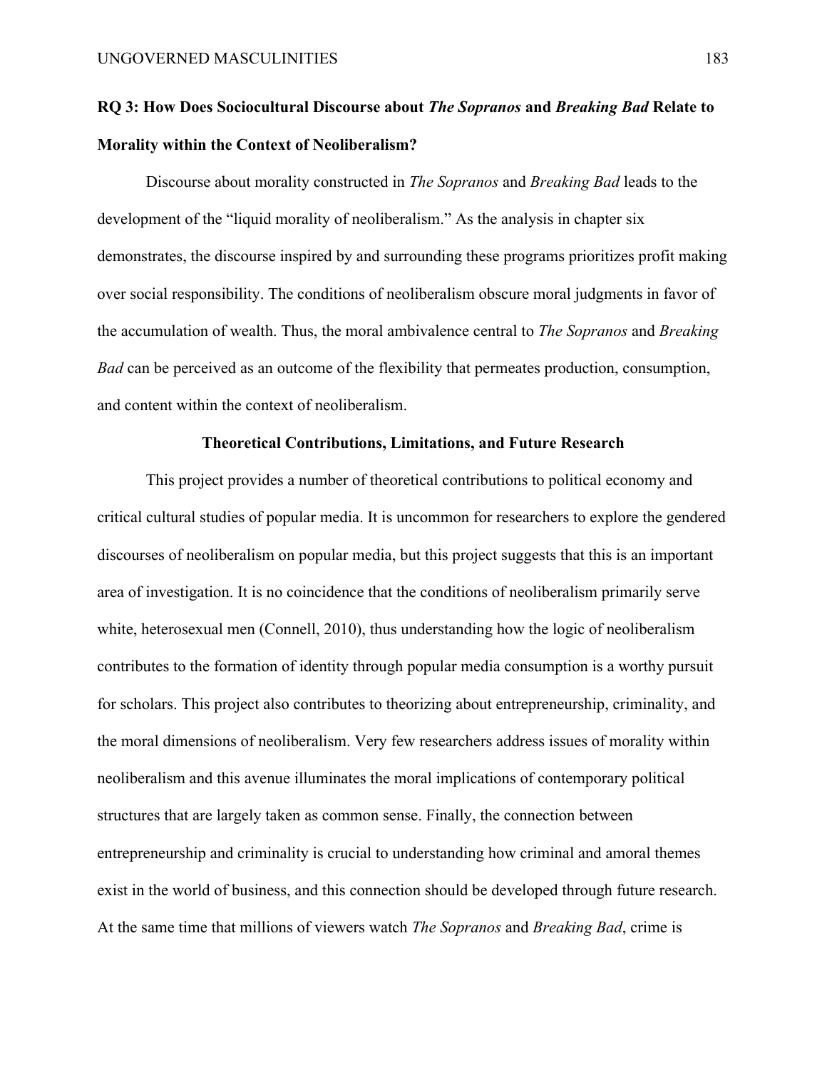**RQ 3: How Does Sociocultural Discourse about *The Sopranos* and *Breaking Bad* Relate to Morality within the Context of Neoliberalism?**

Discourse about morality constructed in *The Sopranos* and *Breaking Bad* leads to the development of the "liquid morality of neoliberalism." As the analysis in chapter six demonstrates, the discourse inspired by and surrounding these programs prioritizes profit making over social responsibility. The conditions of neoliberalism obscure moral judgments in favor of the accumulation of wealth. Thus, the moral ambivalence central to *The Sopranos* and *Breaking Bad* can be perceived as an outcome of the flexibility that permeates production, consumption, and content within the context of neoliberalism.

## Theoretical Contributions, Limitations, and Future Research

This project provides a number of theoretical contributions to political economy and critical cultural studies of popular media. It is uncommon for researchers to explore the gendered discourses of neoliberalism on popular media, but this project suggests that this is an important area of investigation. It is no coincidence that the conditions of neoliberalism primarily serve white, heterosexual men (Connell, 2010), thus understanding how the logic of neoliberalism contributes to the formation of identity through popular media consumption is a worthy pursuit for scholars. This project also contributes to theorizing about entrepreneurship, criminality, and the moral dimensions of neoliberalism. Very few researchers address issues of morality within neoliberalism and this avenue illuminates the moral implications of contemporary political structures that are largely taken as common sense. Finally, the connection between entrepreneurship and criminality is crucial to understanding how criminal and amoral themes exist in the world of business, and this connection should be developed through future research. At the same time that millions of viewers watch *The Sopranos* and *Breaking Bad*, crime is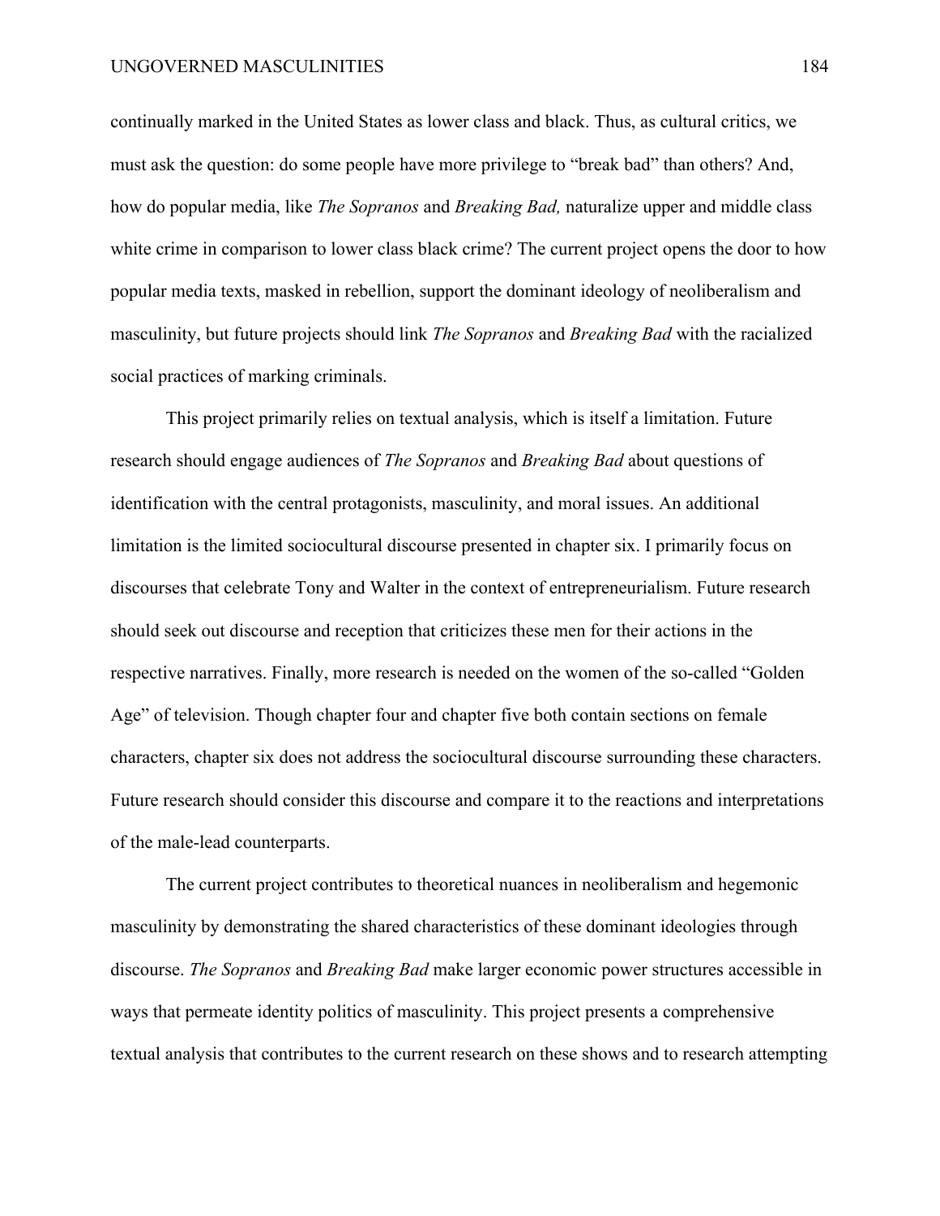continually marked in the United States as lower class and black. Thus, as cultural critics, we must ask the question: do some people have more privilege to "break bad" than others? And, how do popular media, like *The Sopranos* and *Breaking Bad,* naturalize upper and middle class white crime in comparison to lower class black crime? The current project opens the door to how popular media texts, masked in rebellion, support the dominant ideology of neoliberalism and masculinity, but future projects should link *The Sopranos* and *Breaking Bad* with the racialized social practices of marking criminals.

This project primarily relies on textual analysis, which is itself a limitation. Future research should engage audiences of *The Sopranos* and *Breaking Bad* about questions of identification with the central protagonists, masculinity, and moral issues. An additional limitation is the limited sociocultural discourse presented in chapter six. I primarily focus on discourses that celebrate Tony and Walter in the context of entrepreneurialism. Future research should seek out discourse and reception that criticizes these men for their actions in the respective narratives. Finally, more research is needed on the women of the so-called "Golden Age" of television. Though chapter four and chapter five both contain sections on female characters, chapter six does not address the sociocultural discourse surrounding these characters. Future research should consider this discourse and compare it to the reactions and interpretations of the male-lead counterparts.

The current project contributes to theoretical nuances in neoliberalism and hegemonic masculinity by demonstrating the shared characteristics of these dominant ideologies through discourse. *The Sopranos* and *Breaking Bad* make larger economic power structures accessible in ways that permeate identity politics of masculinity. This project presents a comprehensive textual analysis that contributes to the current research on these shows and to research attempting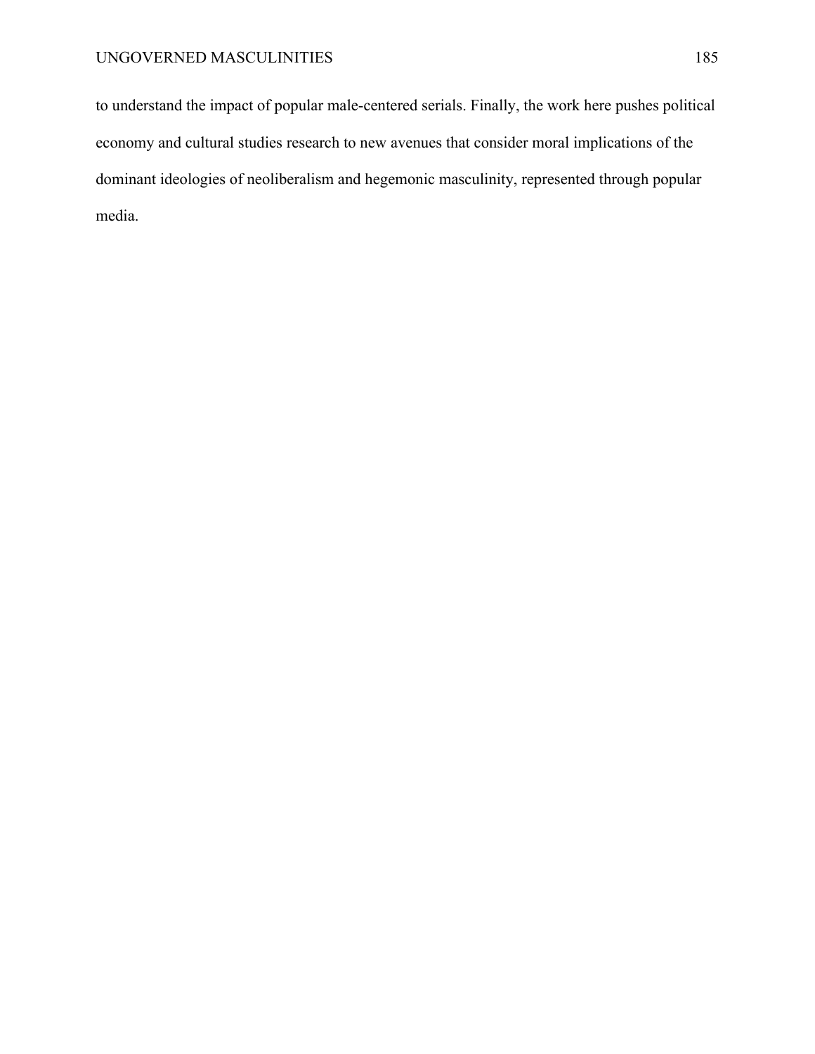to understand the impact of popular male-centered serials. Finally, the work here pushes political economy and cultural studies research to new avenues that consider moral implications of the dominant ideologies of neoliberalism and hegemonic masculinity, represented through popular media.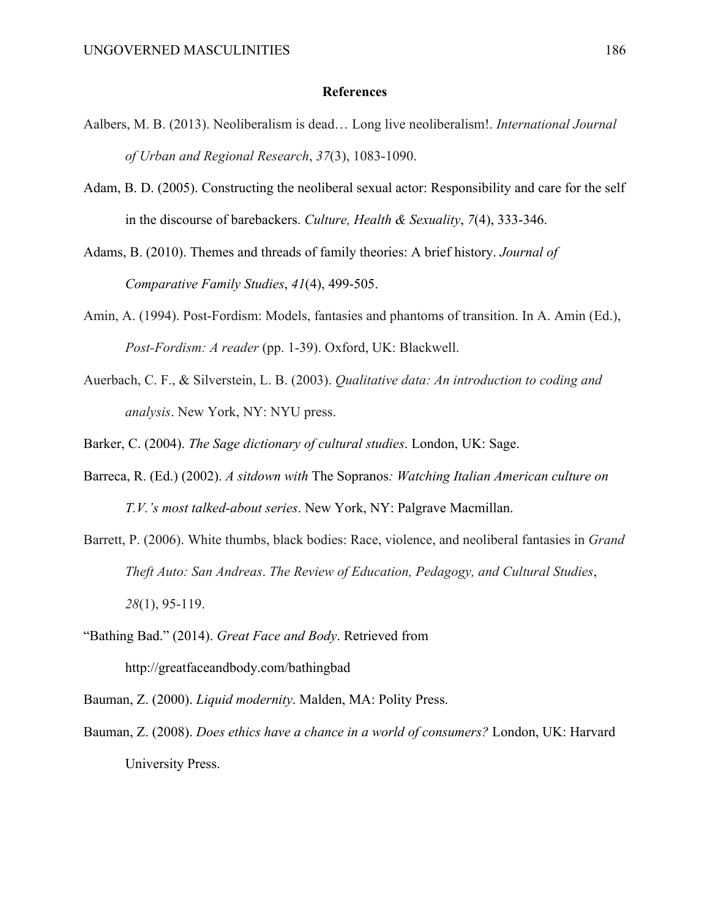# References

Aalbers, M. B. (2013). Neoliberalism is dead… Long live neoliberalism!. *International Journal of Urban and Regional Research*, *37*(3), 1083-1090.

Adam, B. D. (2005). Constructing the neoliberal sexual actor: Responsibility and care for the self in the discourse of barebackers. *Culture, Health & Sexuality*, *7*(4), 333-346.

Adams, B. (2010). Themes and threads of family theories: A brief history. *Journal of Comparative Family Studies*, *41*(4), 499-505.

Amin, A. (1994). Post-Fordism: Models, fantasies and phantoms of transition. In A. Amin (Ed.), *Post-Fordism: A reader* (pp. 1-39). Oxford, UK: Blackwell.

Auerbach, C. F., & Silverstein, L. B. (2003). *Qualitative data: An introduction to coding and analysis*. New York, NY: NYU press.

Barker, C. (2004). *The Sage dictionary of cultural studies*. London, UK: Sage.

Barreca, R. (Ed.) (2002). *A sitdown with* The Sopranos*: Watching Italian American culture on T.V.'s most talked-about series*. New York, NY: Palgrave Macmillan.

Barrett, P. (2006). White thumbs, black bodies: Race, violence, and neoliberal fantasies in *Grand Theft Auto: San Andreas*. *The Review of Education, Pedagogy, and Cultural Studies*, *28*(1), 95-119.

"Bathing Bad." (2014). *Great Face and Body*. Retrieved from http://greatfaceandbody.com/bathingbad

Bauman, Z. (2000). *Liquid modernity*. Malden, MA: Polity Press.

Bauman, Z. (2008). *Does ethics have a chance in a world of consumers?* London, UK: Harvard University Press.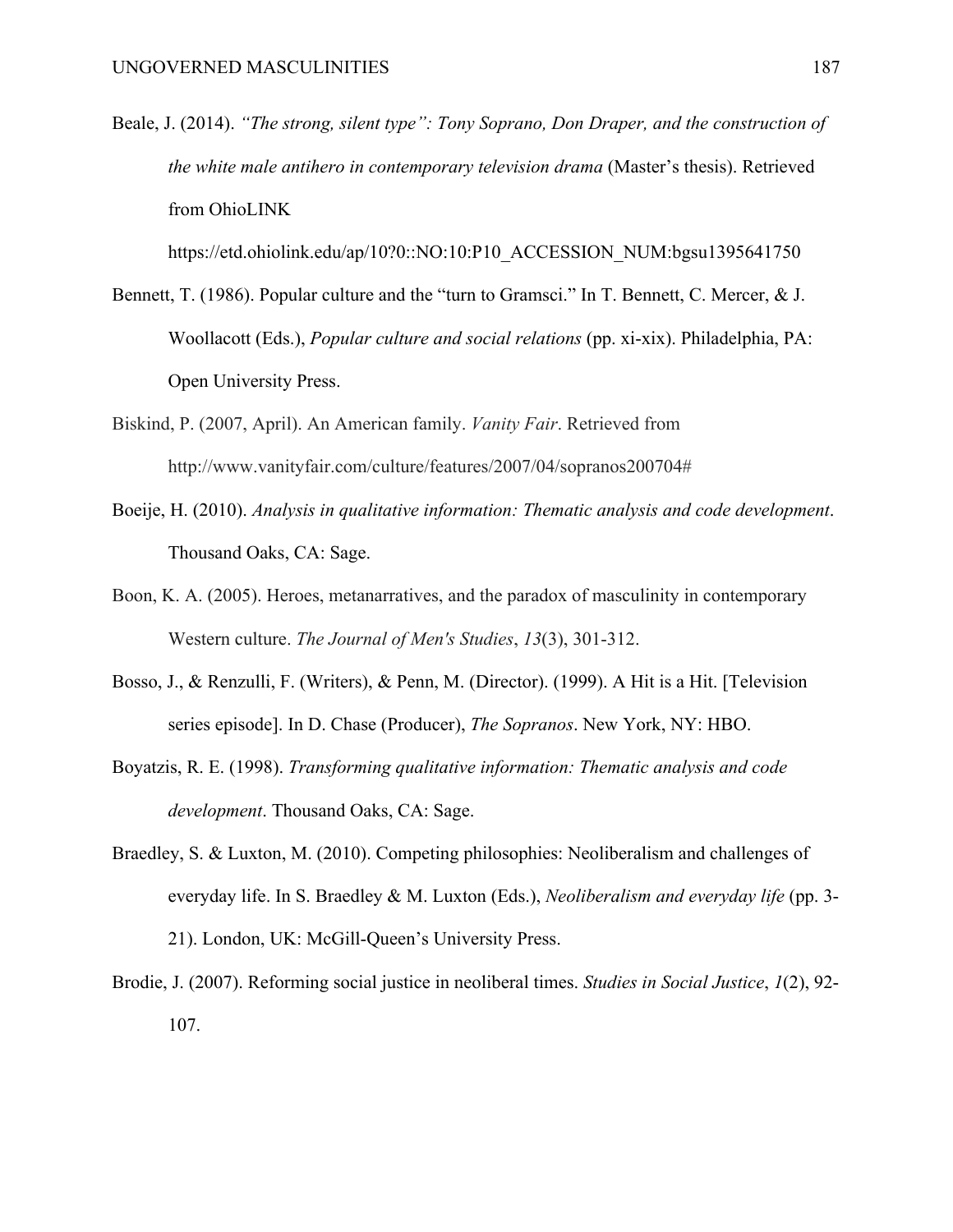Beale, J. (2014). *"The strong, silent type": Tony Soprano, Don Draper, and the construction of the white male antihero in contemporary television drama* (Master's thesis). Retrieved from OhioLINK https://etd.ohiolink.edu/ap/10?0::NO:10:P10_ACCESSION_NUM:bgsu1395641750

Bennett, T. (1986). Popular culture and the "turn to Gramsci." In T. Bennett, C. Mercer, & J. Woollacott (Eds.), *Popular culture and social relations* (pp. xi-xix). Philadelphia, PA: Open University Press.

Biskind, P. (2007, April). An American family. *Vanity Fair*. Retrieved from http://www.vanityfair.com/culture/features/2007/04/sopranos200704#

Boeije, H. (2010). *Analysis in qualitative information: Thematic analysis and code development*. Thousand Oaks, CA: Sage.

Boon, K. A. (2005). Heroes, metanarratives, and the paradox of masculinity in contemporary Western culture. *The Journal of Men's Studies*, *13*(3), 301-312.

Bosso, J., & Renzulli, F. (Writers), & Penn, M. (Director). (1999). A Hit is a Hit. [Television series episode]. In D. Chase (Producer), *The Sopranos*. New York, NY: HBO.

Boyatzis, R. E. (1998). *Transforming qualitative information: Thematic analysis and code development*. Thousand Oaks, CA: Sage.

Braedley, S. & Luxton, M. (2010). Competing philosophies: Neoliberalism and challenges of everyday life. In S. Braedley & M. Luxton (Eds.), *Neoliberalism and everyday life* (pp. 3-21). London, UK: McGill-Queen's University Press.

Brodie, J. (2007). Reforming social justice in neoliberal times. *Studies in Social Justice*, *1*(2), 92-107.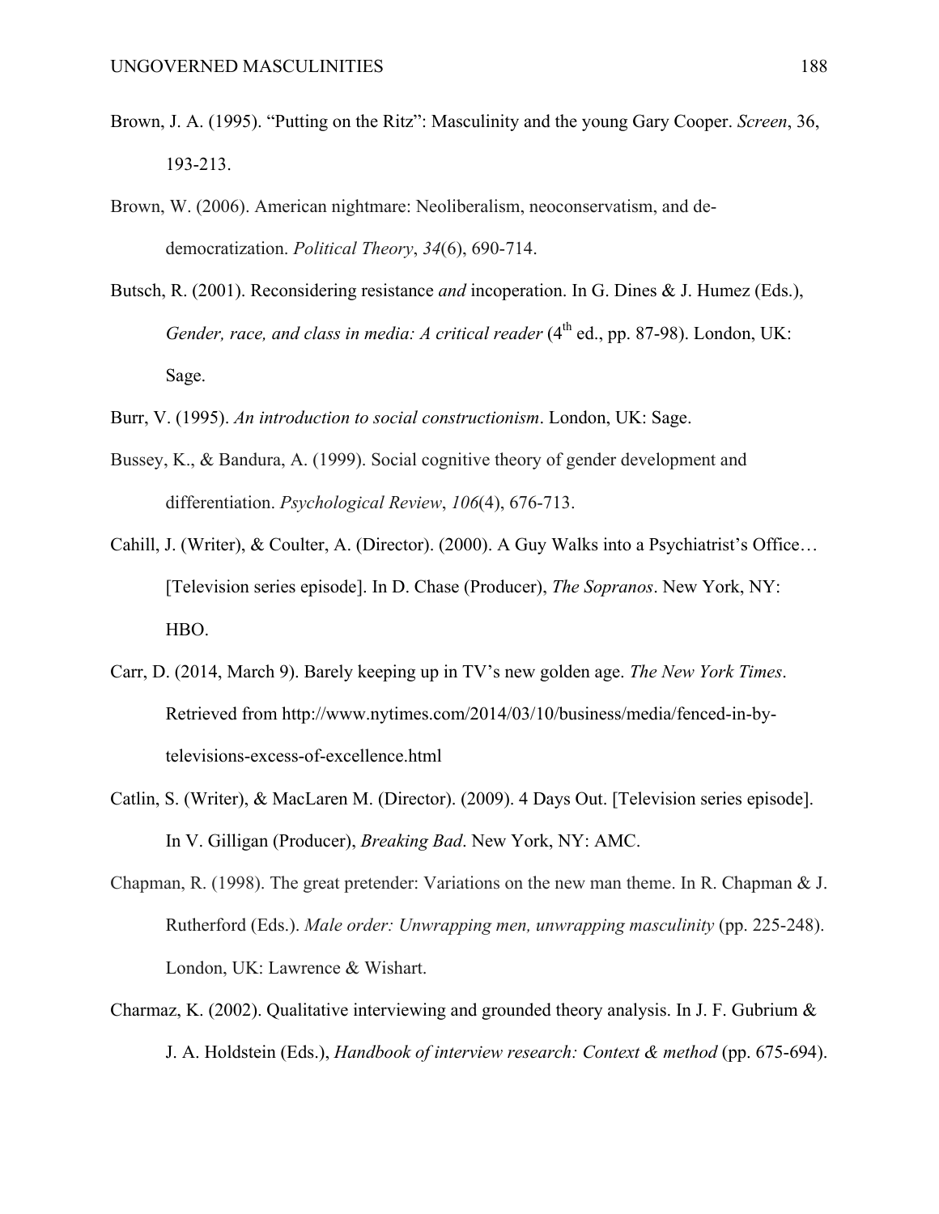Brown, J. A. (1995). "Putting on the Ritz": Masculinity and the young Gary Cooper. *Screen*, 36, 193-213.

Brown, W. (2006). American nightmare: Neoliberalism, neoconservatism, and de-democratization. *Political Theory*, *34*(6), 690-714.

Butsch, R. (2001). Reconsidering resistance *and* incoperation. In G. Dines & J. Humez (Eds.), *Gender, race, and class in media: A critical reader* (4th ed., pp. 87-98). London, UK: Sage.

Burr, V. (1995). *An introduction to social constructionism*. London, UK: Sage.

Bussey, K., & Bandura, A. (1999). Social cognitive theory of gender development and differentiation. *Psychological Review*, *106*(4), 676-713.

Cahill, J. (Writer), & Coulter, A. (Director). (2000). A Guy Walks into a Psychiatrist's Office… [Television series episode]. In D. Chase (Producer), *The Sopranos*. New York, NY: HBO.

Carr, D. (2014, March 9). Barely keeping up in TV's new golden age. *The New York Times*. Retrieved from http://www.nytimes.com/2014/03/10/business/media/fenced-in-by-televisions-excess-of-excellence.html

Catlin, S. (Writer), & MacLaren M. (Director). (2009). 4 Days Out. [Television series episode]. In V. Gilligan (Producer), *Breaking Bad*. New York, NY: AMC.

Chapman, R. (1998). The great pretender: Variations on the new man theme. In R. Chapman & J. Rutherford (Eds.). *Male order: Unwrapping men, unwrapping masculinity* (pp. 225-248). London, UK: Lawrence & Wishart.

Charmaz, K. (2002). Qualitative interviewing and grounded theory analysis. In J. F. Gubrium & J. A. Holdstein (Eds.), *Handbook of interview research: Context & method* (pp. 675-694).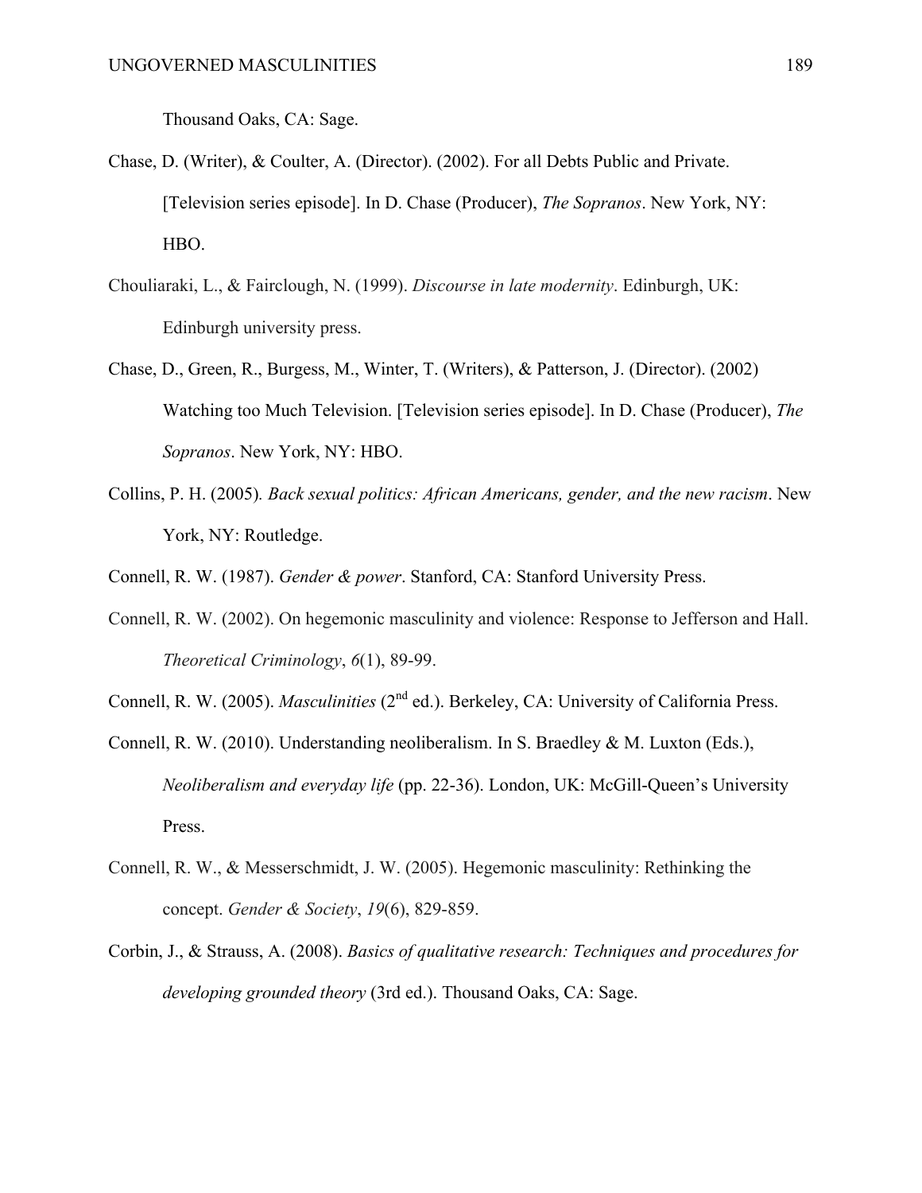Thousand Oaks, CA: Sage.

Chase, D. (Writer), & Coulter, A. (Director). (2002). For all Debts Public and Private. [Television series episode]. In D. Chase (Producer), *The Sopranos*. New York, NY: HBO.

Chouliaraki, L., & Fairclough, N. (1999). *Discourse in late modernity*. Edinburgh, UK: Edinburgh university press.

Chase, D., Green, R., Burgess, M., Winter, T. (Writers), & Patterson, J. (Director). (2002) Watching too Much Television. [Television series episode]. In D. Chase (Producer), *The Sopranos*. New York, NY: HBO.

Collins, P. H. (2005). *Back sexual politics: African Americans, gender, and the new racism*. New York, NY: Routledge.

Connell, R. W. (1987). *Gender & power*. Stanford, CA: Stanford University Press.

Connell, R. W. (2002). On hegemonic masculinity and violence: Response to Jefferson and Hall. *Theoretical Criminology*, *6*(1), 89-99.

Connell, R. W. (2005). *Masculinities* (2nd ed.). Berkeley, CA: University of California Press.

Connell, R. W. (2010). Understanding neoliberalism. In S. Braedley & M. Luxton (Eds.), *Neoliberalism and everyday life* (pp. 22-36). London, UK: McGill-Queen's University Press.

Connell, R. W., & Messerschmidt, J. W. (2005). Hegemonic masculinity: Rethinking the concept. *Gender & Society*, *19*(6), 829-859.

Corbin, J., & Strauss, A. (2008). *Basics of qualitative research: Techniques and procedures for developing grounded theory* (3rd ed.). Thousand Oaks, CA: Sage.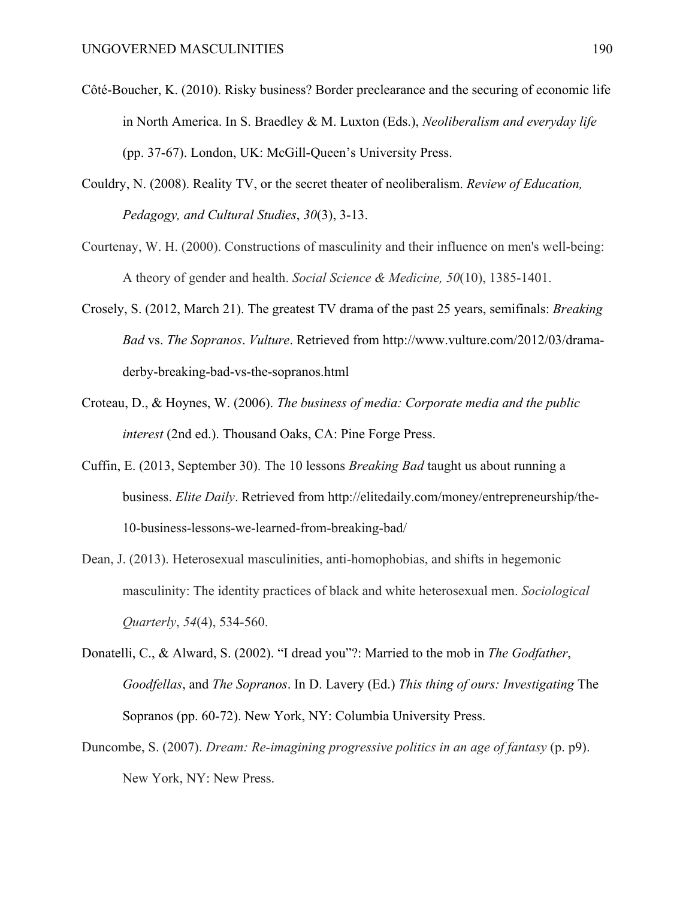Côté-Boucher, K. (2010). Risky business? Border preclearance and the securing of economic life in North America. In S. Braedley & M. Luxton (Eds.), *Neoliberalism and everyday life* (pp. 37-67). London, UK: McGill-Queen's University Press.

Couldry, N. (2008). Reality TV, or the secret theater of neoliberalism. *Review of Education, Pedagogy, and Cultural Studies*, *30*(3), 3-13.

Courtenay, W. H. (2000). Constructions of masculinity and their influence on men's well-being: A theory of gender and health. *Social Science & Medicine, 50*(10), 1385-1401.

Crosely, S. (2012, March 21). The greatest TV drama of the past 25 years, semifinals: *Breaking Bad* vs. *The Sopranos*. *Vulture*. Retrieved from http://www.vulture.com/2012/03/drama-derby-breaking-bad-vs-the-sopranos.html

Croteau, D., & Hoynes, W. (2006). *The business of media: Corporate media and the public interest* (2nd ed.). Thousand Oaks, CA: Pine Forge Press.

Cuffin, E. (2013, September 30). The 10 lessons *Breaking Bad* taught us about running a business. *Elite Daily*. Retrieved from http://elitedaily.com/money/entrepreneurship/the-10-business-lessons-we-learned-from-breaking-bad/

Dean, J. (2013). Heterosexual masculinities, anti-homophobias, and shifts in hegemonic masculinity: The identity practices of black and white heterosexual men. *Sociological Quarterly*, *54*(4), 534-560.

Donatelli, C., & Alward, S. (2002). "I dread you"?: Married to the mob in *The Godfather*, *Goodfellas*, and *The Sopranos*. In D. Lavery (Ed.) *This thing of ours: Investigating* The Sopranos (pp. 60-72). New York, NY: Columbia University Press.

Duncombe, S. (2007). *Dream: Re-imagining progressive politics in an age of fantasy* (p. p9). New York, NY: New Press.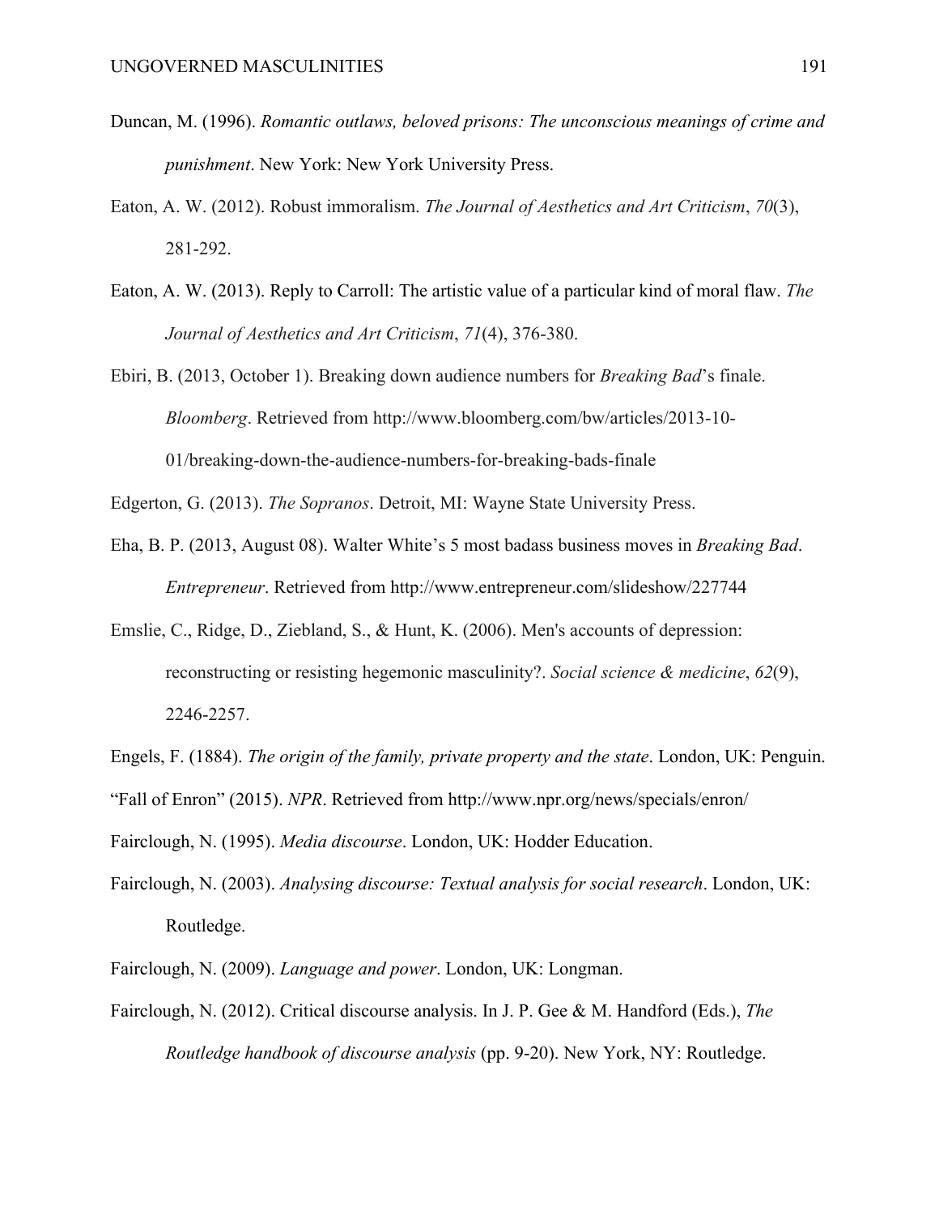Duncan, M. (1996). *Romantic outlaws, beloved prisons: The unconscious meanings of crime and punishment*. New York: New York University Press.

Eaton, A. W. (2012). Robust immoralism. *The Journal of Aesthetics and Art Criticism*, *70*(3), 281-292.

Eaton, A. W. (2013). Reply to Carroll: The artistic value of a particular kind of moral flaw. *The Journal of Aesthetics and Art Criticism*, *71*(4), 376-380.

Ebiri, B. (2013, October 1). Breaking down audience numbers for *Breaking Bad*'s finale. *Bloomberg*. Retrieved from http://www.bloomberg.com/bw/articles/2013-10-01/breaking-down-the-audience-numbers-for-breaking-bads-finale

Edgerton, G. (2013). *The Sopranos*. Detroit, MI: Wayne State University Press.

Eha, B. P. (2013, August 08). Walter White's 5 most badass business moves in *Breaking Bad*. *Entrepreneur*. Retrieved from http://www.entrepreneur.com/slideshow/227744

Emslie, C., Ridge, D., Ziebland, S., & Hunt, K. (2006). Men's accounts of depression: reconstructing or resisting hegemonic masculinity?. *Social science & medicine*, *62*(9), 2246-2257.

Engels, F. (1884). *The origin of the family, private property and the state*. London, UK: Penguin.

"Fall of Enron" (2015). *NPR*. Retrieved from http://www.npr.org/news/specials/enron/

Fairclough, N. (1995). *Media discourse*. London, UK: Hodder Education.

Fairclough, N. (2003). *Analysing discourse: Textual analysis for social research*. London, UK: Routledge.

Fairclough, N. (2009). *Language and power*. London, UK: Longman.

Fairclough, N. (2012). Critical discourse analysis. In J. P. Gee & M. Handford (Eds.), *The Routledge handbook of discourse analysis* (pp. 9-20). New York, NY: Routledge.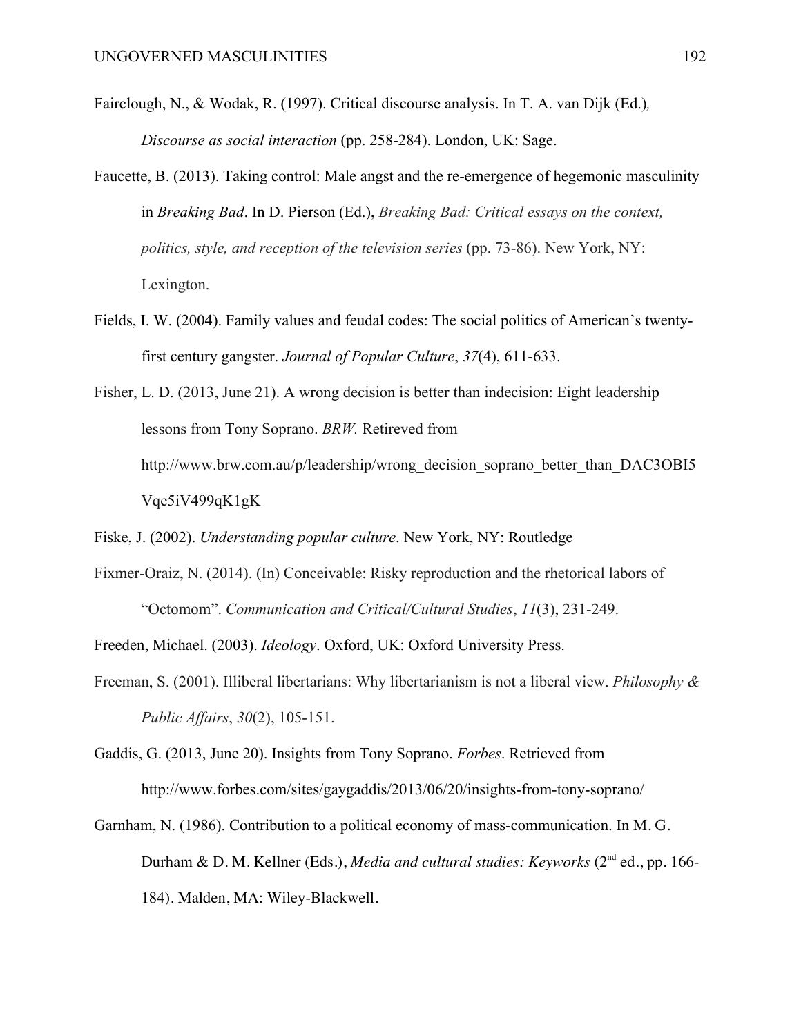Fairclough, N., & Wodak, R. (1997). Critical discourse analysis. In T. A. van Dijk (Ed.), *Discourse as social interaction* (pp. 258-284). London, UK: Sage.

Faucette, B. (2013). Taking control: Male angst and the re-emergence of hegemonic masculinity in *Breaking Bad*. In D. Pierson (Ed.), *Breaking Bad: Critical essays on the context, politics, style, and reception of the television series* (pp. 73-86). New York, NY: Lexington.

Fields, I. W. (2004). Family values and feudal codes: The social politics of American's twenty-first century gangster. *Journal of Popular Culture*, *37*(4), 611-633.

Fisher, L. D. (2013, June 21). A wrong decision is better than indecision: Eight leadership lessons from Tony Soprano. *BRW.* Retireved from http://www.brw.com.au/p/leadership/wrong_decision_soprano_better_than_DAC3OBI5Vqe5iV499qK1gK

Fiske, J. (2002). *Understanding popular culture*. New York, NY: Routledge

Fixmer-Oraiz, N. (2014). (In) Conceivable: Risky reproduction and the rhetorical labors of "Octomom". *Communication and Critical/Cultural Studies*, *11*(3), 231-249.

Freeden, Michael. (2003). *Ideology*. Oxford, UK: Oxford University Press.

Freeman, S. (2001). Illiberal libertarians: Why libertarianism is not a liberal view. *Philosophy & Public Affairs*, *30*(2), 105-151.

Gaddis, G. (2013, June 20). Insights from Tony Soprano. *Forbes*. Retrieved from http://www.forbes.com/sites/gaygaddis/2013/06/20/insights-from-tony-soprano/

Garnham, N. (1986). Contribution to a political economy of mass-communication. In M. G. Durham & D. M. Kellner (Eds.), *Media and cultural studies: Keyworks* (2nd ed., pp. 166-184). Malden, MA: Wiley-Blackwell.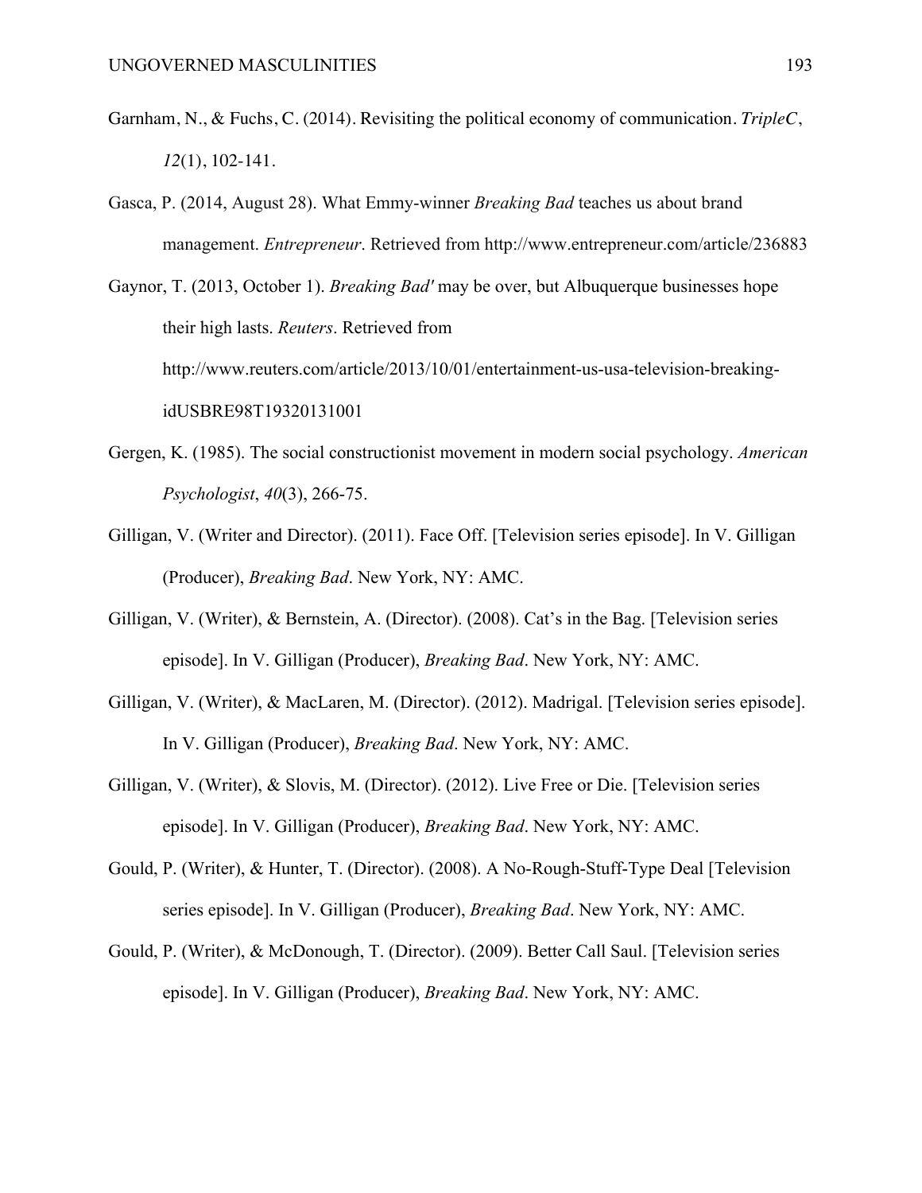Garnham, N., & Fuchs, C. (2014). Revisiting the political economy of communication. *TripleC*, *12*(1), 102-141.

Gasca, P. (2014, August 28). What Emmy-winner *Breaking Bad* teaches us about brand management. *Entrepreneur*. Retrieved from http://www.entrepreneur.com/article/236883

Gaynor, T. (2013, October 1). *Breaking Bad'* may be over, but Albuquerque businesses hope their high lasts. *Reuters*. Retrieved from http://www.reuters.com/article/2013/10/01/entertainment-us-usa-television-breaking-idUSBRE98T19320131001

Gergen, K. (1985). The social constructionist movement in modern social psychology. *American Psychologist*, *40*(3), 266-75.

Gilligan, V. (Writer and Director). (2011). Face Off. [Television series episode]. In V. Gilligan (Producer), *Breaking Bad*. New York, NY: AMC.

Gilligan, V. (Writer), & Bernstein, A. (Director). (2008). Cat's in the Bag. [Television series episode]. In V. Gilligan (Producer), *Breaking Bad*. New York, NY: AMC.

Gilligan, V. (Writer), & MacLaren, M. (Director). (2012). Madrigal. [Television series episode]. In V. Gilligan (Producer), *Breaking Bad*. New York, NY: AMC.

Gilligan, V. (Writer), & Slovis, M. (Director). (2012). Live Free or Die. [Television series episode]. In V. Gilligan (Producer), *Breaking Bad*. New York, NY: AMC.

Gould, P. (Writer), & Hunter, T. (Director). (2008). A No-Rough-Stuff-Type Deal [Television series episode]. In V. Gilligan (Producer), *Breaking Bad*. New York, NY: AMC.

Gould, P. (Writer), & McDonough, T. (Director). (2009). Better Call Saul. [Television series episode]. In V. Gilligan (Producer), *Breaking Bad*. New York, NY: AMC.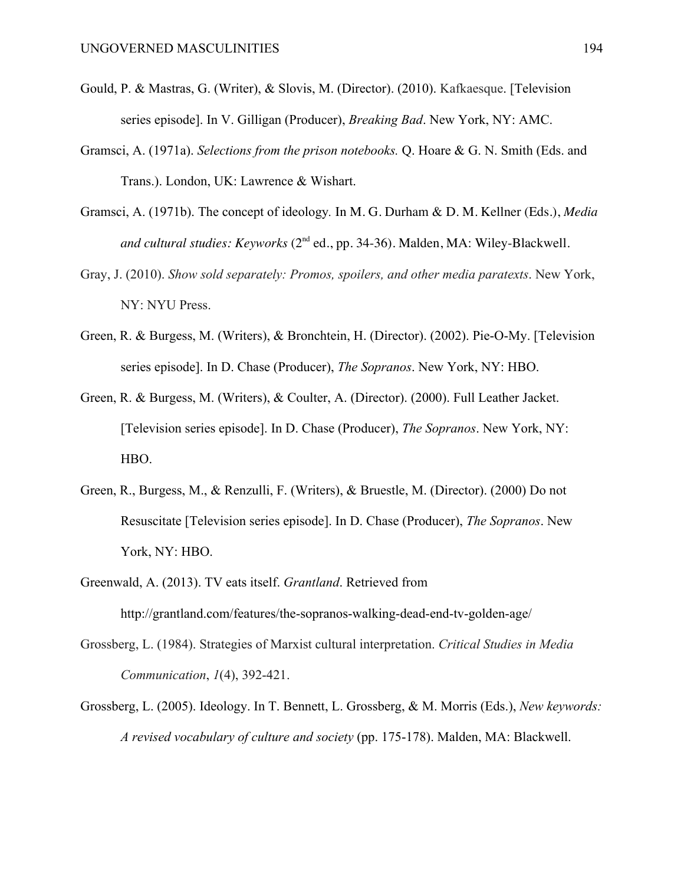Gould, P. & Mastras, G. (Writer), & Slovis, M. (Director). (2010). Kafkaesque. [Television series episode]. In V. Gilligan (Producer), *Breaking Bad*. New York, NY: AMC.

Gramsci, A. (1971a). *Selections from the prison notebooks.* Q. Hoare & G. N. Smith (Eds. and Trans.). London, UK: Lawrence & Wishart.

Gramsci, A. (1971b). The concept of ideology. In M. G. Durham & D. M. Kellner (Eds.), *Media and cultural studies: Keyworks* (2nd ed., pp. 34-36). Malden, MA: Wiley-Blackwell.

Gray, J. (2010). *Show sold separately: Promos, spoilers, and other media paratexts*. New York, NY: NYU Press.

Green, R. & Burgess, M. (Writers), & Bronchtein, H. (Director). (2002). Pie-O-My. [Television series episode]. In D. Chase (Producer), *The Sopranos*. New York, NY: HBO.

Green, R. & Burgess, M. (Writers), & Coulter, A. (Director). (2000). Full Leather Jacket. [Television series episode]. In D. Chase (Producer), *The Sopranos*. New York, NY: HBO.

Green, R., Burgess, M., & Renzulli, F. (Writers), & Bruestle, M. (Director). (2000) Do not Resuscitate [Television series episode]. In D. Chase (Producer), *The Sopranos*. New York, NY: HBO.

Greenwald, A. (2013). TV eats itself. *Grantland*. Retrieved from http://grantland.com/features/the-sopranos-walking-dead-end-tv-golden-age/

Grossberg, L. (1984). Strategies of Marxist cultural interpretation. *Critical Studies in Media Communication*, *1*(4), 392-421.

Grossberg, L. (2005). Ideology. In T. Bennett, L. Grossberg, & M. Morris (Eds.), *New keywords: A revised vocabulary of culture and society* (pp. 175-178). Malden, MA: Blackwell.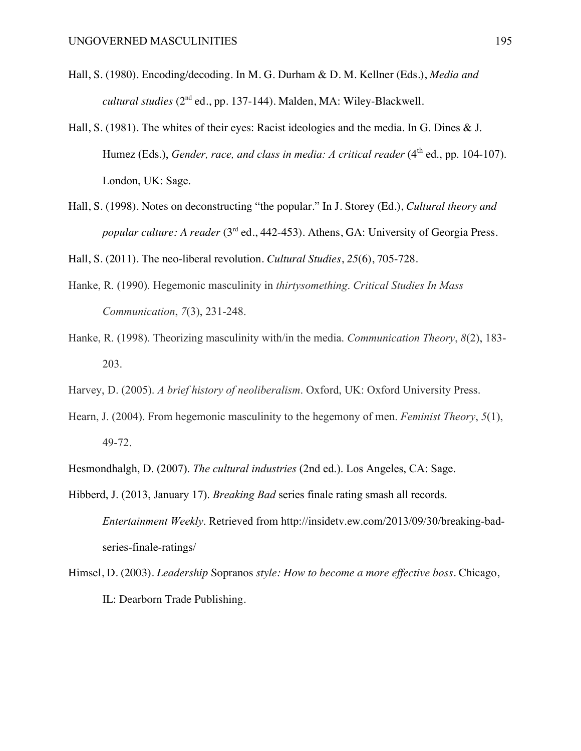Hall, S. (1980). Encoding/decoding. In M. G. Durham & D. M. Kellner (Eds.), *Media and cultural studies* (2nd ed., pp. 137-144). Malden, MA: Wiley-Blackwell.

Hall, S. (1981). The whites of their eyes: Racist ideologies and the media. In G. Dines & J. Humez (Eds.), *Gender, race, and class in media: A critical reader* (4th ed., pp. 104-107). London, UK: Sage.

Hall, S. (1998). Notes on deconstructing "the popular." In J. Storey (Ed.), *Cultural theory and popular culture: A reader* (3rd ed., 442-453). Athens, GA: University of Georgia Press.

Hall, S. (2011). The neo-liberal revolution. *Cultural Studies*, *25*(6), 705-728.

Hanke, R. (1990). Hegemonic masculinity in *thirtysomething*. *Critical Studies In Mass Communication*, *7*(3), 231-248.

Hanke, R. (1998). Theorizing masculinity with/in the media. *Communication Theory*, *8*(2), 183-203.

Harvey, D. (2005). *A brief history of neoliberalism*. Oxford, UK: Oxford University Press.

Hearn, J. (2004). From hegemonic masculinity to the hegemony of men. *Feminist Theory*, *5*(1), 49-72.

Hesmondhalgh, D. (2007). *The cultural industries* (2nd ed.). Los Angeles, CA: Sage.

Hibberd, J. (2013, January 17). *Breaking Bad* series finale rating smash all records. *Entertainment Weekly*. Retrieved from http://insidetv.ew.com/2013/09/30/breaking-bad-series-finale-ratings/

Himsel, D. (2003). *Leadership* Sopranos *style: How to become a more effective boss*. Chicago, IL: Dearborn Trade Publishing.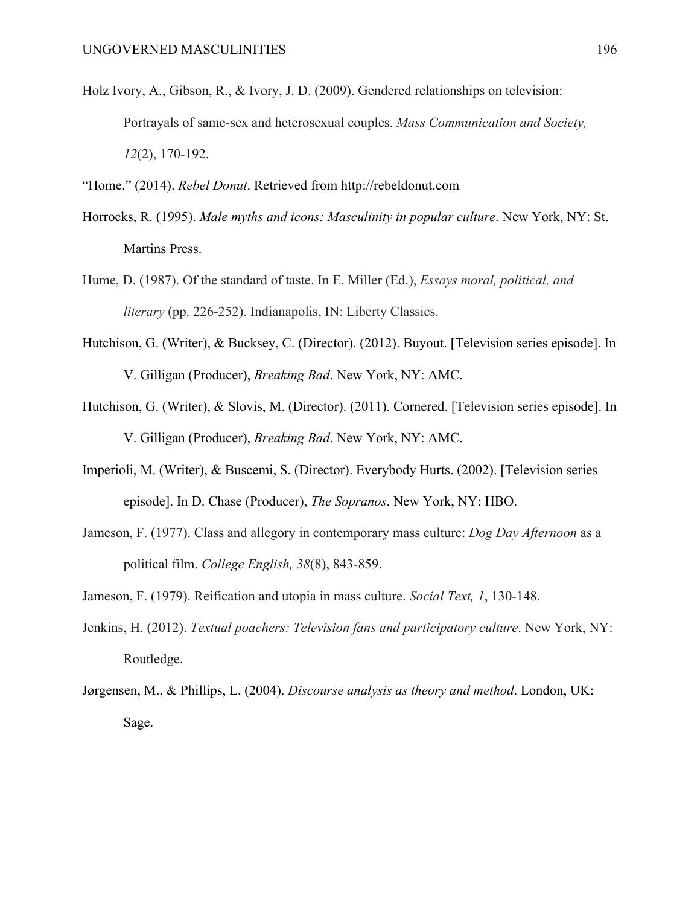Holz Ivory, A., Gibson, R., & Ivory, J. D. (2009). Gendered relationships on television: Portrayals of same-sex and heterosexual couples. *Mass Communication and Society, 12*(2), 170-192.

"Home." (2014). *Rebel Donut*. Retrieved from http://rebeldonut.com

Horrocks, R. (1995). *Male myths and icons: Masculinity in popular culture*. New York, NY: St. Martins Press.

Hume, D. (1987). Of the standard of taste. In E. Miller (Ed.), *Essays moral, political, and literary* (pp. 226-252). Indianapolis, IN: Liberty Classics.

Hutchison, G. (Writer), & Bucksey, C. (Director). (2012). Buyout. [Television series episode]. In V. Gilligan (Producer), *Breaking Bad*. New York, NY: AMC.

Hutchison, G. (Writer), & Slovis, M. (Director). (2011). Cornered. [Television series episode]. In V. Gilligan (Producer), *Breaking Bad*. New York, NY: AMC.

Imperioli, M. (Writer), & Buscemi, S. (Director). Everybody Hurts. (2002). [Television series episode]. In D. Chase (Producer), *The Sopranos*. New York, NY: HBO.

Jameson, F. (1977). Class and allegory in contemporary mass culture: *Dog Day Afternoon* as a political film. *College English, 38*(8), 843-859.

Jameson, F. (1979). Reification and utopia in mass culture. *Social Text, 1*, 130-148.

Jenkins, H. (2012). *Textual poachers: Television fans and participatory culture*. New York, NY: Routledge.

Jørgensen, M., & Phillips, L. (2004). *Discourse analysis as theory and method*. London, UK: Sage.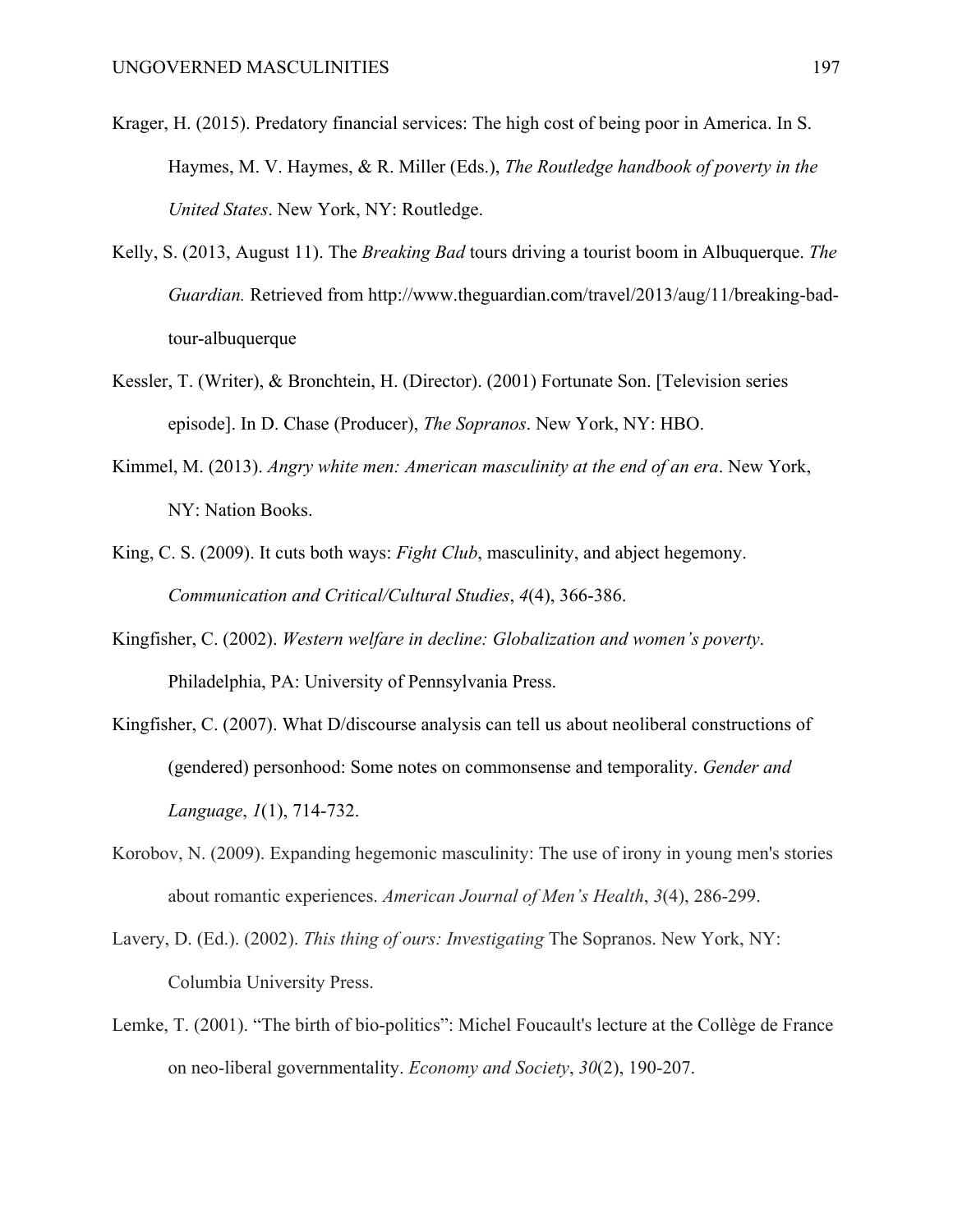Krager, H. (2015). Predatory financial services: The high cost of being poor in America. In S. Haymes, M. V. Haymes, & R. Miller (Eds.), *The Routledge handbook of poverty in the United States*. New York, NY: Routledge.

Kelly, S. (2013, August 11). The *Breaking Bad* tours driving a tourist boom in Albuquerque. *The Guardian.* Retrieved from http://www.theguardian.com/travel/2013/aug/11/breaking-bad-tour-albuquerque

Kessler, T. (Writer), & Bronchtein, H. (Director). (2001) Fortunate Son. [Television series episode]. In D. Chase (Producer), *The Sopranos*. New York, NY: HBO.

Kimmel, M. (2013). *Angry white men: American masculinity at the end of an era*. New York, NY: Nation Books.

King, C. S. (2009). It cuts both ways: *Fight Club*, masculinity, and abject hegemony. *Communication and Critical/Cultural Studies*, *4*(4), 366-386.

Kingfisher, C. (2002). *Western welfare in decline: Globalization and women's poverty*. Philadelphia, PA: University of Pennsylvania Press.

Kingfisher, C. (2007). What D/discourse analysis can tell us about neoliberal constructions of (gendered) personhood: Some notes on commonsense and temporality. *Gender and Language*, *1*(1), 714-732.

Korobov, N. (2009). Expanding hegemonic masculinity: The use of irony in young men's stories about romantic experiences. *American Journal of Men's Health*, *3*(4), 286-299.

Lavery, D. (Ed.). (2002). *This thing of ours: Investigating* The Sopranos. New York, NY: Columbia University Press.

Lemke, T. (2001). "The birth of bio-politics": Michel Foucault's lecture at the Collège de France on neo-liberal governmentality. *Economy and Society*, *30*(2), 190-207.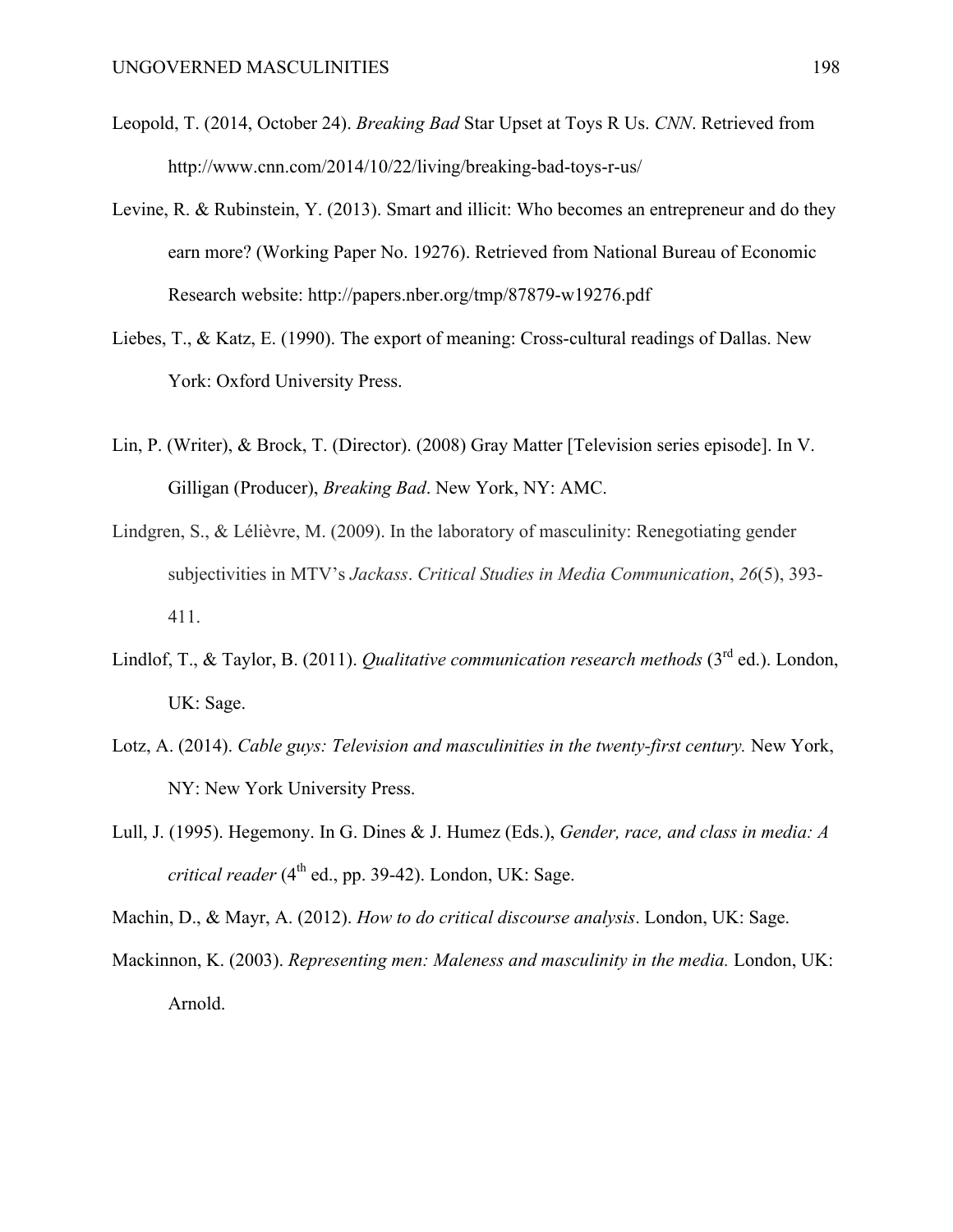Leopold, T. (2014, October 24). *Breaking Bad* Star Upset at Toys R Us. *CNN*. Retrieved from http://www.cnn.com/2014/10/22/living/breaking-bad-toys-r-us/

Levine, R. & Rubinstein, Y. (2013). Smart and illicit: Who becomes an entrepreneur and do they earn more? (Working Paper No. 19276). Retrieved from National Bureau of Economic Research website: http://papers.nber.org/tmp/87879-w19276.pdf

Liebes, T., & Katz, E. (1990). The export of meaning: Cross-cultural readings of Dallas. New York: Oxford University Press.

Lin, P. (Writer), & Brock, T. (Director). (2008) Gray Matter [Television series episode]. In V. Gilligan (Producer), *Breaking Bad*. New York, NY: AMC.

Lindgren, S., & Lélièvre, M. (2009). In the laboratory of masculinity: Renegotiating gender subjectivities in MTV's *Jackass*. *Critical Studies in Media Communication*, *26*(5), 393-411.

Lindlof, T., & Taylor, B. (2011). *Qualitative communication research methods* (3rd ed.). London, UK: Sage.

Lotz, A. (2014). *Cable guys: Television and masculinities in the twenty-first century.* New York, NY: New York University Press.

Lull, J. (1995). Hegemony. In G. Dines & J. Humez (Eds.), *Gender, race, and class in media: A critical reader* (4th ed., pp. 39-42). London, UK: Sage.

Machin, D., & Mayr, A. (2012). *How to do critical discourse analysis*. London, UK: Sage.

Mackinnon, K. (2003). *Representing men: Maleness and masculinity in the media.* London, UK: Arnold.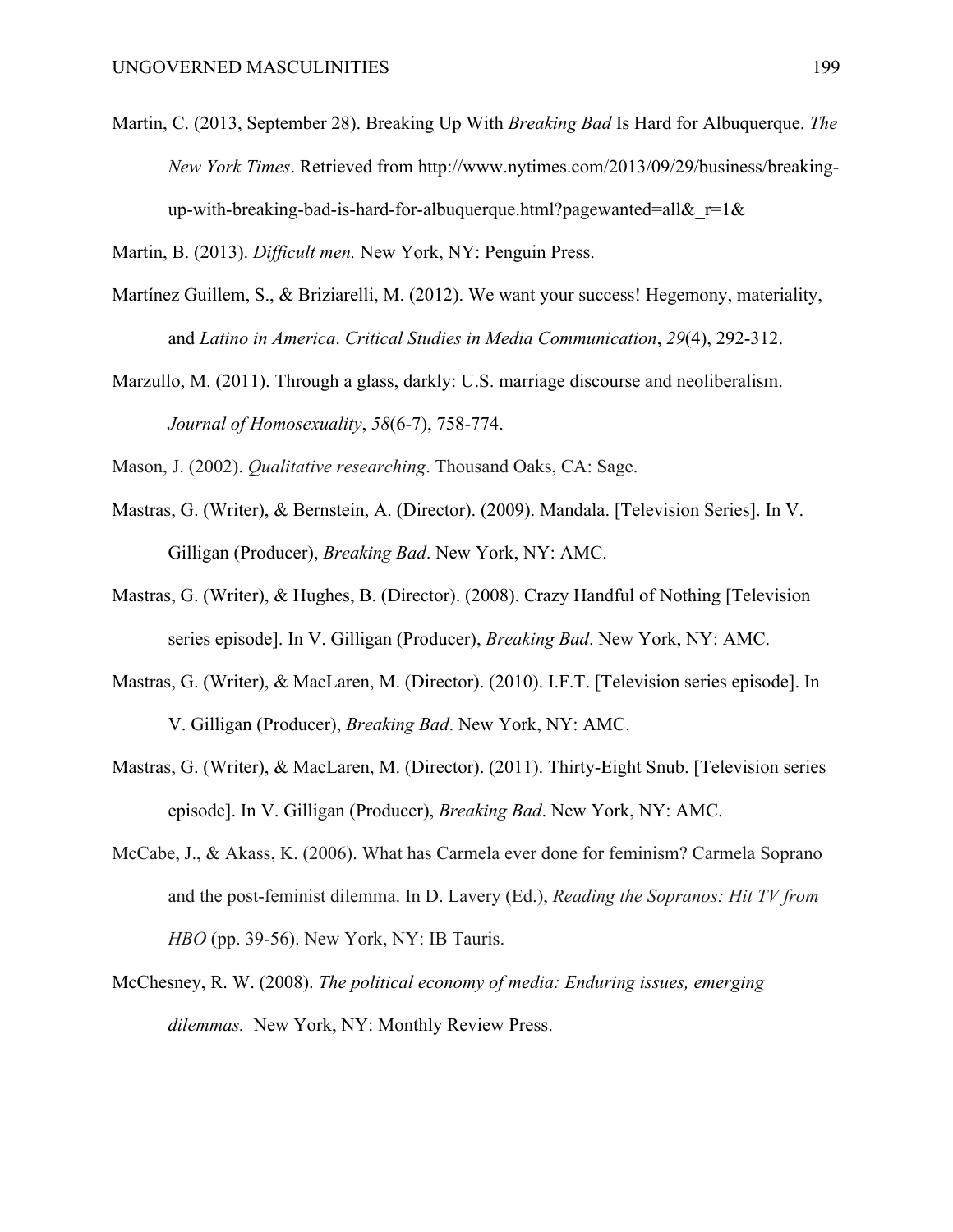Martin, C. (2013, September 28). Breaking Up With *Breaking Bad* Is Hard for Albuquerque. *The New York Times*. Retrieved from http://www.nytimes.com/2013/09/29/business/breaking-up-with-breaking-bad-is-hard-for-albuquerque.html?pagewanted=all&_r=1&

Martin, B. (2013). *Difficult men.* New York, NY: Penguin Press.

Martínez Guillem, S., & Briziarelli, M. (2012). We want your success! Hegemony, materiality, and *Latino in America*. *Critical Studies in Media Communication*, *29*(4), 292-312.

Marzullo, M. (2011). Through a glass, darkly: U.S. marriage discourse and neoliberalism. *Journal of Homosexuality*, *58*(6-7), 758-774.

Mason, J. (2002). *Qualitative researching*. Thousand Oaks, CA: Sage.

Mastras, G. (Writer), & Bernstein, A. (Director). (2009). Mandala. [Television Series]. In V. Gilligan (Producer), *Breaking Bad*. New York, NY: AMC.

Mastras, G. (Writer), & Hughes, B. (Director). (2008). Crazy Handful of Nothing [Television series episode]. In V. Gilligan (Producer), *Breaking Bad*. New York, NY: AMC.

Mastras, G. (Writer), & MacLaren, M. (Director). (2010). I.F.T. [Television series episode]. In V. Gilligan (Producer), *Breaking Bad*. New York, NY: AMC.

Mastras, G. (Writer), & MacLaren, M. (Director). (2011). Thirty-Eight Snub. [Television series episode]. In V. Gilligan (Producer), *Breaking Bad*. New York, NY: AMC.

McCabe, J., & Akass, K. (2006). What has Carmela ever done for feminism? Carmela Soprano and the post-feminist dilemma. In D. Lavery (Ed.), *Reading the Sopranos: Hit TV from HBO* (pp. 39-56). New York, NY: IB Tauris.

McChesney, R. W. (2008). *The political economy of media: Enduring issues, emerging dilemmas.* New York, NY: Monthly Review Press.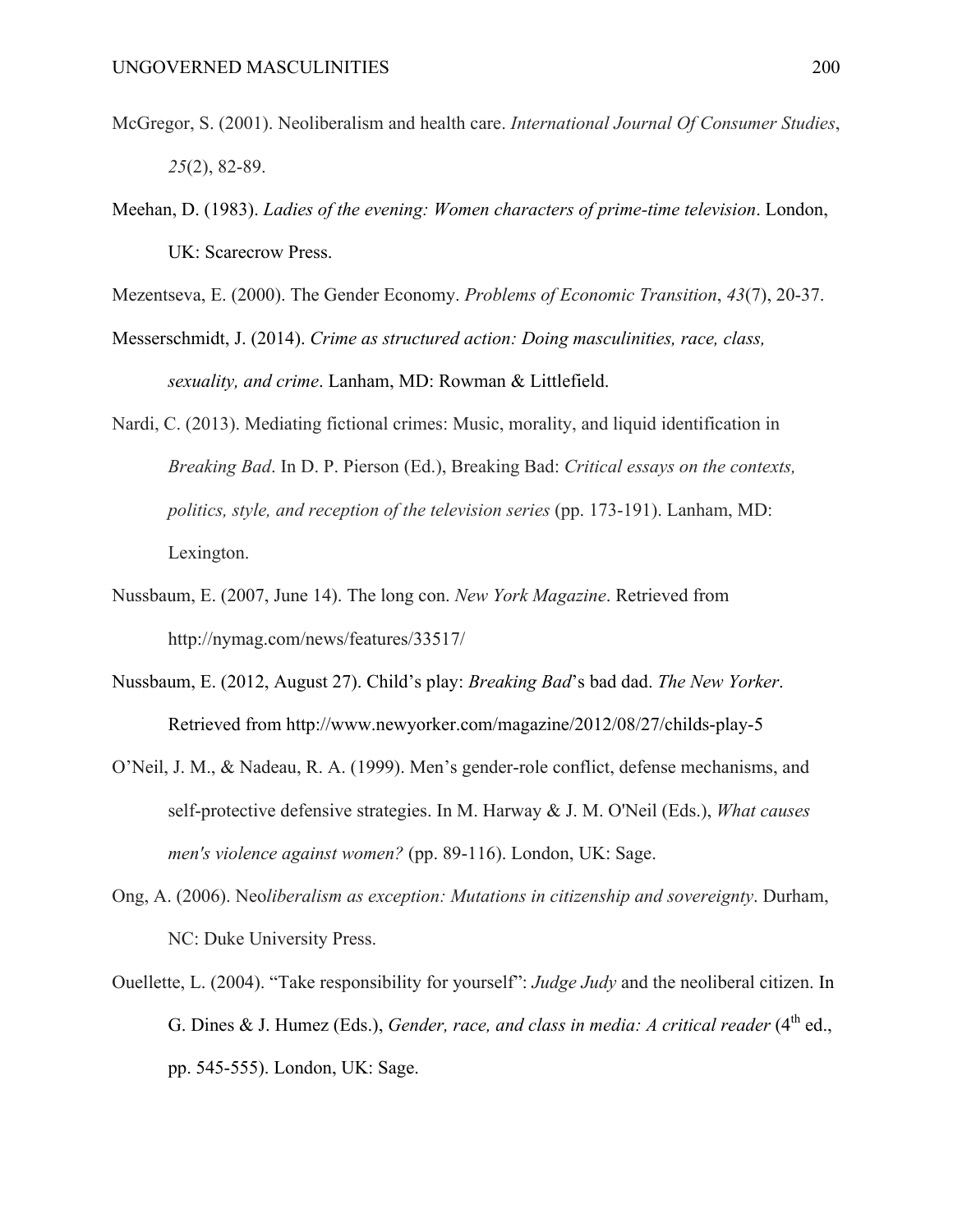McGregor, S. (2001). Neoliberalism and health care. *International Journal Of Consumer Studies*, *25*(2), 82-89.

Meehan, D. (1983). *Ladies of the evening: Women characters of prime-time television*. London, UK: Scarecrow Press.

Mezentseva, E. (2000). The Gender Economy. *Problems of Economic Transition*, *43*(7), 20-37.

Messerschmidt, J. (2014). *Crime as structured action: Doing masculinities, race, class, sexuality, and crime*. Lanham, MD: Rowman & Littlefield.

Nardi, C. (2013). Mediating fictional crimes: Music, morality, and liquid identification in *Breaking Bad*. In D. P. Pierson (Ed.), Breaking Bad: *Critical essays on the contexts, politics, style, and reception of the television series* (pp. 173-191). Lanham, MD: Lexington.

Nussbaum, E. (2007, June 14). The long con. *New York Magazine*. Retrieved from http://nymag.com/news/features/33517/

Nussbaum, E. (2012, August 27). Child's play: *Breaking Bad*'s bad dad. *The New Yorker*. Retrieved from http://www.newyorker.com/magazine/2012/08/27/childs-play-5

O'Neil, J. M., & Nadeau, R. A. (1999). Men's gender-role conflict, defense mechanisms, and self-protective defensive strategies. In M. Harway & J. M. O'Neil (Eds.), *What causes men's violence against women?* (pp. 89-116). London, UK: Sage.

Ong, A. (2006). Neo*liberalism as exception: Mutations in citizenship and sovereignty*. Durham, NC: Duke University Press.

Ouellette, L. (2004). "Take responsibility for yourself": *Judge Judy* and the neoliberal citizen. In G. Dines & J. Humez (Eds.), *Gender, race, and class in media: A critical reader* (4th ed., pp. 545-555). London, UK: Sage.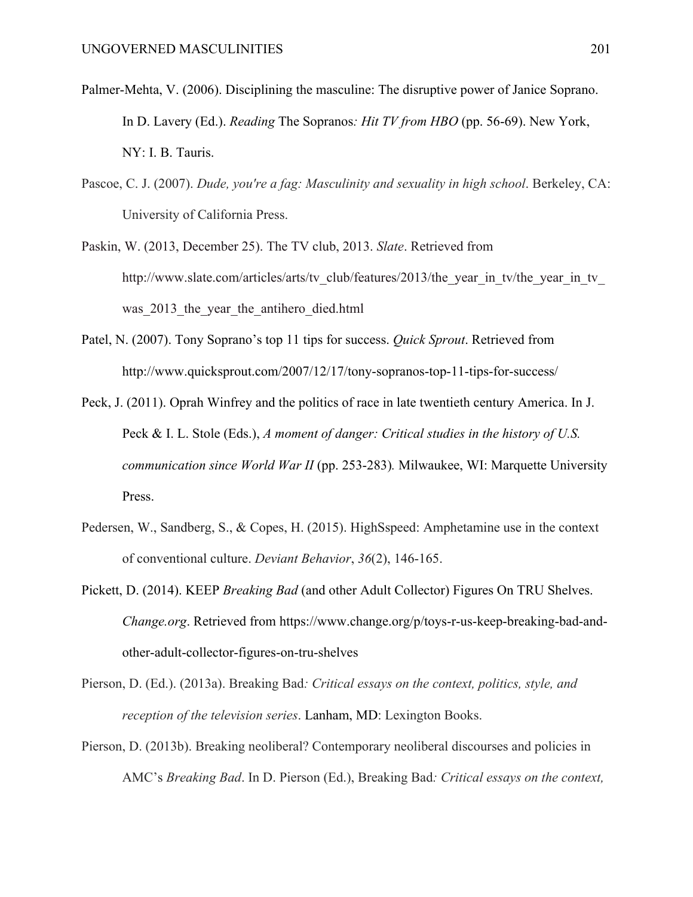Palmer-Mehta, V. (2006). Disciplining the masculine: The disruptive power of Janice Soprano. In D. Lavery (Ed.). *Reading* The Sopranos*: Hit TV from HBO* (pp. 56-69). New York, NY: I. B. Tauris.

Pascoe, C. J. (2007). *Dude, you're a fag: Masculinity and sexuality in high school*. Berkeley, CA: University of California Press.

Paskin, W. (2013, December 25). The TV club, 2013. *Slate*. Retrieved from http://www.slate.com/articles/arts/tv_club/features/2013/the_year_in_tv/the_year_in_tv_was_2013_the_year_the_antihero_died.html

Patel, N. (2007). Tony Soprano's top 11 tips for success. *Quick Sprout*. Retrieved from http://www.quicksprout.com/2007/12/17/tony-sopranos-top-11-tips-for-success/

Peck, J. (2011). Oprah Winfrey and the politics of race in late twentieth century America. In J. Peck & I. L. Stole (Eds.), *A moment of danger: Critical studies in the history of U.S. communication since World War II* (pp. 253-283). Milwaukee, WI: Marquette University Press.

Pedersen, W., Sandberg, S., & Copes, H. (2015). HighSspeed: Amphetamine use in the context of conventional culture. *Deviant Behavior*, *36*(2), 146-165.

Pickett, D. (2014). KEEP *Breaking Bad* (and other Adult Collector) Figures On TRU Shelves. *Change.org*. Retrieved from https://www.change.org/p/toys-r-us-keep-breaking-bad-and-other-adult-collector-figures-on-tru-shelves

Pierson, D. (Ed.). (2013a). Breaking Bad*: Critical essays on the context, politics, style, and reception of the television series*. Lanham, MD: Lexington Books.

Pierson, D. (2013b). Breaking neoliberal? Contemporary neoliberal discourses and policies in AMC's *Breaking Bad*. In D. Pierson (Ed.), Breaking Bad*: Critical essays on the context,*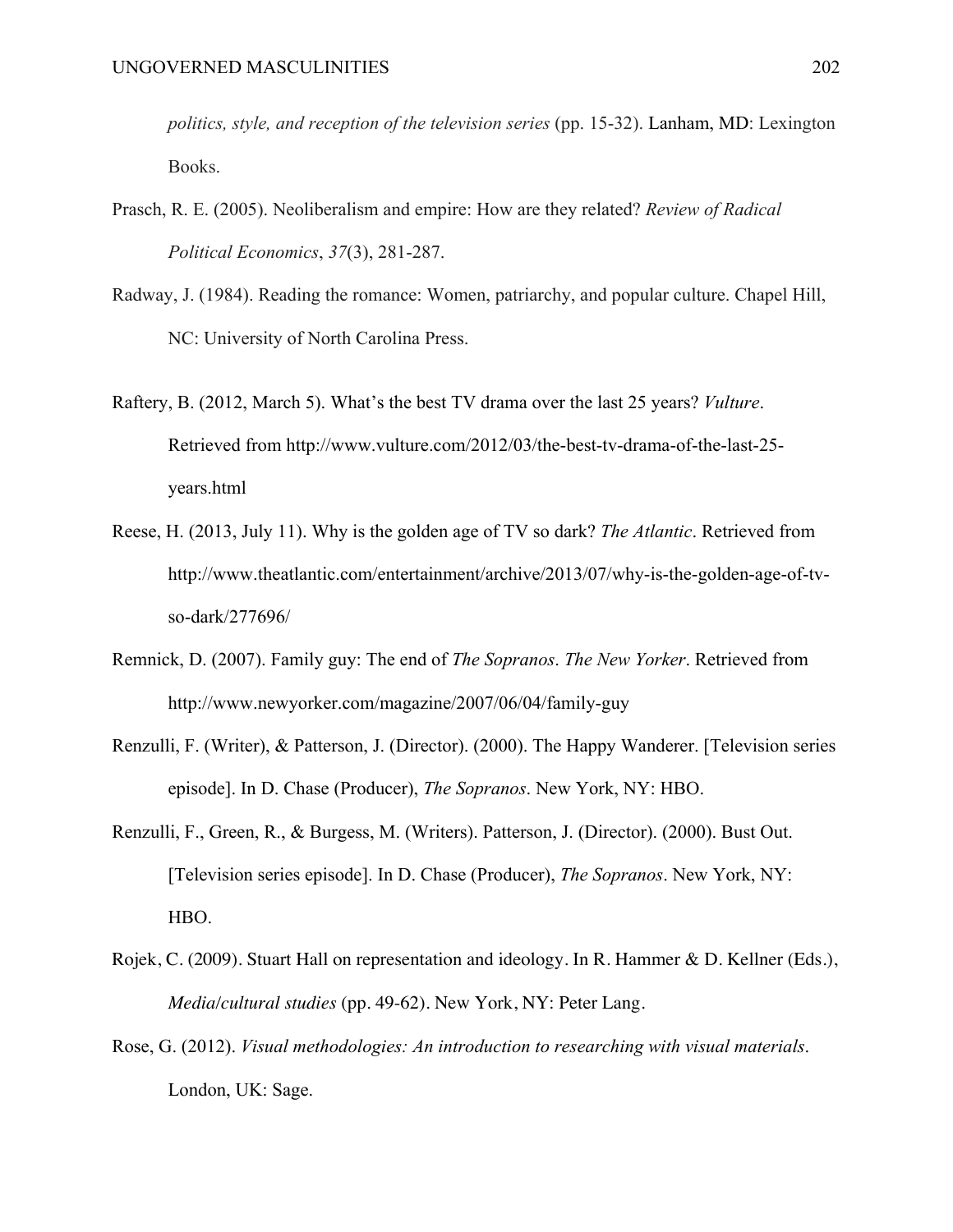*politics, style, and reception of the television series* (pp. 15-32). Lanham, MD: Lexington Books.

Prasch, R. E. (2005). Neoliberalism and empire: How are they related? *Review of Radical Political Economics*, *37*(3), 281-287.

Radway, J. (1984). Reading the romance: Women, patriarchy, and popular culture. Chapel Hill, NC: University of North Carolina Press.

Raftery, B. (2012, March 5). What's the best TV drama over the last 25 years? *Vulture*. Retrieved from http://www.vulture.com/2012/03/the-best-tv-drama-of-the-last-25-years.html

Reese, H. (2013, July 11). Why is the golden age of TV so dark? *The Atlantic*. Retrieved from http://www.theatlantic.com/entertainment/archive/2013/07/why-is-the-golden-age-of-tv-so-dark/277696/

Remnick, D. (2007). Family guy: The end of *The Sopranos*. *The New Yorker*. Retrieved from http://www.newyorker.com/magazine/2007/06/04/family-guy

Renzulli, F. (Writer), & Patterson, J. (Director). (2000). The Happy Wanderer. [Television series episode]. In D. Chase (Producer), *The Sopranos*. New York, NY: HBO.

Renzulli, F., Green, R., & Burgess, M. (Writers). Patterson, J. (Director). (2000). Bust Out. [Television series episode]. In D. Chase (Producer), *The Sopranos*. New York, NY: HBO.

Rojek, C. (2009). Stuart Hall on representation and ideology. In R. Hammer & D. Kellner (Eds.), *Media/cultural studies* (pp. 49-62). New York, NY: Peter Lang.

Rose, G. (2012). *Visual methodologies: An introduction to researching with visual materials*. London, UK: Sage.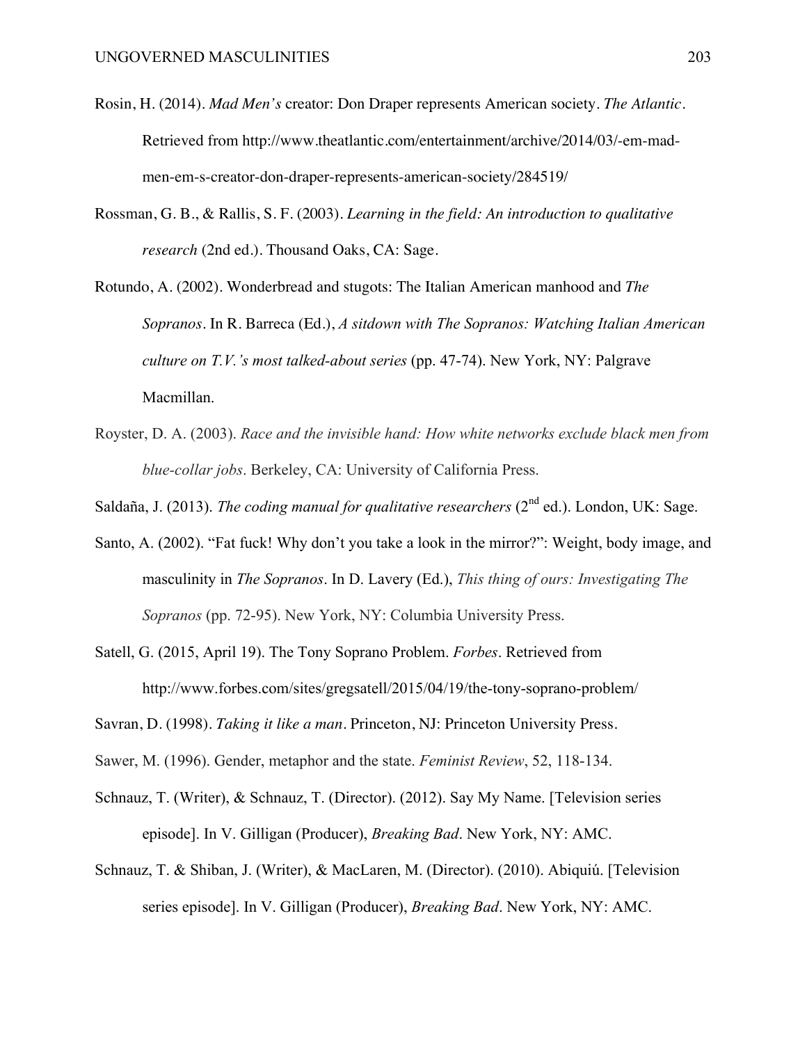Rosin, H. (2014). *Mad Men's* creator: Don Draper represents American society. *The Atlantic*. Retrieved from http://www.theatlantic.com/entertainment/archive/2014/03/-em-mad-men-em-s-creator-don-draper-represents-american-society/284519/

Rossman, G. B., & Rallis, S. F. (2003). *Learning in the field: An introduction to qualitative research* (2nd ed.). Thousand Oaks, CA: Sage.

Rotundo, A. (2002). Wonderbread and stugots: The Italian American manhood and *The Sopranos*. In R. Barreca (Ed.), *A sitdown with The Sopranos: Watching Italian American culture on T.V.'s most talked-about series* (pp. 47-74). New York, NY: Palgrave Macmillan.

Royster, D. A. (2003). *Race and the invisible hand: How white networks exclude black men from blue-collar jobs*. Berkeley, CA: University of California Press.

Saldaña, J. (2013). *The coding manual for qualitative researchers* (2nd ed.). London, UK: Sage.

Santo, A. (2002). "Fat fuck! Why don't you take a look in the mirror?": Weight, body image, and masculinity in *The Sopranos*. In D. Lavery (Ed.), *This thing of ours: Investigating The Sopranos* (pp. 72-95). New York, NY: Columbia University Press.

Satell, G. (2015, April 19). The Tony Soprano Problem. *Forbes*. Retrieved from http://www.forbes.com/sites/gregsatell/2015/04/19/the-tony-soprano-problem/

Savran, D. (1998). *Taking it like a man*. Princeton, NJ: Princeton University Press.

Sawer, M. (1996). Gender, metaphor and the state. *Feminist Review*, 52, 118-134.

Schnauz, T. (Writer), & Schnauz, T. (Director). (2012). Say My Name. [Television series episode]. In V. Gilligan (Producer), *Breaking Bad*. New York, NY: AMC.

Schnauz, T. & Shiban, J. (Writer), & MacLaren, M. (Director). (2010). Abiquiú. [Television series episode]. In V. Gilligan (Producer), *Breaking Bad*. New York, NY: AMC.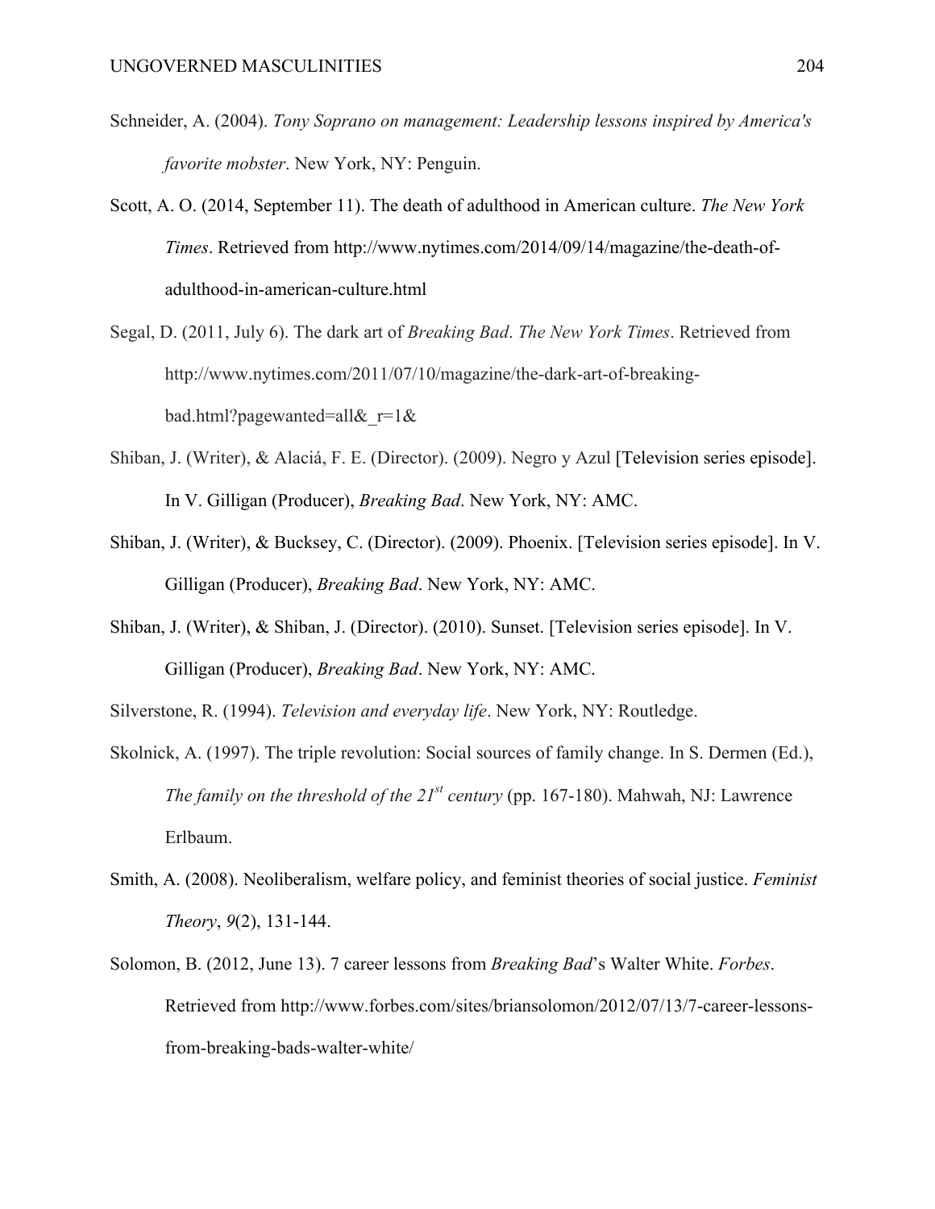Schneider, A. (2004). *Tony Soprano on management: Leadership lessons inspired by America's favorite mobster*. New York, NY: Penguin.

Scott, A. O. (2014, September 11). The death of adulthood in American culture. *The New York Times*. Retrieved from http://www.nytimes.com/2014/09/14/magazine/the-death-of-adulthood-in-american-culture.html

Segal, D. (2011, July 6). The dark art of *Breaking Bad*. *The New York Times*. Retrieved from http://www.nytimes.com/2011/07/10/magazine/the-dark-art-of-breaking-bad.html?pagewanted=all&_r=1&

Shiban, J. (Writer), & Alaciá, F. E. (Director). (2009). Negro y Azul [Television series episode]. In V. Gilligan (Producer), *Breaking Bad*. New York, NY: AMC.

Shiban, J. (Writer), & Bucksey, C. (Director). (2009). Phoenix. [Television series episode]. In V. Gilligan (Producer), *Breaking Bad*. New York, NY: AMC.

Shiban, J. (Writer), & Shiban, J. (Director). (2010). Sunset. [Television series episode]. In V. Gilligan (Producer), *Breaking Bad*. New York, NY: AMC.

Silverstone, R. (1994). *Television and everyday life*. New York, NY: Routledge.

Skolnick, A. (1997). The triple revolution: Social sources of family change. In S. Dermen (Ed.), *The family on the threshold of the 21st century* (pp. 167-180). Mahwah, NJ: Lawrence Erlbaum.

Smith, A. (2008). Neoliberalism, welfare policy, and feminist theories of social justice. *Feminist Theory*, *9*(2), 131-144.

Solomon, B. (2012, June 13). 7 career lessons from *Breaking Bad*'s Walter White. *Forbes*. Retrieved from http://www.forbes.com/sites/briansolomon/2012/07/13/7-career-lessons-from-breaking-bads-walter-white/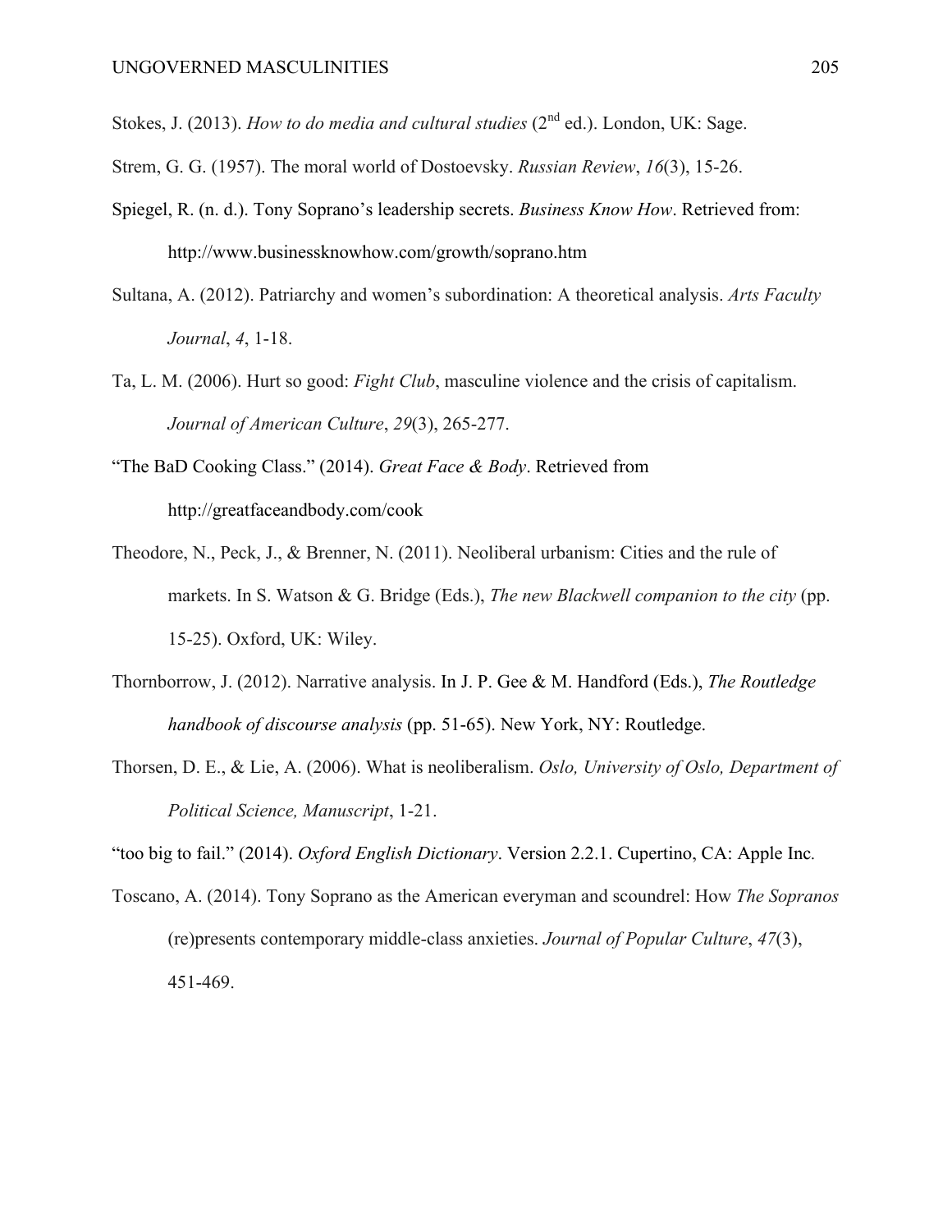Stokes, J. (2013). *How to do media and cultural studies* (2nd ed.). London, UK: Sage.

Strem, G. G. (1957). The moral world of Dostoevsky. *Russian Review*, *16*(3), 15-26.

Spiegel, R. (n. d.). Tony Soprano's leadership secrets. *Business Know How*. Retrieved from: http://www.businessknowhow.com/growth/soprano.htm

Sultana, A. (2012). Patriarchy and women's subordination: A theoretical analysis. *Arts Faculty Journal*, *4*, 1-18.

Ta, L. M. (2006). Hurt so good: *Fight Club*, masculine violence and the crisis of capitalism. *Journal of American Culture*, *29*(3), 265-277.

"The BaD Cooking Class." (2014). *Great Face & Body*. Retrieved from http://greatfaceandbody.com/cook

Theodore, N., Peck, J., & Brenner, N. (2011). Neoliberal urbanism: Cities and the rule of markets. In S. Watson & G. Bridge (Eds.), *The new Blackwell companion to the city* (pp. 15-25). Oxford, UK: Wiley.

Thornborrow, J. (2012). Narrative analysis. In J. P. Gee & M. Handford (Eds.), *The Routledge handbook of discourse analysis* (pp. 51-65). New York, NY: Routledge.

Thorsen, D. E., & Lie, A. (2006). What is neoliberalism. *Oslo, University of Oslo, Department of Political Science, Manuscript*, 1-21.

"too big to fail." (2014). *Oxford English Dictionary*. Version 2.2.1. Cupertino, CA: Apple Inc.

Toscano, A. (2014). Tony Soprano as the American everyman and scoundrel: How *The Sopranos* (re)presents contemporary middle-class anxieties. *Journal of Popular Culture*, *47*(3), 451-469.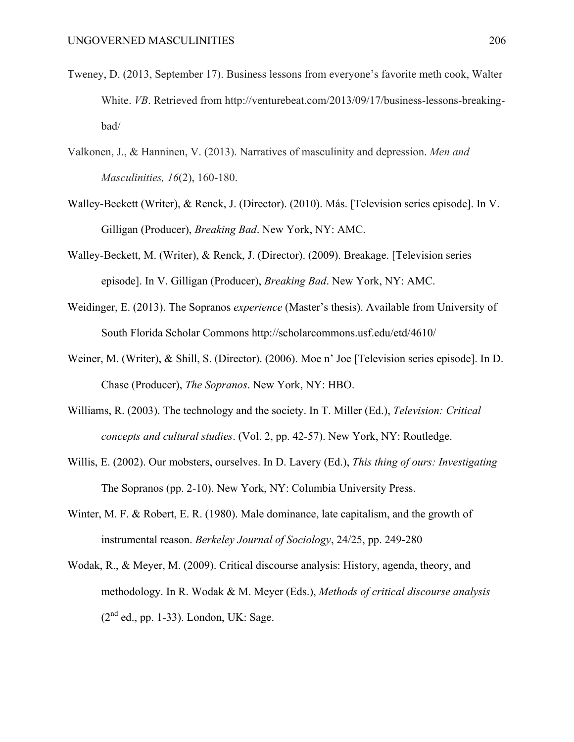Tweney, D. (2013, September 17). Business lessons from everyone's favorite meth cook, Walter White. *VB*. Retrieved from http://venturebeat.com/2013/09/17/business-lessons-breaking-bad/

Valkonen, J., & Hanninen, V. (2013). Narratives of masculinity and depression. *Men and Masculinities, 16*(2), 160-180.

Walley-Beckett (Writer), & Renck, J. (Director). (2010). Más. [Television series episode]. In V. Gilligan (Producer), *Breaking Bad*. New York, NY: AMC.

Walley-Beckett, M. (Writer), & Renck, J. (Director). (2009). Breakage. [Television series episode]. In V. Gilligan (Producer), *Breaking Bad*. New York, NY: AMC.

Weidinger, E. (2013). The Sopranos *experience* (Master's thesis). Available from University of South Florida Scholar Commons http://scholarcommons.usf.edu/etd/4610/

Weiner, M. (Writer), & Shill, S. (Director). (2006). Moe n' Joe [Television series episode]. In D. Chase (Producer), *The Sopranos*. New York, NY: HBO.

Williams, R. (2003). The technology and the society. In T. Miller (Ed.), *Television: Critical concepts and cultural studies*. (Vol. 2, pp. 42-57). New York, NY: Routledge.

Willis, E. (2002). Our mobsters, ourselves. In D. Lavery (Ed.), *This thing of ours: Investigating* The Sopranos (pp. 2-10). New York, NY: Columbia University Press.

Winter, M. F. & Robert, E. R. (1980). Male dominance, late capitalism, and the growth of instrumental reason. *Berkeley Journal of Sociology*, 24/25, pp. 249-280

Wodak, R., & Meyer, M. (2009). Critical discourse analysis: History, agenda, theory, and methodology. In R. Wodak & M. Meyer (Eds.), *Methods of critical discourse analysis* (2nd ed., pp. 1-33). London, UK: Sage.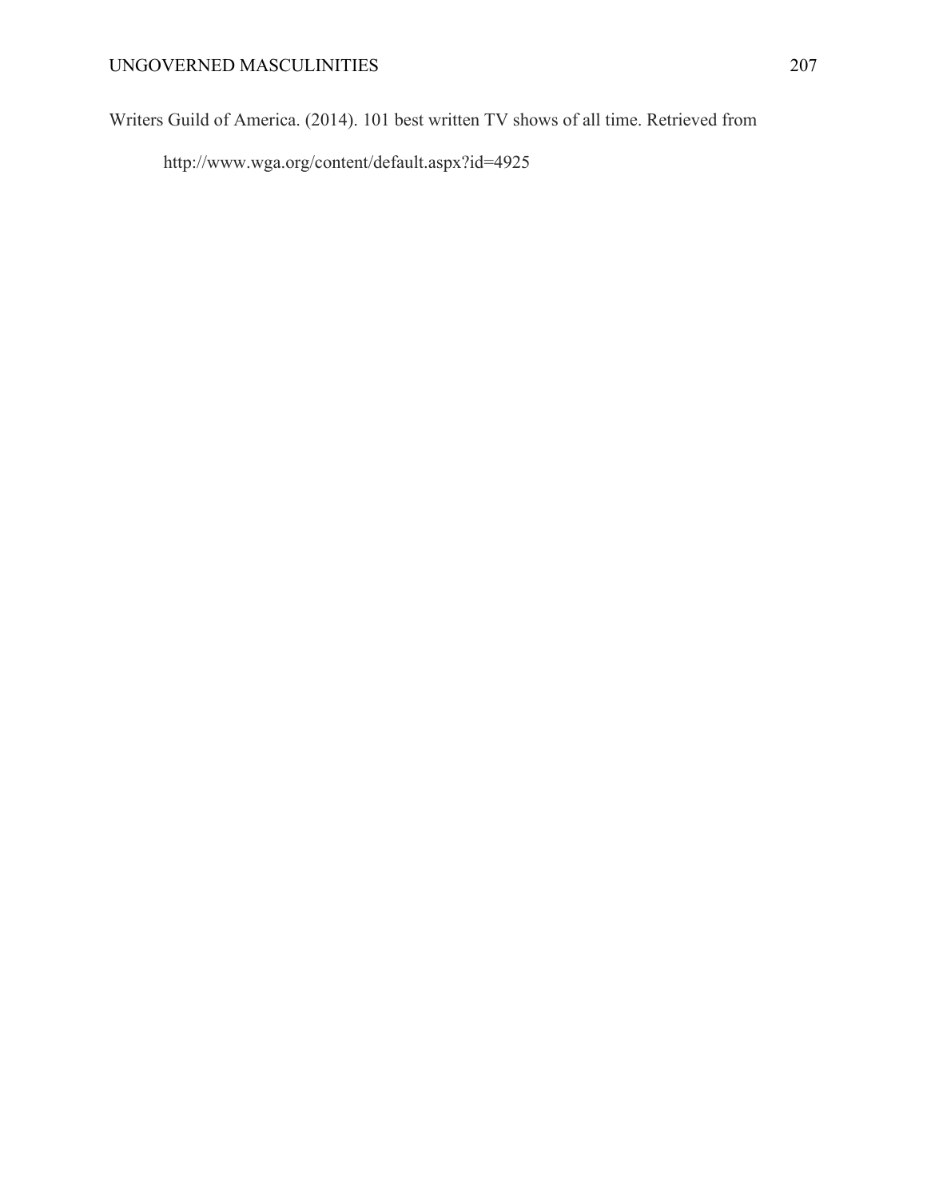Writers Guild of America. (2014). 101 best written TV shows of all time. Retrieved from http://www.wga.org/content/default.aspx?id=4925